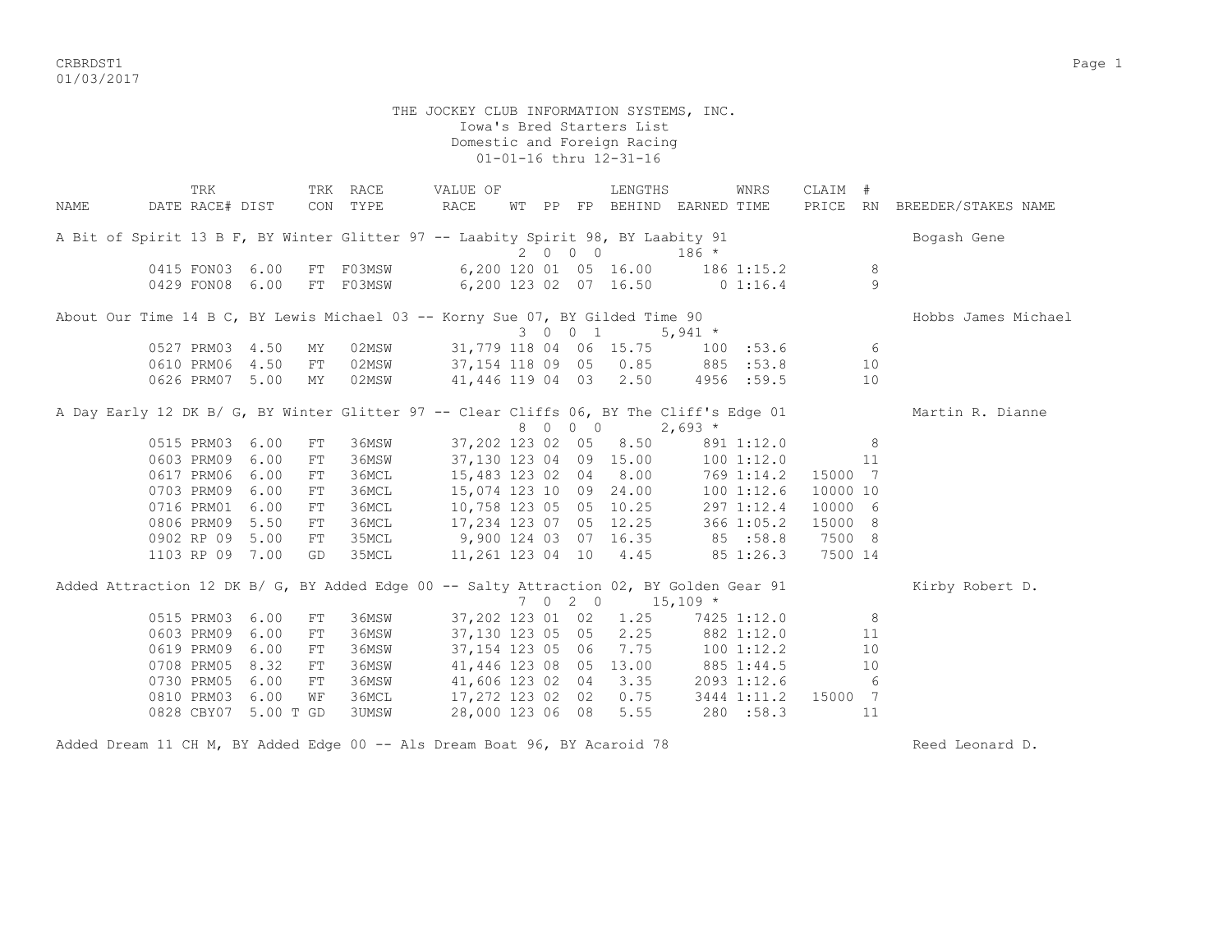THE JOCKEY CLUB INFORMATION SYSTEMS, INC.
Iowa's Bred Starters List
Domestic and Foreign Racing
01-01-16 thru 12-31-16

| NAME | TRK DATE | RACE# | TRK DIST | TRK CON | RACE TYPE | VALUE OF RACE | WT | PP | FP | LENGTHS BEHIND | EARNED | WNRS TIME | CLAIM PRICE | # RN | BREEDER/STAKES NAME |
|---|---|---|---|---|---|---|---|---|---|---|---|---|---|---|---|
| A Bit of Spirit 13 B F, BY Winter Glitter 97 -- Laabity Spirit 98, BY Laabity 91 | | | | | | | 2 | 0 | 0 0 | | 186 * | | | | Bogash Gene |
| | 0415 | FON03 | 6.00 | FT | F03MSW | 6,200 | 120 | 01 | 05 | 16.00 | 186 | 1:15.2 | | 8 | |
| | 0429 | FON08 | 6.00 | FT | F03MSW | 6,200 | 123 | 02 | 07 | 16.50 | 0 | 1:16.4 | | 9 | |
| About Our Time 14 B C, BY Lewis Michael 03 -- Korny Sue 07, BY Gilded Time 90 | | | | | | | 3 | 0 | 0 1 | | 5,941 * | | | | Hobbs James Michael |
| | 0527 | PRM03 | 4.50 | MY | 02MSW | 31,779 | 118 | 04 | 06 | 15.75 | 100 | :53.6 | | 6 | |
| | 0610 | PRM06 | 4.50 | FT | 02MSW | 37,154 | 118 | 09 | 05 | 0.85 | 885 | :53.8 | | 10 | |
| | 0626 | PRM07 | 5.00 | MY | 02MSW | 41,446 | 119 | 04 | 03 | 2.50 | 4956 | :59.5 | | 10 | |
| A Day Early 12 DK B/ G, BY Winter Glitter 97 -- Clear Cliffs 06, BY The Cliff's Edge 01 | | | | | | | 8 | 0 | 0 0 | | 2,693 * | | | | Martin R. Dianne |
| | 0515 | PRM03 | 6.00 | FT | 36MSW | 37,202 | 123 | 02 | 05 | 8.50 | 891 | 1:12.0 | | 8 | |
| | 0603 | PRM09 | 6.00 | FT | 36MSW | 37,130 | 123 | 04 | 09 | 15.00 | 100 | 1:12.0 | | 11 | |
| | 0617 | PRM06 | 6.00 | FT | 36MCL | 15,483 | 123 | 02 | 04 | 8.00 | 769 | 1:14.2 | 15000 | 7 | |
| | 0703 | PRM09 | 6.00 | FT | 36MCL | 15,074 | 123 | 10 | 09 | 24.00 | 100 | 1:12.6 | 10000 | 10 | |
| | 0716 | PRM01 | 6.00 | FT | 36MCL | 10,758 | 123 | 05 | 05 | 10.25 | 297 | 1:12.4 | 10000 | 6 | |
| | 0806 | PRM09 | 5.50 | FT | 36MCL | 17,234 | 123 | 07 | 05 | 12.25 | 366 | 1:05.2 | 15000 | 8 | |
| | 0902 | RP 09 | 5.00 | FT | 35MCL | 9,900 | 124 | 03 | 07 | 16.35 | 85 | :58.8 | 7500 | 8 | |
| | 1103 | RP 09 | 7.00 | GD | 35MCL | 11,261 | 123 | 04 | 10 | 4.45 | 85 | 1:26.3 | 7500 | 14 | |
| Added Attraction 12 DK B/ G, BY Added Edge 00 -- Salty Attraction 02, BY Golden Gear 91 | | | | | | | 7 | 0 | 2 0 | | 15,109 * | | | | Kirby Robert D. |
| | 0515 | PRM03 | 6.00 | FT | 36MSW | 37,202 | 123 | 01 | 02 | 1.25 | 7425 | 1:12.0 | | 8 | |
| | 0603 | PRM09 | 6.00 | FT | 36MSW | 37,130 | 123 | 05 | 05 | 2.25 | 882 | 1:12.0 | | 11 | |
| | 0619 | PRM09 | 6.00 | FT | 36MSW | 37,154 | 123 | 05 | 06 | 7.75 | 100 | 1:12.2 | | 10 | |
| | 0708 | PRM05 | 8.32 | FT | 36MSW | 41,446 | 123 | 08 | 05 | 13.00 | 885 | 1:44.5 | | 10 | |
| | 0730 | PRM05 | 6.00 | FT | 36MSW | 41,606 | 123 | 02 | 04 | 3.35 | 2093 | 1:12.6 | | 6 | |
| | 0810 | PRM03 | 6.00 | WF | 36MCL | 17,272 | 123 | 02 | 02 | 0.75 | 3444 | 1:11.2 | 15000 | 7 | |
| | 0828 | CBY07 | 5.00 T | GD | 3UMSW | 28,000 | 123 | 06 | 08 | 5.55 | 280 | :58.3 | | 11 | |
| Added Dream 11 CH M, BY Added Edge 00 -- Als Dream Boat 96, BY Acaroid 78 | | | | | | | | | | | | | | | Reed Leonard D. |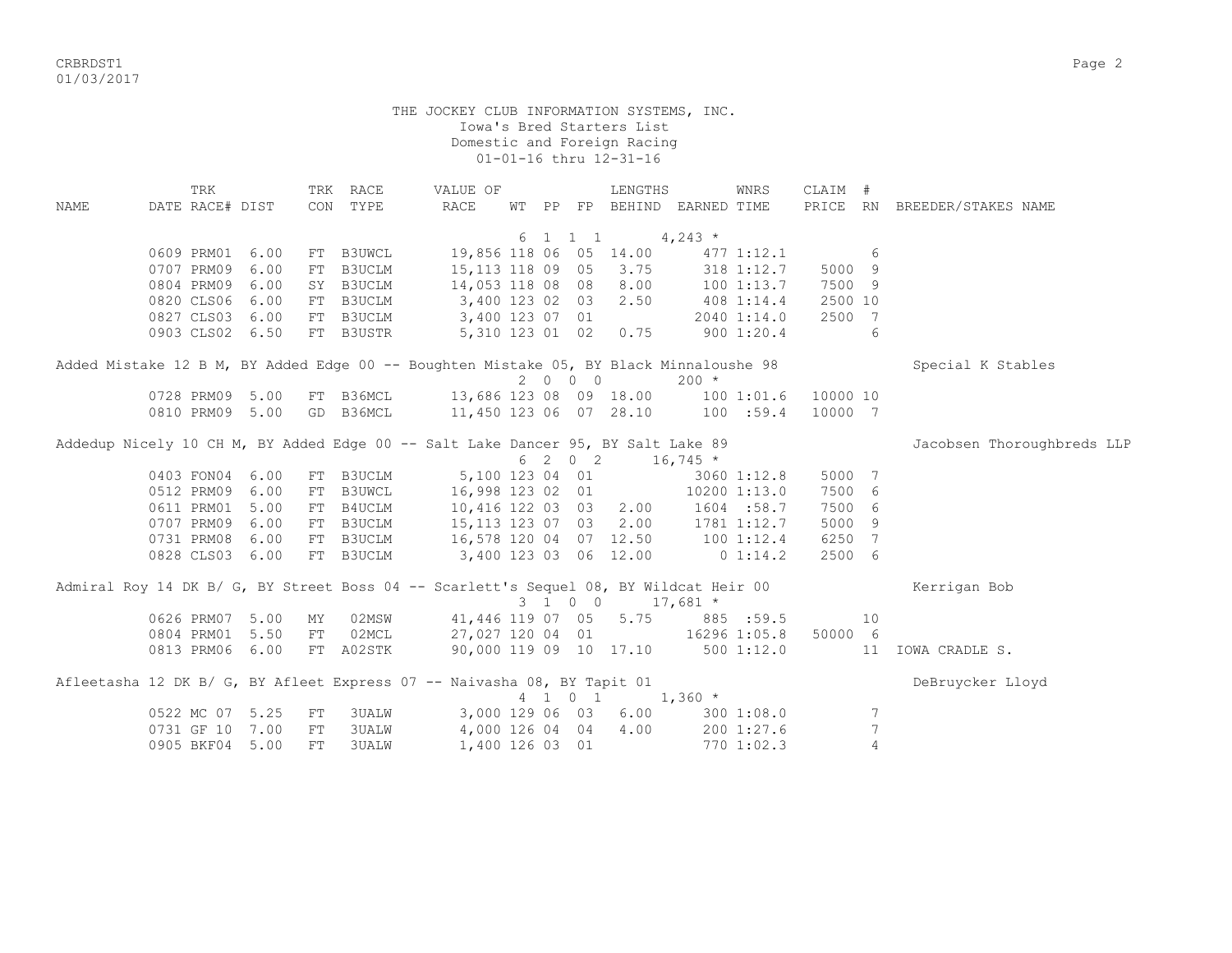THE JOCKEY CLUB INFORMATION SYSTEMS, INC.
Iowa's Bred Starters List
Domestic and Foreign Racing
01-01-16 thru 12-31-16

| NAME | TRK DATE | RACE# | DIST | TRK CON | RACE TYPE | VALUE OF RACE | WT | PP | FP | LENGTHS BEHIND | EARNED | WNRS TIME | CLAIM PRICE | # RN | BREEDER/STAKES NAME |
|---|---|---|---|---|---|---|---|---|---|---|---|---|---|---|---|
| | | | | | | | 6 | 1 1 | 1 | | 4,243 * | | | | |
| | 0609 | PRM01 | 6.00 | FT | B3UWCL | 19,856 | 118 | 06 | 05 | 14.00 | 477 | 1:12.1 | | 6 | |
| | 0707 | PRM09 | 6.00 | FT | B3UCLM | 15,113 | 118 | 09 | 05 | 3.75 | 318 | 1:12.7 | 5000 | 9 | |
| | 0804 | PRM09 | 6.00 | SY | B3UCLM | 14,053 | 118 | 08 | 08 | 8.00 | 100 | 1:13.7 | 7500 | 9 | |
| | 0820 | CLS06 | 6.00 | FT | B3UCLM | 3,400 | 123 | 02 | 03 | 2.50 | 408 | 1:14.4 | 2500 | 10 | |
| | 0827 | CLS03 | 6.00 | FT | B3UCLM | 3,400 | 123 | 07 | 01 | | 2040 | 1:14.0 | 2500 | 7 | |
| | 0903 | CLS02 | 6.50 | FT | B3USTR | 5,310 | 123 | 01 | 02 | 0.75 | 900 | 1:20.4 | | 6 | |
| Added Mistake 12 B M, BY Added Edge 00 -- Boughten Mistake 05, BY Black Minnaloushe 98 | | | | | | | | | | | | | | | Special K Stables |
| | | | | | | | 2 | 0 0 | 0 | | 200 * | | | | |
| | 0728 | PRM09 | 5.00 | FT | B36MCL | 13,686 | 123 | 08 | 09 | 18.00 | 100 | 1:01.6 | 10000 | 10 | |
| | 0810 | PRM09 | 5.00 | GD | B36MCL | 11,450 | 123 | 06 | 07 | 28.10 | 100 | :59.4 | 10000 | 7 | |
| Addedup Nicely 10 CH M, BY Added Edge 00 -- Salt Lake Dancer 95, BY Salt Lake 89 | | | | | | | | | | | | | | | Jacobsen Thoroughbreds LLP |
| | | | | | | | 6 | 2 0 | 2 | | 16,745 * | | | | |
| | 0403 | FON04 | 6.00 | FT | B3UCLM | 5,100 | 123 | 04 | 01 | | 3060 | 1:12.8 | 5000 | 7 | |
| | 0512 | PRM09 | 6.00 | FT | B3UWCL | 16,998 | 123 | 02 | 01 | | 10200 | 1:13.0 | 7500 | 6 | |
| | 0611 | PRM01 | 5.00 | FT | B4UCLM | 10,416 | 122 | 03 | 03 | 2.00 | 1604 | :58.7 | 7500 | 6 | |
| | 0707 | PRM09 | 6.00 | FT | B3UCLM | 15,113 | 123 | 07 | 03 | 2.00 | 1781 | 1:12.7 | 5000 | 9 | |
| | 0731 | PRM08 | 6.00 | FT | B3UCLM | 16,578 | 120 | 04 | 07 | 12.50 | 100 | 1:12.4 | 6250 | 7 | |
| | 0828 | CLS03 | 6.00 | FT | B3UCLM | 3,400 | 123 | 03 | 06 | 12.00 | 0 | 1:14.2 | 2500 | 6 | |
| Admiral Roy 14 DK B/ G, BY Street Boss 04 -- Scarlett's Sequel 08, BY Wildcat Heir 00 | | | | | | | | | | | | | | | Kerrigan Bob |
| | | | | | | | 3 | 1 0 | 0 | | 17,681 * | | | | |
| | 0626 | PRM07 | 5.00 | MY | 02MSW | 41,446 | 119 | 07 | 05 | 5.75 | 885 | :59.5 | | 10 | |
| | 0804 | PRM01 | 5.50 | FT | 02MCL | 27,027 | 120 | 04 | 01 | | 16296 | 1:05.8 | 50000 | 6 | |
| | 0813 | PRM06 | 6.00 | FT | A02STK | 90,000 | 119 | 09 | 10 | 17.10 | 500 | 1:12.0 | | 11 | IOWA CRADLE S. |
| Afleetasha 12 DK B/ G, BY Afleet Express 07 -- Naivasha 08, BY Tapit 01 | | | | | | | | | | | | | | | DeBruycker Lloyd |
| | | | | | | | 4 | 1 0 | 1 | | 1,360 * | | | | |
| | 0522 | MC 07 | 5.25 | FT | 3UALW | 3,000 | 129 | 06 | 03 | 6.00 | 300 | 1:08.0 | | 7 | |
| | 0731 | GF 10 | 7.00 | FT | 3UALW | 4,000 | 126 | 04 | 04 | 4.00 | 200 | 1:27.6 | | 7 | |
| | 0905 | BKF04 | 5.00 | FT | 3UALW | 1,400 | 126 | 03 | 01 | | 770 | 1:02.3 | | 4 | |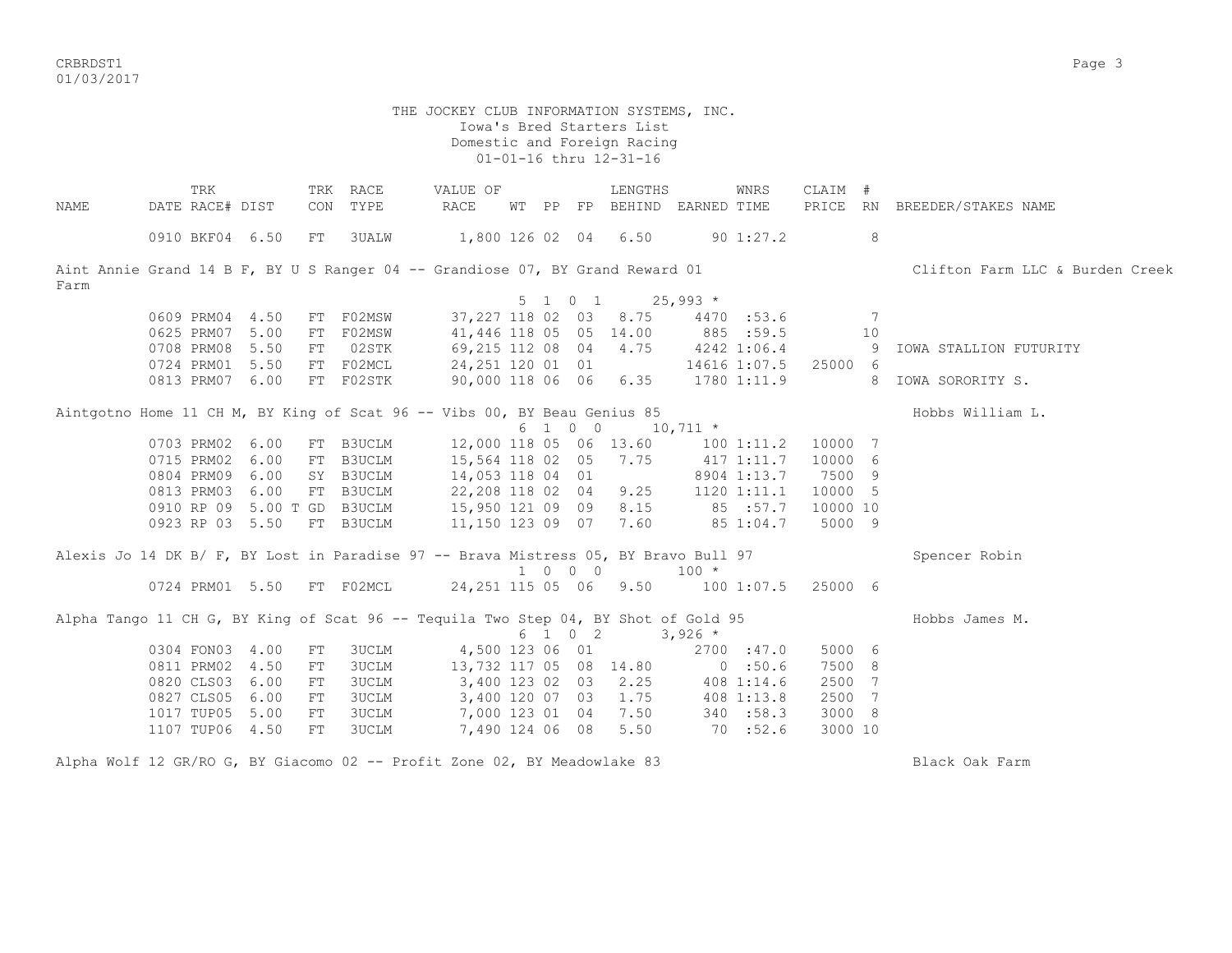THE JOCKEY CLUB INFORMATION SYSTEMS, INC.
Iowa's Bred Starters List
Domestic and Foreign Racing
01-01-16 thru 12-31-16

| NAME | TRK DATE | RACE# | TRK DIST | TRK CON | RACE TYPE | VALUE OF RACE | WT | PP | FP | LENGTHS BEHIND | EARNED | WNRS TIME | CLAIM PRICE | # RN | BREEDER/STAKES NAME |
|---|---|---|---|---|---|---|---|---|---|---|---|---|---|---|---|
| | 0910 | BKF04 | 6.50 | FT | 3UALW | 1,800 | 126 | 02 | 04 | 6.50 | 90 | 1:27.2 | | 8 | |
| **Aint Annie Grand 14 B F, BY U S Ranger 04 -- Grandiose 07, BY Grand Reward 01** | | | | | | | | | | | | | | | Clifton Farm LLC & Burden Creek Farm |
| | | | | | | | 5 | 1 | 0 | 1 | 25,993 * | | | | |
| | 0609 | PRM04 | 4.50 | FT | F02MSW | 37,227 | 118 | 02 | 03 | 8.75 | 4470 | :53.6 | | 7 | |
| | 0625 | PRM07 | 5.00 | FT | F02MSW | 41,446 | 118 | 05 | 05 | 14.00 | 885 | :59.5 | | 10 | |
| | 0708 | PRM08 | 5.50 | FT | 02STK | 69,215 | 112 | 08 | 04 | 4.75 | 4242 | 1:06.4 | | 9 | IOWA STALLION FUTURITY |
| | 0724 | PRM01 | 5.50 | FT | F02MCL | 24,251 | 120 | 01 | 01 | | 14616 | 1:07.5 | 25000 | 6 | |
| | 0813 | PRM07 | 6.00 | FT | F02STK | 90,000 | 118 | 06 | 06 | 6.35 | 1780 | 1:11.9 | | 8 | IOWA SORORITY S. |
| **Aintgotno Home 11 CH M, BY King of Scat 96 -- Vibs 00, BY Beau Genius 85** | | | | | | | | | | | | | | | Hobbs William L. |
| | | | | | | | 6 | 1 | 0 | 0 | 10,711 * | | | | |
| | 0703 | PRM02 | 6.00 | FT | B3UCLM | 12,000 | 118 | 05 | 06 | 13.60 | 100 | 1:11.2 | 10000 | 7 | |
| | 0715 | PRM02 | 6.00 | FT | B3UCLM | 15,564 | 118 | 02 | 05 | 7.75 | 417 | 1:11.7 | 10000 | 6 | |
| | 0804 | PRM09 | 6.00 | SY | B3UCLM | 14,053 | 118 | 04 | 01 | | 8904 | 1:13.7 | 7500 | 9 | |
| | 0813 | PRM03 | 6.00 | FT | B3UCLM | 22,208 | 118 | 02 | 04 | 9.25 | 1120 | 1:11.1 | 10000 | 5 | |
| | 0910 | RP 09 | 5.00 T | GD | B3UCLM | 15,950 | 121 | 09 | 09 | 8.15 | 85 | :57.7 | 10000 | 10 | |
| | 0923 | RP 03 | 5.50 | FT | B3UCLM | 11,150 | 123 | 09 | 07 | 7.60 | 85 | 1:04.7 | 5000 | 9 | |
| **Alexis Jo 14 DK B/ F, BY Lost in Paradise 97 -- Brava Mistress 05, BY Bravo Bull 97** | | | | | | | | | | | | | | | Spencer Robin |
| | | | | | | | 1 | 0 | 0 | 0 | 100 * | | | | |
| | 0724 | PRM01 | 5.50 | FT | F02MCL | 24,251 | 115 | 05 | 06 | 9.50 | 100 | 1:07.5 | 25000 | 6 | |
| **Alpha Tango 11 CH G, BY King of Scat 96 -- Tequila Two Step 04, BY Shot of Gold 95** | | | | | | | | | | | | | | | Hobbs James M. |
| | | | | | | | 6 | 1 | 0 | 2 | 3,926 * | | | | |
| | 0304 | FON03 | 4.00 | FT | 3UCLM | 4,500 | 123 | 06 | 01 | | 2700 | :47.0 | 5000 | 6 | |
| | 0811 | PRM02 | 4.50 | FT | 3UCLM | 13,732 | 117 | 05 | 08 | 14.80 | 0 | :50.6 | 7500 | 8 | |
| | 0820 | CLS03 | 6.00 | FT | 3UCLM | 3,400 | 123 | 02 | 03 | 2.25 | 408 | 1:14.6 | 2500 | 7 | |
| | 0827 | CLS05 | 6.00 | FT | 3UCLM | 3,400 | 120 | 07 | 03 | 1.75 | 408 | 1:13.8 | 2500 | 7 | |
| | 1017 | TUP05 | 5.00 | FT | 3UCLM | 7,000 | 123 | 01 | 04 | 7.50 | 340 | :58.3 | 3000 | 8 | |
| | 1107 | TUP06 | 4.50 | FT | 3UCLM | 7,490 | 124 | 06 | 08 | 5.50 | 70 | :52.6 | 3000 | 10 | |
| **Alpha Wolf 12 GR/RO G, BY Giacomo 02 -- Profit Zone 02, BY Meadowlake 83** | | | | | | | | | | | | | | | Black Oak Farm |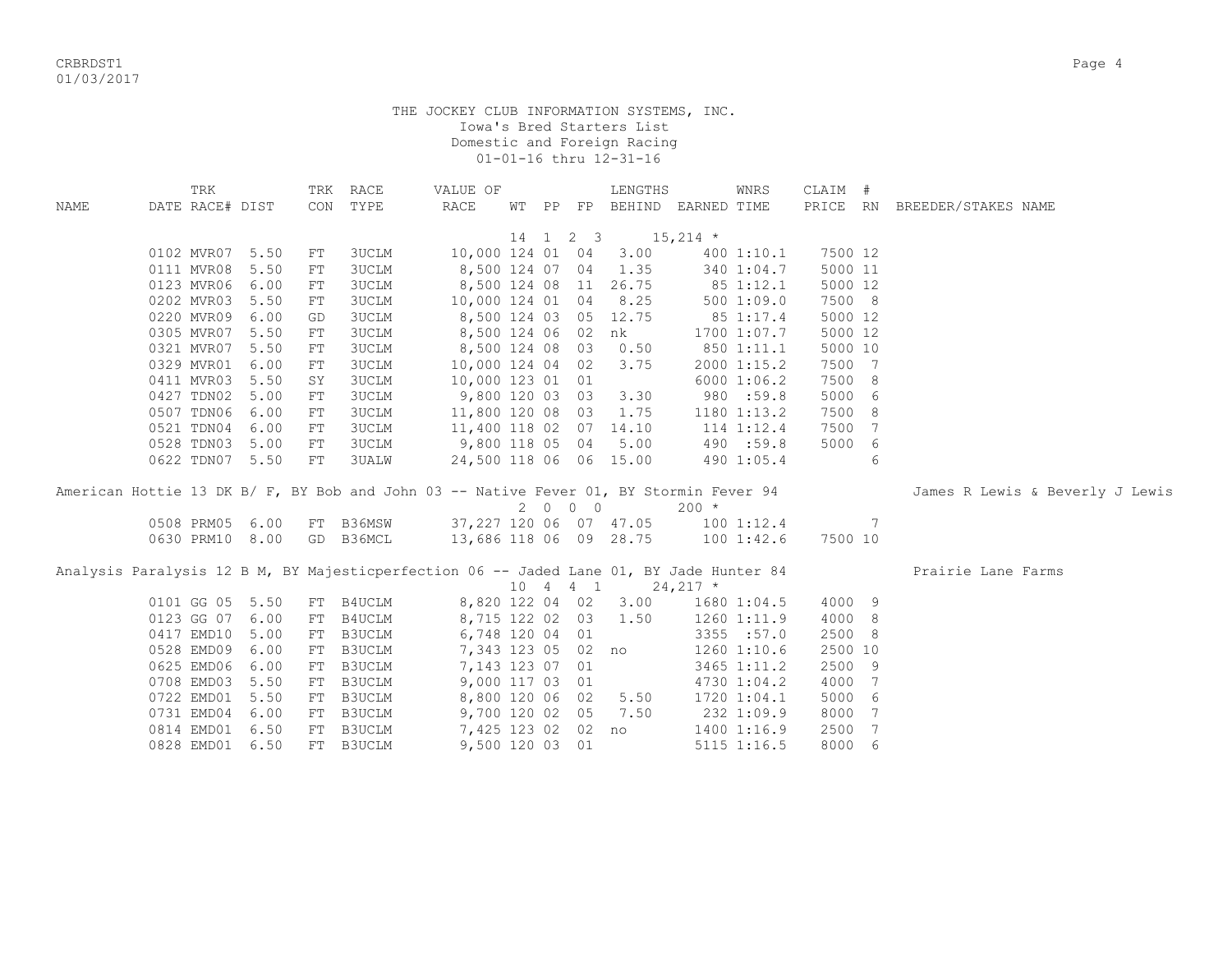THE JOCKEY CLUB INFORMATION SYSTEMS, INC.
Iowa's Bred Starters List
Domestic and Foreign Racing
01-01-16 thru 12-31-16

| NAME | TRK DATE | RACE# | DIST | TRK CON | RACE TYPE | VALUE OF RACE | WT | PP | FP | LENGTHS BEHIND | EARNED | WNRS TIME | CLAIM PRICE | # RN | BREEDER/STAKES NAME |
|---|---|---|---|---|---|---|---|---|---|---|---|---|---|---|---|
| | | | | | | | 14 | 1 | 2 3 | | 15,214 * | | | | |
| | 0102 | MVR07 | 5.50 | FT | 3UCLM | 10,000 | 124 | 01 | 04 | 3.00 | 400 | 1:10.1 | 7500 | 12 | |
| | 0111 | MVR08 | 5.50 | FT | 3UCLM | 8,500 | 124 | 07 | 04 | 1.35 | 340 | 1:04.7 | 5000 | 11 | |
| | 0123 | MVR06 | 6.00 | FT | 3UCLM | 8,500 | 124 | 08 | 11 | 26.75 | 85 | 1:12.1 | 5000 | 12 | |
| | 0202 | MVR03 | 5.50 | FT | 3UCLM | 10,000 | 124 | 01 | 04 | 8.25 | 500 | 1:09.0 | 7500 | 8 | |
| | 0220 | MVR09 | 6.00 | GD | 3UCLM | 8,500 | 124 | 03 | 05 | 12.75 | 85 | 1:17.4 | 5000 | 12 | |
| | 0305 | MVR07 | 5.50 | FT | 3UCLM | 8,500 | 124 | 06 | 02 | nk | 1700 | 1:07.7 | 5000 | 12 | |
| | 0321 | MVR07 | 5.50 | FT | 3UCLM | 8,500 | 124 | 08 | 03 | 0.50 | 850 | 1:11.1 | 5000 | 10 | |
| | 0329 | MVR01 | 6.00 | FT | 3UCLM | 10,000 | 124 | 04 | 02 | 3.75 | 2000 | 1:15.2 | 7500 | 7 | |
| | 0411 | MVR03 | 5.50 | SY | 3UCLM | 10,000 | 123 | 01 | 01 | | 6000 | 1:06.2 | 7500 | 8 | |
| | 0427 | TDN02 | 5.00 | FT | 3UCLM | 9,800 | 120 | 03 | 03 | 3.30 | 980 | :59.8 | 5000 | 6 | |
| | 0507 | TDN06 | 6.00 | FT | 3UCLM | 11,800 | 120 | 08 | 03 | 1.75 | 1180 | 1:13.2 | 7500 | 8 | |
| | 0521 | TDN04 | 6.00 | FT | 3UCLM | 11,400 | 118 | 02 | 07 | 14.10 | 114 | 1:12.4 | 7500 | 7 | |
| | 0528 | TDN03 | 5.00 | FT | 3UCLM | 9,800 | 118 | 05 | 04 | 5.00 | 490 | :59.8 | 5000 | 6 | |
| | 0622 | TDN07 | 5.50 | FT | 3UALW | 24,500 | 118 | 06 | 06 | 15.00 | 490 | 1:05.4 | | 6 | |
| American Hottie 13 DK B/ F, BY Bob and John 03 -- Native Fever 01, BY Stormin Fever 94 | | | | | | | | | | | | | | | James R Lewis & Beverly J Lewis |
| | | | | | | | 2 | 0 | 0 0 | | 200 * | | | | |
| | 0508 | PRM05 | 6.00 | FT | B36MSW | 37,227 | 120 | 06 | 07 | 47.05 | 100 | 1:12.4 | | 7 | |
| | 0630 | PRM10 | 8.00 | GD | B36MCL | 13,686 | 118 | 06 | 09 | 28.75 | 100 | 1:42.6 | 7500 | 10 | |
| Analysis Paralysis 12 B M, BY Majesticperfection 06 -- Jaded Lane 01, BY Jade Hunter 84 | | | | | | | | | | | | | | | Prairie Lane Farms |
| | | | | | | | 10 | 4 | 4 1 | | 24,217 * | | | | |
| | 0101 | GG 05 | 5.50 | FT | B4UCLM | 8,820 | 122 | 04 | 02 | 3.00 | 1680 | 1:04.5 | 4000 | 9 | |
| | 0123 | GG 07 | 6.00 | FT | B4UCLM | 8,715 | 122 | 02 | 03 | 1.50 | 1260 | 1:11.9 | 4000 | 8 | |
| | 0417 | EMD10 | 5.00 | FT | B3UCLM | 6,748 | 120 | 04 | 01 | | 3355 | :57.0 | 2500 | 8 | |
| | 0528 | EMD09 | 6.00 | FT | B3UCLM | 7,343 | 123 | 05 | 02 | no | 1260 | 1:10.6 | 2500 | 10 | |
| | 0625 | EMD06 | 6.00 | FT | B3UCLM | 7,143 | 123 | 07 | 01 | | 3465 | 1:11.2 | 2500 | 9 | |
| | 0708 | EMD03 | 5.50 | FT | B3UCLM | 9,000 | 117 | 03 | 01 | | 4730 | 1:04.2 | 4000 | 7 | |
| | 0722 | EMD01 | 5.50 | FT | B3UCLM | 8,800 | 120 | 06 | 02 | 5.50 | 1720 | 1:04.1 | 5000 | 6 | |
| | 0731 | EMD04 | 6.00 | FT | B3UCLM | 9,700 | 120 | 02 | 05 | 7.50 | 232 | 1:09.9 | 8000 | 7 | |
| | 0814 | EMD01 | 6.50 | FT | B3UCLM | 7,425 | 123 | 02 | 02 | no | 1400 | 1:16.9 | 2500 | 7 | |
| | 0828 | EMD01 | 6.50 | FT | B3UCLM | 9,500 | 120 | 03 | 01 | | 5115 | 1:16.5 | 8000 | 6 | |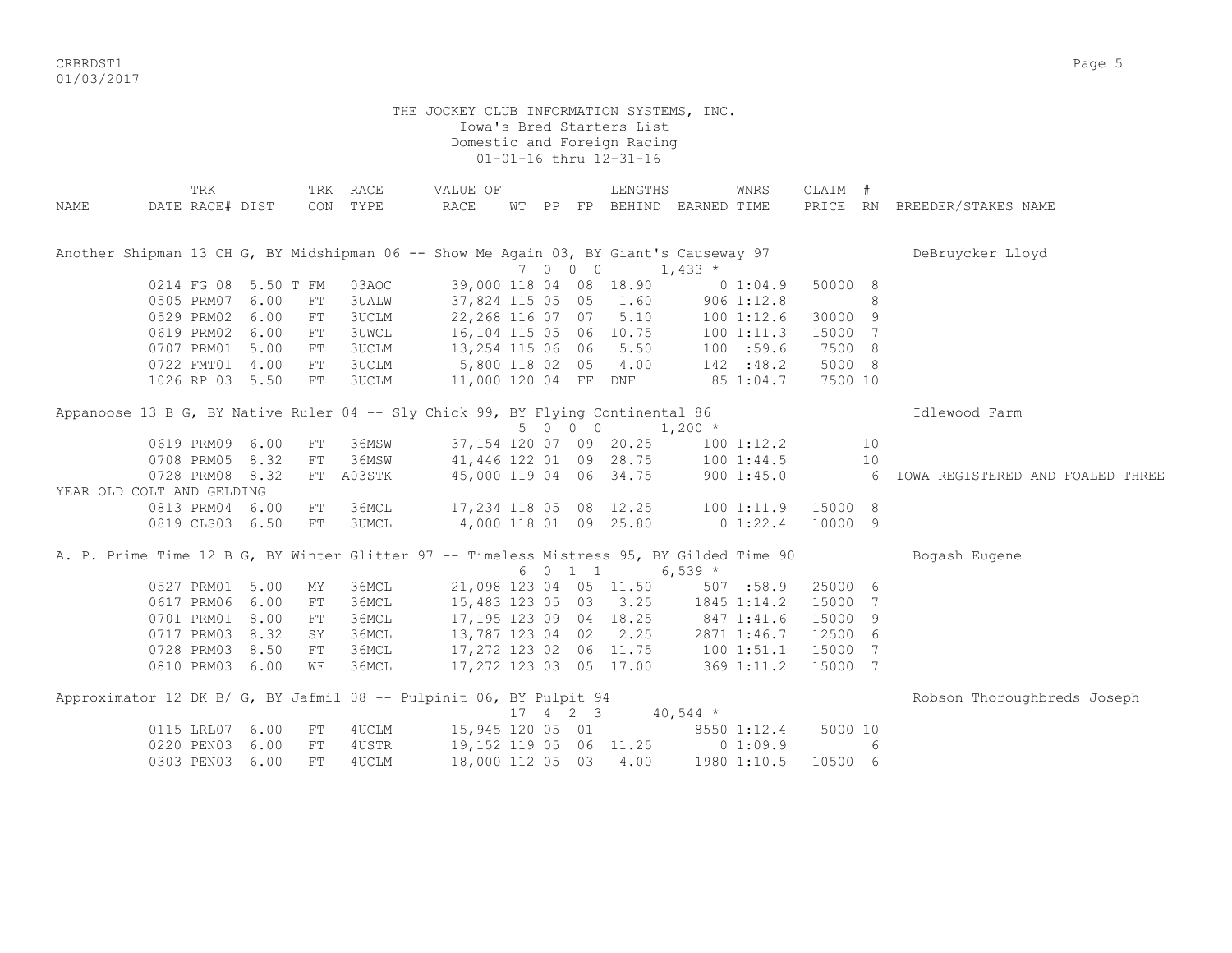THE JOCKEY CLUB INFORMATION SYSTEMS, INC.
Iowa's Bred Starters List
Domestic and Foreign Racing
01-01-16 thru 12-31-16

| NAME | TRK DATE | RACE# | TRK DIST | CON | RACE TYPE | VALUE OF RACE | WT | PP | FP | LENGTHS BEHIND | EARNED | WNRS TIME | CLAIM PRICE | # RN | BREEDER/STAKES NAME |
|---|---|---|---|---|---|---|---|---|---|---|---|---|---|---|---|
| Another Shipman 13 CH G, BY Midshipman 06 -- Show Me Again 03, BY Giant's Causeway 97 | | | | | | | 7 | 0 0 | 0 | | 1,433 * | | | | DeBruycker Lloyd |
| | 0214 | FG 08 | 5.50 T | FM | 03AOC | 39,000 | 118 | 04 | 08 | 18.90 | 0 | 1:04.9 | 50000 | 8 | |
| | 0505 | PRM07 | 6.00 | FT | 3UALW | 37,824 | 115 | 05 | 05 | 1.60 | 906 | 1:12.8 | | 8 | |
| | 0529 | PRM02 | 6.00 | FT | 3UCLM | 22,268 | 116 | 07 | 07 | 5.10 | 100 | 1:12.6 | 30000 | 9 | |
| | 0619 | PRM02 | 6.00 | FT | 3UWCL | 16,104 | 115 | 05 | 06 | 10.75 | 100 | 1:11.3 | 15000 | 7 | |
| | 0707 | PRM01 | 5.00 | FT | 3UCLM | 13,254 | 115 | 06 | 06 | 5.50 | 100 | :59.6 | 7500 | 8 | |
| | 0722 | FMT01 | 4.00 | FT | 3UCLM | 5,800 | 118 | 02 | 05 | 4.00 | 142 | :48.2 | 5000 | 8 | |
| | 1026 | RP 03 | 5.50 | FT | 3UCLM | 11,000 | 120 | 04 | FF | DNF | 85 | 1:04.7 | 7500 | 10 | |
| Appanoose 13 B G, BY Native Ruler 04 -- Sly Chick 99, BY Flying Continental 86 | | | | | | | 5 | 0 0 | 0 | | 1,200 * | | | | Idlewood Farm |
| | 0619 | PRM09 | 6.00 | FT | 36MSW | 37,154 | 120 | 07 | 09 | 20.25 | 100 | 1:12.2 | | 10 | |
| | 0708 | PRM05 | 8.32 | FT | 36MSW | 41,446 | 122 | 01 | 09 | 28.75 | 100 | 1:44.5 | | 10 | |
| | 0728 | PRM08 | 8.32 | FT | A03STK | 45,000 | 119 | 04 | 06 | 34.75 | 900 | 1:45.0 | | 6 | IOWA REGISTERED AND FOALED THREE YEAR OLD COLT AND GELDING |
| | 0813 | PRM04 | 6.00 | FT | 36MCL | 17,234 | 118 | 05 | 08 | 12.25 | 100 | 1:11.9 | 15000 | 8 | |
| | 0819 | CLS03 | 6.50 | FT | 3UMCL | 4,000 | 118 | 01 | 09 | 25.80 | 0 | 1:22.4 | 10000 | 9 | |
| A. P. Prime Time 12 B G, BY Winter Glitter 97 -- Timeless Mistress 95, BY Gilded Time 90 | | | | | | | 6 | 0 1 | 1 | | 6,539 * | | | | Bogash Eugene |
| | 0527 | PRM01 | 5.00 | MY | 36MCL | 21,098 | 123 | 04 | 05 | 11.50 | 507 | :58.9 | 25000 | 6 | |
| | 0617 | PRM06 | 6.00 | FT | 36MCL | 15,483 | 123 | 05 | 03 | 3.25 | 1845 | 1:14.2 | 15000 | 7 | |
| | 0701 | PRM01 | 8.00 | FT | 36MCL | 17,195 | 123 | 09 | 04 | 18.25 | 847 | 1:41.6 | 15000 | 9 | |
| | 0717 | PRM03 | 8.32 | SY | 36MCL | 13,787 | 123 | 04 | 02 | 2.25 | 2871 | 1:46.7 | 12500 | 6 | |
| | 0728 | PRM03 | 8.50 | FT | 36MCL | 17,272 | 123 | 02 | 06 | 11.75 | 100 | 1:51.1 | 15000 | 7 | |
| | 0810 | PRM03 | 6.00 | WF | 36MCL | 17,272 | 123 | 03 | 05 | 17.00 | 369 | 1:11.2 | 15000 | 7 | |
| Approximator 12 DK B/ G, BY Jafmil 08 -- Pulpinit 06, BY Pulpit 94 | | | | | | | 17 | 4 2 | 3 | | 40,544 * | | | | Robson Thoroughbreds Joseph |
| | 0115 | LRL07 | 6.00 | FT | 4UCLM | 15,945 | 120 | 05 | 01 | | 8550 | 1:12.4 | 5000 | 10 | |
| | 0220 | PEN03 | 6.00 | FT | 4USTR | 19,152 | 119 | 05 | 06 | 11.25 | 0 | 1:09.9 | | 6 | |
| | 0303 | PEN03 | 6.00 | FT | 4UCLM | 18,000 | 112 | 05 | 03 | 4.00 | 1980 | 1:10.5 | 10500 | 6 | |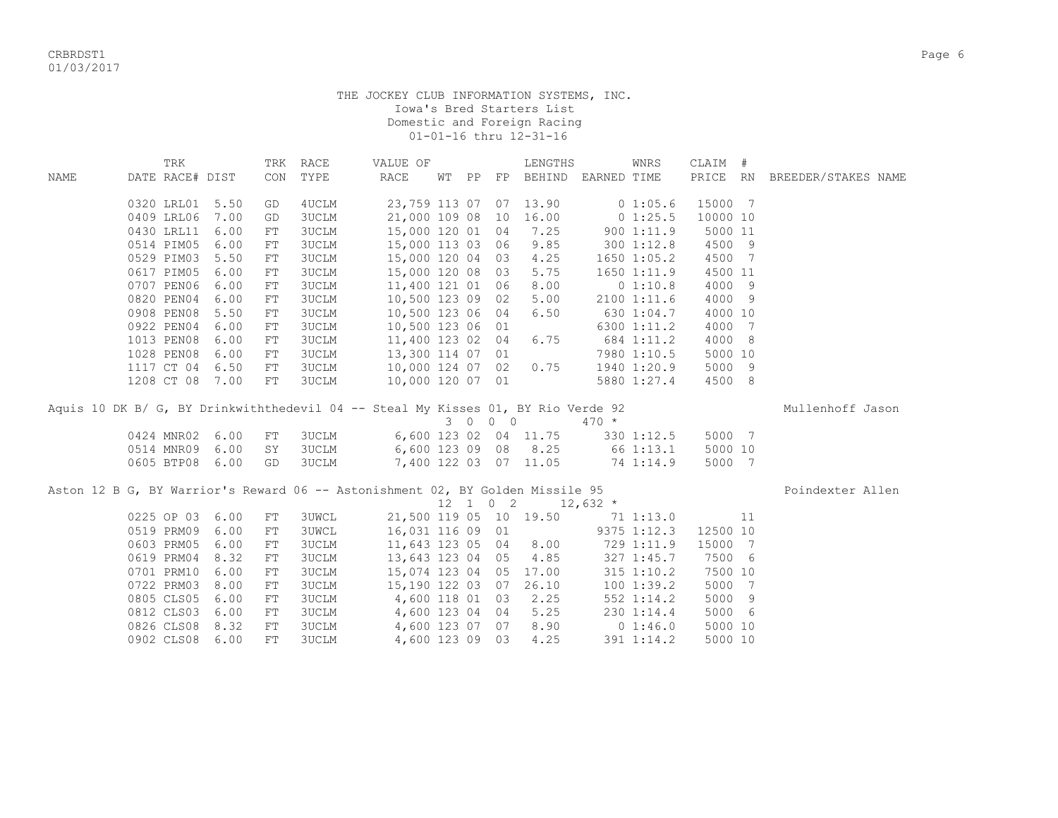THE JOCKEY CLUB INFORMATION SYSTEMS, INC.
Iowa's Bred Starters List
Domestic and Foreign Racing
01-01-16 thru 12-31-16

| NAME | TRK DATE | RACE# | DIST | TRK CON | RACE TYPE | VALUE OF RACE | WT | PP | FP | LENGTHS BEHIND | EARNED | WNRS TIME | CLAIM PRICE | # RN | BREEDER/STAKES NAME |
|---|---|---|---|---|---|---|---|---|---|---|---|---|---|---|---|
| | 0320 | LRL01 | 5.50 | GD | 4UCLM | 23,759 | 113 | 07 | 07 | 13.90 | 0 | 1:05.6 | 15000 | 7 | |
| | 0409 | LRL06 | 7.00 | GD | 3UCLM | 21,000 | 109 | 08 | 10 | 16.00 | 0 | 1:25.5 | 10000 | 10 | |
| | 0430 | LRL11 | 6.00 | FT | 3UCLM | 15,000 | 120 | 01 | 04 | 7.25 | 900 | 1:11.9 | 5000 | 11 | |
| | 0514 | PIM05 | 6.00 | FT | 3UCLM | 15,000 | 113 | 03 | 06 | 9.85 | 300 | 1:12.8 | 4500 | 9 | |
| | 0529 | PIM03 | 5.50 | FT | 3UCLM | 15,000 | 120 | 04 | 03 | 4.25 | 1650 | 1:05.2 | 4500 | 7 | |
| | 0617 | PIM05 | 6.00 | FT | 3UCLM | 15,000 | 120 | 08 | 03 | 5.75 | 1650 | 1:11.9 | 4500 | 11 | |
| | 0707 | PEN06 | 6.00 | FT | 3UCLM | 11,400 | 121 | 01 | 06 | 8.00 | 0 | 1:10.8 | 4000 | 9 | |
| | 0820 | PEN04 | 6.00 | FT | 3UCLM | 10,500 | 123 | 09 | 02 | 5.00 | 2100 | 1:11.6 | 4000 | 9 | |
| | 0908 | PEN08 | 5.50 | FT | 3UCLM | 10,500 | 123 | 06 | 04 | 6.50 | 630 | 1:04.7 | 4000 | 10 | |
| | 0922 | PEN04 | 6.00 | FT | 3UCLM | 10,500 | 123 | 06 | 01 | | 6300 | 1:11.2 | 4000 | 7 | |
| | 1013 | PEN08 | 6.00 | FT | 3UCLM | 11,400 | 123 | 02 | 04 | 6.75 | 684 | 1:11.2 | 4000 | 8 | |
| | 1028 | PEN08 | 6.00 | FT | 3UCLM | 13,300 | 114 | 07 | 01 | | 7980 | 1:10.5 | 5000 | 10 | |
| | 1117 | CT 04 | 6.50 | FT | 3UCLM | 10,000 | 124 | 07 | 02 | 0.75 | 1940 | 1:20.9 | 5000 | 9 | |
| | 1208 | CT 08 | 7.00 | FT | 3UCLM | 10,000 | 120 | 07 | 01 | | 5880 | 1:27.4 | 4500 | 8 | |
| Aquis 10 DK B/ G, BY Drinkwiththedevil 04 -- Steal My Kisses 01, BY Rio Verde 92 | | | | | | | 3 | 0 | 0 | 0 | 470 * | | | | Mullenhoff Jason |
| | 0424 | MNR02 | 6.00 | FT | 3UCLM | 6,600 | 123 | 02 | 04 | 11.75 | 330 | 1:12.5 | 5000 | 7 | |
| | 0514 | MNR09 | 6.00 | SY | 3UCLM | 6,600 | 123 | 09 | 08 | 8.25 | 66 | 1:13.1 | 5000 | 10 | |
| | 0605 | BTP08 | 6.00 | GD | 3UCLM | 7,400 | 122 | 03 | 07 | 11.05 | 74 | 1:14.9 | 5000 | 7 | |
| Aston 12 B G, BY Warrior's Reward 06 -- Astonishment 02, BY Golden Missile 95 | | | | | | | 12 | 1 | 0 | 2 | 12,632 * | | | | Poindexter Allen |
| | 0225 | OP 03 | 6.00 | FT | 3UWCL | 21,500 | 119 | 05 | 10 | 19.50 | 71 | 1:13.0 | | 11 | |
| | 0519 | PRM09 | 6.00 | FT | 3UWCL | 16,031 | 116 | 09 | 01 | | 9375 | 1:12.3 | 12500 | 10 | |
| | 0603 | PRM05 | 6.00 | FT | 3UCLM | 11,643 | 123 | 05 | 04 | 8.00 | 729 | 1:11.9 | 15000 | 7 | |
| | 0619 | PRM04 | 8.32 | FT | 3UCLM | 13,643 | 123 | 04 | 05 | 4.85 | 327 | 1:45.7 | 7500 | 6 | |
| | 0701 | PRM10 | 6.00 | FT | 3UCLM | 15,074 | 123 | 04 | 05 | 17.00 | 315 | 1:10.2 | 7500 | 10 | |
| | 0722 | PRM03 | 8.00 | FT | 3UCLM | 15,190 | 122 | 03 | 07 | 26.10 | 100 | 1:39.2 | 5000 | 7 | |
| | 0805 | CLS05 | 6.00 | FT | 3UCLM | 4,600 | 118 | 01 | 03 | 2.25 | 552 | 1:14.2 | 5000 | 9 | |
| | 0812 | CLS03 | 6.00 | FT | 3UCLM | 4,600 | 123 | 04 | 04 | 5.25 | 230 | 1:14.4 | 5000 | 6 | |
| | 0826 | CLS08 | 8.32 | FT | 3UCLM | 4,600 | 123 | 07 | 07 | 8.90 | 0 | 1:46.0 | 5000 | 10 | |
| | 0902 | CLS08 | 6.00 | FT | 3UCLM | 4,600 | 123 | 09 | 03 | 4.25 | 391 | 1:14.2 | 5000 | 10 | |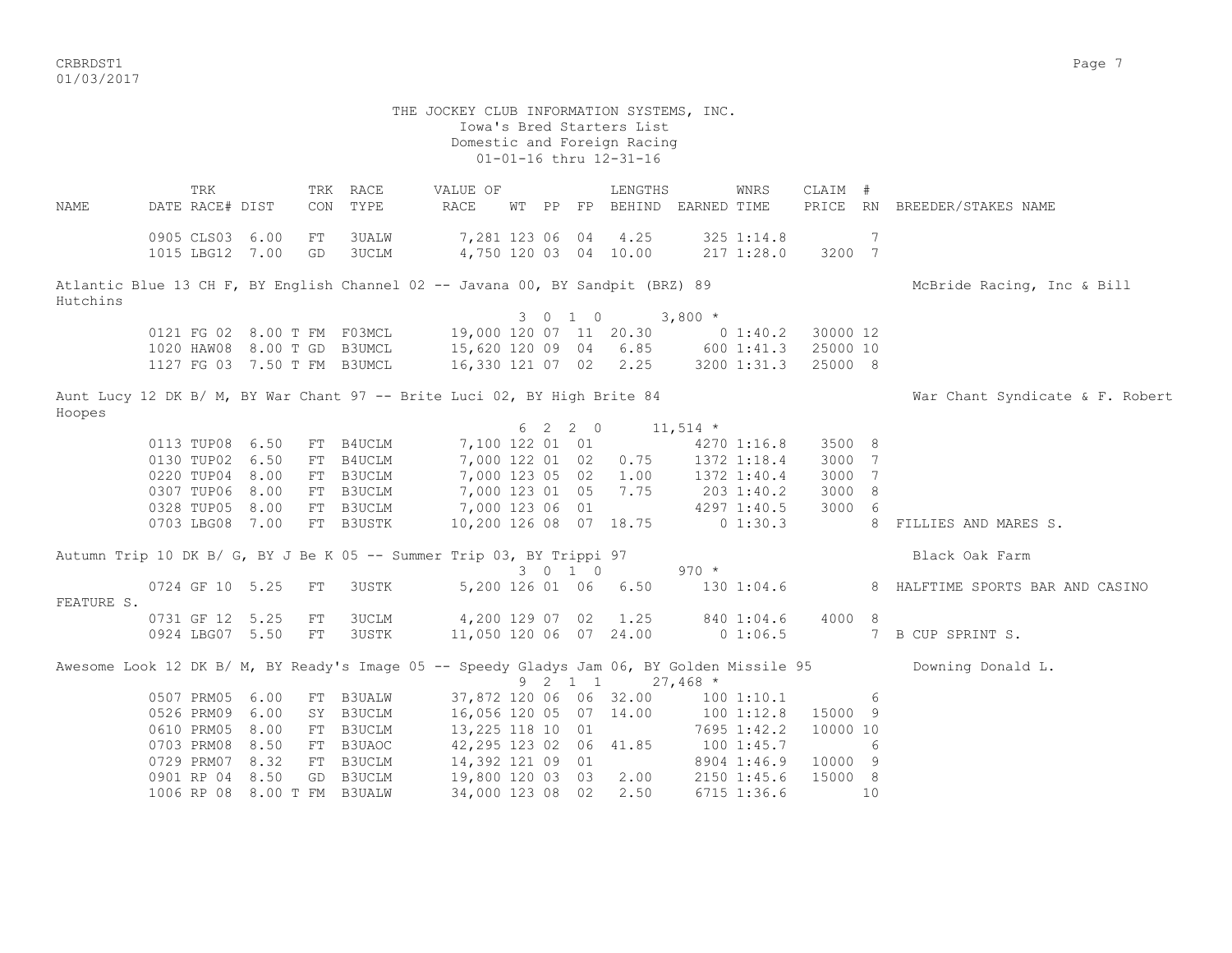THE JOCKEY CLUB INFORMATION SYSTEMS, INC.
Iowa's Bred Starters List
Domestic and Foreign Racing
01-01-16 thru 12-31-16

| NAME | TRK DATE | RACE# | DIST | TRK CON | RACE TYPE | VALUE OF RACE | WT | PP | FP | LENGTHS BEHIND | EARNED | WNRS TIME | CLAIM PRICE | # RN | BREEDER/STAKES NAME |
|---|---|---|---|---|---|---|---|---|---|---|---|---|---|---|---|
| | 0905 | CLS03 | 6.00 | FT | 3UALW | 7,281 | 123 | 06 | 04 | 4.25 | 325 | 1:14.8 | | 7 | |
| | 1015 | LBG12 | 7.00 | GD | 3UCLM | 4,750 | 120 | 03 | 04 | 10.00 | 217 | 1:28.0 | 3200 | 7 | |
| Atlantic Blue 13 CH F, BY English Channel 02 -- Javana 00, BY Sandpit (BRZ) 89 | | | | | | | | | | | | | | | McBride Racing, Inc & Bill Hutchins |
| | | | | | | | 3 | 0 | 1 0 | | 3,800 * | | | | |
| | 0121 | FG 02 | 8.00 T | FM | F03MCL | 19,000 | 120 | 07 | 11 | 20.30 | 0 | 1:40.2 | 30000 | 12 | |
| | 1020 | HAW08 | 8.00 T | GD | B3UMCL | 15,620 | 120 | 09 | 04 | 6.85 | 600 | 1:41.3 | 25000 | 10 | |
| | 1127 | FG 03 | 7.50 T | FM | B3UMCL | 16,330 | 121 | 07 | 02 | 2.25 | 3200 | 1:31.3 | 25000 | 8 | |
| Aunt Lucy 12 DK B/ M, BY War Chant 97 -- Brite Luci 02, BY High Brite 84 | | | | | | | | | | | | | | | War Chant Syndicate & F. Robert Hoopes |
| | | | | | | | 6 | 2 | 2 0 | | 11,514 * | | | | |
| | 0113 | TUP08 | 6.50 | FT | B4UCLM | 7,100 | 122 | 01 | 01 | | 4270 | 1:16.8 | 3500 | 8 | |
| | 0130 | TUP02 | 6.50 | FT | B4UCLM | 7,000 | 122 | 01 | 02 | 0.75 | 1372 | 1:18.4 | 3000 | 7 | |
| | 0220 | TUP04 | 8.00 | FT | B3UCLM | 7,000 | 123 | 05 | 02 | 1.00 | 1372 | 1:40.4 | 3000 | 7 | |
| | 0307 | TUP06 | 8.00 | FT | B3UCLM | 7,000 | 123 | 01 | 05 | 7.75 | 203 | 1:40.2 | 3000 | 8 | |
| | 0328 | TUP05 | 8.00 | FT | B3UCLM | 7,000 | 123 | 06 | 01 | | 4297 | 1:40.5 | 3000 | 6 | |
| | 0703 | LBG08 | 7.00 | FT | B3USTK | 10,200 | 126 | 08 | 07 | 18.75 | 0 | 1:30.3 | | 8 | FILLIES AND MARES S. |
| Autumn Trip 10 DK B/ G, BY J Be K 05 -- Summer Trip 03, BY Trippi 97 | | | | | | | | | | | | | | | Black Oak Farm |
| | | | | | | | 3 | 0 | 1 0 | | 970 * | | | | |
| | 0724 | GF 10 | 5.25 | FT | 3USTK | 5,200 | 126 | 01 | 06 | 6.50 | 130 | 1:04.6 | | 8 | HALFTIME SPORTS BAR AND CASINO FEATURE S. |
| | 0731 | GF 12 | 5.25 | FT | 3UCLM | 4,200 | 129 | 07 | 02 | 1.25 | 840 | 1:04.6 | 4000 | 8 | |
| | 0924 | LBG07 | 5.50 | FT | 3USTK | 11,050 | 120 | 06 | 07 | 24.00 | 0 | 1:06.5 | | 7 | B CUP SPRINT S. |
| Awesome Look 12 DK B/ M, BY Ready's Image 05 -- Speedy Gladys Jam 06, BY Golden Missile 95 | | | | | | | | | | | | | | | Downing Donald L. |
| | | | | | | | 9 | 2 | 1 1 | | 27,468 * | | | | |
| | 0507 | PRM05 | 6.00 | FT | B3UALW | 37,872 | 120 | 06 | 06 | 32.00 | 100 | 1:10.1 | | 6 | |
| | 0526 | PRM09 | 6.00 | SY | B3UCLM | 16,056 | 120 | 05 | 07 | 14.00 | 100 | 1:12.8 | 15000 | 9 | |
| | 0610 | PRM05 | 8.00 | FT | B3UCLM | 13,225 | 118 | 10 | 01 | | 7695 | 1:42.2 | 10000 | 10 | |
| | 0703 | PRM08 | 8.50 | FT | B3UAOC | 42,295 | 123 | 02 | 06 | 41.85 | 100 | 1:45.7 | | 6 | |
| | 0729 | PRM07 | 8.32 | FT | B3UCLM | 14,392 | 121 | 09 | 01 | | 8904 | 1:46.9 | 10000 | 9 | |
| | 0901 | RP 04 | 8.50 | GD | B3UCLM | 19,800 | 120 | 03 | 03 | 2.00 | 2150 | 1:45.6 | 15000 | 8 | |
| | 1006 | RP 08 | 8.00 T | FM | B3UALW | 34,000 | 123 | 08 | 02 | 2.50 | 6715 | 1:36.6 | | 10 | |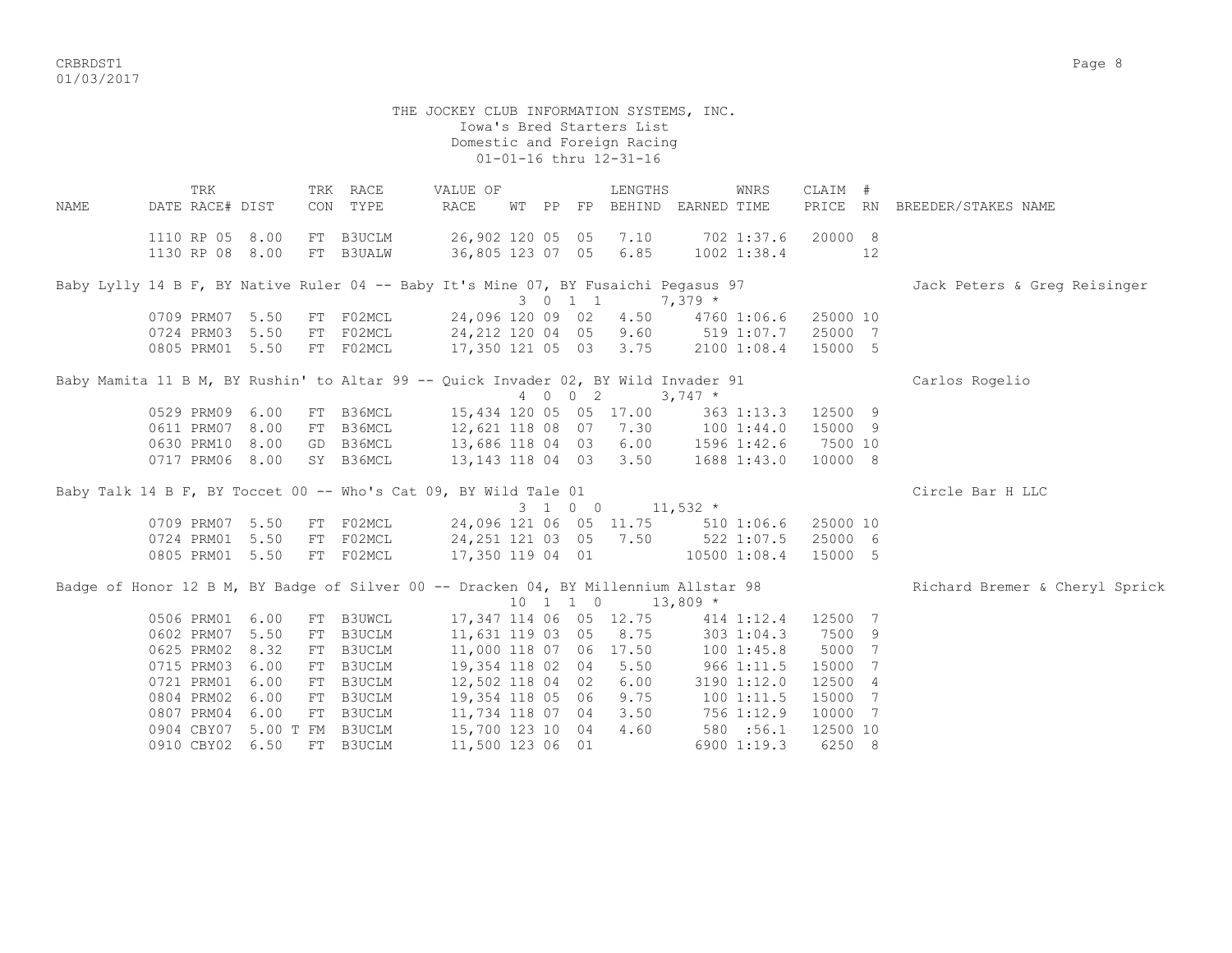THE JOCKEY CLUB INFORMATION SYSTEMS, INC.
Iowa's Bred Starters List
Domestic and Foreign Racing
01-01-16 thru 12-31-16

| NAME | TRK DATE | RACE# | DIST | TRK CON | RACE TYPE | VALUE OF RACE | WT | PP | FP | LENGTHS BEHIND | EARNED | WNRS TIME | CLAIM PRICE | # RN | BREEDER/STAKES NAME |
|---|---|---|---|---|---|---|---|---|---|---|---|---|---|---|---|
| | 1110 | RP 05 | 8.00 | FT | B3UCLM | 26,902 | 120 | 05 | 05 | 7.10 | 702 | 1:37.6 | 20000 | 8 | |
| | 1130 | RP 08 | 8.00 | FT | B3UALW | 36,805 | 123 | 07 | 05 | 6.85 | 1002 | 1:38.4 | | 12 | |
| Baby Lylly 14 B F, BY Native Ruler 04 -- Baby It's Mine 07, BY Fusaichi Pegasus 97 | | | | | | | 3 | 0 1 1 | | | 7,379 * | | | | Jack Peters & Greg Reisinger |
| | 0709 | PRM07 | 5.50 | FT | F02MCL | 24,096 | 120 | 09 | 02 | 4.50 | 4760 | 1:06.6 | 25000 | 10 | |
| | 0724 | PRM03 | 5.50 | FT | F02MCL | 24,212 | 120 | 04 | 05 | 9.60 | 519 | 1:07.7 | 25000 | 7 | |
| | 0805 | PRM01 | 5.50 | FT | F02MCL | 17,350 | 121 | 05 | 03 | 3.75 | 2100 | 1:08.4 | 15000 | 5 | |
| Baby Mamita 11 B M, BY Rushin' to Altar 99 -- Quick Invader 02, BY Wild Invader 91 | | | | | | | 4 | 0 0 2 | | | 3,747 * | | | | Carlos Rogelio |
| | 0529 | PRM09 | 6.00 | FT | B36MCL | 15,434 | 120 | 05 | 05 | 17.00 | 363 | 1:13.3 | 12500 | 9 | |
| | 0611 | PRM07 | 8.00 | FT | B36MCL | 12,621 | 118 | 08 | 07 | 7.30 | 100 | 1:44.0 | 15000 | 9 | |
| | 0630 | PRM10 | 8.00 | GD | B36MCL | 13,686 | 118 | 04 | 03 | 6.00 | 1596 | 1:42.6 | 7500 | 10 | |
| | 0717 | PRM06 | 8.00 | SY | B36MCL | 13,143 | 118 | 04 | 03 | 3.50 | 1688 | 1:43.0 | 10000 | 8 | |
| Baby Talk 14 B F, BY Toccet 00 -- Who's Cat 09, BY Wild Tale 01 | | | | | | | 3 | 1 0 0 | | | 11,532 * | | | | Circle Bar H LLC |
| | 0709 | PRM07 | 5.50 | FT | F02MCL | 24,096 | 121 | 06 | 05 | 11.75 | 510 | 1:06.6 | 25000 | 10 | |
| | 0724 | PRM01 | 5.50 | FT | F02MCL | 24,251 | 121 | 03 | 05 | 7.50 | 522 | 1:07.5 | 25000 | 6 | |
| | 0805 | PRM01 | 5.50 | FT | F02MCL | 17,350 | 119 | 04 | 01 | | 10500 | 1:08.4 | 15000 | 5 | |
| Badge of Honor 12 B M, BY Badge of Silver 00 -- Dracken 04, BY Millennium Allstar 98 | | | | | | | 10 | 1 1 0 | | | 13,809 * | | | | Richard Bremer & Cheryl Sprick |
| | 0506 | PRM01 | 6.00 | FT | B3UWCL | 17,347 | 114 | 06 | 05 | 12.75 | 414 | 1:12.4 | 12500 | 7 | |
| | 0602 | PRM07 | 5.50 | FT | B3UCLM | 11,631 | 119 | 03 | 05 | 8.75 | 303 | 1:04.3 | 7500 | 9 | |
| | 0625 | PRM02 | 8.32 | FT | B3UCLM | 11,000 | 118 | 07 | 06 | 17.50 | 100 | 1:45.8 | 5000 | 7 | |
| | 0715 | PRM03 | 6.00 | FT | B3UCLM | 19,354 | 118 | 02 | 04 | 5.50 | 966 | 1:11.5 | 15000 | 7 | |
| | 0721 | PRM01 | 6.00 | FT | B3UCLM | 12,502 | 118 | 04 | 02 | 6.00 | 3190 | 1:12.0 | 12500 | 4 | |
| | 0804 | PRM02 | 6.00 | FT | B3UCLM | 19,354 | 118 | 05 | 06 | 9.75 | 100 | 1:11.5 | 15000 | 7 | |
| | 0807 | PRM04 | 6.00 | FT | B3UCLM | 11,734 | 118 | 07 | 04 | 3.50 | 756 | 1:12.9 | 10000 | 7 | |
| | 0904 | CBY07 | 5.00 T | FM | B3UCLM | 15,700 | 123 | 10 | 04 | 4.60 | 580 | :56.1 | 12500 | 10 | |
| | 0910 | CBY02 | 6.50 | FT | B3UCLM | 11,500 | 123 | 06 | 01 | | 6900 | 1:19.3 | 6250 | 8 | |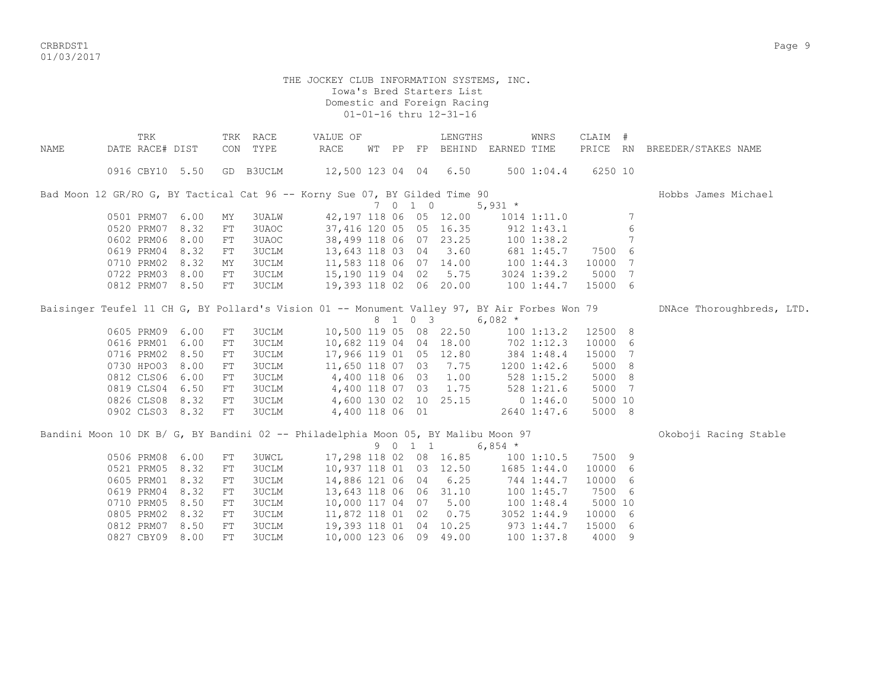THE JOCKEY CLUB INFORMATION SYSTEMS, INC.
Iowa's Bred Starters List
Domestic and Foreign Racing
01-01-16 thru 12-31-16

| NAME | TRK DATE | RACE# | DIST | TRK CON | RACE TYPE | VALUE OF RACE | WT | PP | FP | LENGTHS BEHIND | EARNED | WNRS TIME | CLAIM PRICE | # RN | BREEDER/STAKES NAME |
|---|---|---|---|---|---|---|---|---|---|---|---|---|---|---|---|
| | 0916 | CBY10 | 5.50 | GD | B3UCLM | 12,500 | 123 | 04 | 04 | 6.50 | 500 | 1:04.4 | 6250 | 10 | |

Bad Moon 12 GR/RO G, BY Tactical Cat 96 -- Korny Sue 07, BY Gilded Time 90 — Hobbs James Michael
7 0 1 0 5,931 *

| TRK DATE | RACE# | DIST | TRK CON | RACE TYPE | VALUE OF RACE | WT | PP | FP | LENGTHS BEHIND | EARNED | WNRS TIME | CLAIM PRICE | # RN |
|---|---|---|---|---|---|---|---|---|---|---|---|---|---|
| 0501 | PRM07 | 6.00 | MY | 3UALW | 42,197 | 118 | 06 | 05 | 12.00 | 1014 | 1:11.0 | | 7 |
| 0520 | PRM07 | 8.32 | FT | 3UAOC | 37,416 | 120 | 05 | 05 | 16.35 | 912 | 1:43.1 | | 6 |
| 0602 | PRM06 | 8.00 | FT | 3UAOC | 38,499 | 118 | 06 | 07 | 23.25 | 100 | 1:38.2 | | 7 |
| 0619 | PRM04 | 8.32 | FT | 3UCLM | 13,643 | 118 | 03 | 04 | 3.60 | 681 | 1:45.7 | 7500 | 6 |
| 0710 | PRM02 | 8.32 | MY | 3UCLM | 11,583 | 118 | 06 | 07 | 14.00 | 100 | 1:44.3 | 10000 | 7 |
| 0722 | PRM03 | 8.00 | FT | 3UCLM | 15,190 | 119 | 04 | 02 | 5.75 | 3024 | 1:39.2 | 5000 | 7 |
| 0812 | PRM07 | 8.50 | FT | 3UCLM | 19,393 | 118 | 02 | 06 | 20.00 | 100 | 1:44.7 | 15000 | 6 |

Baisinger Teufel 11 CH G, BY Pollard's Vision 01 -- Monument Valley 97, BY Air Forbes Won 79 — DNAce Thoroughbreds, LTD.
8 1 0 3 6,082 *

| TRK DATE | RACE# | DIST | TRK CON | RACE TYPE | VALUE OF RACE | WT | PP | FP | LENGTHS BEHIND | EARNED | WNRS TIME | CLAIM PRICE | # RN |
|---|---|---|---|---|---|---|---|---|---|---|---|---|---|
| 0605 | PRM09 | 6.00 | FT | 3UCLM | 10,500 | 119 | 05 | 08 | 22.50 | 100 | 1:13.2 | 12500 | 8 |
| 0616 | PRM01 | 6.00 | FT | 3UCLM | 10,682 | 119 | 04 | 04 | 18.00 | 702 | 1:12.3 | 10000 | 6 |
| 0716 | PRM02 | 8.50 | FT | 3UCLM | 17,966 | 119 | 01 | 05 | 12.80 | 384 | 1:48.4 | 15000 | 7 |
| 0730 | HPO03 | 8.00 | FT | 3UCLM | 11,650 | 118 | 07 | 03 | 7.75 | 1200 | 1:42.6 | 5000 | 8 |
| 0812 | CLS06 | 6.00 | FT | 3UCLM | 4,400 | 118 | 06 | 03 | 1.00 | 528 | 1:15.2 | 5000 | 8 |
| 0819 | CLS04 | 6.50 | FT | 3UCLM | 4,400 | 118 | 07 | 03 | 1.75 | 528 | 1:21.6 | 5000 | 7 |
| 0826 | CLS08 | 8.32 | FT | 3UCLM | 4,600 | 130 | 02 | 10 | 25.15 | 0 | 1:46.0 | 5000 | 10 |
| 0902 | CLS03 | 8.32 | FT | 3UCLM | 4,400 | 118 | 06 | 01 | | 2640 | 1:47.6 | 5000 | 8 |

Bandini Moon 10 DK B/ G, BY Bandini 02 -- Philadelphia Moon 05, BY Malibu Moon 97 — Okoboji Racing Stable
9 0 1 1 6,854 *

| TRK DATE | RACE# | DIST | TRK CON | RACE TYPE | VALUE OF RACE | WT | PP | FP | LENGTHS BEHIND | EARNED | WNRS TIME | CLAIM PRICE | # RN |
|---|---|---|---|---|---|---|---|---|---|---|---|---|---|
| 0506 | PRM08 | 6.00 | FT | 3UWCL | 17,298 | 118 | 02 | 08 | 16.85 | 100 | 1:10.5 | 7500 | 9 |
| 0521 | PRM05 | 8.32 | FT | 3UCLM | 10,937 | 118 | 01 | 03 | 12.50 | 1685 | 1:44.0 | 10000 | 6 |
| 0605 | PRM01 | 8.32 | FT | 3UCLM | 14,886 | 121 | 06 | 04 | 6.25 | 744 | 1:44.7 | 10000 | 6 |
| 0619 | PRM04 | 8.32 | FT | 3UCLM | 13,643 | 118 | 06 | 06 | 31.10 | 100 | 1:45.7 | 7500 | 6 |
| 0710 | PRM05 | 8.50 | FT | 3UCLM | 10,000 | 117 | 04 | 07 | 5.00 | 100 | 1:48.4 | 5000 | 10 |
| 0805 | PRM02 | 8.32 | FT | 3UCLM | 11,872 | 118 | 01 | 02 | 0.75 | 3052 | 1:44.9 | 10000 | 6 |
| 0812 | PRM07 | 8.50 | FT | 3UCLM | 19,393 | 118 | 01 | 04 | 10.25 | 973 | 1:44.7 | 15000 | 6 |
| 0827 | CBY09 | 8.00 | FT | 3UCLM | 10,000 | 123 | 06 | 09 | 49.00 | 100 | 1:37.8 | 4000 | 9 |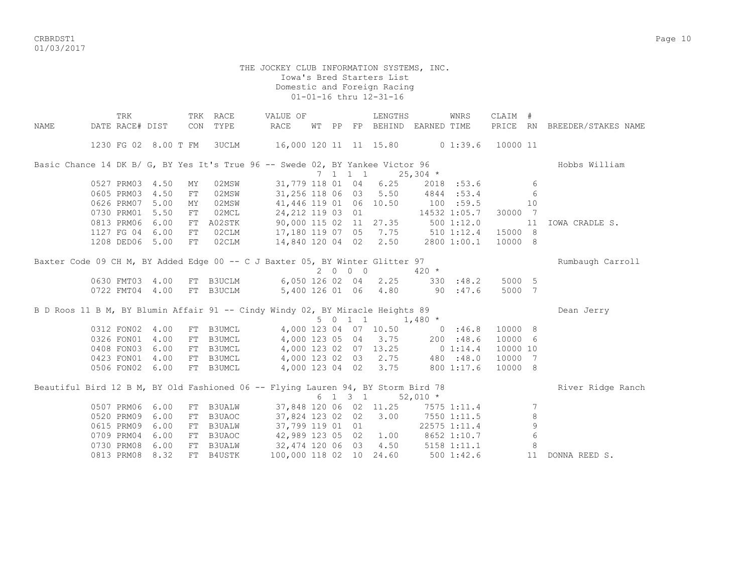THE JOCKEY CLUB INFORMATION SYSTEMS, INC.
Iowa's Bred Starters List
Domestic and Foreign Racing
01-01-16 thru 12-31-16

| NAME | TRK DATE | RACE# | DIST | TRK CON | RACE TYPE | VALUE OF RACE | WT | PP | FP | LENGTHS BEHIND | EARNED | WNRS TIME | CLAIM PRICE | # RN | BREEDER/STAKES NAME |
|---|---|---|---|---|---|---|---|---|---|---|---|---|---|---|---|
| | 1230 | FG 02 | 8.00 T | FM | 3UCLM | 16,000 | 120 | 11 | 11 | 15.80 | 0 | 1:39.6 | 10000 | 11 | |
| Basic Chance 14 DK B/ G, BY Yes It's True 96 -- Swede 02, BY Yankee Victor 96 | | | | | | | 7 | 1 | 1 1 | | 25,304 * | | | | Hobbs William |
| | 0527 | PRM03 | 4.50 | MY | 02MSW | 31,779 | 118 | 01 | 04 | 6.25 | 2018 | :53.6 | | 6 | |
| | 0605 | PRM03 | 4.50 | FT | 02MSW | 31,256 | 118 | 06 | 03 | 5.50 | 4844 | :53.4 | | 6 | |
| | 0626 | PRM07 | 5.00 | MY | 02MSW | 41,446 | 119 | 01 | 06 | 10.50 | 100 | :59.5 | | 10 | |
| | 0730 | PRM01 | 5.50 | FT | 02MCL | 24,212 | 119 | 03 | 01 | | 14532 | 1:05.7 | 30000 | 7 | |
| | 0813 | PRM06 | 6.00 | FT | A02STK | 90,000 | 115 | 02 | 11 | 27.35 | 500 | 1:12.0 | | 11 | IOWA CRADLE S. |
| | 1127 | FG 04 | 6.00 | FT | 02CLM | 17,180 | 119 | 07 | 05 | 7.75 | 510 | 1:12.4 | 15000 | 8 | |
| | 1208 | DED06 | 5.00 | FT | 02CLM | 14,840 | 120 | 04 | 02 | 2.50 | 2800 | 1:00.1 | 10000 | 8 | |
| Baxter Code 09 CH M, BY Added Edge 00 -- C J Baxter 05, BY Winter Glitter 97 | | | | | | | 2 | 0 | 0 0 | | 420 * | | | | Rumbaugh Carroll |
| | 0630 | FMT03 | 4.00 | FT | B3UCLM | 6,050 | 126 | 02 | 04 | 2.25 | 330 | :48.2 | 5000 | 5 | |
| | 0722 | FMT04 | 4.00 | FT | B3UCLM | 5,400 | 126 | 01 | 06 | 4.80 | 90 | :47.6 | 5000 | 7 | |
| B D Roos 11 B M, BY Blumin Affair 91 -- Cindy Windy 02, BY Miracle Heights 89 | | | | | | | 5 | 0 | 1 1 | | 1,480 * | | | | Dean Jerry |
| | 0312 | FON02 | 4.00 | FT | B3UMCL | 4,000 | 123 | 04 | 07 | 10.50 | 0 | :46.8 | 10000 | 8 | |
| | 0326 | FON01 | 4.00 | FT | B3UMCL | 4,000 | 123 | 05 | 04 | 3.75 | 200 | :48.6 | 10000 | 6 | |
| | 0408 | FON03 | 6.00 | FT | B3UMCL | 4,000 | 123 | 02 | 07 | 13.25 | 0 | 1:14.4 | 10000 | 10 | |
| | 0423 | FON01 | 4.00 | FT | B3UMCL | 4,000 | 123 | 02 | 03 | 2.75 | 480 | :48.0 | 10000 | 7 | |
| | 0506 | FON02 | 6.00 | FT | B3UMCL | 4,000 | 123 | 04 | 02 | 3.75 | 800 | 1:17.6 | 10000 | 8 | |
| Beautiful Bird 12 B M, BY Old Fashioned 06 -- Flying Lauren 94, BY Storm Bird 78 | | | | | | | 6 | 1 | 3 1 | | 52,010 * | | | | River Ridge Ranch |
| | 0507 | PRM06 | 6.00 | FT | B3UALW | 37,848 | 120 | 06 | 02 | 11.25 | 7575 | 1:11.4 | | 7 | |
| | 0520 | PRM09 | 6.00 | FT | B3UAOC | 37,824 | 123 | 02 | 02 | 3.00 | 7550 | 1:11.5 | | 8 | |
| | 0615 | PRM09 | 6.00 | FT | B3UALW | 37,799 | 119 | 01 | 01 | | 22575 | 1:11.4 | | 9 | |
| | 0709 | PRM04 | 6.00 | FT | B3UAOC | 42,989 | 123 | 05 | 02 | 1.00 | 8652 | 1:10.7 | | 6 | |
| | 0730 | PRM08 | 6.00 | FT | B3UALW | 32,474 | 120 | 06 | 03 | 4.50 | 5158 | 1:11.1 | | 8 | |
| | 0813 | PRM08 | 8.32 | FT | B4USTK | 100,000 | 118 | 02 | 10 | 24.60 | 500 | 1:42.6 | | 11 | DONNA REED S. |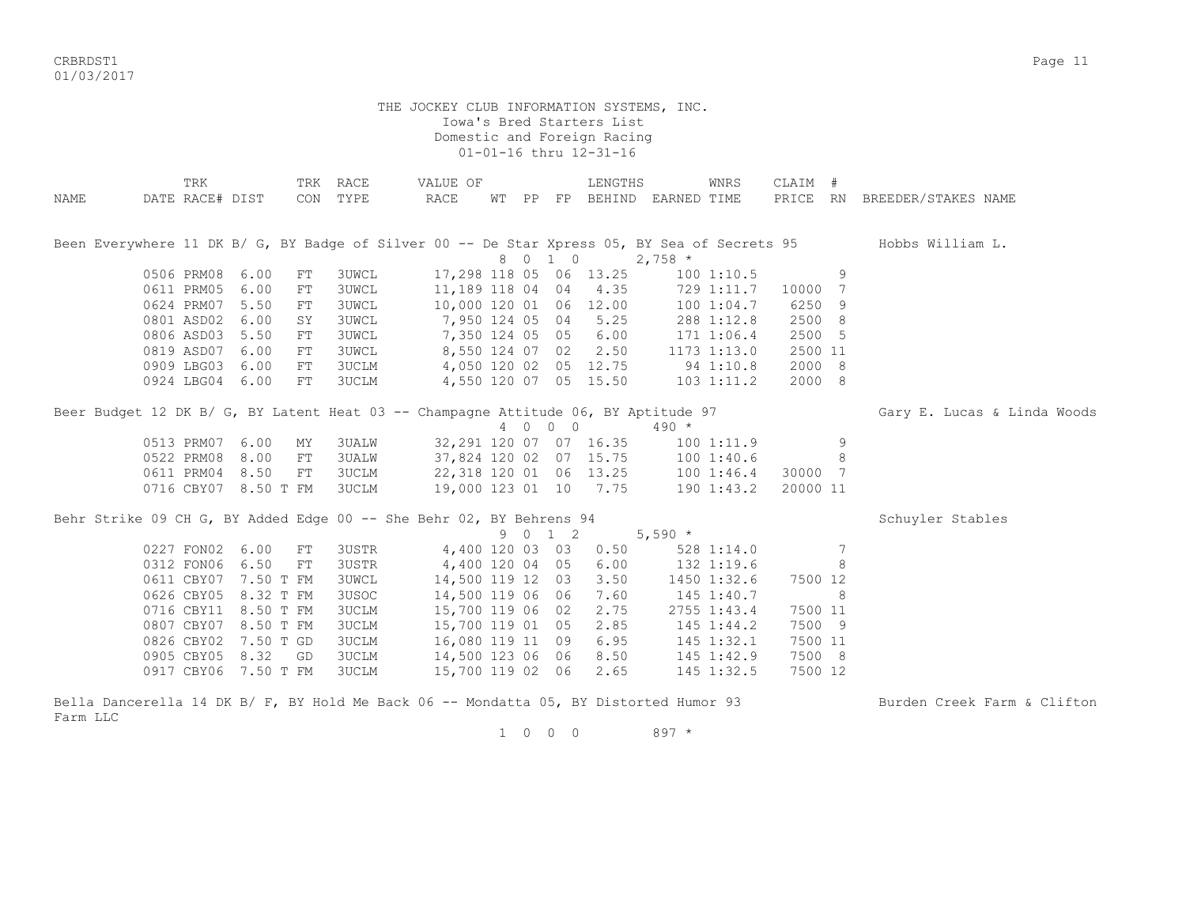THE JOCKEY CLUB INFORMATION SYSTEMS, INC.
Iowa's Bred Starters List
Domestic and Foreign Racing
01-01-16 thru 12-31-16

| NAME | TRK DATE | RACE# | DIST | TRK CON | RACE TYPE | VALUE OF RACE | WT | PP | FP | LENGTHS BEHIND | EARNED | WNRS TIME | CLAIM PRICE | # RN | BREEDER/STAKES NAME |
|---|---|---|---|---|---|---|---|---|---|---|---|---|---|---|---|
| Been Everywhere 11 DK B/ G, BY Badge of Silver 00 -- De Star Xpress 05, BY Sea of Secrets 95 | | | | | | | 8 | 0 1 0 | | | 2,758 * | | | | Hobbs William L. |
| | 0506 | PRM08 | 6.00 | FT | 3UWCL | 17,298 | 118 | 05 | 06 | 13.25 | 100 | 1:10.5 | | 9 | |
| | 0611 | PRM05 | 6.00 | FT | 3UWCL | 11,189 | 118 | 04 | 04 | 4.35 | 729 | 1:11.7 | 10000 | 7 | |
| | 0624 | PRM07 | 5.50 | FT | 3UWCL | 10,000 | 120 | 01 | 06 | 12.00 | 100 | 1:04.7 | 6250 | 9 | |
| | 0801 | ASD02 | 6.00 | SY | 3UWCL | 7,950 | 124 | 05 | 04 | 5.25 | 288 | 1:12.8 | 2500 | 8 | |
| | 0806 | ASD03 | 5.50 | FT | 3UWCL | 7,350 | 124 | 05 | 05 | 6.00 | 171 | 1:06.4 | 2500 | 5 | |
| | 0819 | ASD07 | 6.00 | FT | 3UWCL | 8,550 | 124 | 07 | 02 | 2.50 | 1173 | 1:13.0 | 2500 | 11 | |
| | 0909 | LBG03 | 6.00 | FT | 3UCLM | 4,050 | 120 | 02 | 05 | 12.75 | 94 | 1:10.8 | 2000 | 8 | |
| | 0924 | LBG04 | 6.00 | FT | 3UCLM | 4,550 | 120 | 07 | 05 | 15.50 | 103 | 1:11.2 | 2000 | 8 | |
| Beer Budget 12 DK B/ G, BY Latent Heat 03 -- Champagne Attitude 06, BY Aptitude 97 | | | | | | | 4 | 0 0 0 | | | 490 * | | | | Gary E. Lucas & Linda Woods |
| | 0513 | PRM07 | 6.00 | MY | 3UALW | 32,291 | 120 | 07 | 07 | 16.35 | 100 | 1:11.9 | | 9 | |
| | 0522 | PRM08 | 8.00 | FT | 3UALW | 37,824 | 120 | 02 | 07 | 15.75 | 100 | 1:40.6 | | 8 | |
| | 0611 | PRM04 | 8.50 | FT | 3UCLM | 22,318 | 120 | 01 | 06 | 13.25 | 100 | 1:46.4 | 30000 | 7 | |
| | 0716 | CBY07 | 8.50 T | FM | 3UCLM | 19,000 | 123 | 01 | 10 | 7.75 | 190 | 1:43.2 | 20000 | 11 | |
| Behr Strike 09 CH G, BY Added Edge 00 -- She Behr 02, BY Behrens 94 | | | | | | | 9 | 0 1 2 | | | 5,590 * | | | | Schuyler Stables |
| | 0227 | FON02 | 6.00 | FT | 3USTR | 4,400 | 120 | 03 | 03 | 0.50 | 528 | 1:14.0 | | 7 | |
| | 0312 | FON06 | 6.50 | FT | 3USTR | 4,400 | 120 | 04 | 05 | 6.00 | 132 | 1:19.6 | | 8 | |
| | 0611 | CBY07 | 7.50 T | FM | 3UWCL | 14,500 | 119 | 12 | 03 | 3.50 | 1450 | 1:32.6 | 7500 | 12 | |
| | 0626 | CBY05 | 8.32 T | FM | 3USOC | 14,500 | 119 | 06 | 06 | 7.60 | 145 | 1:40.7 | | 8 | |
| | 0716 | CBY11 | 8.50 T | FM | 3UCLM | 15,700 | 119 | 06 | 02 | 2.75 | 2755 | 1:43.4 | 7500 | 11 | |
| | 0807 | CBY07 | 8.50 T | FM | 3UCLM | 15,700 | 119 | 01 | 05 | 2.85 | 145 | 1:44.2 | 7500 | 9 | |
| | 0826 | CBY02 | 7.50 T | GD | 3UCLM | 16,080 | 119 | 11 | 09 | 6.95 | 145 | 1:32.1 | 7500 | 11 | |
| | 0905 | CBY05 | 8.32 | GD | 3UCLM | 14,500 | 123 | 06 | 06 | 8.50 | 145 | 1:42.9 | 7500 | 8 | |
| | 0917 | CBY06 | 7.50 T | FM | 3UCLM | 15,700 | 119 | 02 | 06 | 2.65 | 145 | 1:32.5 | 7500 | 12 | |
| Bella Dancerella 14 DK B/ F, BY Hold Me Back 06 -- Mondatta 05, BY Distorted Humor 93 | | | | | | | 1 | 0 0 0 | | | 897 * | | | | Burden Creek Farm & Clifton Farm LLC |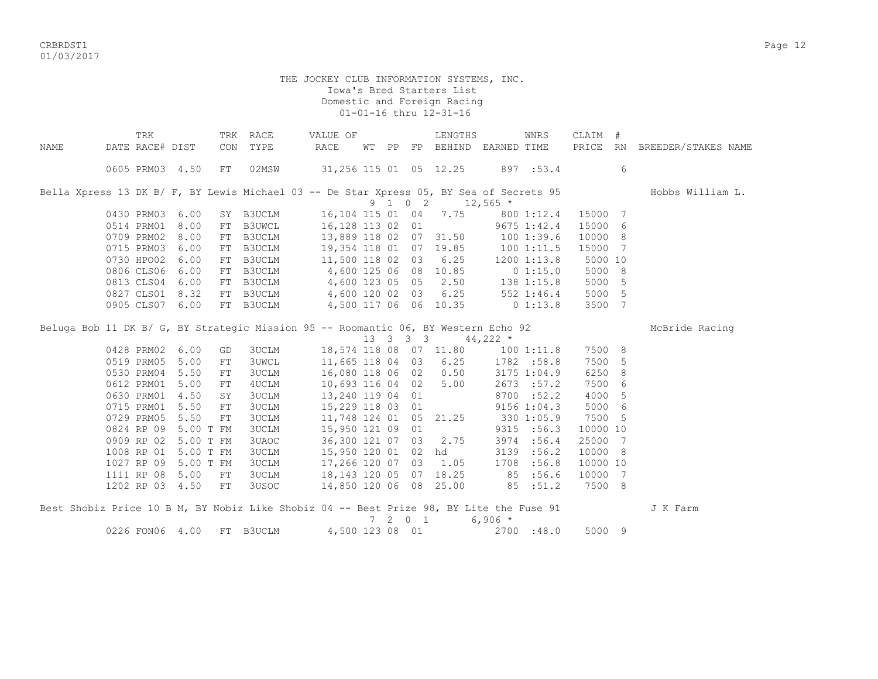THE JOCKEY CLUB INFORMATION SYSTEMS, INC.
Iowa's Bred Starters List
Domestic and Foreign Racing
01-01-16 thru 12-31-16

| NAME | TRK DATE | RACE# | DIST | TRK CON | RACE TYPE | VALUE OF RACE | WT | PP | FP | LENGTHS BEHIND | EARNED | WNRS TIME | CLAIM PRICE | # RN | BREEDER/STAKES NAME |
|---|---|---|---|---|---|---|---|---|---|---|---|---|---|---|---|
| | 0605 | PRM03 | 4.50 | FT | 02MSW | 31,256 | 115 | 01 | 05 | 12.25 | 897 | :53.4 | | 6 | |
| Bella Xpress 13 DK B/ F, BY Lewis Michael 03 -- De Star Xpress 05, BY Sea of Secrets 95 | | | | | | | 9 | 1 | 0 2 | | 12,565 * | | | | Hobbs William L. |
| | 0430 | PRM03 | 6.00 | SY | B3UCLM | 16,104 | 115 | 01 | 04 | 7.75 | 800 | 1:12.4 | 15000 | 7 | |
| | 0514 | PRM01 | 8.00 | FT | B3UWCL | 16,128 | 113 | 02 | 01 | | 9675 | 1:42.4 | 15000 | 6 | |
| | 0709 | PRM02 | 8.00 | FT | B3UCLM | 13,889 | 118 | 02 | 07 | 31.50 | 100 | 1:39.6 | 10000 | 8 | |
| | 0715 | PRM03 | 6.00 | FT | B3UCLM | 19,354 | 118 | 01 | 07 | 19.85 | 100 | 1:11.5 | 15000 | 7 | |
| | 0730 | HPO02 | 6.00 | FT | B3UCLM | 11,500 | 118 | 02 | 03 | 6.25 | 1200 | 1:13.8 | 5000 | 10 | |
| | 0806 | CLS06 | 6.00 | FT | B3UCLM | 4,600 | 125 | 06 | 08 | 10.85 | 0 | 1:15.0 | 5000 | 8 | |
| | 0813 | CLS04 | 6.00 | FT | B3UCLM | 4,600 | 123 | 05 | 05 | 2.50 | 138 | 1:15.8 | 5000 | 5 | |
| | 0827 | CLS01 | 8.32 | FT | B3UCLM | 4,600 | 120 | 02 | 03 | 6.25 | 552 | 1:46.4 | 5000 | 5 | |
| | 0905 | CLS07 | 6.00 | FT | B3UCLM | 4,500 | 117 | 06 | 06 | 10.35 | 0 | 1:13.8 | 3500 | 7 | |
| Beluga Bob 11 DK B/ G, BY Strategic Mission 95 -- Roomantic 06, BY Western Echo 92 | | | | | | | 13 | 3 | 3 3 | | 44,222 * | | | | McBride Racing |
| | 0428 | PRM02 | 6.00 | GD | 3UCLM | 18,574 | 118 | 08 | 07 | 11.80 | 100 | 1:11.8 | 7500 | 8 | |
| | 0519 | PRM05 | 5.00 | FT | 3UWCL | 11,665 | 118 | 04 | 03 | 6.25 | 1782 | :58.8 | 7500 | 5 | |
| | 0530 | PRM04 | 5.50 | FT | 3UCLM | 16,080 | 118 | 06 | 02 | 0.50 | 3175 | 1:04.9 | 6250 | 8 | |
| | 0612 | PRM01 | 5.00 | FT | 4UCLM | 10,693 | 116 | 04 | 02 | 5.00 | 2673 | :57.2 | 7500 | 6 | |
| | 0630 | PRM01 | 4.50 | SY | 3UCLM | 13,240 | 119 | 04 | 01 | | 8700 | :52.2 | 4000 | 5 | |
| | 0715 | PRM01 | 5.50 | FT | 3UCLM | 15,229 | 118 | 03 | 01 | | 9156 | 1:04.3 | 5000 | 6 | |
| | 0729 | PRM05 | 5.50 | FT | 3UCLM | 11,748 | 124 | 01 | 05 | 21.25 | 330 | 1:05.9 | 7500 | 5 | |
| | 0824 | RP 09 | 5.00 T | FM | 3UCLM | 15,950 | 121 | 09 | 01 | | 9315 | :56.3 | 10000 | 10 | |
| | 0909 | RP 02 | 5.00 T | FM | 3UAOC | 36,300 | 121 | 07 | 03 | 2.75 | 3974 | :56.4 | 25000 | 7 | |
| | 1008 | RP 01 | 5.00 T | FM | 3UCLM | 15,950 | 120 | 01 | 02 | hd | 3139 | :56.2 | 10000 | 8 | |
| | 1027 | RP 09 | 5.00 T | FM | 3UCLM | 17,266 | 120 | 07 | 03 | 1.05 | 1708 | :56.8 | 10000 | 10 | |
| | 1111 | RP 08 | 5.00 | FT | 3UCLM | 18,143 | 120 | 05 | 07 | 18.25 | 85 | :56.6 | 10000 | 7 | |
| | 1202 | RP 03 | 4.50 | FT | 3USOC | 14,850 | 120 | 06 | 08 | 25.00 | 85 | :51.2 | 7500 | 8 | |
| Best Shobiz Price 10 B M, BY Nobiz Like Shobiz 04 -- Best Prize 98, BY Lite the Fuse 91 | | | | | | | 7 | 2 | 0 1 | | 6,906 * | | | | J K Farm |
| | 0226 | FON06 | 4.00 | FT | B3UCLM | 4,500 | 123 | 08 | 01 | | 2700 | :48.0 | 5000 | 9 | |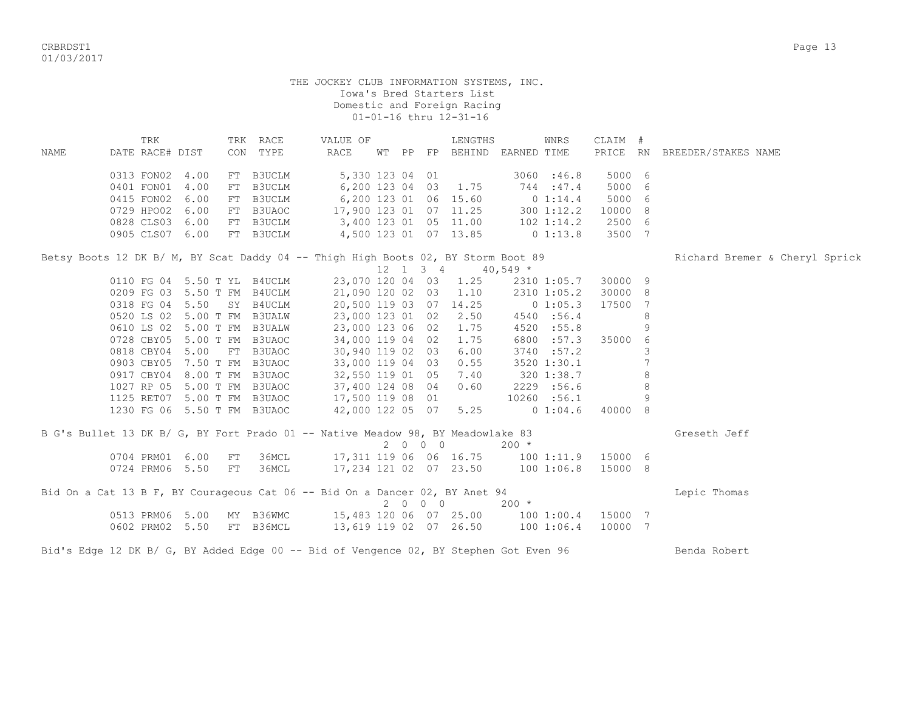THE JOCKEY CLUB INFORMATION SYSTEMS, INC.
Iowa's Bred Starters List
Domestic and Foreign Racing
01-01-16 thru 12-31-16

| NAME | TRK DATE RACE# | DIST | TRK CON | RACE TYPE | VALUE OF RACE | WT | PP | FP | LENGTHS BEHIND | EARNED | WNRS TIME | CLAIM PRICE | # RN | BREEDER/STAKES NAME |
|---|---|---|---|---|---|---|---|---|---|---|---|---|---|---|
| | 0313 FON02 | 4.00 | FT | B3UCLM | 5,330 | 123 | 04 | 01 | | 3060 | :46.8 | 5000 | 6 | |
| | 0401 FON01 | 4.00 | FT | B3UCLM | 6,200 | 123 | 04 | 03 | 1.75 | 744 | :47.4 | 5000 | 6 | |
| | 0415 FON02 | 6.00 | FT | B3UCLM | 6,200 | 123 | 01 | 06 | 15.60 | 0 | 1:14.4 | 5000 | 6 | |
| | 0729 HPO02 | 6.00 | FT | B3UAOC | 17,900 | 123 | 01 | 07 | 11.25 | 300 | 1:12.2 | 10000 | 8 | |
| | 0828 CLS03 | 6.00 | FT | B3UCLM | 3,400 | 123 | 01 | 05 | 11.00 | 102 | 1:14.2 | 2500 | 6 | |
| | 0905 CLS07 | 6.00 | FT | B3UCLM | 4,500 | 123 | 01 | 07 | 13.85 | 0 | 1:13.8 | 3500 | 7 | |
| Betsy Boots 12 DK B/ M, BY Scat Daddy 04 -- Thigh High Boots 02, BY Storm Boot 89 | | | | | | 12 | 1 3 4 | | | 40,549 * | | | | Richard Bremer & Cheryl Sprick |
| | 0110 FG 04 | 5.50 T | YL | B4UCLM | 23,070 | 120 | 04 | 03 | 1.25 | 2310 | 1:05.7 | 30000 | 9 | |
| | 0209 FG 03 | 5.50 T | FM | B4UCLM | 21,090 | 120 | 02 | 03 | 1.10 | 2310 | 1:05.2 | 30000 | 8 | |
| | 0318 FG 04 | 5.50 | SY | B4UCLM | 20,500 | 119 | 03 | 07 | 14.25 | 0 | 1:05.3 | 17500 | 7 | |
| | 0520 LS 02 | 5.00 T | FM | B3UALW | 23,000 | 123 | 01 | 02 | 2.50 | 4540 | :56.4 | | 8 | |
| | 0610 LS 02 | 5.00 T | FM | B3UALW | 23,000 | 123 | 06 | 02 | 1.75 | 4520 | :55.8 | | 9 | |
| | 0728 CBY05 | 5.00 T | FM | B3UAOC | 34,000 | 119 | 04 | 02 | 1.75 | 6800 | :57.3 | 35000 | 6 | |
| | 0818 CBY04 | 5.00 | FT | B3UAOC | 30,940 | 119 | 02 | 03 | 6.00 | 3740 | :57.2 | | 3 | |
| | 0903 CBY05 | 7.50 T | FM | B3UAOC | 33,000 | 119 | 04 | 03 | 0.55 | 3520 | 1:30.1 | | 7 | |
| | 0917 CBY04 | 8.00 T | FM | B3UAOC | 32,550 | 119 | 01 | 05 | 7.40 | 320 | 1:38.7 | | 8 | |
| | 1027 RP 05 | 5.00 T | FM | B3UAOC | 37,400 | 124 | 08 | 04 | 0.60 | 2229 | :56.6 | | 8 | |
| | 1125 RET07 | 5.00 T | FM | B3UAOC | 17,500 | 119 | 08 | 01 | | 10260 | :56.1 | | 9 | |
| | 1230 FG 06 | 5.50 T | FM | B3UAOC | 42,000 | 122 | 05 | 07 | 5.25 | 0 | 1:04.6 | 40000 | 8 | |
| B G's Bullet 13 DK B/ G, BY Fort Prado 01 -- Native Meadow 98, BY Meadowlake 83 | | | | | | 2 | 0 0 0 | | | 200 * | | | | Greseth Jeff |
| | 0704 PRM01 | 6.00 | FT | 36MCL | 17,311 | 119 | 06 | 06 | 16.75 | 100 | 1:11.9 | 15000 | 6 | |
| | 0724 PRM06 | 5.50 | FT | 36MCL | 17,234 | 121 | 02 | 07 | 23.50 | 100 | 1:06.8 | 15000 | 8 | |
| Bid On a Cat 13 B F, BY Courageous Cat 06 -- Bid On a Dancer 02, BY Anet 94 | | | | | | 2 | 0 0 0 | | | 200 * | | | | Lepic Thomas |
| | 0513 PRM06 | 5.00 | MY | B36WMC | 15,483 | 120 | 06 | 07 | 25.00 | 100 | 1:00.4 | 15000 | 7 | |
| | 0602 PRM02 | 5.50 | FT | B36MCL | 13,619 | 119 | 02 | 07 | 26.50 | 100 | 1:06.4 | 10000 | 7 | |
| Bid's Edge 12 DK B/ G, BY Added Edge 00 -- Bid of Vengence 02, BY Stephen Got Even 96 | | | | | | | | | | | | | | Benda Robert |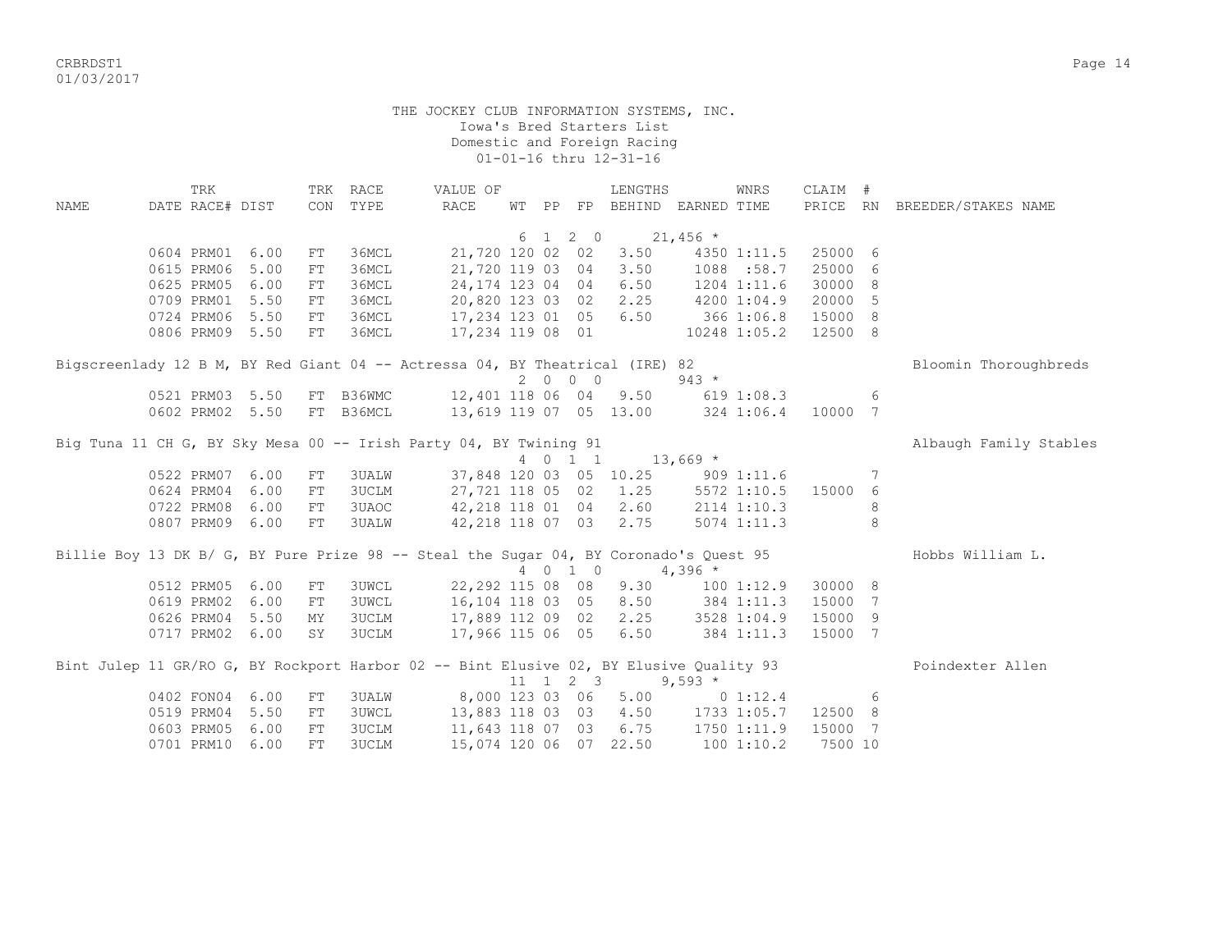THE JOCKEY CLUB INFORMATION SYSTEMS, INC.
Iowa's Bred Starters List
Domestic and Foreign Racing
01-01-16 thru 12-31-16

| NAME | TRK DATE | RACE# | DIST | TRK CON | RACE TYPE | VALUE OF RACE | WT | PP | FP | LENGTHS BEHIND | EARNED | WNRS TIME | CLAIM PRICE | # RN | BREEDER/STAKES NAME |
|---|---|---|---|---|---|---|---|---|---|---|---|---|---|---|---|
| | | | | | | | 6 | 1 2 | 0 | | 21,456 * | | | | |
| | 0604 | PRM01 | 6.00 | FT | 36MCL | 21,720 | 120 | 02 | 02 | 3.50 | 4350 | 1:11.5 | 25000 | 6 | |
| | 0615 | PRM06 | 5.00 | FT | 36MCL | 21,720 | 119 | 03 | 04 | 3.50 | 1088 | :58.7 | 25000 | 6 | |
| | 0625 | PRM05 | 6.00 | FT | 36MCL | 24,174 | 123 | 04 | 04 | 6.50 | 1204 | 1:11.6 | 30000 | 8 | |
| | 0709 | PRM01 | 5.50 | FT | 36MCL | 20,820 | 123 | 03 | 02 | 2.25 | 4200 | 1:04.9 | 20000 | 5 | |
| | 0724 | PRM06 | 5.50 | FT | 36MCL | 17,234 | 123 | 01 | 05 | 6.50 | 366 | 1:06.8 | 15000 | 8 | |
| | 0806 | PRM09 | 5.50 | FT | 36MCL | 17,234 | 119 | 08 | 01 | | 10248 | 1:05.2 | 12500 | 8 | |
| Bigscreenlady 12 B M, BY Red Giant 04 -- Actressa 04, BY Theatrical (IRE) 82 | | | | | | | | | | | | | | | Bloomin Thoroughbreds |
| | | | | | | | 2 | 0 0 | 0 | | 943 * | | | | |
| | 0521 | PRM03 | 5.50 | FT | B36WMC | 12,401 | 118 | 06 | 04 | 9.50 | 619 | 1:08.3 | | 6 | |
| | 0602 | PRM02 | 5.50 | FT | B36MCL | 13,619 | 119 | 07 | 05 | 13.00 | 324 | 1:06.4 | 10000 | 7 | |
| Big Tuna 11 CH G, BY Sky Mesa 00 -- Irish Party 04, BY Twining 91 | | | | | | | | | | | | | | | Albaugh Family Stables |
| | | | | | | | 4 | 0 1 | 1 | | 13,669 * | | | | |
| | 0522 | PRM07 | 6.00 | FT | 3UALW | 37,848 | 120 | 03 | 05 | 10.25 | 909 | 1:11.6 | | 7 | |
| | 0624 | PRM04 | 6.00 | FT | 3UCLM | 27,721 | 118 | 05 | 02 | 1.25 | 5572 | 1:10.5 | 15000 | 6 | |
| | 0722 | PRM08 | 6.00 | FT | 3UAOC | 42,218 | 118 | 01 | 04 | 2.60 | 2114 | 1:10.3 | | 8 | |
| | 0807 | PRM09 | 6.00 | FT | 3UALW | 42,218 | 118 | 07 | 03 | 2.75 | 5074 | 1:11.3 | | 8 | |
| Billie Boy 13 DK B/ G, BY Pure Prize 98 -- Steal the Sugar 04, BY Coronado's Quest 95 | | | | | | | | | | | | | | | Hobbs William L. |
| | | | | | | | 4 | 0 1 | 0 | | 4,396 * | | | | |
| | 0512 | PRM05 | 6.00 | FT | 3UWCL | 22,292 | 115 | 08 | 08 | 9.30 | 100 | 1:12.9 | 30000 | 8 | |
| | 0619 | PRM02 | 6.00 | FT | 3UWCL | 16,104 | 118 | 03 | 05 | 8.50 | 384 | 1:11.3 | 15000 | 7 | |
| | 0626 | PRM04 | 5.50 | MY | 3UCLM | 17,889 | 112 | 09 | 02 | 2.25 | 3528 | 1:04.9 | 15000 | 9 | |
| | 0717 | PRM02 | 6.00 | SY | 3UCLM | 17,966 | 115 | 06 | 05 | 6.50 | 384 | 1:11.3 | 15000 | 7 | |
| Bint Julep 11 GR/RO G, BY Rockport Harbor 02 -- Bint Elusive 02, BY Elusive Quality 93 | | | | | | | | | | | | | | | Poindexter Allen |
| | | | | | | | 11 | 1 2 | 3 | | 9,593 * | | | | |
| | 0402 | FON04 | 6.00 | FT | 3UALW | 8,000 | 123 | 03 | 06 | 5.00 | 0 | 1:12.4 | | 6 | |
| | 0519 | PRM04 | 5.50 | FT | 3UWCL | 13,883 | 118 | 03 | 03 | 4.50 | 1733 | 1:05.7 | 12500 | 8 | |
| | 0603 | PRM05 | 6.00 | FT | 3UCLM | 11,643 | 118 | 07 | 03 | 6.75 | 1750 | 1:11.9 | 15000 | 7 | |
| | 0701 | PRM10 | 6.00 | FT | 3UCLM | 15,074 | 120 | 06 | 07 | 22.50 | 100 | 1:10.2 | 7500 | 10 | |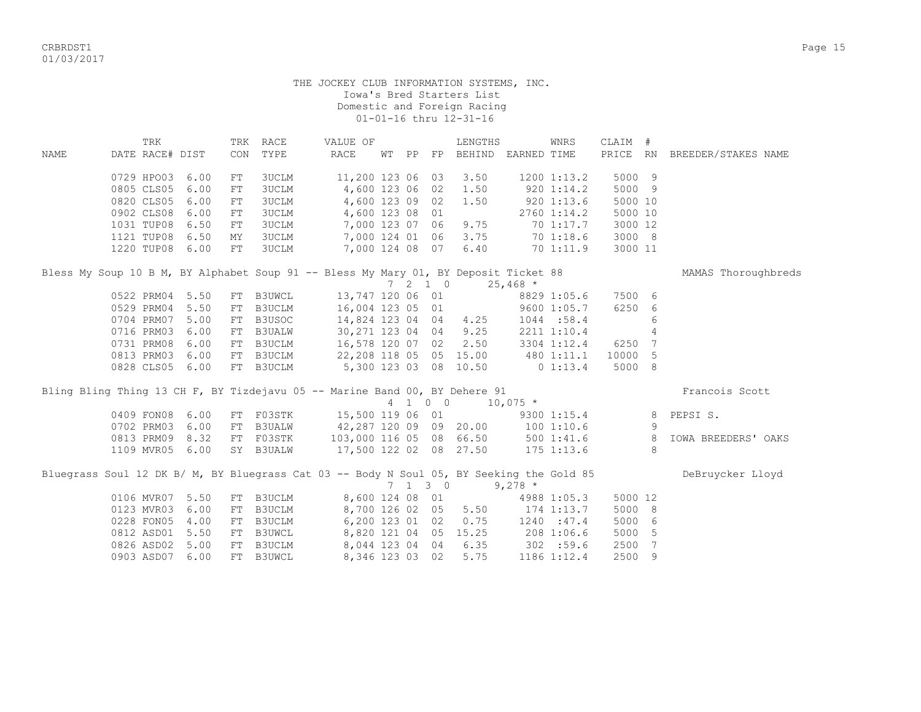THE JOCKEY CLUB INFORMATION SYSTEMS, INC.
Iowa's Bred Starters List
Domestic and Foreign Racing
01-01-16 thru 12-31-16

| NAME | TRK DATE | RACE# | DIST | TRK CON | RACE TYPE | VALUE OF RACE | WT | PP | FP | LENGTHS BEHIND | EARNED | WNRS TIME | CLAIM PRICE | # RN | BREEDER/STAKES NAME |
|---|---|---|---|---|---|---|---|---|---|---|---|---|---|---|---|
| | 0729 | HPO03 | 6.00 | FT | 3UCLM | 11,200 | 123 | 06 | 03 | 3.50 | 1200 | 1:13.2 | 5000 | 9 | |
| | 0805 | CLS05 | 6.00 | FT | 3UCLM | 4,600 | 123 | 06 | 02 | 1.50 | 920 | 1:14.2 | 5000 | 9 | |
| | 0820 | CLS05 | 6.00 | FT | 3UCLM | 4,600 | 123 | 09 | 02 | 1.50 | 920 | 1:13.6 | 5000 | 10 | |
| | 0902 | CLS08 | 6.00 | FT | 3UCLM | 4,600 | 123 | 08 | 01 | | 2760 | 1:14.2 | 5000 | 10 | |
| | 1031 | TUP08 | 6.50 | FT | 3UCLM | 7,000 | 123 | 07 | 06 | 9.75 | 70 | 1:17.7 | 3000 | 12 | |
| | 1121 | TUP08 | 6.50 | MY | 3UCLM | 7,000 | 124 | 01 | 06 | 3.75 | 70 | 1:18.6 | 3000 | 8 | |
| | 1220 | TUP08 | 6.00 | FT | 3UCLM | 7,000 | 124 | 08 | 07 | 6.40 | 70 | 1:11.9 | 3000 | 11 | |
| Bless My Soup 10 B M, BY Alphabet Soup 91 -- Bless My Mary 01, BY Deposit Ticket 88 | | | | | | | 7 | 2 | 1 0 | | 25,468 * | | | | MAMAS Thoroughbreds |
| | 0522 | PRM04 | 5.50 | FT | B3UWCL | 13,747 | 120 | 06 | 01 | | 8829 | 1:05.6 | 7500 | 6 | |
| | 0529 | PRM04 | 5.50 | FT | B3UCLM | 16,004 | 123 | 05 | 01 | | 9600 | 1:05.7 | 6250 | 6 | |
| | 0704 | PRM07 | 5.00 | FT | B3USOC | 14,824 | 123 | 04 | 04 | 4.25 | 1044 | :58.4 | | 6 | |
| | 0716 | PRM03 | 6.00 | FT | B3UALW | 30,271 | 123 | 04 | 04 | 9.25 | 2211 | 1:10.4 | | 4 | |
| | 0731 | PRM08 | 6.00 | FT | B3UCLM | 16,578 | 120 | 07 | 02 | 2.50 | 3304 | 1:12.4 | 6250 | 7 | |
| | 0813 | PRM03 | 6.00 | FT | B3UCLM | 22,208 | 118 | 05 | 05 | 15.00 | 480 | 1:11.1 | 10000 | 5 | |
| | 0828 | CLS05 | 6.00 | FT | B3UCLM | 5,300 | 123 | 03 | 08 | 10.50 | 0 | 1:13.4 | 5000 | 8 | |
| Bling Bling Thing 13 CH F, BY Tizdejavu 05 -- Marine Band 00, BY Dehere 91 | | | | | | | 4 | 1 | 0 0 | | 10,075 * | | | | Francois Scott |
| | 0409 | FON08 | 6.00 | FT | F03STK | 15,500 | 119 | 06 | 01 | | 9300 | 1:15.4 | | 8 | PEPSI S. |
| | 0702 | PRM03 | 6.00 | FT | B3UALW | 42,287 | 120 | 09 | 09 | 20.00 | 100 | 1:10.6 | | 9 | |
| | 0813 | PRM09 | 8.32 | FT | F03STK | 103,000 | 116 | 05 | 08 | 66.50 | 500 | 1:41.6 | | 8 | IOWA BREEDERS' OAKS |
| | 1109 | MVR05 | 6.00 | SY | B3UALW | 17,500 | 122 | 02 | 08 | 27.50 | 175 | 1:13.6 | | 8 | |
| Bluegrass Soul 12 DK B/ M, BY Bluegrass Cat 03 -- Body N Soul 05, BY Seeking the Gold 85 | | | | | | | 7 | 1 | 3 0 | | 9,278 * | | | | DeBruycker Lloyd |
| | 0106 | MVR07 | 5.50 | FT | B3UCLM | 8,600 | 124 | 08 | 01 | | 4988 | 1:05.3 | 5000 | 12 | |
| | 0123 | MVR03 | 6.00 | FT | B3UCLM | 8,700 | 126 | 02 | 05 | 5.50 | 174 | 1:13.7 | 5000 | 8 | |
| | 0228 | FON05 | 4.00 | FT | B3UCLM | 6,200 | 123 | 01 | 02 | 0.75 | 1240 | :47.4 | 5000 | 6 | |
| | 0812 | ASD01 | 5.50 | FT | B3UWCL | 8,820 | 121 | 04 | 05 | 15.25 | 208 | 1:06.6 | 5000 | 5 | |
| | 0826 | ASD02 | 5.00 | FT | B3UCLM | 8,044 | 123 | 04 | 04 | 6.35 | 302 | :59.6 | 2500 | 7 | |
| | 0903 | ASD07 | 6.00 | FT | B3UWCL | 8,346 | 123 | 03 | 02 | 5.75 | 1186 | 1:12.4 | 2500 | 9 | |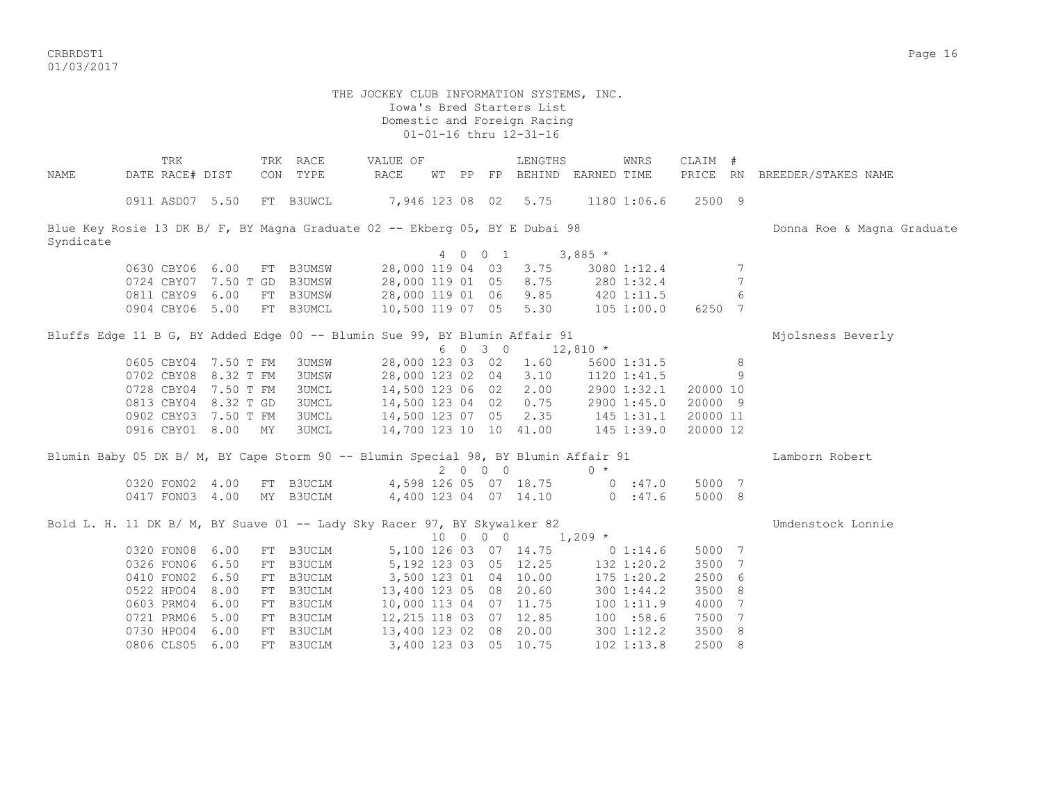THE JOCKEY CLUB INFORMATION SYSTEMS, INC.
Iowa's Bred Starters List
Domestic and Foreign Racing
01-01-16 thru 12-31-16

| NAME | TRK DATE | RACE# | DIST | TRK CON | RACE TYPE | VALUE OF RACE | WT | PP | FP | LENGTHS BEHIND | EARNED | WNRS TIME | CLAIM PRICE | # RN | BREEDER/STAKES NAME |
|---|---|---|---|---|---|---|---|---|---|---|---|---|---|---|---|
| | 0911 | ASD07 | 5.50 | FT | B3UWCL | 7,946 | 123 | 08 | 02 | 5.75 | 1180 | 1:06.6 | 2500 | 9 | |
| Blue Key Rosie 13 DK B/ F, BY Magna Graduate 02 -- Ekberg 05, BY E Dubai 98 | | | | | | | | | | | | | | | Donna Roe & Magna Graduate Syndicate |
| | | | | | | | 4 | 0 | 0 1 | | 3,885 * | | | | |
| | 0630 | CBY06 | 6.00 | FT | B3UMSW | 28,000 | 119 | 04 | 03 | 3.75 | 3080 | 1:12.4 | | 7 | |
| | 0724 | CBY07 | 7.50 T | GD | B3UMSW | 28,000 | 119 | 01 | 05 | 8.75 | 280 | 1:32.4 | | 7 | |
| | 0811 | CBY09 | 6.00 | FT | B3UMSW | 28,000 | 119 | 01 | 06 | 9.85 | 420 | 1:11.5 | | 6 | |
| | 0904 | CBY06 | 5.00 | FT | B3UMCL | 10,500 | 119 | 07 | 05 | 5.30 | 105 | 1:00.0 | 6250 | 7 | |
| Bluffs Edge 11 B G, BY Added Edge 00 -- Blumin Sue 99, BY Blumin Affair 91 | | | | | | | | | | | | | | | Mjolsness Beverly |
| | | | | | | | 6 | 0 | 3 0 | | 12,810 * | | | | |
| | 0605 | CBY04 | 7.50 T | FM | 3UMSW | 28,000 | 123 | 03 | 02 | 1.60 | 5600 | 1:31.5 | | 8 | |
| | 0702 | CBY08 | 8.32 T | FM | 3UMSW | 28,000 | 123 | 02 | 04 | 3.10 | 1120 | 1:41.5 | | 9 | |
| | 0728 | CBY04 | 7.50 T | FM | 3UMCL | 14,500 | 123 | 06 | 02 | 2.00 | 2900 | 1:32.1 | 20000 | 10 | |
| | 0813 | CBY04 | 8.32 T | GD | 3UMCL | 14,500 | 123 | 04 | 02 | 0.75 | 2900 | 1:45.0 | 20000 | 9 | |
| | 0902 | CBY03 | 7.50 T | FM | 3UMCL | 14,500 | 123 | 07 | 05 | 2.35 | 145 | 1:31.1 | 20000 | 11 | |
| | 0916 | CBY01 | 8.00 | MY | 3UMCL | 14,700 | 123 | 10 | 10 | 41.00 | 145 | 1:39.0 | 20000 | 12 | |
| Blumin Baby 05 DK B/ M, BY Cape Storm 90 -- Blumin Special 98, BY Blumin Affair 91 | | | | | | | | | | | | | | | Lamborn Robert |
| | | | | | | | 2 | 0 | 0 0 | | 0 * | | | | |
| | 0320 | FON02 | 4.00 | FT | B3UCLM | 4,598 | 126 | 05 | 07 | 18.75 | 0 | :47.0 | 5000 | 7 | |
| | 0417 | FON03 | 4.00 | MY | B3UCLM | 4,400 | 123 | 04 | 07 | 14.10 | 0 | :47.6 | 5000 | 8 | |
| Bold L. H. 11 DK B/ M, BY Suave 01 -- Lady Sky Racer 97, BY Skywalker 82 | | | | | | | | | | | | | | | Umdenstock Lonnie |
| | | | | | | | 10 | 0 | 0 0 | | 1,209 * | | | | |
| | 0320 | FON08 | 6.00 | FT | B3UCLM | 5,100 | 126 | 03 | 07 | 14.75 | 0 | 1:14.6 | 5000 | 7 | |
| | 0326 | FON06 | 6.50 | FT | B3UCLM | 5,192 | 123 | 03 | 05 | 12.25 | 132 | 1:20.2 | 3500 | 7 | |
| | 0410 | FON02 | 6.50 | FT | B3UCLM | 3,500 | 123 | 01 | 04 | 10.00 | 175 | 1:20.2 | 2500 | 6 | |
| | 0522 | HPO04 | 8.00 | FT | B3UCLM | 13,400 | 123 | 05 | 08 | 20.60 | 300 | 1:44.2 | 3500 | 8 | |
| | 0603 | PRM04 | 6.00 | FT | B3UCLM | 10,000 | 113 | 04 | 07 | 11.75 | 100 | 1:11.9 | 4000 | 7 | |
| | 0721 | PRM06 | 5.00 | FT | B3UCLM | 12,215 | 118 | 03 | 07 | 12.85 | 100 | :58.6 | 7500 | 7 | |
| | 0730 | HPO04 | 6.00 | FT | B3UCLM | 13,400 | 123 | 02 | 08 | 20.00 | 300 | 1:12.2 | 3500 | 8 | |
| | 0806 | CLS05 | 6.00 | FT | B3UCLM | 3,400 | 123 | 03 | 05 | 10.75 | 102 | 1:13.8 | 2500 | 8 | |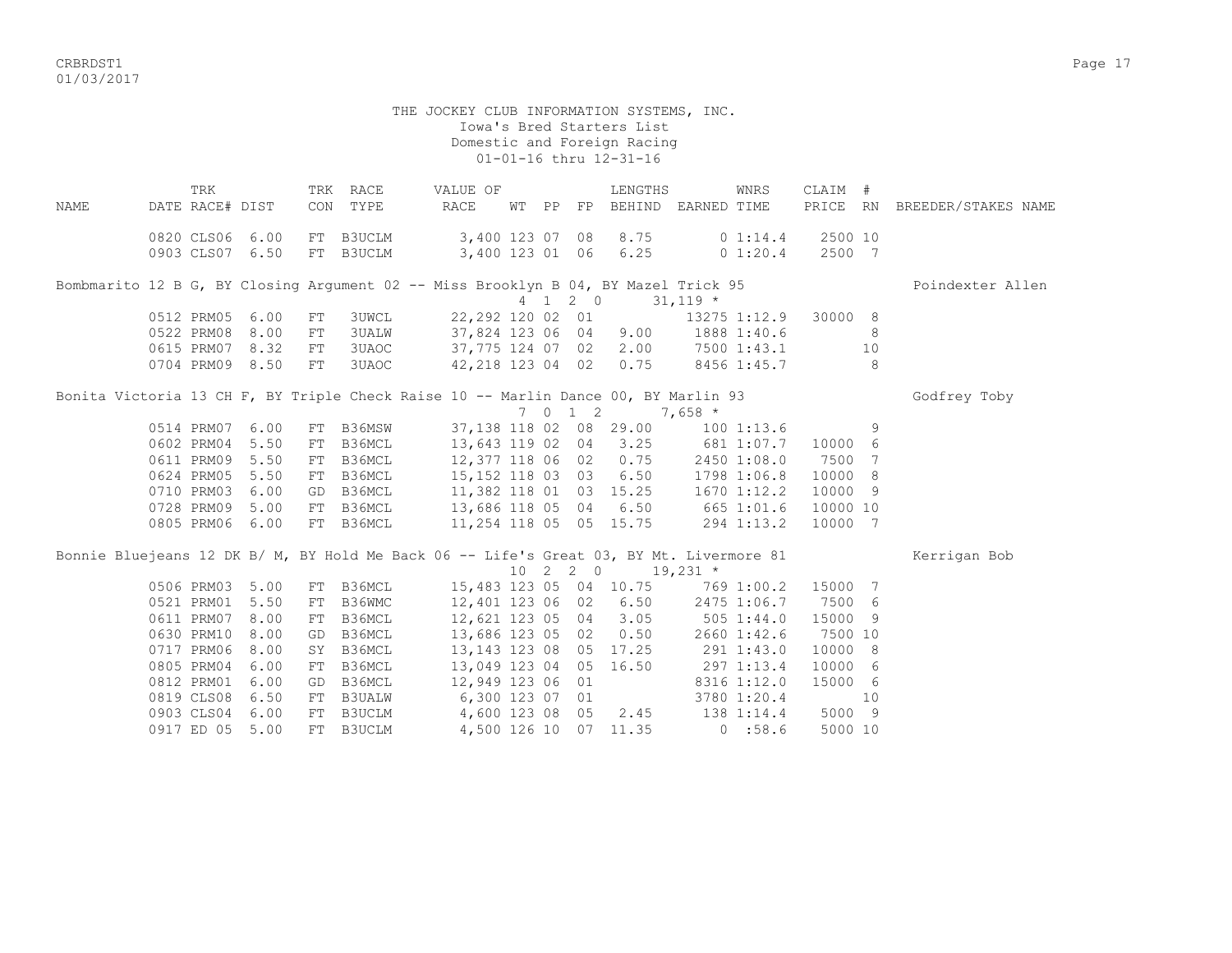THE JOCKEY CLUB INFORMATION SYSTEMS, INC.
Iowa's Bred Starters List
Domestic and Foreign Racing
01-01-16 thru 12-31-16

| NAME | TRK DATE | RACE# | DIST | TRK CON | RACE TYPE | VALUE OF RACE | WT | PP | FP | LENGTHS BEHIND | EARNED | WNRS TIME | CLAIM PRICE | # RN | BREEDER/STAKES NAME |
|---|---|---|---|---|---|---|---|---|---|---|---|---|---|---|---|
| | 0820 | CLS06 | 6.00 | FT | B3UCLM | 3,400 | 123 | 07 | 08 | 8.75 | 0 | 1:14.4 | 2500 | 10 | |
| | 0903 | CLS07 | 6.50 | FT | B3UCLM | 3,400 | 123 | 01 | 06 | 6.25 | 0 | 1:20.4 | 2500 | 7 | |
| Bombmarito 12 B G, BY Closing Argument 02 -- Miss Brooklyn B 04, BY Mazel Trick 95 | | | | | | | | | | | | | | | Poindexter Allen |
| | | | | | | 4 1 2 0 | | | | | 31,119 * | | | | |
| | 0512 | PRM05 | 6.00 | FT | 3UWCL | 22,292 | 120 | 02 | 01 | | 13275 | 1:12.9 | 30000 | 8 | |
| | 0522 | PRM08 | 8.00 | FT | 3UALW | 37,824 | 123 | 06 | 04 | 9.00 | 1888 | 1:40.6 | | 8 | |
| | 0615 | PRM07 | 8.32 | FT | 3UAOC | 37,775 | 124 | 07 | 02 | 2.00 | 7500 | 1:43.1 | | 10 | |
| | 0704 | PRM09 | 8.50 | FT | 3UAOC | 42,218 | 123 | 04 | 02 | 0.75 | 8456 | 1:45.7 | | 8 | |
| Bonita Victoria 13 CH F, BY Triple Check Raise 10 -- Marlin Dance 00, BY Marlin 93 | | | | | | | | | | | | | | | Godfrey Toby |
| | | | | | | 7 0 1 2 | | | | | 7,658 * | | | | |
| | 0514 | PRM07 | 6.00 | FT | B36MSW | 37,138 | 118 | 02 | 08 | 29.00 | 100 | 1:13.6 | | 9 | |
| | 0602 | PRM04 | 5.50 | FT | B36MCL | 13,643 | 119 | 02 | 04 | 3.25 | 681 | 1:07.7 | 10000 | 6 | |
| | 0611 | PRM09 | 5.50 | FT | B36MCL | 12,377 | 118 | 06 | 02 | 0.75 | 2450 | 1:08.0 | 7500 | 7 | |
| | 0624 | PRM05 | 5.50 | FT | B36MCL | 15,152 | 118 | 03 | 03 | 6.50 | 1798 | 1:06.8 | 10000 | 8 | |
| | 0710 | PRM03 | 6.00 | GD | B36MCL | 11,382 | 118 | 01 | 03 | 15.25 | 1670 | 1:12.2 | 10000 | 9 | |
| | 0728 | PRM09 | 5.00 | FT | B36MCL | 13,686 | 118 | 05 | 04 | 6.50 | 665 | 1:01.6 | 10000 | 10 | |
| | 0805 | PRM06 | 6.00 | FT | B36MCL | 11,254 | 118 | 05 | 05 | 15.75 | 294 | 1:13.2 | 10000 | 7 | |
| Bonnie Bluejeans 12 DK B/ M, BY Hold Me Back 06 -- Life's Great 03, BY Mt. Livermore 81 | | | | | | | | | | | | | | | Kerrigan Bob |
| | | | | | | 10 2 2 0 | | | | | 19,231 * | | | | |
| | 0506 | PRM03 | 5.00 | FT | B36MCL | 15,483 | 123 | 05 | 04 | 10.75 | 769 | 1:00.2 | 15000 | 7 | |
| | 0521 | PRM01 | 5.50 | FT | B36WMC | 12,401 | 123 | 06 | 02 | 6.50 | 2475 | 1:06.7 | 7500 | 6 | |
| | 0611 | PRM07 | 8.00 | FT | B36MCL | 12,621 | 123 | 05 | 04 | 3.05 | 505 | 1:44.0 | 15000 | 9 | |
| | 0630 | PRM10 | 8.00 | GD | B36MCL | 13,686 | 123 | 05 | 02 | 0.50 | 2660 | 1:42.6 | 7500 | 10 | |
| | 0717 | PRM06 | 8.00 | SY | B36MCL | 13,143 | 123 | 08 | 05 | 17.25 | 291 | 1:43.0 | 10000 | 8 | |
| | 0805 | PRM04 | 6.00 | FT | B36MCL | 13,049 | 123 | 04 | 05 | 16.50 | 297 | 1:13.4 | 10000 | 6 | |
| | 0812 | PRM01 | 6.00 | GD | B36MCL | 12,949 | 123 | 06 | 01 | | 8316 | 1:12.0 | 15000 | 6 | |
| | 0819 | CLS08 | 6.50 | FT | B3UALW | 6,300 | 123 | 07 | 01 | | 3780 | 1:20.4 | | 10 | |
| | 0903 | CLS04 | 6.00 | FT | B3UCLM | 4,600 | 123 | 08 | 05 | 2.45 | 138 | 1:14.4 | 5000 | 9 | |
| | 0917 | ED 05 | 5.00 | FT | B3UCLM | 4,500 | 126 | 10 | 07 | 11.35 | 0 | :58.6 | 5000 | 10 | |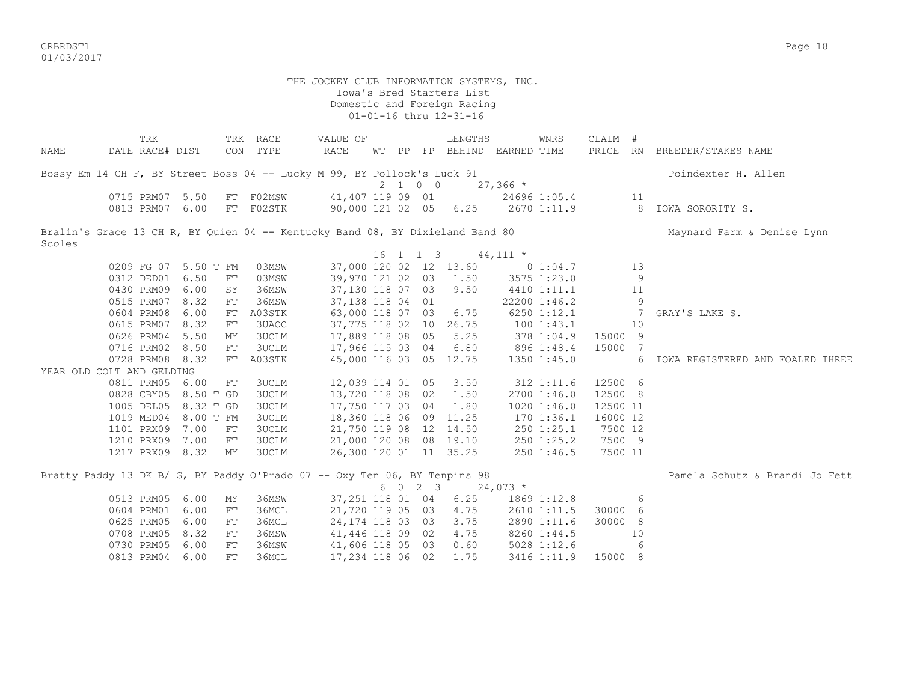THE JOCKEY CLUB INFORMATION SYSTEMS, INC.
Iowa's Bred Starters List
Domestic and Foreign Racing
01-01-16 thru 12-31-16

| NAME | TRK DATE | RACE# | DIST | TRK CON | RACE TYPE | VALUE OF RACE | WT | PP | FP | LENGTHS BEHIND | EARNED | WNRS TIME | CLAIM PRICE | # RN | BREEDER/STAKES NAME |
|---|---|---|---|---|---|---|---|---|---|---|---|---|---|---|---|
| Bossy Em 14 CH F, BY Street Boss 04 -- Lucky M 99, BY Pollock's Luck 91 | | | | | | | | | | | | | | | Poindexter H. Allen |
| | | | | | | | 2 | 1 0 | 0 | | 27,366 * | | | | |
| | 0715 | PRM07 | 5.50 | FT | F02MSW | 41,407 | 119 | 09 | 01 | | 24696 | 1:05.4 | | 11 | |
| | 0813 | PRM07 | 6.00 | FT | F02STK | 90,000 | 121 | 02 | 05 | 6.25 | 2670 | 1:11.9 | | 8 | IOWA SORORITY S. |
| Bralin's Grace 13 CH R, BY Quien 04 -- Kentucky Band 08, BY Dixieland Band 80 | | | | | | | | | | | | | | | Maynard Farm & Denise Lynn Scoles |
| | | | | | | | 16 | 1 1 | 3 | | 44,111 * | | | | |
| | 0209 | FG 07 | 5.50 T | FM | 03MSW | 37,000 | 120 | 02 | 12 | 13.60 | 0 | 1:04.7 | | 13 | |
| | 0312 | DED01 | 6.50 | FT | 03MSW | 39,970 | 121 | 02 | 03 | 1.50 | 3575 | 1:23.0 | | 9 | |
| | 0430 | PRM09 | 6.00 | SY | 36MSW | 37,130 | 118 | 07 | 03 | 9.50 | 4410 | 1:11.1 | | 11 | |
| | 0515 | PRM07 | 8.32 | FT | 36MSW | 37,138 | 118 | 04 | 01 | | 22200 | 1:46.2 | | 9 | |
| | 0604 | PRM08 | 6.00 | FT | A03STK | 63,000 | 118 | 07 | 03 | 6.75 | 6250 | 1:12.1 | | 7 | GRAY'S LAKE S. |
| | 0615 | PRM07 | 8.32 | FT | 3UAOC | 37,775 | 118 | 02 | 10 | 26.75 | 100 | 1:43.1 | | 10 | |
| | 0626 | PRM04 | 5.50 | MY | 3UCLM | 17,889 | 118 | 08 | 05 | 5.25 | 378 | 1:04.9 | 15000 | 9 | |
| | 0716 | PRM02 | 8.50 | FT | 3UCLM | 17,966 | 115 | 03 | 04 | 6.80 | 896 | 1:48.4 | 15000 | 7 | |
| | 0728 | PRM08 | 8.32 | FT | A03STK | 45,000 | 116 | 03 | 05 | 12.75 | 1350 | 1:45.0 | | 6 | IOWA REGISTERED AND FOALED THREE YEAR OLD COLT AND GELDING |
| | 0811 | PRM05 | 6.00 | FT | 3UCLM | 12,039 | 114 | 01 | 05 | 3.50 | 312 | 1:11.6 | 12500 | 6 | |
| | 0828 | CBY05 | 8.50 T | GD | 3UCLM | 13,720 | 118 | 08 | 02 | 1.50 | 2700 | 1:46.0 | 12500 | 8 | |
| | 1005 | DEL05 | 8.32 T | GD | 3UCLM | 17,750 | 117 | 03 | 04 | 1.80 | 1020 | 1:46.0 | 12500 | 11 | |
| | 1019 | MED04 | 8.00 T | FM | 3UCLM | 18,360 | 118 | 06 | 09 | 11.25 | 170 | 1:36.1 | 16000 | 12 | |
| | 1101 | PRX09 | 7.00 | FT | 3UCLM | 21,750 | 119 | 08 | 12 | 14.50 | 250 | 1:25.1 | 7500 | 12 | |
| | 1210 | PRX09 | 7.00 | FT | 3UCLM | 21,000 | 120 | 08 | 08 | 19.10 | 250 | 1:25.2 | 7500 | 9 | |
| | 1217 | PRX09 | 8.32 | MY | 3UCLM | 26,300 | 120 | 01 | 11 | 35.25 | 250 | 1:46.5 | 7500 | 11 | |
| Bratty Paddy 13 DK B/ G, BY Paddy O'Prado 07 -- Oxy Ten 06, BY Tenpins 98 | | | | | | | | | | | | | | | Pamela Schutz & Brandi Jo Fett |
| | | | | | | | 6 | 0 2 | 3 | | 24,073 * | | | | |
| | 0513 | PRM05 | 6.00 | MY | 36MSW | 37,251 | 118 | 01 | 04 | 6.25 | 1869 | 1:12.8 | | 6 | |
| | 0604 | PRM01 | 6.00 | FT | 36MCL | 21,720 | 119 | 05 | 03 | 4.75 | 2610 | 1:11.5 | 30000 | 6 | |
| | 0625 | PRM05 | 6.00 | FT | 36MCL | 24,174 | 118 | 03 | 03 | 3.75 | 2890 | 1:11.6 | 30000 | 8 | |
| | 0708 | PRM05 | 8.32 | FT | 36MSW | 41,446 | 118 | 09 | 02 | 4.75 | 8260 | 1:44.5 | | 10 | |
| | 0730 | PRM05 | 6.00 | FT | 36MSW | 41,606 | 118 | 05 | 03 | 0.60 | 5028 | 1:12.6 | | 6 | |
| | 0813 | PRM04 | 6.00 | FT | 36MCL | 17,234 | 118 | 06 | 02 | 1.75 | 3416 | 1:11.9 | 15000 | 8 | |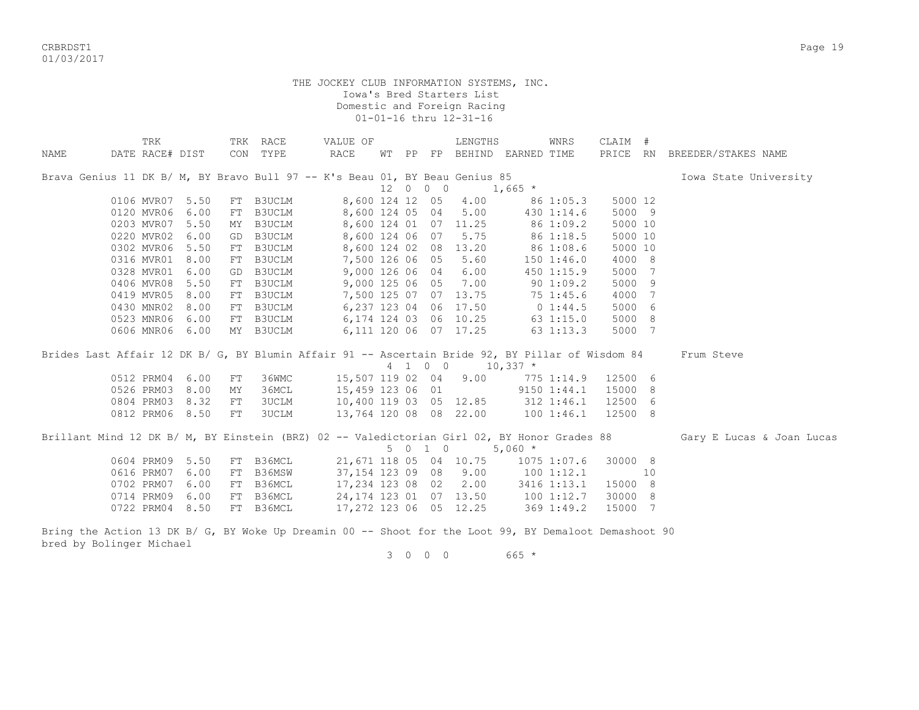THE JOCKEY CLUB INFORMATION SYSTEMS, INC.
Iowa's Bred Starters List
Domestic and Foreign Racing
01-01-16 thru 12-31-16

| NAME | TRK DATE | RACE# | DIST | TRK CON | RACE TYPE | VALUE OF RACE | WT | PP | FP | LENGTHS BEHIND | EARNED | WNRS TIME | CLAIM PRICE | # RN | BREEDER/STAKES NAME |
|---|---|---|---|---|---|---|---|---|---|---|---|---|---|---|---|
| Brava Genius 11 DK B/ M, BY Bravo Bull 97 -- K's Beau 01, BY Beau Genius 85 | | | | | | | | | | | | | | | Iowa State University |
| | | | | | | | 12 0 0 0 | | | | 1,665 * | | | | |
| | 0106 | MVR07 | 5.50 | FT | B3UCLM | 8,600 | 124 | 12 | 05 | 4.00 | 86 | 1:05.3 | 5000 | 12 | |
| | 0120 | MVR06 | 6.00 | FT | B3UCLM | 8,600 | 124 | 05 | 04 | 5.00 | 430 | 1:14.6 | 5000 | 9 | |
| | 0203 | MVR07 | 5.50 | MY | B3UCLM | 8,600 | 124 | 01 | 07 | 11.25 | 86 | 1:09.2 | 5000 | 10 | |
| | 0220 | MVR02 | 6.00 | GD | B3UCLM | 8,600 | 124 | 06 | 07 | 5.75 | 86 | 1:18.5 | 5000 | 10 | |
| | 0302 | MVR06 | 5.50 | FT | B3UCLM | 8,600 | 124 | 02 | 08 | 13.20 | 86 | 1:08.6 | 5000 | 10 | |
| | 0316 | MVR01 | 8.00 | FT | B3UCLM | 7,500 | 126 | 06 | 05 | 5.60 | 150 | 1:46.0 | 4000 | 8 | |
| | 0328 | MVR01 | 6.00 | GD | B3UCLM | 9,000 | 126 | 06 | 04 | 6.00 | 450 | 1:15.9 | 5000 | 7 | |
| | 0406 | MVR08 | 5.50 | FT | B3UCLM | 9,000 | 125 | 06 | 05 | 7.00 | 90 | 1:09.2 | 5000 | 9 | |
| | 0419 | MVR05 | 8.00 | FT | B3UCLM | 7,500 | 125 | 07 | 07 | 13.75 | 75 | 1:45.6 | 4000 | 7 | |
| | 0430 | MNR02 | 8.00 | FT | B3UCLM | 6,237 | 123 | 04 | 06 | 17.50 | 0 | 1:44.5 | 5000 | 6 | |
| | 0523 | MNR06 | 6.00 | FT | B3UCLM | 6,174 | 124 | 03 | 06 | 10.25 | 63 | 1:15.0 | 5000 | 8 | |
| | 0606 | MNR06 | 6.00 | MY | B3UCLM | 6,111 | 120 | 06 | 07 | 17.25 | 63 | 1:13.3 | 5000 | 7 | |
| Brides Last Affair 12 DK B/ G, BY Blumin Affair 91 -- Ascertain Bride 92, BY Pillar of Wisdom 84 | | | | | | | | | | | | | | | Frum Steve |
| | | | | | | | 4 1 0 0 | | | | 10,337 * | | | | |
| | 0512 | PRM04 | 6.00 | FT | 36WMC | 15,507 | 119 | 02 | 04 | 9.00 | 775 | 1:14.9 | 12500 | 6 | |
| | 0526 | PRM03 | 8.00 | MY | 36MCL | 15,459 | 123 | 06 | 01 | | 9150 | 1:44.1 | 15000 | 8 | |
| | 0804 | PRM03 | 8.32 | FT | 3UCLM | 10,400 | 119 | 03 | 05 | 12.85 | 312 | 1:46.1 | 12500 | 6 | |
| | 0812 | PRM06 | 8.50 | FT | 3UCLM | 13,764 | 120 | 08 | 08 | 22.00 | 100 | 1:46.1 | 12500 | 8 | |
| Brillant Mind 12 DK B/ M, BY Einstein (BRZ) 02 -- Valedictorian Girl 02, BY Honor Grades 88 | | | | | | | | | | | | | | | Gary E Lucas & Joan Lucas |
| | | | | | | | 5 0 1 0 | | | | 5,060 * | | | | |
| | 0604 | PRM09 | 5.50 | FT | B36MCL | 21,671 | 118 | 05 | 04 | 10.75 | 1075 | 1:07.6 | 30000 | 8 | |
| | 0616 | PRM07 | 6.00 | FT | B36MSW | 37,154 | 123 | 09 | 08 | 9.00 | 100 | 1:12.1 | | 10 | |
| | 0702 | PRM07 | 6.00 | FT | B36MCL | 17,234 | 123 | 08 | 02 | 2.00 | 3416 | 1:13.1 | 15000 | 8 | |
| | 0714 | PRM09 | 6.00 | FT | B36MCL | 24,174 | 123 | 01 | 07 | 13.50 | 100 | 1:12.7 | 30000 | 8 | |
| | 0722 | PRM04 | 8.50 | FT | B36MCL | 17,272 | 123 | 06 | 05 | 12.25 | 369 | 1:49.2 | 15000 | 7 | |

Bring the Action 13 DK B/ G, BY Woke Up Dreamin 00 -- Shoot for the Loot 99, BY Demaloot Demashoot 90
bred by Bolinger Michael

3 0 0 0 665 *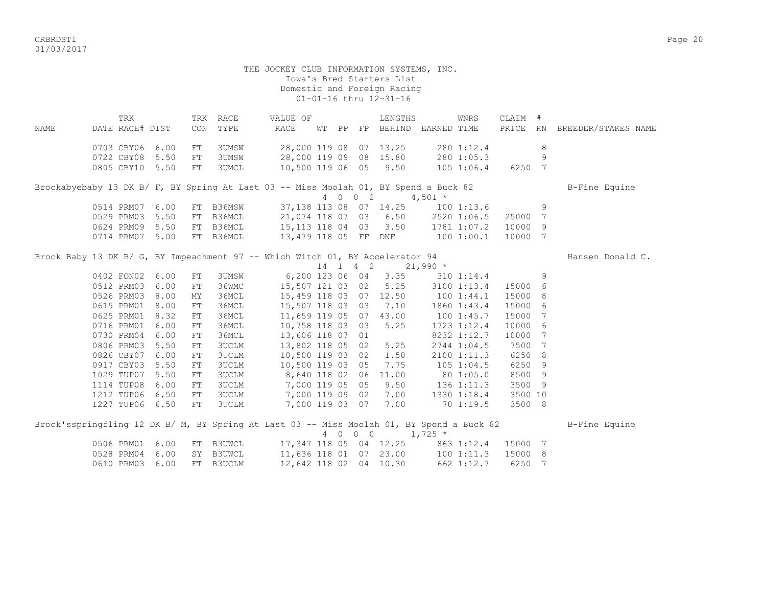THE JOCKEY CLUB INFORMATION SYSTEMS, INC.
Iowa's Bred Starters List
Domestic and Foreign Racing
01-01-16 thru 12-31-16

| NAME | TRK DATE | RACE# | DIST | TRK CON | RACE TYPE | VALUE OF RACE | WT | PP | FP | LENGTHS BEHIND | EARNED | WNRS TIME | CLAIM PRICE | # RN | BREEDER/STAKES NAME |
|---|---|---|---|---|---|---|---|---|---|---|---|---|---|---|---|
| | 0703 | CBY06 | 6.00 | FT | 3UMSW | 28,000 | 119 | 08 | 07 | 13.25 | 280 | 1:12.4 | | 8 | |
| | 0722 | CBY08 | 5.50 | FT | 3UMSW | 28,000 | 119 | 09 | 08 | 15.80 | 280 | 1:05.3 | | 9 | |
| | 0805 | CBY10 | 5.50 | FT | 3UMCL | 10,500 | 119 | 06 | 05 | 9.50 | 105 | 1:06.4 | 6250 | 7 | |
| Brockabyebaby 13 DK B/ F, BY Spring At Last 03 -- Miss Moolah 01, BY Spend a Buck 82 | | | | | | | 4 | 0 | 0 2 | | 4,501 * | | | | B-Fine Equine |
| | 0514 | PRM07 | 6.00 | FT | B36MSW | 37,138 | 113 | 08 | 07 | 14.25 | 100 | 1:13.6 | | 9 | |
| | 0529 | PRM03 | 5.50 | FT | B36MCL | 21,074 | 118 | 07 | 03 | 6.50 | 2520 | 1:06.5 | 25000 | 7 | |
| | 0624 | PRM09 | 5.50 | FT | B36MCL | 15,113 | 118 | 04 | 03 | 3.50 | 1781 | 1:07.2 | 10000 | 9 | |
| | 0714 | PRM07 | 5.00 | FT | B36MCL | 13,479 | 118 | 05 | FF | DNF | 100 | 1:00.1 | 10000 | 7 | |
| Brock Baby 13 DK B/ G, BY Impeachment 97 -- Which Witch 01, BY Accelerator 94 | | | | | | | 14 | 1 | 4 2 | | 21,990 * | | | | Hansen Donald C. |
| | 0402 | FON02 | 6.00 | FT | 3UMSW | 6,200 | 123 | 06 | 04 | 3.35 | 310 | 1:14.4 | | 9 | |
| | 0512 | PRM03 | 6.00 | FT | 36WMC | 15,507 | 121 | 03 | 02 | 5.25 | 3100 | 1:13.4 | 15000 | 6 | |
| | 0526 | PRM03 | 8.00 | MY | 36MCL | 15,459 | 118 | 03 | 07 | 12.50 | 100 | 1:44.1 | 15000 | 8 | |
| | 0615 | PRM01 | 8.00 | FT | 36MCL | 15,507 | 118 | 03 | 03 | 7.10 | 1860 | 1:43.4 | 15000 | 6 | |
| | 0625 | PRM01 | 8.32 | FT | 36MCL | 11,659 | 119 | 05 | 07 | 43.00 | 100 | 1:45.7 | 15000 | 7 | |
| | 0716 | PRM01 | 6.00 | FT | 36MCL | 10,758 | 118 | 03 | 03 | 5.25 | 1723 | 1:12.4 | 10000 | 6 | |
| | 0730 | PRM04 | 6.00 | FT | 36MCL | 13,606 | 118 | 07 | 01 | | 8232 | 1:12.7 | 10000 | 7 | |
| | 0806 | PRM03 | 5.50 | FT | 3UCLM | 13,802 | 118 | 05 | 02 | 5.25 | 2744 | 1:04.5 | 7500 | 7 | |
| | 0826 | CBY07 | 6.00 | FT | 3UCLM | 10,500 | 119 | 03 | 02 | 1.50 | 2100 | 1:11.3 | 6250 | 8 | |
| | 0917 | CBY03 | 5.50 | FT | 3UCLM | 10,500 | 119 | 03 | 05 | 7.75 | 105 | 1:04.5 | 6250 | 9 | |
| | 1029 | TUP07 | 5.50 | FT | 3UCLM | 8,640 | 118 | 02 | 06 | 11.00 | 80 | 1:05.0 | 8500 | 9 | |
| | 1114 | TUP08 | 6.00 | FT | 3UCLM | 7,000 | 119 | 05 | 05 | 9.50 | 136 | 1:11.3 | 3500 | 9 | |
| | 1212 | TUP06 | 6.50 | FT | 3UCLM | 7,000 | 119 | 09 | 02 | 7.00 | 1330 | 1:18.4 | 3500 | 10 | |
| | 1227 | TUP06 | 6.50 | FT | 3UCLM | 7,000 | 119 | 03 | 07 | 7.00 | 70 | 1:19.5 | 3500 | 8 | |
| Brock'sspringfling 12 DK B/ M, BY Spring At Last 03 -- Miss Moolah 01, BY Spend a Buck 82 | | | | | | | 4 | 0 | 0 0 | | 1,725 * | | | | B-Fine Equine |
| | 0506 | PRM01 | 6.00 | FT | B3UWCL | 17,347 | 118 | 05 | 04 | 12.25 | 863 | 1:12.4 | 15000 | 7 | |
| | 0528 | PRM04 | 6.00 | SY | B3UWCL | 11,636 | 118 | 01 | 07 | 23.00 | 100 | 1:11.3 | 15000 | 8 | |
| | 0610 | PRM03 | 6.00 | FT | B3UCLM | 12,642 | 118 | 02 | 04 | 10.30 | 662 | 1:12.7 | 6250 | 7 | |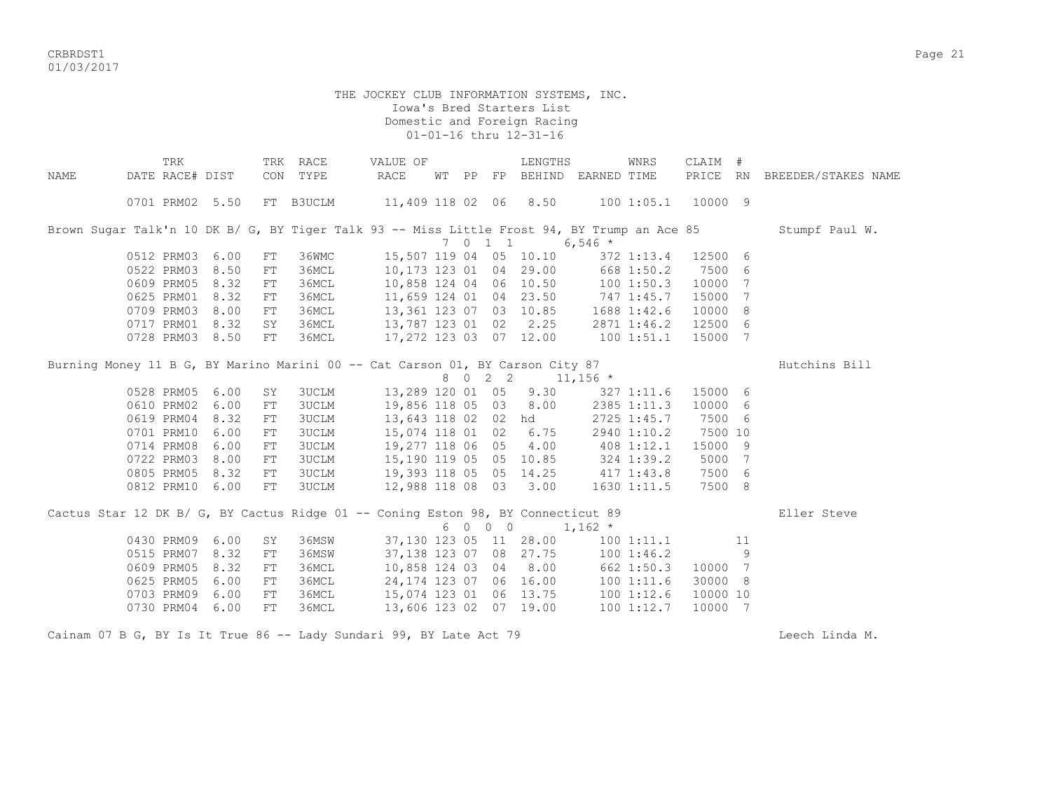THE JOCKEY CLUB INFORMATION SYSTEMS, INC.
Iowa's Bred Starters List
Domestic and Foreign Racing
01-01-16 thru 12-31-16

| NAME | TRK DATE | RACE# | DIST | TRK CON | RACE TYPE | VALUE OF RACE | WT | PP | FP | LENGTHS BEHIND | EARNED | WNRS TIME | CLAIM PRICE | # RN | BREEDER/STAKES NAME |
|---|---|---|---|---|---|---|---|---|---|---|---|---|---|---|---|
| | 0701 | PRM02 | 5.50 | FT | B3UCLM | 11,409 | 118 | 02 | 06 | 8.50 | 100 | 1:05.1 | 10000 | 9 | |
| Brown Sugar Talk'n 10 DK B/ G, BY Tiger Talk 93 -- Miss Little Frost 94, BY Trump an Ace 85 | | | | | | | 7 | 0 1 1 | | | 6,546 * | | | | Stumpf Paul W. |
| | 0512 | PRM03 | 6.00 | FT | 36WMC | 15,507 | 119 | 04 | 05 | 10.10 | 372 | 1:13.4 | 12500 | 6 | |
| | 0522 | PRM03 | 8.50 | FT | 36MCL | 10,173 | 123 | 01 | 04 | 29.00 | 668 | 1:50.2 | 7500 | 6 | |
| | 0609 | PRM05 | 8.32 | FT | 36MCL | 10,858 | 124 | 04 | 06 | 10.50 | 100 | 1:50.3 | 10000 | 7 | |
| | 0625 | PRM01 | 8.32 | FT | 36MCL | 11,659 | 124 | 01 | 04 | 23.50 | 747 | 1:45.7 | 15000 | 7 | |
| | 0709 | PRM03 | 8.00 | FT | 36MCL | 13,361 | 123 | 07 | 03 | 10.85 | 1688 | 1:42.6 | 10000 | 8 | |
| | 0717 | PRM01 | 8.32 | SY | 36MCL | 13,787 | 123 | 01 | 02 | 2.25 | 2871 | 1:46.2 | 12500 | 6 | |
| | 0728 | PRM03 | 8.50 | FT | 36MCL | 17,272 | 123 | 03 | 07 | 12.00 | 100 | 1:51.1 | 15000 | 7 | |
| Burning Money 11 B G, BY Marino Marini 00 -- Cat Carson 01, BY Carson City 87 | | | | | | | 8 | 0 2 2 | | | 11,156 * | | | | Hutchins Bill |
| | 0528 | PRM05 | 6.00 | SY | 3UCLM | 13,289 | 120 | 01 | 05 | 9.30 | 327 | 1:11.6 | 15000 | 6 | |
| | 0610 | PRM02 | 6.00 | FT | 3UCLM | 19,856 | 118 | 05 | 03 | 8.00 | 2385 | 1:11.3 | 10000 | 6 | |
| | 0619 | PRM04 | 8.32 | FT | 3UCLM | 13,643 | 118 | 02 | 02 | hd | 2725 | 1:45.7 | 7500 | 6 | |
| | 0701 | PRM10 | 6.00 | FT | 3UCLM | 15,074 | 118 | 01 | 02 | 6.75 | 2940 | 1:10.2 | 7500 | 10 | |
| | 0714 | PRM08 | 6.00 | FT | 3UCLM | 19,277 | 118 | 06 | 05 | 4.00 | 408 | 1:12.1 | 15000 | 9 | |
| | 0722 | PRM03 | 8.00 | FT | 3UCLM | 15,190 | 119 | 05 | 05 | 10.85 | 324 | 1:39.2 | 5000 | 7 | |
| | 0805 | PRM05 | 8.32 | FT | 3UCLM | 19,393 | 118 | 05 | 05 | 14.25 | 417 | 1:43.8 | 7500 | 6 | |
| | 0812 | PRM10 | 6.00 | FT | 3UCLM | 12,988 | 118 | 08 | 03 | 3.00 | 1630 | 1:11.5 | 7500 | 8 | |
| Cactus Star 12 DK B/ G, BY Cactus Ridge 01 -- Coning Eston 98, BY Connecticut 89 | | | | | | | 6 | 0 0 0 | | | 1,162 * | | | | Eller Steve |
| | 0430 | PRM09 | 6.00 | SY | 36MSW | 37,130 | 123 | 05 | 11 | 28.00 | 100 | 1:11.1 | | 11 | |
| | 0515 | PRM07 | 8.32 | FT | 36MSW | 37,138 | 123 | 07 | 08 | 27.75 | 100 | 1:46.2 | | 9 | |
| | 0609 | PRM05 | 8.32 | FT | 36MCL | 10,858 | 124 | 03 | 04 | 8.00 | 662 | 1:50.3 | 10000 | 7 | |
| | 0625 | PRM05 | 6.00 | FT | 36MCL | 24,174 | 123 | 07 | 06 | 16.00 | 100 | 1:11.6 | 30000 | 8 | |
| | 0703 | PRM09 | 6.00 | FT | 36MCL | 15,074 | 123 | 01 | 06 | 13.75 | 100 | 1:12.6 | 10000 | 10 | |
| | 0730 | PRM04 | 6.00 | FT | 36MCL | 13,606 | 123 | 02 | 07 | 19.00 | 100 | 1:12.7 | 10000 | 7 | |
| Cainam 07 B G, BY Is It True 86 -- Lady Sundari 99, BY Late Act 79 | | | | | | | | | | | | | | | Leech Linda M. |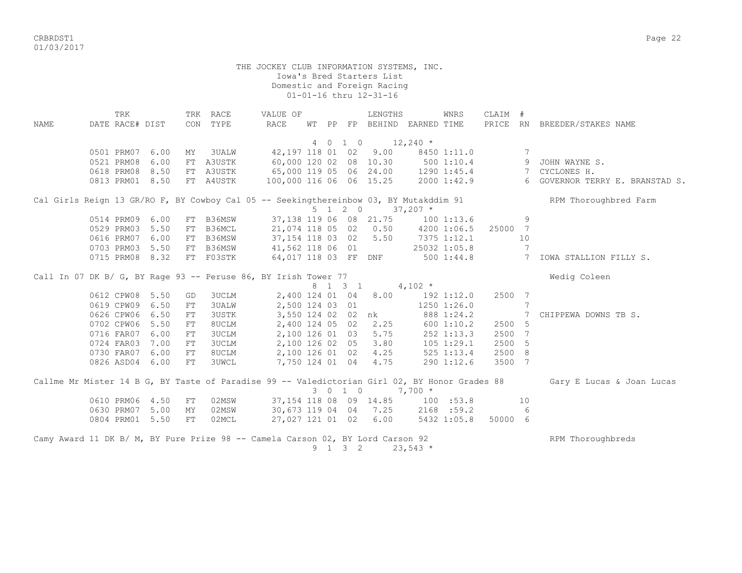THE JOCKEY CLUB INFORMATION SYSTEMS, INC.
Iowa's Bred Starters List
Domestic and Foreign Racing
01-01-16 thru 12-31-16

| NAME | TRK DATE | RACE# | DIST | TRK CON | RACE TYPE | VALUE OF RACE | WT | PP | FP | LENGTHS BEHIND | EARNED | WNRS TIME | CLAIM PRICE | # RN | BREEDER/STAKES NAME |
|---|---|---|---|---|---|---|---|---|---|---|---|---|---|---|---|
| | | | | | | | 4 | 0 1 | 0 | | 12,240 * | | | | |
| | 0501 | PRM07 | 6.00 | MY | 3UALW | 42,197 | 118 | 01 | 02 | 9.00 | 8450 | 1:11.0 | | 7 | |
| | 0521 | PRM08 | 6.00 | FT | A3USTK | 60,000 | 120 | 02 | 08 | 10.30 | 500 | 1:10.4 | | 9 | JOHN WAYNE S. |
| | 0618 | PRM08 | 8.50 | FT | A3USTK | 65,000 | 119 | 05 | 06 | 24.00 | 1290 | 1:45.4 | | 7 | CYCLONES H. |
| | 0813 | PRM01 | 8.50 | FT | A4USTK | 100,000 | 116 | 06 | 06 | 15.25 | 2000 | 1:42.9 | | 6 | GOVERNOR TERRY E. BRANSTAD S. |
| Cal Girls Reign 13 GR/RO F, BY Cowboy Cal 05 -- Seekingthereinbow 03, BY Mutakddim 91 | | | | | | | | | | | | | | | RPM Thoroughbred Farm |
| | | | | | | | 5 | 1 2 | 0 | | 37,207 * | | | | |
| | 0514 | PRM09 | 6.00 | FT | B36MSW | 37,138 | 119 | 06 | 08 | 21.75 | 100 | 1:13.6 | | 9 | |
| | 0529 | PRM03 | 5.50 | FT | B36MCL | 21,074 | 118 | 05 | 02 | 0.50 | 4200 | 1:06.5 | 25000 | 7 | |
| | 0616 | PRM07 | 6.00 | FT | B36MSW | 37,154 | 118 | 03 | 02 | 5.50 | 7375 | 1:12.1 | | 10 | |
| | 0703 | PRM03 | 5.50 | FT | B36MSW | 41,562 | 118 | 06 | 01 | | 25032 | 1:05.8 | | 7 | |
| | 0715 | PRM08 | 8.32 | FT | F03STK | 64,017 | 118 | 03 | FF | DNF | 500 | 1:44.8 | | 7 | IOWA STALLION FILLY S. |
| Call In 07 DK B/ G, BY Rage 93 -- Peruse 86, BY Irish Tower 77 | | | | | | | | | | | | | | | Wedig Coleen |
| | | | | | | | 8 | 1 3 | 1 | | 4,102 * | | | | |
| | 0612 | CPW08 | 5.50 | GD | 3UCLM | 2,400 | 124 | 01 | 04 | 8.00 | 192 | 1:12.0 | 2500 | 7 | |
| | 0619 | CPW09 | 6.50 | FT | 3UALW | 2,500 | 124 | 03 | 01 | | 1250 | 1:26.0 | | 7 | |
| | 0626 | CPW06 | 6.50 | FT | 3USTK | 3,550 | 124 | 02 | 02 | nk | 888 | 1:24.2 | | 7 | CHIPPEWA DOWNS TB S. |
| | 0702 | CPW06 | 5.50 | FT | 8UCLM | 2,400 | 124 | 05 | 02 | 2.25 | 600 | 1:10.2 | 2500 | 5 | |
| | 0716 | FAR07 | 6.00 | FT | 3UCLM | 2,100 | 126 | 01 | 03 | 5.75 | 252 | 1:13.3 | 2500 | 7 | |
| | 0724 | FAR03 | 7.00 | FT | 3UCLM | 2,100 | 126 | 02 | 05 | 3.80 | 105 | 1:29.1 | 2500 | 5 | |
| | 0730 | FAR07 | 6.00 | FT | 8UCLM | 2,100 | 126 | 01 | 02 | 4.25 | 525 | 1:13.4 | 2500 | 8 | |
| | 0826 | ASD04 | 6.00 | FT | 3UWCL | 7,750 | 124 | 01 | 04 | 4.75 | 290 | 1:12.6 | 3500 | 7 | |
| Callme Mr Mister 14 B G, BY Taste of Paradise 99 -- Valedictorian Girl 02, BY Honor Grades 88 | | | | | | | | | | | | | | | Gary E Lucas & Joan Lucas |
| | | | | | | | 3 | 0 1 | 0 | | 7,700 * | | | | |
| | 0610 | PRM06 | 4.50 | FT | 02MSW | 37,154 | 118 | 08 | 09 | 14.85 | 100 | :53.8 | | 10 | |
| | 0630 | PRM07 | 5.00 | MY | 02MSW | 30,673 | 119 | 04 | 04 | 7.25 | 2168 | :59.2 | | 6 | |
| | 0804 | PRM01 | 5.50 | FT | 02MCL | 27,027 | 121 | 01 | 02 | 6.00 | 5432 | 1:05.8 | 50000 | 6 | |
| Camy Award 11 DK B/ M, BY Pure Prize 98 -- Camela Carson 02, BY Lord Carson 92 | | | | | | | | | | | | | | | RPM Thoroughbreds |
| | | | | | | | 9 | 1 3 | 2 | | 23,543 * | | | | |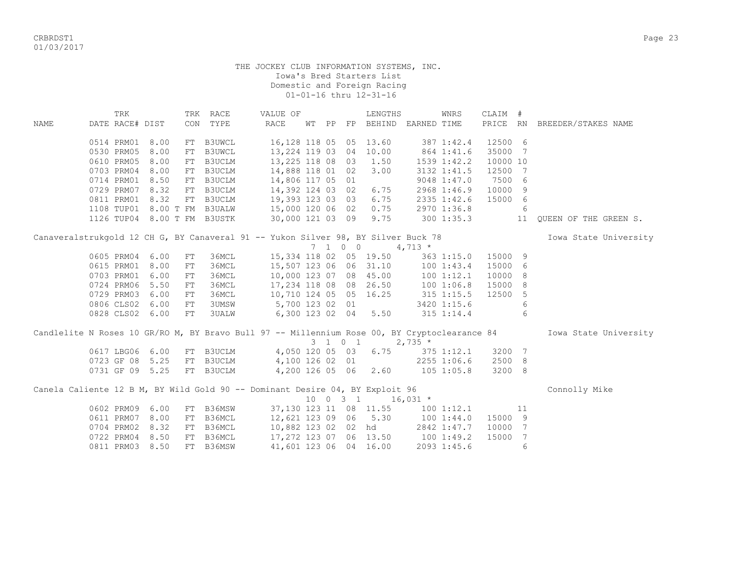THE JOCKEY CLUB INFORMATION SYSTEMS, INC.
Iowa's Bred Starters List
Domestic and Foreign Racing
01-01-16 thru 12-31-16

| NAME | TRK DATE | RACE# | DIST | TRK CON | RACE TYPE | VALUE OF RACE | WT | PP | FP | LENGTHS BEHIND | EARNED | WNRS TIME | CLAIM PRICE | # RN | BREEDER/STAKES NAME |
|---|---|---|---|---|---|---|---|---|---|---|---|---|---|---|---|
| | 0514 | PRM01 | 8.00 | FT | B3UWCL | 16,128 | 118 | 05 | 05 | 13.60 | 387 | 1:42.4 | 12500 | 6 | |
| | 0530 | PRM05 | 8.00 | FT | B3UWCL | 13,224 | 119 | 03 | 04 | 10.00 | 864 | 1:41.6 | 35000 | 7 | |
| | 0610 | PRM05 | 8.00 | FT | B3UCLM | 13,225 | 118 | 08 | 03 | 1.50 | 1539 | 1:42.2 | 10000 | 10 | |
| | 0703 | PRM04 | 8.00 | FT | B3UCLM | 14,888 | 118 | 01 | 02 | 3.00 | 3132 | 1:41.5 | 12500 | 7 | |
| | 0714 | PRM01 | 8.50 | FT | B3UCLM | 14,806 | 117 | 05 | 01 | | 9048 | 1:47.0 | 7500 | 6 | |
| | 0729 | PRM07 | 8.32 | FT | B3UCLM | 14,392 | 124 | 03 | 02 | 6.75 | 2968 | 1:46.9 | 10000 | 9 | |
| | 0811 | PRM01 | 8.32 | FT | B3UCLM | 19,393 | 123 | 03 | 03 | 6.75 | 2335 | 1:42.6 | 15000 | 6 | |
| | 1108 | TUP01 | 8.00 T | FM | B3UALW | 15,000 | 120 | 06 | 02 | 0.75 | 2970 | 1:36.8 | | 6 | |
| | 1126 | TUP04 | 8.00 T | FM | B3USTK | 30,000 | 121 | 03 | 09 | 9.75 | 300 | 1:35.3 | | 11 | QUEEN OF THE GREEN S. |
| **Canaveralstrukgold 12 CH G, BY Canaveral 91 -- Yukon Silver 98, BY Silver Buck 78** (7 1 0 0, 4,713 *) | | | | | | | | | | | | | | | Iowa State University |
| | 0605 | PRM04 | 6.00 | FT | 36MCL | 15,334 | 118 | 02 | 05 | 19.50 | 363 | 1:15.0 | 15000 | 9 | |
| | 0615 | PRM01 | 8.00 | FT | 36MCL | 15,507 | 123 | 06 | 06 | 31.10 | 100 | 1:43.4 | 15000 | 6 | |
| | 0703 | PRM01 | 6.00 | FT | 36MCL | 10,000 | 123 | 07 | 08 | 45.00 | 100 | 1:12.1 | 10000 | 8 | |
| | 0724 | PRM06 | 5.50 | FT | 36MCL | 17,234 | 118 | 08 | 08 | 26.50 | 100 | 1:06.8 | 15000 | 8 | |
| | 0729 | PRM03 | 6.00 | FT | 36MCL | 10,710 | 124 | 05 | 05 | 16.25 | 315 | 1:15.5 | 12500 | 5 | |
| | 0806 | CLS02 | 6.00 | FT | 3UMSW | 5,700 | 123 | 02 | 01 | | 3420 | 1:15.6 | | 6 | |
| | 0828 | CLS02 | 6.00 | FT | 3UALW | 6,300 | 123 | 02 | 04 | 5.50 | 315 | 1:14.4 | | 6 | |
| **Candlelite N Roses 10 GR/RO M, BY Bravo Bull 97 -- Millennium Rose 00, BY Cryptoclearance 84** (3 1 0 1, 2,735 *) | | | | | | | | | | | | | | | Iowa State University |
| | 0617 | LBG06 | 6.00 | FT | B3UCLM | 4,050 | 120 | 05 | 03 | 6.75 | 375 | 1:12.1 | 3200 | 7 | |
| | 0723 | GF 08 | 5.25 | FT | B3UCLM | 4,100 | 126 | 02 | 01 | | 2255 | 1:06.6 | 2500 | 8 | |
| | 0731 | GF 09 | 5.25 | FT | B3UCLM | 4,200 | 126 | 05 | 06 | 2.60 | 105 | 1:05.8 | 3200 | 8 | |
| **Canela Caliente 12 B M, BY Wild Gold 90 -- Dominant Desire 04, BY Exploit 96** (10 0 3 1, 16,031 *) | | | | | | | | | | | | | | | Connolly Mike |
| | 0602 | PRM09 | 6.00 | FT | B36MSW | 37,130 | 123 | 11 | 08 | 11.55 | 100 | 1:12.1 | | 11 | |
| | 0611 | PRM07 | 8.00 | FT | B36MCL | 12,621 | 123 | 09 | 06 | 5.30 | 100 | 1:44.0 | 15000 | 9 | |
| | 0704 | PRM02 | 8.32 | FT | B36MCL | 10,882 | 123 | 02 | 02 | hd | 2842 | 1:47.7 | 10000 | 7 | |
| | 0722 | PRM04 | 8.50 | FT | B36MCL | 17,272 | 123 | 07 | 06 | 13.50 | 100 | 1:49.2 | 15000 | 7 | |
| | 0811 | PRM03 | 8.50 | FT | B36MSW | 41,601 | 123 | 06 | 04 | 16.00 | 2093 | 1:45.6 | | 6 | |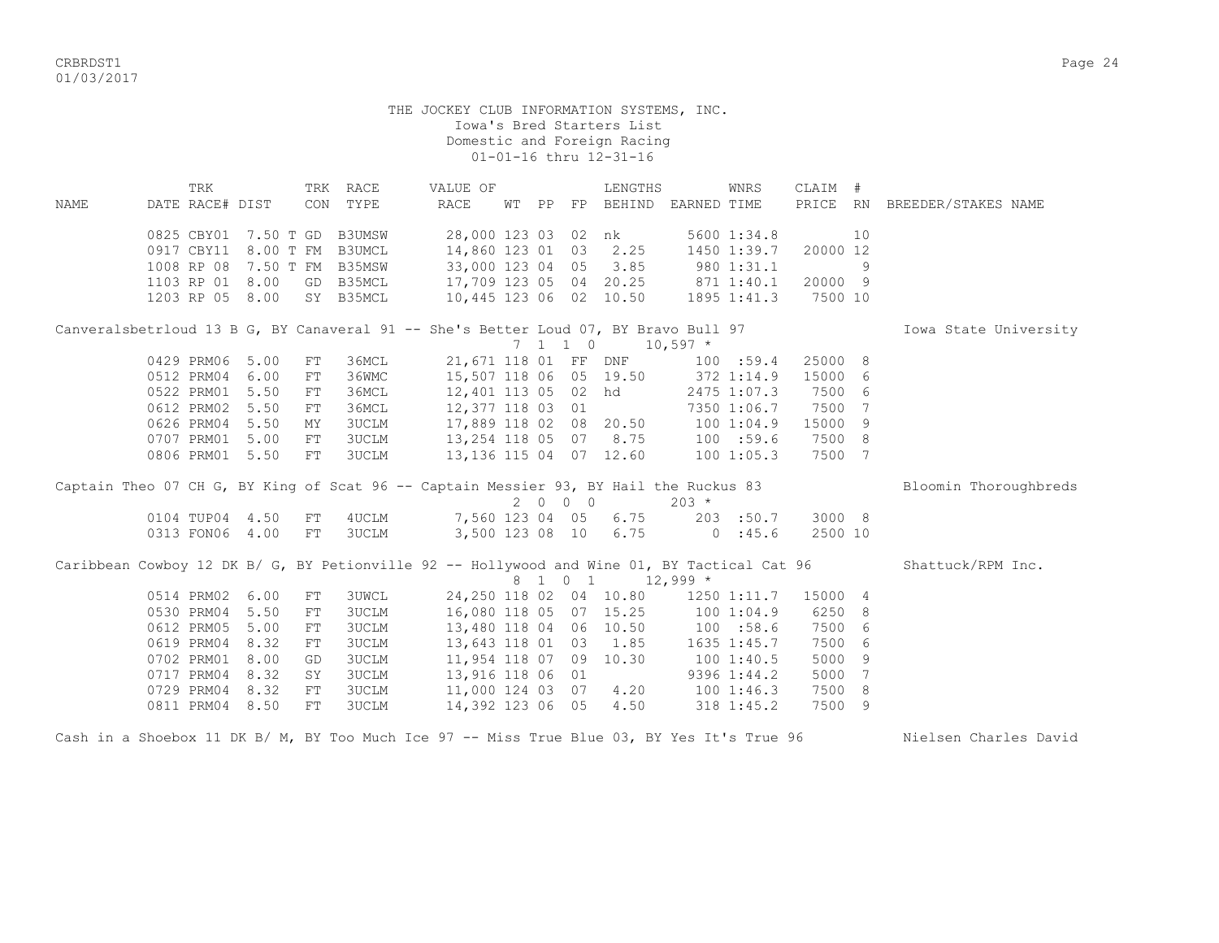THE JOCKEY CLUB INFORMATION SYSTEMS, INC.
Iowa's Bred Starters List
Domestic and Foreign Racing
01-01-16 thru 12-31-16

| NAME | TRK DATE | RACE# | DIST | TRK CON | RACE TYPE | VALUE OF RACE | WT | PP | FP | LENGTHS BEHIND | EARNED | WNRS TIME | CLAIM PRICE | # RN | BREEDER/STAKES NAME |
|---|---|---|---|---|---|---|---|---|---|---|---|---|---|---|---|
| | 0825 | CBY01 | 7.50 T | GD | B3UMSW | 28,000 | 123 | 03 | 02 | nk | 5600 | 1:34.8 | | 10 | |
| | 0917 | CBY11 | 8.00 T | FM | B3UMCL | 14,860 | 123 | 01 | 03 | 2.25 | 1450 | 1:39.7 | 20000 | 12 | |
| | 1008 | RP 08 | 7.50 T | FM | B35MSW | 33,000 | 123 | 04 | 05 | 3.85 | 980 | 1:31.1 | | 9 | |
| | 1103 | RP 01 | 8.00 | GD | B35MCL | 17,709 | 123 | 05 | 04 | 20.25 | 871 | 1:40.1 | 20000 | 9 | |
| | 1203 | RP 05 | 8.00 | SY | B35MCL | 10,445 | 123 | 06 | 02 | 10.50 | 1895 | 1:41.3 | 7500 | 10 | |
| Canveralsbetrloud 13 B G, BY Canaveral 91 -- She's Better Loud 07, BY Bravo Bull 97 | | | | | | | 7 | 1 | 1 0 | | 10,597 * | | | | Iowa State University |
| | 0429 | PRM06 | 5.00 | FT | 36MCL | 21,671 | 118 | 01 | FF | DNF | 100 | :59.4 | 25000 | 8 | |
| | 0512 | PRM04 | 6.00 | FT | 36WMC | 15,507 | 118 | 06 | 05 | 19.50 | 372 | 1:14.9 | 15000 | 6 | |
| | 0522 | PRM01 | 5.50 | FT | 36MCL | 12,401 | 113 | 05 | 02 | hd | 2475 | 1:07.3 | 7500 | 6 | |
| | 0612 | PRM02 | 5.50 | FT | 36MCL | 12,377 | 118 | 03 | 01 | | 7350 | 1:06.7 | 7500 | 7 | |
| | 0626 | PRM04 | 5.50 | MY | 3UCLM | 17,889 | 118 | 02 | 08 | 20.50 | 100 | 1:04.9 | 15000 | 9 | |
| | 0707 | PRM01 | 5.00 | FT | 3UCLM | 13,254 | 118 | 05 | 07 | 8.75 | 100 | :59.6 | 7500 | 8 | |
| | 0806 | PRM01 | 5.50 | FT | 3UCLM | 13,136 | 115 | 04 | 07 | 12.60 | 100 | 1:05.3 | 7500 | 7 | |
| Captain Theo 07 CH G, BY King of Scat 96 -- Captain Messier 93, BY Hail the Ruckus 83 | | | | | | | 2 | 0 | 0 0 | | 203 * | | | | Bloomin Thoroughbreds |
| | 0104 | TUP04 | 4.50 | FT | 4UCLM | 7,560 | 123 | 04 | 05 | 6.75 | 203 | :50.7 | 3000 | 8 | |
| | 0313 | FON06 | 4.00 | FT | 3UCLM | 3,500 | 123 | 08 | 10 | 6.75 | 0 | :45.6 | 2500 | 10 | |
| Caribbean Cowboy 12 DK B/ G, BY Petionville 92 -- Hollywood and Wine 01, BY Tactical Cat 96 | | | | | | | 8 | 1 | 0 1 | | 12,999 * | | | | Shattuck/RPM Inc. |
| | 0514 | PRM02 | 6.00 | FT | 3UWCL | 24,250 | 118 | 02 | 04 | 10.80 | 1250 | 1:11.7 | 15000 | 4 | |
| | 0530 | PRM04 | 5.50 | FT | 3UCLM | 16,080 | 118 | 05 | 07 | 15.25 | 100 | 1:04.9 | 6250 | 8 | |
| | 0612 | PRM05 | 5.00 | FT | 3UCLM | 13,480 | 118 | 04 | 06 | 10.50 | 100 | :58.6 | 7500 | 6 | |
| | 0619 | PRM04 | 8.32 | FT | 3UCLM | 13,643 | 118 | 01 | 03 | 1.85 | 1635 | 1:45.7 | 7500 | 6 | |
| | 0702 | PRM01 | 8.00 | GD | 3UCLM | 11,954 | 118 | 07 | 09 | 10.30 | 100 | 1:40.5 | 5000 | 9 | |
| | 0717 | PRM04 | 8.32 | SY | 3UCLM | 13,916 | 118 | 06 | 01 | | 9396 | 1:44.2 | 5000 | 7 | |
| | 0729 | PRM04 | 8.32 | FT | 3UCLM | 11,000 | 124 | 03 | 07 | 4.20 | 100 | 1:46.3 | 7500 | 8 | |
| | 0811 | PRM04 | 8.50 | FT | 3UCLM | 14,392 | 123 | 06 | 05 | 4.50 | 318 | 1:45.2 | 7500 | 9 | |
| Cash in a Shoebox 11 DK B/ M, BY Too Much Ice 97 -- Miss True Blue 03, BY Yes It's True 96 | | | | | | | | | | | | | | | Nielsen Charles David |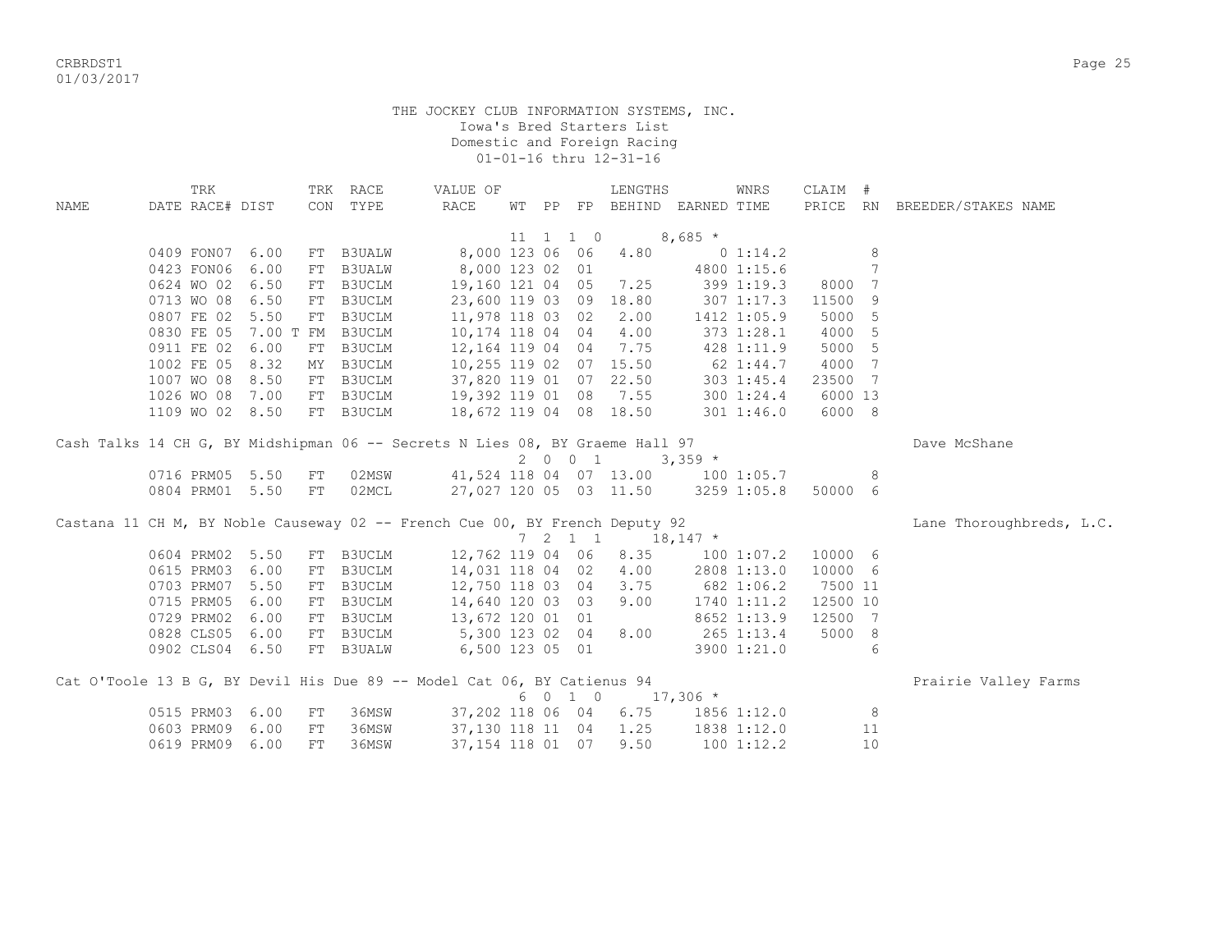THE JOCKEY CLUB INFORMATION SYSTEMS, INC.
Iowa's Bred Starters List
Domestic and Foreign Racing
01-01-16 thru 12-31-16

| NAME | TRK DATE | RACE# | DIST | TRK CON | RACE TYPE | VALUE OF RACE | WT | PP | FP | LENGTHS BEHIND | EARNED | WNRS TIME | CLAIM PRICE | # RN | BREEDER/STAKES NAME |
|---|---|---|---|---|---|---|---|---|---|---|---|---|---|---|---|
| | | | | | | | 11 | 1 | 1 0 | | 8,685 * | | | | |
| | 0409 | FON07 | 6.00 | FT | B3UALW | 8,000 | 123 | 06 | 06 | 4.80 | 0 | 1:14.2 | | 8 | |
| | 0423 | FON06 | 6.00 | FT | B3UALW | 8,000 | 123 | 02 | 01 | | 4800 | 1:15.6 | | 7 | |
| | 0624 | WO 02 | 6.50 | FT | B3UCLM | 19,160 | 121 | 04 | 05 | 7.25 | 399 | 1:19.3 | 8000 | 7 | |
| | 0713 | WO 08 | 6.50 | FT | B3UCLM | 23,600 | 119 | 03 | 09 | 18.80 | 307 | 1:17.3 | 11500 | 9 | |
| | 0807 | FE 02 | 5.50 | FT | B3UCLM | 11,978 | 118 | 03 | 02 | 2.00 | 1412 | 1:05.9 | 5000 | 5 | |
| | 0830 | FE 05 | 7.00 T | FM | B3UCLM | 10,174 | 118 | 04 | 04 | 4.00 | 373 | 1:28.1 | 4000 | 5 | |
| | 0911 | FE 02 | 6.00 | FT | B3UCLM | 12,164 | 119 | 04 | 04 | 7.75 | 428 | 1:11.9 | 5000 | 5 | |
| | 1002 | FE 05 | 8.32 | MY | B3UCLM | 10,255 | 119 | 02 | 07 | 15.50 | 62 | 1:44.7 | 4000 | 7 | |
| | 1007 | WO 08 | 8.50 | FT | B3UCLM | 37,820 | 119 | 01 | 07 | 22.50 | 303 | 1:45.4 | 23500 | 7 | |
| | 1026 | WO 08 | 7.00 | FT | B3UCLM | 19,392 | 119 | 01 | 08 | 7.55 | 300 | 1:24.4 | 6000 | 13 | |
| | 1109 | WO 02 | 8.50 | FT | B3UCLM | 18,672 | 119 | 04 | 08 | 18.50 | 301 | 1:46.0 | 6000 | 8 | |
| Cash Talks 14 CH G, BY Midshipman 06 -- Secrets N Lies 08, BY Graeme Hall 97 | | | | | | | | | | | | | | | Dave McShane |
| | | | | | | | 2 | 0 | 0 1 | | 3,359 * | | | | |
| | 0716 | PRM05 | 5.50 | FT | 02MSW | 41,524 | 118 | 04 | 07 | 13.00 | 100 | 1:05.7 | | 8 | |
| | 0804 | PRM01 | 5.50 | FT | 02MCL | 27,027 | 120 | 05 | 03 | 11.50 | 3259 | 1:05.8 | 50000 | 6 | |
| Castana 11 CH M, BY Noble Causeway 02 -- French Cue 00, BY French Deputy 92 | | | | | | | | | | | | | | | Lane Thoroughbreds, L.C. |
| | | | | | | | 7 | 2 | 1 1 | | 18,147 * | | | | |
| | 0604 | PRM02 | 5.50 | FT | B3UCLM | 12,762 | 119 | 04 | 06 | 8.35 | 100 | 1:07.2 | 10000 | 6 | |
| | 0615 | PRM03 | 6.00 | FT | B3UCLM | 14,031 | 118 | 04 | 02 | 4.00 | 2808 | 1:13.0 | 10000 | 6 | |
| | 0703 | PRM07 | 5.50 | FT | B3UCLM | 12,750 | 118 | 03 | 04 | 3.75 | 682 | 1:06.2 | 7500 | 11 | |
| | 0715 | PRM05 | 6.00 | FT | B3UCLM | 14,640 | 120 | 03 | 03 | 9.00 | 1740 | 1:11.2 | 12500 | 10 | |
| | 0729 | PRM02 | 6.00 | FT | B3UCLM | 13,672 | 120 | 01 | 01 | | 8652 | 1:13.9 | 12500 | 7 | |
| | 0828 | CLS05 | 6.00 | FT | B3UCLM | 5,300 | 123 | 02 | 04 | 8.00 | 265 | 1:13.4 | 5000 | 8 | |
| | 0902 | CLS04 | 6.50 | FT | B3UALW | 6,500 | 123 | 05 | 01 | | 3900 | 1:21.0 | | 6 | |
| Cat O'Toole 13 B G, BY Devil His Due 89 -- Model Cat 06, BY Catienus 94 | | | | | | | | | | | | | | | Prairie Valley Farms |
| | | | | | | | 6 | 0 | 1 0 | | 17,306 * | | | | |
| | 0515 | PRM03 | 6.00 | FT | 36MSW | 37,202 | 118 | 06 | 04 | 6.75 | 1856 | 1:12.0 | | 8 | |
| | 0603 | PRM09 | 6.00 | FT | 36MSW | 37,130 | 118 | 11 | 04 | 1.25 | 1838 | 1:12.0 | | 11 | |
| | 0619 | PRM09 | 6.00 | FT | 36MSW | 37,154 | 118 | 01 | 07 | 9.50 | 100 | 1:12.2 | | 10 | |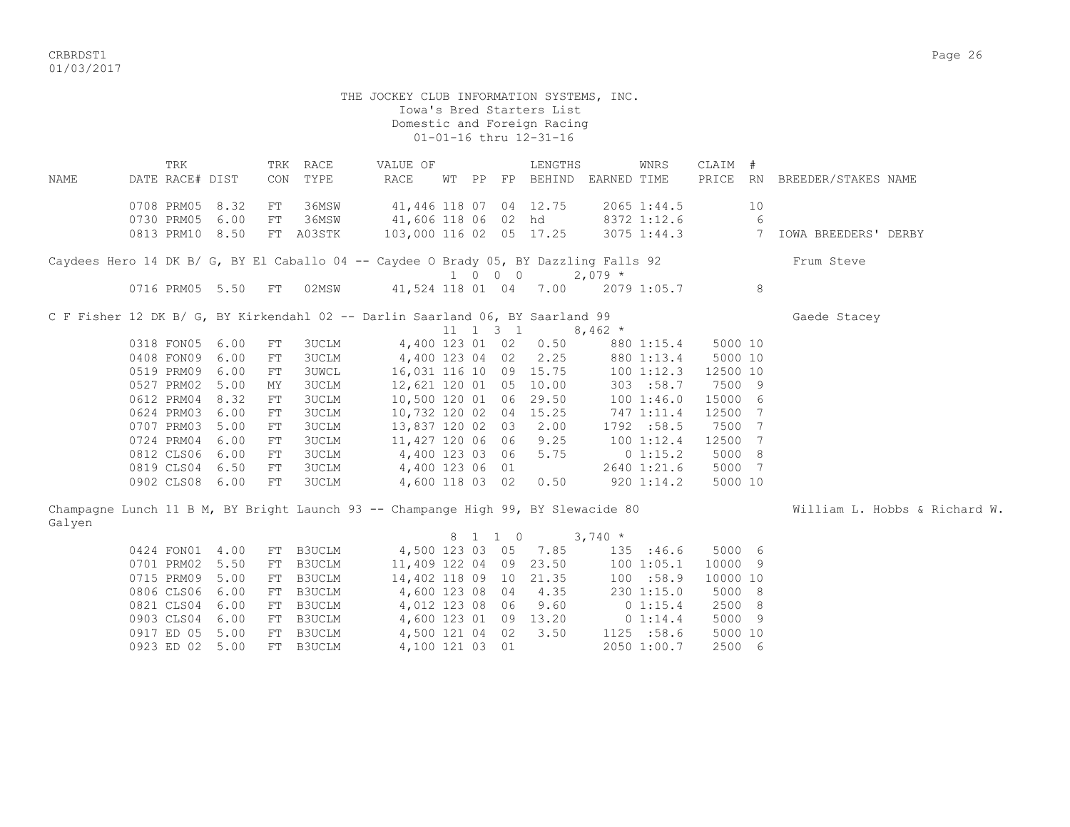THE JOCKEY CLUB INFORMATION SYSTEMS, INC.
Iowa's Bred Starters List
Domestic and Foreign Racing
01-01-16 thru 12-31-16

| NAME | TRK DATE | RACE# | DIST | TRK CON | RACE TYPE | VALUE OF RACE | WT | PP | FP | LENGTHS BEHIND | EARNED | WNRS TIME | CLAIM PRICE | # RN | BREEDER/STAKES NAME |
|---|---|---|---|---|---|---|---|---|---|---|---|---|---|---|---|
| | 0708 | PRM05 | 8.32 | FT | 36MSW | 41,446 | 118 | 07 | 04 | 12.75 | 2065 | 1:44.5 | | 10 | |
| | 0730 | PRM05 | 6.00 | FT | 36MSW | 41,606 | 118 | 06 | 02 | hd | 8372 | 1:12.6 | | 6 | |
| | 0813 | PRM10 | 8.50 | FT | A03STK | 103,000 | 116 | 02 | 05 | 17.25 | 3075 | 1:44.3 | | 7 | IOWA BREEDERS' DERBY |
| Caydees Hero 14 DK B/ G, BY El Caballo 04 -- Caydee O Brady 05, BY Dazzling Falls 92 | | | | | | | | | | | | | | | Frum Steve |
| | | | | | | 1 0 0 0 | | | | | 2,079 * | | | | |
| | 0716 | PRM05 | 5.50 | FT | 02MSW | 41,524 | 118 | 01 | 04 | 7.00 | 2079 | 1:05.7 | | 8 | |
| C F Fisher 12 DK B/ G, BY Kirkendahl 02 -- Darlin Saarland 06, BY Saarland 99 | | | | | | | | | | | | | | | Gaede Stacey |
| | | | | | | 11 1 3 1 | | | | | 8,462 * | | | | |
| | 0318 | FON05 | 6.00 | FT | 3UCLM | 4,400 | 123 | 01 | 02 | 0.50 | 880 | 1:15.4 | 5000 | 10 | |
| | 0408 | FON09 | 6.00 | FT | 3UCLM | 4,400 | 123 | 04 | 02 | 2.25 | 880 | 1:13.4 | 5000 | 10 | |
| | 0519 | PRM09 | 6.00 | FT | 3UWCL | 16,031 | 116 | 10 | 09 | 15.75 | 100 | 1:12.3 | 12500 | 10 | |
| | 0527 | PRM02 | 5.00 | MY | 3UCLM | 12,621 | 120 | 01 | 05 | 10.00 | 303 | :58.7 | 7500 | 9 | |
| | 0612 | PRM04 | 8.32 | FT | 3UCLM | 10,500 | 120 | 01 | 06 | 29.50 | 100 | 1:46.0 | 15000 | 6 | |
| | 0624 | PRM03 | 6.00 | FT | 3UCLM | 10,732 | 120 | 02 | 04 | 15.25 | 747 | 1:11.4 | 12500 | 7 | |
| | 0707 | PRM03 | 5.00 | FT | 3UCLM | 13,837 | 120 | 02 | 03 | 2.00 | 1792 | :58.5 | 7500 | 7 | |
| | 0724 | PRM04 | 6.00 | FT | 3UCLM | 11,427 | 120 | 06 | 06 | 9.25 | 100 | 1:12.4 | 12500 | 7 | |
| | 0812 | CLS06 | 6.00 | FT | 3UCLM | 4,400 | 123 | 03 | 06 | 5.75 | 0 | 1:15.2 | 5000 | 8 | |
| | 0819 | CLS04 | 6.50 | FT | 3UCLM | 4,400 | 123 | 06 | 01 | | 2640 | 1:21.6 | 5000 | 7 | |
| | 0902 | CLS08 | 6.00 | FT | 3UCLM | 4,600 | 118 | 03 | 02 | 0.50 | 920 | 1:14.2 | 5000 | 10 | |
| Champagne Lunch 11 B M, BY Bright Launch 93 -- Champange High 99, BY Slewacide 80 | | | | | | | | | | | | | | | William L. Hobbs & Richard W. Galyen |
| | | | | | | 8 1 1 0 | | | | | 3,740 * | | | | |
| | 0424 | FON01 | 4.00 | FT | B3UCLM | 4,500 | 123 | 03 | 05 | 7.85 | 135 | :46.6 | 5000 | 6 | |
| | 0701 | PRM02 | 5.50 | FT | B3UCLM | 11,409 | 122 | 04 | 09 | 23.50 | 100 | 1:05.1 | 10000 | 9 | |
| | 0715 | PRM09 | 5.00 | FT | B3UCLM | 14,402 | 118 | 09 | 10 | 21.35 | 100 | :58.9 | 10000 | 10 | |
| | 0806 | CLS06 | 6.00 | FT | B3UCLM | 4,600 | 123 | 08 | 04 | 4.35 | 230 | 1:15.0 | 5000 | 8 | |
| | 0821 | CLS04 | 6.00 | FT | B3UCLM | 4,012 | 123 | 08 | 06 | 9.60 | 0 | 1:15.4 | 2500 | 8 | |
| | 0903 | CLS04 | 6.00 | FT | B3UCLM | 4,600 | 123 | 01 | 09 | 13.20 | 0 | 1:14.4 | 5000 | 9 | |
| | 0917 | ED 05 | 5.00 | FT | B3UCLM | 4,500 | 121 | 04 | 02 | 3.50 | 1125 | :58.6 | 5000 | 10 | |
| | 0923 | ED 02 | 5.00 | FT | B3UCLM | 4,100 | 121 | 03 | 01 | | 2050 | 1:00.7 | 2500 | 6 | |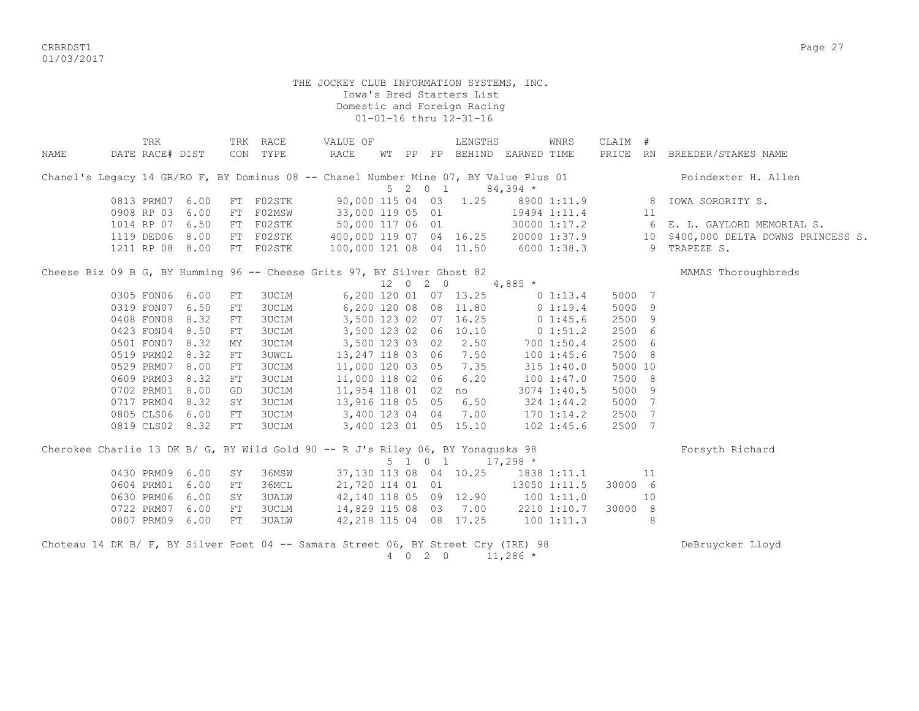THE JOCKEY CLUB INFORMATION SYSTEMS, INC.
Iowa's Bred Starters List
Domestic and Foreign Racing
01-01-16 thru 12-31-16

| NAME | TRK DATE | RACE# | DIST | TRK CON | RACE TYPE | VALUE OF RACE | WT | PP | FP | LENGTHS BEHIND | EARNED | WNRS TIME | CLAIM PRICE | # RN | BREEDER/STAKES NAME |
|---|---|---|---|---|---|---|---|---|---|---|---|---|---|---|---|
| Chanel's Legacy 14 GR/RO F, BY Dominus 08 -- Chanel Number Mine 07, BY Value Plus 01 | | | | | | | 5 | 2 | 0 1 | | 84,394 * | | | | Poindexter H. Allen |
| | 0813 | PRM07 | 6.00 | FT | F02STK | 90,000 | 115 | 04 | 03 | 1.25 | 8900 | 1:11.9 | | 8 | IOWA SORORITY S. |
| | 0908 | RP 03 | 6.00 | FT | F02MSW | 33,000 | 119 | 05 | 01 | | 19494 | 1:11.4 | | 11 | |
| | 1014 | RP 07 | 6.50 | FT | F02STK | 50,000 | 117 | 06 | 01 | | 30000 | 1:17.2 | | 6 | E. L. GAYLORD MEMORIAL S. |
| | 1119 | DED06 | 8.00 | FT | F02STK | 400,000 | 119 | 07 | 04 | 16.25 | 20000 | 1:37.9 | | 10 | $400,000 DELTA DOWNS PRINCESS S. |
| | 1211 | RP 08 | 8.00 | FT | F02STK | 100,000 | 121 | 08 | 04 | 11.50 | 6000 | 1:38.3 | | 9 | TRAPEZE S. |
| Cheese Biz 09 B G, BY Humming 96 -- Cheese Grits 97, BY Silver Ghost 82 | | | | | | | 12 | 0 | 2 0 | | 4,885 * | | | | MAMAS Thoroughbreds |
| | 0305 | FON06 | 6.00 | FT | 3UCLM | 6,200 | 120 | 01 | 07 | 13.25 | 0 | 1:13.4 | 5000 | 7 | |
| | 0319 | FON07 | 6.50 | FT | 3UCLM | 6,200 | 120 | 08 | 08 | 11.80 | 0 | 1:19.4 | 5000 | 9 | |
| | 0408 | FON08 | 8.32 | FT | 3UCLM | 3,500 | 123 | 02 | 07 | 16.25 | 0 | 1:45.6 | 2500 | 9 | |
| | 0423 | FON04 | 8.50 | FT | 3UCLM | 3,500 | 123 | 02 | 06 | 10.10 | 0 | 1:51.2 | 2500 | 6 | |
| | 0501 | FON07 | 8.32 | MY | 3UCLM | 3,500 | 123 | 03 | 02 | 2.50 | 700 | 1:50.4 | 2500 | 6 | |
| | 0519 | PRM02 | 8.32 | FT | 3UWCL | 13,247 | 118 | 03 | 06 | 7.50 | 100 | 1:45.6 | 7500 | 8 | |
| | 0529 | PRM07 | 8.00 | FT | 3UCLM | 11,000 | 120 | 03 | 05 | 7.35 | 315 | 1:40.0 | 5000 | 10 | |
| | 0609 | PRM03 | 8.32 | FT | 3UCLM | 11,000 | 118 | 02 | 06 | 6.20 | 100 | 1:47.0 | 7500 | 8 | |
| | 0702 | PRM01 | 8.00 | GD | 3UCLM | 11,954 | 118 | 01 | 02 | no | 3074 | 1:40.5 | 5000 | 9 | |
| | 0717 | PRM04 | 8.32 | SY | 3UCLM | 13,916 | 118 | 05 | 05 | 6.50 | 324 | 1:44.2 | 5000 | 7 | |
| | 0805 | CLS06 | 6.00 | FT | 3UCLM | 3,400 | 123 | 04 | 04 | 7.00 | 170 | 1:14.2 | 2500 | 7 | |
| | 0819 | CLS02 | 8.32 | FT | 3UCLM | 3,400 | 123 | 01 | 05 | 15.10 | 102 | 1:45.6 | 2500 | 7 | |
| Cherokee Charlie 13 DK B/ G, BY Wild Gold 90 -- R J's Riley 06, BY Yonaguska 98 | | | | | | | 5 | 1 | 0 1 | | 17,298 * | | | | Forsyth Richard |
| | 0430 | PRM09 | 6.00 | SY | 36MSW | 37,130 | 113 | 08 | 04 | 10.25 | 1838 | 1:11.1 | | 11 | |
| | 0604 | PRM01 | 6.00 | FT | 36MCL | 21,720 | 114 | 01 | 01 | | 13050 | 1:11.5 | 30000 | 6 | |
| | 0630 | PRM06 | 6.00 | SY | 3UALW | 42,140 | 118 | 05 | 09 | 12.90 | 100 | 1:11.0 | | 10 | |
| | 0722 | PRM07 | 6.00 | FT | 3UCLM | 14,829 | 115 | 08 | 03 | 7.00 | 2210 | 1:10.7 | 30000 | 8 | |
| | 0807 | PRM09 | 6.00 | FT | 3UALW | 42,218 | 115 | 04 | 08 | 17.25 | 100 | 1:11.3 | | 8 | |
| Choteau 14 DK B/ F, BY Silver Poet 04 -- Samara Street 06, BY Street Cry (IRE) 98 | | | | | | | 4 | 0 | 2 0 | | 11,286 * | | | | DeBruycker Lloyd |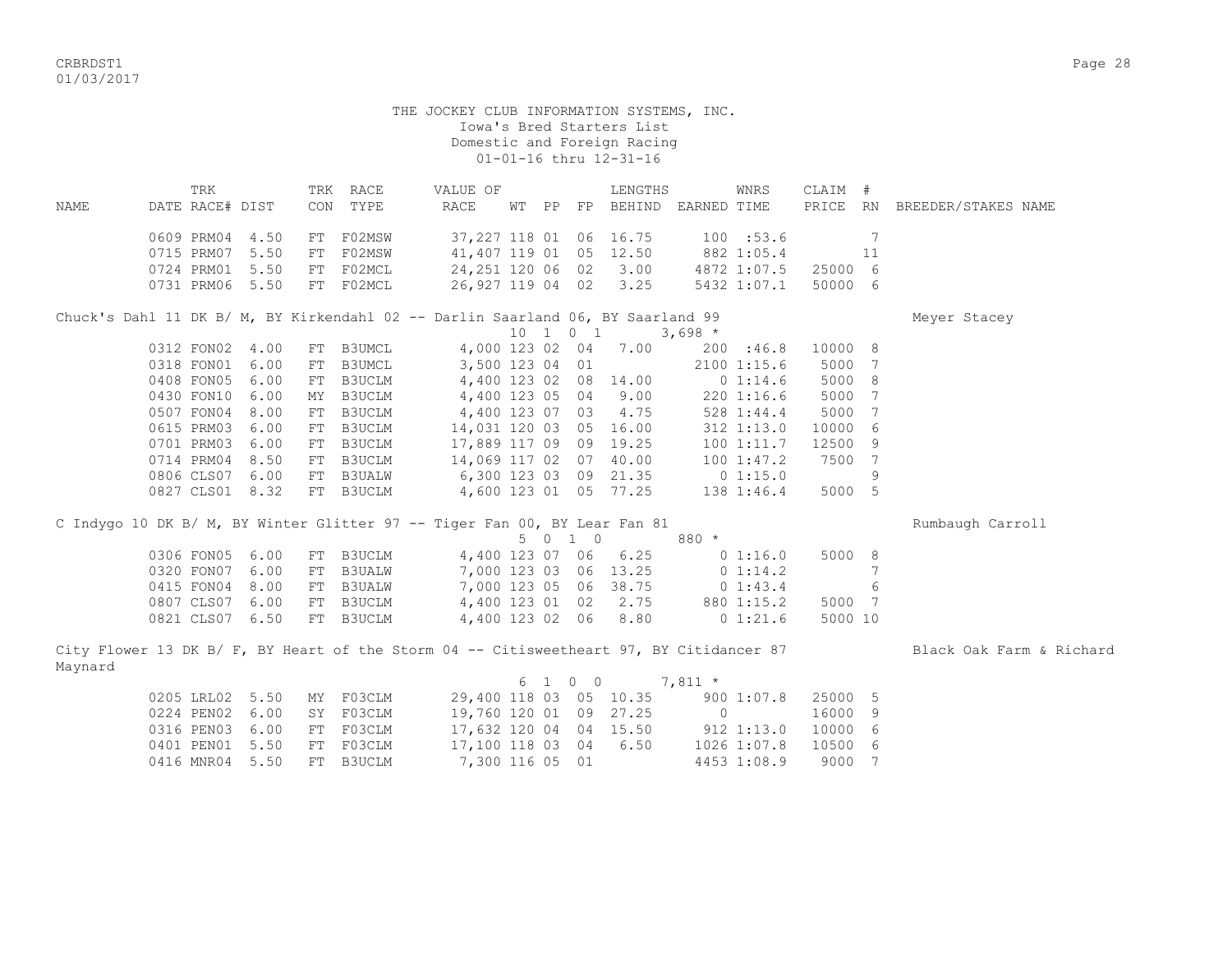THE JOCKEY CLUB INFORMATION SYSTEMS, INC.
Iowa's Bred Starters List
Domestic and Foreign Racing
01-01-16 thru 12-31-16

| NAME | TRK DATE | RACE# | DIST | TRK CON | RACE TYPE | VALUE OF RACE | WT | PP | FP | LENGTHS BEHIND | EARNED | WNRS TIME | CLAIM PRICE | # RN | BREEDER/STAKES NAME |
|---|---|---|---|---|---|---|---|---|---|---|---|---|---|---|---|
| | 0609 | PRM04 | 4.50 | FT | F02MSW | 37,227 | 118 | 01 | 06 | 16.75 | 100 | :53.6 | | 7 | |
| | 0715 | PRM07 | 5.50 | FT | F02MSW | 41,407 | 119 | 01 | 05 | 12.50 | 882 | 1:05.4 | | 11 | |
| | 0724 | PRM01 | 5.50 | FT | F02MCL | 24,251 | 120 | 06 | 02 | 3.00 | 4872 | 1:07.5 | 25000 | 6 | |
| | 0731 | PRM06 | 5.50 | FT | F02MCL | 26,927 | 119 | 04 | 02 | 3.25 | 5432 | 1:07.1 | 50000 | 6 | |
| Chuck's Dahl 11 DK B/ M, BY Kirkendahl 02 -- Darlin Saarland 06, BY Saarland 99 | | | | | | | | | | | | | | | Meyer Stacey |
| | | | | | | | 10 | 1 | 0 1 | | 3,698 * | | | | |
| | 0312 | FON02 | 4.00 | FT | B3UMCL | 4,000 | 123 | 02 | 04 | 7.00 | 200 | :46.8 | 10000 | 8 | |
| | 0318 | FON01 | 6.00 | FT | B3UMCL | 3,500 | 123 | 04 | 01 | | 2100 | 1:15.6 | 5000 | 7 | |
| | 0408 | FON05 | 6.00 | FT | B3UCLM | 4,400 | 123 | 02 | 08 | 14.00 | 0 | 1:14.6 | 5000 | 8 | |
| | 0430 | FON10 | 6.00 | MY | B3UCLM | 4,400 | 123 | 05 | 04 | 9.00 | 220 | 1:16.6 | 5000 | 7 | |
| | 0507 | FON04 | 8.00 | FT | B3UCLM | 4,400 | 123 | 07 | 03 | 4.75 | 528 | 1:44.4 | 5000 | 7 | |
| | 0615 | PRM03 | 6.00 | FT | B3UCLM | 14,031 | 120 | 03 | 05 | 16.00 | 312 | 1:13.0 | 10000 | 6 | |
| | 0701 | PRM03 | 6.00 | FT | B3UCLM | 17,889 | 117 | 09 | 09 | 19.25 | 100 | 1:11.7 | 12500 | 9 | |
| | 0714 | PRM04 | 8.50 | FT | B3UCLM | 14,069 | 117 | 02 | 07 | 40.00 | 100 | 1:47.2 | 7500 | 7 | |
| | 0806 | CLS07 | 6.00 | FT | B3UALW | 6,300 | 123 | 03 | 09 | 21.35 | 0 | 1:15.0 | | 9 | |
| | 0827 | CLS01 | 8.32 | FT | B3UCLM | 4,600 | 123 | 01 | 05 | 77.25 | 138 | 1:46.4 | 5000 | 5 | |
| C Indygo 10 DK B/ M, BY Winter Glitter 97 -- Tiger Fan 00, BY Lear Fan 81 | | | | | | | | | | | | | | | Rumbaugh Carroll |
| | | | | | | | 5 | 0 | 1 0 | | 880 * | | | | |
| | 0306 | FON05 | 6.00 | FT | B3UCLM | 4,400 | 123 | 07 | 06 | 6.25 | 0 | 1:16.0 | 5000 | 8 | |
| | 0320 | FON07 | 6.00 | FT | B3UALW | 7,000 | 123 | 03 | 06 | 13.25 | 0 | 1:14.2 | | 7 | |
| | 0415 | FON04 | 8.00 | FT | B3UALW | 7,000 | 123 | 05 | 06 | 38.75 | 0 | 1:43.4 | | 6 | |
| | 0807 | CLS07 | 6.00 | FT | B3UCLM | 4,400 | 123 | 01 | 02 | 2.75 | 880 | 1:15.2 | 5000 | 7 | |
| | 0821 | CLS07 | 6.50 | FT | B3UCLM | 4,400 | 123 | 02 | 06 | 8.80 | 0 | 1:21.6 | 5000 | 10 | |
| City Flower 13 DK B/ F, BY Heart of the Storm 04 -- Citisweetheart 97, BY Citidancer 87 | | | | | | | | | | | | | | | Black Oak Farm & Richard Maynard |
| | | | | | | | 6 | 1 | 0 0 | | 7,811 * | | | | |
| | 0205 | LRL02 | 5.50 | MY | F03CLM | 29,400 | 118 | 03 | 05 | 10.35 | 900 | 1:07.8 | 25000 | 5 | |
| | 0224 | PEN02 | 6.00 | SY | F03CLM | 19,760 | 120 | 01 | 09 | 27.25 | 0 | | 16000 | 9 | |
| | 0316 | PEN03 | 6.00 | FT | F03CLM | 17,632 | 120 | 04 | 04 | 15.50 | 912 | 1:13.0 | 10000 | 6 | |
| | 0401 | PEN01 | 5.50 | FT | F03CLM | 17,100 | 118 | 03 | 04 | 6.50 | 1026 | 1:07.8 | 10500 | 6 | |
| | 0416 | MNR04 | 5.50 | FT | B3UCLM | 7,300 | 116 | 05 | 01 | | 4453 | 1:08.9 | 9000 | 7 | |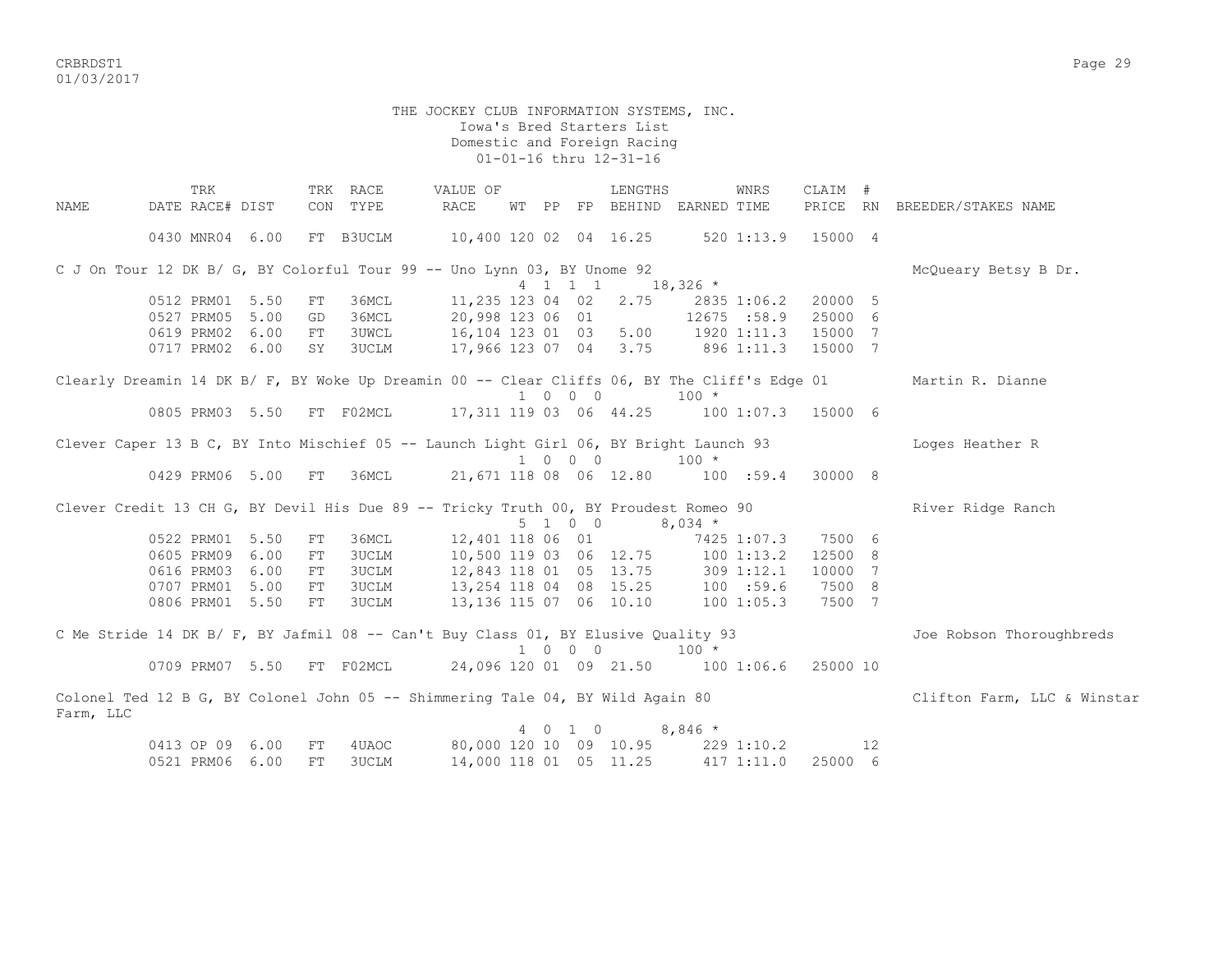THE JOCKEY CLUB INFORMATION SYSTEMS, INC.
Iowa's Bred Starters List
Domestic and Foreign Racing
01-01-16 thru 12-31-16

| NAME | TRK DATE | RACE# | DIST | TRK CON | RACE TYPE | VALUE OF RACE | WT | PP | FP | LENGTHS BEHIND | EARNED | WNRS TIME | CLAIM PRICE | # RN | BREEDER/STAKES NAME |
|---|---|---|---|---|---|---|---|---|---|---|---|---|---|---|---|
| | 0430 | MNR04 | 6.00 | FT | B3UCLM | 10,400 | 120 | 02 | 04 | 16.25 | 520 | 1:13.9 | 15000 | 4 | |
| C J On Tour 12 DK B/ G, BY Colorful Tour 99 -- Uno Lynn 03, BY Unome 92 | | | | | | | | | | | | | | | McQueary Betsy B Dr. |
| | | | | | | | 4 | 1 1 1 | | | 18,326 * | | | | |
| | 0512 | PRM01 | 5.50 | FT | 36MCL | 11,235 | 123 | 04 | 02 | 2.75 | 2835 | 1:06.2 | 20000 | 5 | |
| | 0527 | PRM05 | 5.00 | GD | 36MCL | 20,998 | 123 | 06 | 01 | | 12675 | :58.9 | 25000 | 6 | |
| | 0619 | PRM02 | 6.00 | FT | 3UWCL | 16,104 | 123 | 01 | 03 | 5.00 | 1920 | 1:11.3 | 15000 | 7 | |
| | 0717 | PRM02 | 6.00 | SY | 3UCLM | 17,966 | 123 | 07 | 04 | 3.75 | 896 | 1:11.3 | 15000 | 7 | |
| Clearly Dreamin 14 DK B/ F, BY Woke Up Dreamin 00 -- Clear Cliffs 06, BY The Cliff's Edge 01 | | | | | | | | | | | | | | | Martin R. Dianne |
| | | | | | | | 1 | 0 0 0 | | | 100 * | | | | |
| | 0805 | PRM03 | 5.50 | FT | F02MCL | 17,311 | 119 | 03 | 06 | 44.25 | 100 | 1:07.3 | 15000 | 6 | |
| Clever Caper 13 B C, BY Into Mischief 05 -- Launch Light Girl 06, BY Bright Launch 93 | | | | | | | | | | | | | | | Loges Heather R |
| | | | | | | | 1 | 0 0 0 | | | 100 * | | | | |
| | 0429 | PRM06 | 5.00 | FT | 36MCL | 21,671 | 118 | 08 | 06 | 12.80 | 100 | :59.4 | 30000 | 8 | |
| Clever Credit 13 CH G, BY Devil His Due 89 -- Tricky Truth 00, BY Proudest Romeo 90 | | | | | | | | | | | | | | | River Ridge Ranch |
| | | | | | | | 5 | 1 0 0 | | | 8,034 * | | | | |
| | 0522 | PRM01 | 5.50 | FT | 36MCL | 12,401 | 118 | 06 | 01 | | 7425 | 1:07.3 | 7500 | 6 | |
| | 0605 | PRM09 | 6.00 | FT | 3UCLM | 10,500 | 119 | 03 | 06 | 12.75 | 100 | 1:13.2 | 12500 | 8 | |
| | 0616 | PRM03 | 6.00 | FT | 3UCLM | 12,843 | 118 | 01 | 05 | 13.75 | 309 | 1:12.1 | 10000 | 7 | |
| | 0707 | PRM01 | 5.00 | FT | 3UCLM | 13,254 | 118 | 04 | 08 | 15.25 | 100 | :59.6 | 7500 | 8 | |
| | 0806 | PRM01 | 5.50 | FT | 3UCLM | 13,136 | 115 | 07 | 06 | 10.10 | 100 | 1:05.3 | 7500 | 7 | |
| C Me Stride 14 DK B/ F, BY Jafmil 08 -- Can't Buy Class 01, BY Elusive Quality 93 | | | | | | | | | | | | | | | Joe Robson Thoroughbreds |
| | | | | | | | 1 | 0 0 0 | | | 100 * | | | | |
| | 0709 | PRM07 | 5.50 | FT | F02MCL | 24,096 | 120 | 01 | 09 | 21.50 | 100 | 1:06.6 | 25000 | 10 | |
| Colonel Ted 12 B G, BY Colonel John 05 -- Shimmering Tale 04, BY Wild Again 80 | | | | | | | | | | | | | | | Clifton Farm, LLC & Winstar Farm, LLC |
| | | | | | | | 4 | 0 1 0 | | | 8,846 * | | | | |
| | 0413 | OP 09 | 6.00 | FT | 4UAOC | 80,000 | 120 | 10 | 09 | 10.95 | 229 | 1:10.2 | | 12 | |
| | 0521 | PRM06 | 6.00 | FT | 3UCLM | 14,000 | 118 | 01 | 05 | 11.25 | 417 | 1:11.0 | 25000 | 6 | |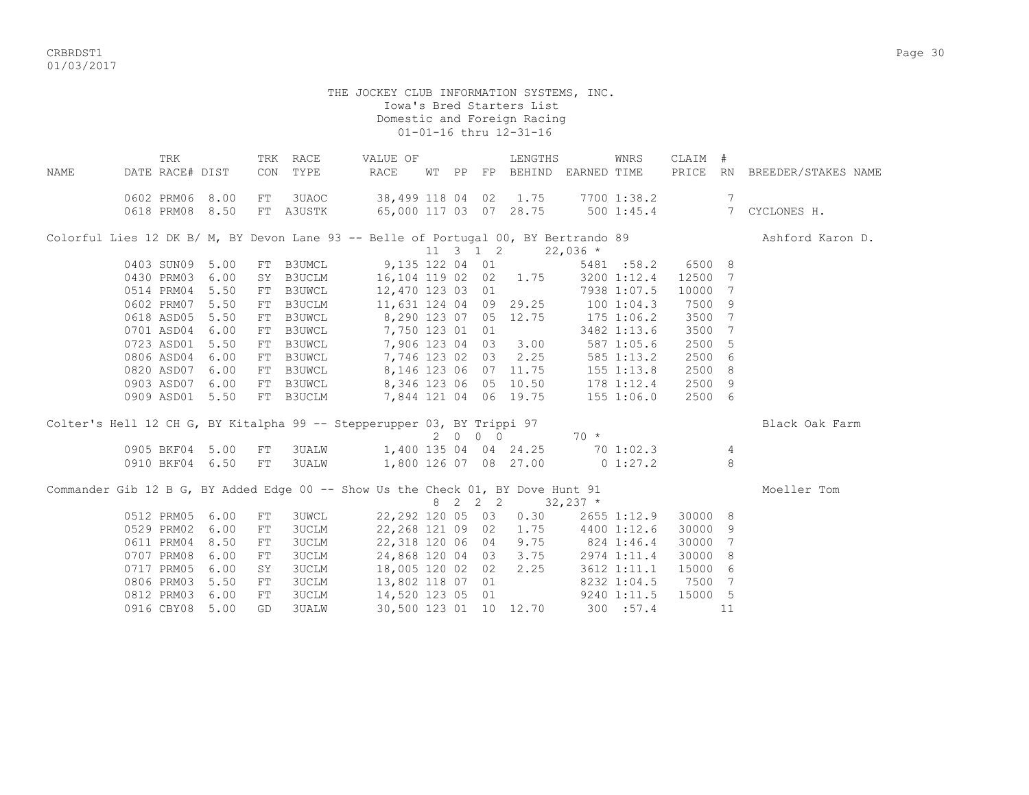THE JOCKEY CLUB INFORMATION SYSTEMS, INC.
Iowa's Bred Starters List
Domestic and Foreign Racing
01-01-16 thru 12-31-16

| NAME | TRK DATE | RACE# | DIST | TRK CON | RACE TYPE | VALUE OF RACE | WT | PP | FP | LENGTHS BEHIND | EARNED | WNRS TIME | CLAIM PRICE | # RN | BREEDER/STAKES NAME |
|---|---|---|---|---|---|---|---|---|---|---|---|---|---|---|---|
| | 0602 | PRM06 | 8.00 | FT | 3UAOC | 38,499 | 118 | 04 | 02 | 1.75 | 7700 | 1:38.2 | | 7 | |
| | 0618 | PRM08 | 8.50 | FT | A3USTK | 65,000 | 117 | 03 | 07 | 28.75 | 500 | 1:45.4 | | 7 | CYCLONES H. |
| Colorful Lies 12 DK B/ M, BY Devon Lane 93 -- Belle of Portugal 00, BY Bertrando 89 | | | | | | | 11 | 3 | 1 2 | | 22,036 * | | | | Ashford Karon D. |
| | 0403 | SUN09 | 5.00 | FT | B3UMCL | 9,135 | 122 | 04 | 01 | | 5481 | :58.2 | 6500 | 8 | |
| | 0430 | PRM03 | 6.00 | SY | B3UCLM | 16,104 | 119 | 02 | 02 | 1.75 | 3200 | 1:12.4 | 12500 | 7 | |
| | 0514 | PRM04 | 5.50 | FT | B3UWCL | 12,470 | 123 | 03 | 01 | | 7938 | 1:07.5 | 10000 | 7 | |
| | 0602 | PRM07 | 5.50 | FT | B3UCLM | 11,631 | 124 | 04 | 09 | 29.25 | 100 | 1:04.3 | 7500 | 9 | |
| | 0618 | ASD05 | 5.50 | FT | B3UWCL | 8,290 | 123 | 07 | 05 | 12.75 | 175 | 1:06.2 | 3500 | 7 | |
| | 0701 | ASD04 | 6.00 | FT | B3UWCL | 7,750 | 123 | 01 | 01 | | 3482 | 1:13.6 | 3500 | 7 | |
| | 0723 | ASD01 | 5.50 | FT | B3UWCL | 7,906 | 123 | 04 | 03 | 3.00 | 587 | 1:05.6 | 2500 | 5 | |
| | 0806 | ASD04 | 6.00 | FT | B3UWCL | 7,746 | 123 | 02 | 03 | 2.25 | 585 | 1:13.2 | 2500 | 6 | |
| | 0820 | ASD07 | 6.00 | FT | B3UWCL | 8,146 | 123 | 06 | 07 | 11.75 | 155 | 1:13.8 | 2500 | 8 | |
| | 0903 | ASD07 | 6.00 | FT | B3UWCL | 8,346 | 123 | 06 | 05 | 10.50 | 178 | 1:12.4 | 2500 | 9 | |
| | 0909 | ASD01 | 5.50 | FT | B3UCLM | 7,844 | 121 | 04 | 06 | 19.75 | 155 | 1:06.0 | 2500 | 6 | |
| Colter's Hell 12 CH G, BY Kitalpha 99 -- Stepperupper 03, BY Trippi 97 | | | | | | | 2 | 0 | 0 0 | | 70 * | | | | Black Oak Farm |
| | 0905 | BKF04 | 5.00 | FT | 3UALW | 1,400 | 135 | 04 | 04 | 24.25 | 70 | 1:02.3 | | 4 | |
| | 0910 | BKF04 | 6.50 | FT | 3UALW | 1,800 | 126 | 07 | 08 | 27.00 | 0 | 1:27.2 | | 8 | |
| Commander Gib 12 B G, BY Added Edge 00 -- Show Us the Check 01, BY Dove Hunt 91 | | | | | | | 8 | 2 | 2 2 | | 32,237 * | | | | Moeller Tom |
| | 0512 | PRM05 | 6.00 | FT | 3UWCL | 22,292 | 120 | 05 | 03 | 0.30 | 2655 | 1:12.9 | 30000 | 8 | |
| | 0529 | PRM02 | 6.00 | FT | 3UCLM | 22,268 | 121 | 09 | 02 | 1.75 | 4400 | 1:12.6 | 30000 | 9 | |
| | 0611 | PRM04 | 8.50 | FT | 3UCLM | 22,318 | 120 | 06 | 04 | 9.75 | 824 | 1:46.4 | 30000 | 7 | |
| | 0707 | PRM08 | 6.00 | FT | 3UCLM | 24,868 | 120 | 04 | 03 | 3.75 | 2974 | 1:11.4 | 30000 | 8 | |
| | 0717 | PRM05 | 6.00 | SY | 3UCLM | 18,005 | 120 | 02 | 02 | 2.25 | 3612 | 1:11.1 | 15000 | 6 | |
| | 0806 | PRM03 | 5.50 | FT | 3UCLM | 13,802 | 118 | 07 | 01 | | 8232 | 1:04.5 | 7500 | 7 | |
| | 0812 | PRM03 | 6.00 | FT | 3UCLM | 14,520 | 123 | 05 | 01 | | 9240 | 1:11.5 | 15000 | 5 | |
| | 0916 | CBY08 | 5.00 | GD | 3UALW | 30,500 | 123 | 01 | 10 | 12.70 | 300 | :57.4 | | 11 | |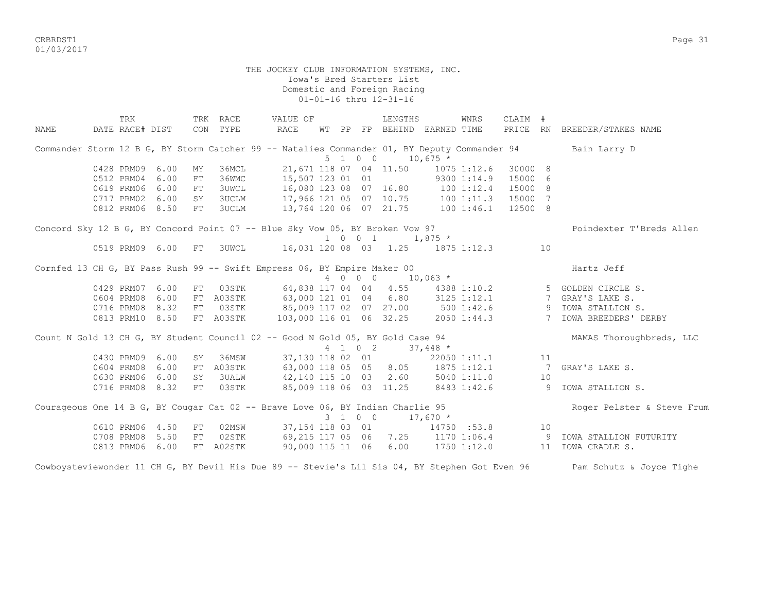THE JOCKEY CLUB INFORMATION SYSTEMS, INC.
Iowa's Bred Starters List
Domestic and Foreign Racing
01-01-16 thru 12-31-16

| NAME | TRK DATE | RACE# | DIST | TRK CON | RACE TYPE | VALUE OF RACE | WT | PP | FP | LENGTHS BEHIND | EARNED | WNRS TIME | CLAIM PRICE | # RN | BREEDER/STAKES NAME |
|---|---|---|---|---|---|---|---|---|---|---|---|---|---|---|---|
| Commander Storm 12 B G, BY Storm Catcher 99 -- Natalies Commander 01, BY Deputy Commander 94 | | | | | | | 5 | 1 0 0 | | | 10,675 * | | | | Bain Larry D |
| | 0428 | PRM09 | 6.00 | MY | 36MCL | 21,671 | 118 | 07 | 04 | 11.50 | 1075 | 1:12.6 | 30000 | 8 | |
| | 0512 | PRM04 | 6.00 | FT | 36WMC | 15,507 | 123 | 01 | 01 | | 9300 | 1:14.9 | 15000 | 6 | |
| | 0619 | PRM06 | 6.00 | FT | 3UWCL | 16,080 | 123 | 08 | 07 | 16.80 | 100 | 1:12.4 | 15000 | 8 | |
| | 0717 | PRM02 | 6.00 | SY | 3UCLM | 17,966 | 121 | 05 | 07 | 10.75 | 100 | 1:11.3 | 15000 | 7 | |
| | 0812 | PRM06 | 8.50 | FT | 3UCLM | 13,764 | 120 | 06 | 07 | 21.75 | 100 | 1:46.1 | 12500 | 8 | |
| Concord Sky 12 B G, BY Concord Point 07 -- Blue Sky Vow 05, BY Broken Vow 97 | | | | | | | 1 | 0 0 1 | | | 1,875 * | | | | Poindexter T'Breds Allen |
| | 0519 | PRM09 | 6.00 | FT | 3UWCL | 16,031 | 120 | 08 | 03 | 1.25 | 1875 | 1:12.3 | | 10 | |
| Cornfed 13 CH G, BY Pass Rush 99 -- Swift Empress 06, BY Empire Maker 00 | | | | | | | 4 | 0 0 0 | | | 10,063 * | | | | Hartz Jeff |
| | 0429 | PRM07 | 6.00 | FT | 03STK | 64,838 | 117 | 04 | 04 | 4.55 | 4388 | 1:10.2 | | 5 | GOLDEN CIRCLE S. |
| | 0604 | PRM08 | 6.00 | FT | A03STK | 63,000 | 121 | 01 | 04 | 6.80 | 3125 | 1:12.1 | | 7 | GRAY'S LAKE S. |
| | 0716 | PRM08 | 8.32 | FT | 03STK | 85,009 | 117 | 02 | 07 | 27.00 | 500 | 1:42.6 | | 9 | IOWA STALLION S. |
| | 0813 | PRM10 | 8.50 | FT | A03STK | 103,000 | 116 | 01 | 06 | 32.25 | 2050 | 1:44.3 | | 7 | IOWA BREEDERS' DERBY |
| Count N Gold 13 CH G, BY Student Council 02 -- Good N Gold 05, BY Gold Case 94 | | | | | | | 4 | 1 0 2 | | | 37,448 * | | | | MAMAS Thoroughbreds, LLC |
| | 0430 | PRM09 | 6.00 | SY | 36MSW | 37,130 | 118 | 02 | 01 | | 22050 | 1:11.1 | | 11 | |
| | 0604 | PRM08 | 6.00 | FT | A03STK | 63,000 | 118 | 05 | 05 | 8.05 | 1875 | 1:12.1 | | 7 | GRAY'S LAKE S. |
| | 0630 | PRM06 | 6.00 | SY | 3UALW | 42,140 | 115 | 10 | 03 | 2.60 | 5040 | 1:11.0 | | 10 | |
| | 0716 | PRM08 | 8.32 | FT | 03STK | 85,009 | 118 | 06 | 03 | 11.25 | 8483 | 1:42.6 | | 9 | IOWA STALLION S. |
| Courageous One 14 B G, BY Cougar Cat 02 -- Brave Love 06, BY Indian Charlie 95 | | | | | | | 3 | 1 0 0 | | | 17,670 * | | | | Roger Pelster & Steve Frum |
| | 0610 | PRM06 | 4.50 | FT | 02MSW | 37,154 | 118 | 03 | 01 | | 14750 | :53.8 | | 10 | |
| | 0708 | PRM08 | 5.50 | FT | 02STK | 69,215 | 117 | 05 | 06 | 7.25 | 1170 | 1:06.4 | | 9 | IOWA STALLION FUTURITY |
| | 0813 | PRM06 | 6.00 | FT | A02STK | 90,000 | 115 | 11 | 06 | 6.00 | 1750 | 1:12.0 | | 11 | IOWA CRADLE S. |
| Cowboysteviewonder 11 CH G, BY Devil His Due 89 -- Stevie's Lil Sis 04, BY Stephen Got Even 96 | | | | | | | | | | | | | | | Pam Schutz & Joyce Tighe |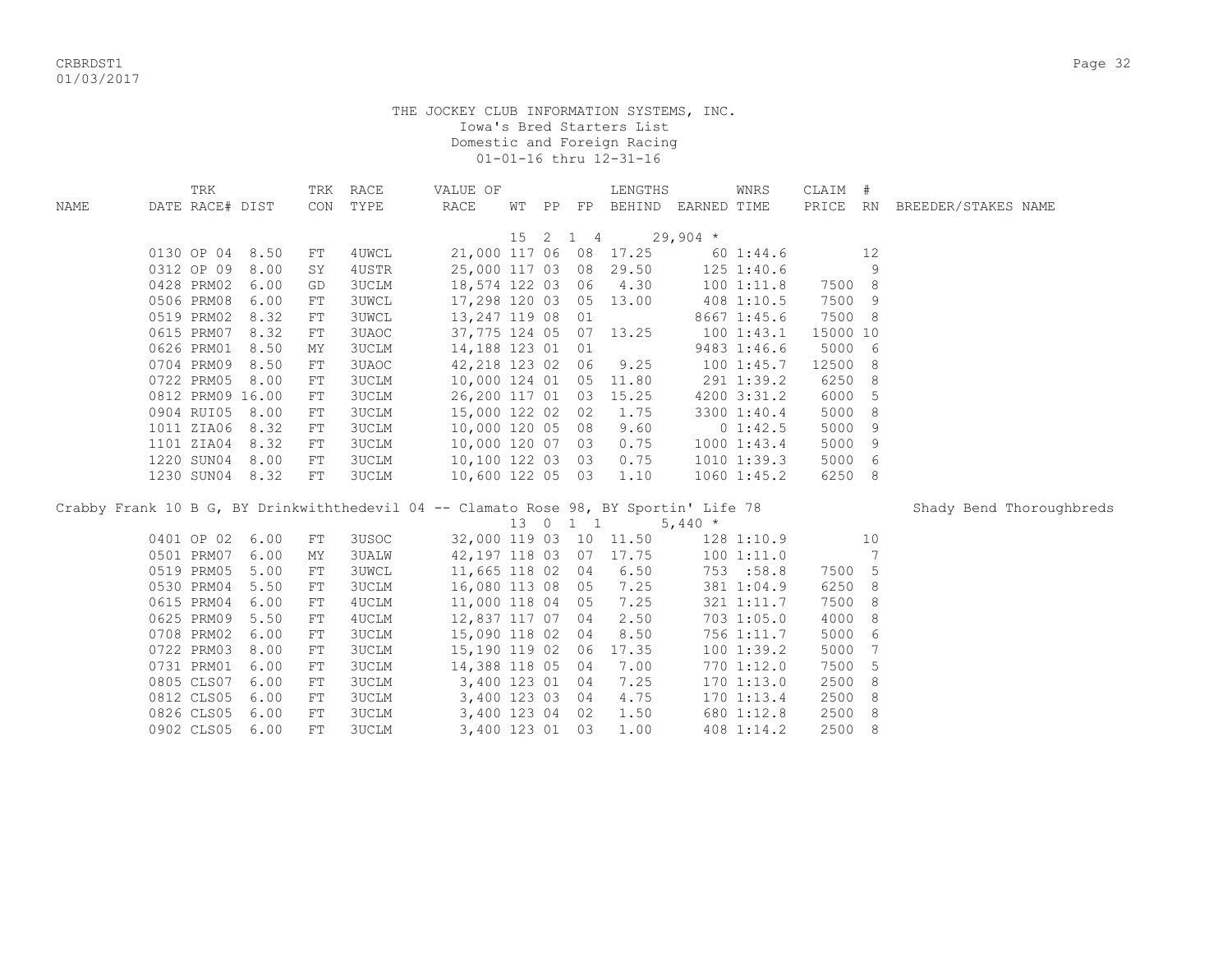THE JOCKEY CLUB INFORMATION SYSTEMS, INC.
Iowa's Bred Starters List
Domestic and Foreign Racing
01-01-16 thru 12-31-16

| NAME | TRK DATE | RACE# | DIST | TRK CON | RACE TYPE | VALUE OF RACE | WT | PP | FP | LENGTHS BEHIND | EARNED | WNRS TIME | CLAIM PRICE | # RN | BREEDER/STAKES NAME |
|---|---|---|---|---|---|---|---|---|---|---|---|---|---|---|---|
| | | | | | | | 15 | 2 | 1 4 | | 29,904 * | | | | |
| | 0130 | OP 04 | 8.50 | FT | 4UWCL | 21,000 | 117 | 06 | 08 | 17.25 | 60 | 1:44.6 | | 12 | |
| | 0312 | OP 09 | 8.00 | SY | 4USTR | 25,000 | 117 | 03 | 08 | 29.50 | 125 | 1:40.6 | | 9 | |
| | 0428 | PRM02 | 6.00 | GD | 3UCLM | 18,574 | 122 | 03 | 06 | 4.30 | 100 | 1:11.8 | 7500 | 8 | |
| | 0506 | PRM08 | 6.00 | FT | 3UWCL | 17,298 | 120 | 03 | 05 | 13.00 | 408 | 1:10.5 | 7500 | 9 | |
| | 0519 | PRM02 | 8.32 | FT | 3UWCL | 13,247 | 119 | 08 | 01 | | 8667 | 1:45.6 | 7500 | 8 | |
| | 0615 | PRM07 | 8.32 | FT | 3UAOC | 37,775 | 124 | 05 | 07 | 13.25 | 100 | 1:43.1 | 15000 | 10 | |
| | 0626 | PRM01 | 8.50 | MY | 3UCLM | 14,188 | 123 | 01 | 01 | | 9483 | 1:46.6 | 5000 | 6 | |
| | 0704 | PRM09 | 8.50 | FT | 3UAOC | 42,218 | 123 | 02 | 06 | 9.25 | 100 | 1:45.7 | 12500 | 8 | |
| | 0722 | PRM05 | 8.00 | FT | 3UCLM | 10,000 | 124 | 01 | 05 | 11.80 | 291 | 1:39.2 | 6250 | 8 | |
| | 0812 | PRM09 | 16.00 | FT | 3UCLM | 26,200 | 117 | 01 | 03 | 15.25 | 4200 | 3:31.2 | 6000 | 5 | |
| | 0904 | RUI05 | 8.00 | FT | 3UCLM | 15,000 | 122 | 02 | 02 | 1.75 | 3300 | 1:40.4 | 5000 | 8 | |
| | 1011 | ZIA06 | 8.32 | FT | 3UCLM | 10,000 | 120 | 05 | 08 | 9.60 | 0 | 1:42.5 | 5000 | 9 | |
| | 1101 | ZIA04 | 8.32 | FT | 3UCLM | 10,000 | 120 | 07 | 03 | 0.75 | 1000 | 1:43.4 | 5000 | 9 | |
| | 1220 | SUN04 | 8.00 | FT | 3UCLM | 10,100 | 122 | 03 | 03 | 0.75 | 1010 | 1:39.3 | 5000 | 6 | |
| | 1230 | SUN04 | 8.32 | FT | 3UCLM | 10,600 | 122 | 05 | 03 | 1.10 | 1060 | 1:45.2 | 6250 | 8 | |
| Crabby Frank 10 B G, BY Drinkwiththedevil 04 -- Clamato Rose 98, BY Sportin' Life 78 | | | | | | | | | | | | | | | Shady Bend Thoroughbreds |
| | | | | | | | 13 | 0 | 1 1 | | 5,440 * | | | | |
| | 0401 | OP 02 | 6.00 | FT | 3USOC | 32,000 | 119 | 03 | 10 | 11.50 | 128 | 1:10.9 | | 10 | |
| | 0501 | PRM07 | 6.00 | MY | 3UALW | 42,197 | 118 | 03 | 07 | 17.75 | 100 | 1:11.0 | | 7 | |
| | 0519 | PRM05 | 5.00 | FT | 3UWCL | 11,665 | 118 | 02 | 04 | 6.50 | 753 | :58.8 | 7500 | 5 | |
| | 0530 | PRM04 | 5.50 | FT | 3UCLM | 16,080 | 113 | 08 | 05 | 7.25 | 381 | 1:04.9 | 6250 | 8 | |
| | 0615 | PRM04 | 6.00 | FT | 4UCLM | 11,000 | 118 | 04 | 05 | 7.25 | 321 | 1:11.7 | 7500 | 8 | |
| | 0625 | PRM09 | 5.50 | FT | 4UCLM | 12,837 | 117 | 07 | 04 | 2.50 | 703 | 1:05.0 | 4000 | 8 | |
| | 0708 | PRM02 | 6.00 | FT | 3UCLM | 15,090 | 118 | 02 | 04 | 8.50 | 756 | 1:11.7 | 5000 | 6 | |
| | 0722 | PRM03 | 8.00 | FT | 3UCLM | 15,190 | 119 | 02 | 06 | 17.35 | 100 | 1:39.2 | 5000 | 7 | |
| | 0731 | PRM01 | 6.00 | FT | 3UCLM | 14,388 | 118 | 05 | 04 | 7.00 | 770 | 1:12.0 | 7500 | 5 | |
| | 0805 | CLS07 | 6.00 | FT | 3UCLM | 3,400 | 123 | 01 | 04 | 7.25 | 170 | 1:13.0 | 2500 | 8 | |
| | 0812 | CLS05 | 6.00 | FT | 3UCLM | 3,400 | 123 | 03 | 04 | 4.75 | 170 | 1:13.4 | 2500 | 8 | |
| | 0826 | CLS05 | 6.00 | FT | 3UCLM | 3,400 | 123 | 04 | 02 | 1.50 | 680 | 1:12.8 | 2500 | 8 | |
| | 0902 | CLS05 | 6.00 | FT | 3UCLM | 3,400 | 123 | 01 | 03 | 1.00 | 408 | 1:14.2 | 2500 | 8 | |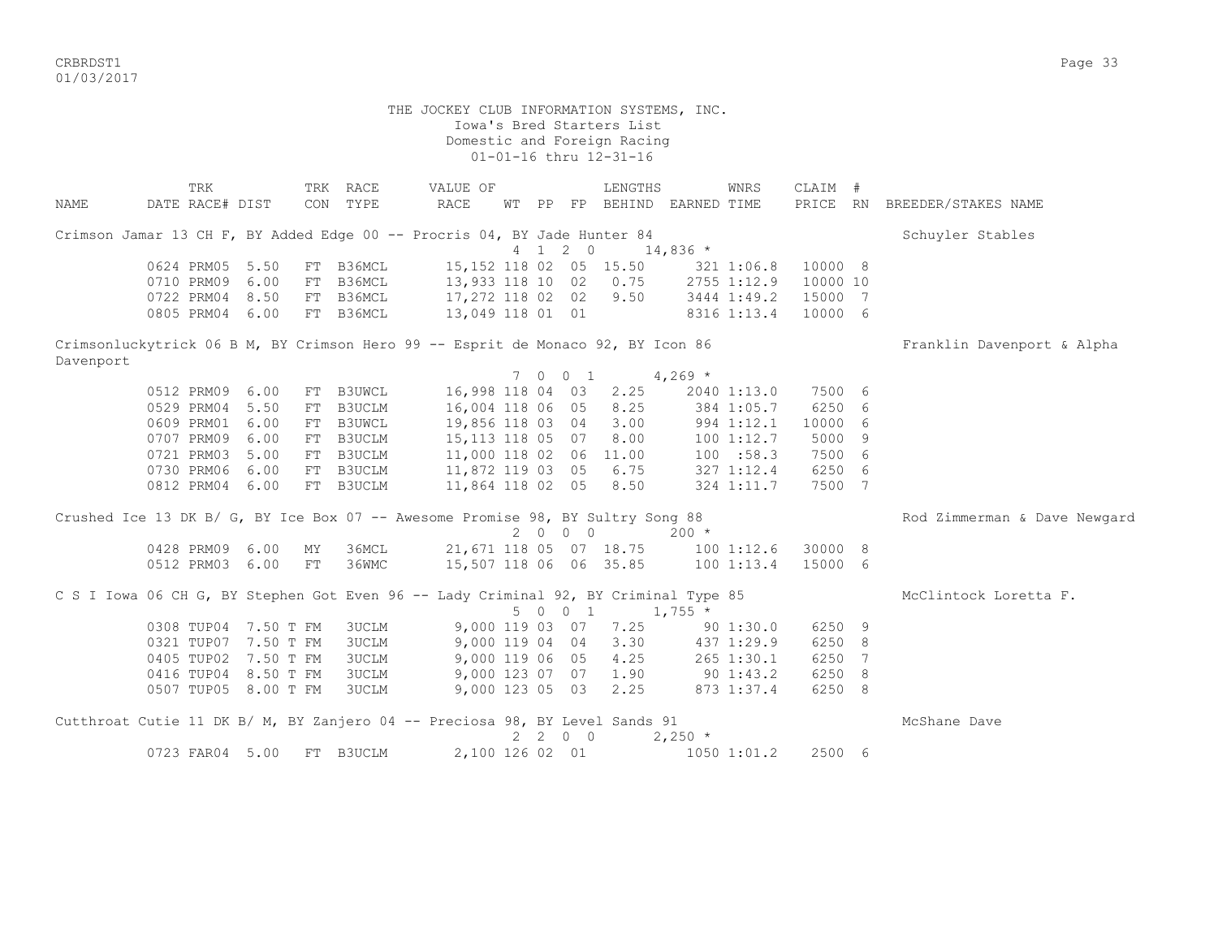THE JOCKEY CLUB INFORMATION SYSTEMS, INC.
Iowa's Bred Starters List
Domestic and Foreign Racing
01-01-16 thru 12-31-16

| NAME | TRK DATE | RACE# | DIST | TRK CON | RACE TYPE | VALUE OF RACE | WT | PP | FP | LENGTHS BEHIND | EARNED | WNRS TIME | CLAIM PRICE | # RN | BREEDER/STAKES NAME |
|---|---|---|---|---|---|---|---|---|---|---|---|---|---|---|---|
| Crimson Jamar 13 CH F, BY Added Edge 00 -- Procris 04, BY Jade Hunter 84 | | | | | | | 4 | 1 | 2 0 | | 14,836 * | | | | Schuyler Stables |
| | 0624 | PRM05 | 5.50 | FT | B36MCL | 15,152 | 118 | 02 | 05 | 15.50 | 321 | 1:06.8 | 10000 | 8 | |
| | 0710 | PRM09 | 6.00 | FT | B36MCL | 13,933 | 118 | 10 | 02 | 0.75 | 2755 | 1:12.9 | 10000 | 10 | |
| | 0722 | PRM04 | 8.50 | FT | B36MCL | 17,272 | 118 | 02 | 02 | 9.50 | 3444 | 1:49.2 | 15000 | 7 | |
| | 0805 | PRM04 | 6.00 | FT | B36MCL | 13,049 | 118 | 01 | 01 | | 8316 | 1:13.4 | 10000 | 6 | |
| Crimsonluckytrick 06 B M, BY Crimson Hero 99 -- Esprit de Monaco 92, BY Icon 86 | | | | | | | 7 | 0 | 0 1 | | 4,269 * | | | | Franklin Davenport & Alpha Davenport |
| | 0512 | PRM09 | 6.00 | FT | B3UWCL | 16,998 | 118 | 04 | 03 | 2.25 | 2040 | 1:13.0 | 7500 | 6 | |
| | 0529 | PRM04 | 5.50 | FT | B3UCLM | 16,004 | 118 | 06 | 05 | 8.25 | 384 | 1:05.7 | 6250 | 6 | |
| | 0609 | PRM01 | 6.00 | FT | B3UWCL | 19,856 | 118 | 03 | 04 | 3.00 | 994 | 1:12.1 | 10000 | 6 | |
| | 0707 | PRM09 | 6.00 | FT | B3UCLM | 15,113 | 118 | 05 | 07 | 8.00 | 100 | 1:12.7 | 5000 | 9 | |
| | 0721 | PRM03 | 5.00 | FT | B3UCLM | 11,000 | 118 | 02 | 06 | 11.00 | 100 | :58.3 | 7500 | 6 | |
| | 0730 | PRM06 | 6.00 | FT | B3UCLM | 11,872 | 119 | 03 | 05 | 6.75 | 327 | 1:12.4 | 6250 | 6 | |
| | 0812 | PRM04 | 6.00 | FT | B3UCLM | 11,864 | 118 | 02 | 05 | 8.50 | 324 | 1:11.7 | 7500 | 7 | |
| Crushed Ice 13 DK B/ G, BY Ice Box 07 -- Awesome Promise 98, BY Sultry Song 88 | | | | | | | 2 | 0 | 0 0 | | 200 * | | | | Rod Zimmerman & Dave Newgard |
| | 0428 | PRM09 | 6.00 | MY | 36MCL | 21,671 | 118 | 05 | 07 | 18.75 | 100 | 1:12.6 | 30000 | 8 | |
| | 0512 | PRM03 | 6.00 | FT | 36WMC | 15,507 | 118 | 06 | 06 | 35.85 | 100 | 1:13.4 | 15000 | 6 | |
| C S I Iowa 06 CH G, BY Stephen Got Even 96 -- Lady Criminal 92, BY Criminal Type 85 | | | | | | | 5 | 0 | 0 1 | | 1,755 * | | | | McClintock Loretta F. |
| | 0308 | TUP04 | 7.50 T | FM | 3UCLM | 9,000 | 119 | 03 | 07 | 7.25 | 90 | 1:30.0 | 6250 | 9 | |
| | 0321 | TUP07 | 7.50 T | FM | 3UCLM | 9,000 | 119 | 04 | 04 | 3.30 | 437 | 1:29.9 | 6250 | 8 | |
| | 0405 | TUP02 | 7.50 T | FM | 3UCLM | 9,000 | 119 | 06 | 05 | 4.25 | 265 | 1:30.1 | 6250 | 7 | |
| | 0416 | TUP04 | 8.50 T | FM | 3UCLM | 9,000 | 123 | 07 | 07 | 1.90 | 90 | 1:43.2 | 6250 | 8 | |
| | 0507 | TUP05 | 8.00 T | FM | 3UCLM | 9,000 | 123 | 05 | 03 | 2.25 | 873 | 1:37.4 | 6250 | 8 | |
| Cutthroat Cutie 11 DK B/ M, BY Zanjero 04 -- Preciosa 98, BY Level Sands 91 | | | | | | | 2 | 2 | 0 0 | | 2,250 * | | | | McShane Dave |
| | 0723 | FAR04 | 5.00 | FT | B3UCLM | 2,100 | 126 | 02 | 01 | | 1050 | 1:01.2 | 2500 | 6 | |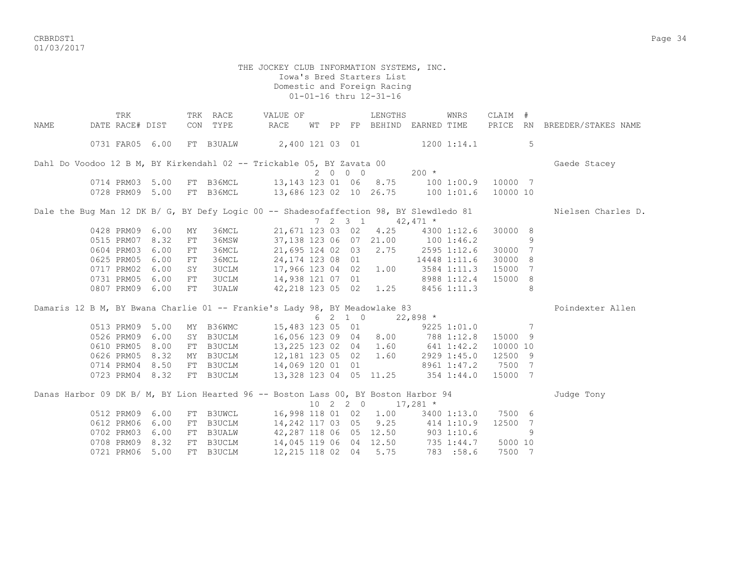THE JOCKEY CLUB INFORMATION SYSTEMS, INC.
Iowa's Bred Starters List
Domestic and Foreign Racing
01-01-16 thru 12-31-16

| NAME | TRK DATE | RACE# | DIST | TRK CON | RACE TYPE | VALUE OF RACE | WT | PP | FP | LENGTHS BEHIND | EARNED | WNRS TIME | CLAIM PRICE | # RN | BREEDER/STAKES NAME |
|---|---|---|---|---|---|---|---|---|---|---|---|---|---|---|---|
| | 0731 | FAR05 | 6.00 | FT | B3UALW | 2,400 | 121 | 03 | 01 | | 1200 | 1:14.1 | | 5 | |
| Dahl Do Voodoo 12 B M, BY Kirkendahl 02 -- Trickable 05, BY Zavata 00 | | | | | | | 2 | 0 | 0 0 | | 200 * | | | | Gaede Stacey |
| | 0714 | PRM03 | 5.00 | FT | B36MCL | 13,143 | 123 | 01 | 06 | 8.75 | 100 | 1:00.9 | 10000 | 7 | |
| | 0728 | PRM09 | 5.00 | FT | B36MCL | 13,686 | 123 | 02 | 10 | 26.75 | 100 | 1:01.6 | 10000 | 10 | |
| Dale the Bug Man 12 DK B/ G, BY Defy Logic 00 -- Shadesofaffection 98, BY Slewdledo 81 | | | | | | | 7 | 2 | 3 1 | | 42,471 * | | | | Nielsen Charles D. |
| | 0428 | PRM09 | 6.00 | MY | 36MCL | 21,671 | 123 | 03 | 02 | 4.25 | 4300 | 1:12.6 | 30000 | 8 | |
| | 0515 | PRM07 | 8.32 | FT | 36MSW | 37,138 | 123 | 06 | 07 | 21.00 | 100 | 1:46.2 | | 9 | |
| | 0604 | PRM03 | 6.00 | FT | 36MCL | 21,695 | 124 | 02 | 03 | 2.75 | 2595 | 1:12.6 | 30000 | 7 | |
| | 0625 | PRM05 | 6.00 | FT | 36MCL | 24,174 | 123 | 08 | 01 | | 14448 | 1:11.6 | 30000 | 8 | |
| | 0717 | PRM02 | 6.00 | SY | 3UCLM | 17,966 | 123 | 04 | 02 | 1.00 | 3584 | 1:11.3 | 15000 | 7 | |
| | 0731 | PRM05 | 6.00 | FT | 3UCLM | 14,938 | 121 | 07 | 01 | | 8988 | 1:12.4 | 15000 | 8 | |
| | 0807 | PRM09 | 6.00 | FT | 3UALW | 42,218 | 123 | 05 | 02 | 1.25 | 8456 | 1:11.3 | | 8 | |
| Damaris 12 B M, BY Bwana Charlie 01 -- Frankie's Lady 98, BY Meadowlake 83 | | | | | | | 6 | 2 | 1 0 | | 22,898 * | | | | Poindexter Allen |
| | 0513 | PRM09 | 5.00 | MY | B36WMC | 15,483 | 123 | 05 | 01 | | 9225 | 1:01.0 | | 7 | |
| | 0526 | PRM09 | 6.00 | SY | B3UCLM | 16,056 | 123 | 09 | 04 | 8.00 | 788 | 1:12.8 | 15000 | 9 | |
| | 0610 | PRM05 | 8.00 | FT | B3UCLM | 13,225 | 123 | 02 | 04 | 1.60 | 641 | 1:42.2 | 10000 | 10 | |
| | 0626 | PRM05 | 8.32 | MY | B3UCLM | 12,181 | 123 | 05 | 02 | 1.60 | 2929 | 1:45.0 | 12500 | 9 | |
| | 0714 | PRM04 | 8.50 | FT | B3UCLM | 14,069 | 120 | 01 | 01 | | 8961 | 1:47.2 | 7500 | 7 | |
| | 0723 | PRM04 | 8.32 | FT | B3UCLM | 13,328 | 123 | 04 | 05 | 11.25 | 354 | 1:44.0 | 15000 | 7 | |
| Danas Harbor 09 DK B/ M, BY Lion Hearted 96 -- Boston Lass 00, BY Boston Harbor 94 | | | | | | | 10 | 2 | 2 0 | | 17,281 * | | | | Judge Tony |
| | 0512 | PRM09 | 6.00 | FT | B3UWCL | 16,998 | 118 | 01 | 02 | 1.00 | 3400 | 1:13.0 | 7500 | 6 | |
| | 0612 | PRM06 | 6.00 | FT | B3UCLM | 14,242 | 117 | 03 | 05 | 9.25 | 414 | 1:10.9 | 12500 | 7 | |
| | 0702 | PRM03 | 6.00 | FT | B3UALW | 42,287 | 118 | 06 | 05 | 12.50 | 903 | 1:10.6 | | 9 | |
| | 0708 | PRM09 | 8.32 | FT | B3UCLM | 14,045 | 119 | 06 | 04 | 12.50 | 735 | 1:44.7 | 5000 | 10 | |
| | 0721 | PRM06 | 5.00 | FT | B3UCLM | 12,215 | 118 | 02 | 04 | 5.75 | 783 | :58.6 | 7500 | 7 | |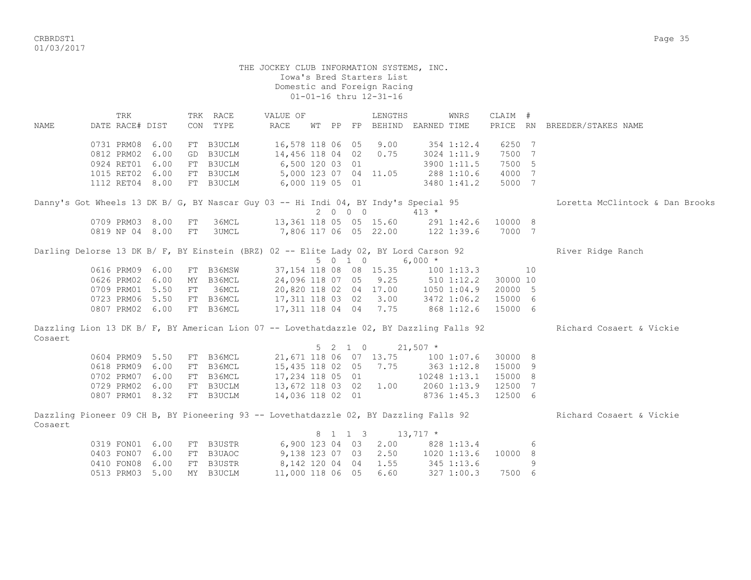THE JOCKEY CLUB INFORMATION SYSTEMS, INC.
Iowa's Bred Starters List
Domestic and Foreign Racing
01-01-16 thru 12-31-16

| NAME | TRK DATE | RACE# | DIST | TRK CON | RACE TYPE | VALUE OF RACE | WT | PP | FP | LENGTHS BEHIND | EARNED | WNRS TIME | CLAIM PRICE | # RN | BREEDER/STAKES NAME |
|---|---|---|---|---|---|---|---|---|---|---|---|---|---|---|---|
| | 0731 | PRM08 | 6.00 | FT | B3UCLM | 16,578 | 118 | 06 | 05 | 9.00 | 354 | 1:12.4 | 6250 | 7 | |
| | 0812 | PRM02 | 6.00 | GD | B3UCLM | 14,456 | 118 | 04 | 02 | 0.75 | 3024 | 1:11.9 | 7500 | 7 | |
| | 0924 | RET01 | 6.00 | FT | B3UCLM | 6,500 | 120 | 03 | 01 | | 3900 | 1:11.5 | 7500 | 5 | |
| | 1015 | RET02 | 6.00 | FT | B3UCLM | 5,000 | 123 | 07 | 04 | 11.05 | 288 | 1:10.6 | 4000 | 7 | |
| | 1112 | RET04 | 8.00 | FT | B3UCLM | 6,000 | 119 | 05 | 01 | | 3480 | 1:41.2 | 5000 | 7 | |
| Danny's Got Wheels 13 DK B/ G, BY Nascar Guy 03 -- Hi Indi 04, BY Indy's Special 95 | | | | | | | | | | | | | | | Loretta McClintock & Dan Brooks |
| | | | | | | | 2 | 0 | 0 | 0 | 413 * | | | | |
| | 0709 | PRM03 | 8.00 | FT | 36MCL | 13,361 | 118 | 05 | 05 | 15.60 | 291 | 1:42.6 | 10000 | 8 | |
| | 0819 | NP 04 | 8.00 | FT | 3UMCL | 7,806 | 117 | 06 | 05 | 22.00 | 122 | 1:39.6 | 7000 | 7 | |
| Darling Delorse 13 DK B/ F, BY Einstein (BRZ) 02 -- Elite Lady 02, BY Lord Carson 92 | | | | | | | | | | | | | | | River Ridge Ranch |
| | | | | | | | 5 | 0 | 1 | 0 | 6,000 * | | | | |
| | 0616 | PRM09 | 6.00 | FT | B36MSW | 37,154 | 118 | 08 | 08 | 15.35 | 100 | 1:13.3 | | 10 | |
| | 0626 | PRM02 | 6.00 | MY | B36MCL | 24,096 | 118 | 07 | 05 | 9.25 | 510 | 1:12.2 | 30000 | 10 | |
| | 0709 | PRM01 | 5.50 | FT | 36MCL | 20,820 | 118 | 02 | 04 | 17.00 | 1050 | 1:04.9 | 20000 | 5 | |
| | 0723 | PRM06 | 5.50 | FT | B36MCL | 17,311 | 118 | 03 | 02 | 3.00 | 3472 | 1:06.2 | 15000 | 6 | |
| | 0807 | PRM02 | 6.00 | FT | B36MCL | 17,311 | 118 | 04 | 04 | 7.75 | 868 | 1:12.6 | 15000 | 6 | |
| Dazzling Lion 13 DK B/ F, BY American Lion 07 -- Lovethatdazzle 02, BY Dazzling Falls 92 | | | | | | | | | | | | | | | Richard Cosaert & Vickie Cosaert |
| | | | | | | | 5 | 2 | 1 | 0 | 21,507 * | | | | |
| | 0604 | PRM09 | 5.50 | FT | B36MCL | 21,671 | 118 | 06 | 07 | 13.75 | 100 | 1:07.6 | 30000 | 8 | |
| | 0618 | PRM09 | 6.00 | FT | B36MCL | 15,435 | 118 | 02 | 05 | 7.75 | 363 | 1:12.8 | 15000 | 9 | |
| | 0702 | PRM07 | 6.00 | FT | B36MCL | 17,234 | 118 | 05 | 01 | | 10248 | 1:13.1 | 15000 | 8 | |
| | 0729 | PRM02 | 6.00 | FT | B3UCLM | 13,672 | 118 | 03 | 02 | 1.00 | 2060 | 1:13.9 | 12500 | 7 | |
| | 0807 | PRM01 | 8.32 | FT | B3UCLM | 14,036 | 118 | 02 | 01 | | 8736 | 1:45.3 | 12500 | 6 | |
| Dazzling Pioneer 09 CH B, BY Pioneering 93 -- Lovethatdazzle 02, BY Dazzling Falls 92 | | | | | | | | | | | | | | | Richard Cosaert & Vickie Cosaert |
| | | | | | | | 8 | 1 | 1 | 3 | 13,717 * | | | | |
| | 0319 | FON01 | 6.00 | FT | B3USTR | 6,900 | 123 | 04 | 03 | 2.00 | 828 | 1:13.4 | | 6 | |
| | 0403 | FON07 | 6.00 | FT | B3UAOC | 9,138 | 123 | 07 | 03 | 2.50 | 1020 | 1:13.6 | 10000 | 8 | |
| | 0410 | FON08 | 6.00 | FT | B3USTR | 8,142 | 120 | 04 | 04 | 1.55 | 345 | 1:13.6 | | 9 | |
| | 0513 | PRM03 | 5.00 | MY | B3UCLM | 11,000 | 118 | 06 | 05 | 6.60 | 327 | 1:00.3 | 7500 | 6 | |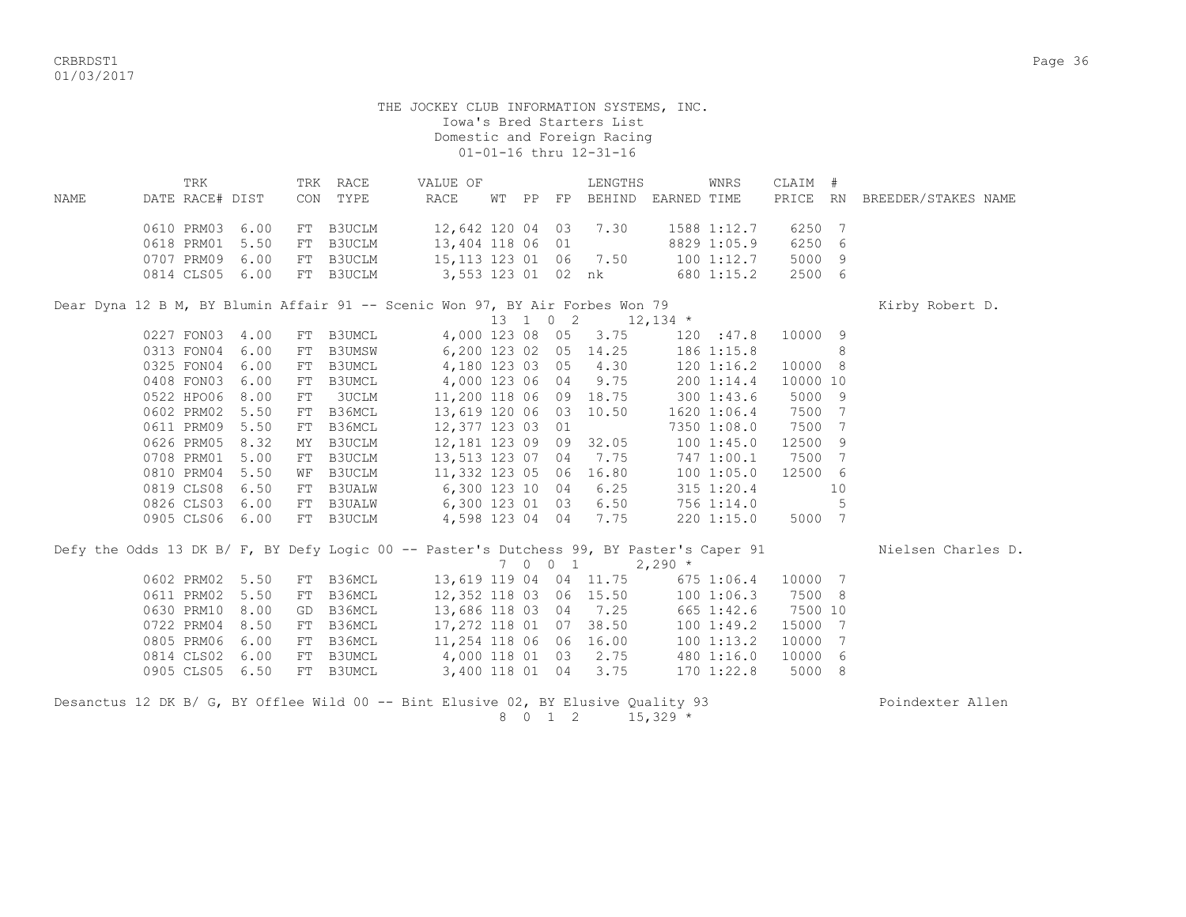THE JOCKEY CLUB INFORMATION SYSTEMS, INC.
Iowa's Bred Starters List
Domestic and Foreign Racing
01-01-16 thru 12-31-16

| NAME | TRK DATE | RACE# | DIST | TRK CON | RACE TYPE | VALUE OF RACE | WT | PP | FP | LENGTHS BEHIND | EARNED | WNRS TIME | CLAIM PRICE | # RN | BREEDER/STAKES NAME |
|---|---|---|---|---|---|---|---|---|---|---|---|---|---|---|---|
| | 0610 | PRM03 | 6.00 | FT | B3UCLM | 12,642 | 120 | 04 | 03 | 7.30 | 1588 | 1:12.7 | 6250 | 7 | |
| | 0618 | PRM01 | 5.50 | FT | B3UCLM | 13,404 | 118 | 06 | 01 | | 8829 | 1:05.9 | 6250 | 6 | |
| | 0707 | PRM09 | 6.00 | FT | B3UCLM | 15,113 | 123 | 01 | 06 | 7.50 | 100 | 1:12.7 | 5000 | 9 | |
| | 0814 | CLS05 | 6.00 | FT | B3UCLM | 3,553 | 123 | 01 | 02 | nk | 680 | 1:15.2 | 2500 | 6 | |
| Dear Dyna 12 B M, BY Blumin Affair 91 -- Scenic Won 97, BY Air Forbes Won 79 | | | | | | | 13 | 1 | 0 2 | | 12,134 * | | | | Kirby Robert D. |
| | 0227 | FON03 | 4.00 | FT | B3UMCL | 4,000 | 123 | 08 | 05 | 3.75 | 120 | :47.8 | 10000 | 9 | |
| | 0313 | FON04 | 6.00 | FT | B3UMSW | 6,200 | 123 | 02 | 05 | 14.25 | 186 | 1:15.8 | | 8 | |
| | 0325 | FON04 | 6.00 | FT | B3UMCL | 4,180 | 123 | 03 | 05 | 4.30 | 120 | 1:16.2 | 10000 | 8 | |
| | 0408 | FON03 | 6.00 | FT | B3UMCL | 4,000 | 123 | 06 | 04 | 9.75 | 200 | 1:14.4 | 10000 | 10 | |
| | 0522 | HPO06 | 8.00 | FT | 3UCLM | 11,200 | 118 | 06 | 09 | 18.75 | 300 | 1:43.6 | 5000 | 9 | |
| | 0602 | PRM02 | 5.50 | FT | B36MCL | 13,619 | 120 | 06 | 03 | 10.50 | 1620 | 1:06.4 | 7500 | 7 | |
| | 0611 | PRM09 | 5.50 | FT | B36MCL | 12,377 | 123 | 03 | 01 | | 7350 | 1:08.0 | 7500 | 7 | |
| | 0626 | PRM05 | 8.32 | MY | B3UCLM | 12,181 | 123 | 09 | 09 | 32.05 | 100 | 1:45.0 | 12500 | 9 | |
| | 0708 | PRM01 | 5.00 | FT | B3UCLM | 13,513 | 123 | 07 | 04 | 7.75 | 747 | 1:00.1 | 7500 | 7 | |
| | 0810 | PRM04 | 5.50 | WF | B3UCLM | 11,332 | 123 | 05 | 06 | 16.80 | 100 | 1:05.0 | 12500 | 6 | |
| | 0819 | CLS08 | 6.50 | FT | B3UALW | 6,300 | 123 | 10 | 04 | 6.25 | 315 | 1:20.4 | | 10 | |
| | 0826 | CLS03 | 6.00 | FT | B3UALW | 6,300 | 123 | 01 | 03 | 6.50 | 756 | 1:14.0 | | 5 | |
| | 0905 | CLS06 | 6.00 | FT | B3UCLM | 4,598 | 123 | 04 | 04 | 7.75 | 220 | 1:15.0 | 5000 | 7 | |
| Defy the Odds 13 DK B/ F, BY Defy Logic 00 -- Paster's Dutchess 99, BY Paster's Caper 91 | | | | | | | 7 | 0 | 0 1 | | 2,290 * | | | | Nielsen Charles D. |
| | 0602 | PRM02 | 5.50 | FT | B36MCL | 13,619 | 119 | 04 | 04 | 11.75 | 675 | 1:06.4 | 10000 | 7 | |
| | 0611 | PRM02 | 5.50 | FT | B36MCL | 12,352 | 118 | 03 | 06 | 15.50 | 100 | 1:06.3 | 7500 | 8 | |
| | 0630 | PRM10 | 8.00 | GD | B36MCL | 13,686 | 118 | 03 | 04 | 7.25 | 665 | 1:42.6 | 7500 | 10 | |
| | 0722 | PRM04 | 8.50 | FT | B36MCL | 17,272 | 118 | 01 | 07 | 38.50 | 100 | 1:49.2 | 15000 | 7 | |
| | 0805 | PRM06 | 6.00 | FT | B36MCL | 11,254 | 118 | 06 | 06 | 16.00 | 100 | 1:13.2 | 10000 | 7 | |
| | 0814 | CLS02 | 6.00 | FT | B3UMCL | 4,000 | 118 | 01 | 03 | 2.75 | 480 | 1:16.0 | 10000 | 6 | |
| | 0905 | CLS05 | 6.50 | FT | B3UMCL | 3,400 | 118 | 01 | 04 | 3.75 | 170 | 1:22.8 | 5000 | 8 | |
| Desanctus 12 DK B/ G, BY Offlee Wild 00 -- Bint Elusive 02, BY Elusive Quality 93 | | | | | | | 8 | 0 | 1 2 | | 15,329 * | | | | Poindexter Allen |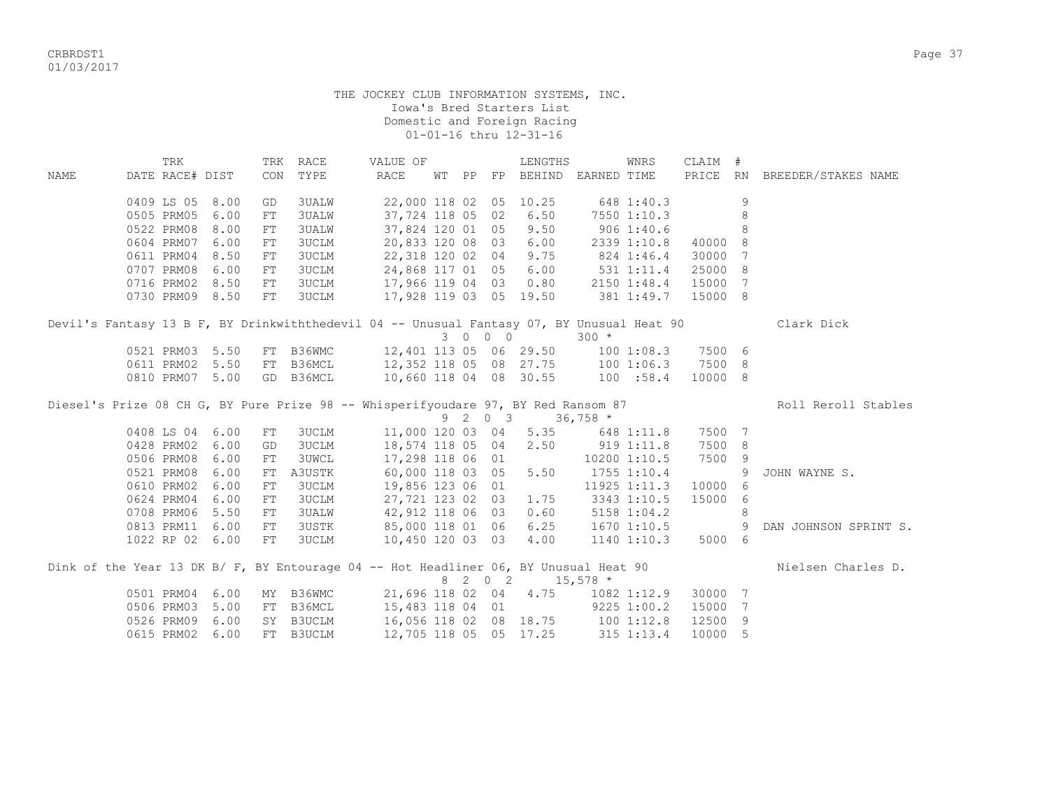THE JOCKEY CLUB INFORMATION SYSTEMS, INC.
Iowa's Bred Starters List
Domestic and Foreign Racing
01-01-16 thru 12-31-16

| NAME | TRK DATE | RACE# | DIST | TRK CON | RACE TYPE | VALUE OF RACE | WT | PP | FP | LENGTHS BEHIND | EARNED | WNRS TIME | CLAIM PRICE | # RN | BREEDER/STAKES NAME |
|---|---|---|---|---|---|---|---|---|---|---|---|---|---|---|---|
| | 0409 | LS 05 | 8.00 | GD | 3UALW | 22,000 | 118 | 02 | 05 | 10.25 | 648 | 1:40.3 | | 9 | |
| | 0505 | PRM05 | 6.00 | FT | 3UALW | 37,724 | 118 | 05 | 02 | 6.50 | 7550 | 1:10.3 | | 8 | |
| | 0522 | PRM08 | 8.00 | FT | 3UALW | 37,824 | 120 | 01 | 05 | 9.50 | 906 | 1:40.6 | | 8 | |
| | 0604 | PRM07 | 6.00 | FT | 3UCLM | 20,833 | 120 | 08 | 03 | 6.00 | 2339 | 1:10.8 | 40000 | 8 | |
| | 0611 | PRM04 | 8.50 | FT | 3UCLM | 22,318 | 120 | 02 | 04 | 9.75 | 824 | 1:46.4 | 30000 | 7 | |
| | 0707 | PRM08 | 6.00 | FT | 3UCLM | 24,868 | 117 | 01 | 05 | 6.00 | 531 | 1:11.4 | 25000 | 8 | |
| | 0716 | PRM02 | 8.50 | FT | 3UCLM | 17,966 | 119 | 04 | 03 | 0.80 | 2150 | 1:48.4 | 15000 | 7 | |
| | 0730 | PRM09 | 8.50 | FT | 3UCLM | 17,928 | 119 | 03 | 05 | 19.50 | 381 | 1:49.7 | 15000 | 8 | |
| Devil's Fantasy 13 B F, BY Drinkwiththedevil 04 -- Unusual Fantasy 07, BY Unusual Heat 90 | | | | | | | 3 | 0 | 0 | 0 | 300 * | | | | Clark Dick |
| | 0521 | PRM03 | 5.50 | FT | B36WMC | 12,401 | 113 | 05 | 06 | 29.50 | 100 | 1:08.3 | 7500 | 6 | |
| | 0611 | PRM02 | 5.50 | FT | B36MCL | 12,352 | 118 | 05 | 08 | 27.75 | 100 | 1:06.3 | 7500 | 8 | |
| | 0810 | PRM07 | 5.00 | GD | B36MCL | 10,660 | 118 | 04 | 08 | 30.55 | 100 | :58.4 | 10000 | 8 | |
| Diesel's Prize 08 CH G, BY Pure Prize 98 -- Whisperifyoudare 97, BY Red Ransom 87 | | | | | | | 9 | 2 | 0 | 3 | 36,758 * | | | | Roll Reroll Stables |
| | 0408 | LS 04 | 6.00 | FT | 3UCLM | 11,000 | 120 | 03 | 04 | 5.35 | 648 | 1:11.8 | 7500 | 7 | |
| | 0428 | PRM02 | 6.00 | GD | 3UCLM | 18,574 | 118 | 05 | 04 | 2.50 | 919 | 1:11.8 | 7500 | 8 | |
| | 0506 | PRM08 | 6.00 | FT | 3UWCL | 17,298 | 118 | 06 | 01 | | 10200 | 1:10.5 | 7500 | 9 | |
| | 0521 | PRM08 | 6.00 | FT | A3USTK | 60,000 | 118 | 03 | 05 | 5.50 | 1755 | 1:10.4 | | 9 | JOHN WAYNE S. |
| | 0610 | PRM02 | 6.00 | FT | 3UCLM | 19,856 | 123 | 06 | 01 | | 11925 | 1:11.3 | 10000 | 6 | |
| | 0624 | PRM04 | 6.00 | FT | 3UCLM | 27,721 | 123 | 02 | 03 | 1.75 | 3343 | 1:10.5 | 15000 | 6 | |
| | 0708 | PRM06 | 5.50 | FT | 3UALW | 42,912 | 118 | 06 | 03 | 0.60 | 5158 | 1:04.2 | | 8 | |
| | 0813 | PRM11 | 6.00 | FT | 3USTK | 85,000 | 118 | 01 | 06 | 6.25 | 1670 | 1:10.5 | | 9 | DAN JOHNSON SPRINT S. |
| | 1022 | RP 02 | 6.00 | FT | 3UCLM | 10,450 | 120 | 03 | 03 | 4.00 | 1140 | 1:10.3 | 5000 | 6 | |
| Dink of the Year 13 DK B/ F, BY Entourage 04 -- Hot Headliner 06, BY Unusual Heat 90 | | | | | | | 8 | 2 | 0 | 2 | 15,578 * | | | | Nielsen Charles D. |
| | 0501 | PRM04 | 6.00 | MY | B36WMC | 21,696 | 118 | 02 | 04 | 4.75 | 1082 | 1:12.9 | 30000 | 7 | |
| | 0506 | PRM03 | 5.00 | FT | B36MCL | 15,483 | 118 | 04 | 01 | | 9225 | 1:00.2 | 15000 | 7 | |
| | 0526 | PRM09 | 6.00 | SY | B3UCLM | 16,056 | 118 | 02 | 08 | 18.75 | 100 | 1:12.8 | 12500 | 9 | |
| | 0615 | PRM02 | 6.00 | FT | B3UCLM | 12,705 | 118 | 05 | 05 | 17.25 | 315 | 1:13.4 | 10000 | 5 | |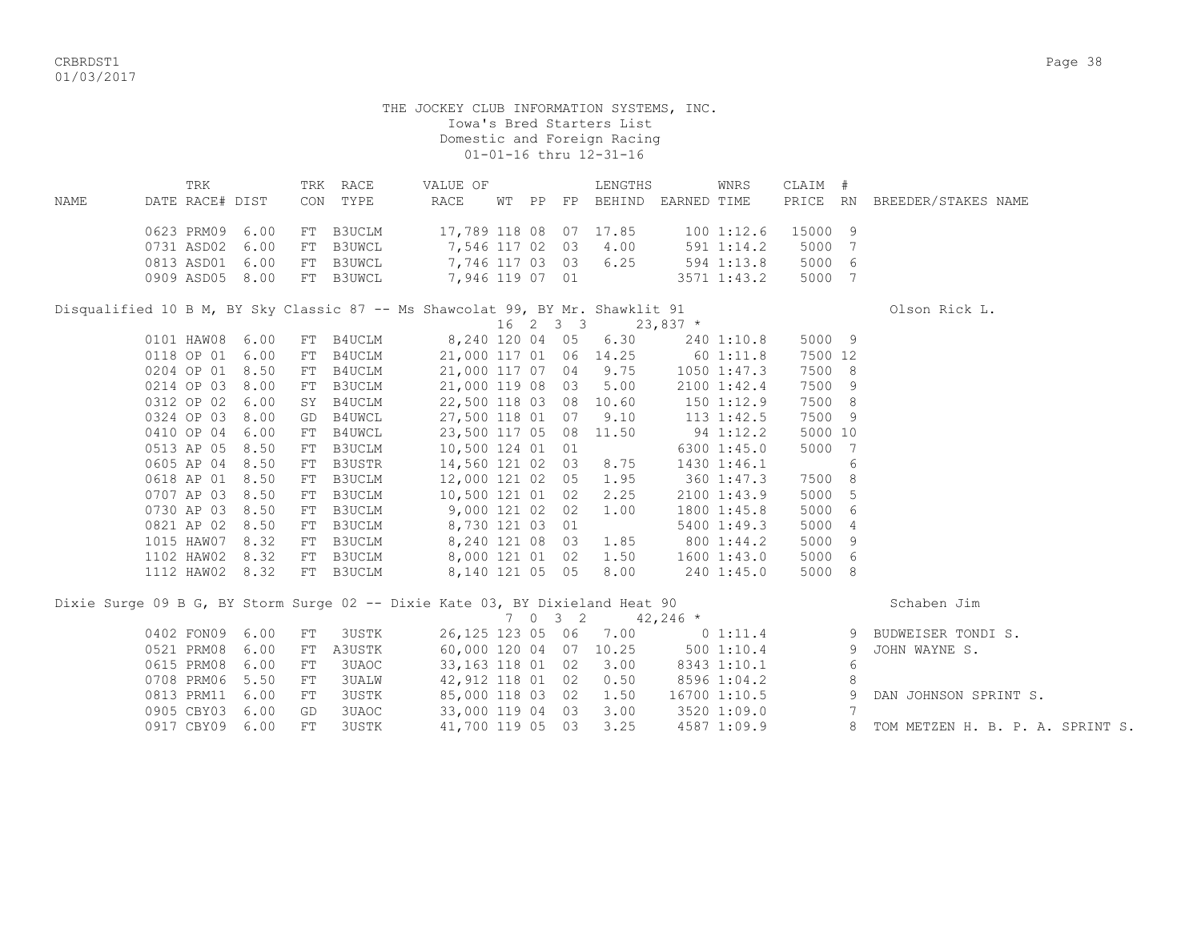THE JOCKEY CLUB INFORMATION SYSTEMS, INC.
Iowa's Bred Starters List
Domestic and Foreign Racing
01-01-16 thru 12-31-16

| NAME | TRK DATE | RACE# | DIST | TRK CON | RACE TYPE | VALUE OF RACE | WT | PP | FP | LENGTHS BEHIND | EARNED | WNRS TIME | CLAIM PRICE | # RN | BREEDER/STAKES NAME |
|---|---|---|---|---|---|---|---|---|---|---|---|---|---|---|---|
| | 0623 | PRM09 | 6.00 | FT | B3UCLM | 17,789 | 118 | 08 | 07 | 17.85 | 100 | 1:12.6 | 15000 | 9 | |
| | 0731 | ASD02 | 6.00 | FT | B3UWCL | 7,546 | 117 | 02 | 03 | 4.00 | 591 | 1:14.2 | 5000 | 7 | |
| | 0813 | ASD01 | 6.00 | FT | B3UWCL | 7,746 | 117 | 03 | 03 | 6.25 | 594 | 1:13.8 | 5000 | 6 | |
| | 0909 | ASD05 | 8.00 | FT | B3UWCL | 7,946 | 119 | 07 | 01 | | 3571 | 1:43.2 | 5000 | 7 | |
| Disqualified 10 B M, BY Sky Classic 87 -- Ms Shawcolat 99, BY Mr. Shawklit 91 | | | | | | | 16 | 2 | 3 3 | | 23,837 * | | | | Olson Rick L. |
| | 0101 | HAW08 | 6.00 | FT | B4UCLM | 8,240 | 120 | 04 | 05 | 6.30 | 240 | 1:10.8 | 5000 | 9 | |
| | 0118 | OP 01 | 6.00 | FT | B4UCLM | 21,000 | 117 | 01 | 06 | 14.25 | 60 | 1:11.8 | 7500 | 12 | |
| | 0204 | OP 01 | 8.50 | FT | B4UCLM | 21,000 | 117 | 07 | 04 | 9.75 | 1050 | 1:47.3 | 7500 | 8 | |
| | 0214 | OP 03 | 8.00 | FT | B3UCLM | 21,000 | 119 | 08 | 03 | 5.00 | 2100 | 1:42.4 | 7500 | 9 | |
| | 0312 | OP 02 | 6.00 | SY | B4UCLM | 22,500 | 118 | 03 | 08 | 10.60 | 150 | 1:12.9 | 7500 | 8 | |
| | 0324 | OP 03 | 8.00 | GD | B4UWCL | 27,500 | 118 | 01 | 07 | 9.10 | 113 | 1:42.5 | 7500 | 9 | |
| | 0410 | OP 04 | 6.00 | FT | B4UWCL | 23,500 | 117 | 05 | 08 | 11.50 | 94 | 1:12.2 | 5000 | 10 | |
| | 0513 | AP 05 | 8.50 | FT | B3UCLM | 10,500 | 124 | 01 | 01 | | 6300 | 1:45.0 | 5000 | 7 | |
| | 0605 | AP 04 | 8.50 | FT | B3USTR | 14,560 | 121 | 02 | 03 | 8.75 | 1430 | 1:46.1 | | 6 | |
| | 0618 | AP 01 | 8.50 | FT | B3UCLM | 12,000 | 121 | 02 | 05 | 1.95 | 360 | 1:47.3 | 7500 | 8 | |
| | 0707 | AP 03 | 8.50 | FT | B3UCLM | 10,500 | 121 | 01 | 02 | 2.25 | 2100 | 1:43.9 | 5000 | 5 | |
| | 0730 | AP 03 | 8.50 | FT | B3UCLM | 9,000 | 121 | 02 | 02 | 1.00 | 1800 | 1:45.8 | 5000 | 6 | |
| | 0821 | AP 02 | 8.50 | FT | B3UCLM | 8,730 | 121 | 03 | 01 | | 5400 | 1:49.3 | 5000 | 4 | |
| | 1015 | HAW07 | 8.32 | FT | B3UCLM | 8,240 | 121 | 08 | 03 | 1.85 | 800 | 1:44.2 | 5000 | 9 | |
| | 1102 | HAW02 | 8.32 | FT | B3UCLM | 8,000 | 121 | 01 | 02 | 1.50 | 1600 | 1:43.0 | 5000 | 6 | |
| | 1112 | HAW02 | 8.32 | FT | B3UCLM | 8,140 | 121 | 05 | 05 | 8.00 | 240 | 1:45.0 | 5000 | 8 | |
| Dixie Surge 09 B G, BY Storm Surge 02 -- Dixie Kate 03, BY Dixieland Heat 90 | | | | | | | 7 | 0 | 3 2 | | 42,246 * | | | | Schaben Jim |
| | 0402 | FON09 | 6.00 | FT | 3USTK | 26,125 | 123 | 05 | 06 | 7.00 | 0 | 1:11.4 | | 9 | BUDWEISER TONDI S. |
| | 0521 | PRM08 | 6.00 | FT | A3USTK | 60,000 | 120 | 04 | 07 | 10.25 | 500 | 1:10.4 | | 9 | JOHN WAYNE S. |
| | 0615 | PRM08 | 6.00 | FT | 3UAOC | 33,163 | 118 | 01 | 02 | 3.00 | 8343 | 1:10.1 | | 6 | |
| | 0708 | PRM06 | 5.50 | FT | 3UALW | 42,912 | 118 | 01 | 02 | 0.50 | 8596 | 1:04.2 | | 8 | |
| | 0813 | PRM11 | 6.00 | FT | 3USTK | 85,000 | 118 | 03 | 02 | 1.50 | 16700 | 1:10.5 | | 9 | DAN JOHNSON SPRINT S. |
| | 0905 | CBY03 | 6.00 | GD | 3UAOC | 33,000 | 119 | 04 | 03 | 3.00 | 3520 | 1:09.0 | | 7 | |
| | 0917 | CBY09 | 6.00 | FT | 3USTK | 41,700 | 119 | 05 | 03 | 3.25 | 4587 | 1:09.9 | | 8 | TOM METZEN H. B. P. A. SPRINT S. |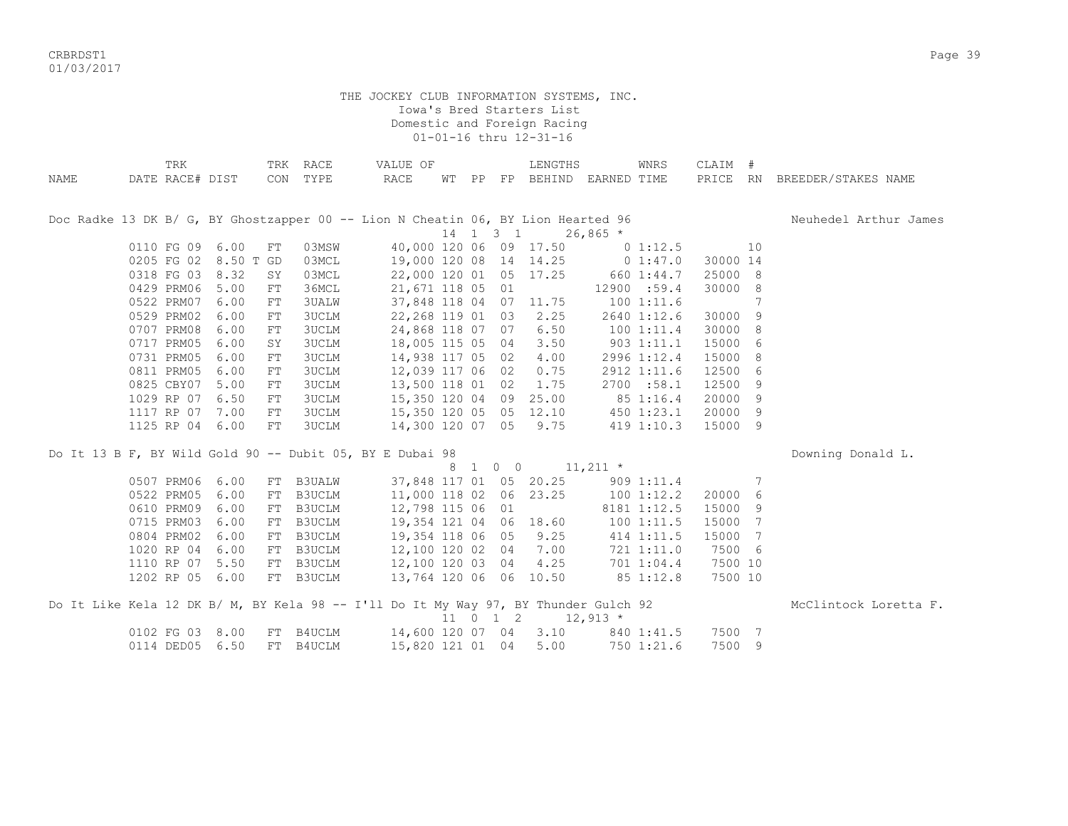THE JOCKEY CLUB INFORMATION SYSTEMS, INC.
Iowa's Bred Starters List
Domestic and Foreign Racing
01-01-16 thru 12-31-16

| NAME | TRK DATE | RACE# | DIST | TRK CON | RACE TYPE | VALUE OF RACE | WT | PP | FP | LENGTHS BEHIND | EARNED | WNRS TIME | CLAIM PRICE | # RN | BREEDER/STAKES NAME |
|---|---|---|---|---|---|---|---|---|---|---|---|---|---|---|---|
| Doc Radke 13 DK B/ G, BY Ghostzapper 00 -- Lion N Cheatin 06, BY Lion Hearted 96 | | | | | | | 14 | 1 | 3 1 | | 26,865 * | | | | Neuhedel Arthur James |
| | 0110 | FG 09 | 6.00 | FT | 03MSW | 40,000 | 120 | 06 | 09 | 17.50 | 0 | 1:12.5 | | 10 | |
| | 0205 | FG 02 | 8.50 T | GD | 03MCL | 19,000 | 120 | 08 | 14 | 14.25 | 0 | 1:47.0 | 30000 | 14 | |
| | 0318 | FG 03 | 8.32 | SY | 03MCL | 22,000 | 120 | 01 | 05 | 17.25 | 660 | 1:44.7 | 25000 | 8 | |
| | 0429 | PRM06 | 5.00 | FT | 36MCL | 21,671 | 118 | 05 | 01 | | 12900 | :59.4 | 30000 | 8 | |
| | 0522 | PRM07 | 6.00 | FT | 3UALW | 37,848 | 118 | 04 | 07 | 11.75 | 100 | 1:11.6 | | 7 | |
| | 0529 | PRM02 | 6.00 | FT | 3UCLM | 22,268 | 119 | 01 | 03 | 2.25 | 2640 | 1:12.6 | 30000 | 9 | |
| | 0707 | PRM08 | 6.00 | FT | 3UCLM | 24,868 | 118 | 07 | 07 | 6.50 | 100 | 1:11.4 | 30000 | 8 | |
| | 0717 | PRM05 | 6.00 | SY | 3UCLM | 18,005 | 115 | 05 | 04 | 3.50 | 903 | 1:11.1 | 15000 | 6 | |
| | 0731 | PRM05 | 6.00 | FT | 3UCLM | 14,938 | 117 | 05 | 02 | 4.00 | 2996 | 1:12.4 | 15000 | 8 | |
| | 0811 | PRM05 | 6.00 | FT | 3UCLM | 12,039 | 117 | 06 | 02 | 0.75 | 2912 | 1:11.6 | 12500 | 6 | |
| | 0825 | CBY07 | 5.00 | FT | 3UCLM | 13,500 | 118 | 01 | 02 | 1.75 | 2700 | :58.1 | 12500 | 9 | |
| | 1029 | RP 07 | 6.50 | FT | 3UCLM | 15,350 | 120 | 04 | 09 | 25.00 | 85 | 1:16.4 | 20000 | 9 | |
| | 1117 | RP 07 | 7.00 | FT | 3UCLM | 15,350 | 120 | 05 | 05 | 12.10 | 450 | 1:23.1 | 20000 | 9 | |
| | 1125 | RP 04 | 6.00 | FT | 3UCLM | 14,300 | 120 | 07 | 05 | 9.75 | 419 | 1:10.3 | 15000 | 9 | |
| Do It 13 B F, BY Wild Gold 90 -- Dubit 05, BY E Dubai 98 | | | | | | | 8 | 1 | 0 0 | | 11,211 * | | | | Downing Donald L. |
| | 0507 | PRM06 | 6.00 | FT | B3UALW | 37,848 | 117 | 01 | 05 | 20.25 | 909 | 1:11.4 | | 7 | |
| | 0522 | PRM05 | 6.00 | FT | B3UCLM | 11,000 | 118 | 02 | 06 | 23.25 | 100 | 1:12.2 | 20000 | 6 | |
| | 0610 | PRM09 | 6.00 | FT | B3UCLM | 12,798 | 115 | 06 | 01 | | 8181 | 1:12.5 | 15000 | 9 | |
| | 0715 | PRM03 | 6.00 | FT | B3UCLM | 19,354 | 121 | 04 | 06 | 18.60 | 100 | 1:11.5 | 15000 | 7 | |
| | 0804 | PRM02 | 6.00 | FT | B3UCLM | 19,354 | 118 | 06 | 05 | 9.25 | 414 | 1:11.5 | 15000 | 7 | |
| | 1020 | RP 04 | 6.00 | FT | B3UCLM | 12,100 | 120 | 02 | 04 | 7.00 | 721 | 1:11.0 | 7500 | 6 | |
| | 1110 | RP 07 | 5.50 | FT | B3UCLM | 12,100 | 120 | 03 | 04 | 4.25 | 701 | 1:04.4 | 7500 | 10 | |
| | 1202 | RP 05 | 6.00 | FT | B3UCLM | 13,764 | 120 | 06 | 06 | 10.50 | 85 | 1:12.8 | 7500 | 10 | |
| Do It Like Kela 12 DK B/ M, BY Kela 98 -- I'll Do It My Way 97, BY Thunder Gulch 92 | | | | | | | 11 | 0 | 1 2 | | 12,913 * | | | | McClintock Loretta F. |
| | 0102 | FG 03 | 8.00 | FT | B4UCLM | 14,600 | 120 | 07 | 04 | 3.10 | 840 | 1:41.5 | 7500 | 7 | |
| | 0114 | DED05 | 6.50 | FT | B4UCLM | 15,820 | 121 | 01 | 04 | 5.00 | 750 | 1:21.6 | 7500 | 9 | |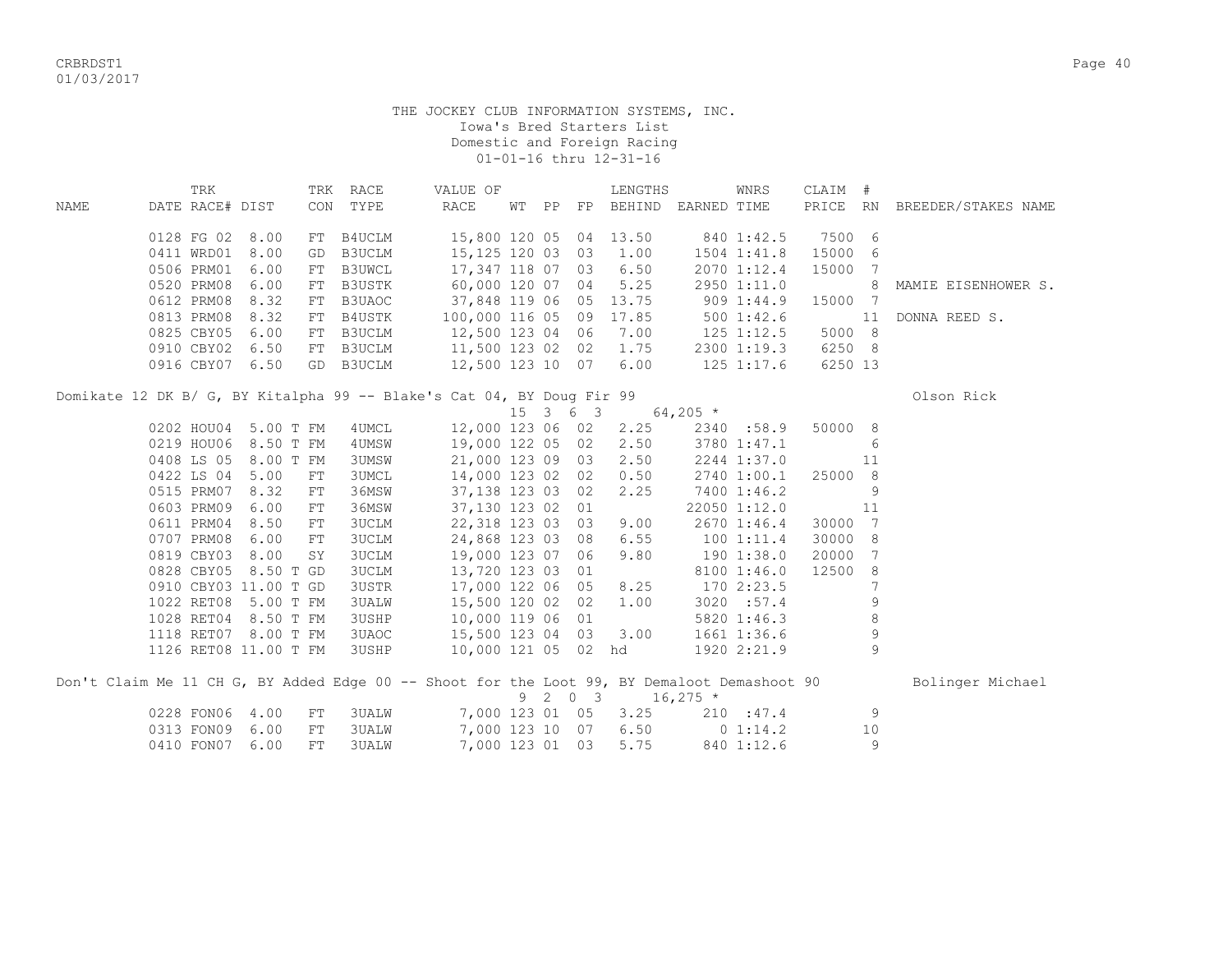THE JOCKEY CLUB INFORMATION SYSTEMS, INC.
Iowa's Bred Starters List
Domestic and Foreign Racing
01-01-16 thru 12-31-16

| NAME | TRK DATE | RACE# | DIST | TRK CON | RACE TYPE | VALUE OF RACE | WT | PP | FP | LENGTHS BEHIND | EARNED | WNRS TIME | CLAIM PRICE | # RN | BREEDER/STAKES NAME |
|---|---|---|---|---|---|---|---|---|---|---|---|---|---|---|---|
| | 0128 | FG 02 | 8.00 | FT | B4UCLM | 15,800 | 120 | 05 | 04 | 13.50 | 840 | 1:42.5 | 7500 | 6 | |
| | 0411 | WRD01 | 8.00 | GD | B3UCLM | 15,125 | 120 | 03 | 03 | 1.00 | 1504 | 1:41.8 | 15000 | 6 | |
| | 0506 | PRM01 | 6.00 | FT | B3UWCL | 17,347 | 118 | 07 | 03 | 6.50 | 2070 | 1:12.4 | 15000 | 7 | |
| | 0520 | PRM08 | 6.00 | FT | B3USTK | 60,000 | 120 | 07 | 04 | 5.25 | 2950 | 1:11.0 | | 8 | MAMIE EISENHOWER S. |
| | 0612 | PRM08 | 8.32 | FT | B3UAOC | 37,848 | 119 | 06 | 05 | 13.75 | 909 | 1:44.9 | 15000 | 7 | |
| | 0813 | PRM08 | 8.32 | FT | B4USTK | 100,000 | 116 | 05 | 09 | 17.85 | 500 | 1:42.6 | | 11 | DONNA REED S. |
| | 0825 | CBY05 | 6.00 | FT | B3UCLM | 12,500 | 123 | 04 | 06 | 7.00 | 125 | 1:12.5 | 5000 | 8 | |
| | 0910 | CBY02 | 6.50 | FT | B3UCLM | 11,500 | 123 | 02 | 02 | 1.75 | 2300 | 1:19.3 | 6250 | 8 | |
| | 0916 | CBY07 | 6.50 | GD | B3UCLM | 12,500 | 123 | 10 | 07 | 6.00 | 125 | 1:17.6 | 6250 | 13 | |

Domikate 12 DK B/ G, BY Kitalpha 99 -- Blake's Cat 04, BY Doug Fir 99 — Olson Rick
15 3 6 3 — 64,205 *

| TRK DATE | RACE# | DIST | TRK CON | RACE TYPE | VALUE OF RACE | WT | PP | FP | LENGTHS BEHIND | EARNED | WNRS TIME | CLAIM PRICE | # RN |
|---|---|---|---|---|---|---|---|---|---|---|---|---|---|
| 0202 | HOU04 | 5.00 T | FM | 4UMCL | 12,000 | 123 | 06 | 02 | 2.25 | 2340 | :58.9 | 50000 | 8 |
| 0219 | HOU06 | 8.50 T | FM | 4UMSW | 19,000 | 122 | 05 | 02 | 2.50 | 3780 | 1:47.1 | | 6 |
| 0408 | LS 05 | 8.00 T | FM | 3UMSW | 21,000 | 123 | 09 | 03 | 2.50 | 2244 | 1:37.0 | | 11 |
| 0422 | LS 04 | 5.00 | FT | 3UMCL | 14,000 | 123 | 02 | 02 | 0.50 | 2740 | 1:00.1 | 25000 | 8 |
| 0515 | PRM07 | 8.32 | FT | 36MSW | 37,138 | 123 | 03 | 02 | 2.25 | 7400 | 1:46.2 | | 9 |
| 0603 | PRM09 | 6.00 | FT | 36MSW | 37,130 | 123 | 02 | 01 | | 22050 | 1:12.0 | | 11 |
| 0611 | PRM04 | 8.50 | FT | 3UCLM | 22,318 | 123 | 03 | 03 | 9.00 | 2670 | 1:46.4 | 30000 | 7 |
| 0707 | PRM08 | 6.00 | FT | 3UCLM | 24,868 | 123 | 03 | 08 | 6.55 | 100 | 1:11.4 | 30000 | 8 |
| 0819 | CBY03 | 8.00 | SY | 3UCLM | 19,000 | 123 | 07 | 06 | 9.80 | 190 | 1:38.0 | 20000 | 7 |
| 0828 | CBY05 | 8.50 T | GD | 3UCLM | 13,720 | 123 | 03 | 01 | | 8100 | 1:46.0 | 12500 | 8 |
| 0910 | CBY03 | 11.00 T | GD | 3USTR | 17,000 | 122 | 06 | 05 | 8.25 | 170 | 2:23.5 | | 7 |
| 1022 | RET08 | 5.00 T | FM | 3UALW | 15,500 | 120 | 02 | 02 | 1.00 | 3020 | :57.4 | | 9 |
| 1028 | RET04 | 8.50 T | FM | 3USHP | 10,000 | 119 | 06 | 01 | | 5820 | 1:46.3 | | 8 |
| 1118 | RET07 | 8.00 T | FM | 3UAOC | 15,500 | 123 | 04 | 03 | 3.00 | 1661 | 1:36.6 | | 9 |
| 1126 | RET08 | 11.00 T | FM | 3USHP | 10,000 | 121 | 05 | 02 | hd | 1920 | 2:21.9 | | 9 |

Don't Claim Me 11 CH G, BY Added Edge 00 -- Shoot for the Loot 99, BY Demaloot Demashoot 90 — Bolinger Michael
9 2 0 3 — 16,275 *

| TRK DATE | RACE# | DIST | TRK CON | RACE TYPE | VALUE OF RACE | WT | PP | FP | LENGTHS BEHIND | EARNED | WNRS TIME | CLAIM PRICE | # RN |
|---|---|---|---|---|---|---|---|---|---|---|---|---|---|
| 0228 | FON06 | 4.00 | FT | 3UALW | 7,000 | 123 | 01 | 05 | 3.25 | 210 | :47.4 | | 9 |
| 0313 | FON09 | 6.00 | FT | 3UALW | 7,000 | 123 | 10 | 07 | 6.50 | 0 | 1:14.2 | | 10 |
| 0410 | FON07 | 6.00 | FT | 3UALW | 7,000 | 123 | 01 | 03 | 5.75 | 840 | 1:12.6 | | 9 |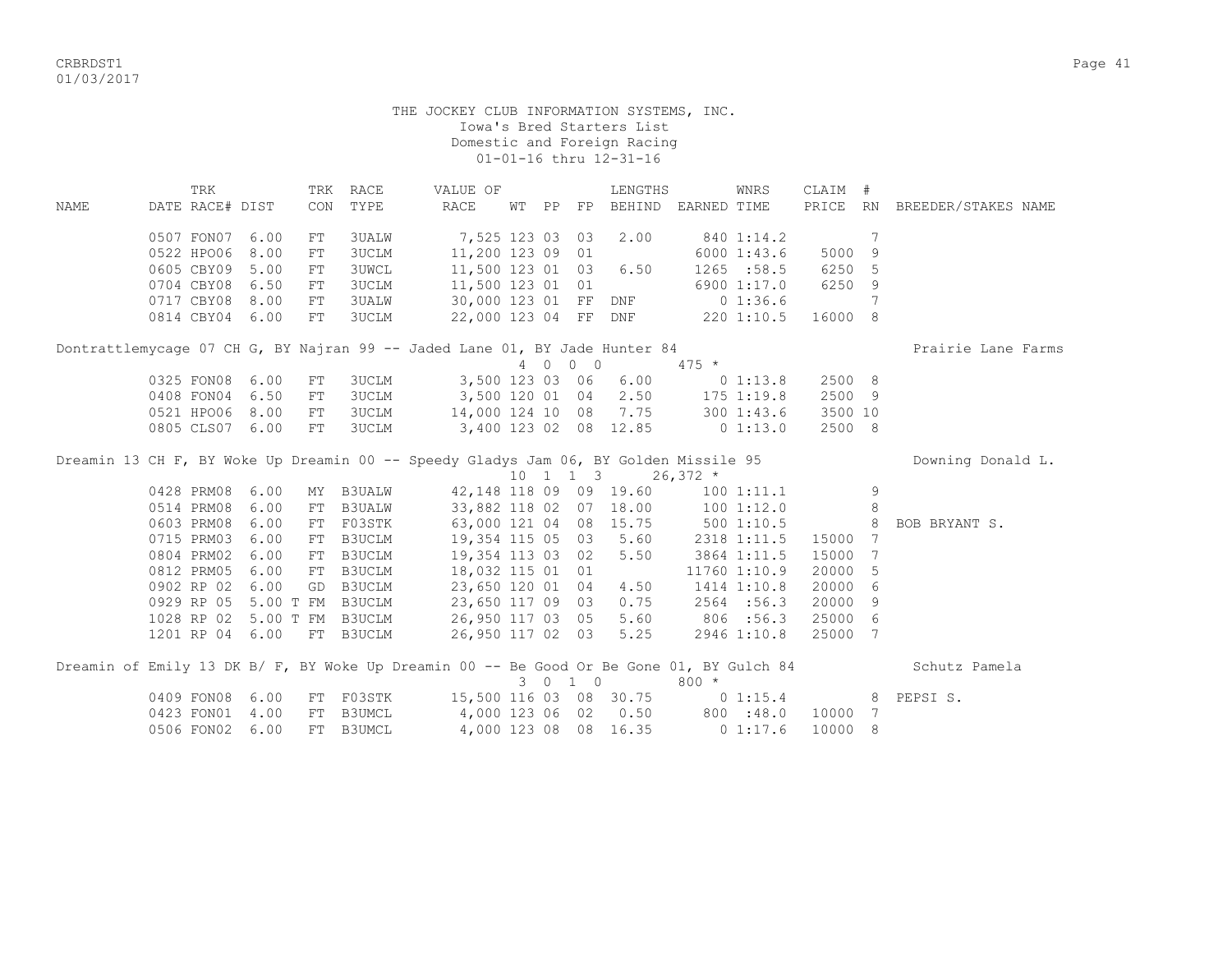THE JOCKEY CLUB INFORMATION SYSTEMS, INC.
Iowa's Bred Starters List
Domestic and Foreign Racing
01-01-16 thru 12-31-16

| NAME | TRK DATE | RACE# | DIST | TRK CON | RACE TYPE | VALUE OF RACE | WT | PP | FP | LENGTHS BEHIND | EARNED | WNRS TIME | CLAIM PRICE | # RN | BREEDER/STAKES NAME |
|---|---|---|---|---|---|---|---|---|---|---|---|---|---|---|---|
| | 0507 | FON07 | 6.00 | FT | 3UALW | 7,525 | 123 | 03 | 03 | 2.00 | 840 | 1:14.2 | | 7 | |
| | 0522 | HPO06 | 8.00 | FT | 3UCLM | 11,200 | 123 | 09 | 01 | | 6000 | 1:43.6 | 5000 | 9 | |
| | 0605 | CBY09 | 5.00 | FT | 3UWCL | 11,500 | 123 | 01 | 03 | 6.50 | 1265 | :58.5 | 6250 | 5 | |
| | 0704 | CBY08 | 6.50 | FT | 3UCLM | 11,500 | 123 | 01 | 01 | | 6900 | 1:17.0 | 6250 | 9 | |
| | 0717 | CBY08 | 8.00 | FT | 3UALW | 30,000 | 123 | 01 | FF | DNF | 0 | 1:36.6 | | 7 | |
| | 0814 | CBY04 | 6.00 | FT | 3UCLM | 22,000 | 123 | 04 | FF | DNF | 220 | 1:10.5 | 16000 | 8 | |
| Dontrattlemycage 07 CH G, BY Najran 99 -- Jaded Lane 01, BY Jade Hunter 84 | | | | | | | 4 | 0 | 0 0 | | 475 * | | | | Prairie Lane Farms |
| | 0325 | FON08 | 6.00 | FT | 3UCLM | 3,500 | 123 | 03 | 06 | 6.00 | 0 | 1:13.8 | 2500 | 8 | |
| | 0408 | FON04 | 6.50 | FT | 3UCLM | 3,500 | 120 | 01 | 04 | 2.50 | 175 | 1:19.8 | 2500 | 9 | |
| | 0521 | HPO06 | 8.00 | FT | 3UCLM | 14,000 | 124 | 10 | 08 | 7.75 | 300 | 1:43.6 | 3500 | 10 | |
| | 0805 | CLS07 | 6.00 | FT | 3UCLM | 3,400 | 123 | 02 | 08 | 12.85 | 0 | 1:13.0 | 2500 | 8 | |
| Dreamin 13 CH F, BY Woke Up Dreamin 00 -- Speedy Gladys Jam 06, BY Golden Missile 95 | | | | | | | 10 | 1 | 1 3 | | 26,372 * | | | | Downing Donald L. |
| | 0428 | PRM08 | 6.00 | MY | B3UALW | 42,148 | 118 | 09 | 09 | 19.60 | 100 | 1:11.1 | | 9 | |
| | 0514 | PRM08 | 6.00 | FT | B3UALW | 33,882 | 118 | 02 | 07 | 18.00 | 100 | 1:12.0 | | 8 | |
| | 0603 | PRM08 | 6.00 | FT | F03STK | 63,000 | 121 | 04 | 08 | 15.75 | 500 | 1:10.5 | | 8 | BOB BRYANT S. |
| | 0715 | PRM03 | 6.00 | FT | B3UCLM | 19,354 | 115 | 05 | 03 | 5.60 | 2318 | 1:11.5 | 15000 | 7 | |
| | 0804 | PRM02 | 6.00 | FT | B3UCLM | 19,354 | 113 | 03 | 02 | 5.50 | 3864 | 1:11.5 | 15000 | 7 | |
| | 0812 | PRM05 | 6.00 | FT | B3UCLM | 18,032 | 115 | 01 | 01 | | 11760 | 1:10.9 | 20000 | 5 | |
| | 0902 | RP 02 | 6.00 | GD | B3UCLM | 23,650 | 120 | 01 | 04 | 4.50 | 1414 | 1:10.8 | 20000 | 6 | |
| | 0929 | RP 05 | 5.00 T | FM | B3UCLM | 23,650 | 117 | 09 | 03 | 0.75 | 2564 | :56.3 | 20000 | 9 | |
| | 1028 | RP 02 | 5.00 T | FM | B3UCLM | 26,950 | 117 | 03 | 05 | 5.60 | 806 | :56.3 | 25000 | 6 | |
| | 1201 | RP 04 | 6.00 | FT | B3UCLM | 26,950 | 117 | 02 | 03 | 5.25 | 2946 | 1:10.8 | 25000 | 7 | |
| Dreamin of Emily 13 DK B/ F, BY Woke Up Dreamin 00 -- Be Good Or Be Gone 01, BY Gulch 84 | | | | | | | 3 | 0 | 1 0 | | 800 * | | | | Schutz Pamela |
| | 0409 | FON08 | 6.00 | FT | F03STK | 15,500 | 116 | 03 | 08 | 30.75 | 0 | 1:15.4 | | 8 | PEPSI S. |
| | 0423 | FON01 | 4.00 | FT | B3UMCL | 4,000 | 123 | 06 | 02 | 0.50 | 800 | :48.0 | 10000 | 7 | |
| | 0506 | FON02 | 6.00 | FT | B3UMCL | 4,000 | 123 | 08 | 08 | 16.35 | 0 | 1:17.6 | 10000 | 8 | |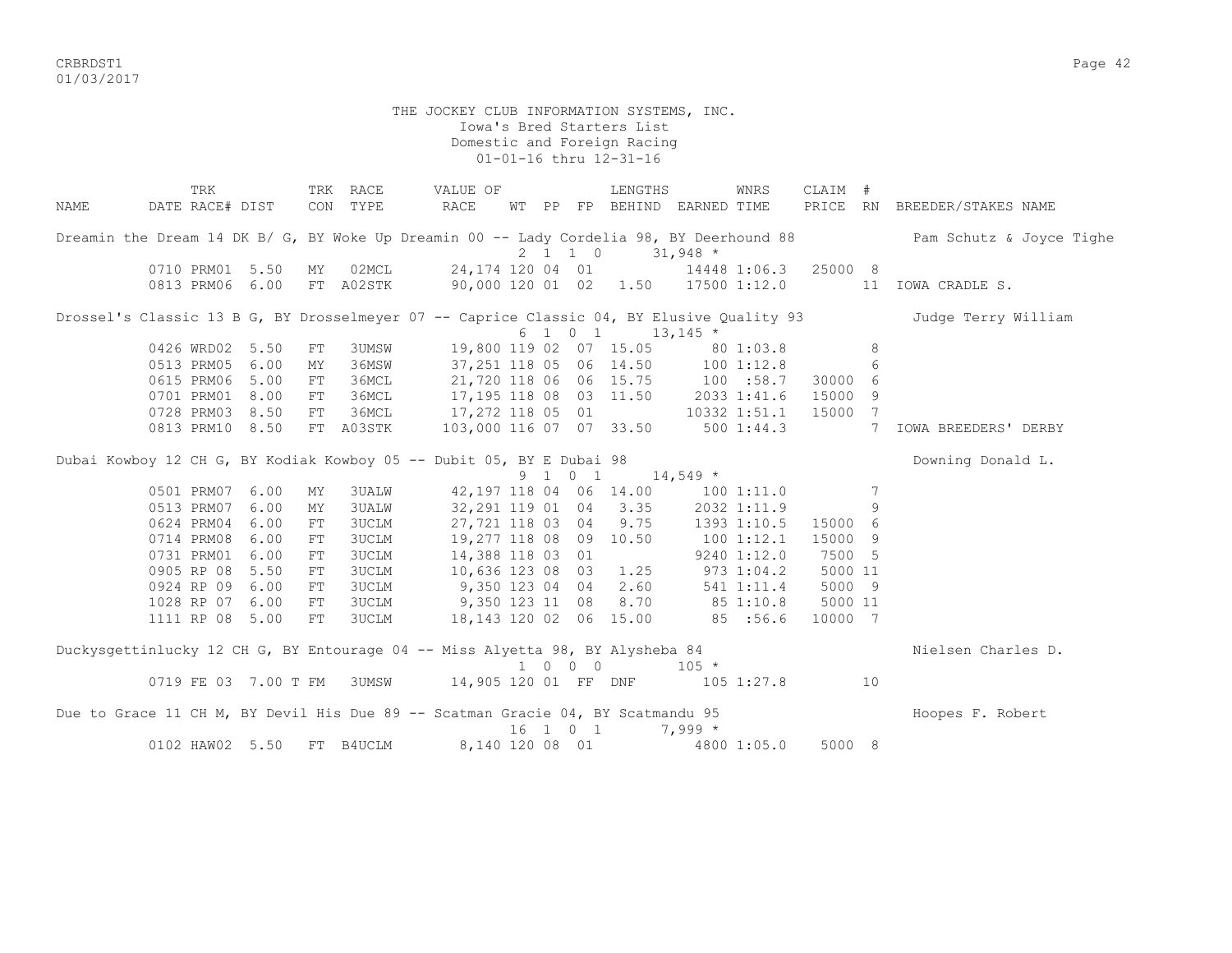THE JOCKEY CLUB INFORMATION SYSTEMS, INC.
Iowa's Bred Starters List
Domestic and Foreign Racing
01-01-16 thru 12-31-16

| NAME | TRK DATE | RACE# | DIST | TRK CON | RACE TYPE | VALUE OF RACE | WT | PP | FP | LENGTHS BEHIND | EARNED | WNRS TIME | CLAIM PRICE | # RN | BREEDER/STAKES NAME |
|---|---|---|---|---|---|---|---|---|---|---|---|---|---|---|---|
| Dreamin the Dream 14 DK B/ G, BY Woke Up Dreamin 00 -- Lady Cordelia 98, BY Deerhound 88 | | | | | | | 2 | 1 | 1 0 | | 31,948 * | | | | Pam Schutz & Joyce Tighe |
| | 0710 | PRM01 | 5.50 | MY | 02MCL | 24,174 | 120 | 04 | 01 | | 14448 | 1:06.3 | 25000 | 8 | |
| | 0813 | PRM06 | 6.00 | FT | A02STK | 90,000 | 120 | 01 | 02 | 1.50 | 17500 | 1:12.0 | | 11 | IOWA CRADLE S. |
| Drossel's Classic 13 B G, BY Drosselmeyer 07 -- Caprice Classic 04, BY Elusive Quality 93 | | | | | | | 6 | 1 | 0 1 | | 13,145 * | | | | Judge Terry William |
| | 0426 | WRD02 | 5.50 | FT | 3UMSW | 19,800 | 119 | 02 | 07 | 15.05 | 80 | 1:03.8 | | 8 | |
| | 0513 | PRM05 | 6.00 | MY | 36MSW | 37,251 | 118 | 05 | 06 | 14.50 | 100 | 1:12.8 | | 6 | |
| | 0615 | PRM06 | 5.00 | FT | 36MCL | 21,720 | 118 | 06 | 06 | 15.75 | 100 | :58.7 | 30000 | 6 | |
| | 0701 | PRM01 | 8.00 | FT | 36MCL | 17,195 | 118 | 08 | 03 | 11.50 | 2033 | 1:41.6 | 15000 | 9 | |
| | 0728 | PRM03 | 8.50 | FT | 36MCL | 17,272 | 118 | 05 | 01 | | 10332 | 1:51.1 | 15000 | 7 | |
| | 0813 | PRM10 | 8.50 | FT | A03STK | 103,000 | 116 | 07 | 07 | 33.50 | 500 | 1:44.3 | | 7 | IOWA BREEDERS' DERBY |
| Dubai Kowboy 12 CH G, BY Kodiak Kowboy 05 -- Dubit 05, BY E Dubai 98 | | | | | | | 9 | 1 | 0 1 | | 14,549 * | | | | Downing Donald L. |
| | 0501 | PRM07 | 6.00 | MY | 3UALW | 42,197 | 118 | 04 | 06 | 14.00 | 100 | 1:11.0 | | 7 | |
| | 0513 | PRM07 | 6.00 | MY | 3UALW | 32,291 | 119 | 01 | 04 | 3.35 | 2032 | 1:11.9 | | 9 | |
| | 0624 | PRM04 | 6.00 | FT | 3UCLM | 27,721 | 118 | 03 | 04 | 9.75 | 1393 | 1:10.5 | 15000 | 6 | |
| | 0714 | PRM08 | 6.00 | FT | 3UCLM | 19,277 | 118 | 08 | 09 | 10.50 | 100 | 1:12.1 | 15000 | 9 | |
| | 0731 | PRM01 | 6.00 | FT | 3UCLM | 14,388 | 118 | 03 | 01 | | 9240 | 1:12.0 | 7500 | 5 | |
| | 0905 | RP 08 | 5.50 | FT | 3UCLM | 10,636 | 123 | 08 | 03 | 1.25 | 973 | 1:04.2 | 5000 | 11 | |
| | 0924 | RP 09 | 6.00 | FT | 3UCLM | 9,350 | 123 | 04 | 04 | 2.60 | 541 | 1:11.4 | 5000 | 9 | |
| | 1028 | RP 07 | 6.00 | FT | 3UCLM | 9,350 | 123 | 11 | 08 | 8.70 | 85 | 1:10.8 | 5000 | 11 | |
| | 1111 | RP 08 | 5.00 | FT | 3UCLM | 18,143 | 120 | 02 | 06 | 15.00 | 85 | :56.6 | 10000 | 7 | |
| Duckysgettinlucky 12 CH G, BY Entourage 04 -- Miss Alyetta 98, BY Alysheba 84 | | | | | | | 1 | 0 | 0 0 | | 105 * | | | | Nielsen Charles D. |
| | 0719 | FE 03 | 7.00 T | FM | 3UMSW | 14,905 | 120 | 01 | FF | DNF | 105 | 1:27.8 | | 10 | |
| Due to Grace 11 CH M, BY Devil His Due 89 -- Scatman Gracie 04, BY Scatmandu 95 | | | | | | | 16 | 1 | 0 1 | | 7,999 * | | | | Hoopes F. Robert |
| | 0102 | HAW02 | 5.50 | FT | B4UCLM | 8,140 | 120 | 08 | 01 | | 4800 | 1:05.0 | 5000 | 8 | |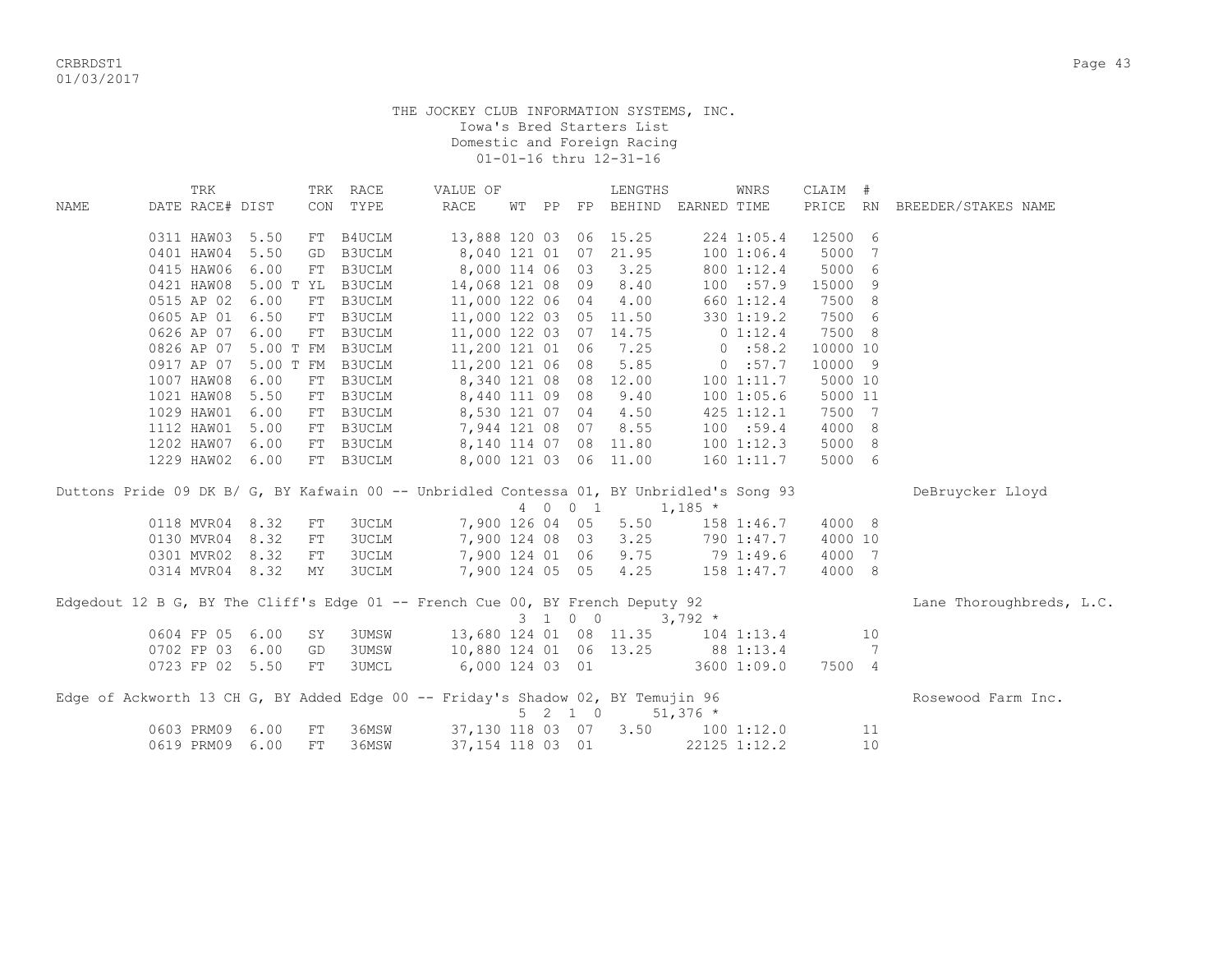THE JOCKEY CLUB INFORMATION SYSTEMS, INC.
Iowa's Bred Starters List
Domestic and Foreign Racing
01-01-16 thru 12-31-16

| NAME | TRK DATE | RACE# | DIST | TRK CON | RACE TYPE | VALUE OF RACE | WT | PP | FP | LENGTHS BEHIND | EARNED | WNRS TIME | CLAIM PRICE | # RN | BREEDER/STAKES NAME |
|---|---|---|---|---|---|---|---|---|---|---|---|---|---|---|---|
| | 0311 | HAW03 | 5.50 | FT | B4UCLM | 13,888 | 120 | 03 | 06 | 15.25 | 224 | 1:05.4 | 12500 | 6 | |
| | 0401 | HAW04 | 5.50 | GD | B3UCLM | 8,040 | 121 | 01 | 07 | 21.95 | 100 | 1:06.4 | 5000 | 7 | |
| | 0415 | HAW06 | 6.00 | FT | B3UCLM | 8,000 | 114 | 06 | 03 | 3.25 | 800 | 1:12.4 | 5000 | 6 | |
| | 0421 | HAW08 | 5.00 T | YL | B3UCLM | 14,068 | 121 | 08 | 09 | 8.40 | 100 | :57.9 | 15000 | 9 | |
| | 0515 | AP 02 | 6.00 | FT | B3UCLM | 11,000 | 122 | 06 | 04 | 4.00 | 660 | 1:12.4 | 7500 | 8 | |
| | 0605 | AP 01 | 6.50 | FT | B3UCLM | 11,000 | 122 | 03 | 05 | 11.50 | 330 | 1:19.2 | 7500 | 6 | |
| | 0626 | AP 07 | 6.00 | FT | B3UCLM | 11,000 | 122 | 03 | 07 | 14.75 | 0 | 1:12.4 | 7500 | 8 | |
| | 0826 | AP 07 | 5.00 T | FM | B3UCLM | 11,200 | 121 | 01 | 06 | 7.25 | 0 | :58.2 | 10000 | 10 | |
| | 0917 | AP 07 | 5.00 T | FM | B3UCLM | 11,200 | 121 | 06 | 08 | 5.85 | 0 | :57.7 | 10000 | 9 | |
| | 1007 | HAW08 | 6.00 | FT | B3UCLM | 8,340 | 121 | 08 | 08 | 12.00 | 100 | 1:11.7 | 5000 | 10 | |
| | 1021 | HAW08 | 5.50 | FT | B3UCLM | 8,440 | 111 | 09 | 08 | 9.40 | 100 | 1:05.6 | 5000 | 11 | |
| | 1029 | HAW01 | 6.00 | FT | B3UCLM | 8,530 | 121 | 07 | 04 | 4.50 | 425 | 1:12.1 | 7500 | 7 | |
| | 1112 | HAW01 | 5.00 | FT | B3UCLM | 7,944 | 121 | 08 | 07 | 8.55 | 100 | :59.4 | 4000 | 8 | |
| | 1202 | HAW07 | 6.00 | FT | B3UCLM | 8,140 | 114 | 07 | 08 | 11.80 | 100 | 1:12.3 | 5000 | 8 | |
| | 1229 | HAW02 | 6.00 | FT | B3UCLM | 8,000 | 121 | 03 | 06 | 11.00 | 160 | 1:11.7 | 5000 | 6 | |

Duttons Pride 09 DK B/ G, BY Kafwain 00 -- Unbridled Contessa 01, BY Unbridled's Song 93 — DeBruycker Lloyd
4 0 0 1 — 1,185 *

| NAME | TRK DATE | RACE# | DIST | TRK CON | RACE TYPE | VALUE OF RACE | WT | PP | FP | LENGTHS BEHIND | EARNED | WNRS TIME | CLAIM PRICE | # RN | BREEDER/STAKES NAME |
|---|---|---|---|---|---|---|---|---|---|---|---|---|---|---|---|
| | 0118 | MVR04 | 8.32 | FT | 3UCLM | 7,900 | 126 | 04 | 05 | 5.50 | 158 | 1:46.7 | 4000 | 8 | |
| | 0130 | MVR04 | 8.32 | FT | 3UCLM | 7,900 | 124 | 08 | 03 | 3.25 | 790 | 1:47.7 | 4000 | 10 | |
| | 0301 | MVR02 | 8.32 | FT | 3UCLM | 7,900 | 124 | 01 | 06 | 9.75 | 79 | 1:49.6 | 4000 | 7 | |
| | 0314 | MVR04 | 8.32 | MY | 3UCLM | 7,900 | 124 | 05 | 05 | 4.25 | 158 | 1:47.7 | 4000 | 8 | |

Edgedout 12 B G, BY The Cliff's Edge 01 -- French Cue 00, BY French Deputy 92 — Lane Thoroughbreds, L.C.
3 1 0 0 — 3,792 *

| NAME | TRK DATE | RACE# | DIST | TRK CON | RACE TYPE | VALUE OF RACE | WT | PP | FP | LENGTHS BEHIND | EARNED | WNRS TIME | CLAIM PRICE | # RN | BREEDER/STAKES NAME |
|---|---|---|---|---|---|---|---|---|---|---|---|---|---|---|---|
| | 0604 | FP 05 | 6.00 | SY | 3UMSW | 13,680 | 124 | 01 | 08 | 11.35 | 104 | 1:13.4 | | 10 | |
| | 0702 | FP 03 | 6.00 | GD | 3UMSW | 10,880 | 124 | 01 | 06 | 13.25 | 88 | 1:13.4 | | 7 | |
| | 0723 | FP 02 | 5.50 | FT | 3UMCL | 6,000 | 124 | 03 | 01 | | 3600 | 1:09.0 | 7500 | 4 | |

Edge of Ackworth 13 CH G, BY Added Edge 00 -- Friday's Shadow 02, BY Temujin 96 — Rosewood Farm Inc.
5 2 1 0 — 51,376 *

| NAME | TRK DATE | RACE# | DIST | TRK CON | RACE TYPE | VALUE OF RACE | WT | PP | FP | LENGTHS BEHIND | EARNED | WNRS TIME | CLAIM PRICE | # RN | BREEDER/STAKES NAME |
|---|---|---|---|---|---|---|---|---|---|---|---|---|---|---|---|
| | 0603 | PRM09 | 6.00 | FT | 36MSW | 37,130 | 118 | 03 | 07 | 3.50 | 100 | 1:12.0 | | 11 | |
| | 0619 | PRM09 | 6.00 | FT | 36MSW | 37,154 | 118 | 03 | 01 | | 22125 | 1:12.2 | | 10 | |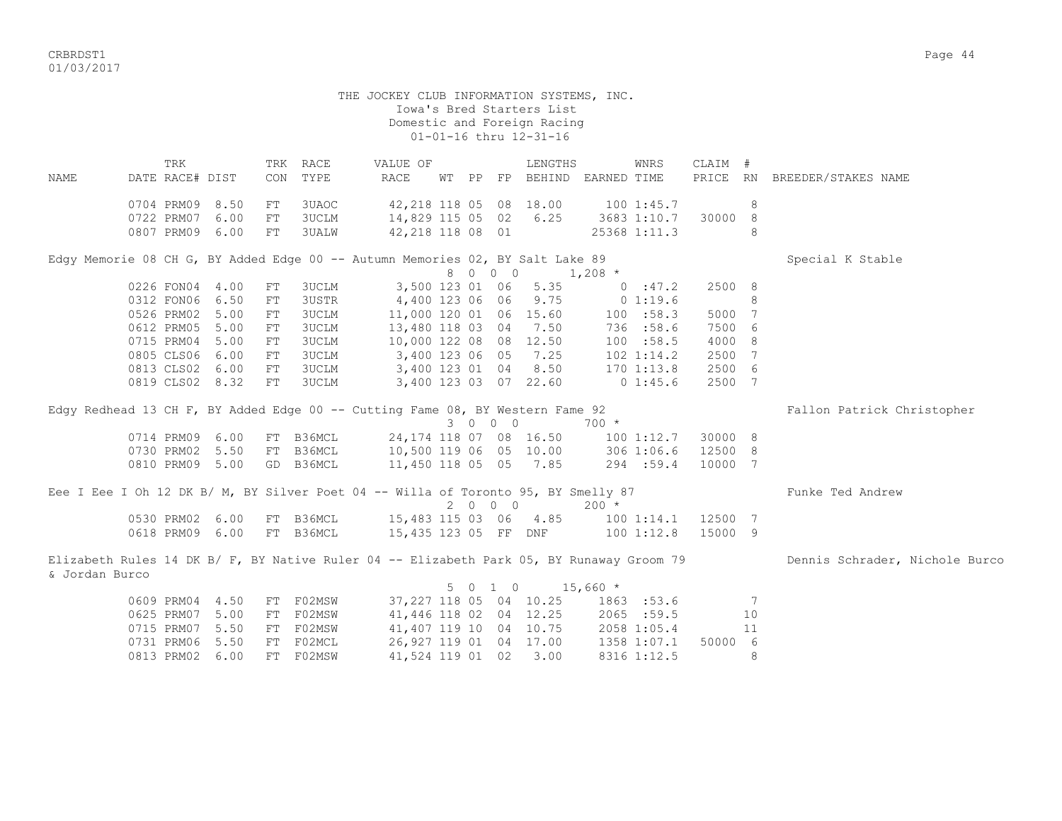THE JOCKEY CLUB INFORMATION SYSTEMS, INC.
Iowa's Bred Starters List
Domestic and Foreign Racing
01-01-16 thru 12-31-16

| NAME | TRK DATE | RACE# | DIST | TRK CON | RACE TYPE | VALUE OF RACE | WT | PP | FP | LENGTHS BEHIND | EARNED | WNRS TIME | CLAIM PRICE | # RN | BREEDER/STAKES NAME |
|---|---|---|---|---|---|---|---|---|---|---|---|---|---|---|---|
| | 0704 | PRM09 | 8.50 | FT | 3UAOC | 42,218 | 118 | 05 | 08 | 18.00 | 100 | 1:45.7 | | 8 | |
| | 0722 | PRM07 | 6.00 | FT | 3UCLM | 14,829 | 115 | 05 | 02 | 6.25 | 3683 | 1:10.7 | 30000 | 8 | |
| | 0807 | PRM09 | 6.00 | FT | 3UALW | 42,218 | 118 | 08 | 01 | | 25368 | 1:11.3 | | 8 | |
| Edgy Memorie 08 CH G, BY Added Edge 00 -- Autumn Memories 02, BY Salt Lake 89 | | | | | | | | | | | | | | | Special K Stable |
| | | | | | | 8 0 0 0 | | | | | 1,208 * | | | | |
| | 0226 | FON04 | 4.00 | FT | 3UCLM | 3,500 | 123 | 01 | 06 | 5.35 | 0 | :47.2 | 2500 | 8 | |
| | 0312 | FON06 | 6.50 | FT | 3USTR | 4,400 | 123 | 06 | 06 | 9.75 | 0 | 1:19.6 | | 8 | |
| | 0526 | PRM02 | 5.00 | FT | 3UCLM | 11,000 | 120 | 01 | 06 | 15.60 | 100 | :58.3 | 5000 | 7 | |
| | 0612 | PRM05 | 5.00 | FT | 3UCLM | 13,480 | 118 | 03 | 04 | 7.50 | 736 | :58.6 | 7500 | 6 | |
| | 0715 | PRM04 | 5.00 | FT | 3UCLM | 10,000 | 122 | 08 | 08 | 12.50 | 100 | :58.5 | 4000 | 8 | |
| | 0805 | CLS06 | 6.00 | FT | 3UCLM | 3,400 | 123 | 06 | 05 | 7.25 | 102 | 1:14.2 | 2500 | 7 | |
| | 0813 | CLS02 | 6.00 | FT | 3UCLM | 3,400 | 123 | 01 | 04 | 8.50 | 170 | 1:13.8 | 2500 | 6 | |
| | 0819 | CLS02 | 8.32 | FT | 3UCLM | 3,400 | 123 | 03 | 07 | 22.60 | 0 | 1:45.6 | 2500 | 7 | |
| Edgy Redhead 13 CH F, BY Added Edge 00 -- Cutting Fame 08, BY Western Fame 92 | | | | | | | | | | | | | | | Fallon Patrick Christopher |
| | | | | | | 3 0 0 0 | | | | | 700 * | | | | |
| | 0714 | PRM09 | 6.00 | FT | B36MCL | 24,174 | 118 | 07 | 08 | 16.50 | 100 | 1:12.7 | 30000 | 8 | |
| | 0730 | PRM02 | 5.50 | FT | B36MCL | 10,500 | 119 | 06 | 05 | 10.00 | 306 | 1:06.6 | 12500 | 8 | |
| | 0810 | PRM09 | 5.00 | GD | B36MCL | 11,450 | 118 | 05 | 05 | 7.85 | 294 | :59.4 | 10000 | 7 | |
| Eee I Eee I Oh 12 DK B/ M, BY Silver Poet 04 -- Willa of Toronto 95, BY Smelly 87 | | | | | | | | | | | | | | | Funke Ted Andrew |
| | | | | | | 2 0 0 0 | | | | | 200 * | | | | |
| | 0530 | PRM02 | 6.00 | FT | B36MCL | 15,483 | 115 | 03 | 06 | 4.85 | 100 | 1:14.1 | 12500 | 7 | |
| | 0618 | PRM09 | 6.00 | FT | B36MCL | 15,435 | 123 | 05 | FF | DNF | 100 | 1:12.8 | 15000 | 9 | |
| Elizabeth Rules 14 DK B/ F, BY Native Ruler 04 -- Elizabeth Park 05, BY Runaway Groom 79 | | | | | | | | | | | | | | | Dennis Schrader, Nichole Burco & Jordan Burco |
| | | | | | | 5 0 1 0 | | | | | 15,660 * | | | | |
| | 0609 | PRM04 | 4.50 | FT | F02MSW | 37,227 | 118 | 05 | 04 | 10.25 | 1863 | :53.6 | | 7 | |
| | 0625 | PRM07 | 5.00 | FT | F02MSW | 41,446 | 118 | 02 | 04 | 12.25 | 2065 | :59.5 | | 10 | |
| | 0715 | PRM07 | 5.50 | FT | F02MSW | 41,407 | 119 | 10 | 04 | 10.75 | 2058 | 1:05.4 | | 11 | |
| | 0731 | PRM06 | 5.50 | FT | F02MCL | 26,927 | 119 | 01 | 04 | 17.00 | 1358 | 1:07.1 | 50000 | 6 | |
| | 0813 | PRM02 | 6.00 | FT | F02MSW | 41,524 | 119 | 01 | 02 | 3.00 | 8316 | 1:12.5 | | 8 | |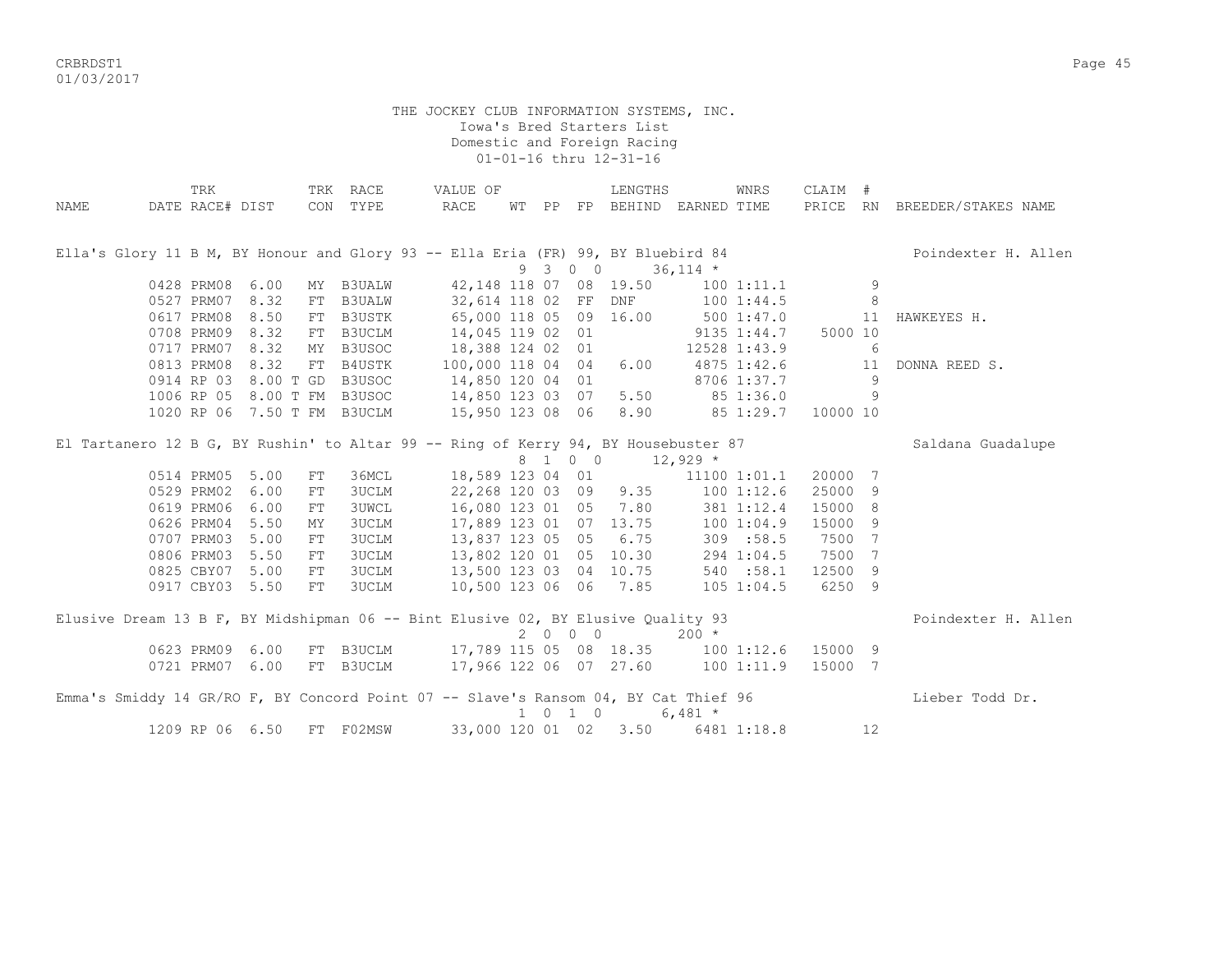THE JOCKEY CLUB INFORMATION SYSTEMS, INC.
Iowa's Bred Starters List
Domestic and Foreign Racing
01-01-16 thru 12-31-16

| NAME | TRK DATE | RACE# | DIST | TRK CON | RACE TYPE | VALUE OF RACE | WT | PP | FP | LENGTHS BEHIND | EARNED | WNRS TIME | CLAIM PRICE | # RN | BREEDER/STAKES NAME |
|---|---|---|---|---|---|---|---|---|---|---|---|---|---|---|---|
| Ella's Glory 11 B M, BY Honour and Glory 93 -- Ella Eria (FR) 99, BY Bluebird 84 | | | | | | | 9 | 3 | 0 0 | | 36,114 * | | | | Poindexter H. Allen |
| | 0428 | PRM08 | 6.00 | MY | B3UALW | 42,148 | 118 | 07 | 08 | 19.50 | 100 | 1:11.1 | | 9 | |
| | 0527 | PRM07 | 8.32 | FT | B3UALW | 32,614 | 118 | 02 | FF | DNF | 100 | 1:44.5 | | 8 | |
| | 0617 | PRM08 | 8.50 | FT | B3USTK | 65,000 | 118 | 05 | 09 | 16.00 | 500 | 1:47.0 | | 11 | HAWKEYES H. |
| | 0708 | PRM09 | 8.32 | FT | B3UCLM | 14,045 | 119 | 02 | 01 | | 9135 | 1:44.7 | 5000 | 10 | |
| | 0717 | PRM07 | 8.32 | MY | B3USOC | 18,388 | 124 | 02 | 01 | | 12528 | 1:43.9 | | 6 | |
| | 0813 | PRM08 | 8.32 | FT | B4USTK | 100,000 | 118 | 04 | 04 | 6.00 | 4875 | 1:42.6 | | 11 | DONNA REED S. |
| | 0914 | RP 03 | 8.00 T | GD | B3USOC | 14,850 | 120 | 04 | 01 | | 8706 | 1:37.7 | | 9 | |
| | 1006 | RP 05 | 8.00 T | FM | B3USOC | 14,850 | 123 | 03 | 07 | 5.50 | 85 | 1:36.0 | | 9 | |
| | 1020 | RP 06 | 7.50 T | FM | B3UCLM | 15,950 | 123 | 08 | 06 | 8.90 | 85 | 1:29.7 | 10000 | 10 | |
| El Tartanero 12 B G, BY Rushin' to Altar 99 -- Ring of Kerry 94, BY Housebuster 87 | | | | | | | 8 | 1 | 0 0 | | 12,929 * | | | | Saldana Guadalupe |
| | 0514 | PRM05 | 5.00 | FT | 36MCL | 18,589 | 123 | 04 | 01 | | 11100 | 1:01.1 | 20000 | 7 | |
| | 0529 | PRM02 | 6.00 | FT | 3UCLM | 22,268 | 120 | 03 | 09 | 9.35 | 100 | 1:12.6 | 25000 | 9 | |
| | 0619 | PRM06 | 6.00 | FT | 3UWCL | 16,080 | 123 | 01 | 05 | 7.80 | 381 | 1:12.4 | 15000 | 8 | |
| | 0626 | PRM04 | 5.50 | MY | 3UCLM | 17,889 | 123 | 01 | 07 | 13.75 | 100 | 1:04.9 | 15000 | 9 | |
| | 0707 | PRM03 | 5.00 | FT | 3UCLM | 13,837 | 123 | 05 | 05 | 6.75 | 309 | :58.5 | 7500 | 7 | |
| | 0806 | PRM03 | 5.50 | FT | 3UCLM | 13,802 | 120 | 01 | 05 | 10.30 | 294 | 1:04.5 | 7500 | 7 | |
| | 0825 | CBY07 | 5.00 | FT | 3UCLM | 13,500 | 123 | 03 | 04 | 10.75 | 540 | :58.1 | 12500 | 9 | |
| | 0917 | CBY03 | 5.50 | FT | 3UCLM | 10,500 | 123 | 06 | 06 | 7.85 | 105 | 1:04.5 | 6250 | 9 | |
| Elusive Dream 13 B F, BY Midshipman 06 -- Bint Elusive 02, BY Elusive Quality 93 | | | | | | | 2 | 0 | 0 0 | | 200 * | | | | Poindexter H. Allen |
| | 0623 | PRM09 | 6.00 | FT | B3UCLM | 17,789 | 115 | 05 | 08 | 18.35 | 100 | 1:12.6 | 15000 | 9 | |
| | 0721 | PRM07 | 6.00 | FT | B3UCLM | 17,966 | 122 | 06 | 07 | 27.60 | 100 | 1:11.9 | 15000 | 7 | |
| Emma's Smiddy 14 GR/RO F, BY Concord Point 07 -- Slave's Ransom 04, BY Cat Thief 96 | | | | | | | 1 | 0 | 1 0 | | 6,481 * | | | | Lieber Todd Dr. |
| | 1209 | RP 06 | 6.50 | FT | F02MSW | 33,000 | 120 | 01 | 02 | 3.50 | 6481 | 1:18.8 | | 12 | |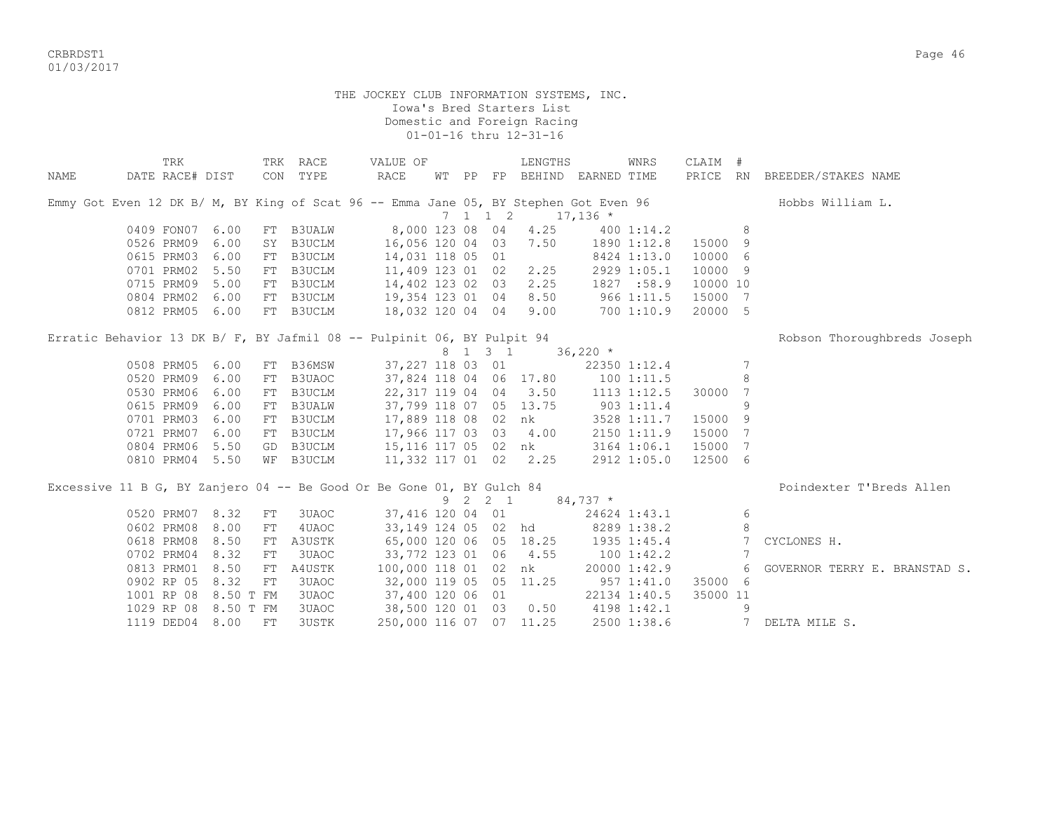THE JOCKEY CLUB INFORMATION SYSTEMS, INC.
Iowa's Bred Starters List
Domestic and Foreign Racing
01-01-16 thru 12-31-16

| NAME | TRK DATE | RACE# | DIST | TRK CON | RACE TYPE | VALUE OF RACE | WT | PP | FP | LENGTHS BEHIND | EARNED | WNRS TIME | CLAIM PRICE | # RN | BREEDER/STAKES NAME |
|---|---|---|---|---|---|---|---|---|---|---|---|---|---|---|---|
| Emmy Got Even 12 DK B/ M, BY King of Scat 96 -- Emma Jane 05, BY Stephen Got Even 96 | | | | | | | 7 | 1 | 1 2 | | 17,136 * | | | | Hobbs William L. |
| | 0409 | FON07 | 6.00 | FT | B3UALW | 8,000 | 123 | 08 | 04 | 4.25 | 400 | 1:14.2 | | 8 | |
| | 0526 | PRM09 | 6.00 | SY | B3UCLM | 16,056 | 120 | 04 | 03 | 7.50 | 1890 | 1:12.8 | 15000 | 9 | |
| | 0615 | PRM03 | 6.00 | FT | B3UCLM | 14,031 | 118 | 05 | 01 | | 8424 | 1:13.0 | 10000 | 6 | |
| | 0701 | PRM02 | 5.50 | FT | B3UCLM | 11,409 | 123 | 01 | 02 | 2.25 | 2929 | 1:05.1 | 10000 | 9 | |
| | 0715 | PRM09 | 5.00 | FT | B3UCLM | 14,402 | 123 | 02 | 03 | 2.25 | 1827 | :58.9 | 10000 | 10 | |
| | 0804 | PRM02 | 6.00 | FT | B3UCLM | 19,354 | 123 | 01 | 04 | 8.50 | 966 | 1:11.5 | 15000 | 7 | |
| | 0812 | PRM05 | 6.00 | FT | B3UCLM | 18,032 | 120 | 04 | 04 | 9.00 | 700 | 1:10.9 | 20000 | 5 | |
| Erratic Behavior 13 DK B/ F, BY Jafmil 08 -- Pulpinit 06, BY Pulpit 94 | | | | | | | 8 | 1 | 3 1 | | 36,220 * | | | | Robson Thoroughbreds Joseph |
| | 0508 | PRM05 | 6.00 | FT | B36MSW | 37,227 | 118 | 03 | 01 | | 22350 | 1:12.4 | | 7 | |
| | 0520 | PRM09 | 6.00 | FT | B3UAOC | 37,824 | 118 | 04 | 06 | 17.80 | 100 | 1:11.5 | | 8 | |
| | 0530 | PRM06 | 6.00 | FT | B3UCLM | 22,317 | 119 | 04 | 04 | 3.50 | 1113 | 1:12.5 | 30000 | 7 | |
| | 0615 | PRM09 | 6.00 | FT | B3UALW | 37,799 | 118 | 07 | 05 | 13.75 | 903 | 1:11.4 | | 9 | |
| | 0701 | PRM03 | 6.00 | FT | B3UCLM | 17,889 | 118 | 08 | 02 | nk | 3528 | 1:11.7 | 15000 | 9 | |
| | 0721 | PRM07 | 6.00 | FT | B3UCLM | 17,966 | 117 | 03 | 03 | 4.00 | 2150 | 1:11.9 | 15000 | 7 | |
| | 0804 | PRM06 | 5.50 | GD | B3UCLM | 15,116 | 117 | 05 | 02 | nk | 3164 | 1:06.1 | 15000 | 7 | |
| | 0810 | PRM04 | 5.50 | WF | B3UCLM | 11,332 | 117 | 01 | 02 | 2.25 | 2912 | 1:05.0 | 12500 | 6 | |
| Excessive 11 B G, BY Zanjero 04 -- Be Good Or Be Gone 01, BY Gulch 84 | | | | | | | 9 | 2 | 2 1 | | 84,737 * | | | | Poindexter T'Breds Allen |
| | 0520 | PRM07 | 8.32 | FT | 3UAOC | 37,416 | 120 | 04 | 01 | | 24624 | 1:43.1 | | 6 | |
| | 0602 | PRM08 | 8.00 | FT | 4UAOC | 33,149 | 124 | 05 | 02 | hd | 8289 | 1:38.2 | | 8 | |
| | 0618 | PRM08 | 8.50 | FT | A3USTK | 65,000 | 120 | 06 | 05 | 18.25 | 1935 | 1:45.4 | | 7 | CYCLONES H. |
| | 0702 | PRM04 | 8.32 | FT | 3UAOC | 33,772 | 123 | 01 | 06 | 4.55 | 100 | 1:42.2 | | 7 | |
| | 0813 | PRM01 | 8.50 | FT | A4USTK | 100,000 | 118 | 01 | 02 | nk | 20000 | 1:42.9 | | 6 | GOVERNOR TERRY E. BRANSTAD S. |
| | 0902 | RP 05 | 8.32 | FT | 3UAOC | 32,000 | 119 | 05 | 05 | 11.25 | 957 | 1:41.0 | 35000 | 6 | |
| | 1001 | RP 08 | 8.50 T | FM | 3UAOC | 37,400 | 120 | 06 | 01 | | 22134 | 1:40.5 | 35000 | 11 | |
| | 1029 | RP 08 | 8.50 T | FM | 3UAOC | 38,500 | 120 | 01 | 03 | 0.50 | 4198 | 1:42.1 | | 9 | |
| | 1119 | DED04 | 8.00 | FT | 3USTK | 250,000 | 116 | 07 | 07 | 11.25 | 2500 | 1:38.6 | | 7 | DELTA MILE S. |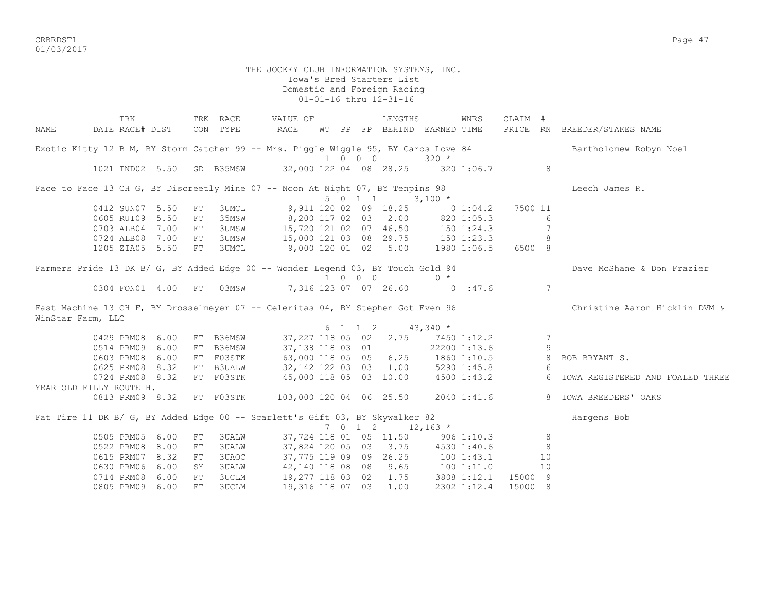THE JOCKEY CLUB INFORMATION SYSTEMS, INC.
Iowa's Bred Starters List
Domestic and Foreign Racing
01-01-16 thru 12-31-16

| NAME | DATE | TRK RACE# | TRK DIST | TRK CON | RACE TYPE | VALUE OF RACE | WT | PP | FP | LENGTHS BEHIND | EARNED | WNRS TIME | CLAIM PRICE | # RN | BREEDER/STAKES NAME |
|---|---|---|---|---|---|---|---|---|---|---|---|---|---|---|---|
| Exotic Kitty 12 B M, BY Storm Catcher 99 -- Mrs. Piggle Wiggle 95, BY Caros Love 84 | | | | | | | 1 | 0 | 0 | 0 | 320 * | | | | Bartholomew Robyn Noel |
| | 1021 | IND02 | 5.50 | GD | B35MSW | 32,000 | 122 | 04 | 08 | 28.25 | 320 | 1:06.7 | | 8 | |
| Face to Face 13 CH G, BY Discreetly Mine 07 -- Noon At Night 07, BY Tenpins 98 | | | | | | | 5 | 0 | 1 | 1 | 3,100 * | | | | Leech James R. |
| | 0412 | SUN07 | 5.50 | FT | 3UMCL | 9,911 | 120 | 02 | 09 | 18.25 | 0 | 1:04.2 | 7500 | 11 | |
| | 0605 | RUI09 | 5.50 | FT | 35MSW | 8,200 | 117 | 02 | 03 | 2.00 | 820 | 1:05.3 | | 6 | |
| | 0703 | ALB04 | 7.00 | FT | 3UMSW | 15,720 | 121 | 02 | 07 | 46.50 | 150 | 1:24.3 | | 7 | |
| | 0724 | ALB08 | 7.00 | FT | 3UMSW | 15,000 | 121 | 03 | 08 | 29.75 | 150 | 1:23.3 | | 8 | |
| | 1205 | ZIA05 | 5.50 | FT | 3UMCL | 9,000 | 120 | 01 | 02 | 5.00 | 1980 | 1:06.5 | 6500 | 8 | |
| Farmers Pride 13 DK B/ G, BY Added Edge 00 -- Wonder Legend 03, BY Touch Gold 94 | | | | | | | 1 | 0 | 0 | 0 | 0 * | | | | Dave McShane & Don Frazier |
| | 0304 | FON01 | 4.00 | FT | 03MSW | 7,316 | 123 | 07 | 07 | 26.60 | 0 | :47.6 | | 7 | |
| Fast Machine 13 CH F, BY Drosselmeyer 07 -- Celeritas 04, BY Stephen Got Even 96 | | | | | | | 6 | 1 | 1 | 2 | 43,340 * | | | | Christine Aaron Hicklin DVM & WinStar Farm, LLC |
| | 0429 | PRM08 | 6.00 | FT | B36MSW | 37,227 | 118 | 05 | 02 | 2.75 | 7450 | 1:12.2 | | 7 | |
| | 0514 | PRM09 | 6.00 | FT | B36MSW | 37,138 | 118 | 03 | 01 | | 22200 | 1:13.6 | | 9 | |
| | 0603 | PRM08 | 6.00 | FT | F03STK | 63,000 | 118 | 05 | 05 | 6.25 | 1860 | 1:10.5 | | 8 | BOB BRYANT S. |
| | 0625 | PRM08 | 8.32 | FT | B3UALW | 32,142 | 122 | 03 | 03 | 1.00 | 5290 | 1:45.8 | | 6 | |
| | 0724 | PRM08 | 8.32 | FT | F03STK | 45,000 | 118 | 05 | 03 | 10.00 | 4500 | 1:43.2 | | 6 | IOWA REGISTERED AND FOALED THREE YEAR OLD FILLY ROUTE H. |
| | 0813 | PRM09 | 8.32 | FT | F03STK | 103,000 | 120 | 04 | 06 | 25.50 | 2040 | 1:41.6 | | 8 | IOWA BREEDERS' OAKS |
| Fat Tire 11 DK B/ G, BY Added Edge 00 -- Scarlett's Gift 03, BY Skywalker 82 | | | | | | | 7 | 0 | 1 | 2 | 12,163 * | | | | Hargens Bob |
| | 0505 | PRM05 | 6.00 | FT | 3UALW | 37,724 | 118 | 01 | 05 | 11.50 | 906 | 1:10.3 | | 8 | |
| | 0522 | PRM08 | 8.00 | FT | 3UALW | 37,824 | 120 | 05 | 03 | 3.75 | 4530 | 1:40.6 | | 8 | |
| | 0615 | PRM07 | 8.32 | FT | 3UAOC | 37,775 | 119 | 09 | 09 | 26.25 | 100 | 1:43.1 | | 10 | |
| | 0630 | PRM06 | 6.00 | SY | 3UALW | 42,140 | 118 | 08 | 08 | 9.65 | 100 | 1:11.0 | | 10 | |
| | 0714 | PRM08 | 6.00 | FT | 3UCLM | 19,277 | 118 | 03 | 02 | 1.75 | 3808 | 1:12.1 | 15000 | 9 | |
| | 0805 | PRM09 | 6.00 | FT | 3UCLM | 19,316 | 118 | 07 | 03 | 1.00 | 2302 | 1:12.4 | 15000 | 8 | |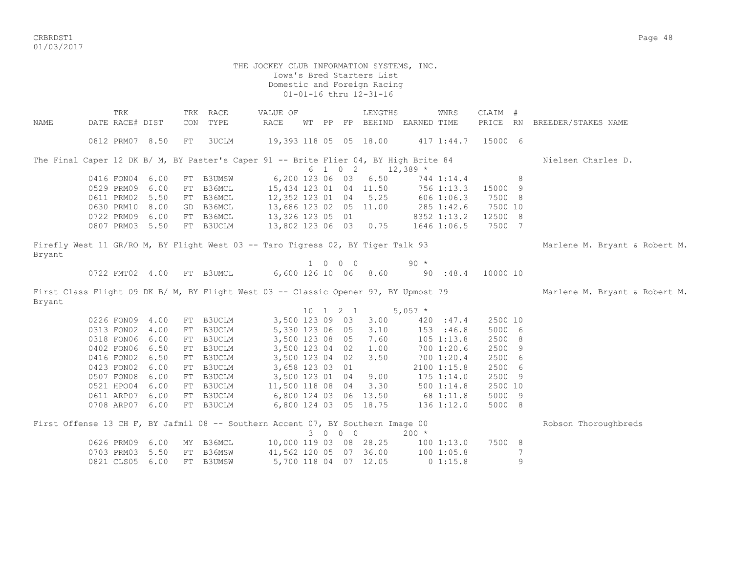THE JOCKEY CLUB INFORMATION SYSTEMS, INC.
Iowa's Bred Starters List
Domestic and Foreign Racing
01-01-16 thru 12-31-16

| NAME | TRK DATE | RACE# | DIST | TRK CON | RACE TYPE | VALUE OF RACE | WT | PP | FP | LENGTHS BEHIND | EARNED | WNRS TIME | CLAIM PRICE | # RN | BREEDER/STAKES NAME |
|---|---|---|---|---|---|---|---|---|---|---|---|---|---|---|---|
| | 0812 | PRM07 | 8.50 | FT | 3UCLM | 19,393 | 118 | 05 | 05 | 18.00 | 417 | 1:44.7 | 15000 | 6 | |
| The Final Caper 12 DK B/ M, BY Paster's Caper 91 -- Brite Flier 04, BY High Brite 84 | | | | | | | | | | | | | | | Nielsen Charles D. |
| | | | | | | | 6 | 1 | 0 2 | | 12,389 * | | | | |
| | 0416 | FON04 | 6.00 | FT | B3UMSW | 6,200 | 123 | 06 | 03 | 6.50 | 744 | 1:14.4 | | 8 | |
| | 0529 | PRM09 | 6.00 | FT | B36MCL | 15,434 | 123 | 01 | 04 | 11.50 | 756 | 1:13.3 | 15000 | 9 | |
| | 0611 | PRM02 | 5.50 | FT | B36MCL | 12,352 | 123 | 01 | 04 | 5.25 | 606 | 1:06.3 | 7500 | 8 | |
| | 0630 | PRM10 | 8.00 | GD | B36MCL | 13,686 | 123 | 02 | 05 | 11.00 | 285 | 1:42.6 | 7500 | 10 | |
| | 0722 | PRM09 | 6.00 | FT | B36MCL | 13,326 | 123 | 05 | 01 | | 8352 | 1:13.2 | 12500 | 8 | |
| | 0807 | PRM03 | 5.50 | FT | B3UCLM | 13,802 | 123 | 06 | 03 | 0.75 | 1646 | 1:06.5 | 7500 | 7 | |
| Firefly West 11 GR/RO M, BY Flight West 03 -- Taro Tigress 02, BY Tiger Talk 93 | | | | | | | | | | | | | | | Marlene M. Bryant & Robert M. Bryant |
| | | | | | | | 1 | 0 | 0 0 | | 90 * | | | | |
| | 0722 | FMT02 | 4.00 | FT | B3UMCL | 6,600 | 126 | 10 | 06 | 8.60 | 90 | :48.4 | 10000 | 10 | |
| First Class Flight 09 DK B/ M, BY Flight West 03 -- Classic Opener 97, BY Upmost 79 | | | | | | | | | | | | | | | Marlene M. Bryant & Robert M. Bryant |
| | | | | | | | 10 | 1 | 2 1 | | 5,057 * | | | | |
| | 0226 | FON09 | 4.00 | FT | B3UCLM | 3,500 | 123 | 09 | 03 | 3.00 | 420 | :47.4 | 2500 | 10 | |
| | 0313 | FON02 | 4.00 | FT | B3UCLM | 5,330 | 123 | 06 | 05 | 3.10 | 153 | :46.8 | 5000 | 6 | |
| | 0318 | FON06 | 6.00 | FT | B3UCLM | 3,500 | 123 | 08 | 05 | 7.60 | 105 | 1:13.8 | 2500 | 8 | |
| | 0402 | FON06 | 6.50 | FT | B3UCLM | 3,500 | 123 | 04 | 02 | 1.00 | 700 | 1:20.6 | 2500 | 9 | |
| | 0416 | FON02 | 6.50 | FT | B3UCLM | 3,500 | 123 | 04 | 02 | 3.50 | 700 | 1:20.4 | 2500 | 6 | |
| | 0423 | FON02 | 6.00 | FT | B3UCLM | 3,658 | 123 | 03 | 01 | | 2100 | 1:15.8 | 2500 | 6 | |
| | 0507 | FON08 | 6.00 | FT | B3UCLM | 3,500 | 123 | 01 | 04 | 9.00 | 175 | 1:14.0 | 2500 | 9 | |
| | 0521 | HPO04 | 6.00 | FT | B3UCLM | 11,500 | 118 | 08 | 04 | 3.30 | 500 | 1:14.8 | 2500 | 10 | |
| | 0611 | ARP07 | 6.00 | FT | B3UCLM | 6,800 | 124 | 03 | 06 | 13.50 | 68 | 1:11.8 | 5000 | 9 | |
| | 0708 | ARP07 | 6.00 | FT | B3UCLM | 6,800 | 124 | 03 | 05 | 18.75 | 136 | 1:12.0 | 5000 | 8 | |
| First Offense 13 CH F, BY Jafmil 08 -- Southern Accent 07, BY Southern Image 00 | | | | | | | | | | | | | | | Robson Thoroughbreds |
| | | | | | | | 3 | 0 | 0 0 | | 200 * | | | | |
| | 0626 | PRM09 | 6.00 | MY | B36MCL | 10,000 | 119 | 03 | 08 | 28.25 | 100 | 1:13.0 | 7500 | 8 | |
| | 0703 | PRM03 | 5.50 | FT | B36MSW | 41,562 | 120 | 05 | 07 | 36.00 | 100 | 1:05.8 | | 7 | |
| | 0821 | CLS05 | 6.00 | FT | B3UMSW | 5,700 | 118 | 04 | 07 | 12.05 | 0 | 1:15.8 | | 9 | |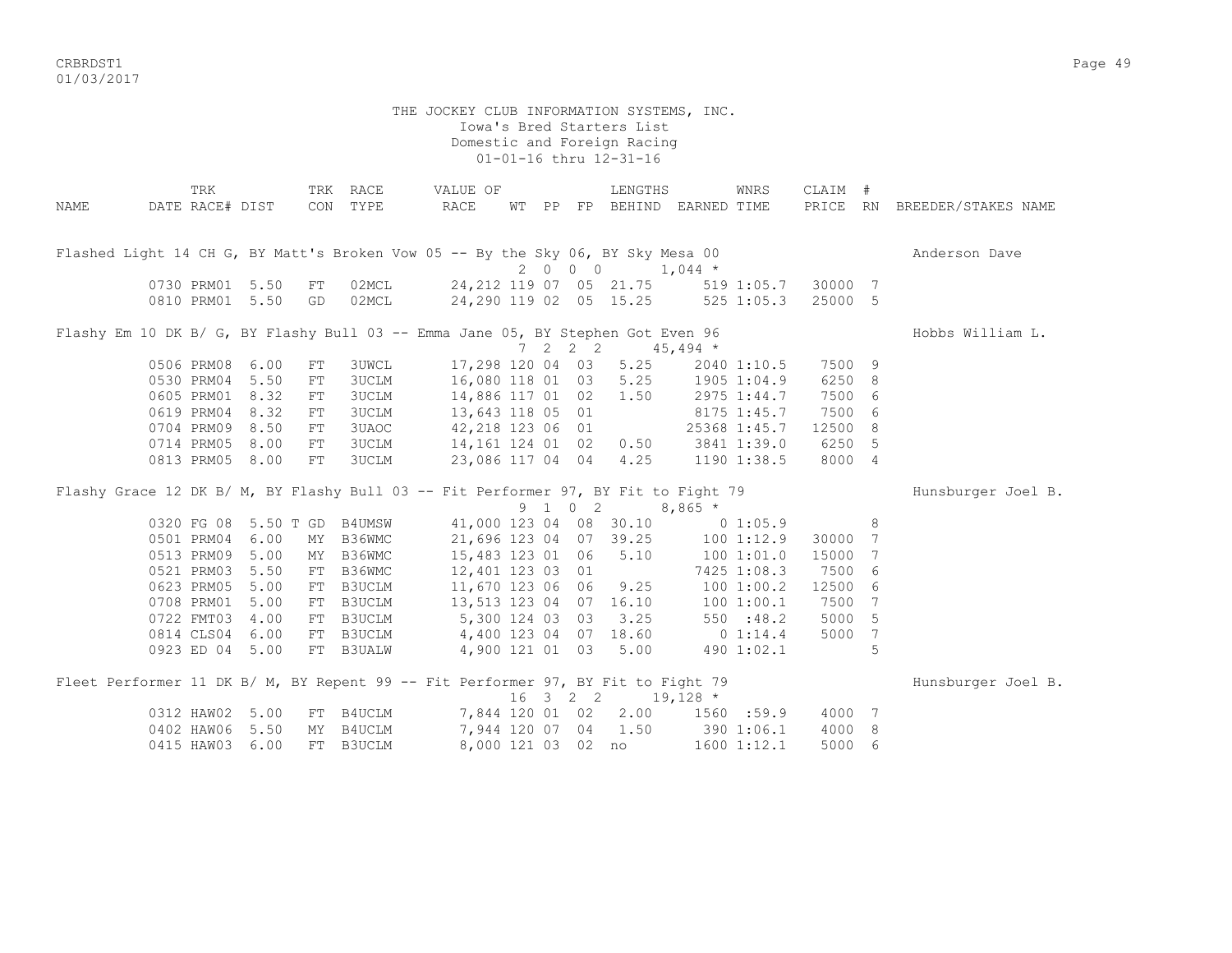THE JOCKEY CLUB INFORMATION SYSTEMS, INC.
Iowa's Bred Starters List
Domestic and Foreign Racing
01-01-16 thru 12-31-16

| NAME | TRK DATE | RACE# | DIST | TRK CON | RACE TYPE | VALUE OF RACE | WT | PP | FP | LENGTHS BEHIND | EARNED | WNRS TIME | CLAIM PRICE | # RN | BREEDER/STAKES NAME |
|---|---|---|---|---|---|---|---|---|---|---|---|---|---|---|---|
| Flashed Light 14 CH G, BY Matt's Broken Vow 05 -- By the Sky 06, BY Sky Mesa 00 | | | | | | | 2 | 0 0 0 | | | 1,044 * | | | | Anderson Dave |
| | 0730 | PRM01 | 5.50 | FT | 02MCL | 24,212 | 119 | 07 | 05 | 21.75 | 519 | 1:05.7 | 30000 | 7 | |
| | 0810 | PRM01 | 5.50 | GD | 02MCL | 24,290 | 119 | 02 | 05 | 15.25 | 525 | 1:05.3 | 25000 | 5 | |
| Flashy Em 10 DK B/ G, BY Flashy Bull 03 -- Emma Jane 05, BY Stephen Got Even 96 | | | | | | | 7 | 2 2 2 | | | 45,494 * | | | | Hobbs William L. |
| | 0506 | PRM08 | 6.00 | FT | 3UWCL | 17,298 | 120 | 04 | 03 | 5.25 | 2040 | 1:10.5 | 7500 | 9 | |
| | 0530 | PRM04 | 5.50 | FT | 3UCLM | 16,080 | 118 | 01 | 03 | 5.25 | 1905 | 1:04.9 | 6250 | 8 | |
| | 0605 | PRM01 | 8.32 | FT | 3UCLM | 14,886 | 117 | 01 | 02 | 1.50 | 2975 | 1:44.7 | 7500 | 6 | |
| | 0619 | PRM04 | 8.32 | FT | 3UCLM | 13,643 | 118 | 05 | 01 | | 8175 | 1:45.7 | 7500 | 6 | |
| | 0704 | PRM09 | 8.50 | FT | 3UAOC | 42,218 | 123 | 06 | 01 | | 25368 | 1:45.7 | 12500 | 8 | |
| | 0714 | PRM05 | 8.00 | FT | 3UCLM | 14,161 | 124 | 01 | 02 | 0.50 | 3841 | 1:39.0 | 6250 | 5 | |
| | 0813 | PRM05 | 8.00 | FT | 3UCLM | 23,086 | 117 | 04 | 04 | 4.25 | 1190 | 1:38.5 | 8000 | 4 | |
| Flashy Grace 12 DK B/ M, BY Flashy Bull 03 -- Fit Performer 97, BY Fit to Fight 79 | | | | | | | 9 | 1 0 2 | | | 8,865 * | | | | Hunsburger Joel B. |
| | 0320 | FG 08 | 5.50 T | GD | B4UMSW | 41,000 | 123 | 04 | 08 | 30.10 | 0 | 1:05.9 | | 8 | |
| | 0501 | PRM04 | 6.00 | MY | B36WMC | 21,696 | 123 | 04 | 07 | 39.25 | 100 | 1:12.9 | 30000 | 7 | |
| | 0513 | PRM09 | 5.00 | MY | B36WMC | 15,483 | 123 | 01 | 06 | 5.10 | 100 | 1:01.0 | 15000 | 7 | |
| | 0521 | PRM03 | 5.50 | FT | B36WMC | 12,401 | 123 | 03 | 01 | | 7425 | 1:08.3 | 7500 | 6 | |
| | 0623 | PRM05 | 5.00 | FT | B3UCLM | 11,670 | 123 | 06 | 06 | 9.25 | 100 | 1:00.2 | 12500 | 6 | |
| | 0708 | PRM01 | 5.00 | FT | B3UCLM | 13,513 | 123 | 04 | 07 | 16.10 | 100 | 1:00.1 | 7500 | 7 | |
| | 0722 | FMT03 | 4.00 | FT | B3UCLM | 5,300 | 124 | 03 | 03 | 3.25 | 550 | :48.2 | 5000 | 5 | |
| | 0814 | CLS04 | 6.00 | FT | B3UCLM | 4,400 | 123 | 04 | 07 | 18.60 | 0 | 1:14.4 | 5000 | 7 | |
| | 0923 | ED 04 | 5.00 | FT | B3UALW | 4,900 | 121 | 01 | 03 | 5.00 | 490 | 1:02.1 | | 5 | |
| Fleet Performer 11 DK B/ M, BY Repent 99 -- Fit Performer 97, BY Fit to Fight 79 | | | | | | | 16 | 3 2 2 | | | 19,128 * | | | | Hunsburger Joel B. |
| | 0312 | HAW02 | 5.00 | FT | B4UCLM | 7,844 | 120 | 01 | 02 | 2.00 | 1560 | :59.9 | 4000 | 7 | |
| | 0402 | HAW06 | 5.50 | MY | B4UCLM | 7,944 | 120 | 07 | 04 | 1.50 | 390 | 1:06.1 | 4000 | 8 | |
| | 0415 | HAW03 | 6.00 | FT | B3UCLM | 8,000 | 121 | 03 | 02 | no | 1600 | 1:12.1 | 5000 | 6 | |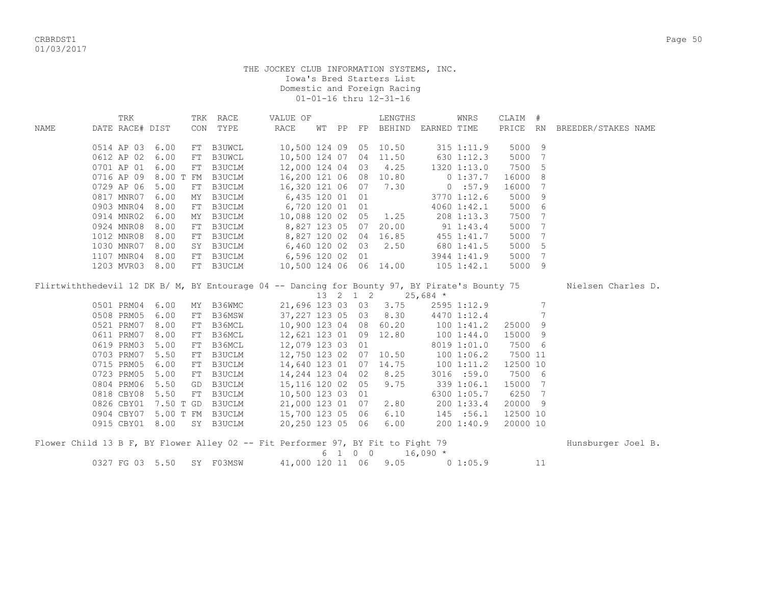THE JOCKEY CLUB INFORMATION SYSTEMS, INC.
Iowa's Bred Starters List
Domestic and Foreign Racing
01-01-16 thru 12-31-16

| NAME | TRK DATE | RACE# | DIST | TRK CON | RACE TYPE | VALUE OF RACE | WT | PP | FP | LENGTHS BEHIND | EARNED | WNRS TIME | CLAIM PRICE | # RN | BREEDER/STAKES NAME |
|---|---|---|---|---|---|---|---|---|---|---|---|---|---|---|---|
| | 0514 | AP 03 | 6.00 | FT | B3UWCL | 10,500 | 124 | 09 | 05 | 10.50 | 315 | 1:11.9 | 5000 | 9 | |
| | 0612 | AP 02 | 6.00 | FT | B3UWCL | 10,500 | 124 | 07 | 04 | 11.50 | 630 | 1:12.3 | 5000 | 7 | |
| | 0701 | AP 01 | 6.00 | FT | B3UCLM | 12,000 | 124 | 04 | 03 | 4.25 | 1320 | 1:13.0 | 7500 | 5 | |
| | 0716 | AP 09 | 8.00 T | FM | B3UCLM | 16,200 | 121 | 06 | 08 | 10.80 | 0 | 1:37.7 | 16000 | 8 | |
| | 0729 | AP 06 | 5.00 | FT | B3UCLM | 16,320 | 121 | 06 | 07 | 7.30 | 0 | :57.9 | 16000 | 7 | |
| | 0817 | MNR07 | 6.00 | MY | B3UCLM | 6,435 | 120 | 01 | 01 | | 3770 | 1:12.6 | 5000 | 9 | |
| | 0903 | MNR04 | 8.00 | FT | B3UCLM | 6,720 | 120 | 01 | 01 | | 4060 | 1:42.1 | 5000 | 6 | |
| | 0914 | MNR02 | 6.00 | MY | B3UCLM | 10,088 | 120 | 02 | 05 | 1.25 | 208 | 1:13.3 | 7500 | 7 | |
| | 0924 | MNR08 | 8.00 | FT | B3UCLM | 8,827 | 123 | 05 | 07 | 20.00 | 91 | 1:43.4 | 5000 | 7 | |
| | 1012 | MNR08 | 8.00 | FT | B3UCLM | 8,827 | 120 | 02 | 04 | 16.85 | 455 | 1:41.7 | 5000 | 7 | |
| | 1030 | MNR07 | 8.00 | SY | B3UCLM | 6,460 | 120 | 02 | 03 | 2.50 | 680 | 1:41.5 | 5000 | 5 | |
| | 1107 | MNR04 | 8.00 | FT | B3UCLM | 6,596 | 120 | 02 | 01 | | 3944 | 1:41.9 | 5000 | 7 | |
| | 1203 | MVR03 | 8.00 | FT | B3UCLM | 10,500 | 124 | 06 | 06 | 14.00 | 105 | 1:42.1 | 5000 | 9 | |

Flirtwiththedevil 12 DK B/ M, BY Entourage 04 -- Dancing for Bounty 97, BY Pirate's Bounty 75 — Nielsen Charles D.
13 2 1 2 25,684 *

| TRK DATE | RACE# | DIST | TRK CON | RACE TYPE | VALUE OF RACE | WT | PP | FP | LENGTHS BEHIND | EARNED | WNRS TIME | CLAIM PRICE | # RN |
|---|---|---|---|---|---|---|---|---|---|---|---|---|---|
| 0501 | PRM04 | 6.00 | MY | B36WMC | 21,696 | 123 | 03 | 03 | 3.75 | 2595 | 1:12.9 | | 7 |
| 0508 | PRM05 | 6.00 | FT | B36MSW | 37,227 | 123 | 05 | 03 | 8.30 | 4470 | 1:12.4 | | 7 |
| 0521 | PRM07 | 8.00 | FT | B36MCL | 10,900 | 123 | 04 | 08 | 60.20 | 100 | 1:41.2 | 25000 | 9 |
| 0611 | PRM07 | 8.00 | FT | B36MCL | 12,621 | 123 | 01 | 09 | 12.80 | 100 | 1:44.0 | 15000 | 9 |
| 0619 | PRM03 | 5.00 | FT | B36MCL | 12,079 | 123 | 03 | 01 | | 8019 | 1:01.0 | 7500 | 6 |
| 0703 | PRM07 | 5.50 | FT | B3UCLM | 12,750 | 123 | 02 | 07 | 10.50 | 100 | 1:06.2 | 7500 | 11 |
| 0715 | PRM05 | 6.00 | FT | B3UCLM | 14,640 | 123 | 01 | 07 | 14.75 | 100 | 1:11.2 | 12500 | 10 |
| 0723 | PRM05 | 5.00 | FT | B3UCLM | 14,244 | 123 | 04 | 02 | 8.25 | 3016 | :59.0 | 7500 | 6 |
| 0804 | PRM06 | 5.50 | GD | B3UCLM | 15,116 | 120 | 02 | 05 | 9.75 | 339 | 1:06.1 | 15000 | 7 |
| 0818 | CBY08 | 5.50 | FT | B3UCLM | 10,500 | 123 | 03 | 01 | | 6300 | 1:05.7 | 6250 | 7 |
| 0826 | CBY01 | 7.50 T | GD | B3UCLM | 21,000 | 123 | 01 | 07 | 2.80 | 200 | 1:33.4 | 20000 | 9 |
| 0904 | CBY07 | 5.00 T | FM | B3UCLM | 15,700 | 123 | 05 | 06 | 6.10 | 145 | :56.1 | 12500 | 10 |
| 0915 | CBY01 | 8.00 | SY | B3UCLM | 20,250 | 123 | 05 | 06 | 6.00 | 200 | 1:40.9 | 20000 | 10 |

Flower Child 13 B F, BY Flower Alley 02 -- Fit Performer 97, BY Fit to Fight 79 — Hunsburger Joel B.
6 1 0 0 16,090 *

| TRK DATE | RACE# | DIST | TRK CON | RACE TYPE | VALUE OF RACE | WT | PP | FP | LENGTHS BEHIND | EARNED | WNRS TIME | CLAIM PRICE | # RN |
|---|---|---|---|---|---|---|---|---|---|---|---|---|---|
| 0327 | FG 03 | 5.50 | SY | F03MSW | 41,000 | 120 | 11 | 06 | 9.05 | 0 | 1:05.9 | | 11 |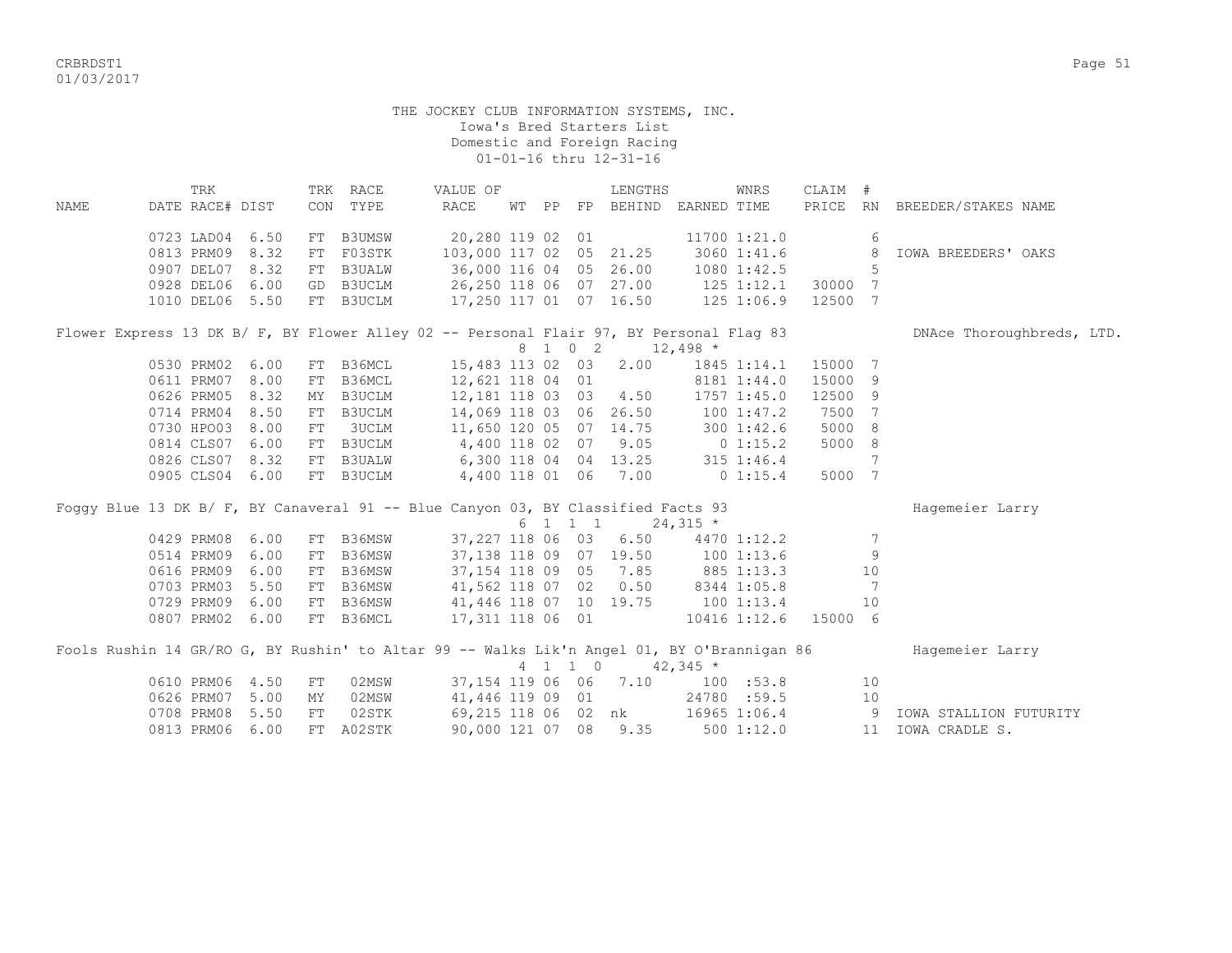THE JOCKEY CLUB INFORMATION SYSTEMS, INC.
Iowa's Bred Starters List
Domestic and Foreign Racing
01-01-16 thru 12-31-16

| NAME | TRK DATE RACE# | DIST | TRK CON | RACE TYPE | VALUE OF RACE | WT | PP | FP | LENGTHS BEHIND | EARNED | WNRS TIME | CLAIM PRICE | # RN | BREEDER/STAKES NAME |
|---|---|---|---|---|---|---|---|---|---|---|---|---|---|---|
| | 0723 LAD04 | 6.50 | FT | B3UMSW | 20,280 | 119 | 02 | 01 | | 11700 | 1:21.0 | | 6 | |
| | 0813 PRM09 | 8.32 | FT | F03STK | 103,000 | 117 | 02 | 05 | 21.25 | 3060 | 1:41.6 | | 8 | IOWA BREEDERS' OAKS |
| | 0907 DEL07 | 8.32 | FT | B3UALW | 36,000 | 116 | 04 | 05 | 26.00 | 1080 | 1:42.5 | | 5 | |
| | 0928 DEL06 | 6.00 | GD | B3UCLM | 26,250 | 118 | 06 | 07 | 27.00 | 125 | 1:12.1 | 30000 | 7 | |
| | 1010 DEL06 | 5.50 | FT | B3UCLM | 17,250 | 117 | 01 | 07 | 16.50 | 125 | 1:06.9 | 12500 | 7 | |
| Flower Express 13 DK B/ F, BY Flower Alley 02 -- Personal Flair 97, BY Personal Flag 83 | | | | | | 8 | 1 0 2 | | | 12,498 * | | | | DNAce Thoroughbreds, LTD. |
| | 0530 PRM02 | 6.00 | FT | B36MCL | 15,483 | 113 | 02 | 03 | 2.00 | 1845 | 1:14.1 | 15000 | 7 | |
| | 0611 PRM07 | 8.00 | FT | B36MCL | 12,621 | 118 | 04 | 01 | | 8181 | 1:44.0 | 15000 | 9 | |
| | 0626 PRM05 | 8.32 | MY | B3UCLM | 12,181 | 118 | 03 | 03 | 4.50 | 1757 | 1:45.0 | 12500 | 9 | |
| | 0714 PRM04 | 8.50 | FT | B3UCLM | 14,069 | 118 | 03 | 06 | 26.50 | 100 | 1:47.2 | 7500 | 7 | |
| | 0730 HPO03 | 8.00 | FT | 3UCLM | 11,650 | 120 | 05 | 07 | 14.75 | 300 | 1:42.6 | 5000 | 8 | |
| | 0814 CLS07 | 6.00 | FT | B3UCLM | 4,400 | 118 | 02 | 07 | 9.05 | 0 | 1:15.2 | 5000 | 8 | |
| | 0826 CLS07 | 8.32 | FT | B3UALW | 6,300 | 118 | 04 | 04 | 13.25 | 315 | 1:46.4 | | 7 | |
| | 0905 CLS04 | 6.00 | FT | B3UCLM | 4,400 | 118 | 01 | 06 | 7.00 | 0 | 1:15.4 | 5000 | 7 | |
| Foggy Blue 13 DK B/ F, BY Canaveral 91 -- Blue Canyon 03, BY Classified Facts 93 | | | | | | 6 | 1 1 1 | | | 24,315 * | | | | Hagemeier Larry |
| | 0429 PRM08 | 6.00 | FT | B36MSW | 37,227 | 118 | 06 | 03 | 6.50 | 4470 | 1:12.2 | | 7 | |
| | 0514 PRM09 | 6.00 | FT | B36MSW | 37,138 | 118 | 09 | 07 | 19.50 | 100 | 1:13.6 | | 9 | |
| | 0616 PRM09 | 6.00 | FT | B36MSW | 37,154 | 118 | 09 | 05 | 7.85 | 885 | 1:13.3 | | 10 | |
| | 0703 PRM03 | 5.50 | FT | B36MSW | 41,562 | 118 | 07 | 02 | 0.50 | 8344 | 1:05.8 | | 7 | |
| | 0729 PRM09 | 6.00 | FT | B36MSW | 41,446 | 118 | 07 | 10 | 19.75 | 100 | 1:13.4 | | 10 | |
| | 0807 PRM02 | 6.00 | FT | B36MCL | 17,311 | 118 | 06 | 01 | | 10416 | 1:12.6 | 15000 | 6 | |
| Fools Rushin 14 GR/RO G, BY Rushin' to Altar 99 -- Walks Lik'n Angel 01, BY O'Brannigan 86 | | | | | | 4 | 1 1 0 | | | 42,345 * | | | | Hagemeier Larry |
| | 0610 PRM06 | 4.50 | FT | 02MSW | 37,154 | 119 | 06 | 06 | 7.10 | 100 | :53.8 | | 10 | |
| | 0626 PRM07 | 5.00 | MY | 02MSW | 41,446 | 119 | 09 | 01 | | 24780 | :59.5 | | 10 | |
| | 0708 PRM08 | 5.50 | FT | 02STK | 69,215 | 118 | 06 | 02 | nk | 16965 | 1:06.4 | | 9 | IOWA STALLION FUTURITY |
| | 0813 PRM06 | 6.00 | FT | A02STK | 90,000 | 121 | 07 | 08 | 9.35 | 500 | 1:12.0 | | 11 | IOWA CRADLE S. |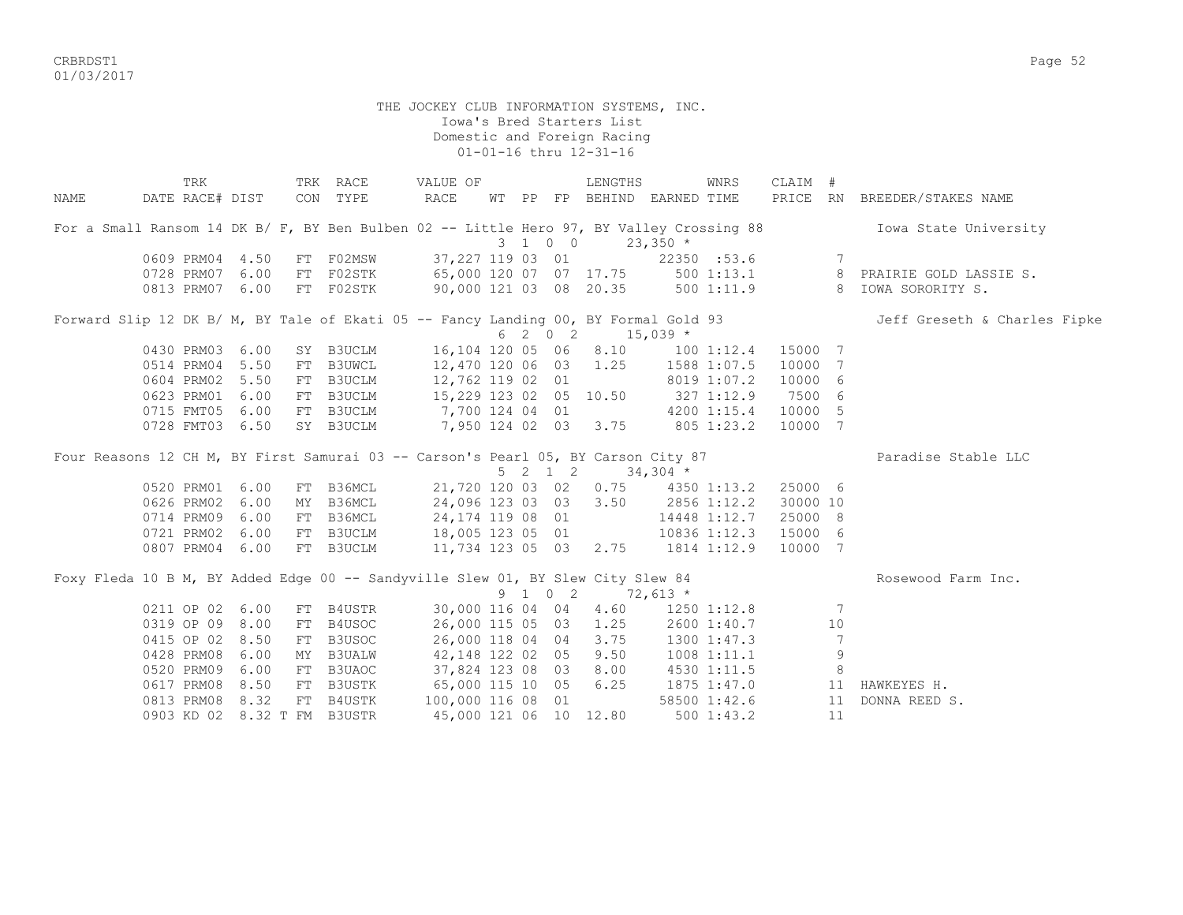THE JOCKEY CLUB INFORMATION SYSTEMS, INC.
Iowa's Bred Starters List
Domestic and Foreign Racing
01-01-16 thru 12-31-16

| NAME | TRK DATE | RACE# | DIST | TRK CON | RACE TYPE | VALUE OF RACE | WT | PP | FP | LENGTHS BEHIND | EARNED | WNRS TIME | CLAIM PRICE | # RN | BREEDER/STAKES NAME |
|---|---|---|---|---|---|---|---|---|---|---|---|---|---|---|---|
| For a Small Ransom 14 DK B/ F, BY Ben Bulben 02 -- Little Hero 97, BY Valley Crossing 88 | | | | | | | 3 | 1 | 0 0 | | 23,350 * | | | | Iowa State University |
| | 0609 | PRM04 | 4.50 | FT | F02MSW | 37,227 | 119 | 03 | 01 | | 22350 | :53.6 | | 7 | |
| | 0728 | PRM07 | 6.00 | FT | F02STK | 65,000 | 120 | 07 | 07 | 17.75 | 500 | 1:13.1 | | 8 | PRAIRIE GOLD LASSIE S. |
| | 0813 | PRM07 | 6.00 | FT | F02STK | 90,000 | 121 | 03 | 08 | 20.35 | 500 | 1:11.9 | | 8 | IOWA SORORITY S. |
| Forward Slip 12 DK B/ M, BY Tale of Ekati 05 -- Fancy Landing 00, BY Formal Gold 93 | | | | | | | 6 | 2 | 0 2 | | 15,039 * | | | | Jeff Greseth & Charles Fipke |
| | 0430 | PRM03 | 6.00 | SY | B3UCLM | 16,104 | 120 | 05 | 06 | 8.10 | 100 | 1:12.4 | 15000 | 7 | |
| | 0514 | PRM04 | 5.50 | FT | B3UWCL | 12,470 | 120 | 06 | 03 | 1.25 | 1588 | 1:07.5 | 10000 | 7 | |
| | 0604 | PRM02 | 5.50 | FT | B3UCLM | 12,762 | 119 | 02 | 01 | | 8019 | 1:07.2 | 10000 | 6 | |
| | 0623 | PRM01 | 6.00 | FT | B3UCLM | 15,229 | 123 | 02 | 05 | 10.50 | 327 | 1:12.9 | 7500 | 6 | |
| | 0715 | FMT05 | 6.00 | FT | B3UCLM | 7,700 | 124 | 04 | 01 | | 4200 | 1:15.4 | 10000 | 5 | |
| | 0728 | FMT03 | 6.50 | SY | B3UCLM | 7,950 | 124 | 02 | 03 | 3.75 | 805 | 1:23.2 | 10000 | 7 | |
| Four Reasons 12 CH M, BY First Samurai 03 -- Carson's Pearl 05, BY Carson City 87 | | | | | | | 5 | 2 | 1 2 | | 34,304 * | | | | Paradise Stable LLC |
| | 0520 | PRM01 | 6.00 | FT | B36MCL | 21,720 | 120 | 03 | 02 | 0.75 | 4350 | 1:13.2 | 25000 | 6 | |
| | 0626 | PRM02 | 6.00 | MY | B36MCL | 24,096 | 123 | 03 | 03 | 3.50 | 2856 | 1:12.2 | 30000 | 10 | |
| | 0714 | PRM09 | 6.00 | FT | B36MCL | 24,174 | 119 | 08 | 01 | | 14448 | 1:12.7 | 25000 | 8 | |
| | 0721 | PRM02 | 6.00 | FT | B3UCLM | 18,005 | 123 | 05 | 01 | | 10836 | 1:12.3 | 15000 | 6 | |
| | 0807 | PRM04 | 6.00 | FT | B3UCLM | 11,734 | 123 | 05 | 03 | 2.75 | 1814 | 1:12.9 | 10000 | 7 | |
| Foxy Fleda 10 B M, BY Added Edge 00 -- Sandyville Slew 01, BY Slew City Slew 84 | | | | | | | 9 | 1 | 0 2 | | 72,613 * | | | | Rosewood Farm Inc. |
| | 0211 | OP 02 | 6.00 | FT | B4USTR | 30,000 | 116 | 04 | 04 | 4.60 | 1250 | 1:12.8 | | 7 | |
| | 0319 | OP 09 | 8.00 | FT | B4USOC | 26,000 | 115 | 05 | 03 | 1.25 | 2600 | 1:40.7 | | 10 | |
| | 0415 | OP 02 | 8.50 | FT | B3USOC | 26,000 | 118 | 04 | 04 | 3.75 | 1300 | 1:47.3 | | 7 | |
| | 0428 | PRM08 | 6.00 | MY | B3UALW | 42,148 | 122 | 02 | 05 | 9.50 | 1008 | 1:11.1 | | 9 | |
| | 0520 | PRM09 | 6.00 | FT | B3UAOC | 37,824 | 123 | 08 | 03 | 8.00 | 4530 | 1:11.5 | | 8 | |
| | 0617 | PRM08 | 8.50 | FT | B3USTK | 65,000 | 115 | 10 | 05 | 6.25 | 1875 | 1:47.0 | | 11 | HAWKEYES H. |
| | 0813 | PRM08 | 8.32 | FT | B4USTK | 100,000 | 116 | 08 | 01 | | 58500 | 1:42.6 | | 11 | DONNA REED S. |
| | 0903 | KD 02 | 8.32 T | FM | B3USTR | 45,000 | 121 | 06 | 10 | 12.80 | 500 | 1:43.2 | | 11 | |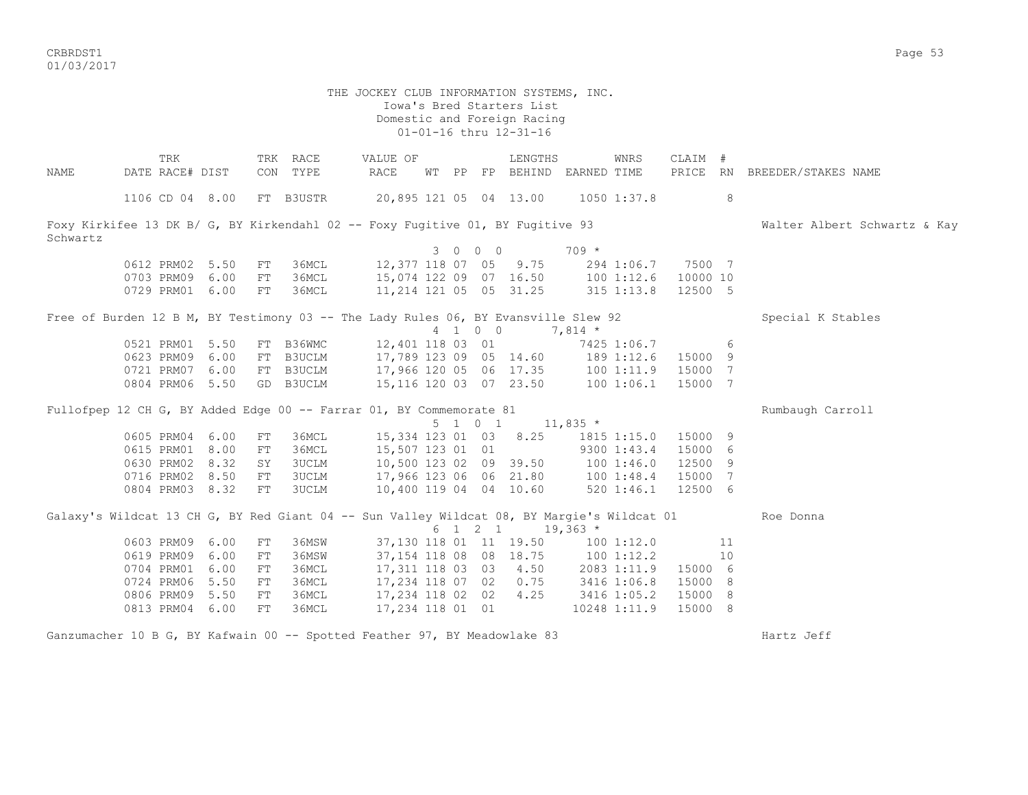THE JOCKEY CLUB INFORMATION SYSTEMS, INC.
Iowa's Bred Starters List
Domestic and Foreign Racing
01-01-16 thru 12-31-16

| NAME | TRK DATE | RACE# | DIST | TRK CON | RACE TYPE | VALUE OF RACE | WT | PP | FP | LENGTHS BEHIND | EARNED | WNRS TIME | CLAIM PRICE | # RN | BREEDER/STAKES NAME |
|---|---|---|---|---|---|---|---|---|---|---|---|---|---|---|---|
| | 1106 | CD 04 | 8.00 | FT | B3USTR | 20,895 | 121 | 05 | 04 | 13.00 | 1050 | 1:37.8 | | 8 | |
| Foxy Kirkifee 13 DK B/ G, BY Kirkendahl 02 -- Foxy Fugitive 01, BY Fugitive 93 | | | | | | | | | | | | | | | Walter Albert Schwartz & Kay Schwartz |
| | | | | | | | 3 | 0 0 0 | | | 709 * | | | | |
| | 0612 | PRM02 | 5.50 | FT | 36MCL | 12,377 | 118 | 07 | 05 | 9.75 | 294 | 1:06.7 | 7500 | 7 | |
| | 0703 | PRM09 | 6.00 | FT | 36MCL | 15,074 | 122 | 09 | 07 | 16.50 | 100 | 1:12.6 | 10000 | 10 | |
| | 0729 | PRM01 | 6.00 | FT | 36MCL | 11,214 | 121 | 05 | 05 | 31.25 | 315 | 1:13.8 | 12500 | 5 | |
| Free of Burden 12 B M, BY Testimony 03 -- The Lady Rules 06, BY Evansville Slew 92 | | | | | | | | | | | | | | | Special K Stables |
| | | | | | | | 4 | 1 0 0 | | | 7,814 * | | | | |
| | 0521 | PRM01 | 5.50 | FT | B36WMC | 12,401 | 118 | 03 | 01 | | 7425 | 1:06.7 | | 6 | |
| | 0623 | PRM09 | 6.00 | FT | B3UCLM | 17,789 | 123 | 09 | 05 | 14.60 | 189 | 1:12.6 | 15000 | 9 | |
| | 0721 | PRM07 | 6.00 | FT | B3UCLM | 17,966 | 120 | 05 | 06 | 17.35 | 100 | 1:11.9 | 15000 | 7 | |
| | 0804 | PRM06 | 5.50 | GD | B3UCLM | 15,116 | 120 | 03 | 07 | 23.50 | 100 | 1:06.1 | 15000 | 7 | |
| Fullofpep 12 CH G, BY Added Edge 00 -- Farrar 01, BY Commemorate 81 | | | | | | | | | | | | | | | Rumbaugh Carroll |
| | | | | | | | 5 | 1 0 1 | | | 11,835 * | | | | |
| | 0605 | PRM04 | 6.00 | FT | 36MCL | 15,334 | 123 | 01 | 03 | 8.25 | 1815 | 1:15.0 | 15000 | 9 | |
| | 0615 | PRM01 | 8.00 | FT | 36MCL | 15,507 | 123 | 01 | 01 | | 9300 | 1:43.4 | 15000 | 6 | |
| | 0630 | PRM02 | 8.32 | SY | 3UCLM | 10,500 | 123 | 02 | 09 | 39.50 | 100 | 1:46.0 | 12500 | 9 | |
| | 0716 | PRM02 | 8.50 | FT | 3UCLM | 17,966 | 123 | 06 | 06 | 21.80 | 100 | 1:48.4 | 15000 | 7 | |
| | 0804 | PRM03 | 8.32 | FT | 3UCLM | 10,400 | 119 | 04 | 04 | 10.60 | 520 | 1:46.1 | 12500 | 6 | |
| Galaxy's Wildcat 13 CH G, BY Red Giant 04 -- Sun Valley Wildcat 08, BY Margie's Wildcat 01 | | | | | | | | | | | | | | | Roe Donna |
| | | | | | | | 6 | 1 2 1 | | | 19,363 * | | | | |
| | 0603 | PRM09 | 6.00 | FT | 36MSW | 37,130 | 118 | 01 | 11 | 19.50 | 100 | 1:12.0 | | 11 | |
| | 0619 | PRM09 | 6.00 | FT | 36MSW | 37,154 | 118 | 08 | 08 | 18.75 | 100 | 1:12.2 | | 10 | |
| | 0704 | PRM01 | 6.00 | FT | 36MCL | 17,311 | 118 | 03 | 03 | 4.50 | 2083 | 1:11.9 | 15000 | 6 | |
| | 0724 | PRM06 | 5.50 | FT | 36MCL | 17,234 | 118 | 07 | 02 | 0.75 | 3416 | 1:06.8 | 15000 | 8 | |
| | 0806 | PRM09 | 5.50 | FT | 36MCL | 17,234 | 118 | 02 | 02 | 4.25 | 3416 | 1:05.2 | 15000 | 8 | |
| | 0813 | PRM04 | 6.00 | FT | 36MCL | 17,234 | 118 | 01 | 01 | | 10248 | 1:11.9 | 15000 | 8 | |
| Ganzumacher 10 B G, BY Kafwain 00 -- Spotted Feather 97, BY Meadowlake 83 | | | | | | | | | | | | | | | Hartz Jeff |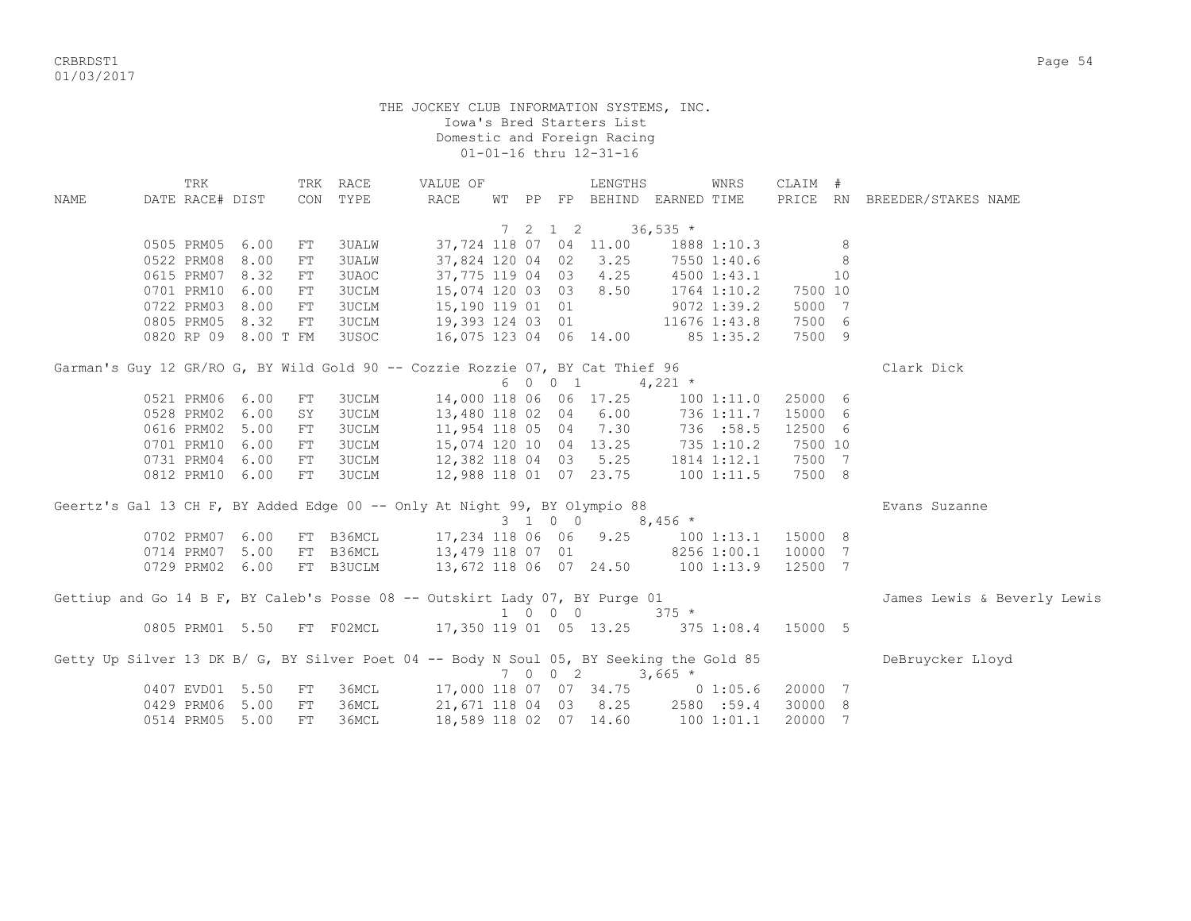THE JOCKEY CLUB INFORMATION SYSTEMS, INC.
Iowa's Bred Starters List
Domestic and Foreign Racing
01-01-16 thru 12-31-16

| NAME | TRK DATE | RACE# | DIST | TRK CON | RACE TYPE | VALUE OF RACE | WT | PP | FP | LENGTHS BEHIND | EARNED | WNRS TIME | CLAIM PRICE | # RN | BREEDER/STAKES NAME |
|---|---|---|---|---|---|---|---|---|---|---|---|---|---|---|---|
| | | | | | | | 7 | 2 1 2 | | | 36,535 * | | | | |
| | 0505 | PRM05 | 6.00 | FT | 3UALW | 37,724 | 118 | 07 | 04 | 11.00 | 1888 | 1:10.3 | | 8 | |
| | 0522 | PRM08 | 8.00 | FT | 3UALW | 37,824 | 120 | 04 | 02 | 3.25 | 7550 | 1:40.6 | | 8 | |
| | 0615 | PRM07 | 8.32 | FT | 3UAOC | 37,775 | 119 | 04 | 03 | 4.25 | 4500 | 1:43.1 | | 10 | |
| | 0701 | PRM10 | 6.00 | FT | 3UCLM | 15,074 | 120 | 03 | 03 | 8.50 | 1764 | 1:10.2 | 7500 | 10 | |
| | 0722 | PRM03 | 8.00 | FT | 3UCLM | 15,190 | 119 | 01 | 01 | | 9072 | 1:39.2 | 5000 | 7 | |
| | 0805 | PRM05 | 8.32 | FT | 3UCLM | 19,393 | 124 | 03 | 01 | | 11676 | 1:43.8 | 7500 | 6 | |
| | 0820 | RP 09 | 8.00 T | FM | 3USOC | 16,075 | 123 | 04 | 06 | 14.00 | 85 | 1:35.2 | 7500 | 9 | |
| Garman's Guy 12 GR/RO G, BY Wild Gold 90 -- Cozzie Rozzie 07, BY Cat Thief 96 | | | | | | | | | | | | | | | Clark Dick |
| | | | | | | | 6 | 0 0 1 | | | 4,221 * | | | | |
| | 0521 | PRM06 | 6.00 | FT | 3UCLM | 14,000 | 118 | 06 | 06 | 17.25 | 100 | 1:11.0 | 25000 | 6 | |
| | 0528 | PRM02 | 6.00 | SY | 3UCLM | 13,480 | 118 | 02 | 04 | 6.00 | 736 | 1:11.7 | 15000 | 6 | |
| | 0616 | PRM02 | 5.00 | FT | 3UCLM | 11,954 | 118 | 05 | 04 | 7.30 | 736 | :58.5 | 12500 | 6 | |
| | 0701 | PRM10 | 6.00 | FT | 3UCLM | 15,074 | 120 | 10 | 04 | 13.25 | 735 | 1:10.2 | 7500 | 10 | |
| | 0731 | PRM04 | 6.00 | FT | 3UCLM | 12,382 | 118 | 04 | 03 | 5.25 | 1814 | 1:12.1 | 7500 | 7 | |
| | 0812 | PRM10 | 6.00 | FT | 3UCLM | 12,988 | 118 | 01 | 07 | 23.75 | 100 | 1:11.5 | 7500 | 8 | |
| Geertz's Gal 13 CH F, BY Added Edge 00 -- Only At Night 99, BY Olympio 88 | | | | | | | | | | | | | | | Evans Suzanne |
| | | | | | | | 3 | 1 0 0 | | | 8,456 * | | | | |
| | 0702 | PRM07 | 6.00 | FT | B36MCL | 17,234 | 118 | 06 | 06 | 9.25 | 100 | 1:13.1 | 15000 | 8 | |
| | 0714 | PRM07 | 5.00 | FT | B36MCL | 13,479 | 118 | 07 | 01 | | 8256 | 1:00.1 | 10000 | 7 | |
| | 0729 | PRM02 | 6.00 | FT | B3UCLM | 13,672 | 118 | 06 | 07 | 24.50 | 100 | 1:13.9 | 12500 | 7 | |
| Gettiup and Go 14 B F, BY Caleb's Posse 08 -- Outskirt Lady 07, BY Purge 01 | | | | | | | | | | | | | | | James Lewis & Beverly Lewis |
| | | | | | | | 1 | 0 0 0 | | | 375 * | | | | |
| | 0805 | PRM01 | 5.50 | FT | F02MCL | 17,350 | 119 | 01 | 05 | 13.25 | 375 | 1:08.4 | 15000 | 5 | |
| Getty Up Silver 13 DK B/ G, BY Silver Poet 04 -- Body N Soul 05, BY Seeking the Gold 85 | | | | | | | | | | | | | | | DeBruycker Lloyd |
| | | | | | | | 7 | 0 0 2 | | | 3,665 * | | | | |
| | 0407 | EVD01 | 5.50 | FT | 36MCL | 17,000 | 118 | 07 | 07 | 34.75 | 0 | 1:05.6 | 20000 | 7 | |
| | 0429 | PRM06 | 5.00 | FT | 36MCL | 21,671 | 118 | 04 | 03 | 8.25 | 2580 | :59.4 | 30000 | 8 | |
| | 0514 | PRM05 | 5.00 | FT | 36MCL | 18,589 | 118 | 02 | 07 | 14.60 | 100 | 1:01.1 | 20000 | 7 | |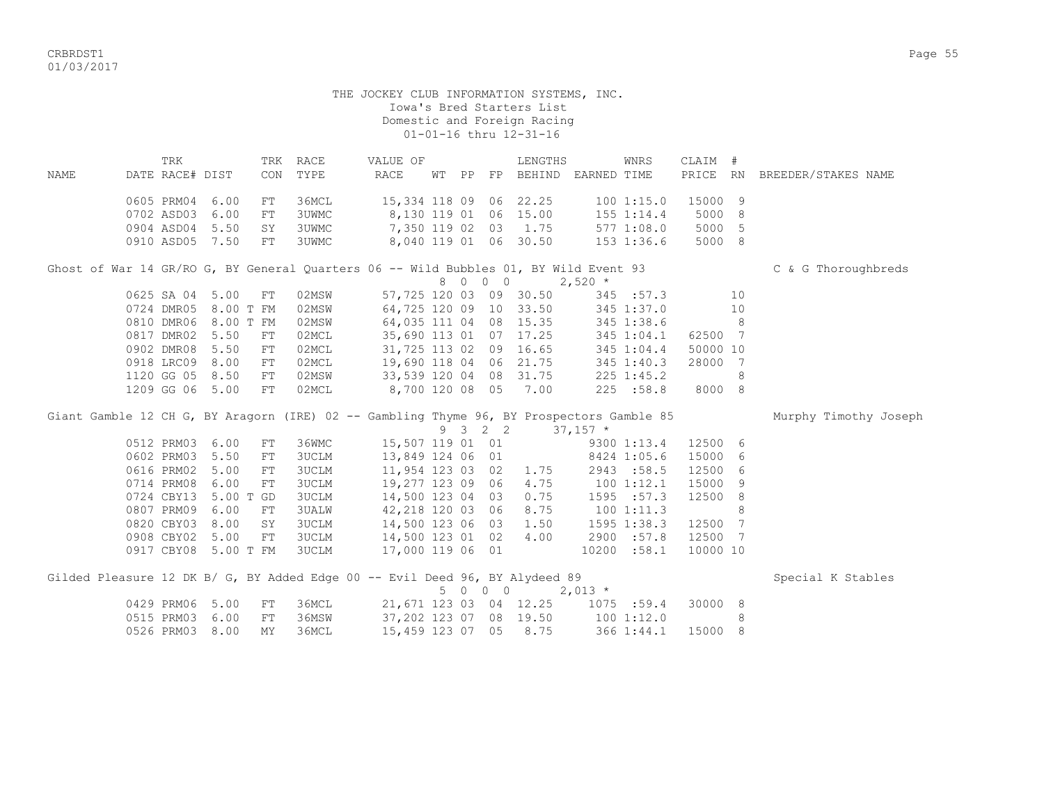THE JOCKEY CLUB INFORMATION SYSTEMS, INC.
Iowa's Bred Starters List
Domestic and Foreign Racing
01-01-16 thru 12-31-16

| NAME | TRK DATE | RACE# | DIST | TRK CON | RACE TYPE | VALUE OF RACE | WT | PP | FP | LENGTHS BEHIND | EARNED | WNRS TIME | CLAIM PRICE | # RN | BREEDER/STAKES NAME |
|---|---|---|---|---|---|---|---|---|---|---|---|---|---|---|---|
| | 0605 | PRM04 | 6.00 | FT | 36MCL | 15,334 | 118 | 09 | 06 | 22.25 | 100 | 1:15.0 | 15000 | 9 | |
| | 0702 | ASD03 | 6.00 | FT | 3UWMC | 8,130 | 119 | 01 | 06 | 15.00 | 155 | 1:14.4 | 5000 | 8 | |
| | 0904 | ASD04 | 5.50 | SY | 3UWMC | 7,350 | 119 | 02 | 03 | 1.75 | 577 | 1:08.0 | 5000 | 5 | |
| | 0910 | ASD05 | 7.50 | FT | 3UWMC | 8,040 | 119 | 01 | 06 | 30.50 | 153 | 1:36.6 | 5000 | 8 | |
| Ghost of War 14 GR/RO G, BY General Quarters 06 -- Wild Bubbles 01, BY Wild Event 93 | | | | | | | 8 | 0 | 0 0 | | 2,520 * | | | | C & G Thoroughbreds |
| | 0625 | SA 04 | 5.00 | FT | 02MSW | 57,725 | 120 | 03 | 09 | 30.50 | 345 | :57.3 | | 10 | |
| | 0724 | DMR05 | 8.00 T | FM | 02MSW | 64,725 | 120 | 09 | 10 | 33.50 | 345 | 1:37.0 | | 10 | |
| | 0810 | DMR06 | 8.00 T | FM | 02MSW | 64,035 | 111 | 04 | 08 | 15.35 | 345 | 1:38.6 | | 8 | |
| | 0817 | DMR02 | 5.50 | FT | 02MCL | 35,690 | 113 | 01 | 07 | 17.25 | 345 | 1:04.1 | 62500 | 7 | |
| | 0902 | DMR08 | 5.50 | FT | 02MCL | 31,725 | 113 | 02 | 09 | 16.65 | 345 | 1:04.4 | 50000 | 10 | |
| | 0918 | LRC09 | 8.00 | FT | 02MCL | 19,690 | 118 | 04 | 06 | 21.75 | 345 | 1:40.3 | 28000 | 7 | |
| | 1120 | GG 05 | 8.50 | FT | 02MSW | 33,539 | 120 | 04 | 08 | 31.75 | 225 | 1:45.2 | | 8 | |
| | 1209 | GG 06 | 5.00 | FT | 02MCL | 8,700 | 120 | 08 | 05 | 7.00 | 225 | :58.8 | 8000 | 8 | |
| Giant Gamble 12 CH G, BY Aragorn (IRE) 02 -- Gambling Thyme 96, BY Prospectors Gamble 85 | | | | | | | 9 | 3 | 2 2 | | 37,157 * | | | | Murphy Timothy Joseph |
| | 0512 | PRM03 | 6.00 | FT | 36WMC | 15,507 | 119 | 01 | 01 | | 9300 | 1:13.4 | 12500 | 6 | |
| | 0602 | PRM03 | 5.50 | FT | 3UCLM | 13,849 | 124 | 06 | 01 | | 8424 | 1:05.6 | 15000 | 6 | |
| | 0616 | PRM02 | 5.00 | FT | 3UCLM | 11,954 | 123 | 03 | 02 | 1.75 | 2943 | :58.5 | 12500 | 6 | |
| | 0714 | PRM08 | 6.00 | FT | 3UCLM | 19,277 | 123 | 09 | 06 | 4.75 | 100 | 1:12.1 | 15000 | 9 | |
| | 0724 | CBY13 | 5.00 T | GD | 3UCLM | 14,500 | 123 | 04 | 03 | 0.75 | 1595 | :57.3 | 12500 | 8 | |
| | 0807 | PRM09 | 6.00 | FT | 3UALW | 42,218 | 120 | 03 | 06 | 8.75 | 100 | 1:11.3 | | 8 | |
| | 0820 | CBY03 | 8.00 | SY | 3UCLM | 14,500 | 123 | 06 | 03 | 1.50 | 1595 | 1:38.3 | 12500 | 7 | |
| | 0908 | CBY02 | 5.00 | FT | 3UCLM | 14,500 | 123 | 01 | 02 | 4.00 | 2900 | :57.8 | 12500 | 7 | |
| | 0917 | CBY08 | 5.00 T | FM | 3UCLM | 17,000 | 119 | 06 | 01 | | 10200 | :58.1 | 10000 | 10 | |
| Gilded Pleasure 12 DK B/ G, BY Added Edge 00 -- Evil Deed 96, BY Alydeed 89 | | | | | | | 5 | 0 | 0 0 | | 2,013 * | | | | Special K Stables |
| | 0429 | PRM06 | 5.00 | FT | 36MCL | 21,671 | 123 | 03 | 04 | 12.25 | 1075 | :59.4 | 30000 | 8 | |
| | 0515 | PRM03 | 6.00 | FT | 36MSW | 37,202 | 123 | 07 | 08 | 19.50 | 100 | 1:12.0 | | 8 | |
| | 0526 | PRM03 | 8.00 | MY | 36MCL | 15,459 | 123 | 07 | 05 | 8.75 | 366 | 1:44.1 | 15000 | 8 | |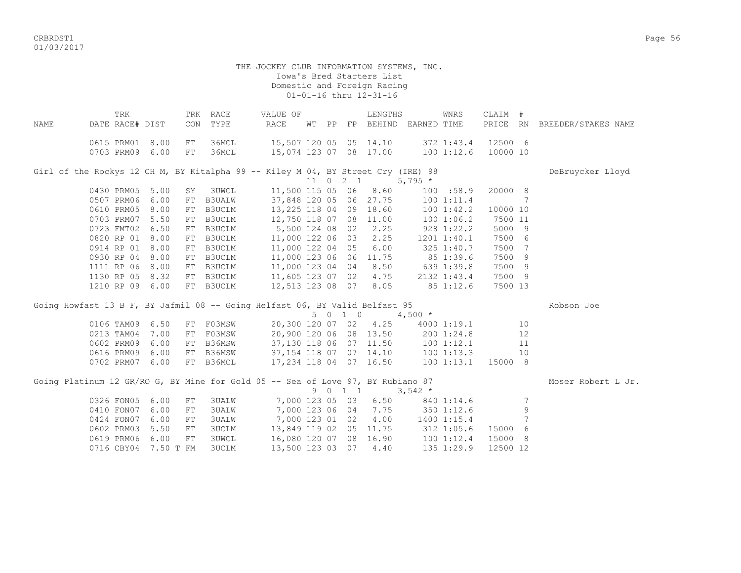THE JOCKEY CLUB INFORMATION SYSTEMS, INC.
Iowa's Bred Starters List
Domestic and Foreign Racing
01-01-16 thru 12-31-16

| NAME | TRK DATE | RACE# | DIST | TRK CON | RACE TYPE | VALUE OF RACE | WT | PP | FP | LENGTHS BEHIND | EARNED | WNRS TIME | CLAIM PRICE | # RN | BREEDER/STAKES NAME |
|---|---|---|---|---|---|---|---|---|---|---|---|---|---|---|---|
| | 0615 | PRM01 | 8.00 | FT | 36MCL | 15,507 | 120 | 05 | 05 | 14.10 | 372 | 1:43.4 | 12500 | 6 | |
| | 0703 | PRM09 | 6.00 | FT | 36MCL | 15,074 | 123 | 07 | 08 | 17.00 | 100 | 1:12.6 | 10000 | 10 | |
| Girl of the Rockys 12 CH M, BY Kitalpha 99 -- Kiley M 04, BY Street Cry (IRE) 98 | | | | | | | | | | | | | | | DeBruycker Lloyd |
| | | | | | | | 11 | 0 2 1 | | | 5,795 * | | | | |
| | 0430 | PRM05 | 5.00 | SY | 3UWCL | 11,500 | 115 | 05 | 06 | 8.60 | 100 | :58.9 | 20000 | 8 | |
| | 0507 | PRM06 | 6.00 | FT | B3UALW | 37,848 | 120 | 05 | 06 | 27.75 | 100 | 1:11.4 | | 7 | |
| | 0610 | PRM05 | 8.00 | FT | B3UCLM | 13,225 | 118 | 04 | 09 | 18.60 | 100 | 1:42.2 | 10000 | 10 | |
| | 0703 | PRM07 | 5.50 | FT | B3UCLM | 12,750 | 118 | 07 | 08 | 11.00 | 100 | 1:06.2 | 7500 | 11 | |
| | 0723 | FMT02 | 6.50 | FT | B3UCLM | 5,500 | 124 | 08 | 02 | 2.25 | 928 | 1:22.2 | 5000 | 9 | |
| | 0820 | RP 01 | 8.00 | FT | B3UCLM | 11,000 | 122 | 06 | 03 | 2.25 | 1201 | 1:40.1 | 7500 | 6 | |
| | 0914 | RP 01 | 8.00 | FT | B3UCLM | 11,000 | 122 | 04 | 05 | 6.00 | 325 | 1:40.7 | 7500 | 7 | |
| | 0930 | RP 04 | 8.00 | FT | B3UCLM | 11,000 | 123 | 06 | 06 | 11.75 | 85 | 1:39.6 | 7500 | 9 | |
| | 1111 | RP 06 | 8.00 | FT | B3UCLM | 11,000 | 123 | 04 | 04 | 8.50 | 639 | 1:39.8 | 7500 | 9 | |
| | 1130 | RP 05 | 8.32 | FT | B3UCLM | 11,605 | 123 | 07 | 02 | 4.75 | 2132 | 1:43.4 | 7500 | 9 | |
| | 1210 | RP 09 | 6.00 | FT | B3UCLM | 12,513 | 123 | 08 | 07 | 8.05 | 85 | 1:12.6 | 7500 | 13 | |
| Going Howfast 13 B F, BY Jafmil 08 -- Going Helfast 06, BY Valid Belfast 95 | | | | | | | | | | | | | | | Robson Joe |
| | | | | | | | 5 | 0 1 0 | | | 4,500 * | | | | |
| | 0106 | TAM09 | 6.50 | FT | F03MSW | 20,300 | 120 | 07 | 02 | 4.25 | 4000 | 1:19.1 | | 10 | |
| | 0213 | TAM04 | 7.00 | FT | F03MSW | 20,900 | 120 | 06 | 08 | 13.50 | 200 | 1:24.8 | | 12 | |
| | 0602 | PRM09 | 6.00 | FT | B36MSW | 37,130 | 118 | 06 | 07 | 11.50 | 100 | 1:12.1 | | 11 | |
| | 0616 | PRM09 | 6.00 | FT | B36MSW | 37,154 | 118 | 07 | 07 | 14.10 | 100 | 1:13.3 | | 10 | |
| | 0702 | PRM07 | 6.00 | FT | B36MCL | 17,234 | 118 | 04 | 07 | 16.50 | 100 | 1:13.1 | 15000 | 8 | |
| Going Platinum 12 GR/RO G, BY Mine for Gold 05 -- Sea of Love 97, BY Rubiano 87 | | | | | | | | | | | | | | | Moser Robert L Jr. |
| | | | | | | | 9 | 0 1 1 | | | 3,542 * | | | | |
| | 0326 | FON05 | 6.00 | FT | 3UALW | 7,000 | 123 | 05 | 03 | 6.50 | 840 | 1:14.6 | | 7 | |
| | 0410 | FON07 | 6.00 | FT | 3UALW | 7,000 | 123 | 06 | 04 | 7.75 | 350 | 1:12.6 | | 9 | |
| | 0424 | FON07 | 6.00 | FT | 3UALW | 7,000 | 123 | 01 | 02 | 4.00 | 1400 | 1:15.4 | | 7 | |
| | 0602 | PRM03 | 5.50 | FT | 3UCLM | 13,849 | 119 | 02 | 05 | 11.75 | 312 | 1:05.6 | 15000 | 6 | |
| | 0619 | PRM06 | 6.00 | FT | 3UWCL | 16,080 | 120 | 07 | 08 | 16.90 | 100 | 1:12.4 | 15000 | 8 | |
| | 0716 | CBY04 | 7.50 T | FM | 3UCLM | 13,500 | 123 | 03 | 07 | 4.40 | 135 | 1:29.9 | 12500 | 12 | |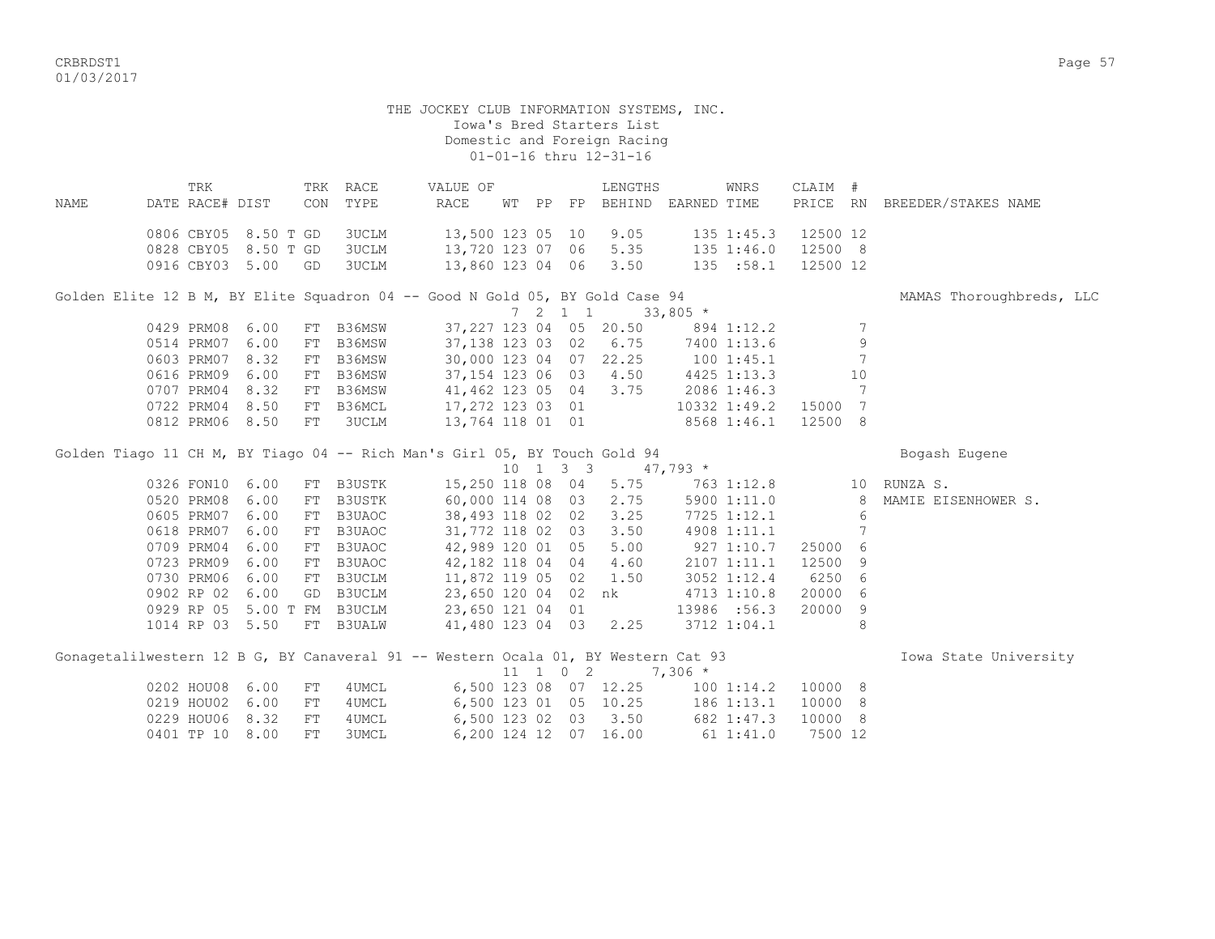THE JOCKEY CLUB INFORMATION SYSTEMS, INC.
Iowa's Bred Starters List
Domestic and Foreign Racing
01-01-16 thru 12-31-16

| NAME | TRK DATE RACE# | DIST | TRK CON | RACE TYPE | VALUE OF RACE | WT | PP | FP | LENGTHS BEHIND | EARNED | WNRS TIME | CLAIM PRICE | # RN | BREEDER/STAKES NAME |
|---|---|---|---|---|---|---|---|---|---|---|---|---|---|---|
| | 0806 CBY05 | 8.50 T | GD | 3UCLM | 13,500 | 123 | 05 | 10 | 9.05 | 135 | 1:45.3 | 12500 | 12 | |
| | 0828 CBY05 | 8.50 T | GD | 3UCLM | 13,720 | 123 | 07 | 06 | 5.35 | 135 | 1:46.0 | 12500 | 8 | |
| | 0916 CBY03 | 5.00 | GD | 3UCLM | 13,860 | 123 | 04 | 06 | 3.50 | 135 | :58.1 | 12500 | 12 | |
| Golden Elite 12 B M, BY Elite Squadron 04 -- Good N Gold 05, BY Gold Case 94 | | | | | | 7 | 2 | 1 1 | | 33,805 * | | | | MAMAS Thoroughbreds, LLC |
| | 0429 PRM08 | 6.00 | FT | B36MSW | 37,227 | 123 | 04 | 05 | 20.50 | 894 | 1:12.2 | | 7 | |
| | 0514 PRM07 | 6.00 | FT | B36MSW | 37,138 | 123 | 03 | 02 | 6.75 | 7400 | 1:13.6 | | 9 | |
| | 0603 PRM07 | 8.32 | FT | B36MSW | 30,000 | 123 | 04 | 07 | 22.25 | 100 | 1:45.1 | | 7 | |
| | 0616 PRM09 | 6.00 | FT | B36MSW | 37,154 | 123 | 06 | 03 | 4.50 | 4425 | 1:13.3 | | 10 | |
| | 0707 PRM04 | 8.32 | FT | B36MSW | 41,462 | 123 | 05 | 04 | 3.75 | 2086 | 1:46.3 | | 7 | |
| | 0722 PRM04 | 8.50 | FT | B36MCL | 17,272 | 123 | 03 | 01 | | 10332 | 1:49.2 | 15000 | 7 | |
| | 0812 PRM06 | 8.50 | FT | 3UCLM | 13,764 | 118 | 01 | 01 | | 8568 | 1:46.1 | 12500 | 8 | |
| Golden Tiago 11 CH M, BY Tiago 04 -- Rich Man's Girl 05, BY Touch Gold 94 | | | | | | 10 | 1 | 3 3 | | 47,793 * | | | | Bogash Eugene |
| | 0326 FON10 | 6.00 | FT | B3USTK | 15,250 | 118 | 08 | 04 | 5.75 | 763 | 1:12.8 | | 10 | RUNZA S. |
| | 0520 PRM08 | 6.00 | FT | B3USTK | 60,000 | 114 | 08 | 03 | 2.75 | 5900 | 1:11.0 | | 8 | MAMIE EISENHOWER S. |
| | 0605 PRM07 | 6.00 | FT | B3UAOC | 38,493 | 118 | 02 | 02 | 3.25 | 7725 | 1:12.1 | | 6 | |
| | 0618 PRM07 | 6.00 | FT | B3UAOC | 31,772 | 118 | 02 | 03 | 3.50 | 4908 | 1:11.1 | | 7 | |
| | 0709 PRM04 | 6.00 | FT | B3UAOC | 42,989 | 120 | 01 | 05 | 5.00 | 927 | 1:10.7 | 25000 | 6 | |
| | 0723 PRM09 | 6.00 | FT | B3UAOC | 42,182 | 118 | 04 | 04 | 4.60 | 2107 | 1:11.1 | 12500 | 9 | |
| | 0730 PRM06 | 6.00 | FT | B3UCLM | 11,872 | 119 | 05 | 02 | 1.50 | 3052 | 1:12.4 | 6250 | 6 | |
| | 0902 RP 02 | 6.00 | GD | B3UCLM | 23,650 | 120 | 04 | 02 | nk | 4713 | 1:10.8 | 20000 | 6 | |
| | 0929 RP 05 | 5.00 T | FM | B3UCLM | 23,650 | 121 | 04 | 01 | | 13986 | :56.3 | 20000 | 9 | |
| | 1014 RP 03 | 5.50 | FT | B3UALW | 41,480 | 123 | 04 | 03 | 2.25 | 3712 | 1:04.1 | | 8 | |
| Gonagetalilwestern 12 B G, BY Canaveral 91 -- Western Ocala 01, BY Western Cat 93 | | | | | | 11 | 1 | 0 2 | | 7,306 * | | | | Iowa State University |
| | 0202 HOU08 | 6.00 | FT | 4UMCL | 6,500 | 123 | 08 | 07 | 12.25 | 100 | 1:14.2 | 10000 | 8 | |
| | 0219 HOU02 | 6.00 | FT | 4UMCL | 6,500 | 123 | 01 | 05 | 10.25 | 186 | 1:13.1 | 10000 | 8 | |
| | 0229 HOU06 | 8.32 | FT | 4UMCL | 6,500 | 123 | 02 | 03 | 3.50 | 682 | 1:47.3 | 10000 | 8 | |
| | 0401 TP 10 | 8.00 | FT | 3UMCL | 6,200 | 124 | 12 | 07 | 16.00 | 61 | 1:41.0 | 7500 | 12 | |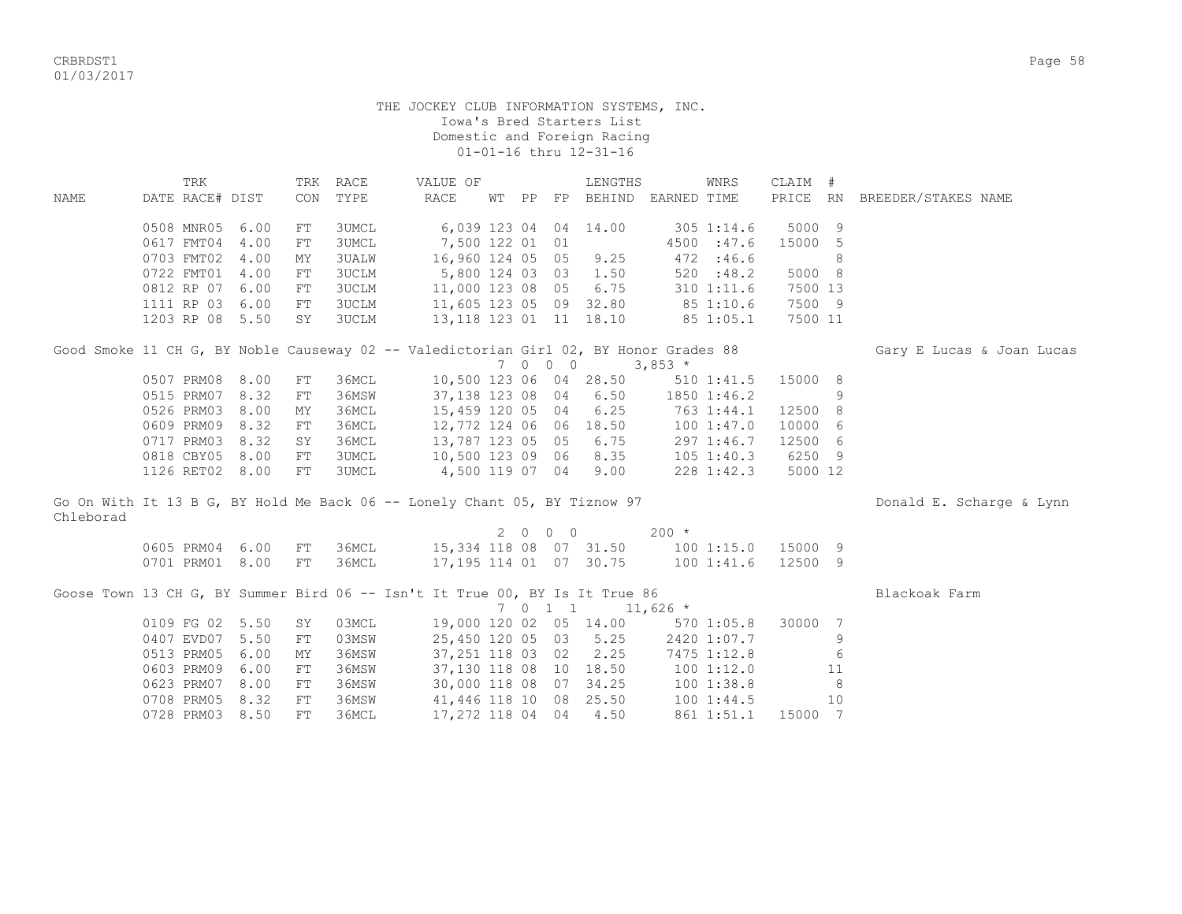THE JOCKEY CLUB INFORMATION SYSTEMS, INC.
Iowa's Bred Starters List
Domestic and Foreign Racing
01-01-16 thru 12-31-16

| NAME | TRK DATE | RACE# | DIST | TRK CON | RACE TYPE | VALUE OF RACE | WT | PP | FP | LENGTHS BEHIND | EARNED | WNRS TIME | CLAIM PRICE | # RN | BREEDER/STAKES NAME |
|---|---|---|---|---|---|---|---|---|---|---|---|---|---|---|---|
| | 0508 | MNR05 | 6.00 | FT | 3UMCL | 6,039 | 123 | 04 | 04 | 14.00 | 305 | 1:14.6 | 5000 | 9 | |
| | 0617 | FMT04 | 4.00 | FT | 3UMCL | 7,500 | 122 | 01 | 01 | | 4500 | :47.6 | 15000 | 5 | |
| | 0703 | FMT02 | 4.00 | MY | 3UALW | 16,960 | 124 | 05 | 05 | 9.25 | 472 | :46.6 | | 8 | |
| | 0722 | FMT01 | 4.00 | FT | 3UCLM | 5,800 | 124 | 03 | 03 | 1.50 | 520 | :48.2 | 5000 | 8 | |
| | 0812 | RP 07 | 6.00 | FT | 3UCLM | 11,000 | 123 | 08 | 05 | 6.75 | 310 | 1:11.6 | 7500 | 13 | |
| | 1111 | RP 03 | 6.00 | FT | 3UCLM | 11,605 | 123 | 05 | 09 | 32.80 | 85 | 1:10.6 | 7500 | 9 | |
| | 1203 | RP 08 | 5.50 | SY | 3UCLM | 13,118 | 123 | 01 | 11 | 18.10 | 85 | 1:05.1 | 7500 | 11 | |
| Good Smoke 11 CH G, BY Noble Causeway 02 -- Valedictorian Girl 02, BY Honor Grades 88 | | | | | | | | | | | | | | | Gary E Lucas & Joan Lucas |
| | | | | | | | 7 | 0 0 0 | | | 3,853 * | | | | |
| | 0507 | PRM08 | 8.00 | FT | 36MCL | 10,500 | 123 | 06 | 04 | 28.50 | 510 | 1:41.5 | 15000 | 8 | |
| | 0515 | PRM07 | 8.32 | FT | 36MSW | 37,138 | 123 | 08 | 04 | 6.50 | 1850 | 1:46.2 | | 9 | |
| | 0526 | PRM03 | 8.00 | MY | 36MCL | 15,459 | 120 | 05 | 04 | 6.25 | 763 | 1:44.1 | 12500 | 8 | |
| | 0609 | PRM09 | 8.32 | FT | 36MCL | 12,772 | 124 | 06 | 06 | 18.50 | 100 | 1:47.0 | 10000 | 6 | |
| | 0717 | PRM03 | 8.32 | SY | 36MCL | 13,787 | 123 | 05 | 05 | 6.75 | 297 | 1:46.7 | 12500 | 6 | |
| | 0818 | CBY05 | 8.00 | FT | 3UMCL | 10,500 | 123 | 09 | 06 | 8.35 | 105 | 1:40.3 | 6250 | 9 | |
| | 1126 | RET02 | 8.00 | FT | 3UMCL | 4,500 | 119 | 07 | 04 | 9.00 | 228 | 1:42.3 | 5000 | 12 | |
| Go On With It 13 B G, BY Hold Me Back 06 -- Lonely Chant 05, BY Tiznow 97 | | | | | | | | | | | | | | | Donald E. Scharge & Lynn Chleborad |
| | | | | | | | 2 | 0 0 0 | | | 200 * | | | | |
| | 0605 | PRM04 | 6.00 | FT | 36MCL | 15,334 | 118 | 08 | 07 | 31.50 | 100 | 1:15.0 | 15000 | 9 | |
| | 0701 | PRM01 | 8.00 | FT | 36MCL | 17,195 | 114 | 01 | 07 | 30.75 | 100 | 1:41.6 | 12500 | 9 | |
| Goose Town 13 CH G, BY Summer Bird 06 -- Isn't It True 00, BY Is It True 86 | | | | | | | | | | | | | | | Blackoak Farm |
| | | | | | | | 7 | 0 1 1 | | | 11,626 * | | | | |
| | 0109 | FG 02 | 5.50 | SY | 03MCL | 19,000 | 120 | 02 | 05 | 14.00 | 570 | 1:05.8 | 30000 | 7 | |
| | 0407 | EVD07 | 5.50 | FT | 03MSW | 25,450 | 120 | 05 | 03 | 5.25 | 2420 | 1:07.7 | | 9 | |
| | 0513 | PRM05 | 6.00 | MY | 36MSW | 37,251 | 118 | 03 | 02 | 2.25 | 7475 | 1:12.8 | | 6 | |
| | 0603 | PRM09 | 6.00 | FT | 36MSW | 37,130 | 118 | 08 | 10 | 18.50 | 100 | 1:12.0 | | 11 | |
| | 0623 | PRM07 | 8.00 | FT | 36MSW | 30,000 | 118 | 08 | 07 | 34.25 | 100 | 1:38.8 | | 8 | |
| | 0708 | PRM05 | 8.32 | FT | 36MSW | 41,446 | 118 | 10 | 08 | 25.50 | 100 | 1:44.5 | | 10 | |
| | 0728 | PRM03 | 8.50 | FT | 36MCL | 17,272 | 118 | 04 | 04 | 4.50 | 861 | 1:51.1 | 15000 | 7 | |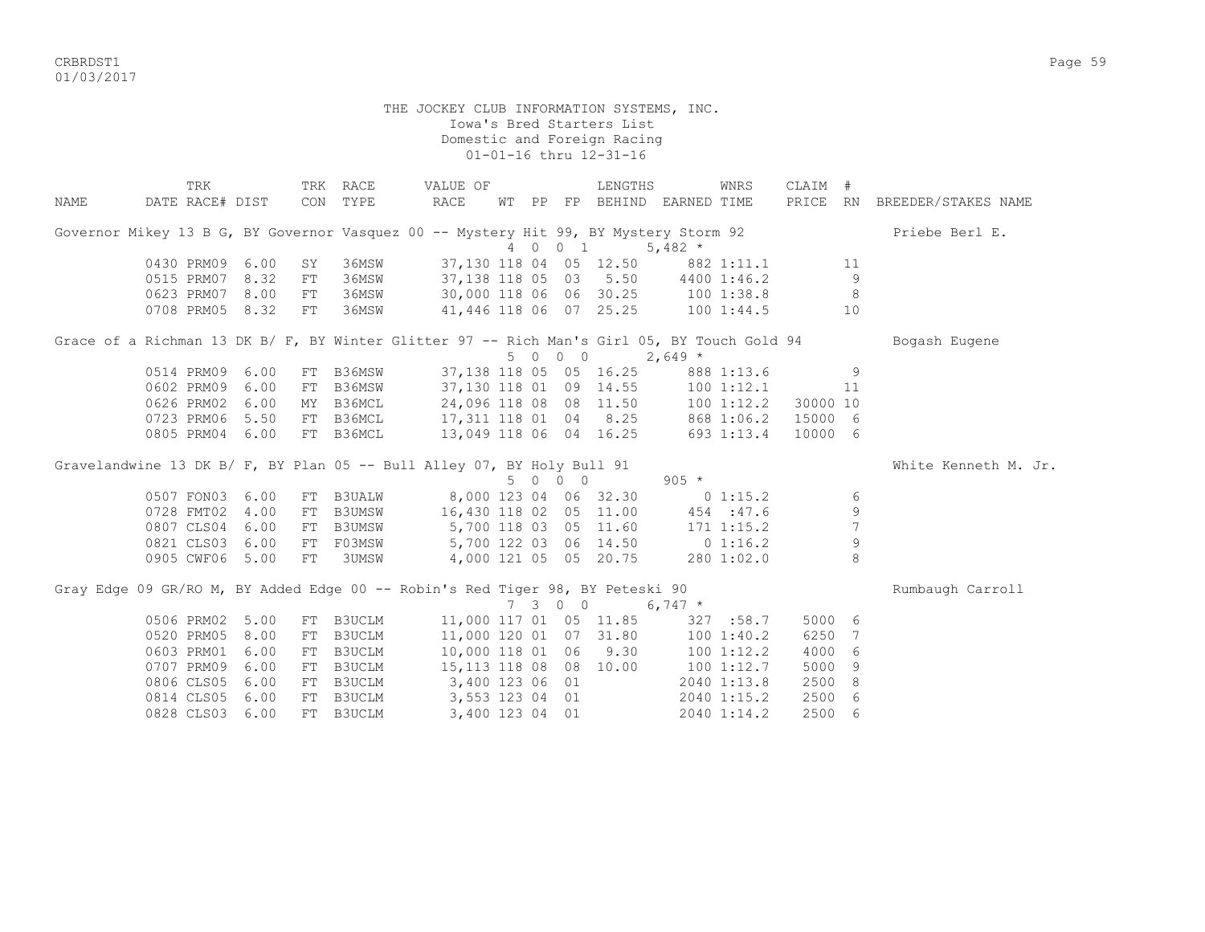THE JOCKEY CLUB INFORMATION SYSTEMS, INC.
Iowa's Bred Starters List
Domestic and Foreign Racing
01-01-16 thru 12-31-16

| NAME | TRK DATE | RACE# | DIST | TRK CON | RACE TYPE | VALUE OF RACE | WT | PP | FP | LENGTHS BEHIND | EARNED | WNRS TIME | CLAIM PRICE | # RN | BREEDER/STAKES NAME |
|---|---|---|---|---|---|---|---|---|---|---|---|---|---|---|---|
| Governor Mikey 13 B G, BY Governor Vasquez 00 -- Mystery Hit 99, BY Mystery Storm 92 | | | | | | 4 0 0 1 | | | | | 5,482 * | | | | Priebe Berl E. |
| | 0430 | PRM09 | 6.00 | SY | 36MSW | 37,130 | 118 | 04 | 05 | 12.50 | 882 | 1:11.1 | | 11 | |
| | 0515 | PRM07 | 8.32 | FT | 36MSW | 37,138 | 118 | 05 | 03 | 5.50 | 4400 | 1:46.2 | | 9 | |
| | 0623 | PRM07 | 8.00 | FT | 36MSW | 30,000 | 118 | 06 | 06 | 30.25 | 100 | 1:38.8 | | 8 | |
| | 0708 | PRM05 | 8.32 | FT | 36MSW | 41,446 | 118 | 06 | 07 | 25.25 | 100 | 1:44.5 | | 10 | |
| Grace of a Richman 13 DK B/ F, BY Winter Glitter 97 -- Rich Man's Girl 05, BY Touch Gold 94 | | | | | | 5 0 0 0 | | | | | 2,649 * | | | | Bogash Eugene |
| | 0514 | PRM09 | 6.00 | FT | B36MSW | 37,138 | 118 | 05 | 05 | 16.25 | 888 | 1:13.6 | | 9 | |
| | 0602 | PRM09 | 6.00 | FT | B36MSW | 37,130 | 118 | 01 | 09 | 14.55 | 100 | 1:12.1 | | 11 | |
| | 0626 | PRM02 | 6.00 | MY | B36MCL | 24,096 | 118 | 08 | 08 | 11.50 | 100 | 1:12.2 | 30000 | 10 | |
| | 0723 | PRM06 | 5.50 | FT | B36MCL | 17,311 | 118 | 01 | 04 | 8.25 | 868 | 1:06.2 | 15000 | 6 | |
| | 0805 | PRM04 | 6.00 | FT | B36MCL | 13,049 | 118 | 06 | 04 | 16.25 | 693 | 1:13.4 | 10000 | 6 | |
| Gravelandwine 13 DK B/ F, BY Plan 05 -- Bull Alley 07, BY Holy Bull 91 | | | | | | 5 0 0 0 | | | | | 905 * | | | | White Kenneth M. Jr. |
| | 0507 | FON03 | 6.00 | FT | B3UALW | 8,000 | 123 | 04 | 06 | 32.30 | 0 | 1:15.2 | | 6 | |
| | 0728 | FMT02 | 4.00 | FT | B3UMSW | 16,430 | 118 | 02 | 05 | 11.00 | 454 | :47.6 | | 9 | |
| | 0807 | CLS04 | 6.00 | FT | B3UMSW | 5,700 | 118 | 03 | 05 | 11.60 | 171 | 1:15.2 | | 7 | |
| | 0821 | CLS03 | 6.00 | FT | F03MSW | 5,700 | 122 | 03 | 06 | 14.50 | 0 | 1:16.2 | | 9 | |
| | 0905 | CWF06 | 5.00 | FT | 3UMSW | 4,000 | 121 | 05 | 05 | 20.75 | 280 | 1:02.0 | | 8 | |
| Gray Edge 09 GR/RO M, BY Added Edge 00 -- Robin's Red Tiger 98, BY Peteski 90 | | | | | | 7 3 0 0 | | | | | 6,747 * | | | | Rumbaugh Carroll |
| | 0506 | PRM02 | 5.00 | FT | B3UCLM | 11,000 | 117 | 01 | 05 | 11.85 | 327 | :58.7 | 5000 | 6 | |
| | 0520 | PRM05 | 8.00 | FT | B3UCLM | 11,000 | 120 | 01 | 07 | 31.80 | 100 | 1:40.2 | 6250 | 7 | |
| | 0603 | PRM01 | 6.00 | FT | B3UCLM | 10,000 | 118 | 01 | 06 | 9.30 | 100 | 1:12.2 | 4000 | 6 | |
| | 0707 | PRM09 | 6.00 | FT | B3UCLM | 15,113 | 118 | 08 | 08 | 10.00 | 100 | 1:12.7 | 5000 | 9 | |
| | 0806 | CLS05 | 6.00 | FT | B3UCLM | 3,400 | 123 | 06 | 01 | | 2040 | 1:13.8 | 2500 | 8 | |
| | 0814 | CLS05 | 6.00 | FT | B3UCLM | 3,553 | 123 | 04 | 01 | | 2040 | 1:15.2 | 2500 | 6 | |
| | 0828 | CLS03 | 6.00 | FT | B3UCLM | 3,400 | 123 | 04 | 01 | | 2040 | 1:14.2 | 2500 | 6 | |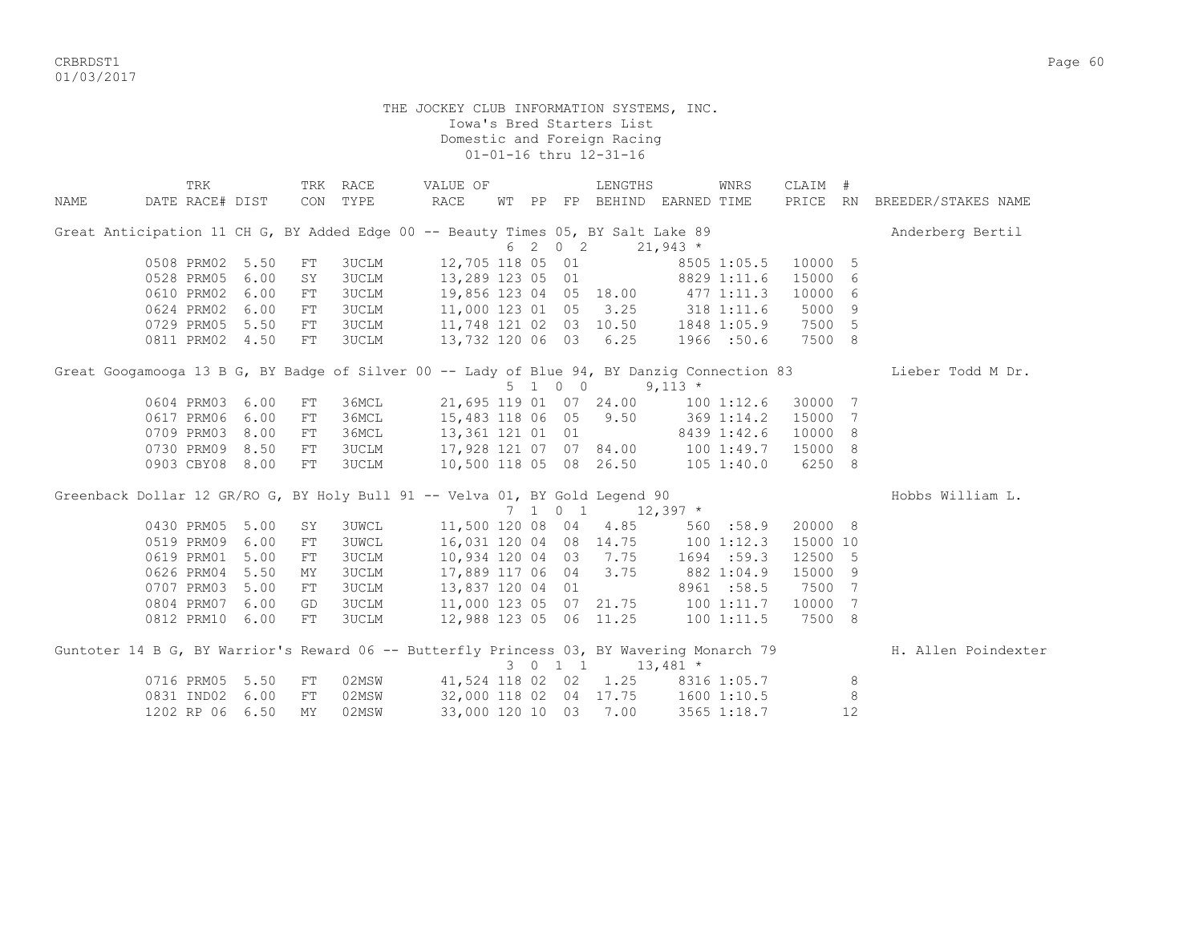THE JOCKEY CLUB INFORMATION SYSTEMS, INC.
Iowa's Bred Starters List
Domestic and Foreign Racing
01-01-16 thru 12-31-16

| NAME | TRK DATE | RACE# | DIST | TRK CON | RACE TYPE | VALUE OF RACE | WT | PP | FP | LENGTHS BEHIND | EARNED | WNRS TIME | CLAIM PRICE | # RN | BREEDER/STAKES NAME |
|---|---|---|---|---|---|---|---|---|---|---|---|---|---|---|---|
| Great Anticipation 11 CH G, BY Added Edge 00 -- Beauty Times 05, BY Salt Lake 89 | | | | | | | 6 | 2 0 2 | | | 21,943 * | | | | Anderberg Bertil |
| | 0508 | PRM02 | 5.50 | FT | 3UCLM | 12,705 | 118 | 05 | 01 | | 8505 | 1:05.5 | 10000 | 5 | |
| | 0528 | PRM05 | 6.00 | SY | 3UCLM | 13,289 | 123 | 05 | 01 | | 8829 | 1:11.6 | 15000 | 6 | |
| | 0610 | PRM02 | 6.00 | FT | 3UCLM | 19,856 | 123 | 04 | 05 | 18.00 | 477 | 1:11.3 | 10000 | 6 | |
| | 0624 | PRM02 | 6.00 | FT | 3UCLM | 11,000 | 123 | 01 | 05 | 3.25 | 318 | 1:11.6 | 5000 | 9 | |
| | 0729 | PRM05 | 5.50 | FT | 3UCLM | 11,748 | 121 | 02 | 03 | 10.50 | 1848 | 1:05.9 | 7500 | 5 | |
| | 0811 | PRM02 | 4.50 | FT | 3UCLM | 13,732 | 120 | 06 | 03 | 6.25 | 1966 | :50.6 | 7500 | 8 | |
| Great Googamooga 13 B G, BY Badge of Silver 00 -- Lady of Blue 94, BY Danzig Connection 83 | | | | | | | 5 | 1 0 0 | | | 9,113 * | | | | Lieber Todd M Dr. |
| | 0604 | PRM03 | 6.00 | FT | 36MCL | 21,695 | 119 | 01 | 07 | 24.00 | 100 | 1:12.6 | 30000 | 7 | |
| | 0617 | PRM06 | 6.00 | FT | 36MCL | 15,483 | 118 | 06 | 05 | 9.50 | 369 | 1:14.2 | 15000 | 7 | |
| | 0709 | PRM03 | 8.00 | FT | 36MCL | 13,361 | 121 | 01 | 01 | | 8439 | 1:42.6 | 10000 | 8 | |
| | 0730 | PRM09 | 8.50 | FT | 3UCLM | 17,928 | 121 | 07 | 07 | 84.00 | 100 | 1:49.7 | 15000 | 8 | |
| | 0903 | CBY08 | 8.00 | FT | 3UCLM | 10,500 | 118 | 05 | 08 | 26.50 | 105 | 1:40.0 | 6250 | 8 | |
| Greenback Dollar 12 GR/RO G, BY Holy Bull 91 -- Velva 01, BY Gold Legend 90 | | | | | | | 7 | 1 0 1 | | | 12,397 * | | | | Hobbs William L. |
| | 0430 | PRM05 | 5.00 | SY | 3UWCL | 11,500 | 120 | 08 | 04 | 4.85 | 560 | :58.9 | 20000 | 8 | |
| | 0519 | PRM09 | 6.00 | FT | 3UWCL | 16,031 | 120 | 04 | 08 | 14.75 | 100 | 1:12.3 | 15000 | 10 | |
| | 0619 | PRM01 | 5.00 | FT | 3UCLM | 10,934 | 120 | 04 | 03 | 7.75 | 1694 | :59.3 | 12500 | 5 | |
| | 0626 | PRM04 | 5.50 | MY | 3UCLM | 17,889 | 117 | 06 | 04 | 3.75 | 882 | 1:04.9 | 15000 | 9 | |
| | 0707 | PRM03 | 5.00 | FT | 3UCLM | 13,837 | 120 | 04 | 01 | | 8961 | :58.5 | 7500 | 7 | |
| | 0804 | PRM07 | 6.00 | GD | 3UCLM | 11,000 | 123 | 05 | 07 | 21.75 | 100 | 1:11.7 | 10000 | 7 | |
| | 0812 | PRM10 | 6.00 | FT | 3UCLM | 12,988 | 123 | 05 | 06 | 11.25 | 100 | 1:11.5 | 7500 | 8 | |
| Guntoter 14 B G, BY Warrior's Reward 06 -- Butterfly Princess 03, BY Wavering Monarch 79 | | | | | | | 3 | 0 1 1 | | | 13,481 * | | | | H. Allen Poindexter |
| | 0716 | PRM05 | 5.50 | FT | 02MSW | 41,524 | 118 | 02 | 02 | 1.25 | 8316 | 1:05.7 | | 8 | |
| | 0831 | IND02 | 6.00 | FT | 02MSW | 32,000 | 118 | 02 | 04 | 17.75 | 1600 | 1:10.5 | | 8 | |
| | 1202 | RP 06 | 6.50 | MY | 02MSW | 33,000 | 120 | 10 | 03 | 7.00 | 3565 | 1:18.7 | | 12 | |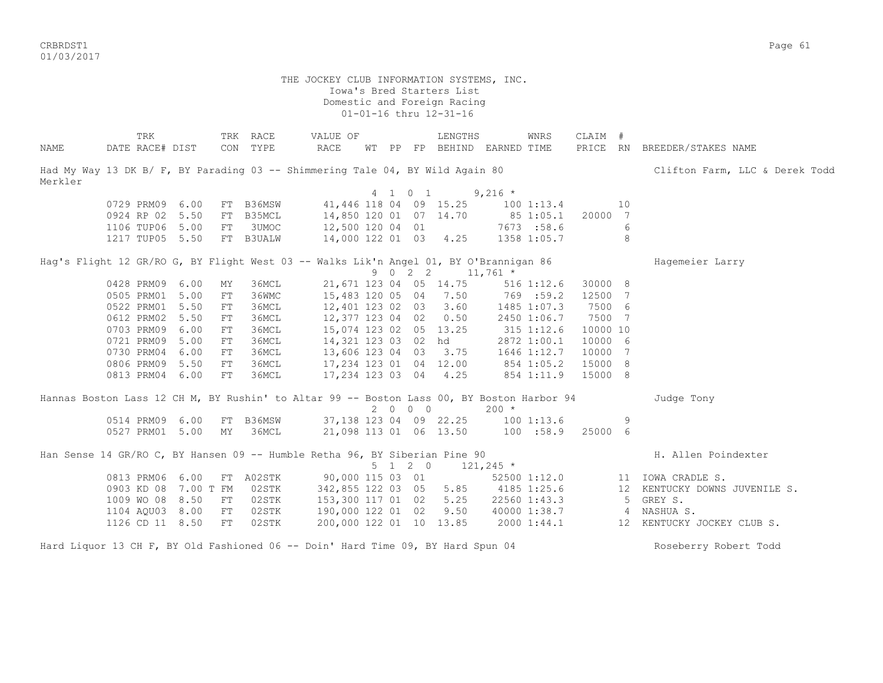THE JOCKEY CLUB INFORMATION SYSTEMS, INC.
Iowa's Bred Starters List
Domestic and Foreign Racing
01-01-16 thru 12-31-16

| NAME | TRK DATE | RACE# | DIST | TRK CON | RACE TYPE | VALUE OF RACE | WT | PP | FP | LENGTHS BEHIND | EARNED | WNRS TIME | CLAIM PRICE | # RN | BREEDER/STAKES NAME |
|---|---|---|---|---|---|---|---|---|---|---|---|---|---|---|---|
| Had My Way 13 DK B/ F, BY Parading 03 -- Shimmering Tale 04, BY Wild Again 80 | | | | | | | 4 | 1 | 0 1 | | 9,216 * | | | | Clifton Farm, LLC & Derek Todd Merkler |
| | 0729 | PRM09 | 6.00 | FT | B36MSW | 41,446 | 118 | 04 | 09 | 15.25 | 100 | 1:13.4 | | 10 | |
| | 0924 | RP 02 | 5.50 | FT | B35MCL | 14,850 | 120 | 01 | 07 | 14.70 | 85 | 1:05.1 | 20000 | 7 | |
| | 1106 | TUP06 | 5.00 | FT | 3UMOC | 12,500 | 120 | 04 | 01 | | 7673 | :58.6 | | 6 | |
| | 1217 | TUP05 | 5.50 | FT | B3UALW | 14,000 | 122 | 01 | 03 | 4.25 | 1358 | 1:05.7 | | 8 | |
| Hag's Flight 12 GR/RO G, BY Flight West 03 -- Walks Lik'n Angel 01, BY O'Brannigan 86 | | | | | | | 9 | 0 | 2 2 | | 11,761 * | | | | Hagemeier Larry |
| | 0428 | PRM09 | 6.00 | MY | 36MCL | 21,671 | 123 | 04 | 05 | 14.75 | 516 | 1:12.6 | 30000 | 8 | |
| | 0505 | PRM01 | 5.00 | FT | 36WMC | 15,483 | 120 | 05 | 04 | 7.50 | 769 | :59.2 | 12500 | 7 | |
| | 0522 | PRM01 | 5.50 | FT | 36MCL | 12,401 | 123 | 02 | 03 | 3.60 | 1485 | 1:07.3 | 7500 | 6 | |
| | 0612 | PRM02 | 5.50 | FT | 36MCL | 12,377 | 123 | 04 | 02 | 0.50 | 2450 | 1:06.7 | 7500 | 7 | |
| | 0703 | PRM09 | 6.00 | FT | 36MCL | 15,074 | 123 | 02 | 05 | 13.25 | 315 | 1:12.6 | 10000 | 10 | |
| | 0721 | PRM09 | 5.00 | FT | 36MCL | 14,321 | 123 | 03 | 02 | hd | 2872 | 1:00.1 | 10000 | 6 | |
| | 0730 | PRM04 | 6.00 | FT | 36MCL | 13,606 | 123 | 04 | 03 | 3.75 | 1646 | 1:12.7 | 10000 | 7 | |
| | 0806 | PRM09 | 5.50 | FT | 36MCL | 17,234 | 123 | 01 | 04 | 12.00 | 854 | 1:05.2 | 15000 | 8 | |
| | 0813 | PRM04 | 6.00 | FT | 36MCL | 17,234 | 123 | 03 | 04 | 4.25 | 854 | 1:11.9 | 15000 | 8 | |
| Hannas Boston Lass 12 CH M, BY Rushin' to Altar 99 -- Boston Lass 00, BY Boston Harbor 94 | | | | | | | 2 | 0 | 0 0 | | 200 * | | | | Judge Tony |
| | 0514 | PRM09 | 6.00 | FT | B36MSW | 37,138 | 123 | 04 | 09 | 22.25 | 100 | 1:13.6 | | 9 | |
| | 0527 | PRM01 | 5.00 | MY | 36MCL | 21,098 | 113 | 01 | 06 | 13.50 | 100 | :58.9 | 25000 | 6 | |
| Han Sense 14 GR/RO C, BY Hansen 09 -- Humble Retha 96, BY Siberian Pine 90 | | | | | | | 5 | 1 | 2 0 | | 121,245 * | | | | H. Allen Poindexter |
| | 0813 | PRM06 | 6.00 | FT | A02STK | 90,000 | 115 | 03 | 01 | | 52500 | 1:12.0 | | 11 | IOWA CRADLE S. |
| | 0903 | KD 08 | 7.00 T | FM | 02STK | 342,855 | 122 | 03 | 05 | 5.85 | 4185 | 1:25.6 | | 12 | KENTUCKY DOWNS JUVENILE S. |
| | 1009 | WO 08 | 8.50 | FT | 02STK | 153,300 | 117 | 01 | 02 | 5.25 | 22560 | 1:43.3 | | 5 | GREY S. |
| | 1104 | AQU03 | 8.00 | FT | 02STK | 190,000 | 122 | 01 | 02 | 9.50 | 40000 | 1:38.7 | | 4 | NASHUA S. |
| | 1126 | CD 11 | 8.50 | FT | 02STK | 200,000 | 122 | 01 | 10 | 13.85 | 2000 | 1:44.1 | | 12 | KENTUCKY JOCKEY CLUB S. |
| Hard Liquor 13 CH F, BY Old Fashioned 06 -- Doin' Hard Time 09, BY Hard Spun 04 | | | | | | | | | | | | | | | Roseberry Robert Todd |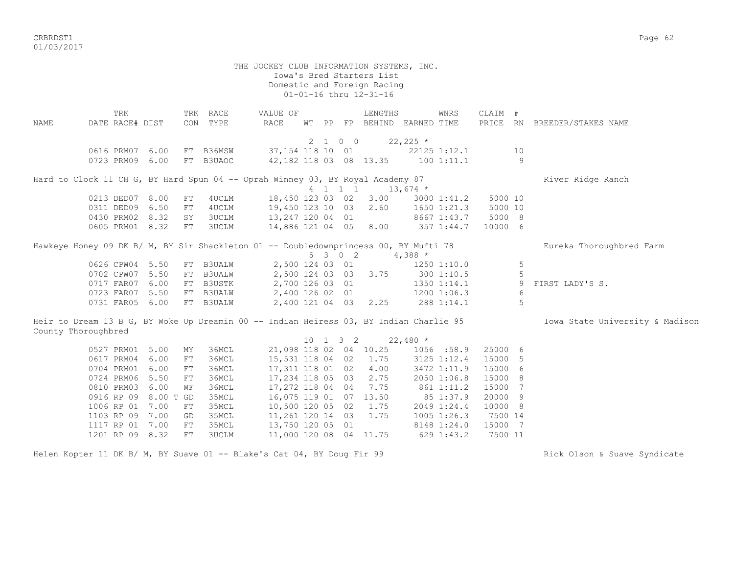THE JOCKEY CLUB INFORMATION SYSTEMS, INC.
Iowa's Bred Starters List
Domestic and Foreign Racing
01-01-16 thru 12-31-16

| NAME | TRK DATE RACE# | DIST | TRK CON | RACE TYPE | VALUE OF RACE | WT | PP | FP | LENGTHS BEHIND | EARNED | WNRS TIME | CLAIM PRICE | # RN | BREEDER/STAKES NAME |
|---|---|---|---|---|---|---|---|---|---|---|---|---|---|---|
| | | | | | | 2 | 1 0 0 | | | 22,225 * | | | | |
| | 0616 PRM07 | 6.00 | FT | B36MSW | 37,154 | 118 | 10 | 01 | | 22125 | 1:12.1 | | 10 | |
| | 0723 PRM09 | 6.00 | FT | B3UAOC | 42,182 | 118 | 03 | 08 | 13.35 | 100 | 1:11.1 | | 9 | |
| Hard to Clock 11 CH G, BY Hard Spun 04 -- Oprah Winney 03, BY Royal Academy 87 | | | | | | | | | | | | | | River Ridge Ranch |
| | | | | | | 4 | 1 1 1 | | | 13,674 * | | | | |
| | 0213 DED07 | 8.00 | FT | 4UCLM | 18,450 | 123 | 03 | 02 | 3.00 | 3000 | 1:41.2 | 5000 | 10 | |
| | 0311 DED09 | 6.50 | FT | 4UCLM | 19,450 | 123 | 10 | 03 | 2.60 | 1650 | 1:21.3 | 5000 | 10 | |
| | 0430 PRM02 | 8.32 | SY | 3UCLM | 13,247 | 120 | 04 | 01 | | 8667 | 1:43.7 | 5000 | 8 | |
| | 0605 PRM01 | 8.32 | FT | 3UCLM | 14,886 | 121 | 04 | 05 | 8.00 | 357 | 1:44.7 | 10000 | 6 | |
| Hawkeye Honey 09 DK B/ M, BY Sir Shackleton 01 -- Doubledownprincess 00, BY Mufti 78 | | | | | | | | | | | | | | Eureka Thoroughbred Farm |
| | | | | | | 5 | 3 0 2 | | | 4,388 * | | | | |
| | 0626 CPW04 | 5.50 | FT | B3UALW | 2,500 | 124 | 03 | 01 | | 1250 | 1:10.0 | | 5 | |
| | 0702 CPW07 | 5.50 | FT | B3UALW | 2,500 | 124 | 03 | 03 | 3.75 | 300 | 1:10.5 | | 5 | |
| | 0717 FAR07 | 6.00 | FT | B3USTK | 2,700 | 126 | 03 | 01 | | 1350 | 1:14.1 | | 9 | FIRST LADY'S S. |
| | 0723 FAR07 | 5.50 | FT | B3UALW | 2,400 | 126 | 02 | 01 | | 1200 | 1:06.3 | | 6 | |
| | 0731 FAR05 | 6.00 | FT | B3UALW | 2,400 | 121 | 04 | 03 | 2.25 | 288 | 1:14.1 | | 5 | |
| Heir to Dream 13 B G, BY Woke Up Dreamin 00 -- Indian Heiress 03, BY Indian Charlie 95 | | | | | | | | | | | | | | Iowa State University & Madison County Thoroughbred |
| | | | | | | 10 | 1 3 2 | | | 22,480 * | | | | |
| | 0527 PRM01 | 5.00 | MY | 36MCL | 21,098 | 118 | 02 | 04 | 10.25 | 1056 | :58.9 | 25000 | 6 | |
| | 0617 PRM04 | 6.00 | FT | 36MCL | 15,531 | 118 | 04 | 02 | 1.75 | 3125 | 1:12.4 | 15000 | 5 | |
| | 0704 PRM01 | 6.00 | FT | 36MCL | 17,311 | 118 | 01 | 02 | 4.00 | 3472 | 1:11.9 | 15000 | 6 | |
| | 0724 PRM06 | 5.50 | FT | 36MCL | 17,234 | 118 | 05 | 03 | 2.75 | 2050 | 1:06.8 | 15000 | 8 | |
| | 0810 PRM03 | 6.00 | WF | 36MCL | 17,272 | 118 | 04 | 04 | 7.75 | 861 | 1:11.2 | 15000 | 7 | |
| | 0916 RP 09 | 8.00 T | GD | 35MCL | 16,075 | 119 | 01 | 07 | 13.50 | 85 | 1:37.9 | 20000 | 9 | |
| | 1006 RP 01 | 7.00 | FT | 35MCL | 10,500 | 120 | 05 | 02 | 1.75 | 2049 | 1:24.4 | 10000 | 8 | |
| | 1103 RP 09 | 7.00 | GD | 35MCL | 11,261 | 120 | 14 | 03 | 1.75 | 1005 | 1:26.3 | 7500 | 14 | |
| | 1117 RP 01 | 7.00 | FT | 35MCL | 13,750 | 120 | 05 | 01 | | 8148 | 1:24.0 | 15000 | 7 | |
| | 1201 RP 09 | 8.32 | FT | 3UCLM | 11,000 | 120 | 08 | 04 | 11.75 | 629 | 1:43.2 | 7500 | 11 | |
| Helen Kopter 11 DK B/ M, BY Suave 01 -- Blake's Cat 04, BY Doug Fir 99 | | | | | | | | | | | | | | Rick Olson & Suave Syndicate |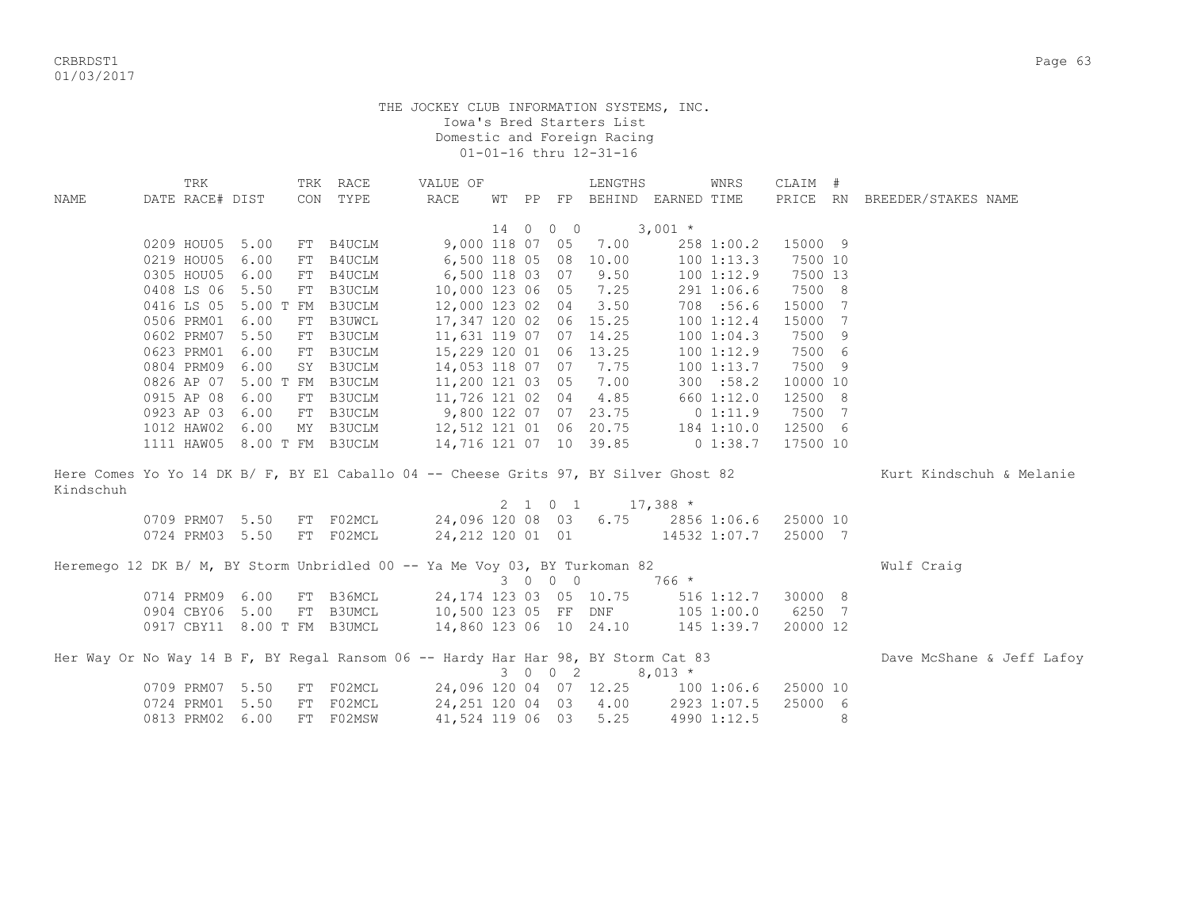THE JOCKEY CLUB INFORMATION SYSTEMS, INC.
Iowa's Bred Starters List
Domestic and Foreign Racing
01-01-16 thru 12-31-16

| NAME | TRK DATE | RACE# | DIST | TRK CON | RACE TYPE | VALUE OF RACE | WT | PP | FP | LENGTHS BEHIND | EARNED | WNRS TIME | CLAIM PRICE | # RN | BREEDER/STAKES NAME |
|---|---|---|---|---|---|---|---|---|---|---|---|---|---|---|---|
| | | | | | | | 14 | 0 | 0 0 | | 3,001 * | | | | |
| | 0209 | HOU05 | 5.00 | FT | B4UCLM | 9,000 | 118 | 07 | 05 | 7.00 | 258 | 1:00.2 | 15000 | 9 | |
| | 0219 | HOU05 | 6.00 | FT | B4UCLM | 6,500 | 118 | 05 | 08 | 10.00 | 100 | 1:13.3 | 7500 | 10 | |
| | 0305 | HOU05 | 6.00 | FT | B4UCLM | 6,500 | 118 | 03 | 07 | 9.50 | 100 | 1:12.9 | 7500 | 13 | |
| | 0408 | LS 06 | 5.50 | FT | B3UCLM | 10,000 | 123 | 06 | 05 | 7.25 | 291 | 1:06.6 | 7500 | 8 | |
| | 0416 | LS 05 | 5.00 T | FM | B3UCLM | 12,000 | 123 | 02 | 04 | 3.50 | 708 | :56.6 | 15000 | 7 | |
| | 0506 | PRM01 | 6.00 | FT | B3UWCL | 17,347 | 120 | 02 | 06 | 15.25 | 100 | 1:12.4 | 15000 | 7 | |
| | 0602 | PRM07 | 5.50 | FT | B3UCLM | 11,631 | 119 | 07 | 07 | 14.25 | 100 | 1:04.3 | 7500 | 9 | |
| | 0623 | PRM01 | 6.00 | FT | B3UCLM | 15,229 | 120 | 01 | 06 | 13.25 | 100 | 1:12.9 | 7500 | 6 | |
| | 0804 | PRM09 | 6.00 | SY | B3UCLM | 14,053 | 118 | 07 | 07 | 7.75 | 100 | 1:13.7 | 7500 | 9 | |
| | 0826 | AP 07 | 5.00 T | FM | B3UCLM | 11,200 | 121 | 03 | 05 | 7.00 | 300 | :58.2 | 10000 | 10 | |
| | 0915 | AP 08 | 6.00 | FT | B3UCLM | 11,726 | 121 | 02 | 04 | 4.85 | 660 | 1:12.0 | 12500 | 8 | |
| | 0923 | AP 03 | 6.00 | FT | B3UCLM | 9,800 | 122 | 07 | 07 | 23.75 | 0 | 1:11.9 | 7500 | 7 | |
| | 1012 | HAW02 | 6.00 | MY | B3UCLM | 12,512 | 121 | 01 | 06 | 20.75 | 184 | 1:10.0 | 12500 | 6 | |
| | 1111 | HAW05 | 8.00 T | FM | B3UCLM | 14,716 | 121 | 07 | 10 | 39.85 | 0 | 1:38.7 | 17500 | 10 | |
| Here Comes Yo Yo 14 DK B/ F, BY El Caballo 04 -- Cheese Grits 97, BY Silver Ghost 82 | | | | | | | | | | | | | | | Kurt Kindschuh & Melanie Kindschuh |
| | | | | | | | 2 | 1 | 0 1 | | 17,388 * | | | | |
| | 0709 | PRM07 | 5.50 | FT | F02MCL | 24,096 | 120 | 08 | 03 | 6.75 | 2856 | 1:06.6 | 25000 | 10 | |
| | 0724 | PRM03 | 5.50 | FT | F02MCL | 24,212 | 120 | 01 | 01 | | 14532 | 1:07.7 | 25000 | 7 | |
| Heremego 12 DK B/ M, BY Storm Unbridled 00 -- Ya Me Voy 03, BY Turkoman 82 | | | | | | | | | | | | | | | Wulf Craig |
| | | | | | | | 3 | 0 | 0 0 | | 766 * | | | | |
| | 0714 | PRM09 | 6.00 | FT | B36MCL | 24,174 | 123 | 03 | 05 | 10.75 | 516 | 1:12.7 | 30000 | 8 | |
| | 0904 | CBY06 | 5.00 | FT | B3UMCL | 10,500 | 123 | 05 | FF | DNF | 105 | 1:00.0 | 6250 | 7 | |
| | 0917 | CBY11 | 8.00 T | FM | B3UMCL | 14,860 | 123 | 06 | 10 | 24.10 | 145 | 1:39.7 | 20000 | 12 | |
| Her Way Or No Way 14 B F, BY Regal Ransom 06 -- Hardy Har Har 98, BY Storm Cat 83 | | | | | | | | | | | | | | | Dave McShane & Jeff Lafoy |
| | | | | | | | 3 | 0 | 0 2 | | 8,013 * | | | | |
| | 0709 | PRM07 | 5.50 | FT | F02MCL | 24,096 | 120 | 04 | 07 | 12.25 | 100 | 1:06.6 | 25000 | 10 | |
| | 0724 | PRM01 | 5.50 | FT | F02MCL | 24,251 | 120 | 04 | 03 | 4.00 | 2923 | 1:07.5 | 25000 | 6 | |
| | 0813 | PRM02 | 6.00 | FT | F02MSW | 41,524 | 119 | 06 | 03 | 5.25 | 4990 | 1:12.5 | | 8 | |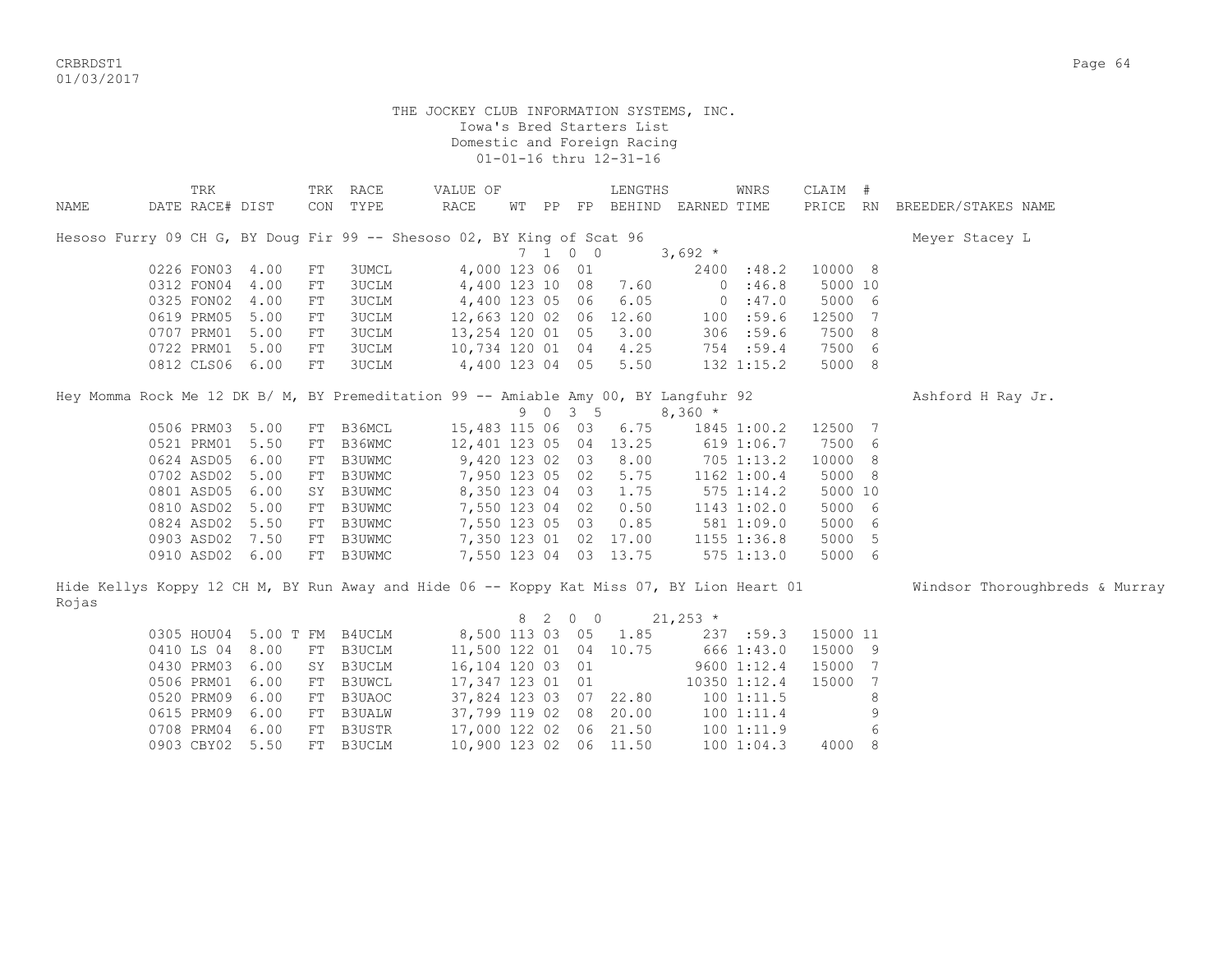THE JOCKEY CLUB INFORMATION SYSTEMS, INC.
Iowa's Bred Starters List
Domestic and Foreign Racing
01-01-16 thru 12-31-16

| NAME | TRK DATE | RACE# | DIST | TRK CON | RACE TYPE | VALUE OF RACE | WT | PP | FP | LENGTHS BEHIND | EARNED | WNRS TIME | CLAIM PRICE | # RN | BREEDER/STAKES NAME |
|---|---|---|---|---|---|---|---|---|---|---|---|---|---|---|---|
| Hesoso Furry 09 CH G, BY Doug Fir 99 -- Shesoso 02, BY King of Scat 96 | | | | | | | 7 | 1 0 0 | | | 3,692 * | | | | Meyer Stacey L |
| | 0226 | FON03 | 4.00 | FT | 3UMCL | 4,000 | 123 | 06 | 01 | | 2400 | :48.2 | 10000 | 8 | |
| | 0312 | FON04 | 4.00 | FT | 3UCLM | 4,400 | 123 | 10 | 08 | 7.60 | 0 | :46.8 | 5000 | 10 | |
| | 0325 | FON02 | 4.00 | FT | 3UCLM | 4,400 | 123 | 05 | 06 | 6.05 | 0 | :47.0 | 5000 | 6 | |
| | 0619 | PRM05 | 5.00 | FT | 3UCLM | 12,663 | 120 | 02 | 06 | 12.60 | 100 | :59.6 | 12500 | 7 | |
| | 0707 | PRM01 | 5.00 | FT | 3UCLM | 13,254 | 120 | 01 | 05 | 3.00 | 306 | :59.6 | 7500 | 8 | |
| | 0722 | PRM01 | 5.00 | FT | 3UCLM | 10,734 | 120 | 01 | 04 | 4.25 | 754 | :59.4 | 7500 | 6 | |
| | 0812 | CLS06 | 6.00 | FT | 3UCLM | 4,400 | 123 | 04 | 05 | 5.50 | 132 | 1:15.2 | 5000 | 8 | |
| Hey Momma Rock Me 12 DK B/ M, BY Premeditation 99 -- Amiable Amy 00, BY Langfuhr 92 | | | | | | | 9 | 0 3 5 | | | 8,360 * | | | | Ashford H Ray Jr. |
| | 0506 | PRM03 | 5.00 | FT | B36MCL | 15,483 | 115 | 06 | 03 | 6.75 | 1845 | 1:00.2 | 12500 | 7 | |
| | 0521 | PRM01 | 5.50 | FT | B36WMC | 12,401 | 123 | 05 | 04 | 13.25 | 619 | 1:06.7 | 7500 | 6 | |
| | 0624 | ASD05 | 6.00 | FT | B3UWMC | 9,420 | 123 | 02 | 03 | 8.00 | 705 | 1:13.2 | 10000 | 8 | |
| | 0702 | ASD02 | 5.00 | FT | B3UWMC | 7,950 | 123 | 05 | 02 | 5.75 | 1162 | 1:00.4 | 5000 | 8 | |
| | 0801 | ASD05 | 6.00 | SY | B3UWMC | 8,350 | 123 | 04 | 03 | 1.75 | 575 | 1:14.2 | 5000 | 10 | |
| | 0810 | ASD02 | 5.00 | FT | B3UWMC | 7,550 | 123 | 04 | 02 | 0.50 | 1143 | 1:02.0 | 5000 | 6 | |
| | 0824 | ASD02 | 5.50 | FT | B3UWMC | 7,550 | 123 | 05 | 03 | 0.85 | 581 | 1:09.0 | 5000 | 6 | |
| | 0903 | ASD02 | 7.50 | FT | B3UWMC | 7,350 | 123 | 01 | 02 | 17.00 | 1155 | 1:36.8 | 5000 | 5 | |
| | 0910 | ASD02 | 6.00 | FT | B3UWMC | 7,550 | 123 | 04 | 03 | 13.75 | 575 | 1:13.0 | 5000 | 6 | |
| Hide Kellys Koppy 12 CH M, BY Run Away and Hide 06 -- Koppy Kat Miss 07, BY Lion Heart 01 | | | | | | | 8 | 2 0 0 | | | 21,253 * | | | | Windsor Thoroughbreds & Murray Rojas |
| | 0305 | HOU04 | 5.00 T | FM | B4UCLM | 8,500 | 113 | 03 | 05 | 1.85 | 237 | :59.3 | 15000 | 11 | |
| | 0410 | LS 04 | 8.00 | FT | B3UCLM | 11,500 | 122 | 01 | 04 | 10.75 | 666 | 1:43.0 | 15000 | 9 | |
| | 0430 | PRM03 | 6.00 | SY | B3UCLM | 16,104 | 120 | 03 | 01 | | 9600 | 1:12.4 | 15000 | 7 | |
| | 0506 | PRM01 | 6.00 | FT | B3UWCL | 17,347 | 123 | 01 | 01 | | 10350 | 1:12.4 | 15000 | 7 | |
| | 0520 | PRM09 | 6.00 | FT | B3UAOC | 37,824 | 123 | 03 | 07 | 22.80 | 100 | 1:11.5 | | 8 | |
| | 0615 | PRM09 | 6.00 | FT | B3UALW | 37,799 | 119 | 02 | 08 | 20.00 | 100 | 1:11.4 | | 9 | |
| | 0708 | PRM04 | 6.00 | FT | B3USTR | 17,000 | 122 | 02 | 06 | 21.50 | 100 | 1:11.9 | | 6 | |
| | 0903 | CBY02 | 5.50 | FT | B3UCLM | 10,900 | 123 | 02 | 06 | 11.50 | 100 | 1:04.3 | 4000 | 8 | |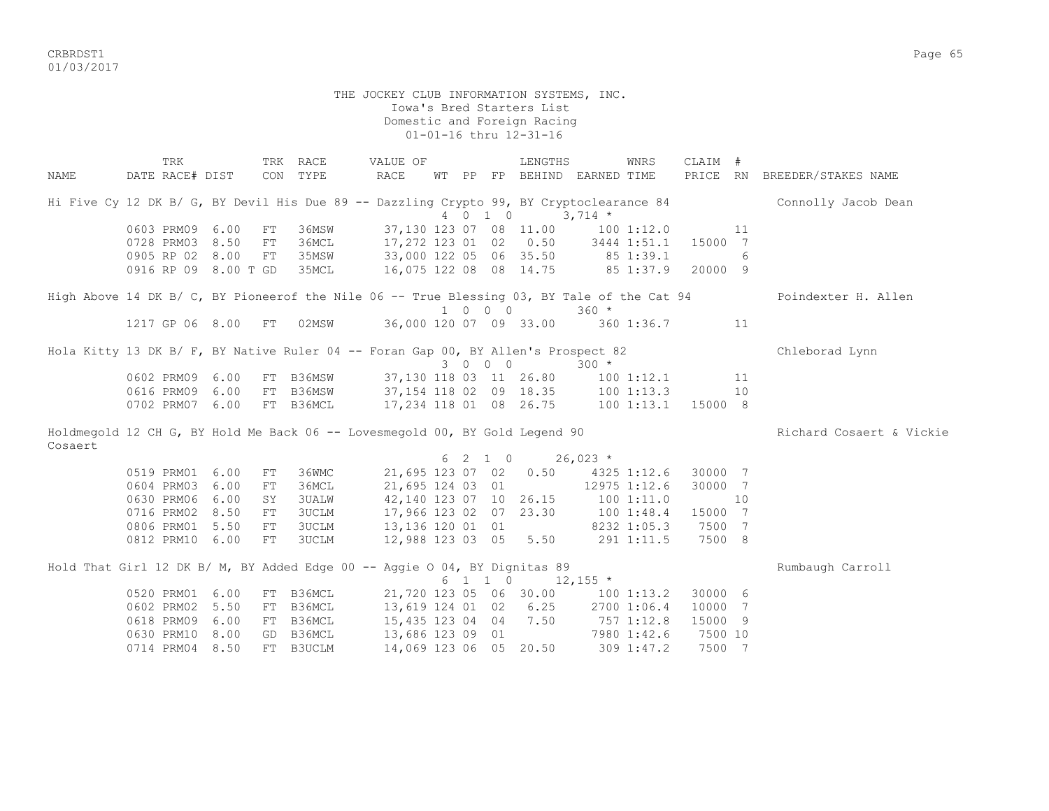THE JOCKEY CLUB INFORMATION SYSTEMS, INC.
Iowa's Bred Starters List
Domestic and Foreign Racing
01-01-16 thru 12-31-16

| NAME | TRK DATE | RACE# | DIST | TRK CON | RACE TYPE | VALUE OF RACE | WT | PP | FP | LENGTHS BEHIND | EARNED | WNRS TIME | CLAIM PRICE | # RN | BREEDER/STAKES NAME |
|---|---|---|---|---|---|---|---|---|---|---|---|---|---|---|---|
| Hi Five Cy 12 DK B/ G, BY Devil His Due 89 -- Dazzling Crypto 99, BY Cryptoclearance 84 | | | | | | | 4 | 0 | 1 0 | | 3,714 * | | | | Connolly Jacob Dean |
| | 0603 | PRM09 | 6.00 | FT | 36MSW | 37,130 | 123 | 07 | 08 | 11.00 | 100 | 1:12.0 | | 11 | |
| | 0728 | PRM03 | 8.50 | FT | 36MCL | 17,272 | 123 | 01 | 02 | 0.50 | 3444 | 1:51.1 | 15000 | 7 | |
| | 0905 | RP 02 | 8.00 | FT | 35MSW | 33,000 | 122 | 05 | 06 | 35.50 | 85 | 1:39.1 | | 6 | |
| | 0916 | RP 09 | 8.00 T | GD | 35MCL | 16,075 | 122 | 08 | 08 | 14.75 | 85 | 1:37.9 | 20000 | 9 | |
| High Above 14 DK B/ C, BY Pioneerof the Nile 06 -- True Blessing 03, BY Tale of the Cat 94 | | | | | | | 1 | 0 | 0 0 | | 360 * | | | | Poindexter H. Allen |
| | 1217 | GP 06 | 8.00 | FT | 02MSW | 36,000 | 120 | 07 | 09 | 33.00 | 360 | 1:36.7 | | 11 | |
| Hola Kitty 13 DK B/ F, BY Native Ruler 04 -- Foran Gap 00, BY Allen's Prospect 82 | | | | | | | 3 | 0 | 0 0 | | 300 * | | | | Chleborad Lynn |
| | 0602 | PRM09 | 6.00 | FT | B36MSW | 37,130 | 118 | 03 | 11 | 26.80 | 100 | 1:12.1 | | 11 | |
| | 0616 | PRM09 | 6.00 | FT | B36MSW | 37,154 | 118 | 02 | 09 | 18.35 | 100 | 1:13.3 | | 10 | |
| | 0702 | PRM07 | 6.00 | FT | B36MCL | 17,234 | 118 | 01 | 08 | 26.75 | 100 | 1:13.1 | 15000 | 8 | |
| Holdmegold 12 CH G, BY Hold Me Back 06 -- Lovesmegold 00, BY Gold Legend 90 | | | | | | | 6 | 2 | 1 0 | | 26,023 * | | | | Richard Cosaert & Vickie Cosaert |
| | 0519 | PRM01 | 6.00 | FT | 36WMC | 21,695 | 123 | 07 | 02 | 0.50 | 4325 | 1:12.6 | 30000 | 7 | |
| | 0604 | PRM03 | 6.00 | FT | 36MCL | 21,695 | 124 | 03 | 01 | | 12975 | 1:12.6 | 30000 | 7 | |
| | 0630 | PRM06 | 6.00 | SY | 3UALW | 42,140 | 123 | 07 | 10 | 26.15 | 100 | 1:11.0 | | 10 | |
| | 0716 | PRM02 | 8.50 | FT | 3UCLM | 17,966 | 123 | 02 | 07 | 23.30 | 100 | 1:48.4 | 15000 | 7 | |
| | 0806 | PRM01 | 5.50 | FT | 3UCLM | 13,136 | 120 | 01 | 01 | | 8232 | 1:05.3 | 7500 | 7 | |
| | 0812 | PRM10 | 6.00 | FT | 3UCLM | 12,988 | 123 | 03 | 05 | 5.50 | 291 | 1:11.5 | 7500 | 8 | |
| Hold That Girl 12 DK B/ M, BY Added Edge 00 -- Aggie O 04, BY Dignitas 89 | | | | | | | 6 | 1 | 1 0 | | 12,155 * | | | | Rumbaugh Carroll |
| | 0520 | PRM01 | 6.00 | FT | B36MCL | 21,720 | 123 | 05 | 06 | 30.00 | 100 | 1:13.2 | 30000 | 6 | |
| | 0602 | PRM02 | 5.50 | FT | B36MCL | 13,619 | 124 | 01 | 02 | 6.25 | 2700 | 1:06.4 | 10000 | 7 | |
| | 0618 | PRM09 | 6.00 | FT | B36MCL | 15,435 | 123 | 04 | 04 | 7.50 | 757 | 1:12.8 | 15000 | 9 | |
| | 0630 | PRM10 | 8.00 | GD | B36MCL | 13,686 | 123 | 09 | 01 | | 7980 | 1:42.6 | 7500 | 10 | |
| | 0714 | PRM04 | 8.50 | FT | B3UCLM | 14,069 | 123 | 06 | 05 | 20.50 | 309 | 1:47.2 | 7500 | 7 | |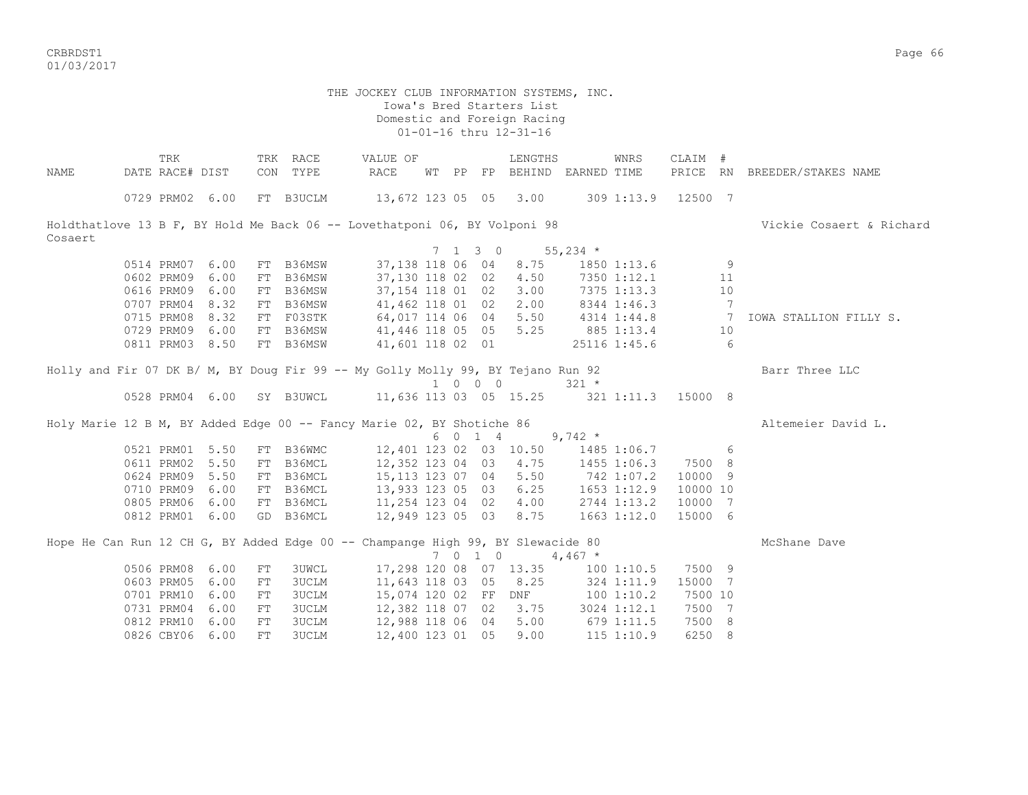THE JOCKEY CLUB INFORMATION SYSTEMS, INC.
Iowa's Bred Starters List
Domestic and Foreign Racing
01-01-16 thru 12-31-16

| NAME | TRK DATE | RACE# | DIST | TRK CON | RACE TYPE | VALUE OF RACE | WT | PP | FP | LENGTHS BEHIND | EARNED | WNRS TIME | CLAIM PRICE | # RN | BREEDER/STAKES NAME |
|---|---|---|---|---|---|---|---|---|---|---|---|---|---|---|---|
| | 0729 | PRM02 | 6.00 | FT | B3UCLM | 13,672 | 123 | 05 | 05 | 3.00 | 309 | 1:13.9 | 12500 | 7 | |
| Holdthatlove 13 B F, BY Hold Me Back 06 -- Lovethatponi 06, BY Volponi 98 | | | | | | | | | | | | | | | Vickie Cosaert & Richard Cosaert |
| | | | | | | | 7 1 3 0 | | | | 55,234 * | | | | |
| | 0514 | PRM07 | 6.00 | FT | B36MSW | 37,138 | 118 | 06 | 04 | 8.75 | 1850 | 1:13.6 | | 9 | |
| | 0602 | PRM09 | 6.00 | FT | B36MSW | 37,130 | 118 | 02 | 02 | 4.50 | 7350 | 1:12.1 | | 11 | |
| | 0616 | PRM09 | 6.00 | FT | B36MSW | 37,154 | 118 | 01 | 02 | 3.00 | 7375 | 1:13.3 | | 10 | |
| | 0707 | PRM04 | 8.32 | FT | B36MSW | 41,462 | 118 | 01 | 02 | 2.00 | 8344 | 1:46.3 | | 7 | |
| | 0715 | PRM08 | 8.32 | FT | F03STK | 64,017 | 114 | 06 | 04 | 5.50 | 4314 | 1:44.8 | | 7 | IOWA STALLION FILLY S. |
| | 0729 | PRM09 | 6.00 | FT | B36MSW | 41,446 | 118 | 05 | 05 | 5.25 | 885 | 1:13.4 | | 10 | |
| | 0811 | PRM03 | 8.50 | FT | B36MSW | 41,601 | 118 | 02 | 01 | | 25116 | 1:45.6 | | 6 | |
| Holly and Fir 07 DK B/ M, BY Doug Fir 99 -- My Golly Molly 99, BY Tejano Run 92 | | | | | | | | | | | | | | | Barr Three LLC |
| | | | | | | | 1 0 0 0 | | | | 321 * | | | | |
| | 0528 | PRM04 | 6.00 | SY | B3UWCL | 11,636 | 113 | 03 | 05 | 15.25 | 321 | 1:11.3 | 15000 | 8 | |
| Holy Marie 12 B M, BY Added Edge 00 -- Fancy Marie 02, BY Shotiche 86 | | | | | | | | | | | | | | | Altemeier David L. |
| | | | | | | | 6 0 1 4 | | | | 9,742 * | | | | |
| | 0521 | PRM01 | 5.50 | FT | B36WMC | 12,401 | 123 | 02 | 03 | 10.50 | 1485 | 1:06.7 | | 6 | |
| | 0611 | PRM02 | 5.50 | FT | B36MCL | 12,352 | 123 | 04 | 03 | 4.75 | 1455 | 1:06.3 | 7500 | 8 | |
| | 0624 | PRM09 | 5.50 | FT | B36MCL | 15,113 | 123 | 07 | 04 | 5.50 | 742 | 1:07.2 | 10000 | 9 | |
| | 0710 | PRM09 | 6.00 | FT | B36MCL | 13,933 | 123 | 05 | 03 | 6.25 | 1653 | 1:12.9 | 10000 | 10 | |
| | 0805 | PRM06 | 6.00 | FT | B36MCL | 11,254 | 123 | 04 | 02 | 4.00 | 2744 | 1:13.2 | 10000 | 7 | |
| | 0812 | PRM01 | 6.00 | GD | B36MCL | 12,949 | 123 | 05 | 03 | 8.75 | 1663 | 1:12.0 | 15000 | 6 | |
| Hope He Can Run 12 CH G, BY Added Edge 00 -- Champange High 99, BY Slewacide 80 | | | | | | | | | | | | | | | McShane Dave |
| | | | | | | | 7 0 1 0 | | | | 4,467 * | | | | |
| | 0506 | PRM08 | 6.00 | FT | 3UWCL | 17,298 | 120 | 08 | 07 | 13.35 | 100 | 1:10.5 | 7500 | 9 | |
| | 0603 | PRM05 | 6.00 | FT | 3UCLM | 11,643 | 118 | 03 | 05 | 8.25 | 324 | 1:11.9 | 15000 | 7 | |
| | 0701 | PRM10 | 6.00 | FT | 3UCLM | 15,074 | 120 | 02 | FF | DNF | 100 | 1:10.2 | 7500 | 10 | |
| | 0731 | PRM04 | 6.00 | FT | 3UCLM | 12,382 | 118 | 07 | 02 | 3.75 | 3024 | 1:12.1 | 7500 | 7 | |
| | 0812 | PRM10 | 6.00 | FT | 3UCLM | 12,988 | 118 | 06 | 04 | 5.00 | 679 | 1:11.5 | 7500 | 8 | |
| | 0826 | CBY06 | 6.00 | FT | 3UCLM | 12,400 | 123 | 01 | 05 | 9.00 | 115 | 1:10.9 | 6250 | 8 | |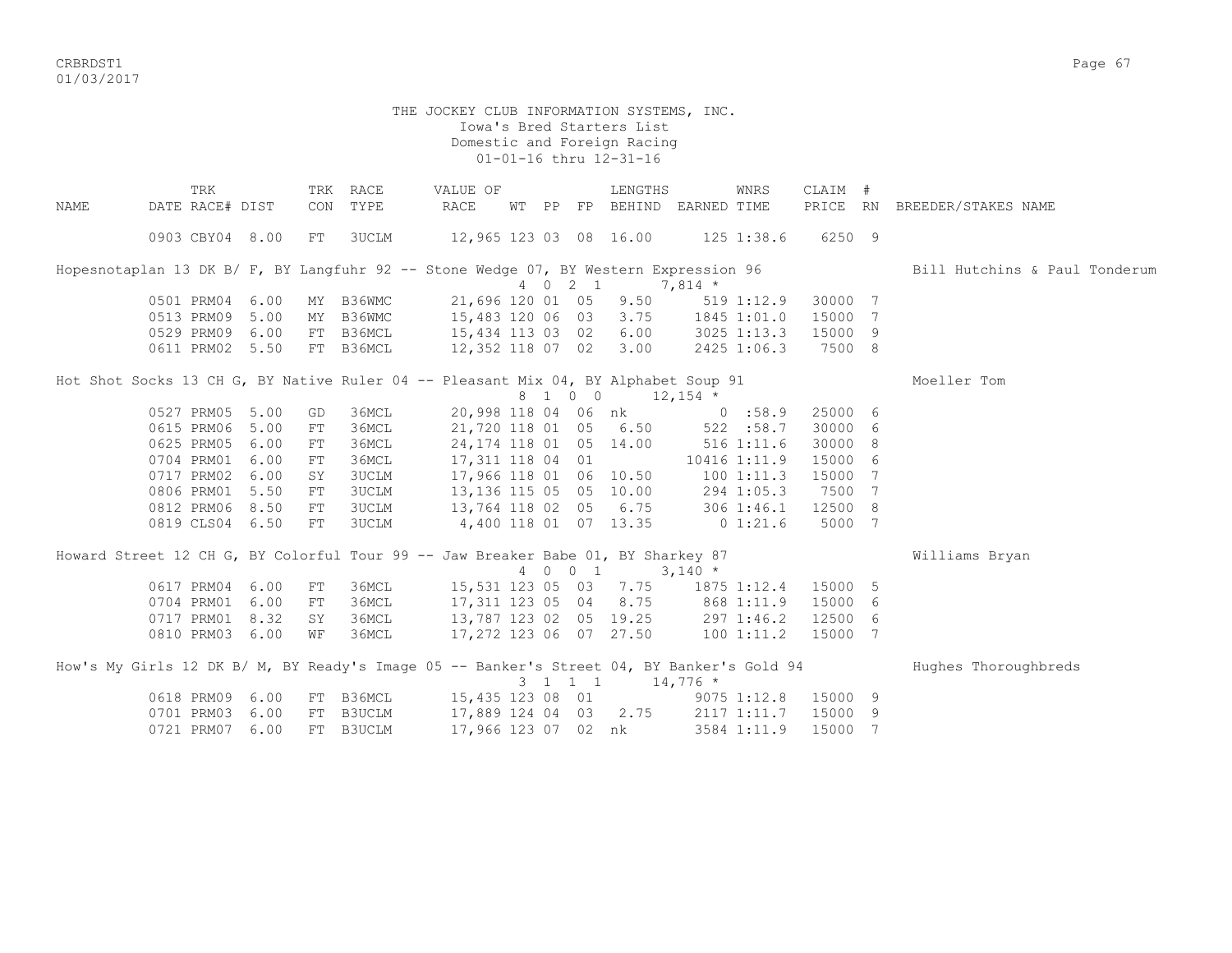THE JOCKEY CLUB INFORMATION SYSTEMS, INC.
Iowa's Bred Starters List
Domestic and Foreign Racing
01-01-16 thru 12-31-16

| NAME | TRK DATE | RACE# | DIST | TRK CON | RACE TYPE | VALUE OF RACE | WT | PP | FP | LENGTHS BEHIND | EARNED | WNRS TIME | CLAIM PRICE | # RN | BREEDER/STAKES NAME |
|---|---|---|---|---|---|---|---|---|---|---|---|---|---|---|---|
| | 0903 | CBY04 | 8.00 | FT | 3UCLM | 12,965 | 123 | 03 | 08 | 16.00 | 125 | 1:38.6 | 6250 | 9 | |
| Hopesnotaplan 13 DK B/ F, BY Langfuhr 92 -- Stone Wedge 07, BY Western Expression 96 | | | | | | 4 0 2 1 | | | | | 7,814 * | | | | Bill Hutchins & Paul Tonderum |
| | 0501 | PRM04 | 6.00 | MY | B36WMC | 21,696 | 120 | 01 | 05 | 9.50 | 519 | 1:12.9 | 30000 | 7 | |
| | 0513 | PRM09 | 5.00 | MY | B36WMC | 15,483 | 120 | 06 | 03 | 3.75 | 1845 | 1:01.0 | 15000 | 7 | |
| | 0529 | PRM09 | 6.00 | FT | B36MCL | 15,434 | 113 | 03 | 02 | 6.00 | 3025 | 1:13.3 | 15000 | 9 | |
| | 0611 | PRM02 | 5.50 | FT | B36MCL | 12,352 | 118 | 07 | 02 | 3.00 | 2425 | 1:06.3 | 7500 | 8 | |
| Hot Shot Socks 13 CH G, BY Native Ruler 04 -- Pleasant Mix 04, BY Alphabet Soup 91 | | | | | | 8 1 0 0 | | | | | 12,154 * | | | | Moeller Tom |
| | 0527 | PRM05 | 5.00 | GD | 36MCL | 20,998 | 118 | 04 | 06 | nk | 0 | :58.9 | 25000 | 6 | |
| | 0615 | PRM06 | 5.00 | FT | 36MCL | 21,720 | 118 | 01 | 05 | 6.50 | 522 | :58.7 | 30000 | 6 | |
| | 0625 | PRM05 | 6.00 | FT | 36MCL | 24,174 | 118 | 01 | 05 | 14.00 | 516 | 1:11.6 | 30000 | 8 | |
| | 0704 | PRM01 | 6.00 | FT | 36MCL | 17,311 | 118 | 04 | 01 | | 10416 | 1:11.9 | 15000 | 6 | |
| | 0717 | PRM02 | 6.00 | SY | 3UCLM | 17,966 | 118 | 01 | 06 | 10.50 | 100 | 1:11.3 | 15000 | 7 | |
| | 0806 | PRM01 | 5.50 | FT | 3UCLM | 13,136 | 115 | 05 | 05 | 10.00 | 294 | 1:05.3 | 7500 | 7 | |
| | 0812 | PRM06 | 8.50 | FT | 3UCLM | 13,764 | 118 | 02 | 05 | 6.75 | 306 | 1:46.1 | 12500 | 8 | |
| | 0819 | CLS04 | 6.50 | FT | 3UCLM | 4,400 | 118 | 01 | 07 | 13.35 | 0 | 1:21.6 | 5000 | 7 | |
| Howard Street 12 CH G, BY Colorful Tour 99 -- Jaw Breaker Babe 01, BY Sharkey 87 | | | | | | 4 0 0 1 | | | | | 3,140 * | | | | Williams Bryan |
| | 0617 | PRM04 | 6.00 | FT | 36MCL | 15,531 | 123 | 05 | 03 | 7.75 | 1875 | 1:12.4 | 15000 | 5 | |
| | 0704 | PRM01 | 6.00 | FT | 36MCL | 17,311 | 123 | 05 | 04 | 8.75 | 868 | 1:11.9 | 15000 | 6 | |
| | 0717 | PRM01 | 8.32 | SY | 36MCL | 13,787 | 123 | 02 | 05 | 19.25 | 297 | 1:46.2 | 12500 | 6 | |
| | 0810 | PRM03 | 6.00 | WF | 36MCL | 17,272 | 123 | 06 | 07 | 27.50 | 100 | 1:11.2 | 15000 | 7 | |
| How's My Girls 12 DK B/ M, BY Ready's Image 05 -- Banker's Street 04, BY Banker's Gold 94 | | | | | | 3 1 1 1 | | | | | 14,776 * | | | | Hughes Thoroughbreds |
| | 0618 | PRM09 | 6.00 | FT | B36MCL | 15,435 | 123 | 08 | 01 | | 9075 | 1:12.8 | 15000 | 9 | |
| | 0701 | PRM03 | 6.00 | FT | B3UCLM | 17,889 | 124 | 04 | 03 | 2.75 | 2117 | 1:11.7 | 15000 | 9 | |
| | 0721 | PRM07 | 6.00 | FT | B3UCLM | 17,966 | 123 | 07 | 02 | nk | 3584 | 1:11.9 | 15000 | 7 | |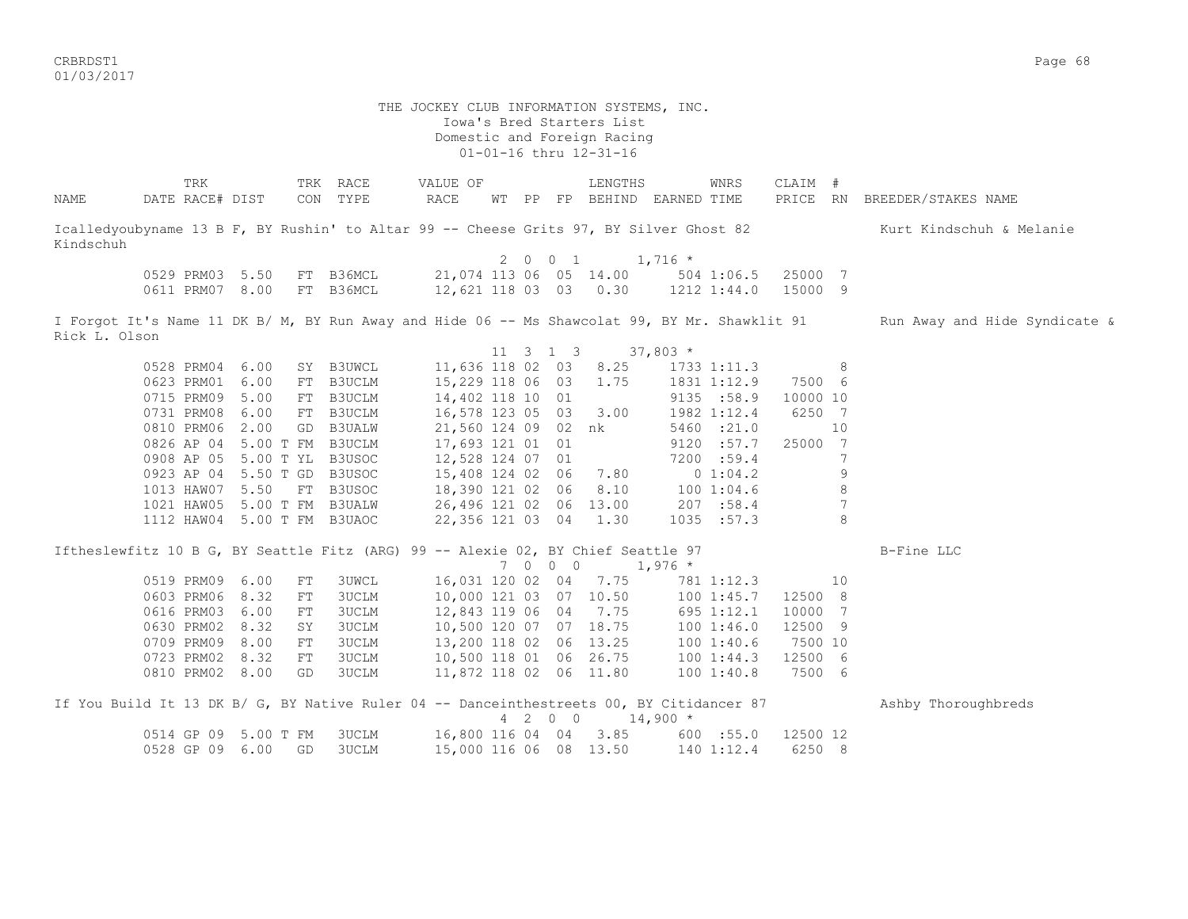THE JOCKEY CLUB INFORMATION SYSTEMS, INC.
Iowa's Bred Starters List
Domestic and Foreign Racing
01-01-16 thru 12-31-16

| NAME | TRK DATE | RACE# | DIST | TRK CON | RACE TYPE | VALUE OF RACE | WT | PP | FP | LENGTHS BEHIND | EARNED | WNRS TIME | CLAIM PRICE | # RN | BREEDER/STAKES NAME |
|---|---|---|---|---|---|---|---|---|---|---|---|---|---|---|---|
| Icalledyoubyname 13 B F, BY Rushin' to Altar 99 -- Cheese Grits 97, BY Silver Ghost 82 | | | | | | | | | | | | | | | Kurt Kindschuh & Melanie Kindschuh |
| | | | | | | | 2 | 0 0 | 1 | | 1,716 * | | | | |
| | 0529 | PRM03 | 5.50 | FT | B36MCL | 21,074 | 113 | 06 | 05 | 14.00 | 504 | 1:06.5 | 25000 | 7 | |
| | 0611 | PRM07 | 8.00 | FT | B36MCL | 12,621 | 118 | 03 | 03 | 0.30 | 1212 | 1:44.0 | 15000 | 9 | |
| I Forgot It's Name 11 DK B/ M, BY Run Away and Hide 06 -- Ms Shawcolat 99, BY Mr. Shawklit 91 | | | | | | | | | | | | | | | Run Away and Hide Syndicate & Rick L. Olson |
| | | | | | | | 11 | 3 1 | 3 | | 37,803 * | | | | |
| | 0528 | PRM04 | 6.00 | SY | B3UWCL | 11,636 | 118 | 02 | 03 | 8.25 | 1733 | 1:11.3 | | 8 | |
| | 0623 | PRM01 | 6.00 | FT | B3UCLM | 15,229 | 118 | 06 | 03 | 1.75 | 1831 | 1:12.9 | 7500 | 6 | |
| | 0715 | PRM09 | 5.00 | FT | B3UCLM | 14,402 | 118 | 10 | 01 | | 9135 | :58.9 | 10000 | 10 | |
| | 0731 | PRM08 | 6.00 | FT | B3UCLM | 16,578 | 123 | 05 | 03 | 3.00 | 1982 | 1:12.4 | 6250 | 7 | |
| | 0810 | PRM06 | 2.00 | GD | B3UALW | 21,560 | 124 | 09 | 02 | nk | 5460 | :21.0 | | 10 | |
| | 0826 | AP 04 | 5.00 T | FM | B3UCLM | 17,693 | 121 | 01 | 01 | | 9120 | :57.7 | 25000 | 7 | |
| | 0908 | AP 05 | 5.00 T | YL | B3USOC | 12,528 | 124 | 07 | 01 | | 7200 | :59.4 | | 7 | |
| | 0923 | AP 04 | 5.50 T | GD | B3USOC | 15,408 | 124 | 02 | 06 | 7.80 | 0 | 1:04.2 | | 9 | |
| | 1013 | HAW07 | 5.50 | FT | B3USOC | 18,390 | 121 | 02 | 06 | 8.10 | 100 | 1:04.6 | | 8 | |
| | 1021 | HAW05 | 5.00 T | FM | B3UALW | 26,496 | 121 | 02 | 06 | 13.00 | 207 | :58.4 | | 7 | |
| | 1112 | HAW04 | 5.00 T | FM | B3UAOC | 22,356 | 121 | 03 | 04 | 1.30 | 1035 | :57.3 | | 8 | |
| Iftheslewfitz 10 B G, BY Seattle Fitz (ARG) 99 -- Alexie 02, BY Chief Seattle 97 | | | | | | | | | | | | | | | B-Fine LLC |
| | | | | | | | 7 | 0 0 | 0 | | 1,976 * | | | | |
| | 0519 | PRM09 | 6.00 | FT | 3UWCL | 16,031 | 120 | 02 | 04 | 7.75 | 781 | 1:12.3 | | 10 | |
| | 0603 | PRM06 | 8.32 | FT | 3UCLM | 10,000 | 121 | 03 | 07 | 10.50 | 100 | 1:45.7 | 12500 | 8 | |
| | 0616 | PRM03 | 6.00 | FT | 3UCLM | 12,843 | 119 | 06 | 04 | 7.75 | 695 | 1:12.1 | 10000 | 7 | |
| | 0630 | PRM02 | 8.32 | SY | 3UCLM | 10,500 | 120 | 07 | 07 | 18.75 | 100 | 1:46.0 | 12500 | 9 | |
| | 0709 | PRM09 | 8.00 | FT | 3UCLM | 13,200 | 118 | 02 | 06 | 13.25 | 100 | 1:40.6 | 7500 | 10 | |
| | 0723 | PRM02 | 8.32 | FT | 3UCLM | 10,500 | 118 | 01 | 06 | 26.75 | 100 | 1:44.3 | 12500 | 6 | |
| | 0810 | PRM02 | 8.00 | GD | 3UCLM | 11,872 | 118 | 02 | 06 | 11.80 | 100 | 1:40.8 | 7500 | 6 | |
| If You Build It 13 DK B/ G, BY Native Ruler 04 -- Danceinthestreets 00, BY Citidancer 87 | | | | | | | | | | | | | | | Ashby Thoroughbreds |
| | | | | | | | 4 | 2 0 | 0 | | 14,900 * | | | | |
| | 0514 | GP 09 | 5.00 T | FM | 3UCLM | 16,800 | 116 | 04 | 04 | 3.85 | 600 | :55.0 | 12500 | 12 | |
| | 0528 | GP 09 | 6.00 | GD | 3UCLM | 15,000 | 116 | 06 | 08 | 13.50 | 140 | 1:12.4 | 6250 | 8 | |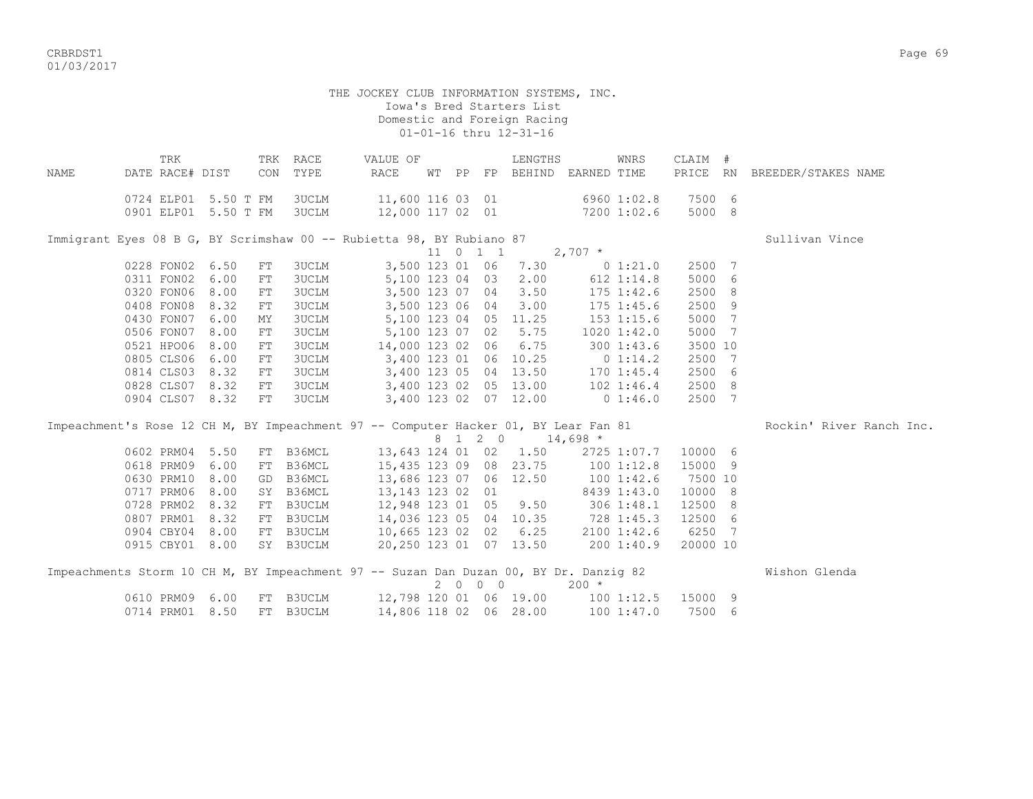THE JOCKEY CLUB INFORMATION SYSTEMS, INC.
Iowa's Bred Starters List
Domestic and Foreign Racing
01-01-16 thru 12-31-16

| NAME | TRK DATE | RACE# | DIST | TRK CON | RACE TYPE | VALUE OF RACE | WT | PP | FP | LENGTHS BEHIND | EARNED | WNRS TIME | CLAIM PRICE | # RN | BREEDER/STAKES NAME |
|---|---|---|---|---|---|---|---|---|---|---|---|---|---|---|---|
| | 0724 | ELP01 | 5.50 T | FM | 3UCLM | 11,600 | 116 | 03 | 01 | | 6960 | 1:02.8 | 7500 | 6 | |
| | 0901 | ELP01 | 5.50 T | FM | 3UCLM | 12,000 | 117 | 02 | 01 | | 7200 | 1:02.6 | 5000 | 8 | |
| Immigrant Eyes 08 B G, BY Scrimshaw 00 -- Rubietta 98, BY Rubiano 87 | | | | | | | 11 | 0 1 1 | | | 2,707 * | | | | Sullivan Vince |
| | 0228 | FON02 | 6.50 | FT | 3UCLM | 3,500 | 123 | 01 | 06 | 7.30 | 0 | 1:21.0 | 2500 | 7 | |
| | 0311 | FON02 | 6.00 | FT | 3UCLM | 5,100 | 123 | 04 | 03 | 2.00 | 612 | 1:14.8 | 5000 | 6 | |
| | 0320 | FON06 | 8.00 | FT | 3UCLM | 3,500 | 123 | 07 | 04 | 3.50 | 175 | 1:42.6 | 2500 | 8 | |
| | 0408 | FON08 | 8.32 | FT | 3UCLM | 3,500 | 123 | 06 | 04 | 3.00 | 175 | 1:45.6 | 2500 | 9 | |
| | 0430 | FON07 | 6.00 | MY | 3UCLM | 5,100 | 123 | 04 | 05 | 11.25 | 153 | 1:15.6 | 5000 | 7 | |
| | 0506 | FON07 | 8.00 | FT | 3UCLM | 5,100 | 123 | 07 | 02 | 5.75 | 1020 | 1:42.0 | 5000 | 7 | |
| | 0521 | HPO06 | 8.00 | FT | 3UCLM | 14,000 | 123 | 02 | 06 | 6.75 | 300 | 1:43.6 | 3500 | 10 | |
| | 0805 | CLS06 | 6.00 | FT | 3UCLM | 3,400 | 123 | 01 | 06 | 10.25 | 0 | 1:14.2 | 2500 | 7 | |
| | 0814 | CLS03 | 8.32 | FT | 3UCLM | 3,400 | 123 | 05 | 04 | 13.50 | 170 | 1:45.4 | 2500 | 6 | |
| | 0828 | CLS07 | 8.32 | FT | 3UCLM | 3,400 | 123 | 02 | 05 | 13.00 | 102 | 1:46.4 | 2500 | 8 | |
| | 0904 | CLS07 | 8.32 | FT | 3UCLM | 3,400 | 123 | 02 | 07 | 12.00 | 0 | 1:46.0 | 2500 | 7 | |
| Impeachment's Rose 12 CH M, BY Impeachment 97 -- Computer Hacker 01, BY Lear Fan 81 | | | | | | | 8 | 1 2 0 | | | 14,698 * | | | | Rockin' River Ranch Inc. |
| | 0602 | PRM04 | 5.50 | FT | B36MCL | 13,643 | 124 | 01 | 02 | 1.50 | 2725 | 1:07.7 | 10000 | 6 | |
| | 0618 | PRM09 | 6.00 | FT | B36MCL | 15,435 | 123 | 09 | 08 | 23.75 | 100 | 1:12.8 | 15000 | 9 | |
| | 0630 | PRM10 | 8.00 | GD | B36MCL | 13,686 | 123 | 07 | 06 | 12.50 | 100 | 1:42.6 | 7500 | 10 | |
| | 0717 | PRM06 | 8.00 | SY | B36MCL | 13,143 | 123 | 02 | 01 | | 8439 | 1:43.0 | 10000 | 8 | |
| | 0728 | PRM02 | 8.32 | FT | B3UCLM | 12,948 | 123 | 01 | 05 | 9.50 | 306 | 1:48.1 | 12500 | 8 | |
| | 0807 | PRM01 | 8.32 | FT | B3UCLM | 14,036 | 123 | 05 | 04 | 10.35 | 728 | 1:45.3 | 12500 | 6 | |
| | 0904 | CBY04 | 8.00 | FT | B3UCLM | 10,665 | 123 | 02 | 02 | 6.25 | 2100 | 1:42.6 | 6250 | 7 | |
| | 0915 | CBY01 | 8.00 | SY | B3UCLM | 20,250 | 123 | 01 | 07 | 13.50 | 200 | 1:40.9 | 20000 | 10 | |
| Impeachments Storm 10 CH M, BY Impeachment 97 -- Suzan Dan Duzan 00, BY Dr. Danzig 82 | | | | | | | 2 | 0 0 0 | | | 200 * | | | | Wishon Glenda |
| | 0610 | PRM09 | 6.00 | FT | B3UCLM | 12,798 | 120 | 01 | 06 | 19.00 | 100 | 1:12.5 | 15000 | 9 | |
| | 0714 | PRM01 | 8.50 | FT | B3UCLM | 14,806 | 118 | 02 | 06 | 28.00 | 100 | 1:47.0 | 7500 | 6 | |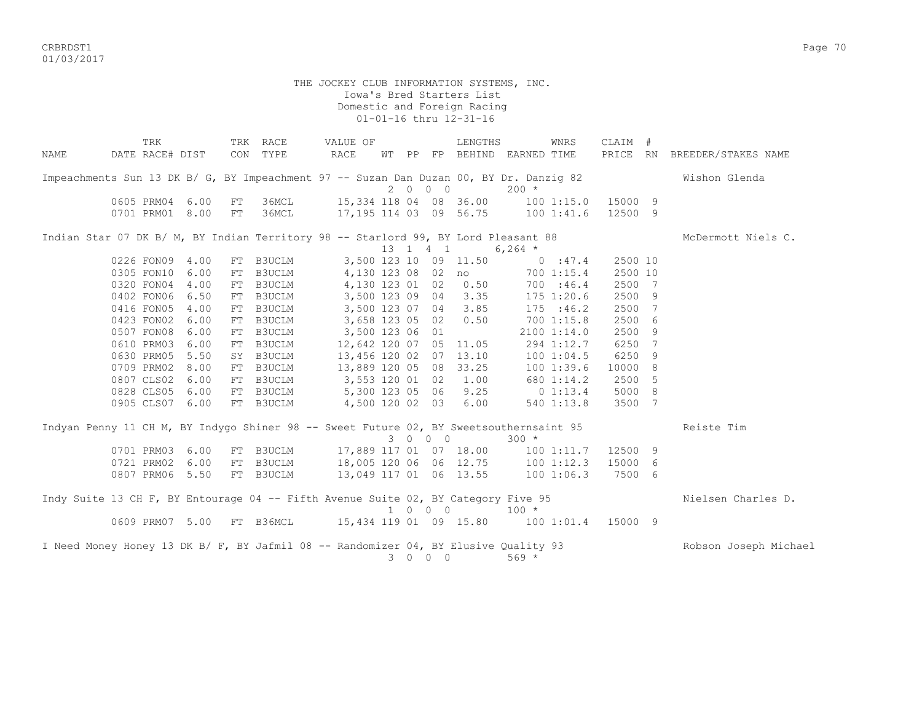THE JOCKEY CLUB INFORMATION SYSTEMS, INC.
Iowa's Bred Starters List
Domestic and Foreign Racing
01-01-16 thru 12-31-16

| NAME | TRK DATE | RACE# | DIST | TRK CON | RACE TYPE | VALUE OF RACE | WT | PP | FP | LENGTHS BEHIND | EARNED | WNRS TIME | CLAIM PRICE | # RN | BREEDER/STAKES NAME |
|---|---|---|---|---|---|---|---|---|---|---|---|---|---|---|---|
| Impeachments Sun 13 DK B/ G, BY Impeachment 97 -- Suzan Dan Duzan 00, BY Dr. Danzig 82 | | | | | | | 2 | 0 | 0 0 | | 200 * | | | | Wishon Glenda |
| | 0605 | PRM04 | 6.00 | FT | 36MCL | 15,334 | 118 | 04 | 08 | 36.00 | 100 | 1:15.0 | 15000 | 9 | |
| | 0701 | PRM01 | 8.00 | FT | 36MCL | 17,195 | 114 | 03 | 09 | 56.75 | 100 | 1:41.6 | 12500 | 9 | |
| Indian Star 07 DK B/ M, BY Indian Territory 98 -- Starlord 99, BY Lord Pleasant 88 | | | | | | | 13 | 1 | 4 1 | | 6,264 * | | | | McDermott Niels C. |
| | 0226 | FON09 | 4.00 | FT | B3UCLM | 3,500 | 123 | 10 | 09 | 11.50 | 0 | :47.4 | 2500 | 10 | |
| | 0305 | FON10 | 6.00 | FT | B3UCLM | 4,130 | 123 | 08 | 02 | no | 700 | 1:15.4 | 2500 | 10 | |
| | 0320 | FON04 | 4.00 | FT | B3UCLM | 4,130 | 123 | 01 | 02 | 0.50 | 700 | :46.4 | 2500 | 7 | |
| | 0402 | FON06 | 6.50 | FT | B3UCLM | 3,500 | 123 | 09 | 04 | 3.35 | 175 | 1:20.6 | 2500 | 9 | |
| | 0416 | FON05 | 4.00 | FT | B3UCLM | 3,500 | 123 | 07 | 04 | 3.85 | 175 | :46.2 | 2500 | 7 | |
| | 0423 | FON02 | 6.00 | FT | B3UCLM | 3,658 | 123 | 05 | 02 | 0.50 | 700 | 1:15.8 | 2500 | 6 | |
| | 0507 | FON08 | 6.00 | FT | B3UCLM | 3,500 | 123 | 06 | 01 | | 2100 | 1:14.0 | 2500 | 9 | |
| | 0610 | PRM03 | 6.00 | FT | B3UCLM | 12,642 | 120 | 07 | 05 | 11.05 | 294 | 1:12.7 | 6250 | 7 | |
| | 0630 | PRM05 | 5.50 | SY | B3UCLM | 13,456 | 120 | 02 | 07 | 13.10 | 100 | 1:04.5 | 6250 | 9 | |
| | 0709 | PRM02 | 8.00 | FT | B3UCLM | 13,889 | 120 | 05 | 08 | 33.25 | 100 | 1:39.6 | 10000 | 8 | |
| | 0807 | CLS02 | 6.00 | FT | B3UCLM | 3,553 | 120 | 01 | 02 | 1.00 | 680 | 1:14.2 | 2500 | 5 | |
| | 0828 | CLS05 | 6.00 | FT | B3UCLM | 5,300 | 123 | 05 | 06 | 9.25 | 0 | 1:13.4 | 5000 | 8 | |
| | 0905 | CLS07 | 6.00 | FT | B3UCLM | 4,500 | 120 | 02 | 03 | 6.00 | 540 | 1:13.8 | 3500 | 7 | |
| Indyan Penny 11 CH M, BY Indygo Shiner 98 -- Sweet Future 02, BY Sweetsouthernsaint 95 | | | | | | | 3 | 0 | 0 0 | | 300 * | | | | Reiste Tim |
| | 0701 | PRM03 | 6.00 | FT | B3UCLM | 17,889 | 117 | 01 | 07 | 18.00 | 100 | 1:11.7 | 12500 | 9 | |
| | 0721 | PRM02 | 6.00 | FT | B3UCLM | 18,005 | 120 | 06 | 06 | 12.75 | 100 | 1:12.3 | 15000 | 6 | |
| | 0807 | PRM06 | 5.50 | FT | B3UCLM | 13,049 | 117 | 01 | 06 | 13.55 | 100 | 1:06.3 | 7500 | 6 | |
| Indy Suite 13 CH F, BY Entourage 04 -- Fifth Avenue Suite 02, BY Category Five 95 | | | | | | | 1 | 0 | 0 0 | | 100 * | | | | Nielsen Charles D. |
| | 0609 | PRM07 | 5.00 | FT | B36MCL | 15,434 | 119 | 01 | 09 | 15.80 | 100 | 1:01.4 | 15000 | 9 | |
| I Need Money Honey 13 DK B/ F, BY Jafmil 08 -- Randomizer 04, BY Elusive Quality 93 | | | | | | | 3 | 0 | 0 0 | | 569 * | | | | Robson Joseph Michael |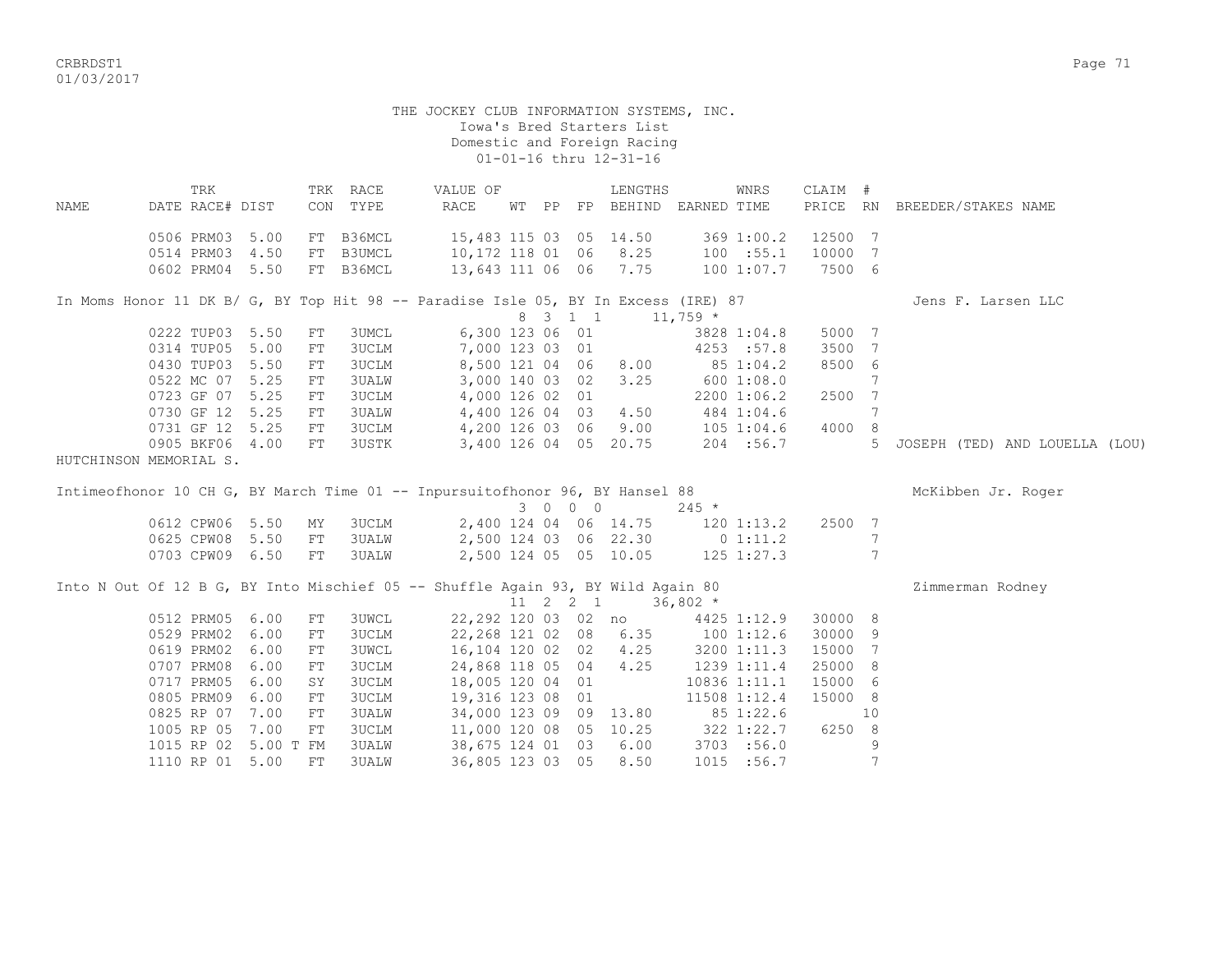THE JOCKEY CLUB INFORMATION SYSTEMS, INC.
Iowa's Bred Starters List
Domestic and Foreign Racing
01-01-16 thru 12-31-16

| NAME | TRK DATE | RACE# | DIST | TRK CON | RACE TYPE | VALUE OF RACE | WT | PP | FP | LENGTHS BEHIND | EARNED | WNRS TIME | CLAIM PRICE | # RN | BREEDER/STAKES NAME |
|---|---|---|---|---|---|---|---|---|---|---|---|---|---|---|---|
| | 0506 | PRM03 | 5.00 | FT | B36MCL | 15,483 | 115 | 03 | 05 | 14.50 | 369 | 1:00.2 | 12500 | 7 | |
| | 0514 | PRM03 | 4.50 | FT | B3UMCL | 10,172 | 118 | 01 | 06 | 8.25 | 100 | :55.1 | 10000 | 7 | |
| | 0602 | PRM04 | 5.50 | FT | B36MCL | 13,643 | 111 | 06 | 06 | 7.75 | 100 | 1:07.7 | 7500 | 6 | |
| In Moms Honor 11 DK B/ G, BY Top Hit 98 -- Paradise Isle 05, BY In Excess (IRE) 87 | | | | | | | 8 | 3 | 1 1 | | 11,759 * | | | | Jens F. Larsen LLC |
| | 0222 | TUP03 | 5.50 | FT | 3UMCL | 6,300 | 123 | 06 | 01 | | 3828 | 1:04.8 | 5000 | 7 | |
| | 0314 | TUP05 | 5.00 | FT | 3UCLM | 7,000 | 123 | 03 | 01 | | 4253 | :57.8 | 3500 | 7 | |
| | 0430 | TUP03 | 5.50 | FT | 3UCLM | 8,500 | 121 | 04 | 06 | 8.00 | 85 | 1:04.2 | 8500 | 6 | |
| | 0522 | MC 07 | 5.25 | FT | 3UALW | 3,000 | 140 | 03 | 02 | 3.25 | 600 | 1:08.0 | | 7 | |
| | 0723 | GF 07 | 5.25 | FT | 3UCLM | 4,000 | 126 | 02 | 01 | | 2200 | 1:06.2 | 2500 | 7 | |
| | 0730 | GF 12 | 5.25 | FT | 3UALW | 4,400 | 126 | 04 | 03 | 4.50 | 484 | 1:04.6 | | 7 | |
| | 0731 | GF 12 | 5.25 | FT | 3UCLM | 4,200 | 126 | 03 | 06 | 9.00 | 105 | 1:04.6 | 4000 | 8 | |
| | 0905 | BKF06 | 4.00 | FT | 3USTK | 3,400 | 126 | 04 | 05 | 20.75 | 204 | :56.7 | | 5 | JOSEPH (TED) AND LOUELLA (LOU) HUTCHINSON MEMORIAL S. |
| Intimeofhonor 10 CH G, BY March Time 01 -- Inpursuitofhonor 96, BY Hansel 88 | | | | | | | 3 | 0 | 0 0 | | 245 * | | | | McKibben Jr. Roger |
| | 0612 | CPW06 | 5.50 | MY | 3UCLM | 2,400 | 124 | 04 | 06 | 14.75 | 120 | 1:13.2 | 2500 | 7 | |
| | 0625 | CPW08 | 5.50 | FT | 3UALW | 2,500 | 124 | 03 | 06 | 22.30 | 0 | 1:11.2 | | 7 | |
| | 0703 | CPW09 | 6.50 | FT | 3UALW | 2,500 | 124 | 05 | 05 | 10.05 | 125 | 1:27.3 | | 7 | |
| Into N Out Of 12 B G, BY Into Mischief 05 -- Shuffle Again 93, BY Wild Again 80 | | | | | | | 11 | 2 | 2 1 | | 36,802 * | | | | Zimmerman Rodney |
| | 0512 | PRM05 | 6.00 | FT | 3UWCL | 22,292 | 120 | 03 | 02 | no | 4425 | 1:12.9 | 30000 | 8 | |
| | 0529 | PRM02 | 6.00 | FT | 3UCLM | 22,268 | 121 | 02 | 08 | 6.35 | 100 | 1:12.6 | 30000 | 9 | |
| | 0619 | PRM02 | 6.00 | FT | 3UWCL | 16,104 | 120 | 02 | 02 | 4.25 | 3200 | 1:11.3 | 15000 | 7 | |
| | 0707 | PRM08 | 6.00 | FT | 3UCLM | 24,868 | 118 | 05 | 04 | 4.25 | 1239 | 1:11.4 | 25000 | 8 | |
| | 0717 | PRM05 | 6.00 | SY | 3UCLM | 18,005 | 120 | 04 | 01 | | 10836 | 1:11.1 | 15000 | 6 | |
| | 0805 | PRM09 | 6.00 | FT | 3UCLM | 19,316 | 123 | 08 | 01 | | 11508 | 1:12.4 | 15000 | 8 | |
| | 0825 | RP 07 | 7.00 | FT | 3UALW | 34,000 | 123 | 09 | 09 | 13.80 | 85 | 1:22.6 | | 10 | |
| | 1005 | RP 05 | 7.00 | FT | 3UCLM | 11,000 | 120 | 08 | 05 | 10.25 | 322 | 1:22.7 | 6250 | 8 | |
| | 1015 | RP 02 | 5.00 T | FM | 3UALW | 38,675 | 124 | 01 | 03 | 6.00 | 3703 | :56.0 | | 9 | |
| | 1110 | RP 01 | 5.00 | FT | 3UALW | 36,805 | 123 | 03 | 05 | 8.50 | 1015 | :56.7 | | 7 | |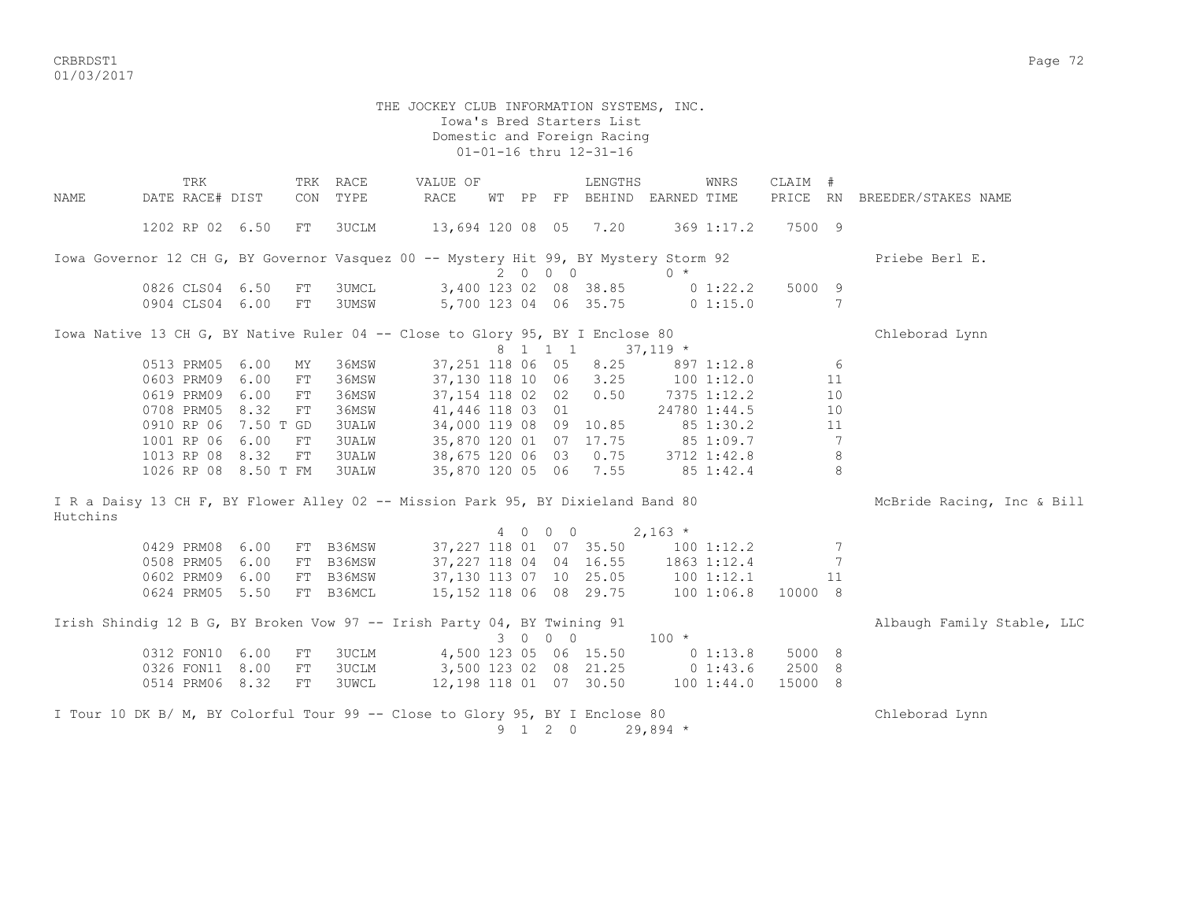THE JOCKEY CLUB INFORMATION SYSTEMS, INC.
Iowa's Bred Starters List
Domestic and Foreign Racing
01-01-16 thru 12-31-16

| NAME | TRK DATE | RACE# | DIST | TRK CON | RACE TYPE | VALUE OF RACE | WT | PP | FP | LENGTHS BEHIND | EARNED | WNRS TIME | CLAIM PRICE | # RN | BREEDER/STAKES NAME |
|---|---|---|---|---|---|---|---|---|---|---|---|---|---|---|---|
| | 1202 | RP 02 | 6.50 | FT | 3UCLM | 13,694 | 120 | 08 | 05 | 7.20 | 369 | 1:17.2 | 7500 | 9 | |
| Iowa Governor 12 CH G, BY Governor Vasquez 00 -- Mystery Hit 99, BY Mystery Storm 92 | | | | | | | | | | | | | | | Priebe Berl E. |
| | | | | | | | 2 | 0 0 | 0 | | 0 * | | | | |
| | 0826 | CLS04 | 6.50 | FT | 3UMCL | 3,400 | 123 | 02 | 08 | 38.85 | 0 | 1:22.2 | 5000 | 9 | |
| | 0904 | CLS04 | 6.00 | FT | 3UMSW | 5,700 | 123 | 04 | 06 | 35.75 | 0 | 1:15.0 | | 7 | |
| Iowa Native 13 CH G, BY Native Ruler 04 -- Close to Glory 95, BY I Enclose 80 | | | | | | | | | | | | | | | Chleborad Lynn |
| | | | | | | | 8 | 1 1 | 1 | | 37,119 * | | | | |
| | 0513 | PRM05 | 6.00 | MY | 36MSW | 37,251 | 118 | 06 | 05 | 8.25 | 897 | 1:12.8 | | 6 | |
| | 0603 | PRM09 | 6.00 | FT | 36MSW | 37,130 | 118 | 10 | 06 | 3.25 | 100 | 1:12.0 | | 11 | |
| | 0619 | PRM09 | 6.00 | FT | 36MSW | 37,154 | 118 | 02 | 02 | 0.50 | 7375 | 1:12.2 | | 10 | |
| | 0708 | PRM05 | 8.32 | FT | 36MSW | 41,446 | 118 | 03 | 01 | | 24780 | 1:44.5 | | 10 | |
| | 0910 | RP 06 | 7.50 T | GD | 3UALW | 34,000 | 119 | 08 | 09 | 10.85 | 85 | 1:30.2 | | 11 | |
| | 1001 | RP 06 | 6.00 | FT | 3UALW | 35,870 | 120 | 01 | 07 | 17.75 | 85 | 1:09.7 | | 7 | |
| | 1013 | RP 08 | 8.32 | FT | 3UALW | 38,675 | 120 | 06 | 03 | 0.75 | 3712 | 1:42.8 | | 8 | |
| | 1026 | RP 08 | 8.50 T | FM | 3UALW | 35,870 | 120 | 05 | 06 | 7.55 | 85 | 1:42.4 | | 8 | |
| I R a Daisy 13 CH F, BY Flower Alley 02 -- Mission Park 95, BY Dixieland Band 80 | | | | | | | | | | | | | | | McBride Racing, Inc & Bill Hutchins |
| | | | | | | | 4 | 0 0 | 0 | | 2,163 * | | | | |
| | 0429 | PRM08 | 6.00 | FT | B36MSW | 37,227 | 118 | 01 | 07 | 35.50 | 100 | 1:12.2 | | 7 | |
| | 0508 | PRM05 | 6.00 | FT | B36MSW | 37,227 | 118 | 04 | 04 | 16.55 | 1863 | 1:12.4 | | 7 | |
| | 0602 | PRM09 | 6.00 | FT | B36MSW | 37,130 | 113 | 07 | 10 | 25.05 | 100 | 1:12.1 | | 11 | |
| | 0624 | PRM05 | 5.50 | FT | B36MCL | 15,152 | 118 | 06 | 08 | 29.75 | 100 | 1:06.8 | 10000 | 8 | |
| Irish Shindig 12 B G, BY Broken Vow 97 -- Irish Party 04, BY Twining 91 | | | | | | | | | | | | | | | Albaugh Family Stable, LLC |
| | | | | | | | 3 | 0 0 | 0 | | 100 * | | | | |
| | 0312 | FON10 | 6.00 | FT | 3UCLM | 4,500 | 123 | 05 | 06 | 15.50 | 0 | 1:13.8 | 5000 | 8 | |
| | 0326 | FON11 | 8.00 | FT | 3UCLM | 3,500 | 123 | 02 | 08 | 21.25 | 0 | 1:43.6 | 2500 | 8 | |
| | 0514 | PRM06 | 8.32 | FT | 3UWCL | 12,198 | 118 | 01 | 07 | 30.50 | 100 | 1:44.0 | 15000 | 8 | |
| I Tour 10 DK B/ M, BY Colorful Tour 99 -- Close to Glory 95, BY I Enclose 80 | | | | | | | | | | | | | | | Chleborad Lynn |
| | | | | | | | 9 | 1 2 | 0 | | 29,894 * | | | | |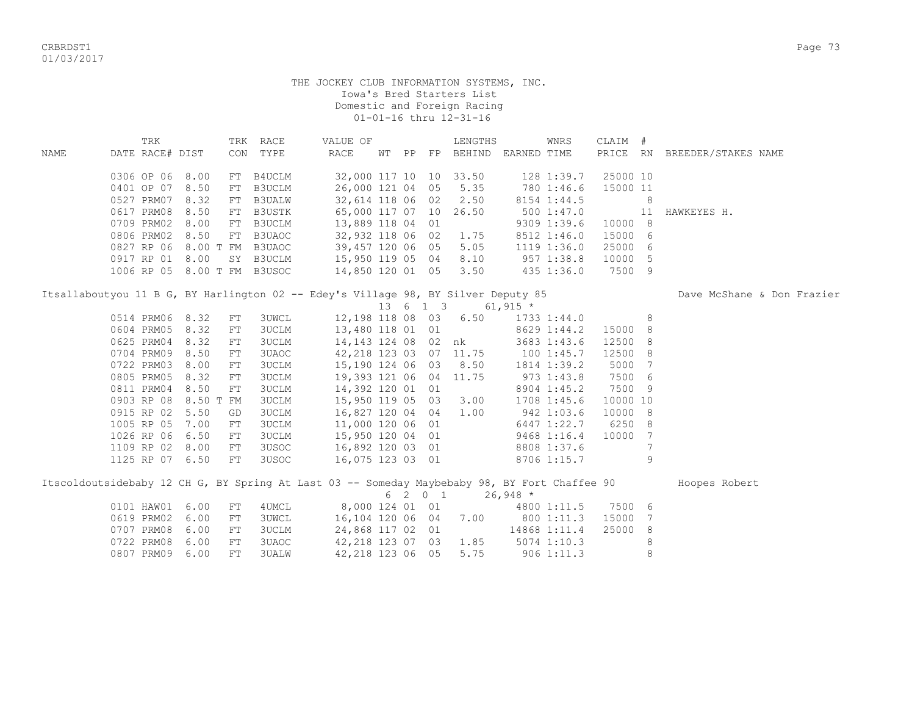THE JOCKEY CLUB INFORMATION SYSTEMS, INC.
Iowa's Bred Starters List
Domestic and Foreign Racing
01-01-16 thru 12-31-16

| NAME | TRK DATE | RACE# | DIST | TRK CON | RACE TYPE | VALUE OF RACE | WT | PP | FP | LENGTHS BEHIND | EARNED | WNRS TIME | CLAIM PRICE | # RN | BREEDER/STAKES NAME |
|---|---|---|---|---|---|---|---|---|---|---|---|---|---|---|---|
| | 0306 | OP 06 | 8.00 | FT | B4UCLM | 32,000 | 117 | 10 | 10 | 33.50 | 128 | 1:39.7 | 25000 | 10 | |
| | 0401 | OP 07 | 8.50 | FT | B3UCLM | 26,000 | 121 | 04 | 05 | 5.35 | 780 | 1:46.6 | 15000 | 11 | |
| | 0527 | PRM07 | 8.32 | FT | B3UALW | 32,614 | 118 | 06 | 02 | 2.50 | 8154 | 1:44.5 | | 8 | |
| | 0617 | PRM08 | 8.50 | FT | B3USTK | 65,000 | 117 | 07 | 10 | 26.50 | 500 | 1:47.0 | | 11 | HAWKEYES H. |
| | 0709 | PRM02 | 8.00 | FT | B3UCLM | 13,889 | 118 | 04 | 01 | | 9309 | 1:39.6 | 10000 | 8 | |
| | 0806 | PRM02 | 8.50 | FT | B3UAOC | 32,932 | 118 | 06 | 02 | 1.75 | 8512 | 1:46.0 | 15000 | 6 | |
| | 0827 | RP 06 | 8.00 T | FM | B3UAOC | 39,457 | 120 | 06 | 05 | 5.05 | 1119 | 1:36.0 | 25000 | 6 | |
| | 0917 | RP 01 | 8.00 | SY | B3UCLM | 15,950 | 119 | 05 | 04 | 8.10 | 957 | 1:38.8 | 10000 | 5 | |
| | 1006 | RP 05 | 8.00 T | FM | B3USOC | 14,850 | 120 | 01 | 05 | 3.50 | 435 | 1:36.0 | 7500 | 9 | |

Itsallaboutyou 11 B G, BY Harlington 02 -- Edey's Village 98, BY Silver Deputy 85 — Dave McShane & Don Frazier
13 6 1 3 61,915 *

| TRK DATE | RACE# | DIST | TRK CON | RACE TYPE | VALUE OF RACE | WT | PP | FP | LENGTHS BEHIND | EARNED | WNRS TIME | CLAIM PRICE | # RN |
|---|---|---|---|---|---|---|---|---|---|---|---|---|---|
| 0514 | PRM06 | 8.32 | FT | 3UWCL | 12,198 | 118 | 08 | 03 | 6.50 | 1733 | 1:44.0 | | 8 |
| 0604 | PRM05 | 8.32 | FT | 3UCLM | 13,480 | 118 | 01 | 01 | | 8629 | 1:44.2 | 15000 | 8 |
| 0625 | PRM04 | 8.32 | FT | 3UCLM | 14,143 | 124 | 08 | 02 | nk | 3683 | 1:43.6 | 12500 | 8 |
| 0704 | PRM09 | 8.50 | FT | 3UAOC | 42,218 | 123 | 03 | 07 | 11.75 | 100 | 1:45.7 | 12500 | 8 |
| 0722 | PRM03 | 8.00 | FT | 3UCLM | 15,190 | 124 | 06 | 03 | 8.50 | 1814 | 1:39.2 | 5000 | 7 |
| 0805 | PRM05 | 8.32 | FT | 3UCLM | 19,393 | 121 | 06 | 04 | 11.75 | 973 | 1:43.8 | 7500 | 6 |
| 0811 | PRM04 | 8.50 | FT | 3UCLM | 14,392 | 120 | 01 | 01 | | 8904 | 1:45.2 | 7500 | 9 |
| 0903 | RP 08 | 8.50 T | FM | 3UCLM | 15,950 | 119 | 05 | 03 | 3.00 | 1708 | 1:45.6 | 10000 | 10 |
| 0915 | RP 02 | 5.50 | GD | 3UCLM | 16,827 | 120 | 04 | 04 | 1.00 | 942 | 1:03.6 | 10000 | 8 |
| 1005 | RP 05 | 7.00 | FT | 3UCLM | 11,000 | 120 | 06 | 01 | | 6447 | 1:22.7 | 6250 | 8 |
| 1026 | RP 06 | 6.50 | FT | 3UCLM | 15,950 | 120 | 04 | 01 | | 9468 | 1:16.4 | 10000 | 7 |
| 1109 | RP 02 | 8.00 | FT | 3USOC | 16,892 | 120 | 03 | 01 | | 8808 | 1:37.6 | | 7 |
| 1125 | RP 07 | 6.50 | FT | 3USOC | 16,075 | 123 | 03 | 01 | | 8706 | 1:15.7 | | 9 |

Itscoldoutsidebaby 12 CH G, BY Spring At Last 03 -- Someday Maybebaby 98, BY Fort Chaffee 90 — Hoopes Robert
6 2 0 1 26,948 *

| TRK DATE | RACE# | DIST | TRK CON | RACE TYPE | VALUE OF RACE | WT | PP | FP | LENGTHS BEHIND | EARNED | WNRS TIME | CLAIM PRICE | # RN |
|---|---|---|---|---|---|---|---|---|---|---|---|---|---|
| 0101 | HAW01 | 6.00 | FT | 4UMCL | 8,000 | 124 | 01 | 01 | | 4800 | 1:11.5 | 7500 | 6 |
| 0619 | PRM02 | 6.00 | FT | 3UWCL | 16,104 | 120 | 06 | 04 | 7.00 | 800 | 1:11.3 | 15000 | 7 |
| 0707 | PRM08 | 6.00 | FT | 3UCLM | 24,868 | 117 | 02 | 01 | | 14868 | 1:11.4 | 25000 | 8 |
| 0722 | PRM08 | 6.00 | FT | 3UAOC | 42,218 | 123 | 07 | 03 | 1.85 | 5074 | 1:10.3 | | 8 |
| 0807 | PRM09 | 6.00 | FT | 3UALW | 42,218 | 123 | 06 | 05 | 5.75 | 906 | 1:11.3 | | 8 |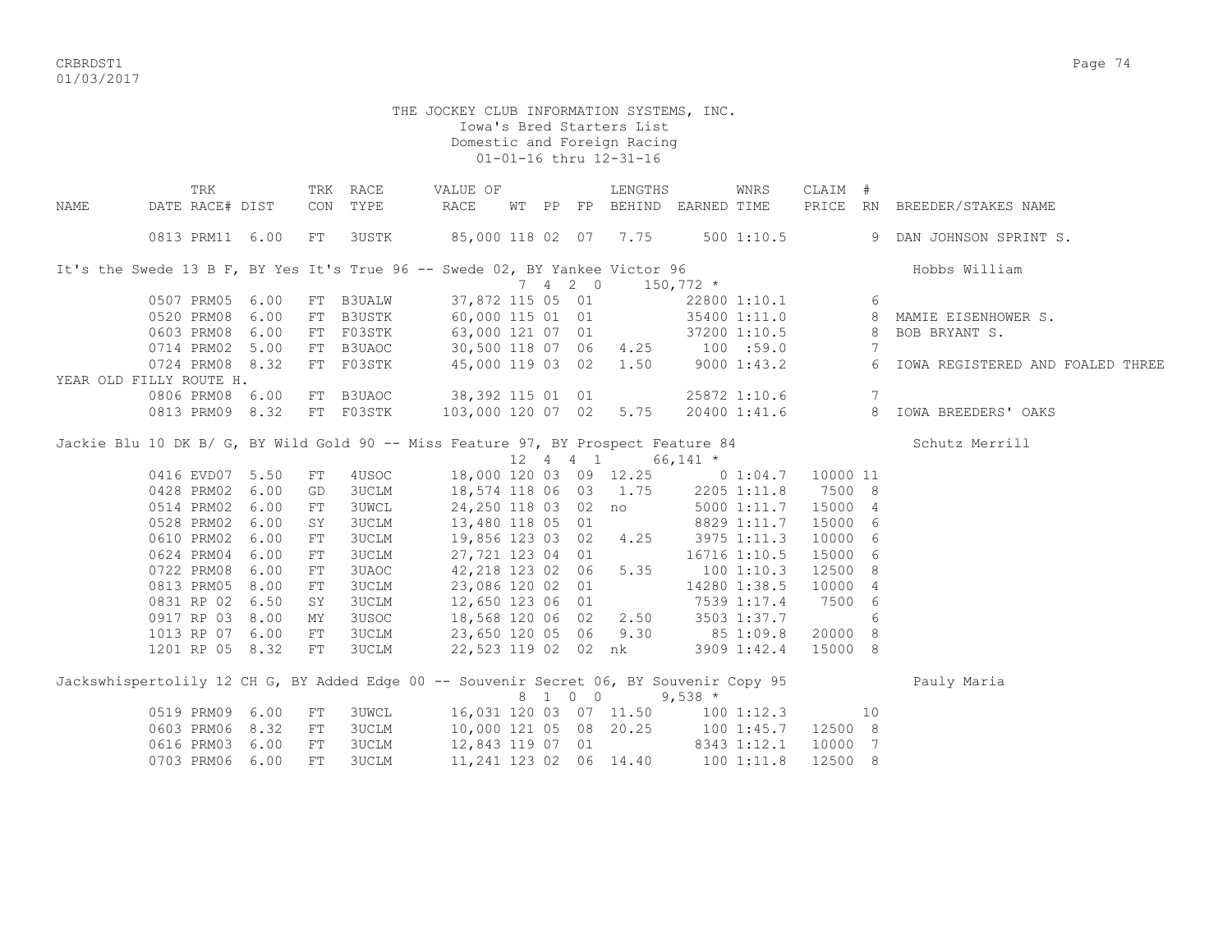THE JOCKEY CLUB INFORMATION SYSTEMS, INC.
Iowa's Bred Starters List
Domestic and Foreign Racing
01-01-16 thru 12-31-16

| NAME | TRK DATE | RACE# | DIST | TRK CON | RACE TYPE | VALUE OF RACE | WT | PP | FP | LENGTHS BEHIND | EARNED | WNRS TIME | CLAIM PRICE | # RN | BREEDER/STAKES NAME |
|---|---|---|---|---|---|---|---|---|---|---|---|---|---|---|---|
| | 0813 | PRM11 | 6.00 | FT | 3USTK | 85,000 | 118 | 02 | 07 | 7.75 | 500 | 1:10.5 | | 9 | DAN JOHNSON SPRINT S. |
| It's the Swede 13 B F, BY Yes It's True 96 -- Swede 02, BY Yankee Victor 96 | | | | | | | 7 | 4 | 2 0 | | 150,772 * | | | | Hobbs William |
| | 0507 | PRM05 | 6.00 | FT | B3UALW | 37,872 | 115 | 05 | 01 | | 22800 | 1:10.1 | | 6 | |
| | 0520 | PRM08 | 6.00 | FT | B3USTK | 60,000 | 115 | 01 | 01 | | 35400 | 1:11.0 | | 8 | MAMIE EISENHOWER S. |
| | 0603 | PRM08 | 6.00 | FT | F03STK | 63,000 | 121 | 07 | 01 | | 37200 | 1:10.5 | | 8 | BOB BRYANT S. |
| | 0714 | PRM02 | 5.00 | FT | B3UAOC | 30,500 | 118 | 07 | 06 | 4.25 | 100 | :59.0 | | 7 | |
| | 0724 | PRM08 | 8.32 | FT | F03STK | 45,000 | 119 | 03 | 02 | 1.50 | 9000 | 1:43.2 | | 6 | IOWA REGISTERED AND FOALED THREE YEAR OLD FILLY ROUTE H. |
| | 0806 | PRM08 | 6.00 | FT | B3UAOC | 38,392 | 115 | 01 | 01 | | 25872 | 1:10.6 | | 7 | |
| | 0813 | PRM09 | 8.32 | FT | F03STK | 103,000 | 120 | 07 | 02 | 5.75 | 20400 | 1:41.6 | | 8 | IOWA BREEDERS' OAKS |
| Jackie Blu 10 DK B/ G, BY Wild Gold 90 -- Miss Feature 97, BY Prospect Feature 84 | | | | | | | 12 | 4 | 4 1 | | 66,141 * | | | | Schutz Merrill |
| | 0416 | EVD07 | 5.50 | FT | 4USOC | 18,000 | 120 | 03 | 09 | 12.25 | 0 | 1:04.7 | 10000 | 11 | |
| | 0428 | PRM02 | 6.00 | GD | 3UCLM | 18,574 | 118 | 06 | 03 | 1.75 | 2205 | 1:11.8 | 7500 | 8 | |
| | 0514 | PRM02 | 6.00 | FT | 3UWCL | 24,250 | 118 | 03 | 02 | no | 5000 | 1:11.7 | 15000 | 4 | |
| | 0528 | PRM02 | 6.00 | SY | 3UCLM | 13,480 | 118 | 05 | 01 | | 8829 | 1:11.7 | 15000 | 6 | |
| | 0610 | PRM02 | 6.00 | FT | 3UCLM | 19,856 | 123 | 03 | 02 | 4.25 | 3975 | 1:11.3 | 10000 | 6 | |
| | 0624 | PRM04 | 6.00 | FT | 3UCLM | 27,721 | 123 | 04 | 01 | | 16716 | 1:10.5 | 15000 | 6 | |
| | 0722 | PRM08 | 6.00 | FT | 3UAOC | 42,218 | 123 | 02 | 06 | 5.35 | 100 | 1:10.3 | 12500 | 8 | |
| | 0813 | PRM05 | 8.00 | FT | 3UCLM | 23,086 | 120 | 02 | 01 | | 14280 | 1:38.5 | 10000 | 4 | |
| | 0831 | RP 02 | 6.50 | SY | 3UCLM | 12,650 | 123 | 06 | 01 | | 7539 | 1:17.4 | 7500 | 6 | |
| | 0917 | RP 03 | 8.00 | MY | 3USOC | 18,568 | 120 | 06 | 02 | 2.50 | 3503 | 1:37.7 | | 6 | |
| | 1013 | RP 07 | 6.00 | FT | 3UCLM | 23,650 | 120 | 05 | 06 | 9.30 | 85 | 1:09.8 | 20000 | 8 | |
| | 1201 | RP 05 | 8.32 | FT | 3UCLM | 22,523 | 119 | 02 | 02 | nk | 3909 | 1:42.4 | 15000 | 8 | |
| Jackswhispertolily 12 CH G, BY Added Edge 00 -- Souvenir Secret 06, BY Souvenir Copy 95 | | | | | | | 8 | 1 | 0 0 | | 9,538 * | | | | Pauly Maria |
| | 0519 | PRM09 | 6.00 | FT | 3UWCL | 16,031 | 120 | 03 | 07 | 11.50 | 100 | 1:12.3 | | 10 | |
| | 0603 | PRM06 | 8.32 | FT | 3UCLM | 10,000 | 121 | 05 | 08 | 20.25 | 100 | 1:45.7 | 12500 | 8 | |
| | 0616 | PRM03 | 6.00 | FT | 3UCLM | 12,843 | 119 | 07 | 01 | | 8343 | 1:12.1 | 10000 | 7 | |
| | 0703 | PRM06 | 6.00 | FT | 3UCLM | 11,241 | 123 | 02 | 06 | 14.40 | 100 | 1:11.8 | 12500 | 8 | |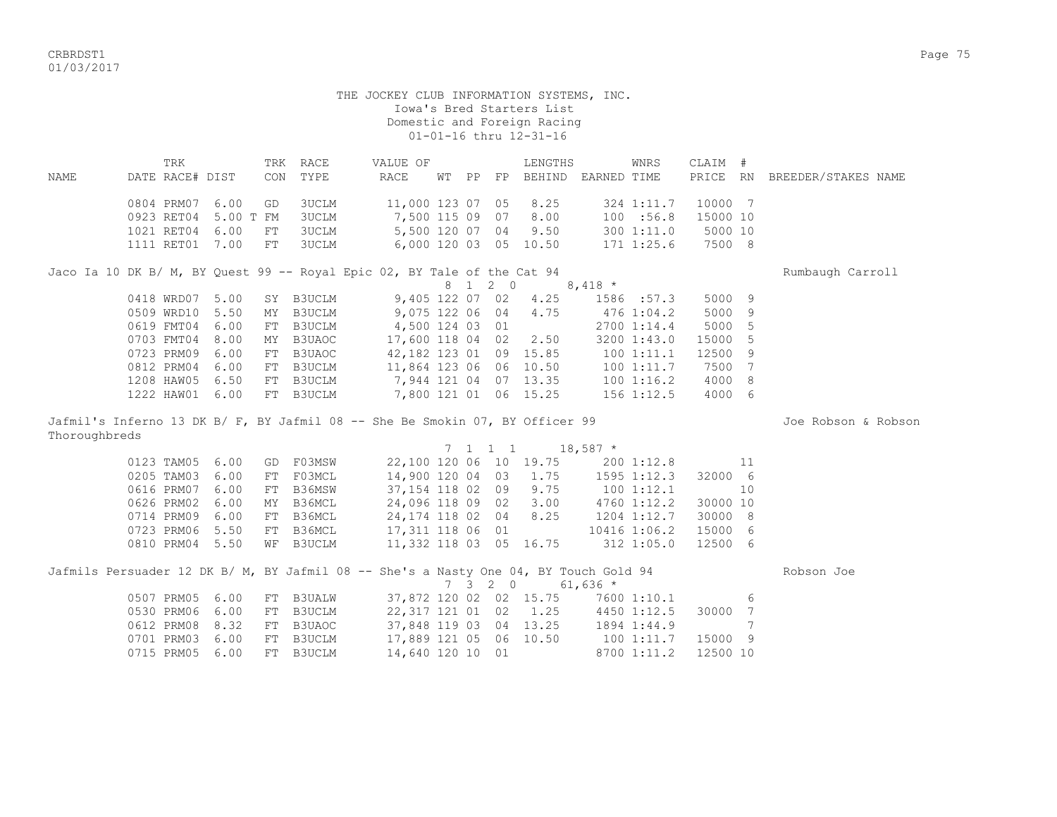THE JOCKEY CLUB INFORMATION SYSTEMS, INC.
Iowa's Bred Starters List
Domestic and Foreign Racing
01-01-16 thru 12-31-16

| NAME | TRK DATE | RACE# | DIST | TRK CON | RACE TYPE | VALUE OF RACE | WT | PP | FP | LENGTHS BEHIND | EARNED | WNRS TIME | CLAIM PRICE | # RN | BREEDER/STAKES NAME |
|---|---|---|---|---|---|---|---|---|---|---|---|---|---|---|---|
| | 0804 | PRM07 | 6.00 | GD | 3UCLM | 11,000 | 123 | 07 | 05 | 8.25 | 324 | 1:11.7 | 10000 | 7 | |
| | 0923 | RET04 | 5.00 T | FM | 3UCLM | 7,500 | 115 | 09 | 07 | 8.00 | 100 | :56.8 | 15000 | 10 | |
| | 1021 | RET04 | 6.00 | FT | 3UCLM | 5,500 | 120 | 07 | 04 | 9.50 | 300 | 1:11.0 | 5000 | 10 | |
| | 1111 | RET01 | 7.00 | FT | 3UCLM | 6,000 | 120 | 03 | 05 | 10.50 | 171 | 1:25.6 | 7500 | 8 | |
| Jaco Ia 10 DK B/ M, BY Quest 99 -- Royal Epic 02, BY Tale of the Cat 94 | | | | | | | | | | | | | | | Rumbaugh Carroll |
| | | | | | | 8 1 2 0 | | | | | 8,418 * | | | | |
| | 0418 | WRD07 | 5.00 | SY | B3UCLM | 9,405 | 122 | 07 | 02 | 4.25 | 1586 | :57.3 | 5000 | 9 | |
| | 0509 | WRD10 | 5.50 | MY | B3UCLM | 9,075 | 122 | 06 | 04 | 4.75 | 476 | 1:04.2 | 5000 | 9 | |
| | 0619 | FMT04 | 6.00 | FT | B3UCLM | 4,500 | 124 | 03 | 01 | | 2700 | 1:14.4 | 5000 | 5 | |
| | 0703 | FMT04 | 8.00 | MY | B3UAOC | 17,600 | 118 | 04 | 02 | 2.50 | 3200 | 1:43.0 | 15000 | 5 | |
| | 0723 | PRM09 | 6.00 | FT | B3UAOC | 42,182 | 123 | 01 | 09 | 15.85 | 100 | 1:11.1 | 12500 | 9 | |
| | 0812 | PRM04 | 6.00 | FT | B3UCLM | 11,864 | 123 | 06 | 06 | 10.50 | 100 | 1:11.7 | 7500 | 7 | |
| | 1208 | HAW05 | 6.50 | FT | B3UCLM | 7,944 | 121 | 04 | 07 | 13.35 | 100 | 1:16.2 | 4000 | 8 | |
| | 1222 | HAW01 | 6.00 | FT | B3UCLM | 7,800 | 121 | 01 | 06 | 15.25 | 156 | 1:12.5 | 4000 | 6 | |
| Jafmil's Inferno 13 DK B/ F, BY Jafmil 08 -- She Be Smokin 07, BY Officer 99 | | | | | | | | | | | | | | | Joe Robson & Robson Thoroughbreds |
| | | | | | | 7 1 1 1 | | | | | 18,587 * | | | | |
| | 0123 | TAM05 | 6.00 | GD | F03MSW | 22,100 | 120 | 06 | 10 | 19.75 | 200 | 1:12.8 | | 11 | |
| | 0205 | TAM03 | 6.00 | FT | F03MCL | 14,900 | 120 | 04 | 03 | 1.75 | 1595 | 1:12.3 | 32000 | 6 | |
| | 0616 | PRM07 | 6.00 | FT | B36MSW | 37,154 | 118 | 02 | 09 | 9.75 | 100 | 1:12.1 | | 10 | |
| | 0626 | PRM02 | 6.00 | MY | B36MCL | 24,096 | 118 | 09 | 02 | 3.00 | 4760 | 1:12.2 | 30000 | 10 | |
| | 0714 | PRM09 | 6.00 | FT | B36MCL | 24,174 | 118 | 02 | 04 | 8.25 | 1204 | 1:12.7 | 30000 | 8 | |
| | 0723 | PRM06 | 5.50 | FT | B36MCL | 17,311 | 118 | 06 | 01 | | 10416 | 1:06.2 | 15000 | 6 | |
| | 0810 | PRM04 | 5.50 | WF | B3UCLM | 11,332 | 118 | 03 | 05 | 16.75 | 312 | 1:05.0 | 12500 | 6 | |
| Jafmils Persuader 12 DK B/ M, BY Jafmil 08 -- She's a Nasty One 04, BY Touch Gold 94 | | | | | | | | | | | | | | | Robson Joe |
| | | | | | | 7 3 2 0 | | | | | 61,636 * | | | | |
| | 0507 | PRM05 | 6.00 | FT | B3UALW | 37,872 | 120 | 02 | 02 | 15.75 | 7600 | 1:10.1 | | 6 | |
| | 0530 | PRM06 | 6.00 | FT | B3UCLM | 22,317 | 121 | 01 | 02 | 1.25 | 4450 | 1:12.5 | 30000 | 7 | |
| | 0612 | PRM08 | 8.32 | FT | B3UAOC | 37,848 | 119 | 03 | 04 | 13.25 | 1894 | 1:44.9 | | 7 | |
| | 0701 | PRM03 | 6.00 | FT | B3UCLM | 17,889 | 121 | 05 | 06 | 10.50 | 100 | 1:11.7 | 15000 | 9 | |
| | 0715 | PRM05 | 6.00 | FT | B3UCLM | 14,640 | 120 | 10 | 01 | | 8700 | 1:11.2 | 12500 | 10 | |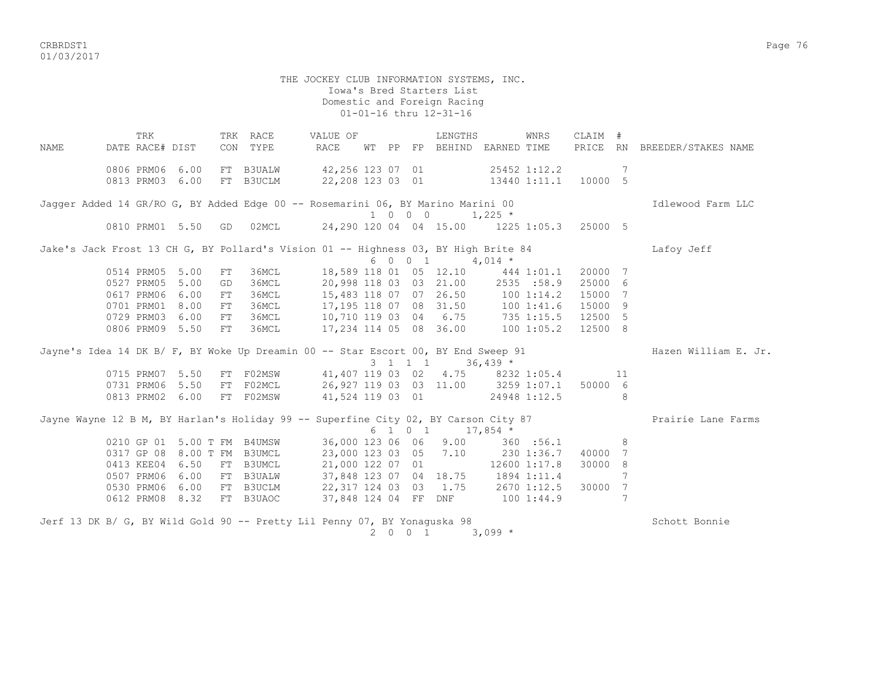THE JOCKEY CLUB INFORMATION SYSTEMS, INC.
Iowa's Bred Starters List
Domestic and Foreign Racing
01-01-16 thru 12-31-16

| NAME | TRK DATE | RACE# | DIST | TRK CON | RACE TYPE | VALUE OF RACE | WT | PP | FP | LENGTHS BEHIND | EARNED | WNRS TIME | CLAIM PRICE | # RN | BREEDER/STAKES NAME |
|---|---|---|---|---|---|---|---|---|---|---|---|---|---|---|---|
| | 0806 | PRM06 | 6.00 | FT | B3UALW | 42,256 | 123 | 07 | 01 | | 25452 | 1:12.2 | | 7 | |
| | 0813 | PRM03 | 6.00 | FT | B3UCLM | 22,208 | 123 | 03 | 01 | | 13440 | 1:11.1 | 10000 | 5 | |
| Jagger Added 14 GR/RO G, BY Added Edge 00 -- Rosemarini 06, BY Marino Marini 00 | | | | | | | | | | | | | | | Idlewood Farm LLC |
| | | | | | | 1 0 0 0 | | | | | 1,225 * | | | | |
| | 0810 | PRM01 | 5.50 | GD | 02MCL | 24,290 | 120 | 04 | 04 | 15.00 | 1225 | 1:05.3 | 25000 | 5 | |
| Jake's Jack Frost 13 CH G, BY Pollard's Vision 01 -- Highness 03, BY High Brite 84 | | | | | | | | | | | | | | | Lafoy Jeff |
| | | | | | | 6 0 0 1 | | | | | 4,014 * | | | | |
| | 0514 | PRM05 | 5.00 | FT | 36MCL | 18,589 | 118 | 01 | 05 | 12.10 | 444 | 1:01.1 | 20000 | 7 | |
| | 0527 | PRM05 | 5.00 | GD | 36MCL | 20,998 | 118 | 03 | 03 | 21.00 | 2535 | :58.9 | 25000 | 6 | |
| | 0617 | PRM06 | 6.00 | FT | 36MCL | 15,483 | 118 | 07 | 07 | 26.50 | 100 | 1:14.2 | 15000 | 7 | |
| | 0701 | PRM01 | 8.00 | FT | 36MCL | 17,195 | 118 | 07 | 08 | 31.50 | 100 | 1:41.6 | 15000 | 9 | |
| | 0729 | PRM03 | 6.00 | FT | 36MCL | 10,710 | 119 | 03 | 04 | 6.75 | 735 | 1:15.5 | 12500 | 5 | |
| | 0806 | PRM09 | 5.50 | FT | 36MCL | 17,234 | 114 | 05 | 08 | 36.00 | 100 | 1:05.2 | 12500 | 8 | |
| Jayne's Idea 14 DK B/ F, BY Woke Up Dreamin 00 -- Star Escort 00, BY End Sweep 91 | | | | | | | | | | | | | | | Hazen William E. Jr. |
| | | | | | | 3 1 1 1 | | | | | 36,439 * | | | | |
| | 0715 | PRM07 | 5.50 | FT | F02MSW | 41,407 | 119 | 03 | 02 | 4.75 | 8232 | 1:05.4 | | 11 | |
| | 0731 | PRM06 | 5.50 | FT | F02MCL | 26,927 | 119 | 03 | 03 | 11.00 | 3259 | 1:07.1 | 50000 | 6 | |
| | 0813 | PRM02 | 6.00 | FT | F02MSW | 41,524 | 119 | 03 | 01 | | 24948 | 1:12.5 | | 8 | |
| Jayne Wayne 12 B M, BY Harlan's Holiday 99 -- Superfine City 02, BY Carson City 87 | | | | | | | | | | | | | | | Prairie Lane Farms |
| | | | | | | 6 1 0 1 | | | | | 17,854 * | | | | |
| | 0210 | GP 01 | 5.00 T | FM | B4UMSW | 36,000 | 123 | 06 | 06 | 9.00 | 360 | :56.1 | | 8 | |
| | 0317 | GP 08 | 8.00 T | FM | B3UMCL | 23,000 | 123 | 03 | 05 | 7.10 | 230 | 1:36.7 | 40000 | 7 | |
| | 0413 | KEE04 | 6.50 | FT | B3UMCL | 21,000 | 122 | 07 | 01 | | 12600 | 1:17.8 | 30000 | 8 | |
| | 0507 | PRM06 | 6.00 | FT | B3UALW | 37,848 | 123 | 07 | 04 | 18.75 | 1894 | 1:11.4 | | 7 | |
| | 0530 | PRM06 | 6.00 | FT | B3UCLM | 22,317 | 124 | 03 | 03 | 1.75 | 2670 | 1:12.5 | 30000 | 7 | |
| | 0612 | PRM08 | 8.32 | FT | B3UAOC | 37,848 | 124 | 04 | FF | DNF | 100 | 1:44.9 | | 7 | |
| Jerf 13 DK B/ G, BY Wild Gold 90 -- Pretty Lil Penny 07, BY Yonaguska 98 | | | | | | | | | | | | | | | Schott Bonnie |
| | | | | | | 2 0 0 1 | | | | | 3,099 * | | | | |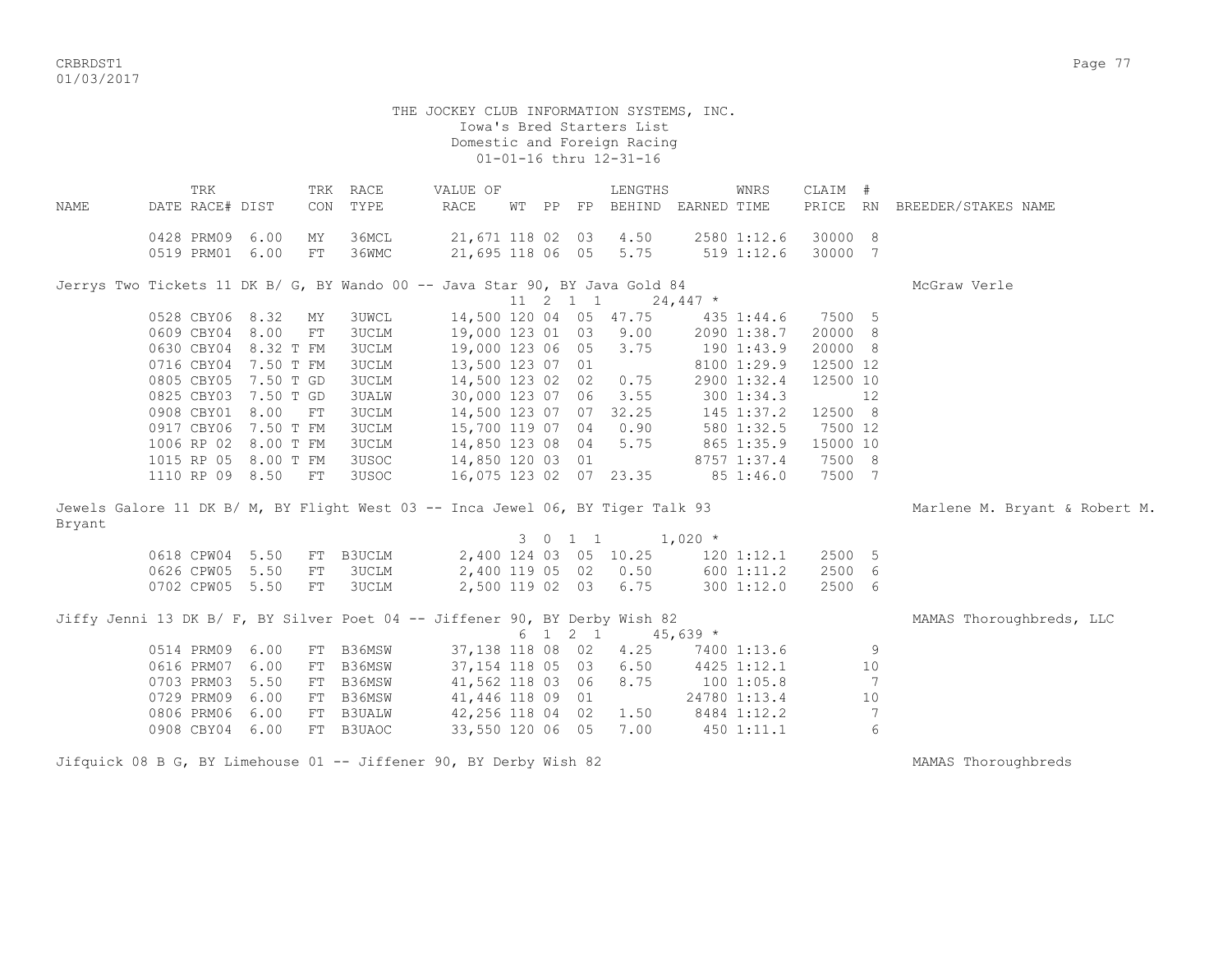THE JOCKEY CLUB INFORMATION SYSTEMS, INC.
Iowa's Bred Starters List
Domestic and Foreign Racing
01-01-16 thru 12-31-16

| NAME | TRK DATE | RACE# | DIST | TRK CON | RACE TYPE | VALUE OF RACE | WT | PP | FP | LENGTHS BEHIND | EARNED | WNRS TIME | CLAIM PRICE | # RN | BREEDER/STAKES NAME |
|---|---|---|---|---|---|---|---|---|---|---|---|---|---|---|---|
| | 0428 | PRM09 | 6.00 | MY | 36MCL | 21,671 | 118 | 02 | 03 | 4.50 | 2580 | 1:12.6 | 30000 | 8 | |
| | 0519 | PRM01 | 6.00 | FT | 36WMC | 21,695 | 118 | 06 | 05 | 5.75 | 519 | 1:12.6 | 30000 | 7 | |
| Jerrys Two Tickets 11 DK B/ G, BY Wando 00 -- Java Star 90, BY Java Gold 84 | | | | | | | 11 | 2 | 1 1 | | 24,447 * | | | | McGraw Verle |
| | 0528 | CBY06 | 8.32 | MY | 3UWCL | 14,500 | 120 | 04 | 05 | 47.75 | 435 | 1:44.6 | 7500 | 5 | |
| | 0609 | CBY04 | 8.00 | FT | 3UCLM | 19,000 | 123 | 01 | 03 | 9.00 | 2090 | 1:38.7 | 20000 | 8 | |
| | 0630 | CBY04 | 8.32 T | FM | 3UCLM | 19,000 | 123 | 06 | 05 | 3.75 | 190 | 1:43.9 | 20000 | 8 | |
| | 0716 | CBY04 | 7.50 T | FM | 3UCLM | 13,500 | 123 | 07 | 01 | | 8100 | 1:29.9 | 12500 | 12 | |
| | 0805 | CBY05 | 7.50 T | GD | 3UCLM | 14,500 | 123 | 02 | 02 | 0.75 | 2900 | 1:32.4 | 12500 | 10 | |
| | 0825 | CBY03 | 7.50 T | GD | 3UALW | 30,000 | 123 | 07 | 06 | 3.55 | 300 | 1:34.3 | | 12 | |
| | 0908 | CBY01 | 8.00 | FT | 3UCLM | 14,500 | 123 | 07 | 07 | 32.25 | 145 | 1:37.2 | 12500 | 8 | |
| | 0917 | CBY06 | 7.50 T | FM | 3UCLM | 15,700 | 119 | 07 | 04 | 0.90 | 580 | 1:32.5 | 7500 | 12 | |
| | 1006 | RP 02 | 8.00 T | FM | 3UCLM | 14,850 | 123 | 08 | 04 | 5.75 | 865 | 1:35.9 | 15000 | 10 | |
| | 1015 | RP 05 | 8.00 T | FM | 3USOC | 14,850 | 120 | 03 | 01 | | 8757 | 1:37.4 | 7500 | 8 | |
| | 1110 | RP 09 | 8.50 | FT | 3USOC | 16,075 | 123 | 02 | 07 | 23.35 | 85 | 1:46.0 | 7500 | 7 | |
| Jewels Galore 11 DK B/ M, BY Flight West 03 -- Inca Jewel 06, BY Tiger Talk 93 | | | | | | | 3 | 0 | 1 1 | | 1,020 * | | | | Marlene M. Bryant & Robert M. Bryant |
| | 0618 | CPW04 | 5.50 | FT | B3UCLM | 2,400 | 124 | 03 | 05 | 10.25 | 120 | 1:12.1 | 2500 | 5 | |
| | 0626 | CPW05 | 5.50 | FT | 3UCLM | 2,400 | 119 | 05 | 02 | 0.50 | 600 | 1:11.2 | 2500 | 6 | |
| | 0702 | CPW05 | 5.50 | FT | 3UCLM | 2,500 | 119 | 02 | 03 | 6.75 | 300 | 1:12.0 | 2500 | 6 | |
| Jiffy Jenni 13 DK B/ F, BY Silver Poet 04 -- Jiffener 90, BY Derby Wish 82 | | | | | | | 6 | 1 | 2 1 | | 45,639 * | | | | MAMAS Thoroughbreds, LLC |
| | 0514 | PRM09 | 6.00 | FT | B36MSW | 37,138 | 118 | 08 | 02 | 4.25 | 7400 | 1:13.6 | | 9 | |
| | 0616 | PRM07 | 6.00 | FT | B36MSW | 37,154 | 118 | 05 | 03 | 6.50 | 4425 | 1:12.1 | | 10 | |
| | 0703 | PRM03 | 5.50 | FT | B36MSW | 41,562 | 118 | 03 | 06 | 8.75 | 100 | 1:05.8 | | 7 | |
| | 0729 | PRM09 | 6.00 | FT | B36MSW | 41,446 | 118 | 09 | 01 | | 24780 | 1:13.4 | | 10 | |
| | 0806 | PRM06 | 6.00 | FT | B3UALW | 42,256 | 118 | 04 | 02 | 1.50 | 8484 | 1:12.2 | | 7 | |
| | 0908 | CBY04 | 6.00 | FT | B3UAOC | 33,550 | 120 | 06 | 05 | 7.00 | 450 | 1:11.1 | | 6 | |
| Jifquick 08 B G, BY Limehouse 01 -- Jiffener 90, BY Derby Wish 82 | | | | | | | | | | | | | | | MAMAS Thoroughbreds |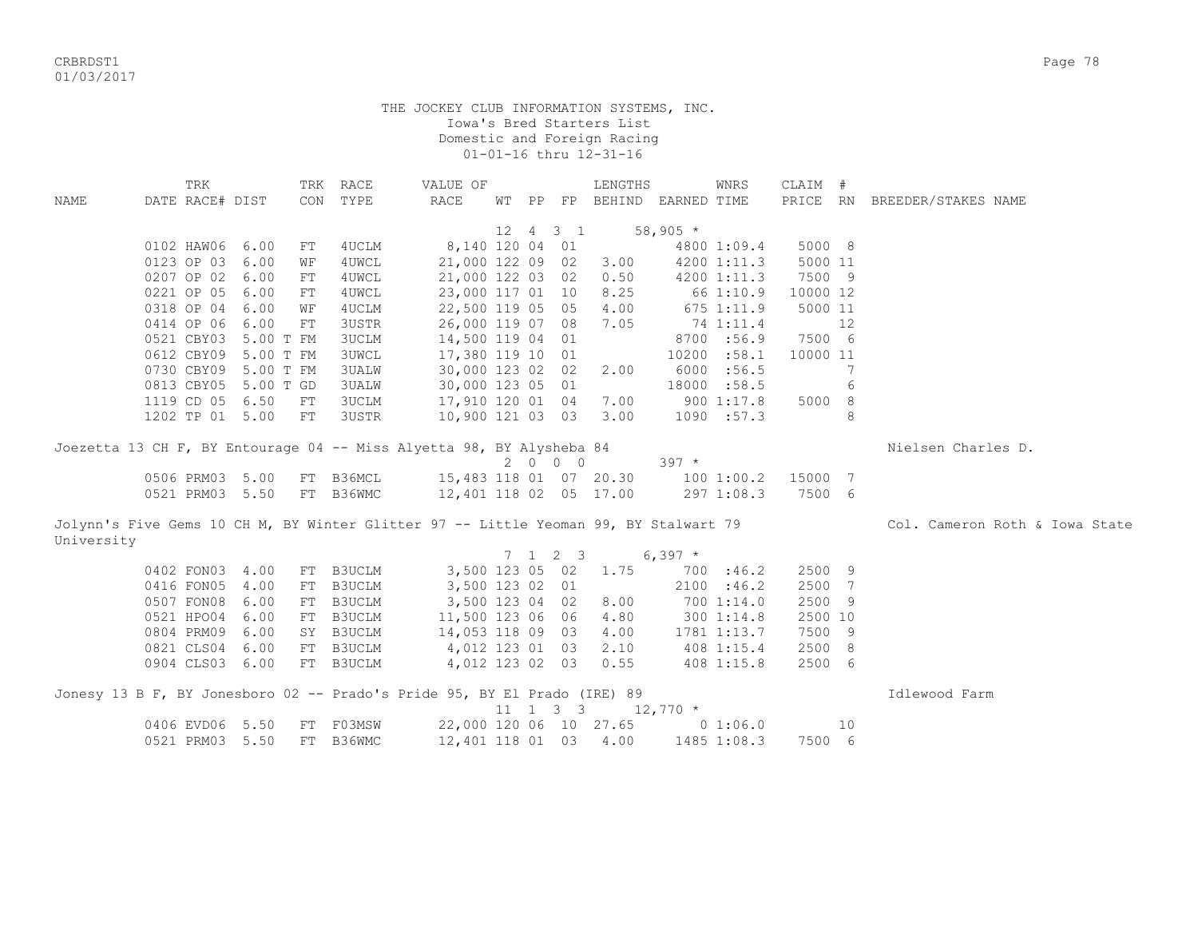THE JOCKEY CLUB INFORMATION SYSTEMS, INC.
Iowa's Bred Starters List
Domestic and Foreign Racing
01-01-16 thru 12-31-16

| NAME | TRK DATE | RACE# | DIST | TRK CON | RACE TYPE | VALUE OF RACE | WT | PP | FP | LENGTHS BEHIND | EARNED | WNRS TIME | CLAIM PRICE | # RN | BREEDER/STAKES NAME |
|---|---|---|---|---|---|---|---|---|---|---|---|---|---|---|---|
| | | | | | | 12 4 3 1 | | | | | 58,905 * | | | | |
| | 0102 | HAW06 | 6.00 | FT | 4UCLM | 8,140 | 120 | 04 | 01 | | 4800 | 1:09.4 | 5000 | 8 | |
| | 0123 | OP 03 | 6.00 | WF | 4UWCL | 21,000 | 122 | 09 | 02 | 3.00 | 4200 | 1:11.3 | 5000 | 11 | |
| | 0207 | OP 02 | 6.00 | FT | 4UWCL | 21,000 | 122 | 03 | 02 | 0.50 | 4200 | 1:11.3 | 7500 | 9 | |
| | 0221 | OP 05 | 6.00 | FT | 4UWCL | 23,000 | 117 | 01 | 10 | 8.25 | 66 | 1:10.9 | 10000 | 12 | |
| | 0318 | OP 04 | 6.00 | WF | 4UCLM | 22,500 | 119 | 05 | 05 | 4.00 | 675 | 1:11.9 | 5000 | 11 | |
| | 0414 | OP 06 | 6.00 | FT | 3USTR | 26,000 | 119 | 07 | 08 | 7.05 | 74 | 1:11.4 | | 12 | |
| | 0521 | CBY03 | 5.00 T | FM | 3UCLM | 14,500 | 119 | 04 | 01 | | 8700 | :56.9 | 7500 | 6 | |
| | 0612 | CBY09 | 5.00 T | FM | 3UWCL | 17,380 | 119 | 10 | 01 | | 10200 | :58.1 | 10000 | 11 | |
| | 0730 | CBY09 | 5.00 T | FM | 3UALW | 30,000 | 123 | 02 | 02 | 2.00 | 6000 | :56.5 | | 7 | |
| | 0813 | CBY05 | 5.00 T | GD | 3UALW | 30,000 | 123 | 05 | 01 | | 18000 | :58.5 | | 6 | |
| | 1119 | CD 05 | 6.50 | FT | 3UCLM | 17,910 | 120 | 01 | 04 | 7.00 | 900 | 1:17.8 | 5000 | 8 | |
| | 1202 | TP 01 | 5.00 | FT | 3USTR | 10,900 | 121 | 03 | 03 | 3.00 | 1090 | :57.3 | | 8 | |
| Joezetta 13 CH F, BY Entourage 04 -- Miss Alyetta 98, BY Alysheba 84 | | | | | | | | | | | | | | | Nielsen Charles D. |
| | | | | | | 2 0 0 0 | | | | | 397 * | | | | |
| | 0506 | PRM03 | 5.00 | FT | B36MCL | 15,483 | 118 | 01 | 07 | 20.30 | 100 | 1:00.2 | 15000 | 7 | |
| | 0521 | PRM03 | 5.50 | FT | B36WMC | 12,401 | 118 | 02 | 05 | 17.00 | 297 | 1:08.3 | 7500 | 6 | |
| Jolynn's Five Gems 10 CH M, BY Winter Glitter 97 -- Little Yeoman 99, BY Stalwart 79 | | | | | | | | | | | | | | | Col. Cameron Roth & Iowa State University |
| | | | | | | 7 1 2 3 | | | | | 6,397 * | | | | |
| | 0402 | FON03 | 4.00 | FT | B3UCLM | 3,500 | 123 | 05 | 02 | 1.75 | 700 | :46.2 | 2500 | 9 | |
| | 0416 | FON05 | 4.00 | FT | B3UCLM | 3,500 | 123 | 02 | 01 | | 2100 | :46.2 | 2500 | 7 | |
| | 0507 | FON08 | 6.00 | FT | B3UCLM | 3,500 | 123 | 04 | 02 | 8.00 | 700 | 1:14.0 | 2500 | 9 | |
| | 0521 | HPO04 | 6.00 | FT | B3UCLM | 11,500 | 123 | 06 | 06 | 4.80 | 300 | 1:14.8 | 2500 | 10 | |
| | 0804 | PRM09 | 6.00 | SY | B3UCLM | 14,053 | 118 | 09 | 03 | 4.00 | 1781 | 1:13.7 | 7500 | 9 | |
| | 0821 | CLS04 | 6.00 | FT | B3UCLM | 4,012 | 123 | 01 | 03 | 2.10 | 408 | 1:15.4 | 2500 | 8 | |
| | 0904 | CLS03 | 6.00 | FT | B3UCLM | 4,012 | 123 | 02 | 03 | 0.55 | 408 | 1:15.8 | 2500 | 6 | |
| Jonesy 13 B F, BY Jonesboro 02 -- Prado's Pride 95, BY El Prado (IRE) 89 | | | | | | | | | | | | | | | Idlewood Farm |
| | | | | | | 11 1 3 3 | | | | | 12,770 * | | | | |
| | 0406 | EVD06 | 5.50 | FT | F03MSW | 22,000 | 120 | 06 | 10 | 27.65 | 0 | 1:06.0 | | 10 | |
| | 0521 | PRM03 | 5.50 | FT | B36WMC | 12,401 | 118 | 01 | 03 | 4.00 | 1485 | 1:08.3 | 7500 | 6 | |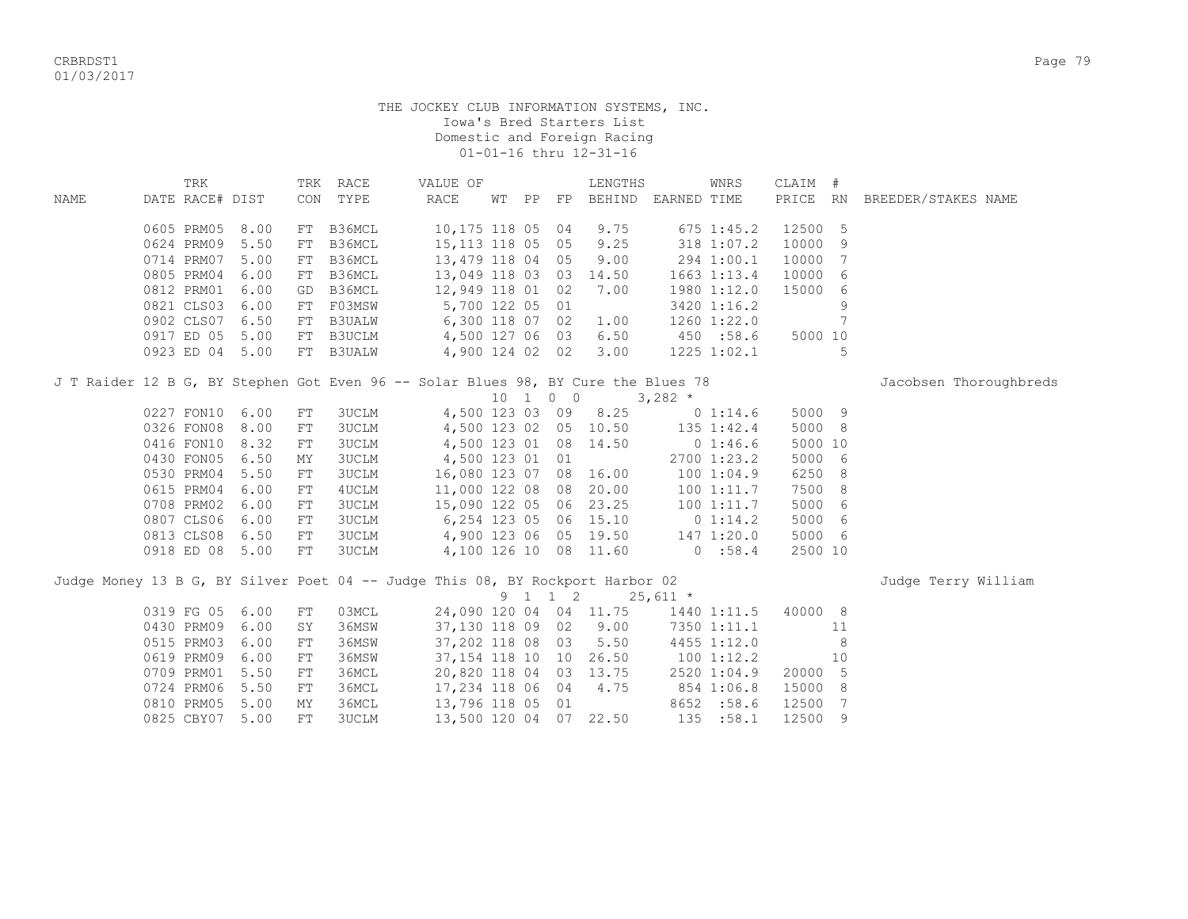THE JOCKEY CLUB INFORMATION SYSTEMS, INC.
Iowa's Bred Starters List
Domestic and Foreign Racing
01-01-16 thru 12-31-16

| NAME | TRK DATE | RACE# | DIST | TRK CON | RACE TYPE | VALUE OF RACE | WT | PP | FP | LENGTHS BEHIND | EARNED | WNRS TIME | CLAIM PRICE | # RN | BREEDER/STAKES NAME |
|---|---|---|---|---|---|---|---|---|---|---|---|---|---|---|---|
| | 0605 | PRM05 | 8.00 | FT | B36MCL | 10,175 | 118 | 05 | 04 | 9.75 | 675 | 1:45.2 | 12500 | 5 | |
| | 0624 | PRM09 | 5.50 | FT | B36MCL | 15,113 | 118 | 05 | 05 | 9.25 | 318 | 1:07.2 | 10000 | 9 | |
| | 0714 | PRM07 | 5.00 | FT | B36MCL | 13,479 | 118 | 04 | 05 | 9.00 | 294 | 1:00.1 | 10000 | 7 | |
| | 0805 | PRM04 | 6.00 | FT | B36MCL | 13,049 | 118 | 03 | 03 | 14.50 | 1663 | 1:13.4 | 10000 | 6 | |
| | 0812 | PRM01 | 6.00 | GD | B36MCL | 12,949 | 118 | 01 | 02 | 7.00 | 1980 | 1:12.0 | 15000 | 6 | |
| | 0821 | CLS03 | 6.00 | FT | F03MSW | 5,700 | 122 | 05 | 01 | | 3420 | 1:16.2 | | 9 | |
| | 0902 | CLS07 | 6.50 | FT | B3UALW | 6,300 | 118 | 07 | 02 | 1.00 | 1260 | 1:22.0 | | 7 | |
| | 0917 | ED 05 | 5.00 | FT | B3UCLM | 4,500 | 127 | 06 | 03 | 6.50 | 450 | :58.6 | 5000 | 10 | |
| | 0923 | ED 04 | 5.00 | FT | B3UALW | 4,900 | 124 | 02 | 02 | 3.00 | 1225 | 1:02.1 | | 5 | |

J T Raider 12 B G, BY Stephen Got Even 96 -- Solar Blues 98, BY Cure the Blues 78 — Jacobsen Thoroughbreds
10 1 0 0 3,282 *

| NAME | TRK DATE | RACE# | DIST | TRK CON | RACE TYPE | VALUE OF RACE | WT | PP | FP | LENGTHS BEHIND | EARNED | WNRS TIME | CLAIM PRICE | # RN | BREEDER/STAKES NAME |
|---|---|---|---|---|---|---|---|---|---|---|---|---|---|---|---|
| | 0227 | FON10 | 6.00 | FT | 3UCLM | 4,500 | 123 | 03 | 09 | 8.25 | 0 | 1:14.6 | 5000 | 9 | |
| | 0326 | FON08 | 8.00 | FT | 3UCLM | 4,500 | 123 | 02 | 05 | 10.50 | 135 | 1:42.4 | 5000 | 8 | |
| | 0416 | FON10 | 8.32 | FT | 3UCLM | 4,500 | 123 | 01 | 08 | 14.50 | 0 | 1:46.6 | 5000 | 10 | |
| | 0430 | FON05 | 6.50 | MY | 3UCLM | 4,500 | 123 | 01 | 01 | | 2700 | 1:23.2 | 5000 | 6 | |
| | 0530 | PRM04 | 5.50 | FT | 3UCLM | 16,080 | 123 | 07 | 08 | 16.00 | 100 | 1:04.9 | 6250 | 8 | |
| | 0615 | PRM04 | 6.00 | FT | 4UCLM | 11,000 | 122 | 08 | 08 | 20.00 | 100 | 1:11.7 | 7500 | 8 | |
| | 0708 | PRM02 | 6.00 | FT | 3UCLM | 15,090 | 122 | 05 | 06 | 23.25 | 100 | 1:11.7 | 5000 | 6 | |
| | 0807 | CLS06 | 6.00 | FT | 3UCLM | 6,254 | 123 | 05 | 06 | 15.10 | 0 | 1:14.2 | 5000 | 6 | |
| | 0813 | CLS08 | 6.50 | FT | 3UCLM | 4,900 | 123 | 06 | 05 | 19.50 | 147 | 1:20.0 | 5000 | 6 | |
| | 0918 | ED 08 | 5.00 | FT | 3UCLM | 4,100 | 126 | 10 | 08 | 11.60 | 0 | :58.4 | 2500 | 10 | |

Judge Money 13 B G, BY Silver Poet 04 -- Judge This 08, BY Rockport Harbor 02 — Judge Terry William
9 1 1 2 25,611 *

| NAME | TRK DATE | RACE# | DIST | TRK CON | RACE TYPE | VALUE OF RACE | WT | PP | FP | LENGTHS BEHIND | EARNED | WNRS TIME | CLAIM PRICE | # RN | BREEDER/STAKES NAME |
|---|---|---|---|---|---|---|---|---|---|---|---|---|---|---|---|
| | 0319 | FG 05 | 6.00 | FT | 03MCL | 24,090 | 120 | 04 | 04 | 11.75 | 1440 | 1:11.5 | 40000 | 8 | |
| | 0430 | PRM09 | 6.00 | SY | 36MSW | 37,130 | 118 | 09 | 02 | 9.00 | 7350 | 1:11.1 | | 11 | |
| | 0515 | PRM03 | 6.00 | FT | 36MSW | 37,202 | 118 | 08 | 03 | 5.50 | 4455 | 1:12.0 | | 8 | |
| | 0619 | PRM09 | 6.00 | FT | 36MSW | 37,154 | 118 | 10 | 10 | 26.50 | 100 | 1:12.2 | | 10 | |
| | 0709 | PRM01 | 5.50 | FT | 36MCL | 20,820 | 118 | 04 | 03 | 13.75 | 2520 | 1:04.9 | 20000 | 5 | |
| | 0724 | PRM06 | 5.50 | FT | 36MCL | 17,234 | 118 | 06 | 04 | 4.75 | 854 | 1:06.8 | 15000 | 8 | |
| | 0810 | PRM05 | 5.00 | MY | 36MCL | 13,796 | 118 | 05 | 01 | | 8652 | :58.6 | 12500 | 7 | |
| | 0825 | CBY07 | 5.00 | FT | 3UCLM | 13,500 | 120 | 04 | 07 | 22.50 | 135 | :58.1 | 12500 | 9 | |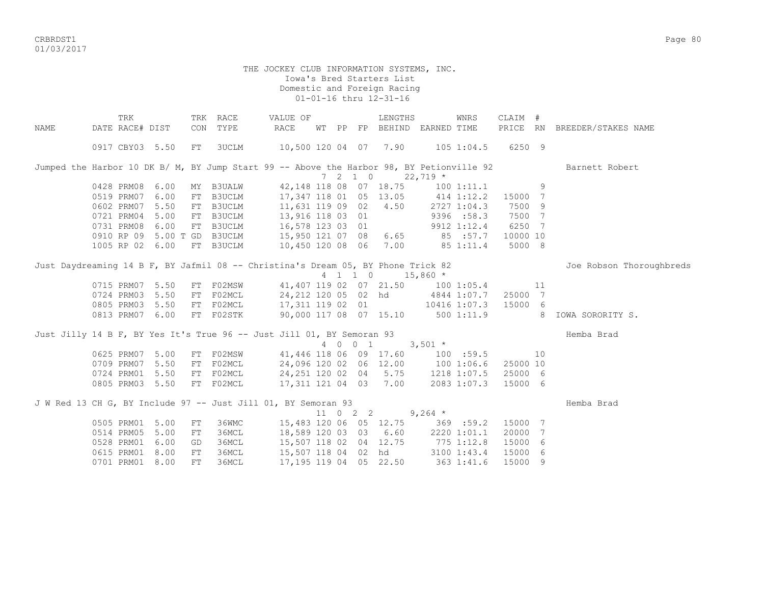THE JOCKEY CLUB INFORMATION SYSTEMS, INC.
Iowa's Bred Starters List
Domestic and Foreign Racing
01-01-16 thru 12-31-16

| NAME | TRK DATE | RACE# | DIST | TRK CON | RACE TYPE | VALUE OF RACE | WT | PP | FP | LENGTHS BEHIND | EARNED | WNRS TIME | CLAIM PRICE | # RN | BREEDER/STAKES NAME |
|---|---|---|---|---|---|---|---|---|---|---|---|---|---|---|---|
| | 0917 | CBY03 | 5.50 | FT | 3UCLM | 10,500 | 120 | 04 | 07 | 7.90 | 105 | 1:04.5 | 6250 | 9 | |
| Jumped the Harbor 10 DK B/ M, BY Jump Start 99 -- Above the Harbor 98, BY Petionville 92 | | | | | | | 7 2 1 0 | | | | 22,719 * | | | | Barnett Robert |
| | 0428 | PRM08 | 6.00 | MY | B3UALW | 42,148 | 118 | 08 | 07 | 18.75 | 100 | 1:11.1 | | 9 | |
| | 0519 | PRM07 | 6.00 | FT | B3UCLM | 17,347 | 118 | 01 | 05 | 13.05 | 414 | 1:12.2 | 15000 | 7 | |
| | 0602 | PRM07 | 5.50 | FT | B3UCLM | 11,631 | 119 | 09 | 02 | 4.50 | 2727 | 1:04.3 | 7500 | 9 | |
| | 0721 | PRM04 | 5.00 | FT | B3UCLM | 13,916 | 118 | 03 | 01 | | 9396 | :58.3 | 7500 | 7 | |
| | 0731 | PRM08 | 6.00 | FT | B3UCLM | 16,578 | 123 | 03 | 01 | | 9912 | 1:12.4 | 6250 | 7 | |
| | 0910 | RP 09 | 5.00 T | GD | B3UCLM | 15,950 | 121 | 07 | 08 | 6.65 | 85 | :57.7 | 10000 | 10 | |
| | 1005 | RP 02 | 6.00 | FT | B3UCLM | 10,450 | 120 | 08 | 06 | 7.00 | 85 | 1:11.4 | 5000 | 8 | |
| Just Daydreaming 14 B F, BY Jafmil 08 -- Christina's Dream 05, BY Phone Trick 82 | | | | | | | 4 1 1 0 | | | | 15,860 * | | | | Joe Robson Thoroughbreds |
| | 0715 | PRM07 | 5.50 | FT | F02MSW | 41,407 | 119 | 02 | 07 | 21.50 | 100 | 1:05.4 | | 11 | |
| | 0724 | PRM03 | 5.50 | FT | F02MCL | 24,212 | 120 | 05 | 02 | hd | 4844 | 1:07.7 | 25000 | 7 | |
| | 0805 | PRM03 | 5.50 | FT | F02MCL | 17,311 | 119 | 02 | 01 | | 10416 | 1:07.3 | 15000 | 6 | |
| | 0813 | PRM07 | 6.00 | FT | F02STK | 90,000 | 117 | 08 | 07 | 15.10 | 500 | 1:11.9 | | 8 | IOWA SORORITY S. |
| Just Jilly 14 B F, BY Yes It's True 96 -- Just Jill 01, BY Semoran 93 | | | | | | | 4 0 0 1 | | | | 3,501 * | | | | Hemba Brad |
| | 0625 | PRM07 | 5.00 | FT | F02MSW | 41,446 | 118 | 06 | 09 | 17.60 | 100 | :59.5 | | 10 | |
| | 0709 | PRM07 | 5.50 | FT | F02MCL | 24,096 | 120 | 02 | 06 | 12.00 | 100 | 1:06.6 | 25000 | 10 | |
| | 0724 | PRM01 | 5.50 | FT | F02MCL | 24,251 | 120 | 02 | 04 | 5.75 | 1218 | 1:07.5 | 25000 | 6 | |
| | 0805 | PRM03 | 5.50 | FT | F02MCL | 17,311 | 121 | 04 | 03 | 7.00 | 2083 | 1:07.3 | 15000 | 6 | |
| J W Red 13 CH G, BY Include 97 -- Just Jill 01, BY Semoran 93 | | | | | | | 11 0 2 2 | | | | 9,264 * | | | | Hemba Brad |
| | 0505 | PRM01 | 5.00 | FT | 36WMC | 15,483 | 120 | 06 | 05 | 12.75 | 369 | :59.2 | 15000 | 7 | |
| | 0514 | PRM05 | 5.00 | FT | 36MCL | 18,589 | 120 | 03 | 03 | 6.60 | 2220 | 1:01.1 | 20000 | 7 | |
| | 0528 | PRM01 | 6.00 | GD | 36MCL | 15,507 | 118 | 02 | 04 | 12.75 | 775 | 1:12.8 | 15000 | 6 | |
| | 0615 | PRM01 | 8.00 | FT | 36MCL | 15,507 | 118 | 04 | 02 | hd | 3100 | 1:43.4 | 15000 | 6 | |
| | 0701 | PRM01 | 8.00 | FT | 36MCL | 17,195 | 119 | 04 | 05 | 22.50 | 363 | 1:41.6 | 15000 | 9 | |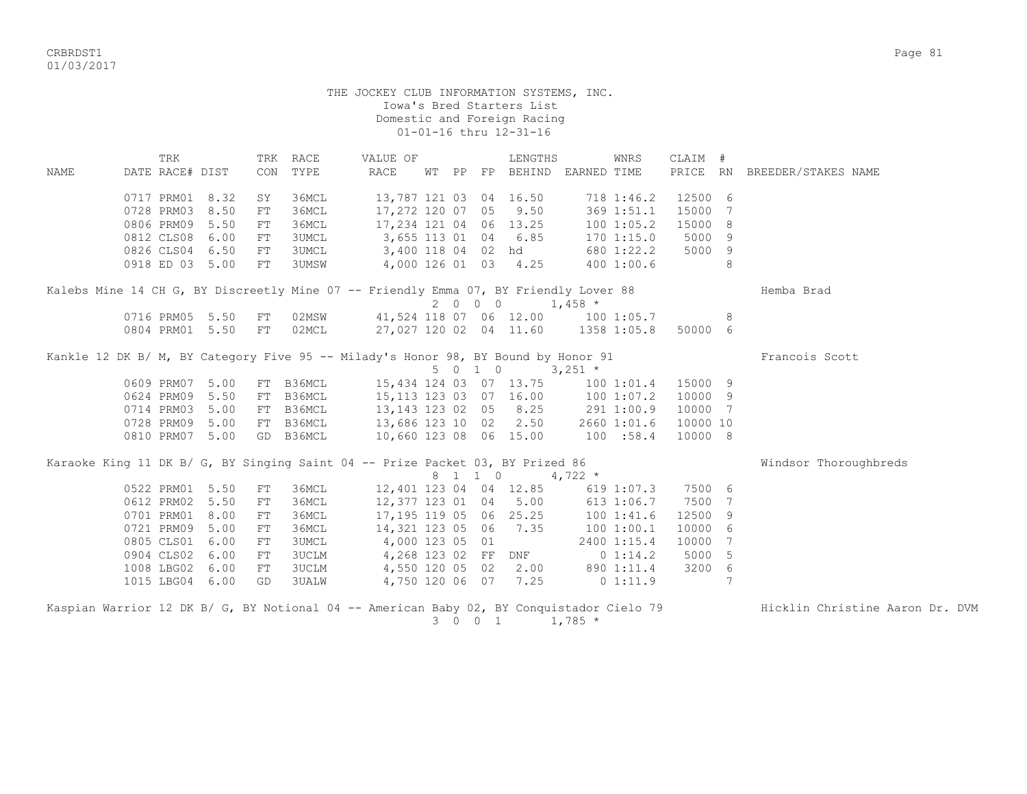THE JOCKEY CLUB INFORMATION SYSTEMS, INC.
Iowa's Bred Starters List
Domestic and Foreign Racing
01-01-16 thru 12-31-16

| NAME | TRK DATE | RACE# | DIST | TRK CON | RACE TYPE | VALUE OF RACE | WT | PP | FP | LENGTHS BEHIND | EARNED | WNRS TIME | CLAIM PRICE | # RN | BREEDER/STAKES NAME |
|---|---|---|---|---|---|---|---|---|---|---|---|---|---|---|---|
| | 0717 | PRM01 | 8.32 | SY | 36MCL | 13,787 | 121 | 03 | 04 | 16.50 | 718 | 1:46.2 | 12500 | 6 | |
| | 0728 | PRM03 | 8.50 | FT | 36MCL | 17,272 | 120 | 07 | 05 | 9.50 | 369 | 1:51.1 | 15000 | 7 | |
| | 0806 | PRM09 | 5.50 | FT | 36MCL | 17,234 | 121 | 04 | 06 | 13.25 | 100 | 1:05.2 | 15000 | 8 | |
| | 0812 | CLS08 | 6.00 | FT | 3UMCL | 3,655 | 113 | 01 | 04 | 6.85 | 170 | 1:15.0 | 5000 | 9 | |
| | 0826 | CLS04 | 6.50 | FT | 3UMCL | 3,400 | 118 | 04 | 02 | hd | 680 | 1:22.2 | 5000 | 9 | |
| | 0918 | ED 03 | 5.00 | FT | 3UMSW | 4,000 | 126 | 01 | 03 | 4.25 | 400 | 1:00.6 | | 8 | |
| Kalebs Mine 14 CH G, BY Discreetly Mine 07 -- Friendly Emma 07, BY Friendly Lover 88 | | | | | | | 2 | 0 0 | 0 | | 1,458 * | | | | Hemba Brad |
| | 0716 | PRM05 | 5.50 | FT | 02MSW | 41,524 | 118 | 07 | 06 | 12.00 | 100 | 1:05.7 | | 8 | |
| | 0804 | PRM01 | 5.50 | FT | 02MCL | 27,027 | 120 | 02 | 04 | 11.60 | 1358 | 1:05.8 | 50000 | 6 | |
| Kankle 12 DK B/ M, BY Category Five 95 -- Milady's Honor 98, BY Bound by Honor 91 | | | | | | | 5 | 0 1 | 0 | | 3,251 * | | | | Francois Scott |
| | 0609 | PRM07 | 5.00 | FT | B36MCL | 15,434 | 124 | 03 | 07 | 13.75 | 100 | 1:01.4 | 15000 | 9 | |
| | 0624 | PRM09 | 5.50 | FT | B36MCL | 15,113 | 123 | 03 | 07 | 16.00 | 100 | 1:07.2 | 10000 | 9 | |
| | 0714 | PRM03 | 5.00 | FT | B36MCL | 13,143 | 123 | 02 | 05 | 8.25 | 291 | 1:00.9 | 10000 | 7 | |
| | 0728 | PRM09 | 5.00 | FT | B36MCL | 13,686 | 123 | 10 | 02 | 2.50 | 2660 | 1:01.6 | 10000 | 10 | |
| | 0810 | PRM07 | 5.00 | GD | B36MCL | 10,660 | 123 | 08 | 06 | 15.00 | 100 | :58.4 | 10000 | 8 | |
| Karaoke King 11 DK B/ G, BY Singing Saint 04 -- Prize Packet 03, BY Prized 86 | | | | | | | 8 | 1 1 | 0 | | 4,722 * | | | | Windsor Thoroughbreds |
| | 0522 | PRM01 | 5.50 | FT | 36MCL | 12,401 | 123 | 04 | 04 | 12.85 | 619 | 1:07.3 | 7500 | 6 | |
| | 0612 | PRM02 | 5.50 | FT | 36MCL | 12,377 | 123 | 01 | 04 | 5.00 | 613 | 1:06.7 | 7500 | 7 | |
| | 0701 | PRM01 | 8.00 | FT | 36MCL | 17,195 | 119 | 05 | 06 | 25.25 | 100 | 1:41.6 | 12500 | 9 | |
| | 0721 | PRM09 | 5.00 | FT | 36MCL | 14,321 | 123 | 05 | 06 | 7.35 | 100 | 1:00.1 | 10000 | 6 | |
| | 0805 | CLS01 | 6.00 | FT | 3UMCL | 4,000 | 123 | 05 | 01 | | 2400 | 1:15.4 | 10000 | 7 | |
| | 0904 | CLS02 | 6.00 | FT | 3UCLM | 4,268 | 123 | 02 | FF | DNF | 0 | 1:14.2 | 5000 | 5 | |
| | 1008 | LBG02 | 6.00 | FT | 3UCLM | 4,550 | 120 | 05 | 02 | 2.00 | 890 | 1:11.4 | 3200 | 6 | |
| | 1015 | LBG04 | 6.00 | GD | 3UALW | 4,750 | 120 | 06 | 07 | 7.25 | 0 | 1:11.9 | | 7 | |
| Kaspian Warrior 12 DK B/ G, BY Notional 04 -- American Baby 02, BY Conquistador Cielo 79 | | | | | | | 3 | 0 0 | 1 | | 1,785 * | | | | Hicklin Christine Aaron Dr. DVM |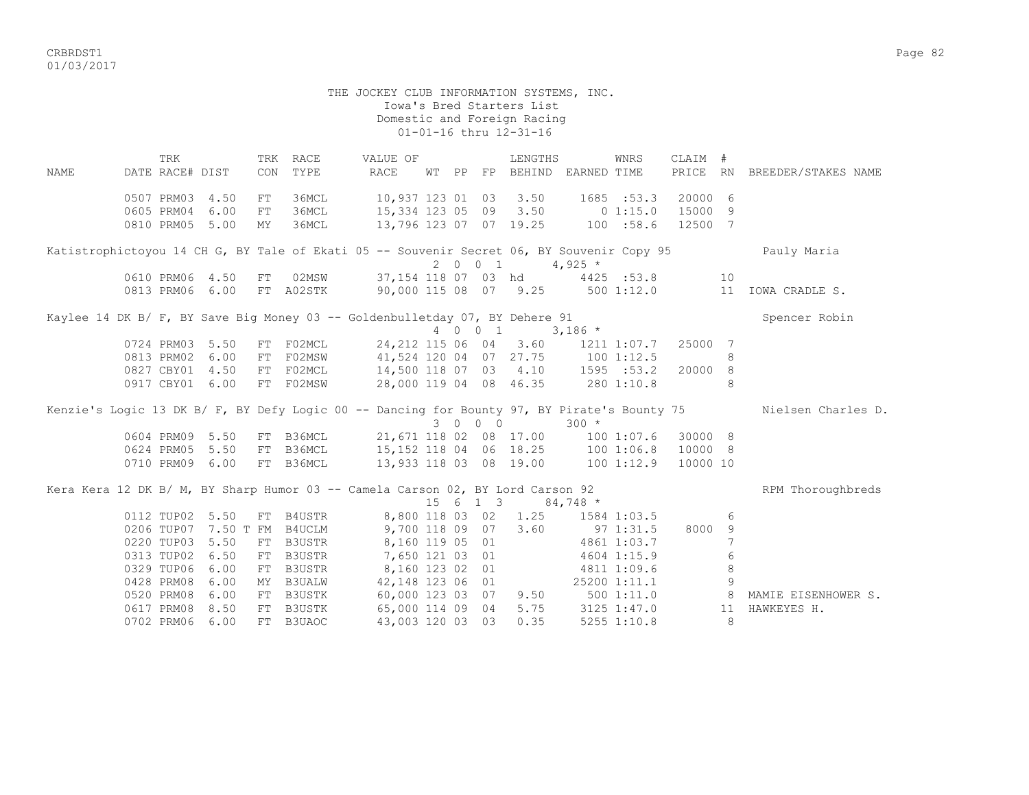THE JOCKEY CLUB INFORMATION SYSTEMS, INC.
Iowa's Bred Starters List
Domestic and Foreign Racing
01-01-16 thru 12-31-16

| NAME | TRK DATE | RACE# | DIST | TRK CON | RACE TYPE | VALUE OF RACE | WT | PP | FP | LENGTHS BEHIND | EARNED | WNRS TIME | CLAIM PRICE | # RN | BREEDER/STAKES NAME |
|---|---|---|---|---|---|---|---|---|---|---|---|---|---|---|---|
| | 0507 | PRM03 | 4.50 | FT | 36MCL | 10,937 | 123 | 01 | 03 | 3.50 | 1685 | :53.3 | 20000 | 6 | |
| | 0605 | PRM04 | 6.00 | FT | 36MCL | 15,334 | 123 | 05 | 09 | 3.50 | 0 | 1:15.0 | 15000 | 9 | |
| | 0810 | PRM05 | 5.00 | MY | 36MCL | 13,796 | 123 | 07 | 07 | 19.25 | 100 | :58.6 | 12500 | 7 | |
| Katistrophictoyou 14 CH G, BY Tale of Ekati 05 -- Souvenir Secret 06, BY Souvenir Copy 95 | | | | | | | 2 | 0 | 0 1 | | 4,925 * | | | | Pauly Maria |
| | 0610 | PRM06 | 4.50 | FT | 02MSW | 37,154 | 118 | 07 | 03 | hd | 4425 | :53.8 | | 10 | |
| | 0813 | PRM06 | 6.00 | FT | A02STK | 90,000 | 115 | 08 | 07 | 9.25 | 500 | 1:12.0 | | 11 | IOWA CRADLE S. |
| Kaylee 14 DK B/ F, BY Save Big Money 03 -- Goldenbulletday 07, BY Dehere 91 | | | | | | | 4 | 0 | 0 1 | | 3,186 * | | | | Spencer Robin |
| | 0724 | PRM03 | 5.50 | FT | F02MCL | 24,212 | 115 | 06 | 04 | 3.60 | 1211 | 1:07.7 | 25000 | 7 | |
| | 0813 | PRM02 | 6.00 | FT | F02MSW | 41,524 | 120 | 04 | 07 | 27.75 | 100 | 1:12.5 | | 8 | |
| | 0827 | CBY01 | 4.50 | FT | F02MCL | 14,500 | 118 | 07 | 03 | 4.10 | 1595 | :53.2 | 20000 | 8 | |
| | 0917 | CBY01 | 6.00 | FT | F02MSW | 28,000 | 119 | 04 | 08 | 46.35 | 280 | 1:10.8 | | 8 | |
| Kenzie's Logic 13 DK B/ F, BY Defy Logic 00 -- Dancing for Bounty 97, BY Pirate's Bounty 75 | | | | | | | 3 | 0 | 0 0 | | 300 * | | | | Nielsen Charles D. |
| | 0604 | PRM09 | 5.50 | FT | B36MCL | 21,671 | 118 | 02 | 08 | 17.00 | 100 | 1:07.6 | 30000 | 8 | |
| | 0624 | PRM05 | 5.50 | FT | B36MCL | 15,152 | 118 | 04 | 06 | 18.25 | 100 | 1:06.8 | 10000 | 8 | |
| | 0710 | PRM09 | 6.00 | FT | B36MCL | 13,933 | 118 | 03 | 08 | 19.00 | 100 | 1:12.9 | 10000 | 10 | |
| Kera Kera 12 DK B/ M, BY Sharp Humor 03 -- Camela Carson 02, BY Lord Carson 92 | | | | | | | 15 | 6 | 1 3 | | 84,748 * | | | | RPM Thoroughbreds |
| | 0112 | TUP02 | 5.50 | FT | B4USTR | 8,800 | 118 | 03 | 02 | 1.25 | 1584 | 1:03.5 | | 6 | |
| | 0206 | TUP07 | 7.50 T | FM | B4UCLM | 9,700 | 118 | 09 | 07 | 3.60 | 97 | 1:31.5 | 8000 | 9 | |
| | 0220 | TUP03 | 5.50 | FT | B3USTR | 8,160 | 119 | 05 | 01 | | 4861 | 1:03.7 | | 7 | |
| | 0313 | TUP02 | 6.50 | FT | B3USTR | 7,650 | 121 | 03 | 01 | | 4604 | 1:15.9 | | 6 | |
| | 0329 | TUP06 | 6.00 | FT | B3USTR | 8,160 | 123 | 02 | 01 | | 4811 | 1:09.6 | | 8 | |
| | 0428 | PRM08 | 6.00 | MY | B3UALW | 42,148 | 123 | 06 | 01 | | 25200 | 1:11.1 | | 9 | |
| | 0520 | PRM08 | 6.00 | FT | B3USTK | 60,000 | 123 | 03 | 07 | 9.50 | 500 | 1:11.0 | | 8 | MAMIE EISENHOWER S. |
| | 0617 | PRM08 | 8.50 | FT | B3USTK | 65,000 | 114 | 09 | 04 | 5.75 | 3125 | 1:47.0 | | 11 | HAWKEYES H. |
| | 0702 | PRM06 | 6.00 | FT | B3UAOC | 43,003 | 120 | 03 | 03 | 0.35 | 5255 | 1:10.8 | | 8 | |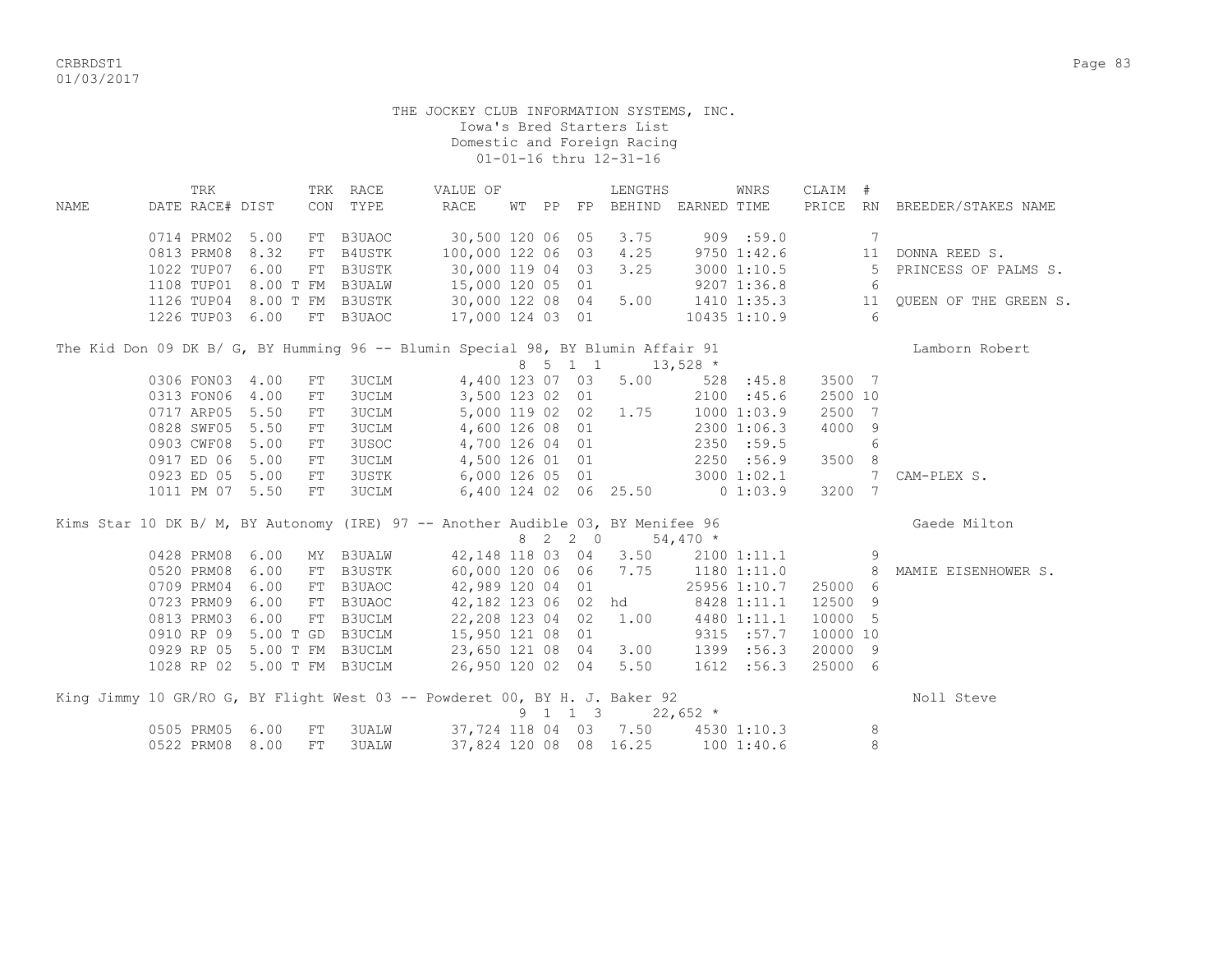THE JOCKEY CLUB INFORMATION SYSTEMS, INC.
Iowa's Bred Starters List
Domestic and Foreign Racing
01-01-16 thru 12-31-16

| NAME | TRK DATE | RACE# | DIST | TRK CON | RACE TYPE | VALUE OF RACE | WT | PP | FP | LENGTHS BEHIND | EARNED | WNRS TIME | CLAIM PRICE | # RN | BREEDER/STAKES NAME |
|---|---|---|---|---|---|---|---|---|---|---|---|---|---|---|---|
| | 0714 | PRM02 | 5.00 | FT | B3UAOC | 30,500 | 120 | 06 | 05 | 3.75 | 909 | :59.0 | | 7 | |
| | 0813 | PRM08 | 8.32 | FT | B4USTK | 100,000 | 122 | 06 | 03 | 4.25 | 9750 | 1:42.6 | | 11 | DONNA REED S. |
| | 1022 | TUP07 | 6.00 | FT | B3USTK | 30,000 | 119 | 04 | 03 | 3.25 | 3000 | 1:10.5 | | 5 | PRINCESS OF PALMS S. |
| | 1108 | TUP01 | 8.00 T | FM | B3UALW | 15,000 | 120 | 05 | 01 | | 9207 | 1:36.8 | | 6 | |
| | 1126 | TUP04 | 8.00 T | FM | B3USTK | 30,000 | 122 | 08 | 04 | 5.00 | 1410 | 1:35.3 | | 11 | QUEEN OF THE GREEN S. |
| | 1226 | TUP03 | 6.00 | FT | B3UAOC | 17,000 | 124 | 03 | 01 | | 10435 | 1:10.9 | | 6 | |
| **The Kid Don 09 DK B/ G, BY Humming 96 -- Blumin Special 98, BY Blumin Affair 91** | | | | | | | 8 | 5 1 | 1 | | 13,528 * | | | | Lamborn Robert |
| | 0306 | FON03 | 4.00 | FT | 3UCLM | 4,400 | 123 | 07 | 03 | 5.00 | 528 | :45.8 | 3500 | 7 | |
| | 0313 | FON06 | 4.00 | FT | 3UCLM | 3,500 | 123 | 02 | 01 | | 2100 | :45.6 | 2500 | 10 | |
| | 0717 | ARP05 | 5.50 | FT | 3UCLM | 5,000 | 119 | 02 | 02 | 1.75 | 1000 | 1:03.9 | 2500 | 7 | |
| | 0828 | SWF05 | 5.50 | FT | 3UCLM | 4,600 | 126 | 08 | 01 | | 2300 | 1:06.3 | 4000 | 9 | |
| | 0903 | CWF08 | 5.00 | FT | 3USOC | 4,700 | 126 | 04 | 01 | | 2350 | :59.5 | | 6 | |
| | 0917 | ED 06 | 5.00 | FT | 3UCLM | 4,500 | 126 | 01 | 01 | | 2250 | :56.9 | 3500 | 8 | |
| | 0923 | ED 05 | 5.00 | FT | 3USTK | 6,000 | 126 | 05 | 01 | | 3000 | 1:02.1 | | 7 | CAM-PLEX S. |
| | 1011 | PM 07 | 5.50 | FT | 3UCLM | 6,400 | 124 | 02 | 06 | 25.50 | 0 | 1:03.9 | 3200 | 7 | |
| **Kims Star 10 DK B/ M, BY Autonomy (IRE) 97 -- Another Audible 03, BY Menifee 96** | | | | | | | 8 | 2 2 | 0 | | 54,470 * | | | | Gaede Milton |
| | 0428 | PRM08 | 6.00 | MY | B3UALW | 42,148 | 118 | 03 | 04 | 3.50 | 2100 | 1:11.1 | | 9 | |
| | 0520 | PRM08 | 6.00 | FT | B3USTK | 60,000 | 120 | 06 | 06 | 7.75 | 1180 | 1:11.0 | | 8 | MAMIE EISENHOWER S. |
| | 0709 | PRM04 | 6.00 | FT | B3UAOC | 42,989 | 120 | 04 | 01 | | 25956 | 1:10.7 | 25000 | 6 | |
| | 0723 | PRM09 | 6.00 | FT | B3UAOC | 42,182 | 123 | 06 | 02 | hd | 8428 | 1:11.1 | 12500 | 9 | |
| | 0813 | PRM03 | 6.00 | FT | B3UCLM | 22,208 | 123 | 04 | 02 | 1.00 | 4480 | 1:11.1 | 10000 | 5 | |
| | 0910 | RP 09 | 5.00 T | GD | B3UCLM | 15,950 | 121 | 08 | 01 | | 9315 | :57.7 | 10000 | 10 | |
| | 0929 | RP 05 | 5.00 T | FM | B3UCLM | 23,650 | 121 | 08 | 04 | 3.00 | 1399 | :56.3 | 20000 | 9 | |
| | 1028 | RP 02 | 5.00 T | FM | B3UCLM | 26,950 | 120 | 02 | 04 | 5.50 | 1612 | :56.3 | 25000 | 6 | |
| **King Jimmy 10 GR/RO G, BY Flight West 03 -- Powderet 00, BY H. J. Baker 92** | | | | | | | 9 | 1 1 | 3 | | 22,652 * | | | | Noll Steve |
| | 0505 | PRM05 | 6.00 | FT | 3UALW | 37,724 | 118 | 04 | 03 | 7.50 | 4530 | 1:10.3 | | 8 | |
| | 0522 | PRM08 | 8.00 | FT | 3UALW | 37,824 | 120 | 08 | 08 | 16.25 | 100 | 1:40.6 | | 8 | |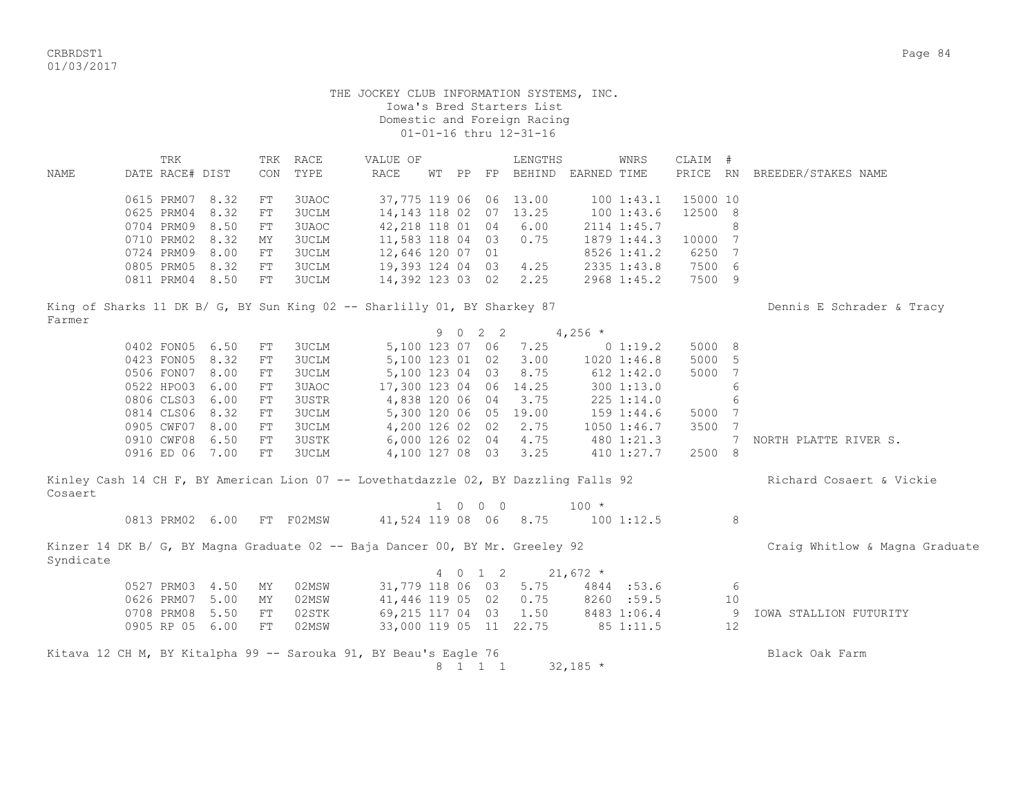THE JOCKEY CLUB INFORMATION SYSTEMS, INC.
Iowa's Bred Starters List
Domestic and Foreign Racing
01-01-16 thru 12-31-16

| NAME | TRK DATE | RACE# | DIST | TRK CON | RACE TYPE | VALUE OF RACE | WT | PP | FP | LENGTHS BEHIND | EARNED | WNRS TIME | CLAIM PRICE | # RN | BREEDER/STAKES NAME |
|---|---|---|---|---|---|---|---|---|---|---|---|---|---|---|---|
| | 0615 | PRM07 | 8.32 | FT | 3UAOC | 37,775 | 119 | 06 | 06 | 13.00 | 100 | 1:43.1 | 15000 | 10 | |
| | 0625 | PRM04 | 8.32 | FT | 3UCLM | 14,143 | 118 | 02 | 07 | 13.25 | 100 | 1:43.6 | 12500 | 8 | |
| | 0704 | PRM09 | 8.50 | FT | 3UAOC | 42,218 | 118 | 01 | 04 | 6.00 | 2114 | 1:45.7 | | 8 | |
| | 0710 | PRM02 | 8.32 | MY | 3UCLM | 11,583 | 118 | 04 | 03 | 0.75 | 1879 | 1:44.3 | 10000 | 7 | |
| | 0724 | PRM09 | 8.00 | FT | 3UCLM | 12,646 | 120 | 07 | 01 | | 8526 | 1:41.2 | 6250 | 7 | |
| | 0805 | PRM05 | 8.32 | FT | 3UCLM | 19,393 | 124 | 04 | 03 | 4.25 | 2335 | 1:43.8 | 7500 | 6 | |
| | 0811 | PRM04 | 8.50 | FT | 3UCLM | 14,392 | 123 | 03 | 02 | 2.25 | 2968 | 1:45.2 | 7500 | 9 | |
| King of Sharks 11 DK B/ G, BY Sun King 02 -- Sharlilly 01, BY Sharkey 87 | | | | | | | | | | | | | | | Dennis E Schrader & Tracy Farmer |
| | | | | | | | 9 | 0 2 2 | | | 4,256 * | | | | |
| | 0402 | FON05 | 6.50 | FT | 3UCLM | 5,100 | 123 | 07 | 06 | 7.25 | 0 | 1:19.2 | 5000 | 8 | |
| | 0423 | FON05 | 8.32 | FT | 3UCLM | 5,100 | 123 | 01 | 02 | 3.00 | 1020 | 1:46.8 | 5000 | 5 | |
| | 0506 | FON07 | 8.00 | FT | 3UCLM | 5,100 | 123 | 04 | 03 | 8.75 | 612 | 1:42.0 | 5000 | 7 | |
| | 0522 | HPO03 | 6.00 | FT | 3UAOC | 17,300 | 123 | 04 | 06 | 14.25 | 300 | 1:13.0 | | 6 | |
| | 0806 | CLS03 | 6.00 | FT | 3USTR | 4,838 | 120 | 06 | 04 | 3.75 | 225 | 1:14.0 | | 6 | |
| | 0814 | CLS06 | 8.32 | FT | 3UCLM | 5,300 | 120 | 06 | 05 | 19.00 | 159 | 1:44.6 | 5000 | 7 | |
| | 0905 | CWF07 | 8.00 | FT | 3UCLM | 4,200 | 126 | 02 | 02 | 2.75 | 1050 | 1:46.7 | 3500 | 7 | |
| | 0910 | CWF08 | 6.50 | FT | 3USTK | 6,000 | 126 | 02 | 04 | 4.75 | 480 | 1:21.3 | | 7 | NORTH PLATTE RIVER S. |
| | 0916 | ED 06 | 7.00 | FT | 3UCLM | 4,100 | 127 | 08 | 03 | 3.25 | 410 | 1:27.7 | 2500 | 8 | |
| Kinley Cash 14 CH F, BY American Lion 07 -- Lovethatdazzle 02, BY Dazzling Falls 92 | | | | | | | | | | | | | | | Richard Cosaert & Vickie Cosaert |
| | | | | | | | 1 | 0 0 0 | | | 100 * | | | | |
| | 0813 | PRM02 | 6.00 | FT | F02MSW | 41,524 | 119 | 08 | 06 | 8.75 | 100 | 1:12.5 | | 8 | |
| Kinzer 14 DK B/ G, BY Magna Graduate 02 -- Baja Dancer 00, BY Mr. Greeley 92 | | | | | | | | | | | | | | | Craig Whitlow & Magna Graduate Syndicate |
| | | | | | | | 4 | 0 1 2 | | | 21,672 * | | | | |
| | 0527 | PRM03 | 4.50 | MY | 02MSW | 31,779 | 118 | 06 | 03 | 5.75 | 4844 | :53.6 | | 6 | |
| | 0626 | PRM07 | 5.00 | MY | 02MSW | 41,446 | 119 | 05 | 02 | 0.75 | 8260 | :59.5 | | 10 | |
| | 0708 | PRM08 | 5.50 | FT | 02STK | 69,215 | 117 | 04 | 03 | 1.50 | 8483 | 1:06.4 | | 9 | IOWA STALLION FUTURITY |
| | 0905 | RP 05 | 6.00 | FT | 02MSW | 33,000 | 119 | 05 | 11 | 22.75 | 85 | 1:11.5 | | 12 | |
| Kitava 12 CH M, BY Kitalpha 99 -- Sarouka 91, BY Beau's Eagle 76 | | | | | | | | | | | | | | | Black Oak Farm |
| | | | | | | | 8 | 1 1 1 | | | 32,185 * | | | | |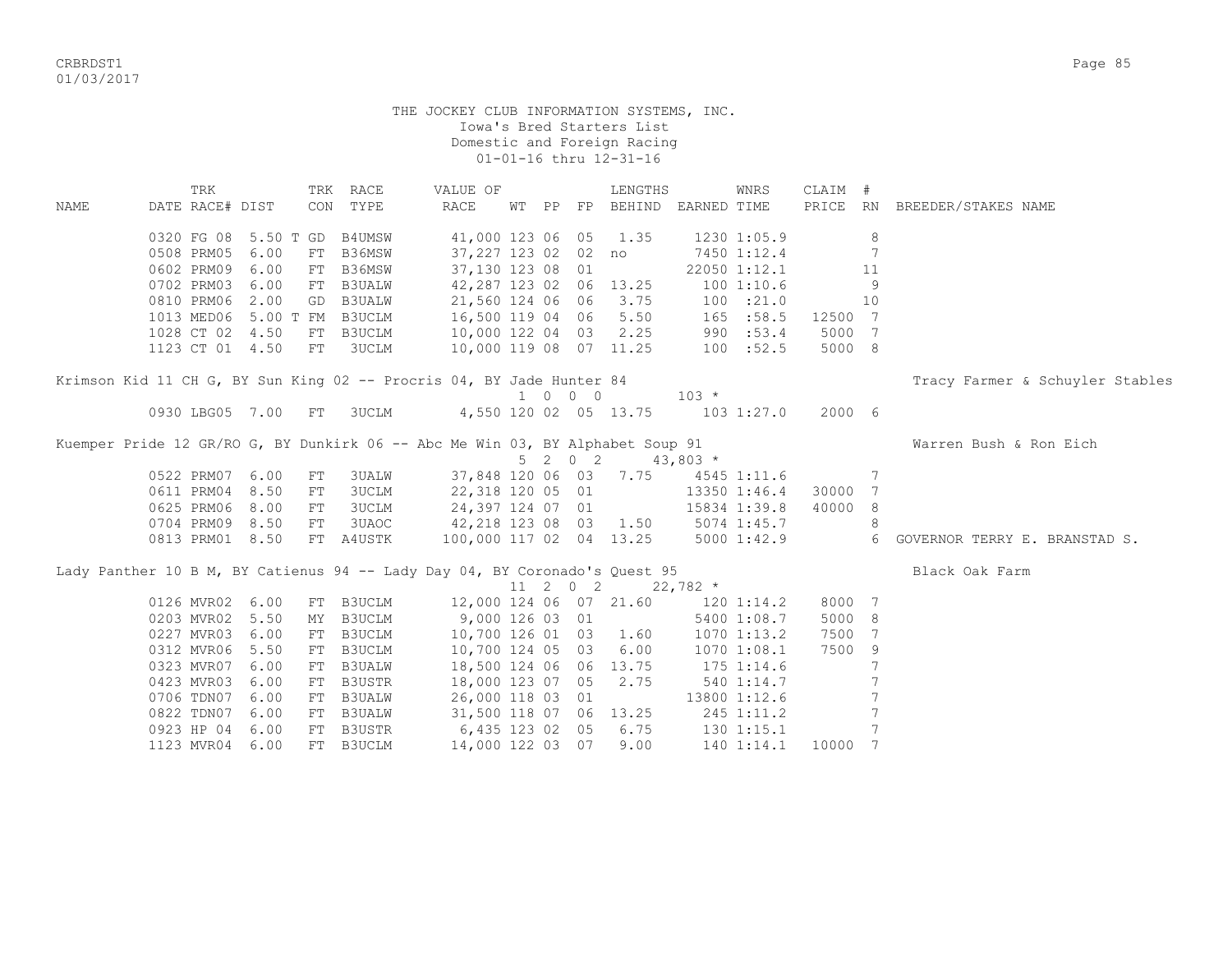THE JOCKEY CLUB INFORMATION SYSTEMS, INC.
Iowa's Bred Starters List
Domestic and Foreign Racing
01-01-16 thru 12-31-16

| NAME | TRK DATE | RACE# | DIST | TRK CON | RACE TYPE | VALUE OF RACE | WT | PP | FP | LENGTHS BEHIND | EARNED | WNRS TIME | CLAIM PRICE | # RN | BREEDER/STAKES NAME |
|---|---|---|---|---|---|---|---|---|---|---|---|---|---|---|---|
| | 0320 | FG 08 | 5.50 T | GD | B4UMSW | 41,000 | 123 | 06 | 05 | 1.35 | 1230 | 1:05.9 | | 8 | |
| | 0508 | PRM05 | 6.00 | FT | B36MSW | 37,227 | 123 | 02 | 02 | no | 7450 | 1:12.4 | | 7 | |
| | 0602 | PRM09 | 6.00 | FT | B36MSW | 37,130 | 123 | 08 | 01 | | 22050 | 1:12.1 | | 11 | |
| | 0702 | PRM03 | 6.00 | FT | B3UALW | 42,287 | 123 | 02 | 06 | 13.25 | 100 | 1:10.6 | | 9 | |
| | 0810 | PRM06 | 2.00 | GD | B3UALW | 21,560 | 124 | 06 | 06 | 3.75 | 100 | :21.0 | | 10 | |
| | 1013 | MED06 | 5.00 T | FM | B3UCLM | 16,500 | 119 | 04 | 06 | 5.50 | 165 | :58.5 | 12500 | 7 | |
| | 1028 | CT 02 | 4.50 | FT | B3UCLM | 10,000 | 122 | 04 | 03 | 2.25 | 990 | :53.4 | 5000 | 7 | |
| | 1123 | CT 01 | 4.50 | FT | 3UCLM | 10,000 | 119 | 08 | 07 | 11.25 | 100 | :52.5 | 5000 | 8 | |
| Krimson Kid 11 CH G, BY Sun King 02 -- Procris 04, BY Jade Hunter 84 | | | | | | | 1 | 0 | 0 0 | | 103 * | | | | Tracy Farmer & Schuyler Stables |
| | 0930 | LBG05 | 7.00 | FT | 3UCLM | 4,550 | 120 | 02 | 05 | 13.75 | 103 | 1:27.0 | 2000 | 6 | |
| Kuemper Pride 12 GR/RO G, BY Dunkirk 06 -- Abc Me Win 03, BY Alphabet Soup 91 | | | | | | | 5 | 2 | 0 2 | | 43,803 * | | | | Warren Bush & Ron Eich |
| | 0522 | PRM07 | 6.00 | FT | 3UALW | 37,848 | 120 | 06 | 03 | 7.75 | 4545 | 1:11.6 | | 7 | |
| | 0611 | PRM04 | 8.50 | FT | 3UCLM | 22,318 | 120 | 05 | 01 | | 13350 | 1:46.4 | 30000 | 7 | |
| | 0625 | PRM06 | 8.00 | FT | 3UCLM | 24,397 | 124 | 07 | 01 | | 15834 | 1:39.8 | 40000 | 8 | |
| | 0704 | PRM09 | 8.50 | FT | 3UAOC | 42,218 | 123 | 08 | 03 | 1.50 | 5074 | 1:45.7 | | 8 | |
| | 0813 | PRM01 | 8.50 | FT | A4USTK | 100,000 | 117 | 02 | 04 | 13.25 | 5000 | 1:42.9 | | 6 | GOVERNOR TERRY E. BRANSTAD S. |
| Lady Panther 10 B M, BY Catienus 94 -- Lady Day 04, BY Coronado's Quest 95 | | | | | | | 11 | 2 | 0 2 | | 22,782 * | | | | Black Oak Farm |
| | 0126 | MVR02 | 6.00 | FT | B3UCLM | 12,000 | 124 | 06 | 07 | 21.60 | 120 | 1:14.2 | 8000 | 7 | |
| | 0203 | MVR02 | 5.50 | MY | B3UCLM | 9,000 | 126 | 03 | 01 | | 5400 | 1:08.7 | 5000 | 8 | |
| | 0227 | MVR03 | 6.00 | FT | B3UCLM | 10,700 | 126 | 01 | 03 | 1.60 | 1070 | 1:13.2 | 7500 | 7 | |
| | 0312 | MVR06 | 5.50 | FT | B3UCLM | 10,700 | 124 | 05 | 03 | 6.00 | 1070 | 1:08.1 | 7500 | 9 | |
| | 0323 | MVR07 | 6.00 | FT | B3UALW | 18,500 | 124 | 06 | 06 | 13.75 | 175 | 1:14.6 | | 7 | |
| | 0423 | MVR03 | 6.00 | FT | B3USTR | 18,000 | 123 | 07 | 05 | 2.75 | 540 | 1:14.7 | | 7 | |
| | 0706 | TDN07 | 6.00 | FT | B3UALW | 26,000 | 118 | 03 | 01 | | 13800 | 1:12.6 | | 7 | |
| | 0822 | TDN07 | 6.00 | FT | B3UALW | 31,500 | 118 | 07 | 06 | 13.25 | 245 | 1:11.2 | | 7 | |
| | 0923 | HP 04 | 6.00 | FT | B3USTR | 6,435 | 123 | 02 | 05 | 6.75 | 130 | 1:15.1 | | 7 | |
| | 1123 | MVR04 | 6.00 | FT | B3UCLM | 14,000 | 122 | 03 | 07 | 9.00 | 140 | 1:14.1 | 10000 | 7 | |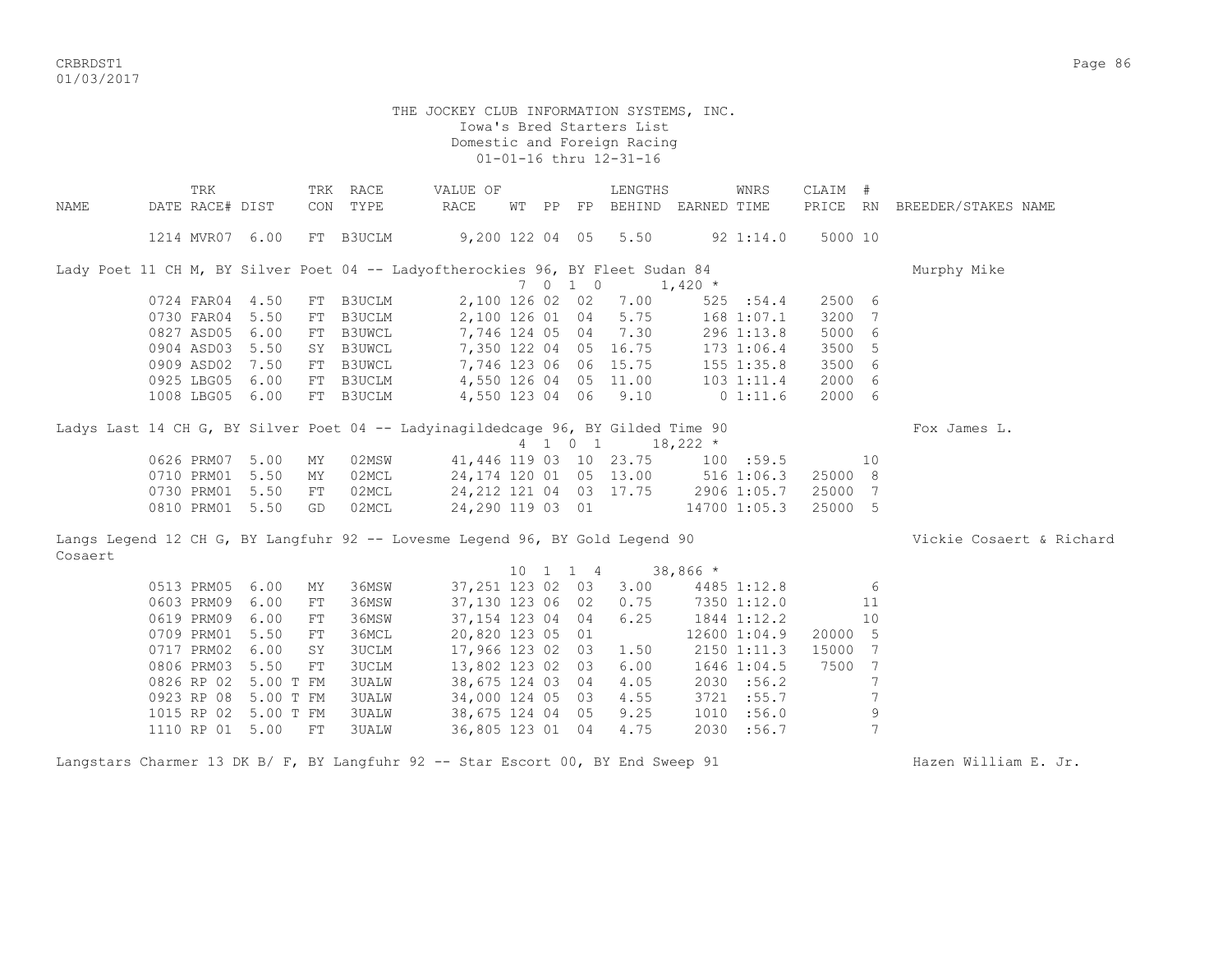THE JOCKEY CLUB INFORMATION SYSTEMS, INC.
Iowa's Bred Starters List
Domestic and Foreign Racing
01-01-16 thru 12-31-16

| NAME | TRK DATE | RACE# | DIST | TRK CON | RACE TYPE | VALUE OF RACE | WT | PP | FP | LENGTHS BEHIND | EARNED | WNRS TIME | CLAIM PRICE | # RN | BREEDER/STAKES NAME |
|---|---|---|---|---|---|---|---|---|---|---|---|---|---|---|---|
| | 1214 | MVR07 | 6.00 | FT | B3UCLM | 9,200 | 122 | 04 | 05 | 5.50 | 92 | 1:14.0 | 5000 | 10 | |
| Lady Poet 11 CH M, BY Silver Poet 04 -- Ladyoftherockies 96, BY Fleet Sudan 84 | | | | | | | | | | | | | | | Murphy Mike |
| | | | | | | | 7 | 0 | 1 0 | | 1,420 * | | | | |
| | 0724 | FAR04 | 4.50 | FT | B3UCLM | 2,100 | 126 | 02 | 02 | 7.00 | 525 | :54.4 | 2500 | 6 | |
| | 0730 | FAR04 | 5.50 | FT | B3UCLM | 2,100 | 126 | 01 | 04 | 5.75 | 168 | 1:07.1 | 3200 | 7 | |
| | 0827 | ASD05 | 6.00 | FT | B3UWCL | 7,746 | 124 | 05 | 04 | 7.30 | 296 | 1:13.8 | 5000 | 6 | |
| | 0904 | ASD03 | 5.50 | SY | B3UWCL | 7,350 | 122 | 04 | 05 | 16.75 | 173 | 1:06.4 | 3500 | 5 | |
| | 0909 | ASD02 | 7.50 | FT | B3UWCL | 7,746 | 123 | 06 | 06 | 15.75 | 155 | 1:35.8 | 3500 | 6 | |
| | 0925 | LBG05 | 6.00 | FT | B3UCLM | 4,550 | 126 | 04 | 05 | 11.00 | 103 | 1:11.4 | 2000 | 6 | |
| | 1008 | LBG05 | 6.00 | FT | B3UCLM | 4,550 | 123 | 04 | 06 | 9.10 | 0 | 1:11.6 | 2000 | 6 | |
| Ladys Last 14 CH G, BY Silver Poet 04 -- Ladyinagildedcage 96, BY Gilded Time 90 | | | | | | | | | | | | | | | Fox James L. |
| | | | | | | | 4 | 1 | 0 1 | | 18,222 * | | | | |
| | 0626 | PRM07 | 5.00 | MY | 02MSW | 41,446 | 119 | 03 | 10 | 23.75 | 100 | :59.5 | | 10 | |
| | 0710 | PRM01 | 5.50 | MY | 02MCL | 24,174 | 120 | 01 | 05 | 13.00 | 516 | 1:06.3 | 25000 | 8 | |
| | 0730 | PRM01 | 5.50 | FT | 02MCL | 24,212 | 121 | 04 | 03 | 17.75 | 2906 | 1:05.7 | 25000 | 7 | |
| | 0810 | PRM01 | 5.50 | GD | 02MCL | 24,290 | 119 | 03 | 01 | | 14700 | 1:05.3 | 25000 | 5 | |
| Langs Legend 12 CH G, BY Langfuhr 92 -- Lovesme Legend 96, BY Gold Legend 90 | | | | | | | | | | | | | | | Vickie Cosaert & Richard Cosaert |
| | | | | | | | 10 | 1 | 1 4 | | 38,866 * | | | | |
| | 0513 | PRM05 | 6.00 | MY | 36MSW | 37,251 | 123 | 02 | 03 | 3.00 | 4485 | 1:12.8 | | 6 | |
| | 0603 | PRM09 | 6.00 | FT | 36MSW | 37,130 | 123 | 06 | 02 | 0.75 | 7350 | 1:12.0 | | 11 | |
| | 0619 | PRM09 | 6.00 | FT | 36MSW | 37,154 | 123 | 04 | 04 | 6.25 | 1844 | 1:12.2 | | 10 | |
| | 0709 | PRM01 | 5.50 | FT | 36MCL | 20,820 | 123 | 05 | 01 | | 12600 | 1:04.9 | 20000 | 5 | |
| | 0717 | PRM02 | 6.00 | SY | 3UCLM | 17,966 | 123 | 02 | 03 | 1.50 | 2150 | 1:11.3 | 15000 | 7 | |
| | 0806 | PRM03 | 5.50 | FT | 3UCLM | 13,802 | 123 | 02 | 03 | 6.00 | 1646 | 1:04.5 | 7500 | 7 | |
| | 0826 | RP 02 | 5.00 T | FM | 3UALW | 38,675 | 124 | 03 | 04 | 4.05 | 2030 | :56.2 | | 7 | |
| | 0923 | RP 08 | 5.00 T | FM | 3UALW | 34,000 | 124 | 05 | 03 | 4.55 | 3721 | :55.7 | | 7 | |
| | 1015 | RP 02 | 5.00 T | FM | 3UALW | 38,675 | 124 | 04 | 05 | 9.25 | 1010 | :56.0 | | 9 | |
| | 1110 | RP 01 | 5.00 | FT | 3UALW | 36,805 | 123 | 01 | 04 | 4.75 | 2030 | :56.7 | | 7 | |
| Langstars Charmer 13 DK B/ F, BY Langfuhr 92 -- Star Escort 00, BY End Sweep 91 | | | | | | | | | | | | | | | Hazen William E. Jr. |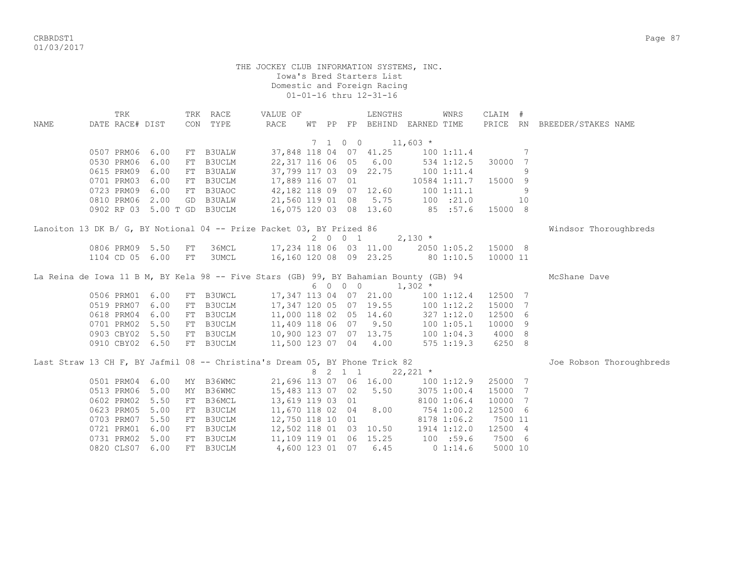THE JOCKEY CLUB INFORMATION SYSTEMS, INC.
Iowa's Bred Starters List
Domestic and Foreign Racing
01-01-16 thru 12-31-16

| NAME | TRK DATE | RACE# | DIST | TRK CON | RACE TYPE | VALUE OF RACE | WT | PP | FP | LENGTHS BEHIND | EARNED | WNRS TIME | CLAIM PRICE | # RN | BREEDER/STAKES NAME |
|---|---|---|---|---|---|---|---|---|---|---|---|---|---|---|---|
| | | | | | | | 7 | 1 0 0 | | | 11,603 * | | | | |
| | 0507 | PRM06 | 6.00 | FT | B3UALW | 37,848 | 118 | 04 | 07 | 41.25 | 100 | 1:11.4 | | 7 | |
| | 0530 | PRM06 | 6.00 | FT | B3UCLM | 22,317 | 116 | 06 | 05 | 6.00 | 534 | 1:12.5 | 30000 | 7 | |
| | 0615 | PRM09 | 6.00 | FT | B3UALW | 37,799 | 117 | 03 | 09 | 22.75 | 100 | 1:11.4 | | 9 | |
| | 0701 | PRM03 | 6.00 | FT | B3UCLM | 17,889 | 116 | 07 | 01 | | 10584 | 1:11.7 | 15000 | 9 | |
| | 0723 | PRM09 | 6.00 | FT | B3UAOC | 42,182 | 118 | 09 | 07 | 12.60 | 100 | 1:11.1 | | 9 | |
| | 0810 | PRM06 | 2.00 | GD | B3UALW | 21,560 | 119 | 01 | 08 | 5.75 | 100 | :21.0 | | 10 | |
| | 0902 | RP 03 | 5.00 T | GD | B3UCLM | 16,075 | 120 | 03 | 08 | 13.60 | 85 | :57.6 | 15000 | 8 | |
| Lanoiton 13 DK B/ G, BY Notional 04 -- Prize Packet 03, BY Prized 86 | | | | | | | | | | | | | | | Windsor Thoroughbreds |
| | | | | | | | 2 | 0 0 1 | | | 2,130 * | | | | |
| | 0806 | PRM09 | 5.50 | FT | 36MCL | 17,234 | 118 | 06 | 03 | 11.00 | 2050 | 1:05.2 | 15000 | 8 | |
| | 1104 | CD 05 | 6.00 | FT | 3UMCL | 16,160 | 120 | 08 | 09 | 23.25 | 80 | 1:10.5 | 10000 | 11 | |
| La Reina de Iowa 11 B M, BY Kela 98 -- Five Stars (GB) 99, BY Bahamian Bounty (GB) 94 | | | | | | | | | | | | | | | McShane Dave |
| | | | | | | | 6 | 0 0 0 | | | 1,302 * | | | | |
| | 0506 | PRM01 | 6.00 | FT | B3UWCL | 17,347 | 113 | 04 | 07 | 21.00 | 100 | 1:12.4 | 12500 | 7 | |
| | 0519 | PRM07 | 6.00 | FT | B3UCLM | 17,347 | 120 | 05 | 07 | 19.55 | 100 | 1:12.2 | 15000 | 7 | |
| | 0618 | PRM04 | 6.00 | FT | B3UCLM | 11,000 | 118 | 02 | 05 | 14.60 | 327 | 1:12.0 | 12500 | 6 | |
| | 0701 | PRM02 | 5.50 | FT | B3UCLM | 11,409 | 118 | 06 | 07 | 9.50 | 100 | 1:05.1 | 10000 | 9 | |
| | 0903 | CBY02 | 5.50 | FT | B3UCLM | 10,900 | 123 | 07 | 07 | 13.75 | 100 | 1:04.3 | 4000 | 8 | |
| | 0910 | CBY02 | 6.50 | FT | B3UCLM | 11,500 | 123 | 07 | 04 | 4.00 | 575 | 1:19.3 | 6250 | 8 | |
| Last Straw 13 CH F, BY Jafmil 08 -- Christina's Dream 05, BY Phone Trick 82 | | | | | | | | | | | | | | | Joe Robson Thoroughbreds |
| | | | | | | | 8 | 2 1 1 | | | 22,221 * | | | | |
| | 0501 | PRM04 | 6.00 | MY | B36WMC | 21,696 | 113 | 07 | 06 | 16.00 | 100 | 1:12.9 | 25000 | 7 | |
| | 0513 | PRM06 | 5.00 | MY | B36WMC | 15,483 | 113 | 07 | 02 | 5.50 | 3075 | 1:00.4 | 15000 | 7 | |
| | 0602 | PRM02 | 5.50 | FT | B36MCL | 13,619 | 119 | 03 | 01 | | 8100 | 1:06.4 | 10000 | 7 | |
| | 0623 | PRM05 | 5.00 | FT | B3UCLM | 11,670 | 118 | 02 | 04 | 8.00 | 754 | 1:00.2 | 12500 | 6 | |
| | 0703 | PRM07 | 5.50 | FT | B3UCLM | 12,750 | 118 | 10 | 01 | | 8178 | 1:06.2 | 7500 | 11 | |
| | 0721 | PRM01 | 6.00 | FT | B3UCLM | 12,502 | 118 | 01 | 03 | 10.50 | 1914 | 1:12.0 | 12500 | 4 | |
| | 0731 | PRM02 | 5.00 | FT | B3UCLM | 11,109 | 119 | 01 | 06 | 15.25 | 100 | :59.6 | 7500 | 6 | |
| | 0820 | CLS07 | 6.00 | FT | B3UCLM | 4,600 | 123 | 01 | 07 | 6.45 | 0 | 1:14.6 | 5000 | 10 | |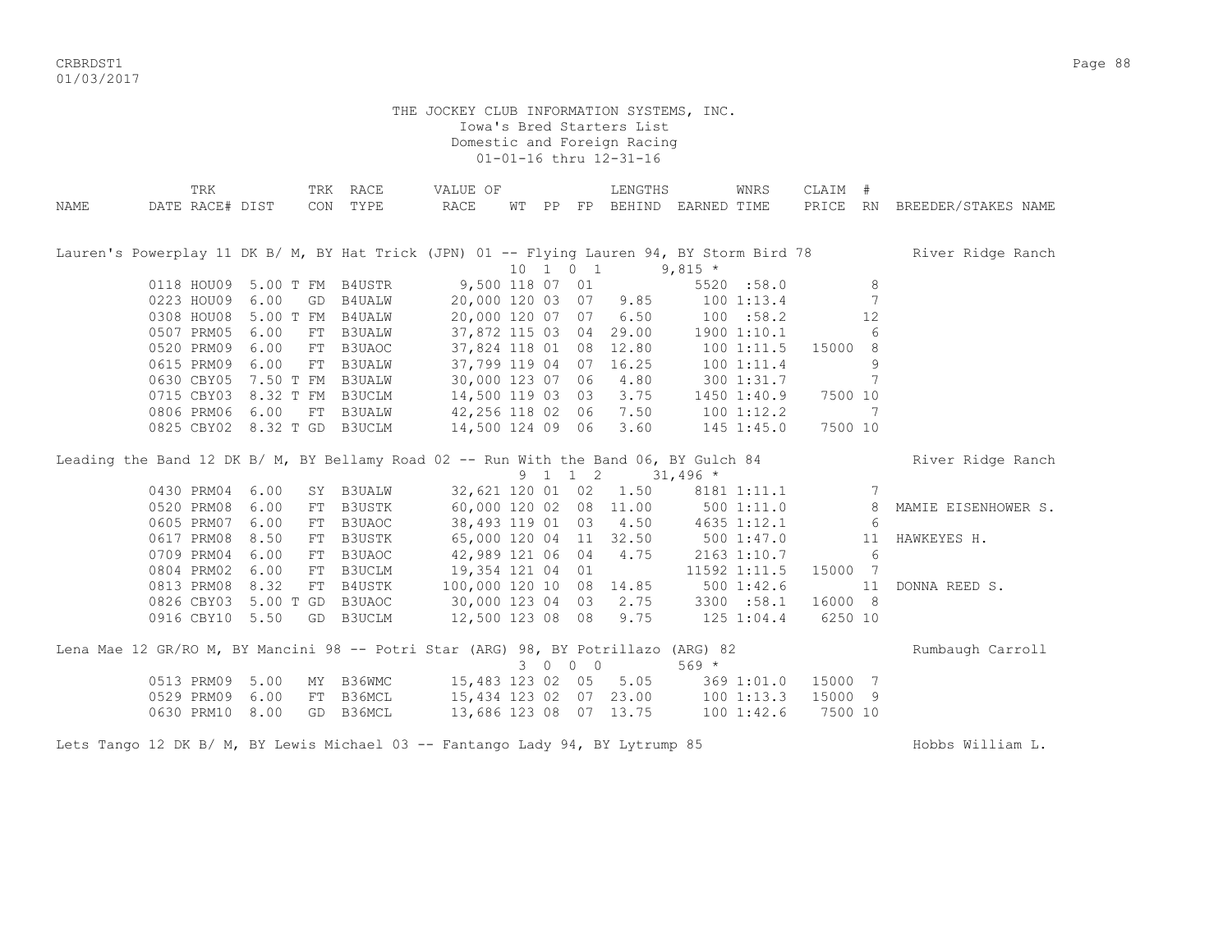THE JOCKEY CLUB INFORMATION SYSTEMS, INC.
Iowa's Bred Starters List
Domestic and Foreign Racing
01-01-16 thru 12-31-16

| NAME | TRK DATE | RACE# | DIST | TRK CON | RACE TYPE | VALUE OF RACE | WT | PP | FP | LENGTHS BEHIND | EARNED | WNRS TIME | CLAIM PRICE | # RN | BREEDER/STAKES NAME |
|---|---|---|---|---|---|---|---|---|---|---|---|---|---|---|---|
| Lauren's Powerplay 11 DK B/ M, BY Hat Trick (JPN) 01 -- Flying Lauren 94, BY Storm Bird 78 | | | | | | | 10 | 1 | 0 1 | | 9,815 * | | | | River Ridge Ranch |
| | 0118 | HOU09 | 5.00 T | FM | B4USTR | 9,500 | 118 | 07 | 01 | | 5520 | :58.0 | | 8 | |
| | 0223 | HOU09 | 6.00 | GD | B4UALW | 20,000 | 120 | 03 | 07 | 9.85 | 100 | 1:13.4 | | 7 | |
| | 0308 | HOU08 | 5.00 T | FM | B4UALW | 20,000 | 120 | 07 | 07 | 6.50 | 100 | :58.2 | | 12 | |
| | 0507 | PRM05 | 6.00 | FT | B3UALW | 37,872 | 115 | 03 | 04 | 29.00 | 1900 | 1:10.1 | | 6 | |
| | 0520 | PRM09 | 6.00 | FT | B3UAOC | 37,824 | 118 | 01 | 08 | 12.80 | 100 | 1:11.5 | 15000 | 8 | |
| | 0615 | PRM09 | 6.00 | FT | B3UALW | 37,799 | 119 | 04 | 07 | 16.25 | 100 | 1:11.4 | | 9 | |
| | 0630 | CBY05 | 7.50 T | FM | B3UALW | 30,000 | 123 | 07 | 06 | 4.80 | 300 | 1:31.7 | | 7 | |
| | 0715 | CBY03 | 8.32 T | FM | B3UCLM | 14,500 | 119 | 03 | 03 | 3.75 | 1450 | 1:40.9 | 7500 | 10 | |
| | 0806 | PRM06 | 6.00 | FT | B3UALW | 42,256 | 118 | 02 | 06 | 7.50 | 100 | 1:12.2 | | 7 | |
| | 0825 | CBY02 | 8.32 T | GD | B3UCLM | 14,500 | 124 | 09 | 06 | 3.60 | 145 | 1:45.0 | 7500 | 10 | |
| Leading the Band 12 DK B/ M, BY Bellamy Road 02 -- Run With the Band 06, BY Gulch 84 | | | | | | | 9 | 1 | 1 2 | | 31,496 * | | | | River Ridge Ranch |
| | 0430 | PRM04 | 6.00 | SY | B3UALW | 32,621 | 120 | 01 | 02 | 1.50 | 8181 | 1:11.1 | | 7 | |
| | 0520 | PRM08 | 6.00 | FT | B3USTK | 60,000 | 120 | 02 | 08 | 11.00 | 500 | 1:11.0 | | 8 | MAMIE EISENHOWER S. |
| | 0605 | PRM07 | 6.00 | FT | B3UAOC | 38,493 | 119 | 01 | 03 | 4.50 | 4635 | 1:12.1 | | 6 | |
| | 0617 | PRM08 | 8.50 | FT | B3USTK | 65,000 | 120 | 04 | 11 | 32.50 | 500 | 1:47.0 | | 11 | HAWKEYES H. |
| | 0709 | PRM04 | 6.00 | FT | B3UAOC | 42,989 | 121 | 06 | 04 | 4.75 | 2163 | 1:10.7 | | 6 | |
| | 0804 | PRM02 | 6.00 | FT | B3UCLM | 19,354 | 121 | 04 | 01 | | 11592 | 1:11.5 | 15000 | 7 | |
| | 0813 | PRM08 | 8.32 | FT | B4USTK | 100,000 | 120 | 10 | 08 | 14.85 | 500 | 1:42.6 | | 11 | DONNA REED S. |
| | 0826 | CBY03 | 5.00 T | GD | B3UAOC | 30,000 | 123 | 04 | 03 | 2.75 | 3300 | :58.1 | 16000 | 8 | |
| | 0916 | CBY10 | 5.50 | GD | B3UCLM | 12,500 | 123 | 08 | 08 | 9.75 | 125 | 1:04.4 | 6250 | 10 | |
| Lena Mae 12 GR/RO M, BY Mancini 98 -- Potri Star (ARG) 98, BY Potrillazo (ARG) 82 | | | | | | | 3 | 0 | 0 0 | | 569 * | | | | Rumbaugh Carroll |
| | 0513 | PRM09 | 5.00 | MY | B36WMC | 15,483 | 123 | 02 | 05 | 5.05 | 369 | 1:01.0 | 15000 | 7 | |
| | 0529 | PRM09 | 6.00 | FT | B36MCL | 15,434 | 123 | 02 | 07 | 23.00 | 100 | 1:13.3 | 15000 | 9 | |
| | 0630 | PRM10 | 8.00 | GD | B36MCL | 13,686 | 123 | 08 | 07 | 13.75 | 100 | 1:42.6 | 7500 | 10 | |
| Lets Tango 12 DK B/ M, BY Lewis Michael 03 -- Fantango Lady 94, BY Lytrump 85 | | | | | | | | | | | | | | | Hobbs William L. |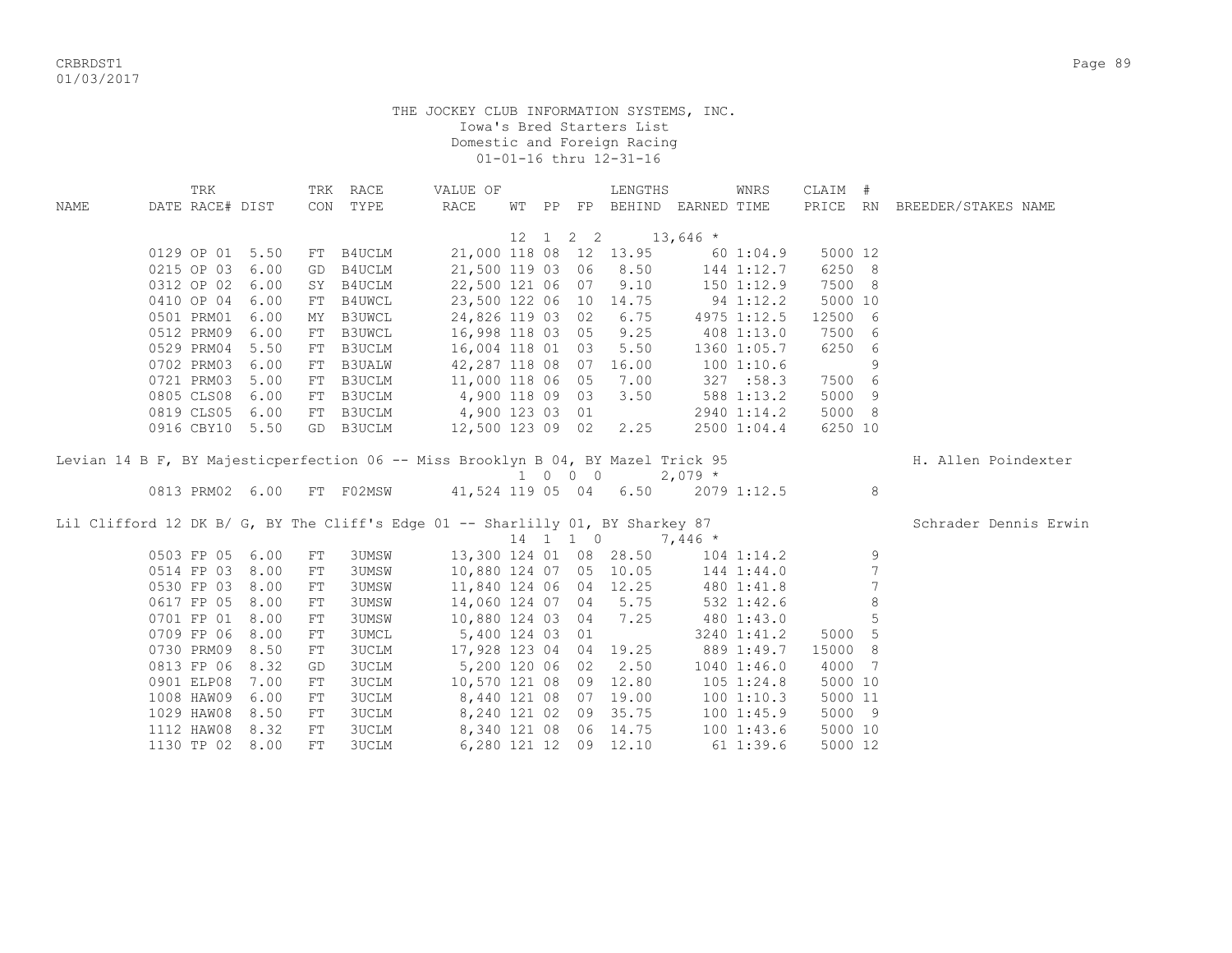THE JOCKEY CLUB INFORMATION SYSTEMS, INC.
Iowa's Bred Starters List
Domestic and Foreign Racing
01-01-16 thru 12-31-16

| NAME | TRK DATE | RACE# | DIST | TRK CON | RACE TYPE | VALUE OF RACE | WT | PP | FP | LENGTHS BEHIND | EARNED | WNRS TIME | CLAIM PRICE | # RN | BREEDER/STAKES NAME |
|---|---|---|---|---|---|---|---|---|---|---|---|---|---|---|---|
| | | | | | | | 12 1 2 2 | | | | 13,646 * | | | | |
| | 0129 | OP 01 | 5.50 | FT | B4UCLM | 21,000 | 118 | 08 | 12 | 13.95 | 60 | 1:04.9 | 5000 | 12 | |
| | 0215 | OP 03 | 6.00 | GD | B4UCLM | 21,500 | 119 | 03 | 06 | 8.50 | 144 | 1:12.7 | 6250 | 8 | |
| | 0312 | OP 02 | 6.00 | SY | B4UCLM | 22,500 | 121 | 06 | 07 | 9.10 | 150 | 1:12.9 | 7500 | 8 | |
| | 0410 | OP 04 | 6.00 | FT | B4UWCL | 23,500 | 122 | 06 | 10 | 14.75 | 94 | 1:12.2 | 5000 | 10 | |
| | 0501 | PRM01 | 6.00 | MY | B3UWCL | 24,826 | 119 | 03 | 02 | 6.75 | 4975 | 1:12.5 | 12500 | 6 | |
| | 0512 | PRM09 | 6.00 | FT | B3UWCL | 16,998 | 118 | 03 | 05 | 9.25 | 408 | 1:13.0 | 7500 | 6 | |
| | 0529 | PRM04 | 5.50 | FT | B3UCLM | 16,004 | 118 | 01 | 03 | 5.50 | 1360 | 1:05.7 | 6250 | 6 | |
| | 0702 | PRM03 | 6.00 | FT | B3UALW | 42,287 | 118 | 08 | 07 | 16.00 | 100 | 1:10.6 | | 9 | |
| | 0721 | PRM03 | 5.00 | FT | B3UCLM | 11,000 | 118 | 06 | 05 | 7.00 | 327 | :58.3 | 7500 | 6 | |
| | 0805 | CLS08 | 6.00 | FT | B3UCLM | 4,900 | 118 | 09 | 03 | 3.50 | 588 | 1:13.2 | 5000 | 9 | |
| | 0819 | CLS05 | 6.00 | FT | B3UCLM | 4,900 | 123 | 03 | 01 | | 2940 | 1:14.2 | 5000 | 8 | |
| | 0916 | CBY10 | 5.50 | GD | B3UCLM | 12,500 | 123 | 09 | 02 | 2.25 | 2500 | 1:04.4 | 6250 | 10 | |
| Levian 14 B F, BY Majesticperfection 06 -- Miss Brooklyn B 04, BY Mazel Trick 95 | | | | | | | | | | | | | | | H. Allen Poindexter |
| | | | | | | | 1 0 0 0 | | | | 2,079 * | | | | |
| | 0813 | PRM02 | 6.00 | FT | F02MSW | 41,524 | 119 | 05 | 04 | 6.50 | 2079 | 1:12.5 | | 8 | |
| Lil Clifford 12 DK B/ G, BY The Cliff's Edge 01 -- Sharlilly 01, BY Sharkey 87 | | | | | | | | | | | | | | | Schrader Dennis Erwin |
| | | | | | | | 14 1 1 0 | | | | 7,446 * | | | | |
| | 0503 | FP 05 | 6.00 | FT | 3UMSW | 13,300 | 124 | 01 | 08 | 28.50 | 104 | 1:14.2 | | 9 | |
| | 0514 | FP 03 | 8.00 | FT | 3UMSW | 10,880 | 124 | 07 | 05 | 10.05 | 144 | 1:44.0 | | 7 | |
| | 0530 | FP 03 | 8.00 | FT | 3UMSW | 11,840 | 124 | 06 | 04 | 12.25 | 480 | 1:41.8 | | 7 | |
| | 0617 | FP 05 | 8.00 | FT | 3UMSW | 14,060 | 124 | 07 | 04 | 5.75 | 532 | 1:42.6 | | 8 | |
| | 0701 | FP 01 | 8.00 | FT | 3UMSW | 10,880 | 124 | 03 | 04 | 7.25 | 480 | 1:43.0 | | 5 | |
| | 0709 | FP 06 | 8.00 | FT | 3UMCL | 5,400 | 124 | 03 | 01 | | 3240 | 1:41.2 | 5000 | 5 | |
| | 0730 | PRM09 | 8.50 | FT | 3UCLM | 17,928 | 123 | 04 | 04 | 19.25 | 889 | 1:49.7 | 15000 | 8 | |
| | 0813 | FP 06 | 8.32 | GD | 3UCLM | 5,200 | 120 | 06 | 02 | 2.50 | 1040 | 1:46.0 | 4000 | 7 | |
| | 0901 | ELP08 | 7.00 | FT | 3UCLM | 10,570 | 121 | 08 | 09 | 12.80 | 105 | 1:24.8 | 5000 | 10 | |
| | 1008 | HAW09 | 6.00 | FT | 3UCLM | 8,440 | 121 | 08 | 07 | 19.00 | 100 | 1:10.3 | 5000 | 11 | |
| | 1029 | HAW08 | 8.50 | FT | 3UCLM | 8,240 | 121 | 02 | 09 | 35.75 | 100 | 1:45.9 | 5000 | 9 | |
| | 1112 | HAW08 | 8.32 | FT | 3UCLM | 8,340 | 121 | 08 | 06 | 14.75 | 100 | 1:43.6 | 5000 | 10 | |
| | 1130 | TP 02 | 8.00 | FT | 3UCLM | 6,280 | 121 | 12 | 09 | 12.10 | 61 | 1:39.6 | 5000 | 12 | |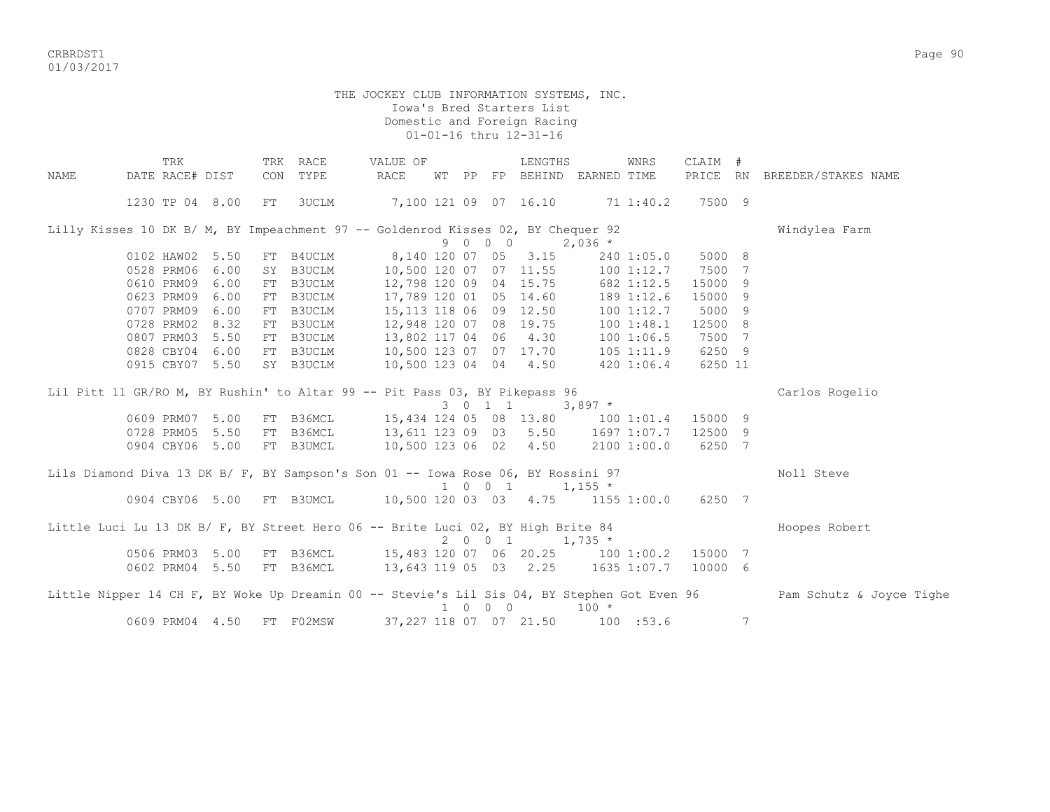THE JOCKEY CLUB INFORMATION SYSTEMS, INC.
Iowa's Bred Starters List
Domestic and Foreign Racing
01-01-16 thru 12-31-16

| NAME | TRK DATE | RACE# | DIST | TRK CON | RACE TYPE | VALUE OF RACE | WT | PP | FP | LENGTHS BEHIND | EARNED | WNRS TIME | CLAIM PRICE | # RN | BREEDER/STAKES NAME |
|---|---|---|---|---|---|---|---|---|---|---|---|---|---|---|---|
| | 1230 | TP 04 | 8.00 | FT | 3UCLM | 7,100 | 121 | 09 | 07 | 16.10 | 71 | 1:40.2 | 7500 | 9 | |
| Lilly Kisses 10 DK B/ M, BY Impeachment 97 -- Goldenrod Kisses 02, BY Chequer 92 | | | | | | | 9 | 0 | 0 0 | | 2,036 * | | | | Windylea Farm |
| | 0102 | HAW02 | 5.50 | FT | B4UCLM | 8,140 | 120 | 07 | 05 | 3.15 | 240 | 1:05.0 | 5000 | 8 | |
| | 0528 | PRM06 | 6.00 | SY | B3UCLM | 10,500 | 120 | 07 | 07 | 11.55 | 100 | 1:12.7 | 7500 | 7 | |
| | 0610 | PRM09 | 6.00 | FT | B3UCLM | 12,798 | 120 | 09 | 04 | 15.75 | 682 | 1:12.5 | 15000 | 9 | |
| | 0623 | PRM09 | 6.00 | FT | B3UCLM | 17,789 | 120 | 01 | 05 | 14.60 | 189 | 1:12.6 | 15000 | 9 | |
| | 0707 | PRM09 | 6.00 | FT | B3UCLM | 15,113 | 118 | 06 | 09 | 12.50 | 100 | 1:12.7 | 5000 | 9 | |
| | 0728 | PRM02 | 8.32 | FT | B3UCLM | 12,948 | 120 | 07 | 08 | 19.75 | 100 | 1:48.1 | 12500 | 8 | |
| | 0807 | PRM03 | 5.50 | FT | B3UCLM | 13,802 | 117 | 04 | 06 | 4.30 | 100 | 1:06.5 | 7500 | 7 | |
| | 0828 | CBY04 | 6.00 | FT | B3UCLM | 10,500 | 123 | 07 | 07 | 17.70 | 105 | 1:11.9 | 6250 | 9 | |
| | 0915 | CBY07 | 5.50 | SY | B3UCLM | 10,500 | 123 | 04 | 04 | 4.50 | 420 | 1:06.4 | 6250 | 11 | |
| Lil Pitt 11 GR/RO M, BY Rushin' to Altar 99 -- Pit Pass 03, BY Pikepass 96 | | | | | | | 3 | 0 | 1 1 | | 3,897 * | | | | Carlos Rogelio |
| | 0609 | PRM07 | 5.00 | FT | B36MCL | 15,434 | 124 | 05 | 08 | 13.80 | 100 | 1:01.4 | 15000 | 9 | |
| | 0728 | PRM05 | 5.50 | FT | B36MCL | 13,611 | 123 | 09 | 03 | 5.50 | 1697 | 1:07.7 | 12500 | 9 | |
| | 0904 | CBY06 | 5.00 | FT | B3UMCL | 10,500 | 123 | 06 | 02 | 4.50 | 2100 | 1:00.0 | 6250 | 7 | |
| Lils Diamond Diva 13 DK B/ F, BY Sampson's Son 01 -- Iowa Rose 06, BY Rossini 97 | | | | | | | 1 | 0 | 0 1 | | 1,155 * | | | | Noll Steve |
| | 0904 | CBY06 | 5.00 | FT | B3UMCL | 10,500 | 120 | 03 | 03 | 4.75 | 1155 | 1:00.0 | 6250 | 7 | |
| Little Luci Lu 13 DK B/ F, BY Street Hero 06 -- Brite Luci 02, BY High Brite 84 | | | | | | | 2 | 0 | 0 1 | | 1,735 * | | | | Hoopes Robert |
| | 0506 | PRM03 | 5.00 | FT | B36MCL | 15,483 | 120 | 07 | 06 | 20.25 | 100 | 1:00.2 | 15000 | 7 | |
| | 0602 | PRM04 | 5.50 | FT | B36MCL | 13,643 | 119 | 05 | 03 | 2.25 | 1635 | 1:07.7 | 10000 | 6 | |
| Little Nipper 14 CH F, BY Woke Up Dreamin 00 -- Stevie's Lil Sis 04, BY Stephen Got Even 96 | | | | | | | 1 | 0 | 0 0 | | 100 * | | | | Pam Schutz & Joyce Tighe |
| | 0609 | PRM04 | 4.50 | FT | F02MSW | 37,227 | 118 | 07 | 07 | 21.50 | 100 | :53.6 | | 7 | |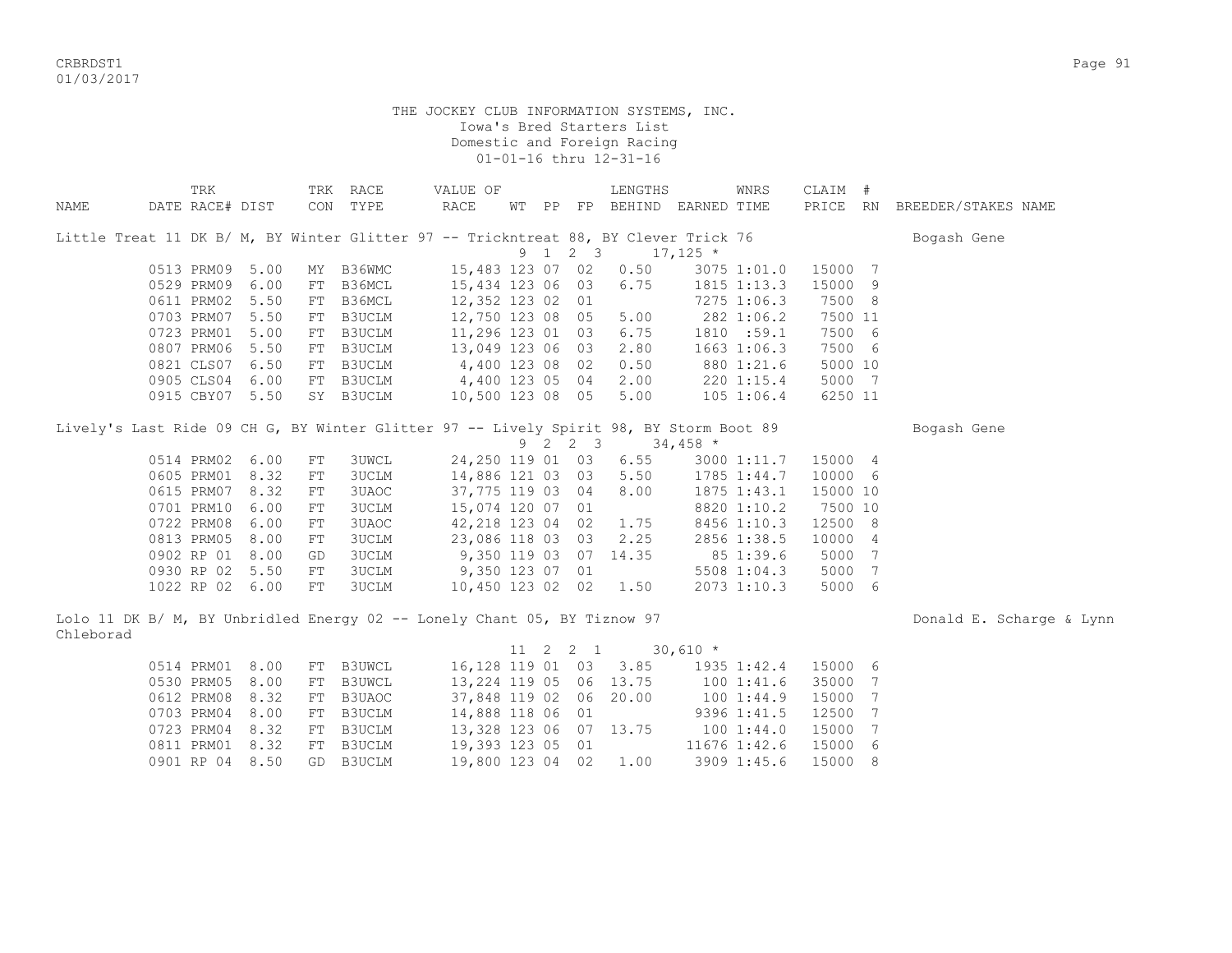THE JOCKEY CLUB INFORMATION SYSTEMS, INC.
Iowa's Bred Starters List
Domestic and Foreign Racing
01-01-16 thru 12-31-16

| NAME | TRK DATE | RACE# | DIST | TRK CON | RACE TYPE | VALUE OF RACE | WT | PP | FP | LENGTHS BEHIND | EARNED | WNRS TIME | CLAIM PRICE | # RN | BREEDER/STAKES NAME |
|---|---|---|---|---|---|---|---|---|---|---|---|---|---|---|---|
| Little Treat 11 DK B/ M, BY Winter Glitter 97 -- Tricknttreat 88, BY Clever Trick 76 | | | | | | | 9 | 1 | 2 3 | | 17,125 * | | | | Bogash Gene |
| | 0513 | PRM09 | 5.00 | MY | B36WMC | 15,483 | 123 | 07 | 02 | 0.50 | 3075 | 1:01.0 | 15000 | 7 | |
| | 0529 | PRM09 | 6.00 | FT | B36MCL | 15,434 | 123 | 06 | 03 | 6.75 | 1815 | 1:13.3 | 15000 | 9 | |
| | 0611 | PRM02 | 5.50 | FT | B36MCL | 12,352 | 123 | 02 | 01 | | 7275 | 1:06.3 | 7500 | 8 | |
| | 0703 | PRM07 | 5.50 | FT | B3UCLM | 12,750 | 123 | 08 | 05 | 5.00 | 282 | 1:06.2 | 7500 | 11 | |
| | 0723 | PRM01 | 5.00 | FT | B3UCLM | 11,296 | 123 | 01 | 03 | 6.75 | 1810 | :59.1 | 7500 | 6 | |
| | 0807 | PRM06 | 5.50 | FT | B3UCLM | 13,049 | 123 | 06 | 03 | 2.80 | 1663 | 1:06.3 | 7500 | 6 | |
| | 0821 | CLS07 | 6.50 | FT | B3UCLM | 4,400 | 123 | 08 | 02 | 0.50 | 880 | 1:21.6 | 5000 | 10 | |
| | 0905 | CLS04 | 6.00 | FT | B3UCLM | 4,400 | 123 | 05 | 04 | 2.00 | 220 | 1:15.4 | 5000 | 7 | |
| | 0915 | CBY07 | 5.50 | SY | B3UCLM | 10,500 | 123 | 08 | 05 | 5.00 | 105 | 1:06.4 | 6250 | 11 | |
| Lively's Last Ride 09 CH G, BY Winter Glitter 97 -- Lively Spirit 98, BY Storm Boot 89 | | | | | | | 9 | 2 | 2 3 | | 34,458 * | | | | Bogash Gene |
| | 0514 | PRM02 | 6.00 | FT | 3UWCL | 24,250 | 119 | 01 | 03 | 6.55 | 3000 | 1:11.7 | 15000 | 4 | |
| | 0605 | PRM01 | 8.32 | FT | 3UCLM | 14,886 | 121 | 03 | 03 | 5.50 | 1785 | 1:44.7 | 10000 | 6 | |
| | 0615 | PRM07 | 8.32 | FT | 3UAOC | 37,775 | 119 | 03 | 04 | 8.00 | 1875 | 1:43.1 | 15000 | 10 | |
| | 0701 | PRM10 | 6.00 | FT | 3UCLM | 15,074 | 120 | 07 | 01 | | 8820 | 1:10.2 | 7500 | 10 | |
| | 0722 | PRM08 | 6.00 | FT | 3UAOC | 42,218 | 123 | 04 | 02 | 1.75 | 8456 | 1:10.3 | 12500 | 8 | |
| | 0813 | PRM05 | 8.00 | FT | 3UCLM | 23,086 | 118 | 03 | 03 | 2.25 | 2856 | 1:38.5 | 10000 | 4 | |
| | 0902 | RP 01 | 8.00 | GD | 3UCLM | 9,350 | 119 | 03 | 07 | 14.35 | 85 | 1:39.6 | 5000 | 7 | |
| | 0930 | RP 02 | 5.50 | FT | 3UCLM | 9,350 | 123 | 07 | 01 | | 5508 | 1:04.3 | 5000 | 7 | |
| | 1022 | RP 02 | 6.00 | FT | 3UCLM | 10,450 | 123 | 02 | 02 | 1.50 | 2073 | 1:10.3 | 5000 | 6 | |
| Lolo 11 DK B/ M, BY Unbridled Energy 02 -- Lonely Chant 05, BY Tiznow 97 | | | | | | | 11 | 2 | 2 1 | | 30,610 * | | | | Donald E. Scharge & Lynn Chleborad |
| | 0514 | PRM01 | 8.00 | FT | B3UWCL | 16,128 | 119 | 01 | 03 | 3.85 | 1935 | 1:42.4 | 15000 | 6 | |
| | 0530 | PRM05 | 8.00 | FT | B3UWCL | 13,224 | 119 | 05 | 06 | 13.75 | 100 | 1:41.6 | 35000 | 7 | |
| | 0612 | PRM08 | 8.32 | FT | B3UAOC | 37,848 | 119 | 02 | 06 | 20.00 | 100 | 1:44.9 | 15000 | 7 | |
| | 0703 | PRM04 | 8.00 | FT | B3UCLM | 14,888 | 118 | 06 | 01 | | 9396 | 1:41.5 | 12500 | 7 | |
| | 0723 | PRM04 | 8.32 | FT | B3UCLM | 13,328 | 123 | 06 | 07 | 13.75 | 100 | 1:44.0 | 15000 | 7 | |
| | 0811 | PRM01 | 8.32 | FT | B3UCLM | 19,393 | 123 | 05 | 01 | | 11676 | 1:42.6 | 15000 | 6 | |
| | 0901 | RP 04 | 8.50 | GD | B3UCLM | 19,800 | 123 | 04 | 02 | 1.00 | 3909 | 1:45.6 | 15000 | 8 | |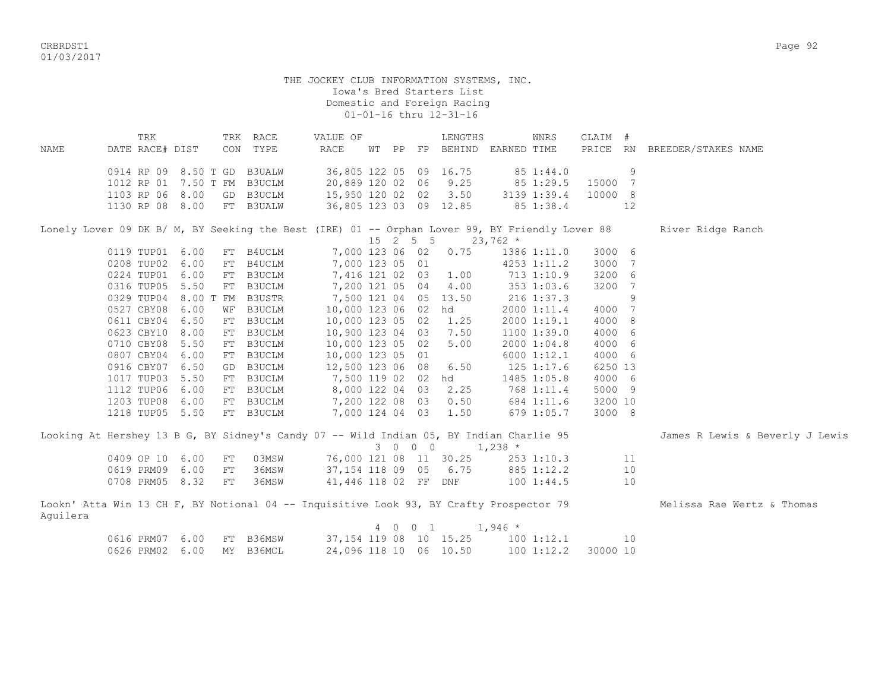THE JOCKEY CLUB INFORMATION SYSTEMS, INC.
Iowa's Bred Starters List
Domestic and Foreign Racing
01-01-16 thru 12-31-16

| NAME | TRK DATE | RACE# | DIST | TRK CON | RACE TYPE | VALUE OF RACE | WT | PP | FP | LENGTHS BEHIND | EARNED | WNRS TIME | CLAIM PRICE | # RN | BREEDER/STAKES NAME |
|---|---|---|---|---|---|---|---|---|---|---|---|---|---|---|---|
| | 0914 | RP 09 | 8.50 T | GD | B3UALW | 36,805 | 122 | 05 | 09 | 16.75 | 85 | 1:44.0 | | 9 | |
| | 1012 | RP 01 | 7.50 T | FM | B3UCLM | 20,889 | 120 | 02 | 06 | 9.25 | 85 | 1:29.5 | 15000 | 7 | |
| | 1103 | RP 06 | 8.00 | GD | B3UCLM | 15,950 | 120 | 02 | 02 | 3.50 | 3139 | 1:39.4 | 10000 | 8 | |
| | 1130 | RP 08 | 8.00 | FT | B3UALW | 36,805 | 123 | 03 | 09 | 12.85 | 85 | 1:38.4 | | 12 | |
| Lonely Lover 09 DK B/ M, BY Seeking the Best (IRE) 01 -- Orphan Lover 99, BY Friendly Lover 88 | | | | | | | 15 | 2 | 5 | 5 | 23,762 * | | | | River Ridge Ranch |
| | 0119 | TUP01 | 6.00 | FT | B4UCLM | 7,000 | 123 | 06 | 02 | 0.75 | 1386 | 1:11.0 | 3000 | 6 | |
| | 0208 | TUP02 | 6.00 | FT | B4UCLM | 7,000 | 123 | 05 | 01 | | 4253 | 1:11.2 | 3000 | 7 | |
| | 0224 | TUP01 | 6.00 | FT | B3UCLM | 7,416 | 121 | 02 | 03 | 1.00 | 713 | 1:10.9 | 3200 | 6 | |
| | 0316 | TUP05 | 5.50 | FT | B3UCLM | 7,200 | 121 | 05 | 04 | 4.00 | 353 | 1:03.6 | 3200 | 7 | |
| | 0329 | TUP04 | 8.00 T | FM | B3USTR | 7,500 | 121 | 04 | 05 | 13.50 | 216 | 1:37.3 | | 9 | |
| | 0527 | CBY08 | 6.00 | WF | B3UCLM | 10,000 | 123 | 06 | 02 | hd | 2000 | 1:11.4 | 4000 | 7 | |
| | 0611 | CBY04 | 6.50 | FT | B3UCLM | 10,000 | 123 | 05 | 02 | 1.25 | 2000 | 1:19.1 | 4000 | 8 | |
| | 0623 | CBY10 | 8.00 | FT | B3UCLM | 10,900 | 123 | 04 | 03 | 7.50 | 1100 | 1:39.0 | 4000 | 6 | |
| | 0710 | CBY08 | 5.50 | FT | B3UCLM | 10,000 | 123 | 05 | 02 | 5.00 | 2000 | 1:04.8 | 4000 | 6 | |
| | 0807 | CBY04 | 6.00 | FT | B3UCLM | 10,000 | 123 | 05 | 01 | | 6000 | 1:12.1 | 4000 | 6 | |
| | 0916 | CBY07 | 6.50 | GD | B3UCLM | 12,500 | 123 | 06 | 08 | 6.50 | 125 | 1:17.6 | 6250 | 13 | |
| | 1017 | TUP03 | 5.50 | FT | B3UCLM | 7,500 | 119 | 02 | 02 | hd | 1485 | 1:05.8 | 4000 | 6 | |
| | 1112 | TUP06 | 6.00 | FT | B3UCLM | 8,000 | 122 | 04 | 03 | 2.25 | 768 | 1:11.4 | 5000 | 9 | |
| | 1203 | TUP08 | 6.00 | FT | B3UCLM | 7,200 | 122 | 08 | 03 | 0.50 | 684 | 1:11.6 | 3200 | 10 | |
| | 1218 | TUP05 | 5.50 | FT | B3UCLM | 7,000 | 124 | 04 | 03 | 1.50 | 679 | 1:05.7 | 3000 | 8 | |
| Looking At Hershey 13 B G, BY Sidney's Candy 07 -- Wild Indian 05, BY Indian Charlie 95 | | | | | | | 3 | 0 | 0 | 0 | 1,238 * | | | | James R Lewis & Beverly J Lewis |
| | 0409 | OP 10 | 6.00 | FT | 03MSW | 76,000 | 121 | 08 | 11 | 30.25 | 253 | 1:10.3 | | 11 | |
| | 0619 | PRM09 | 6.00 | FT | 36MSW | 37,154 | 118 | 09 | 05 | 6.75 | 885 | 1:12.2 | | 10 | |
| | 0708 | PRM05 | 8.32 | FT | 36MSW | 41,446 | 118 | 02 | FF | DNF | 100 | 1:44.5 | | 10 | |
| Lookn' Atta Win 13 CH F, BY Notional 04 -- Inquisitive Look 93, BY Crafty Prospector 79 | | | | | | | 4 | 0 | 0 | 1 | 1,946 * | | | | Melissa Rae Wertz & Thomas Aguilera |
| | 0616 | PRM07 | 6.00 | FT | B36MSW | 37,154 | 119 | 08 | 10 | 15.25 | 100 | 1:12.1 | | 10 | |
| | 0626 | PRM02 | 6.00 | MY | B36MCL | 24,096 | 118 | 10 | 06 | 10.50 | 100 | 1:12.2 | 30000 | 10 | |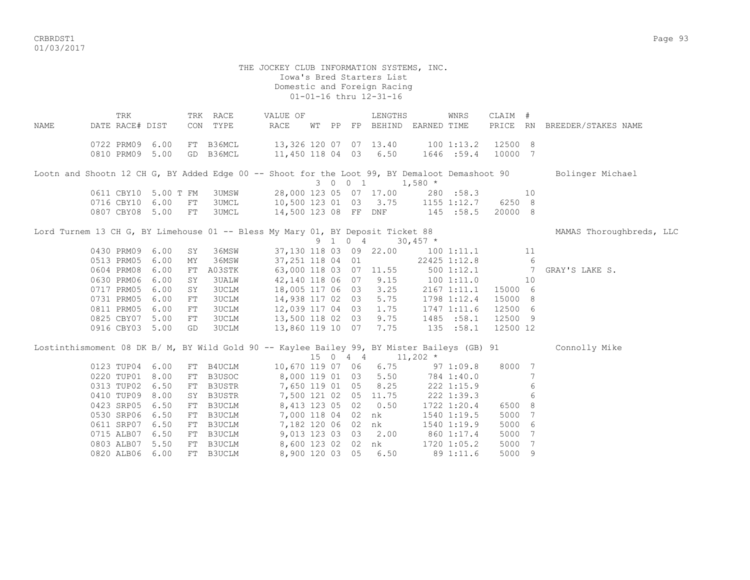THE JOCKEY CLUB INFORMATION SYSTEMS, INC.
Iowa's Bred Starters List
Domestic and Foreign Racing
01-01-16 thru 12-31-16

| NAME | TRK DATE | RACE# | DIST | TRK CON | RACE TYPE | VALUE OF RACE | WT | PP | FP | LENGTHS BEHIND | EARNED | WNRS TIME | CLAIM PRICE | # RN | BREEDER/STAKES NAME |
|---|---|---|---|---|---|---|---|---|---|---|---|---|---|---|---|
| | 0722 | PRM09 | 6.00 | FT | B36MCL | 13,326 | 120 | 07 | 07 | 13.40 | 100 | 1:13.2 | 12500 | 8 | |
| | 0810 | PRM09 | 5.00 | GD | B36MCL | 11,450 | 118 | 04 | 03 | 6.50 | 1646 | :59.4 | 10000 | 7 | |
| Lootn and Shootn 12 CH G, BY Added Edge 00 -- Shoot for the Loot 99, BY Demaloot Demashoot 90 | | | | | | | | | | | | | | | Bolinger Michael |
| | | | | | | | 3 | 0 | 0 | 1 | 1,580 * | | | | |
| | 0611 | CBY10 | 5.00 T | FM | 3UMSW | 28,000 | 123 | 05 | 07 | 17.00 | 280 | :58.3 | | 10 | |
| | 0716 | CBY10 | 6.00 | FT | 3UMCL | 10,500 | 123 | 01 | 03 | 3.75 | 1155 | 1:12.7 | 6250 | 8 | |
| | 0807 | CBY08 | 5.00 | FT | 3UMCL | 14,500 | 123 | 08 | FF | DNF | 145 | :58.5 | 20000 | 8 | |
| Lord Turnem 13 CH G, BY Limehouse 01 -- Bless My Mary 01, BY Deposit Ticket 88 | | | | | | | | | | | | | | | MAMAS Thoroughbreds, LLC |
| | | | | | | | 9 | 1 | 0 | 4 | 30,457 * | | | | |
| | 0430 | PRM09 | 6.00 | SY | 36MSW | 37,130 | 118 | 03 | 09 | 22.00 | 100 | 1:11.1 | | 11 | |
| | 0513 | PRM05 | 6.00 | MY | 36MSW | 37,251 | 118 | 04 | 01 | | 22425 | 1:12.8 | | 6 | |
| | 0604 | PRM08 | 6.00 | FT | A03STK | 63,000 | 118 | 03 | 07 | 11.55 | 500 | 1:12.1 | | 7 | GRAY'S LAKE S. |
| | 0630 | PRM06 | 6.00 | SY | 3UALW | 42,140 | 118 | 06 | 07 | 9.15 | 100 | 1:11.0 | | 10 | |
| | 0717 | PRM05 | 6.00 | SY | 3UCLM | 18,005 | 117 | 06 | 03 | 3.25 | 2167 | 1:11.1 | 15000 | 6 | |
| | 0731 | PRM05 | 6.00 | FT | 3UCLM | 14,938 | 117 | 02 | 03 | 5.75 | 1798 | 1:12.4 | 15000 | 8 | |
| | 0811 | PRM05 | 6.00 | FT | 3UCLM | 12,039 | 117 | 04 | 03 | 1.75 | 1747 | 1:11.6 | 12500 | 6 | |
| | 0825 | CBY07 | 5.00 | FT | 3UCLM | 13,500 | 118 | 02 | 03 | 9.75 | 1485 | :58.1 | 12500 | 9 | |
| | 0916 | CBY03 | 5.00 | GD | 3UCLM | 13,860 | 119 | 10 | 07 | 7.75 | 135 | :58.1 | 12500 | 12 | |
| Lostinthismoment 08 DK B/ M, BY Wild Gold 90 -- Kaylee Bailey 99, BY Mister Baileys (GB) 91 | | | | | | | | | | | | | | | Connolly Mike |
| | | | | | | | 15 | 0 | 4 | 4 | 11,202 * | | | | |
| | 0123 | TUP04 | 6.00 | FT | B4UCLM | 10,670 | 119 | 07 | 06 | 6.75 | 97 | 1:09.8 | 8000 | 7 | |
| | 0220 | TUP01 | 8.00 | FT | B3USOC | 8,000 | 119 | 01 | 03 | 5.50 | 784 | 1:40.0 | | 7 | |
| | 0313 | TUP02 | 6.50 | FT | B3USTR | 7,650 | 119 | 01 | 05 | 8.25 | 222 | 1:15.9 | | 6 | |
| | 0410 | TUP09 | 8.00 | SY | B3USTR | 7,500 | 121 | 02 | 05 | 11.75 | 222 | 1:39.3 | | 6 | |
| | 0423 | SRP05 | 6.50 | FT | B3UCLM | 8,413 | 123 | 05 | 02 | 0.50 | 1722 | 1:20.4 | 6500 | 8 | |
| | 0530 | SRP06 | 6.50 | FT | B3UCLM | 7,000 | 118 | 04 | 02 | nk | 1540 | 1:19.5 | 5000 | 7 | |
| | 0611 | SRP07 | 6.50 | FT | B3UCLM | 7,182 | 120 | 06 | 02 | nk | 1540 | 1:19.9 | 5000 | 6 | |
| | 0715 | ALB07 | 6.50 | FT | B3UCLM | 9,013 | 123 | 03 | 03 | 2.00 | 860 | 1:17.4 | 5000 | 7 | |
| | 0803 | ALB07 | 5.50 | FT | B3UCLM | 8,600 | 123 | 02 | 02 | nk | 1720 | 1:05.2 | 5000 | 7 | |
| | 0820 | ALB06 | 6.00 | FT | B3UCLM | 8,900 | 120 | 03 | 05 | 6.50 | 89 | 1:11.6 | 5000 | 9 | |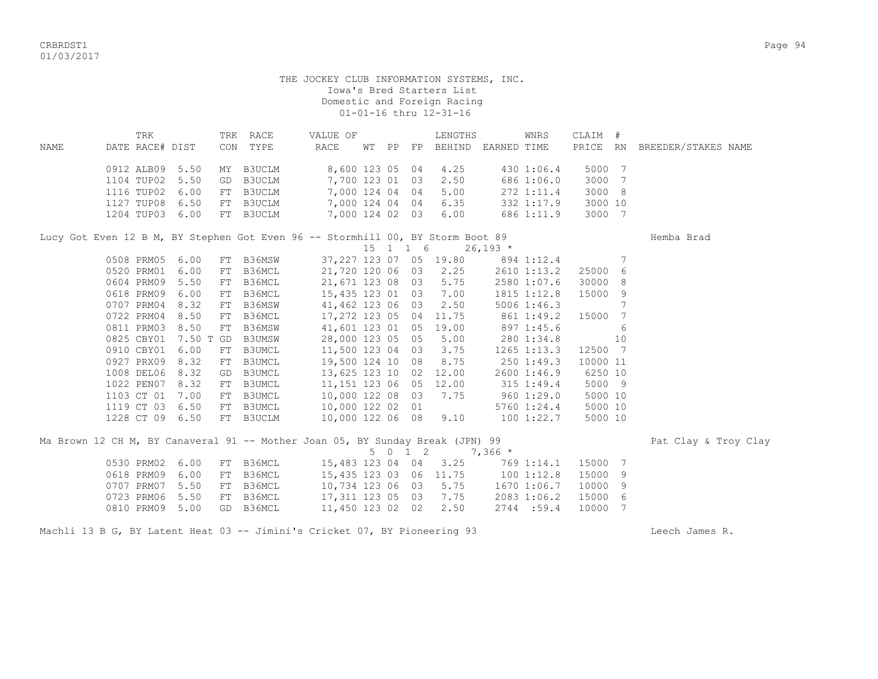THE JOCKEY CLUB INFORMATION SYSTEMS, INC.
Iowa's Bred Starters List
Domestic and Foreign Racing
01-01-16 thru 12-31-16

| NAME | TRK DATE | RACE# | DIST | TRK CON | RACE TYPE | VALUE OF RACE | WT | PP | FP | LENGTHS BEHIND | EARNED | WNRS TIME | CLAIM PRICE | # RN | BREEDER/STAKES NAME |
|---|---|---|---|---|---|---|---|---|---|---|---|---|---|---|---|
| | 0912 | ALB09 | 5.50 | MY | B3UCLM | 8,600 | 123 | 05 | 04 | 4.25 | 430 | 1:06.4 | 5000 | 7 | |
| | 1104 | TUP02 | 5.50 | GD | B3UCLM | 7,700 | 123 | 01 | 03 | 2.50 | 686 | 1:06.0 | 3000 | 7 | |
| | 1116 | TUP02 | 6.00 | FT | B3UCLM | 7,000 | 124 | 04 | 04 | 5.00 | 272 | 1:11.4 | 3000 | 8 | |
| | 1127 | TUP08 | 6.50 | FT | B3UCLM | 7,000 | 124 | 04 | 04 | 6.35 | 332 | 1:17.9 | 3000 | 10 | |
| | 1204 | TUP03 | 6.00 | FT | B3UCLM | 7,000 | 124 | 02 | 03 | 6.00 | 686 | 1:11.9 | 3000 | 7 | |
| Lucy Got Even 12 B M, BY Stephen Got Even 96 -- Stormhill 00, BY Storm Boot 89 | | | | | | | | | | | | | | | Hemba Brad |
| | | | | | | | 15 | 1 | 1 6 | | 26,193 * | | | | |
| | 0508 | PRM05 | 6.00 | FT | B36MSW | 37,227 | 123 | 07 | 05 | 19.80 | 894 | 1:12.4 | | 7 | |
| | 0520 | PRM01 | 6.00 | FT | B36MCL | 21,720 | 120 | 06 | 03 | 2.25 | 2610 | 1:13.2 | 25000 | 6 | |
| | 0604 | PRM09 | 5.50 | FT | B36MCL | 21,671 | 123 | 08 | 03 | 5.75 | 2580 | 1:07.6 | 30000 | 8 | |
| | 0618 | PRM09 | 6.00 | FT | B36MCL | 15,435 | 123 | 01 | 03 | 7.00 | 1815 | 1:12.8 | 15000 | 9 | |
| | 0707 | PRM04 | 8.32 | FT | B36MSW | 41,462 | 123 | 06 | 03 | 2.50 | 5006 | 1:46.3 | | 7 | |
| | 0722 | PRM04 | 8.50 | FT | B36MCL | 17,272 | 123 | 05 | 04 | 11.75 | 861 | 1:49.2 | 15000 | 7 | |
| | 0811 | PRM03 | 8.50 | FT | B36MSW | 41,601 | 123 | 01 | 05 | 19.00 | 897 | 1:45.6 | | 6 | |
| | 0825 | CBY01 | 7.50 T | GD | B3UMSW | 28,000 | 123 | 05 | 05 | 5.00 | 280 | 1:34.8 | | 10 | |
| | 0910 | CBY01 | 6.00 | FT | B3UMCL | 11,500 | 123 | 04 | 03 | 3.75 | 1265 | 1:13.3 | 12500 | 7 | |
| | 0927 | PRX09 | 8.32 | FT | B3UMCL | 19,500 | 124 | 10 | 08 | 8.75 | 250 | 1:49.3 | 10000 | 11 | |
| | 1008 | DEL06 | 8.32 | GD | B3UMCL | 13,625 | 123 | 10 | 02 | 12.00 | 2600 | 1:46.9 | 6250 | 10 | |
| | 1022 | PEN07 | 8.32 | FT | B3UMCL | 11,151 | 123 | 06 | 05 | 12.00 | 315 | 1:49.4 | 5000 | 9 | |
| | 1103 | CT 01 | 7.00 | FT | B3UMCL | 10,000 | 122 | 08 | 03 | 7.75 | 960 | 1:29.0 | 5000 | 10 | |
| | 1119 | CT 03 | 6.50 | FT | B3UMCL | 10,000 | 122 | 02 | 01 | | 5760 | 1:24.4 | 5000 | 10 | |
| | 1228 | CT 09 | 6.50 | FT | B3UCLM | 10,000 | 122 | 06 | 08 | 9.10 | 100 | 1:22.7 | 5000 | 10 | |
| Ma Brown 12 CH M, BY Canaveral 91 -- Mother Joan 05, BY Sunday Break (JPN) 99 | | | | | | | | | | | | | | | Pat Clay & Troy Clay |
| | | | | | | | 5 | 0 | 1 2 | | 7,366 * | | | | |
| | 0530 | PRM02 | 6.00 | FT | B36MCL | 15,483 | 123 | 04 | 04 | 3.25 | 769 | 1:14.1 | 15000 | 7 | |
| | 0618 | PRM09 | 6.00 | FT | B36MCL | 15,435 | 123 | 03 | 06 | 11.75 | 100 | 1:12.8 | 15000 | 9 | |
| | 0707 | PRM07 | 5.50 | FT | B36MCL | 10,734 | 123 | 06 | 03 | 5.75 | 1670 | 1:06.7 | 10000 | 9 | |
| | 0723 | PRM06 | 5.50 | FT | B36MCL | 17,311 | 123 | 05 | 03 | 7.75 | 2083 | 1:06.2 | 15000 | 6 | |
| | 0810 | PRM09 | 5.00 | GD | B36MCL | 11,450 | 123 | 02 | 02 | 2.50 | 2744 | :59.4 | 10000 | 7 | |
| Machli 13 B G, BY Latent Heat 03 -- Jimini's Cricket 07, BY Pioneering 93 | | | | | | | | | | | | | | | Leech James R. |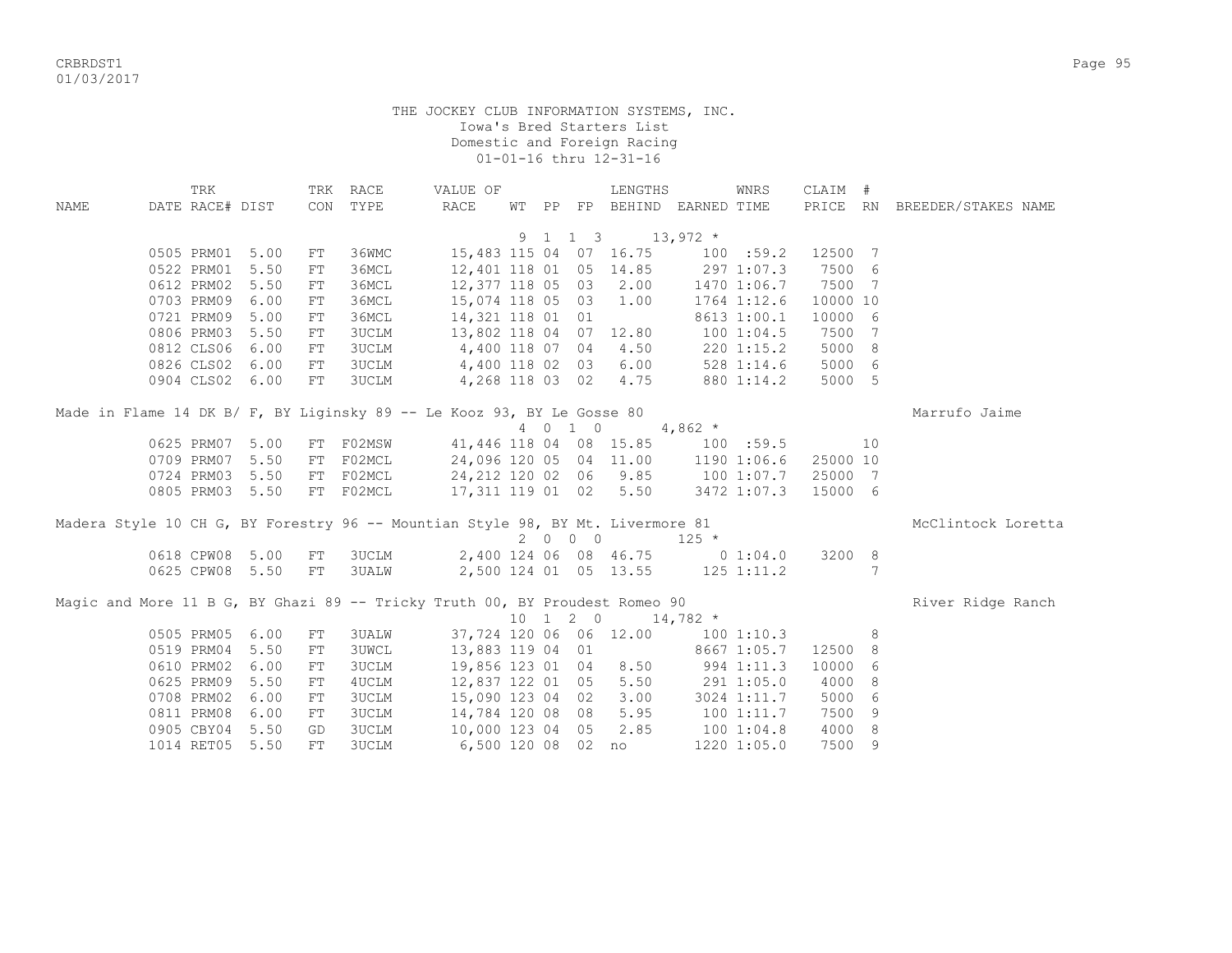THE JOCKEY CLUB INFORMATION SYSTEMS, INC.
Iowa's Bred Starters List
Domestic and Foreign Racing
01-01-16 thru 12-31-16

| NAME | TRK DATE | RACE# | DIST | TRK CON | RACE TYPE | VALUE OF RACE | WT | PP | FP | LENGTHS BEHIND | EARNED | WNRS TIME | CLAIM PRICE | # RN | BREEDER/STAKES NAME |
|---|---|---|---|---|---|---|---|---|---|---|---|---|---|---|---|
| | | | | | | | 9 | 1 1 3 | | | 13,972 * | | | | |
| | 0505 | PRM01 | 5.00 | FT | 36WMC | 15,483 | 115 | 04 | 07 | 16.75 | 100 | :59.2 | 12500 | 7 | |
| | 0522 | PRM01 | 5.50 | FT | 36MCL | 12,401 | 118 | 01 | 05 | 14.85 | 297 | 1:07.3 | 7500 | 6 | |
| | 0612 | PRM02 | 5.50 | FT | 36MCL | 12,377 | 118 | 05 | 03 | 2.00 | 1470 | 1:06.7 | 7500 | 7 | |
| | 0703 | PRM09 | 6.00 | FT | 36MCL | 15,074 | 118 | 05 | 03 | 1.00 | 1764 | 1:12.6 | 10000 | 10 | |
| | 0721 | PRM09 | 5.00 | FT | 36MCL | 14,321 | 118 | 01 | 01 | | 8613 | 1:00.1 | 10000 | 6 | |
| | 0806 | PRM03 | 5.50 | FT | 3UCLM | 13,802 | 118 | 04 | 07 | 12.80 | 100 | 1:04.5 | 7500 | 7 | |
| | 0812 | CLS06 | 6.00 | FT | 3UCLM | 4,400 | 118 | 07 | 04 | 4.50 | 220 | 1:15.2 | 5000 | 8 | |
| | 0826 | CLS02 | 6.00 | FT | 3UCLM | 4,400 | 118 | 02 | 03 | 6.00 | 528 | 1:14.6 | 5000 | 6 | |
| | 0904 | CLS02 | 6.00 | FT | 3UCLM | 4,268 | 118 | 03 | 02 | 4.75 | 880 | 1:14.2 | 5000 | 5 | |
| Made in Flame 14 DK B/ F, BY Liginsky 89 -- Le Kooz 93, BY Le Gosse 80 | | | | | | | | | | | | | | | Marrufo Jaime |
| | | | | | | | 4 | 0 1 0 | | | 4,862 * | | | | |
| | 0625 | PRM07 | 5.00 | FT | F02MSW | 41,446 | 118 | 04 | 08 | 15.85 | 100 | :59.5 | | 10 | |
| | 0709 | PRM07 | 5.50 | FT | F02MCL | 24,096 | 120 | 05 | 04 | 11.00 | 1190 | 1:06.6 | 25000 | 10 | |
| | 0724 | PRM03 | 5.50 | FT | F02MCL | 24,212 | 120 | 02 | 06 | 9.85 | 100 | 1:07.7 | 25000 | 7 | |
| | 0805 | PRM03 | 5.50 | FT | F02MCL | 17,311 | 119 | 01 | 02 | 5.50 | 3472 | 1:07.3 | 15000 | 6 | |
| Madera Style 10 CH G, BY Forestry 96 -- Mountian Style 98, BY Mt. Livermore 81 | | | | | | | | | | | | | | | McClintock Loretta |
| | | | | | | | 2 | 0 0 0 | | | 125 * | | | | |
| | 0618 | CPW08 | 5.00 | FT | 3UCLM | 2,400 | 124 | 06 | 08 | 46.75 | 0 | 1:04.0 | 3200 | 8 | |
| | 0625 | CPW08 | 5.50 | FT | 3UALW | 2,500 | 124 | 01 | 05 | 13.55 | 125 | 1:11.2 | | 7 | |
| Magic and More 11 B G, BY Ghazi 89 -- Tricky Truth 00, BY Proudest Romeo 90 | | | | | | | | | | | | | | | River Ridge Ranch |
| | | | | | | | 10 | 1 2 0 | | | 14,782 * | | | | |
| | 0505 | PRM05 | 6.00 | FT | 3UALW | 37,724 | 120 | 06 | 06 | 12.00 | 100 | 1:10.3 | | 8 | |
| | 0519 | PRM04 | 5.50 | FT | 3UWCL | 13,883 | 119 | 04 | 01 | | 8667 | 1:05.7 | 12500 | 8 | |
| | 0610 | PRM02 | 6.00 | FT | 3UCLM | 19,856 | 123 | 01 | 04 | 8.50 | 994 | 1:11.3 | 10000 | 6 | |
| | 0625 | PRM09 | 5.50 | FT | 4UCLM | 12,837 | 122 | 01 | 05 | 5.50 | 291 | 1:05.0 | 4000 | 8 | |
| | 0708 | PRM02 | 6.00 | FT | 3UCLM | 15,090 | 123 | 04 | 02 | 3.00 | 3024 | 1:11.7 | 5000 | 6 | |
| | 0811 | PRM08 | 6.00 | FT | 3UCLM | 14,784 | 120 | 08 | 08 | 5.95 | 100 | 1:11.7 | 7500 | 9 | |
| | 0905 | CBY04 | 5.50 | GD | 3UCLM | 10,000 | 123 | 04 | 05 | 2.85 | 100 | 1:04.8 | 4000 | 8 | |
| | 1014 | RET05 | 5.50 | FT | 3UCLM | 6,500 | 120 | 08 | 02 | no | 1220 | 1:05.0 | 7500 | 9 | |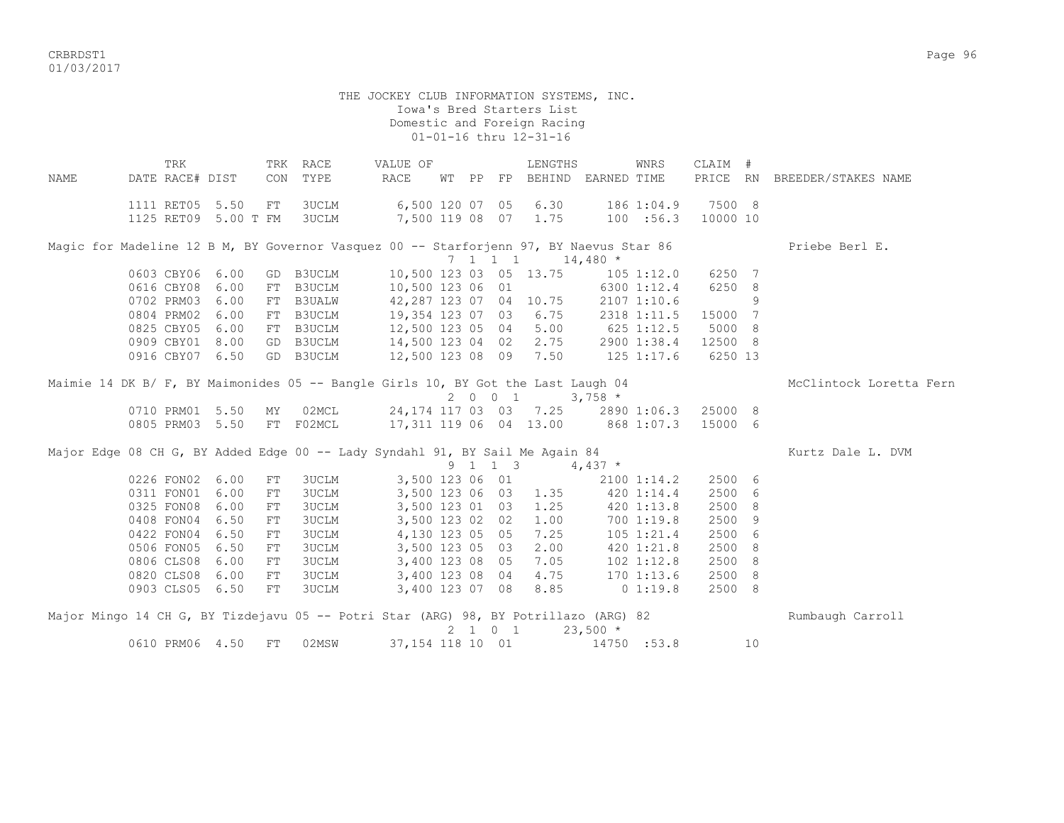THE JOCKEY CLUB INFORMATION SYSTEMS, INC.
Iowa's Bred Starters List
Domestic and Foreign Racing
01-01-16 thru 12-31-16

| NAME | TRK DATE | RACE# | DIST | TRK CON | RACE TYPE | VALUE OF RACE | WT | PP | FP | LENGTHS BEHIND | EARNED | WNRS TIME | CLAIM PRICE | # RN | BREEDER/STAKES NAME |
|---|---|---|---|---|---|---|---|---|---|---|---|---|---|---|---|
| | 1111 | RET05 | 5.50 | FT | 3UCLM | 6,500 | 120 | 07 | 05 | 6.30 | 186 | 1:04.9 | 7500 | 8 | |
| | 1125 | RET09 | 5.00 T | FM | 3UCLM | 7,500 | 119 | 08 | 07 | 1.75 | 100 | :56.3 | 10000 | 10 | |
| Magic for Madeline 12 B M, BY Governor Vasquez 00 -- Starforjenn 97, BY Naevus Star 86 | | | | | | | 7 | 1 | 1 1 | | 14,480 * | | | | Priebe Berl E. |
| | 0603 | CBY06 | 6.00 | GD | B3UCLM | 10,500 | 123 | 03 | 05 | 13.75 | 105 | 1:12.0 | 6250 | 7 | |
| | 0616 | CBY08 | 6.00 | FT | B3UCLM | 10,500 | 123 | 06 | 01 | | 6300 | 1:12.4 | 6250 | 8 | |
| | 0702 | PRM03 | 6.00 | FT | B3UALW | 42,287 | 123 | 07 | 04 | 10.75 | 2107 | 1:10.6 | | 9 | |
| | 0804 | PRM02 | 6.00 | FT | B3UCLM | 19,354 | 123 | 07 | 03 | 6.75 | 2318 | 1:11.5 | 15000 | 7 | |
| | 0825 | CBY05 | 6.00 | FT | B3UCLM | 12,500 | 123 | 05 | 04 | 5.00 | 625 | 1:12.5 | 5000 | 8 | |
| | 0909 | CBY01 | 8.00 | GD | B3UCLM | 14,500 | 123 | 04 | 02 | 2.75 | 2900 | 1:38.4 | 12500 | 8 | |
| | 0916 | CBY07 | 6.50 | GD | B3UCLM | 12,500 | 123 | 08 | 09 | 7.50 | 125 | 1:17.6 | 6250 | 13 | |
| Maimie 14 DK B/ F, BY Maimonides 05 -- Bangle Girls 10, BY Got the Last Laugh 04 | | | | | | | 2 | 0 | 0 1 | | 3,758 * | | | | McClintock Loretta Fern |
| | 0710 | PRM01 | 5.50 | MY | 02MCL | 24,174 | 117 | 03 | 03 | 7.25 | 2890 | 1:06.3 | 25000 | 8 | |
| | 0805 | PRM03 | 5.50 | FT | F02MCL | 17,311 | 119 | 06 | 04 | 13.00 | 868 | 1:07.3 | 15000 | 6 | |
| Major Edge 08 CH G, BY Added Edge 00 -- Lady Syndahl 91, BY Sail Me Again 84 | | | | | | | 9 | 1 | 1 3 | | 4,437 * | | | | Kurtz Dale L. DVM |
| | 0226 | FON02 | 6.00 | FT | 3UCLM | 3,500 | 123 | 06 | 01 | | 2100 | 1:14.2 | 2500 | 6 | |
| | 0311 | FON01 | 6.00 | FT | 3UCLM | 3,500 | 123 | 06 | 03 | 1.35 | 420 | 1:14.4 | 2500 | 6 | |
| | 0325 | FON08 | 6.00 | FT | 3UCLM | 3,500 | 123 | 01 | 03 | 1.25 | 420 | 1:13.8 | 2500 | 8 | |
| | 0408 | FON04 | 6.50 | FT | 3UCLM | 3,500 | 123 | 02 | 02 | 1.00 | 700 | 1:19.8 | 2500 | 9 | |
| | 0422 | FON04 | 6.50 | FT | 3UCLM | 4,130 | 123 | 05 | 05 | 7.25 | 105 | 1:21.4 | 2500 | 6 | |
| | 0506 | FON05 | 6.50 | FT | 3UCLM | 3,500 | 123 | 05 | 03 | 2.00 | 420 | 1:21.8 | 2500 | 8 | |
| | 0806 | CLS08 | 6.00 | FT | 3UCLM | 3,400 | 123 | 08 | 05 | 7.05 | 102 | 1:12.8 | 2500 | 8 | |
| | 0820 | CLS08 | 6.00 | FT | 3UCLM | 3,400 | 123 | 08 | 04 | 4.75 | 170 | 1:13.6 | 2500 | 8 | |
| | 0903 | CLS05 | 6.50 | FT | 3UCLM | 3,400 | 123 | 07 | 08 | 8.85 | 0 | 1:19.8 | 2500 | 8 | |
| Major Mingo 14 CH G, BY Tizdejavu 05 -- Potri Star (ARG) 98, BY Potrillazo (ARG) 82 | | | | | | | 2 | 1 | 0 1 | | 23,500 * | | | | Rumbaugh Carroll |
| | 0610 | PRM06 | 4.50 | FT | 02MSW | 37,154 | 118 | 10 | 01 | | 14750 | :53.8 | | 10 | |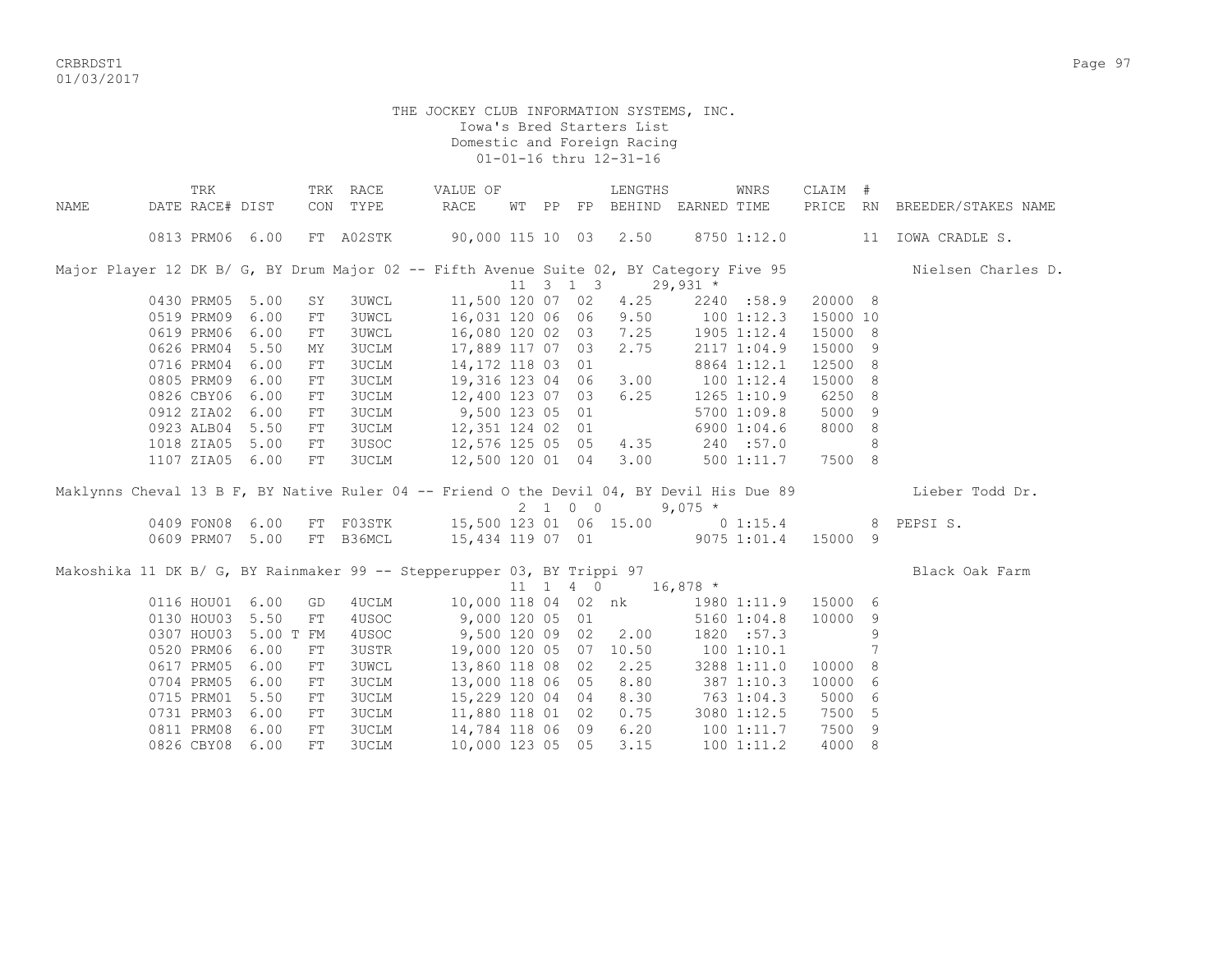THE JOCKEY CLUB INFORMATION SYSTEMS, INC.
Iowa's Bred Starters List
Domestic and Foreign Racing
01-01-16 thru 12-31-16

| NAME | TRK DATE | RACE# | DIST | TRK CON | RACE TYPE | VALUE OF RACE | WT | PP | FP | LENGTHS BEHIND | EARNED | WNRS TIME | CLAIM PRICE | # RN | BREEDER/STAKES NAME |
|---|---|---|---|---|---|---|---|---|---|---|---|---|---|---|---|
| | 0813 | PRM06 | 6.00 | FT | A02STK | 90,000 | 115 | 10 | 03 | 2.50 | 8750 | 1:12.0 | | 11 | IOWA CRADLE S. |
| Major Player 12 DK B/ G, BY Drum Major 02 -- Fifth Avenue Suite 02, BY Category Five 95 | | | | | | | 11 | 3 1 3 | | | 29,931 * | | | | Nielsen Charles D. |
| | 0430 | PRM05 | 5.00 | SY | 3UWCL | 11,500 | 120 | 07 | 02 | 4.25 | 2240 | :58.9 | 20000 | 8 | |
| | 0519 | PRM09 | 6.00 | FT | 3UWCL | 16,031 | 120 | 06 | 06 | 9.50 | 100 | 1:12.3 | 15000 | 10 | |
| | 0619 | PRM06 | 6.00 | FT | 3UWCL | 16,080 | 120 | 02 | 03 | 7.25 | 1905 | 1:12.4 | 15000 | 8 | |
| | 0626 | PRM04 | 5.50 | MY | 3UCLM | 17,889 | 117 | 07 | 03 | 2.75 | 2117 | 1:04.9 | 15000 | 9 | |
| | 0716 | PRM04 | 6.00 | FT | 3UCLM | 14,172 | 118 | 03 | 01 | | 8864 | 1:12.1 | 12500 | 8 | |
| | 0805 | PRM09 | 6.00 | FT | 3UCLM | 19,316 | 123 | 04 | 06 | 3.00 | 100 | 1:12.4 | 15000 | 8 | |
| | 0826 | CBY06 | 6.00 | FT | 3UCLM | 12,400 | 123 | 07 | 03 | 6.25 | 1265 | 1:10.9 | 6250 | 8 | |
| | 0912 | ZIA02 | 6.00 | FT | 3UCLM | 9,500 | 123 | 05 | 01 | | 5700 | 1:09.8 | 5000 | 9 | |
| | 0923 | ALB04 | 5.50 | FT | 3UCLM | 12,351 | 124 | 02 | 01 | | 6900 | 1:04.6 | 8000 | 8 | |
| | 1018 | ZIA05 | 5.00 | FT | 3USOC | 12,576 | 125 | 05 | 05 | 4.35 | 240 | :57.0 | | 8 | |
| | 1107 | ZIA05 | 6.00 | FT | 3UCLM | 12,500 | 120 | 01 | 04 | 3.00 | 500 | 1:11.7 | 7500 | 8 | |
| Maklynns Cheval 13 B F, BY Native Ruler 04 -- Friend O the Devil 04, BY Devil His Due 89 | | | | | | | 2 | 1 0 0 | | | 9,075 * | | | | Lieber Todd Dr. |
| | 0409 | FON08 | 6.00 | FT | F03STK | 15,500 | 123 | 01 | 06 | 15.00 | 0 | 1:15.4 | | 8 | PEPSI S. |
| | 0609 | PRM07 | 5.00 | FT | B36MCL | 15,434 | 119 | 07 | 01 | | 9075 | 1:01.4 | 15000 | 9 | |
| Makoshika 11 DK B/ G, BY Rainmaker 99 -- Stepperupper 03, BY Trippi 97 | | | | | | | 11 | 1 4 0 | | | 16,878 * | | | | Black Oak Farm |
| | 0116 | HOU01 | 6.00 | GD | 4UCLM | 10,000 | 118 | 04 | 02 | nk | 1980 | 1:11.9 | 15000 | 6 | |
| | 0130 | HOU03 | 5.50 | FT | 4USOC | 9,000 | 120 | 05 | 01 | | 5160 | 1:04.8 | 10000 | 9 | |
| | 0307 | HOU03 | 5.00 T | FM | 4USOC | 9,500 | 120 | 09 | 02 | 2.00 | 1820 | :57.3 | | 9 | |
| | 0520 | PRM06 | 6.00 | FT | 3USTR | 19,000 | 120 | 05 | 07 | 10.50 | 100 | 1:10.1 | | 7 | |
| | 0617 | PRM05 | 6.00 | FT | 3UWCL | 13,860 | 118 | 08 | 02 | 2.25 | 3288 | 1:11.0 | 10000 | 8 | |
| | 0704 | PRM05 | 6.00 | FT | 3UCLM | 13,000 | 118 | 06 | 05 | 8.80 | 387 | 1:10.3 | 10000 | 6 | |
| | 0715 | PRM01 | 5.50 | FT | 3UCLM | 15,229 | 120 | 04 | 04 | 8.30 | 763 | 1:04.3 | 5000 | 6 | |
| | 0731 | PRM03 | 6.00 | FT | 3UCLM | 11,880 | 118 | 01 | 02 | 0.75 | 3080 | 1:12.5 | 7500 | 5 | |
| | 0811 | PRM08 | 6.00 | FT | 3UCLM | 14,784 | 118 | 06 | 09 | 6.20 | 100 | 1:11.7 | 7500 | 9 | |
| | 0826 | CBY08 | 6.00 | FT | 3UCLM | 10,000 | 123 | 05 | 05 | 3.15 | 100 | 1:11.2 | 4000 | 8 | |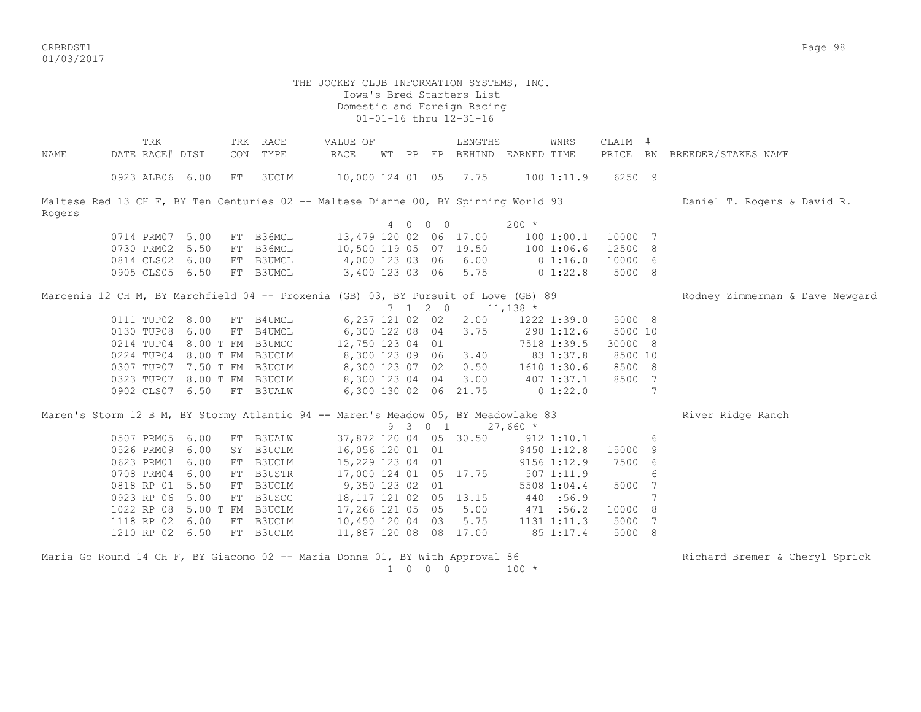THE JOCKEY CLUB INFORMATION SYSTEMS, INC.
Iowa's Bred Starters List
Domestic and Foreign Racing
01-01-16 thru 12-31-16

| NAME | TRK DATE | RACE# | DIST | TRK CON | RACE TYPE | VALUE OF RACE | WT | PP | FP | LENGTHS BEHIND | EARNED | WNRS TIME | CLAIM PRICE | # RN | BREEDER/STAKES NAME |
|---|---|---|---|---|---|---|---|---|---|---|---|---|---|---|---|
| | 0923 | ALB06 | 6.00 | FT | 3UCLM | 10,000 | 124 | 01 | 05 | 7.75 | 100 | 1:11.9 | 6250 | 9 | |
| Maltese Red 13 CH F, BY Ten Centuries 02 -- Maltese Dianne 00, BY Spinning World 93 | | | | | | | | | | | | | | | Daniel T. Rogers & David R. Rogers |
| | | | | | | | 4 | 0 0 | 0 | | 200 * | | | | |
| | 0714 | PRM07 | 5.00 | FT | B36MCL | 13,479 | 120 | 02 | 06 | 17.00 | 100 | 1:00.1 | 10000 | 7 | |
| | 0730 | PRM02 | 5.50 | FT | B36MCL | 10,500 | 119 | 05 | 07 | 19.50 | 100 | 1:06.6 | 12500 | 8 | |
| | 0814 | CLS02 | 6.00 | FT | B3UMCL | 4,000 | 123 | 03 | 06 | 6.00 | 0 | 1:16.0 | 10000 | 6 | |
| | 0905 | CLS05 | 6.50 | FT | B3UMCL | 3,400 | 123 | 03 | 06 | 5.75 | 0 | 1:22.8 | 5000 | 8 | |
| Marcenia 12 CH M, BY Marchfield 04 -- Proxenia (GB) 03, BY Pursuit of Love (GB) 89 | | | | | | | | | | | | | | | Rodney Zimmerman & Dave Newgard |
| | | | | | | | 7 | 1 2 | 0 | | 11,138 * | | | | |
| | 0111 | TUP02 | 8.00 | FT | B4UMCL | 6,237 | 121 | 02 | 02 | 2.00 | 1222 | 1:39.0 | 5000 | 8 | |
| | 0130 | TUP08 | 6.00 | FT | B4UMCL | 6,300 | 122 | 08 | 04 | 3.75 | 298 | 1:12.6 | 5000 | 10 | |
| | 0214 | TUP04 | 8.00 T | FM | B3UMOC | 12,750 | 123 | 04 | 01 | | 7518 | 1:39.5 | 30000 | 8 | |
| | 0224 | TUP04 | 8.00 T | FM | B3UCLM | 8,300 | 123 | 09 | 06 | 3.40 | 83 | 1:37.8 | 8500 | 10 | |
| | 0307 | TUP07 | 7.50 T | FM | B3UCLM | 8,300 | 123 | 07 | 02 | 0.50 | 1610 | 1:30.6 | 8500 | 8 | |
| | 0323 | TUP07 | 8.00 T | FM | B3UCLM | 8,300 | 123 | 04 | 04 | 3.00 | 407 | 1:37.1 | 8500 | 7 | |
| | 0902 | CLS07 | 6.50 | FT | B3UALW | 6,300 | 130 | 02 | 06 | 21.75 | 0 | 1:22.0 | | 7 | |
| Maren's Storm 12 B M, BY Stormy Atlantic 94 -- Maren's Meadow 05, BY Meadowlake 83 | | | | | | | | | | | | | | | River Ridge Ranch |
| | | | | | | | 9 | 3 0 | 1 | | 27,660 * | | | | |
| | 0507 | PRM05 | 6.00 | FT | B3UALW | 37,872 | 120 | 04 | 05 | 30.50 | 912 | 1:10.1 | | 6 | |
| | 0526 | PRM09 | 6.00 | SY | B3UCLM | 16,056 | 120 | 01 | 01 | | 9450 | 1:12.8 | 15000 | 9 | |
| | 0623 | PRM01 | 6.00 | FT | B3UCLM | 15,229 | 123 | 04 | 01 | | 9156 | 1:12.9 | 7500 | 6 | |
| | 0708 | PRM04 | 6.00 | FT | B3USTR | 17,000 | 124 | 01 | 05 | 17.75 | 507 | 1:11.9 | | 6 | |
| | 0818 | RP 01 | 5.50 | FT | B3UCLM | 9,350 | 123 | 02 | 01 | | 5508 | 1:04.4 | 5000 | 7 | |
| | 0923 | RP 06 | 5.00 | FT | B3USOC | 18,117 | 121 | 02 | 05 | 13.15 | 440 | :56.9 | | 7 | |
| | 1022 | RP 08 | 5.00 T | FM | B3UCLM | 17,266 | 121 | 05 | 05 | 5.00 | 471 | :56.2 | 10000 | 8 | |
| | 1118 | RP 02 | 6.00 | FT | B3UCLM | 10,450 | 120 | 04 | 03 | 5.75 | 1131 | 1:11.3 | 5000 | 7 | |
| | 1210 | RP 02 | 6.50 | FT | B3UCLM | 11,887 | 120 | 08 | 08 | 17.00 | 85 | 1:17.4 | 5000 | 8 | |
| Maria Go Round 14 CH F, BY Giacomo 02 -- Maria Donna 01, BY With Approval 86 | | | | | | | | | | | | | | | Richard Bremer & Cheryl Sprick |
| | | | | | | | 1 | 0 0 | 0 | | 100 * | | | | |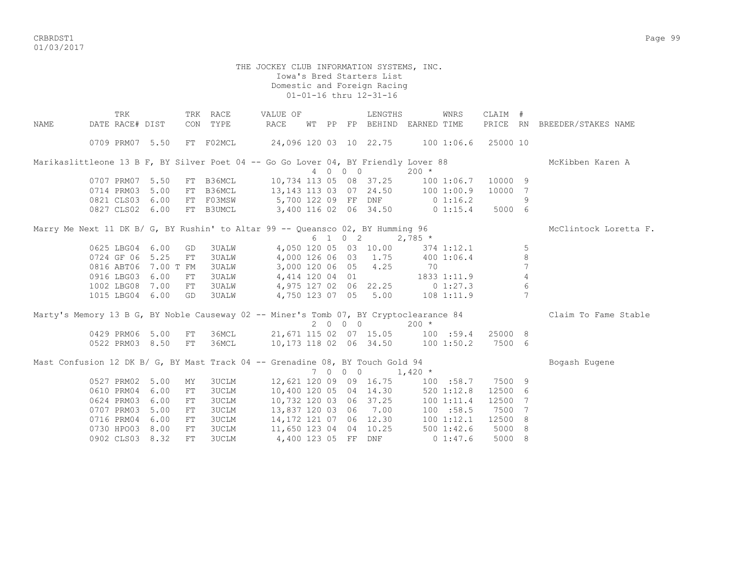THE JOCKEY CLUB INFORMATION SYSTEMS, INC.
Iowa's Bred Starters List
Domestic and Foreign Racing
01-01-16 thru 12-31-16

| NAME | TRK DATE | RACE# | DIST | TRK CON | RACE TYPE | VALUE OF RACE | WT | PP | FP | LENGTHS BEHIND | EARNED | WNRS TIME | CLAIM PRICE | # RN | BREEDER/STAKES NAME |
|---|---|---|---|---|---|---|---|---|---|---|---|---|---|---|---|
| | 0709 | PRM07 | 5.50 | FT | F02MCL | 24,096 | 120 | 03 | 10 | 22.75 | 100 | 1:06.6 | 25000 | 10 | |
| Marikaslittleone 13 B F, BY Silver Poet 04 -- Go Go Lover 04, BY Friendly Lover 88 | | | | | | | 4 0 0 0 | | | | 200 * | | | | McKibben Karen A |
| | 0707 | PRM07 | 5.50 | FT | B36MCL | 10,734 | 113 | 05 | 08 | 37.25 | 100 | 1:06.7 | 10000 | 9 | |
| | 0714 | PRM03 | 5.00 | FT | B36MCL | 13,143 | 113 | 03 | 07 | 24.50 | 100 | 1:00.9 | 10000 | 7 | |
| | 0821 | CLS03 | 6.00 | FT | F03MSW | 5,700 | 122 | 09 | FF | DNF | 0 | 1:16.2 | | 9 | |
| | 0827 | CLS02 | 6.00 | FT | B3UMCL | 3,400 | 116 | 02 | 06 | 34.50 | 0 | 1:15.4 | 5000 | 6 | |
| Marry Me Next 11 DK B/ G, BY Rushin' to Altar 99 -- Queansco 02, BY Humming 96 | | | | | | | 6 1 0 2 | | | | 2,785 * | | | | McClintock Loretta F. |
| | 0625 | LBG04 | 6.00 | GD | 3UALW | 4,050 | 120 | 05 | 03 | 10.00 | 374 | 1:12.1 | | 5 | |
| | 0724 | GF 06 | 5.25 | FT | 3UALW | 4,000 | 126 | 06 | 03 | 1.75 | 400 | 1:06.4 | | 8 | |
| | 0816 | ABT06 | 7.00 T | FM | 3UALW | 3,000 | 120 | 06 | 05 | 4.25 | 70 | | | 7 | |
| | 0916 | LBG03 | 6.00 | FT | 3UALW | 4,414 | 120 | 04 | 01 | | 1833 | 1:11.9 | | 4 | |
| | 1002 | LBG08 | 7.00 | FT | 3UALW | 4,975 | 127 | 02 | 06 | 22.25 | 0 | 1:27.3 | | 6 | |
| | 1015 | LBG04 | 6.00 | GD | 3UALW | 4,750 | 123 | 07 | 05 | 5.00 | 108 | 1:11.9 | | 7 | |
| Marty's Memory 13 B G, BY Noble Causeway 02 -- Miner's Tomb 07, BY Cryptoclearance 84 | | | | | | | 2 0 0 0 | | | | 200 * | | | | Claim To Fame Stable |
| | 0429 | PRM06 | 5.00 | FT | 36MCL | 21,671 | 115 | 02 | 07 | 15.05 | 100 | :59.4 | 25000 | 8 | |
| | 0522 | PRM03 | 8.50 | FT | 36MCL | 10,173 | 118 | 02 | 06 | 34.50 | 100 | 1:50.2 | 7500 | 6 | |
| Mast Confusion 12 DK B/ G, BY Mast Track 04 -- Grenadine 08, BY Touch Gold 94 | | | | | | | 7 0 0 0 | | | | 1,420 * | | | | Bogash Eugene |
| | 0527 | PRM02 | 5.00 | MY | 3UCLM | 12,621 | 120 | 09 | 09 | 16.75 | 100 | :58.7 | 7500 | 9 | |
| | 0610 | PRM04 | 6.00 | FT | 3UCLM | 10,400 | 120 | 05 | 04 | 14.30 | 520 | 1:12.8 | 12500 | 6 | |
| | 0624 | PRM03 | 6.00 | FT | 3UCLM | 10,732 | 120 | 03 | 06 | 37.25 | 100 | 1:11.4 | 12500 | 7 | |
| | 0707 | PRM03 | 5.00 | FT | 3UCLM | 13,837 | 120 | 03 | 06 | 7.00 | 100 | :58.5 | 7500 | 7 | |
| | 0716 | PRM04 | 6.00 | FT | 3UCLM | 14,172 | 121 | 07 | 06 | 12.30 | 100 | 1:12.1 | 12500 | 8 | |
| | 0730 | HPO03 | 8.00 | FT | 3UCLM | 11,650 | 123 | 04 | 04 | 10.25 | 500 | 1:42.6 | 5000 | 8 | |
| | 0902 | CLS03 | 8.32 | FT | 3UCLM | 4,400 | 123 | 05 | FF | DNF | 0 | 1:47.6 | 5000 | 8 | |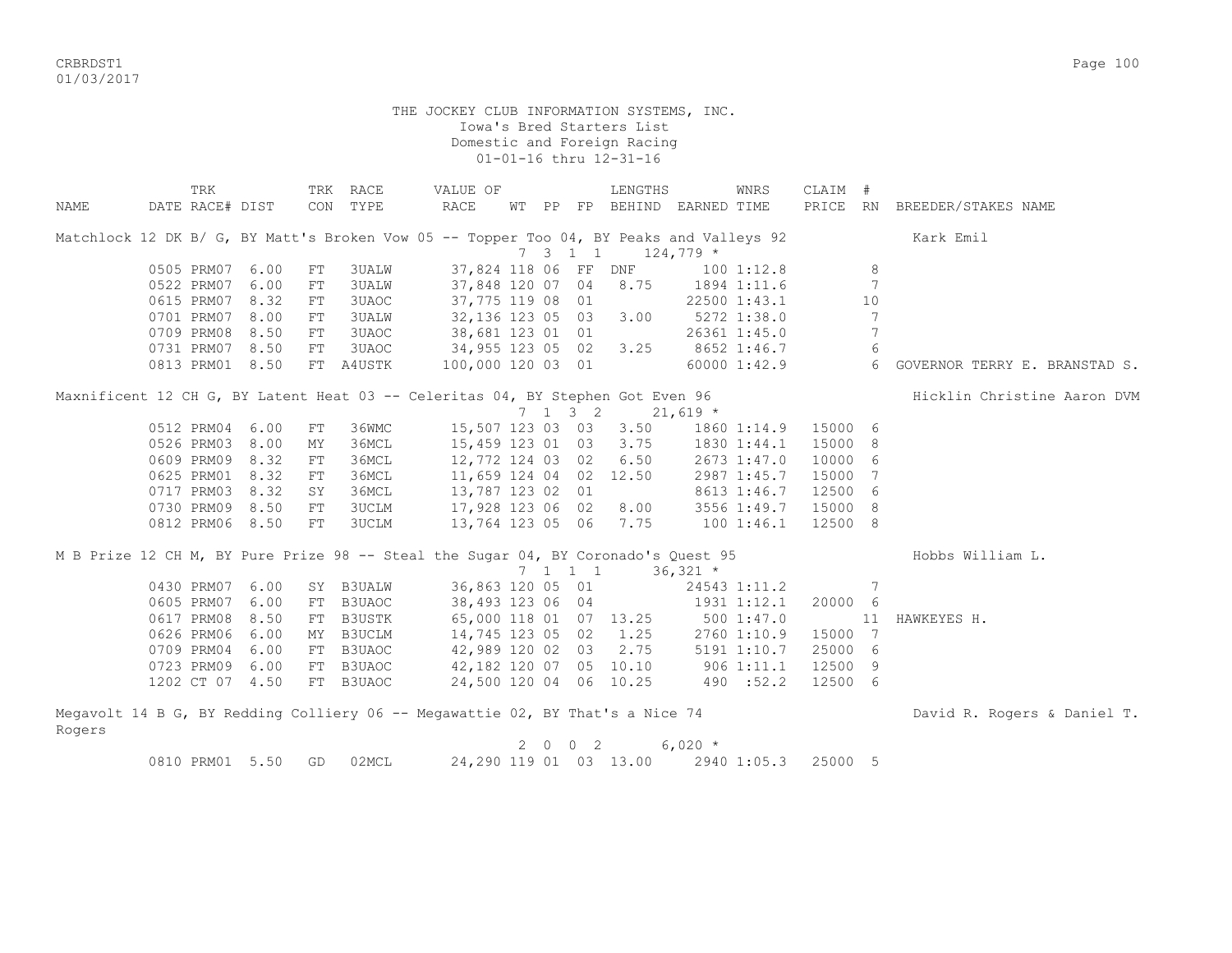THE JOCKEY CLUB INFORMATION SYSTEMS, INC.
Iowa's Bred Starters List
Domestic and Foreign Racing
01-01-16 thru 12-31-16

| NAME | TRK DATE | RACE# | DIST | TRK CON | RACE TYPE | VALUE OF RACE | WT | PP | FP | LENGTHS BEHIND | EARNED | WNRS TIME | CLAIM PRICE | # RN | BREEDER/STAKES NAME |
|---|---|---|---|---|---|---|---|---|---|---|---|---|---|---|---|
| Matchlock 12 DK B/ G, BY Matt's Broken Vow 05 -- Topper Too 04, BY Peaks and Valleys 92 | | | | | | | 7 | 3 1 | 1 | | 124,779 * | | | | Kark Emil |
| | 0505 | PRM07 | 6.00 | FT | 3UALW | 37,824 | 118 | 06 | FF | DNF | 100 | 1:12.8 | | 8 | |
| | 0522 | PRM07 | 6.00 | FT | 3UALW | 37,848 | 120 | 07 | 04 | 8.75 | 1894 | 1:11.6 | | 7 | |
| | 0615 | PRM07 | 8.32 | FT | 3UAOC | 37,775 | 119 | 08 | 01 | | 22500 | 1:43.1 | | 10 | |
| | 0701 | PRM07 | 8.00 | FT | 3UALW | 32,136 | 123 | 05 | 03 | 3.00 | 5272 | 1:38.0 | | 7 | |
| | 0709 | PRM08 | 8.50 | FT | 3UAOC | 38,681 | 123 | 01 | 01 | | 26361 | 1:45.0 | | 7 | |
| | 0731 | PRM07 | 8.50 | FT | 3UAOC | 34,955 | 123 | 05 | 02 | 3.25 | 8652 | 1:46.7 | | 6 | |
| | 0813 | PRM01 | 8.50 | FT | A4USTK | 100,000 | 120 | 03 | 01 | | 60000 | 1:42.9 | | 6 | GOVERNOR TERRY E. BRANSTAD S. |
| Maxnificent 12 CH G, BY Latent Heat 03 -- Celeritas 04, BY Stephen Got Even 96 | | | | | | | 7 | 1 3 | 2 | | 21,619 * | | | | Hicklin Christine Aaron DVM |
| | 0512 | PRM04 | 6.00 | FT | 36WMC | 15,507 | 123 | 03 | 03 | 3.50 | 1860 | 1:14.9 | 15000 | 6 | |
| | 0526 | PRM03 | 8.00 | MY | 36MCL | 15,459 | 123 | 01 | 03 | 3.75 | 1830 | 1:44.1 | 15000 | 8 | |
| | 0609 | PRM09 | 8.32 | FT | 36MCL | 12,772 | 124 | 03 | 02 | 6.50 | 2673 | 1:47.0 | 10000 | 6 | |
| | 0625 | PRM01 | 8.32 | FT | 36MCL | 11,659 | 124 | 04 | 02 | 12.50 | 2987 | 1:45.7 | 15000 | 7 | |
| | 0717 | PRM03 | 8.32 | SY | 36MCL | 13,787 | 123 | 02 | 01 | | 8613 | 1:46.7 | 12500 | 6 | |
| | 0730 | PRM09 | 8.50 | FT | 3UCLM | 17,928 | 123 | 06 | 02 | 8.00 | 3556 | 1:49.7 | 15000 | 8 | |
| | 0812 | PRM06 | 8.50 | FT | 3UCLM | 13,764 | 123 | 05 | 06 | 7.75 | 100 | 1:46.1 | 12500 | 8 | |
| M B Prize 12 CH M, BY Pure Prize 98 -- Steal the Sugar 04, BY Coronado's Quest 95 | | | | | | | 7 | 1 1 | 1 | | 36,321 * | | | | Hobbs William L. |
| | 0430 | PRM07 | 6.00 | SY | B3UALW | 36,863 | 120 | 05 | 01 | | 24543 | 1:11.2 | | 7 | |
| | 0605 | PRM07 | 6.00 | FT | B3UAOC | 38,493 | 123 | 06 | 04 | | 1931 | 1:12.1 | 20000 | 6 | |
| | 0617 | PRM08 | 8.50 | FT | B3USTK | 65,000 | 118 | 01 | 07 | 13.25 | 500 | 1:47.0 | | 11 | HAWKEYES H. |
| | 0626 | PRM06 | 6.00 | MY | B3UCLM | 14,745 | 123 | 05 | 02 | 1.25 | 2760 | 1:10.9 | 15000 | 7 | |
| | 0709 | PRM04 | 6.00 | FT | B3UAOC | 42,989 | 120 | 02 | 03 | 2.75 | 5191 | 1:10.7 | 25000 | 6 | |
| | 0723 | PRM09 | 6.00 | FT | B3UAOC | 42,182 | 120 | 07 | 05 | 10.10 | 906 | 1:11.1 | 12500 | 9 | |
| | 1202 | CT 07 | 4.50 | FT | B3UAOC | 24,500 | 120 | 04 | 06 | 10.25 | 490 | :52.2 | 12500 | 6 | |
| Megavolt 14 B G, BY Redding Colliery 06 -- Megawattie 02, BY That's a Nice 74 | | | | | | | 2 | 0 0 | 2 | | 6,020 * | | | | David R. Rogers & Daniel T. Rogers |
| | 0810 | PRM01 | 5.50 | GD | 02MCL | 24,290 | 119 | 01 | 03 | 13.00 | 2940 | 1:05.3 | 25000 | 5 | |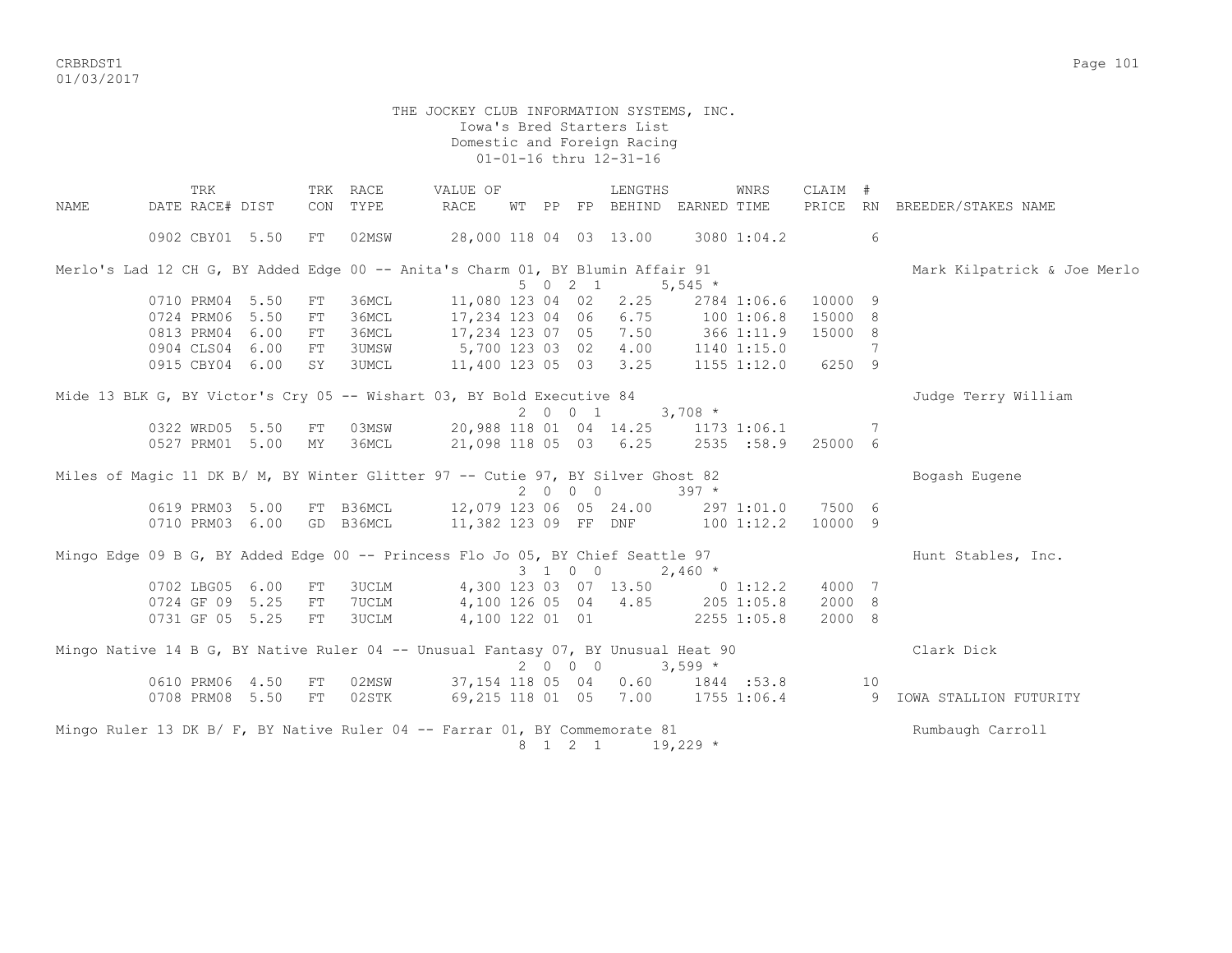THE JOCKEY CLUB INFORMATION SYSTEMS, INC.
Iowa's Bred Starters List
Domestic and Foreign Racing
01-01-16 thru 12-31-16

| NAME | TRK DATE | RACE# | TRK DIST | CON | RACE TYPE | VALUE OF RACE | WT | PP | FP | LENGTHS BEHIND | EARNED | WNRS TIME | CLAIM PRICE | # RN | BREEDER/STAKES NAME |
|---|---|---|---|---|---|---|---|---|---|---|---|---|---|---|---|
| | 0902 | CBY01 | 5.50 | FT | 02MSW | 28,000 | 118 | 04 | 03 | 13.00 | 3080 | 1:04.2 | | 6 | |
| Merlo's Lad 12 CH G, BY Added Edge 00 -- Anita's Charm 01, BY Blumin Affair 91 | | | | | | | 5 0 2 1 | | | | 5,545 * | | | | Mark Kilpatrick & Joe Merlo |
| | 0710 | PRM04 | 5.50 | FT | 36MCL | 11,080 | 123 | 04 | 02 | 2.25 | 2784 | 1:06.6 | 10000 | 9 | |
| | 0724 | PRM06 | 5.50 | FT | 36MCL | 17,234 | 123 | 04 | 06 | 6.75 | 100 | 1:06.8 | 15000 | 8 | |
| | 0813 | PRM04 | 6.00 | FT | 36MCL | 17,234 | 123 | 07 | 05 | 7.50 | 366 | 1:11.9 | 15000 | 8 | |
| | 0904 | CLS04 | 6.00 | FT | 3UMSW | 5,700 | 123 | 03 | 02 | 4.00 | 1140 | 1:15.0 | | 7 | |
| | 0915 | CBY04 | 6.00 | SY | 3UMCL | 11,400 | 123 | 05 | 03 | 3.25 | 1155 | 1:12.0 | 6250 | 9 | |
| Mide 13 BLK G, BY Victor's Cry 05 -- Wishart 03, BY Bold Executive 84 | | | | | | | 2 0 0 1 | | | | 3,708 * | | | | Judge Terry William |
| | 0322 | WRD05 | 5.50 | FT | 03MSW | 20,988 | 118 | 01 | 04 | 14.25 | 1173 | 1:06.1 | | 7 | |
| | 0527 | PRM01 | 5.00 | MY | 36MCL | 21,098 | 118 | 05 | 03 | 6.25 | 2535 | :58.9 | 25000 | 6 | |
| Miles of Magic 11 DK B/ M, BY Winter Glitter 97 -- Cutie 97, BY Silver Ghost 82 | | | | | | | 2 0 0 0 | | | | 397 * | | | | Bogash Eugene |
| | 0619 | PRM03 | 5.00 | FT | B36MCL | 12,079 | 123 | 06 | 05 | 24.00 | 297 | 1:01.0 | 7500 | 6 | |
| | 0710 | PRM03 | 6.00 | GD | B36MCL | 11,382 | 123 | 09 | FF | DNF | 100 | 1:12.2 | 10000 | 9 | |
| Mingo Edge 09 B G, BY Added Edge 00 -- Princess Flo Jo 05, BY Chief Seattle 97 | | | | | | | 3 1 0 0 | | | | 2,460 * | | | | Hunt Stables, Inc. |
| | 0702 | LBG05 | 6.00 | FT | 3UCLM | 4,300 | 123 | 03 | 07 | 13.50 | 0 | 1:12.2 | 4000 | 7 | |
| | 0724 | GF 09 | 5.25 | FT | 7UCLM | 4,100 | 126 | 05 | 04 | 4.85 | 205 | 1:05.8 | 2000 | 8 | |
| | 0731 | GF 05 | 5.25 | FT | 3UCLM | 4,100 | 122 | 01 | 01 | | 2255 | 1:05.8 | 2000 | 8 | |
| Mingo Native 14 B G, BY Native Ruler 04 -- Unusual Fantasy 07, BY Unusual Heat 90 | | | | | | | 2 0 0 0 | | | | 3,599 * | | | | Clark Dick |
| | 0610 | PRM06 | 4.50 | FT | 02MSW | 37,154 | 118 | 05 | 04 | 0.60 | 1844 | :53.8 | | 10 | |
| | 0708 | PRM08 | 5.50 | FT | 02STK | 69,215 | 118 | 01 | 05 | 7.00 | 1755 | 1:06.4 | | 9 | IOWA STALLION FUTURITY |
| Mingo Ruler 13 DK B/ F, BY Native Ruler 04 -- Farrar 01, BY Commemorate 81 | | | | | | | 8 1 2 1 | | | | 19,229 * | | | | Rumbaugh Carroll |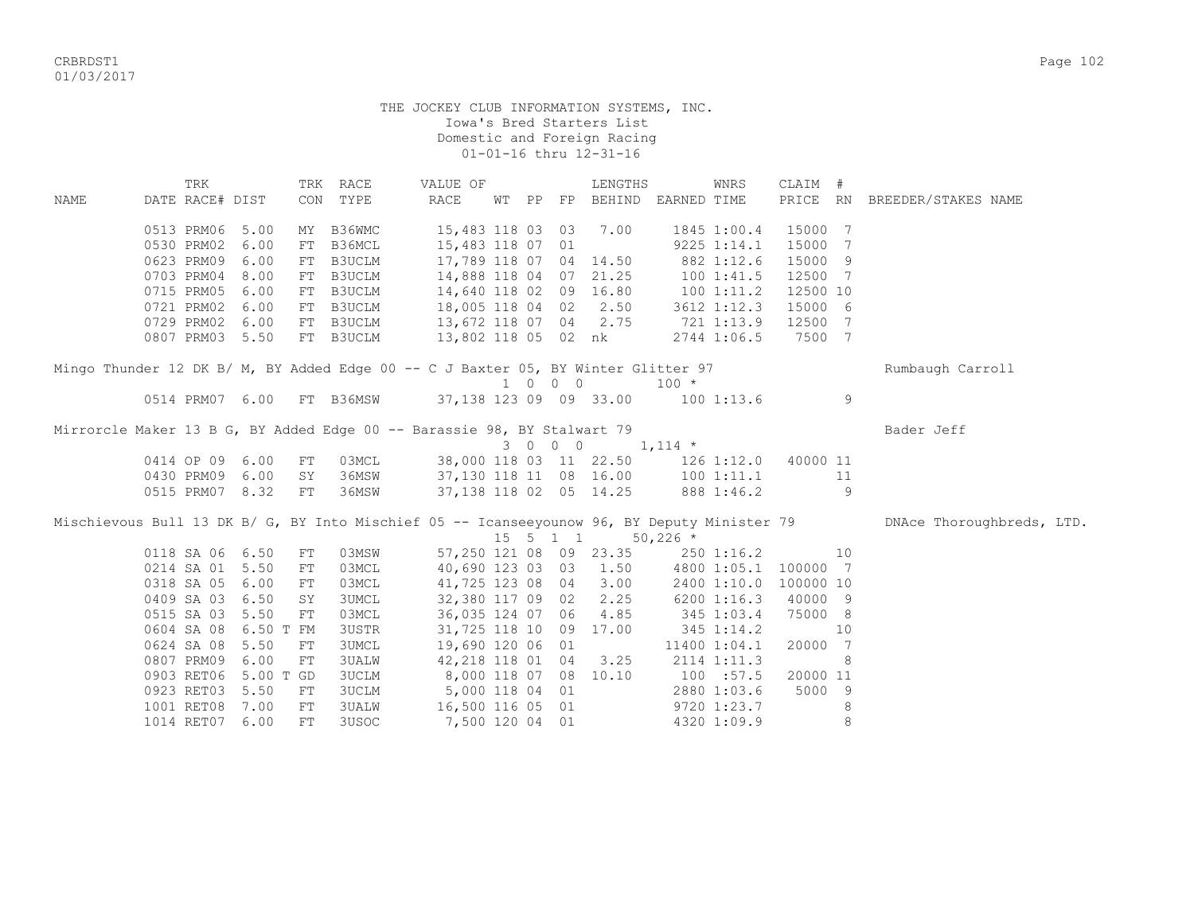THE JOCKEY CLUB INFORMATION SYSTEMS, INC.
Iowa's Bred Starters List
Domestic and Foreign Racing
01-01-16 thru 12-31-16

| NAME | TRK DATE | RACE# | DIST | TRK CON | RACE TYPE | VALUE OF RACE | WT | PP | FP | LENGTHS BEHIND | EARNED | WNRS TIME | CLAIM PRICE | # RN | BREEDER/STAKES NAME |
|---|---|---|---|---|---|---|---|---|---|---|---|---|---|---|---|
| | 0513 | PRM06 | 5.00 | MY | B36WMC | 15,483 | 118 | 03 | 03 | 7.00 | 1845 | 1:00.4 | 15000 | 7 | |
| | 0530 | PRM02 | 6.00 | FT | B36MCL | 15,483 | 118 | 07 | 01 | | 9225 | 1:14.1 | 15000 | 7 | |
| | 0623 | PRM09 | 6.00 | FT | B3UCLM | 17,789 | 118 | 07 | 04 | 14.50 | 882 | 1:12.6 | 15000 | 9 | |
| | 0703 | PRM04 | 8.00 | FT | B3UCLM | 14,888 | 118 | 04 | 07 | 21.25 | 100 | 1:41.5 | 12500 | 7 | |
| | 0715 | PRM05 | 6.00 | FT | B3UCLM | 14,640 | 118 | 02 | 09 | 16.80 | 100 | 1:11.2 | 12500 | 10 | |
| | 0721 | PRM02 | 6.00 | FT | B3UCLM | 18,005 | 118 | 04 | 02 | 2.50 | 3612 | 1:12.3 | 15000 | 6 | |
| | 0729 | PRM02 | 6.00 | FT | B3UCLM | 13,672 | 118 | 07 | 04 | 2.75 | 721 | 1:13.9 | 12500 | 7 | |
| | 0807 | PRM03 | 5.50 | FT | B3UCLM | 13,802 | 118 | 05 | 02 | nk | 2744 | 1:06.5 | 7500 | 7 | |
| Mingo Thunder 12 DK B/ M, BY Added Edge 00 -- C J Baxter 05, BY Winter Glitter 97 | | | | | | | 1 | 0 | 0 0 | | 100 * | | | | Rumbaugh Carroll |
| | 0514 | PRM07 | 6.00 | FT | B36MSW | 37,138 | 123 | 09 | 09 | 33.00 | 100 | 1:13.6 | | 9 | |
| Mirrorcle Maker 13 B G, BY Added Edge 00 -- Barassie 98, BY Stalwart 79 | | | | | | | 3 | 0 | 0 0 | | 1,114 * | | | | Bader Jeff |
| | 0414 | OP 09 | 6.00 | FT | 03MCL | 38,000 | 118 | 03 | 11 | 22.50 | 126 | 1:12.0 | 40000 | 11 | |
| | 0430 | PRM09 | 6.00 | SY | 36MSW | 37,130 | 118 | 11 | 08 | 16.00 | 100 | 1:11.1 | | 11 | |
| | 0515 | PRM07 | 8.32 | FT | 36MSW | 37,138 | 118 | 02 | 05 | 14.25 | 888 | 1:46.2 | | 9 | |
| Mischievous Bull 13 DK B/ G, BY Into Mischief 05 -- Icanseeyounow 96, BY Deputy Minister 79 | | | | | | | 15 | 5 | 1 1 | | 50,226 * | | | | DNAce Thoroughbreds, LTD. |
| | 0118 | SA 06 | 6.50 | FT | 03MSW | 57,250 | 121 | 08 | 09 | 23.35 | 250 | 1:16.2 | | 10 | |
| | 0214 | SA 01 | 5.50 | FT | 03MCL | 40,690 | 123 | 03 | 03 | 1.50 | 4800 | 1:05.1 | 100000 | 7 | |
| | 0318 | SA 05 | 6.00 | FT | 03MCL | 41,725 | 123 | 08 | 04 | 3.00 | 2400 | 1:10.0 | 100000 | 10 | |
| | 0409 | SA 03 | 6.50 | SY | 3UMCL | 32,380 | 117 | 09 | 02 | 2.25 | 6200 | 1:16.3 | 40000 | 9 | |
| | 0515 | SA 03 | 5.50 | FT | 03MCL | 36,035 | 124 | 07 | 06 | 4.85 | 345 | 1:03.4 | 75000 | 8 | |
| | 0604 | SA 08 | 6.50 T | FM | 3USTR | 31,725 | 118 | 10 | 09 | 17.00 | 345 | 1:14.2 | | 10 | |
| | 0624 | SA 08 | 5.50 | FT | 3UMCL | 19,690 | 120 | 06 | 01 | | 11400 | 1:04.1 | 20000 | 7 | |
| | 0807 | PRM09 | 6.00 | FT | 3UALW | 42,218 | 118 | 01 | 04 | 3.25 | 2114 | 1:11.3 | | 8 | |
| | 0903 | RET06 | 5.00 T | GD | 3UCLM | 8,000 | 118 | 07 | 08 | 10.10 | 100 | :57.5 | 20000 | 11 | |
| | 0923 | RET03 | 5.50 | FT | 3UCLM | 5,000 | 118 | 04 | 01 | | 2880 | 1:03.6 | 5000 | 9 | |
| | 1001 | RET08 | 7.00 | FT | 3UALW | 16,500 | 116 | 05 | 01 | | 9720 | 1:23.7 | | 8 | |
| | 1014 | RET07 | 6.00 | FT | 3USOC | 7,500 | 120 | 04 | 01 | | 4320 | 1:09.9 | | 8 | |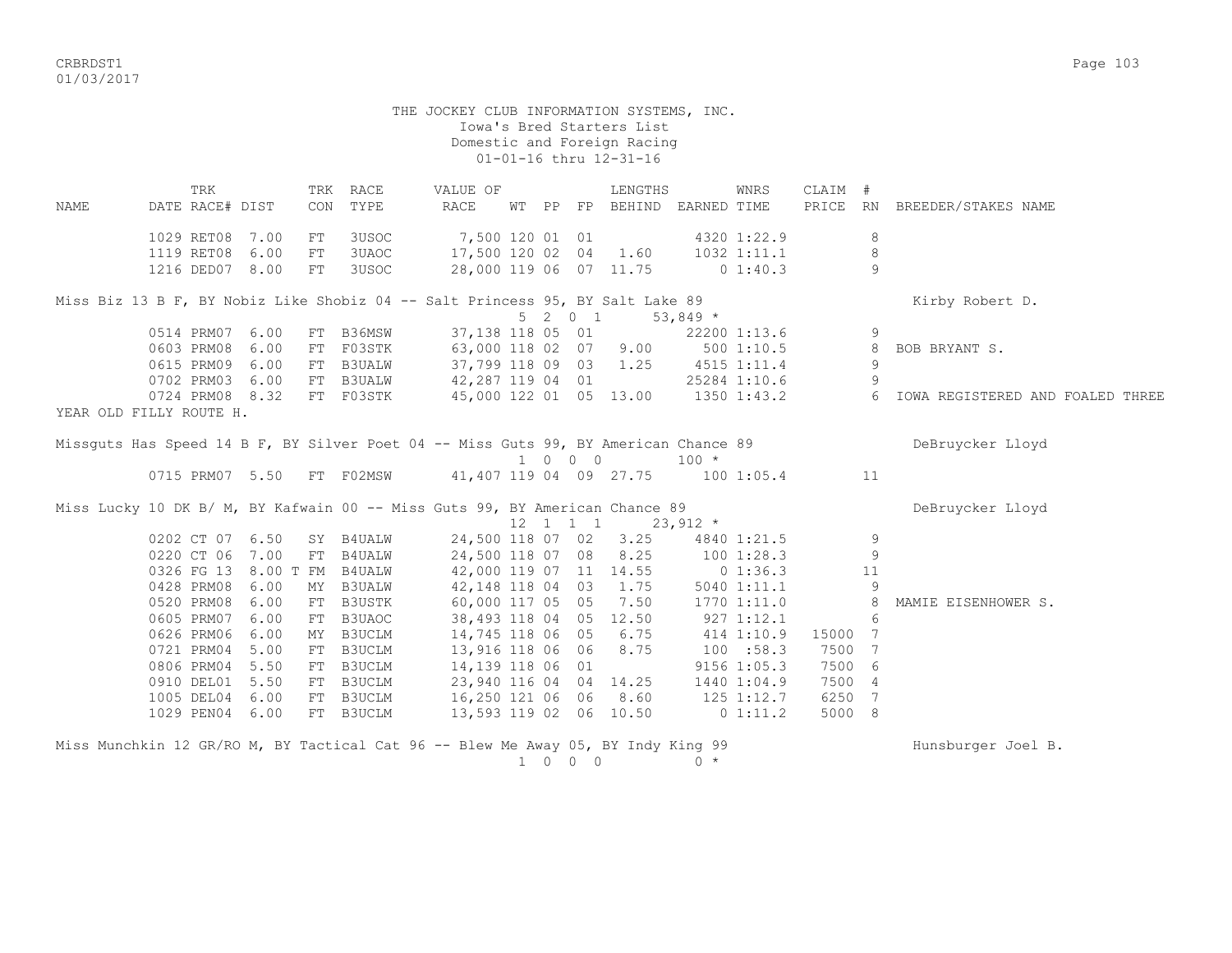THE JOCKEY CLUB INFORMATION SYSTEMS, INC.
Iowa's Bred Starters List
Domestic and Foreign Racing
01-01-16 thru 12-31-16

| NAME | TRK DATE | RACE# | DIST | TRK CON | RACE TYPE | VALUE OF RACE | WT | PP | FP | LENGTHS BEHIND | EARNED | WNRS TIME | CLAIM PRICE | # RN | BREEDER/STAKES NAME |
|---|---|---|---|---|---|---|---|---|---|---|---|---|---|---|---|
| | 1029 | RET08 | 7.00 | FT | 3USOC | 7,500 | 120 | 01 | 01 | | 4320 | 1:22.9 | | 8 | |
| | 1119 | RET08 | 6.00 | FT | 3UAOC | 17,500 | 120 | 02 | 04 | 1.60 | 1032 | 1:11.1 | | 8 | |
| | 1216 | DED07 | 8.00 | FT | 3USOC | 28,000 | 119 | 06 | 07 | 11.75 | 0 | 1:40.3 | | 9 | |
| Miss Biz 13 B F, BY Nobiz Like Shobiz 04 -- Salt Princess 95, BY Salt Lake 89 | | | | | | | 5 | 2 | 0 1 | | 53,849 * | | | | Kirby Robert D. |
| | 0514 | PRM07 | 6.00 | FT | B36MSW | 37,138 | 118 | 05 | 01 | | 22200 | 1:13.6 | | 9 | |
| | 0603 | PRM08 | 6.00 | FT | F03STK | 63,000 | 118 | 02 | 07 | 9.00 | 500 | 1:10.5 | | 8 | BOB BRYANT S. |
| | 0615 | PRM09 | 6.00 | FT | B3UALW | 37,799 | 118 | 09 | 03 | 1.25 | 4515 | 1:11.4 | | 9 | |
| | 0702 | PRM03 | 6.00 | FT | B3UALW | 42,287 | 119 | 04 | 01 | | 25284 | 1:10.6 | | 9 | |
| | 0724 | PRM08 | 8.32 | FT | F03STK | 45,000 | 122 | 01 | 05 | 13.00 | 1350 | 1:43.2 | | 6 | IOWA REGISTERED AND FOALED THREE YEAR OLD FILLY ROUTE H. |
| Missguts Has Speed 14 B F, BY Silver Poet 04 -- Miss Guts 99, BY American Chance 89 | | | | | | | 1 | 0 | 0 0 | | 100 * | | | | DeBruycker Lloyd |
| | 0715 | PRM07 | 5.50 | FT | F02MSW | 41,407 | 119 | 04 | 09 | 27.75 | 100 | 1:05.4 | | 11 | |
| Miss Lucky 10 DK B/ M, BY Kafwain 00 -- Miss Guts 99, BY American Chance 89 | | | | | | | 12 | 1 | 1 1 | | 23,912 * | | | | DeBruycker Lloyd |
| | 0202 | CT 07 | 6.50 | SY | B4UALW | 24,500 | 118 | 07 | 02 | 3.25 | 4840 | 1:21.5 | | 9 | |
| | 0220 | CT 06 | 7.00 | FT | B4UALW | 24,500 | 118 | 07 | 08 | 8.25 | 100 | 1:28.3 | | 9 | |
| | 0326 | FG 13 | 8.00 T | FM | B4UALW | 42,000 | 119 | 07 | 11 | 14.55 | 0 | 1:36.3 | | 11 | |
| | 0428 | PRM08 | 6.00 | MY | B3UALW | 42,148 | 118 | 04 | 03 | 1.75 | 5040 | 1:11.1 | | 9 | |
| | 0520 | PRM08 | 6.00 | FT | B3USTK | 60,000 | 117 | 05 | 05 | 7.50 | 1770 | 1:11.0 | | 8 | MAMIE EISENHOWER S. |
| | 0605 | PRM07 | 6.00 | FT | B3UAOC | 38,493 | 118 | 04 | 05 | 12.50 | 927 | 1:12.1 | | 6 | |
| | 0626 | PRM06 | 6.00 | MY | B3UCLM | 14,745 | 118 | 06 | 05 | 6.75 | 414 | 1:10.9 | 15000 | 7 | |
| | 0721 | PRM04 | 5.00 | FT | B3UCLM | 13,916 | 118 | 06 | 06 | 8.75 | 100 | :58.3 | 7500 | 7 | |
| | 0806 | PRM04 | 5.50 | FT | B3UCLM | 14,139 | 118 | 06 | 01 | | 9156 | 1:05.3 | 7500 | 6 | |
| | 0910 | DEL01 | 5.50 | FT | B3UCLM | 23,940 | 116 | 04 | 04 | 14.25 | 1440 | 1:04.9 | 7500 | 4 | |
| | 1005 | DEL04 | 6.00 | FT | B3UCLM | 16,250 | 121 | 06 | 06 | 8.60 | 125 | 1:12.7 | 6250 | 7 | |
| | 1029 | PEN04 | 6.00 | FT | B3UCLM | 13,593 | 119 | 02 | 06 | 10.50 | 0 | 1:11.2 | 5000 | 8 | |
| Miss Munchkin 12 GR/RO M, BY Tactical Cat 96 -- Blew Me Away 05, BY Indy King 99 | | | | | | | 1 | 0 | 0 0 | | 0 * | | | | Hunsburger Joel B. |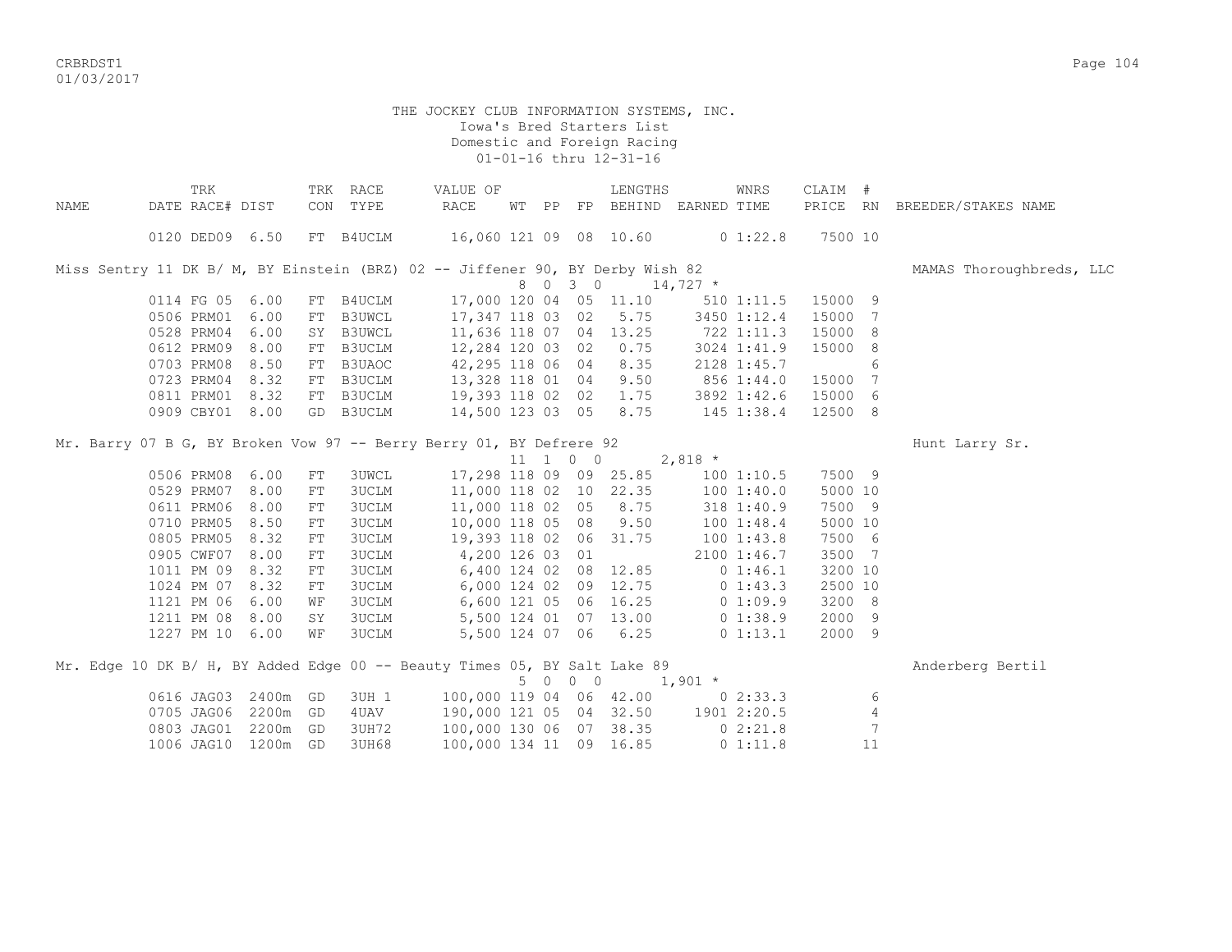THE JOCKEY CLUB INFORMATION SYSTEMS, INC.
Iowa's Bred Starters List
Domestic and Foreign Racing
01-01-16 thru 12-31-16

| NAME | TRK DATE | RACE# | DIST | TRK CON | RACE TYPE | VALUE OF RACE | WT | PP | FP | LENGTHS BEHIND | EARNED | WNRS TIME | CLAIM PRICE | # RN | BREEDER/STAKES NAME |
|---|---|---|---|---|---|---|---|---|---|---|---|---|---|---|---|
| | 0120 | DED09 | 6.50 | FT | B4UCLM | 16,060 | 121 | 09 | 08 | 10.60 | 0 | 1:22.8 | 7500 | 10 | |
| Miss Sentry 11 DK B/ M, BY Einstein (BRZ) 02 -- Jiffener 90, BY Derby Wish 82 | | | | | | | 8 | 0 | 3 0 | | 14,727 * | | | | MAMAS Thoroughbreds, LLC |
| | 0114 | FG 05 | 6.00 | FT | B4UCLM | 17,000 | 120 | 04 | 05 | 11.10 | 510 | 1:11.5 | 15000 | 9 | |
| | 0506 | PRM01 | 6.00 | FT | B3UWCL | 17,347 | 118 | 03 | 02 | 5.75 | 3450 | 1:12.4 | 15000 | 7 | |
| | 0528 | PRM04 | 6.00 | SY | B3UWCL | 11,636 | 118 | 07 | 04 | 13.25 | 722 | 1:11.3 | 15000 | 8 | |
| | 0612 | PRM09 | 8.00 | FT | B3UCLM | 12,284 | 120 | 03 | 02 | 0.75 | 3024 | 1:41.9 | 15000 | 8 | |
| | 0703 | PRM08 | 8.50 | FT | B3UAOC | 42,295 | 118 | 06 | 04 | 8.35 | 2128 | 1:45.7 | | 6 | |
| | 0723 | PRM04 | 8.32 | FT | B3UCLM | 13,328 | 118 | 01 | 04 | 9.50 | 856 | 1:44.0 | 15000 | 7 | |
| | 0811 | PRM01 | 8.32 | FT | B3UCLM | 19,393 | 118 | 02 | 02 | 1.75 | 3892 | 1:42.6 | 15000 | 6 | |
| | 0909 | CBY01 | 8.00 | GD | B3UCLM | 14,500 | 123 | 03 | 05 | 8.75 | 145 | 1:38.4 | 12500 | 8 | |
| Mr. Barry 07 B G, BY Broken Vow 97 -- Berry Berry 01, BY Defrere 92 | | | | | | | 11 | 1 | 0 0 | | 2,818 * | | | | Hunt Larry Sr. |
| | 0506 | PRM08 | 6.00 | FT | 3UWCL | 17,298 | 118 | 09 | 09 | 25.85 | 100 | 1:10.5 | 7500 | 9 | |
| | 0529 | PRM07 | 8.00 | FT | 3UCLM | 11,000 | 118 | 02 | 10 | 22.35 | 100 | 1:40.0 | 5000 | 10 | |
| | 0611 | PRM06 | 8.00 | FT | 3UCLM | 11,000 | 118 | 02 | 05 | 8.75 | 318 | 1:40.9 | 7500 | 9 | |
| | 0710 | PRM05 | 8.50 | FT | 3UCLM | 10,000 | 118 | 05 | 08 | 9.50 | 100 | 1:48.4 | 5000 | 10 | |
| | 0805 | PRM05 | 8.32 | FT | 3UCLM | 19,393 | 118 | 02 | 06 | 31.75 | 100 | 1:43.8 | 7500 | 6 | |
| | 0905 | CWF07 | 8.00 | FT | 3UCLM | 4,200 | 126 | 03 | 01 | | 2100 | 1:46.7 | 3500 | 7 | |
| | 1011 | PM 09 | 8.32 | FT | 3UCLM | 6,400 | 124 | 02 | 08 | 12.85 | 0 | 1:46.1 | 3200 | 10 | |
| | 1024 | PM 07 | 8.32 | FT | 3UCLM | 6,000 | 124 | 02 | 09 | 12.75 | 0 | 1:43.3 | 2500 | 10 | |
| | 1121 | PM 06 | 6.00 | WF | 3UCLM | 6,600 | 121 | 05 | 06 | 16.25 | 0 | 1:09.9 | 3200 | 8 | |
| | 1211 | PM 08 | 8.00 | SY | 3UCLM | 5,500 | 124 | 01 | 07 | 13.00 | 0 | 1:38.9 | 2000 | 9 | |
| | 1227 | PM 10 | 6.00 | WF | 3UCLM | 5,500 | 124 | 07 | 06 | 6.25 | 0 | 1:13.1 | 2000 | 9 | |
| Mr. Edge 10 DK B/ H, BY Added Edge 00 -- Beauty Times 05, BY Salt Lake 89 | | | | | | | 5 | 0 | 0 0 | | 1,901 * | | | | Anderberg Bertil |
| | 0616 | JAG03 | 2400m | GD | 3UH 1 | 100,000 | 119 | 04 | 06 | 42.00 | 0 | 2:33.3 | | 6 | |
| | 0705 | JAG06 | 2200m | GD | 4UAV | 190,000 | 121 | 05 | 04 | 32.50 | 1901 | 2:20.5 | | 4 | |
| | 0803 | JAG01 | 2200m | GD | 3UH72 | 100,000 | 130 | 06 | 07 | 38.35 | 0 | 2:21.8 | | 7 | |
| | 1006 | JAG10 | 1200m | GD | 3UH68 | 100,000 | 134 | 11 | 09 | 16.85 | 0 | 1:11.8 | | 11 | |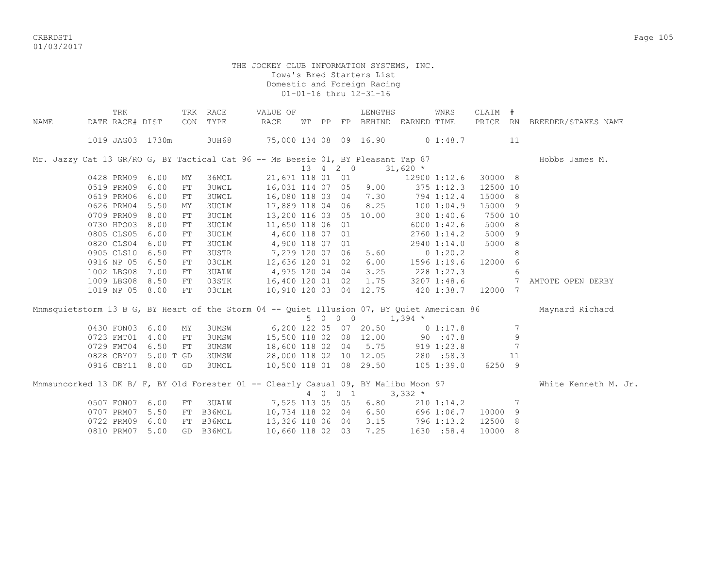THE JOCKEY CLUB INFORMATION SYSTEMS, INC.
Iowa's Bred Starters List
Domestic and Foreign Racing
01-01-16 thru 12-31-16

| NAME | TRK DATE RACE# | DIST | TRK CON | RACE TYPE | VALUE OF RACE | WT | PP | FP | LENGTHS BEHIND | EARNED | WNRS TIME | CLAIM PRICE | # RN | BREEDER/STAKES NAME |
|---|---|---|---|---|---|---|---|---|---|---|---|---|---|---|
| | 1019 JAG03 | 1730m | | 3UH68 | 75,000 | 134 | 08 | 09 | 16.90 | 0 | 1:48.7 | | 11 | |
| Mr. Jazzy Cat 13 GR/RO G, BY Tactical Cat 96 -- Ms Bessie 01, BY Pleasant Tap 87 | | | | | | 13 | 4 | 2 0 | | 31,620 * | | | | Hobbs James M. |
| | 0428 PRM09 | 6.00 | MY | 36MCL | 21,671 | 118 | 01 | 01 | | 12900 | 1:12.6 | 30000 | 8 | |
| | 0519 PRM09 | 6.00 | FT | 3UWCL | 16,031 | 114 | 07 | 05 | 9.00 | 375 | 1:12.3 | 12500 | 10 | |
| | 0619 PRM06 | 6.00 | FT | 3UWCL | 16,080 | 118 | 03 | 04 | 7.30 | 794 | 1:12.4 | 15000 | 8 | |
| | 0626 PRM04 | 5.50 | MY | 3UCLM | 17,889 | 118 | 04 | 06 | 8.25 | 100 | 1:04.9 | 15000 | 9 | |
| | 0709 PRM09 | 8.00 | FT | 3UCLM | 13,200 | 116 | 03 | 05 | 10.00 | 300 | 1:40.6 | 7500 | 10 | |
| | 0730 HPO03 | 8.00 | FT | 3UCLM | 11,650 | 118 | 06 | 01 | | 6000 | 1:42.6 | 5000 | 8 | |
| | 0805 CLS05 | 6.00 | FT | 3UCLM | 4,600 | 118 | 07 | 01 | | 2760 | 1:14.2 | 5000 | 9 | |
| | 0820 CLS04 | 6.00 | FT | 3UCLM | 4,900 | 118 | 07 | 01 | | 2940 | 1:14.0 | 5000 | 8 | |
| | 0905 CLS10 | 6.50 | FT | 3USTR | 7,279 | 120 | 07 | 06 | 5.60 | 0 | 1:20.2 | | 8 | |
| | 0916 NP 05 | 6.50 | FT | 03CLM | 12,636 | 120 | 01 | 02 | 6.00 | 1596 | 1:19.6 | 12000 | 6 | |
| | 1002 LBG08 | 7.00 | FT | 3UALW | 4,975 | 120 | 04 | 04 | 3.25 | 228 | 1:27.3 | | 6 | |
| | 1009 LBG08 | 8.50 | FT | 03STK | 16,400 | 120 | 01 | 02 | 1.75 | 3207 | 1:48.6 | | 7 | AMTOTE OPEN DERBY |
| | 1019 NP 05 | 8.00 | FT | 03CLM | 10,910 | 120 | 03 | 04 | 12.75 | 420 | 1:38.7 | 12000 | 7 | |
| Mnmsquietstorm 13 B G, BY Heart of the Storm 04 -- Quiet Illusion 07, BY Quiet American 86 | | | | | | 5 | 0 | 0 0 | | 1,394 * | | | | Maynard Richard |
| | 0430 FON03 | 6.00 | MY | 3UMSW | 6,200 | 122 | 05 | 07 | 20.50 | 0 | 1:17.8 | | 7 | |
| | 0723 FMT01 | 4.00 | FT | 3UMSW | 15,500 | 118 | 02 | 08 | 12.00 | 90 | :47.8 | | 9 | |
| | 0729 FMT04 | 6.50 | FT | 3UMSW | 18,600 | 118 | 02 | 04 | 5.75 | 919 | 1:23.8 | | 7 | |
| | 0828 CBY07 | 5.00 T | GD | 3UMSW | 28,000 | 118 | 02 | 10 | 12.05 | 280 | :58.3 | | 11 | |
| | 0916 CBY11 | 8.00 | GD | 3UMCL | 10,500 | 118 | 01 | 08 | 29.50 | 105 | 1:39.0 | 6250 | 9 | |
| Mnmsuncorked 13 DK B/ F, BY Old Forester 01 -- Clearly Casual 09, BY Malibu Moon 97 | | | | | | 4 | 0 | 0 1 | | 3,332 * | | | | White Kenneth M. Jr. |
| | 0507 FON07 | 6.00 | FT | 3UALW | 7,525 | 113 | 05 | 05 | 6.80 | 210 | 1:14.2 | | 7 | |
| | 0707 PRM07 | 5.50 | FT | B36MCL | 10,734 | 118 | 02 | 04 | 6.50 | 696 | 1:06.7 | 10000 | 9 | |
| | 0722 PRM09 | 6.00 | FT | B36MCL | 13,326 | 118 | 06 | 04 | 3.15 | 796 | 1:13.2 | 12500 | 8 | |
| | 0810 PRM07 | 5.00 | GD | B36MCL | 10,660 | 118 | 02 | 03 | 7.25 | 1630 | :58.4 | 10000 | 8 | |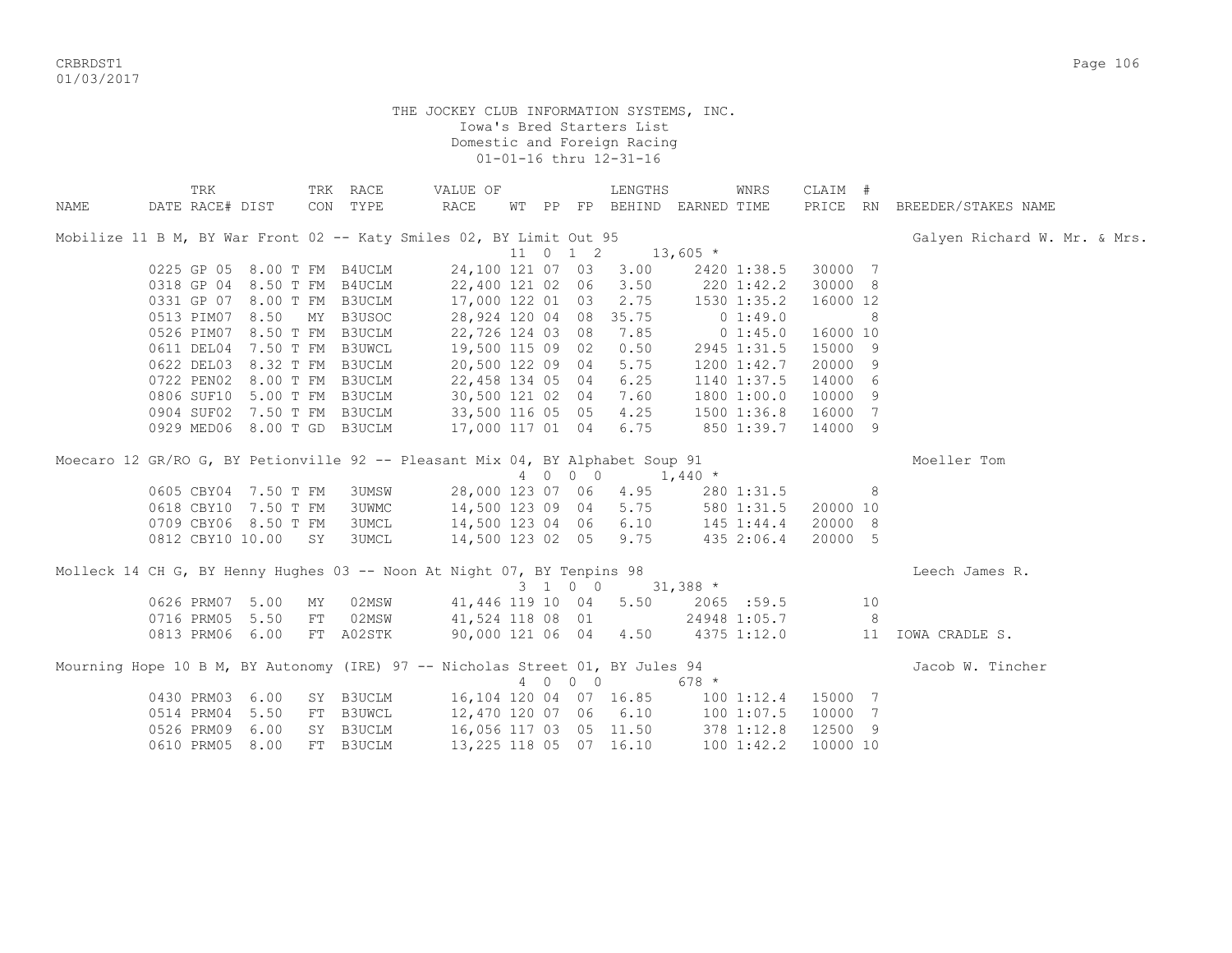THE JOCKEY CLUB INFORMATION SYSTEMS, INC.
Iowa's Bred Starters List
Domestic and Foreign Racing
01-01-16 thru 12-31-16

| NAME | TRK DATE | RACE# | DIST | TRK CON | RACE TYPE | VALUE OF RACE | WT | PP | FP | LENGTHS BEHIND | EARNED | WNRS TIME | CLAIM PRICE | # RN | BREEDER/STAKES NAME |
|---|---|---|---|---|---|---|---|---|---|---|---|---|---|---|---|
| Mobilize 11 B M, BY War Front 02 -- Katy Smiles 02, BY Limit Out 95 | | | | | | | | | | | | | | | Galyen Richard W. Mr. & Mrs. |
| | | | | | | | 11 | 0 | 1 2 | | 13,605 * | | | | |
| | 0225 | GP 05 | 8.00 T | FM | B4UCLM | 24,100 | 121 | 07 | 03 | 3.00 | 2420 | 1:38.5 | 30000 | 7 | |
| | 0318 | GP 04 | 8.50 T | FM | B4UCLM | 22,400 | 121 | 02 | 06 | 3.50 | 220 | 1:42.2 | 30000 | 8 | |
| | 0331 | GP 07 | 8.00 T | FM | B3UCLM | 17,000 | 122 | 01 | 03 | 2.75 | 1530 | 1:35.2 | 16000 | 12 | |
| | 0513 | PIM07 | 8.50 | MY | B3USOC | 28,924 | 120 | 04 | 08 | 35.75 | 0 | 1:49.0 | | 8 | |
| | 0526 | PIM07 | 8.50 T | FM | B3UCLM | 22,726 | 124 | 03 | 08 | 7.85 | 0 | 1:45.0 | 16000 | 10 | |
| | 0611 | DEL04 | 7.50 T | FM | B3UWCL | 19,500 | 115 | 09 | 02 | 0.50 | 2945 | 1:31.5 | 15000 | 9 | |
| | 0622 | DEL03 | 8.32 T | FM | B3UCLM | 20,500 | 122 | 09 | 04 | 5.75 | 1200 | 1:42.7 | 20000 | 9 | |
| | 0722 | PEN02 | 8.00 T | FM | B3UCLM | 22,458 | 134 | 05 | 04 | 6.25 | 1140 | 1:37.5 | 14000 | 6 | |
| | 0806 | SUF10 | 5.00 T | FM | B3UCLM | 30,500 | 121 | 02 | 04 | 7.60 | 1800 | 1:00.0 | 10000 | 9 | |
| | 0904 | SUF02 | 7.50 T | FM | B3UCLM | 33,500 | 116 | 05 | 05 | 4.25 | 1500 | 1:36.8 | 16000 | 7 | |
| | 0929 | MED06 | 8.00 T | GD | B3UCLM | 17,000 | 117 | 01 | 04 | 6.75 | 850 | 1:39.7 | 14000 | 9 | |
| Moecaro 12 GR/RO G, BY Petionville 92 -- Pleasant Mix 04, BY Alphabet Soup 91 | | | | | | | | | | | | | | | Moeller Tom |
| | | | | | | | 4 | 0 | 0 0 | | 1,440 * | | | | |
| | 0605 | CBY04 | 7.50 T | FM | 3UMSW | 28,000 | 123 | 07 | 06 | 4.95 | 280 | 1:31.5 | | 8 | |
| | 0618 | CBY10 | 7.50 T | FM | 3UWMC | 14,500 | 123 | 09 | 04 | 5.75 | 580 | 1:31.5 | 20000 | 10 | |
| | 0709 | CBY06 | 8.50 T | FM | 3UMCL | 14,500 | 123 | 04 | 06 | 6.10 | 145 | 1:44.4 | 20000 | 8 | |
| | 0812 | CBY10 | 10.00 | SY | 3UMCL | 14,500 | 123 | 02 | 05 | 9.75 | 435 | 2:06.4 | 20000 | 5 | |
| Molleck 14 CH G, BY Henny Hughes 03 -- Noon At Night 07, BY Tenpins 98 | | | | | | | | | | | | | | | Leech James R. |
| | | | | | | | 3 | 1 | 0 0 | | 31,388 * | | | | |
| | 0626 | PRM07 | 5.00 | MY | 02MSW | 41,446 | 119 | 10 | 04 | 5.50 | 2065 | :59.5 | | 10 | |
| | 0716 | PRM05 | 5.50 | FT | 02MSW | 41,524 | 118 | 08 | 01 | | 24948 | 1:05.7 | | 8 | |
| | 0813 | PRM06 | 6.00 | FT | A02STK | 90,000 | 121 | 06 | 04 | 4.50 | 4375 | 1:12.0 | | 11 | IOWA CRADLE S. |
| Mourning Hope 10 B M, BY Autonomy (IRE) 97 -- Nicholas Street 01, BY Jules 94 | | | | | | | | | | | | | | | Jacob W. Tincher |
| | | | | | | | 4 | 0 | 0 0 | | 678 * | | | | |
| | 0430 | PRM03 | 6.00 | SY | B3UCLM | 16,104 | 120 | 04 | 07 | 16.85 | 100 | 1:12.4 | 15000 | 7 | |
| | 0514 | PRM04 | 5.50 | FT | B3UWCL | 12,470 | 120 | 07 | 06 | 6.10 | 100 | 1:07.5 | 10000 | 7 | |
| | 0526 | PRM09 | 6.00 | SY | B3UCLM | 16,056 | 117 | 03 | 05 | 11.50 | 378 | 1:12.8 | 12500 | 9 | |
| | 0610 | PRM05 | 8.00 | FT | B3UCLM | 13,225 | 118 | 05 | 07 | 16.10 | 100 | 1:42.2 | 10000 | 10 | |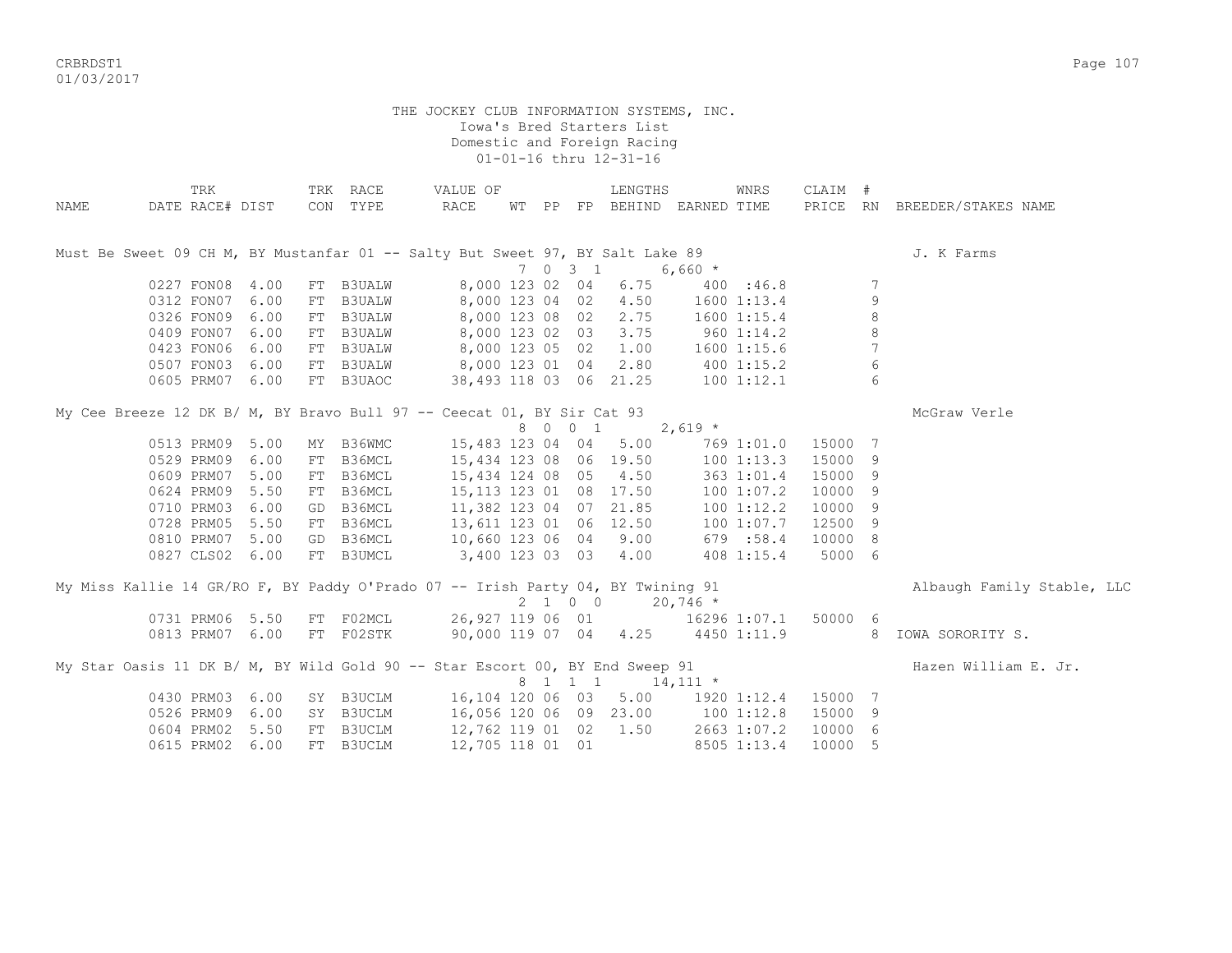THE JOCKEY CLUB INFORMATION SYSTEMS, INC.
Iowa's Bred Starters List
Domestic and Foreign Racing
01-01-16 thru 12-31-16

| NAME | TRK DATE | RACE# | DIST | TRK CON | RACE TYPE | VALUE OF RACE | WT | PP | FP | LENGTHS BEHIND | EARNED | WNRS TIME | CLAIM PRICE | # RN | BREEDER/STAKES NAME |
|---|---|---|---|---|---|---|---|---|---|---|---|---|---|---|---|
| Must Be Sweet 09 CH M, BY Mustanfar 01 -- Salty But Sweet 97, BY Salt Lake 89 | | | | | | | 7 | 0 | 3 1 | | 6,660 * | | | | J. K Farms |
| | 0227 | FON08 | 4.00 | FT | B3UALW | 8,000 | 123 | 02 | 04 | 6.75 | 400 | :46.8 | | 7 | |
| | 0312 | FON07 | 6.00 | FT | B3UALW | 8,000 | 123 | 04 | 02 | 4.50 | 1600 | 1:13.4 | | 9 | |
| | 0326 | FON09 | 6.00 | FT | B3UALW | 8,000 | 123 | 08 | 02 | 2.75 | 1600 | 1:15.4 | | 8 | |
| | 0409 | FON07 | 6.00 | FT | B3UALW | 8,000 | 123 | 02 | 03 | 3.75 | 960 | 1:14.2 | | 8 | |
| | 0423 | FON06 | 6.00 | FT | B3UALW | 8,000 | 123 | 05 | 02 | 1.00 | 1600 | 1:15.6 | | 7 | |
| | 0507 | FON03 | 6.00 | FT | B3UALW | 8,000 | 123 | 01 | 04 | 2.80 | 400 | 1:15.2 | | 6 | |
| | 0605 | PRM07 | 6.00 | FT | B3UAOC | 38,493 | 118 | 03 | 06 | 21.25 | 100 | 1:12.1 | | 6 | |
| My Cee Breeze 12 DK B/ M, BY Bravo Bull 97 -- Ceecat 01, BY Sir Cat 93 | | | | | | | 8 | 0 | 0 1 | | 2,619 * | | | | McGraw Verle |
| | 0513 | PRM09 | 5.00 | MY | B36WMC | 15,483 | 123 | 04 | 04 | 5.00 | 769 | 1:01.0 | 15000 | 7 | |
| | 0529 | PRM09 | 6.00 | FT | B36MCL | 15,434 | 123 | 08 | 06 | 19.50 | 100 | 1:13.3 | 15000 | 9 | |
| | 0609 | PRM07 | 5.00 | FT | B36MCL | 15,434 | 124 | 08 | 05 | 4.50 | 363 | 1:01.4 | 15000 | 9 | |
| | 0624 | PRM09 | 5.50 | FT | B36MCL | 15,113 | 123 | 01 | 08 | 17.50 | 100 | 1:07.2 | 10000 | 9 | |
| | 0710 | PRM03 | 6.00 | GD | B36MCL | 11,382 | 123 | 04 | 07 | 21.85 | 100 | 1:12.2 | 10000 | 9 | |
| | 0728 | PRM05 | 5.50 | FT | B36MCL | 13,611 | 123 | 01 | 06 | 12.50 | 100 | 1:07.7 | 12500 | 9 | |
| | 0810 | PRM07 | 5.00 | GD | B36MCL | 10,660 | 123 | 06 | 04 | 9.00 | 679 | :58.4 | 10000 | 8 | |
| | 0827 | CLS02 | 6.00 | FT | B3UMCL | 3,400 | 123 | 03 | 03 | 4.00 | 408 | 1:15.4 | 5000 | 6 | |
| My Miss Kallie 14 GR/RO F, BY Paddy O'Prado 07 -- Irish Party 04, BY Twining 91 | | | | | | | 2 | 1 | 0 0 | | 20,746 * | | | | Albaugh Family Stable, LLC |
| | 0731 | PRM06 | 5.50 | FT | F02MCL | 26,927 | 119 | 06 | 01 | | 16296 | 1:07.1 | 50000 | 6 | |
| | 0813 | PRM07 | 6.00 | FT | F02STK | 90,000 | 119 | 07 | 04 | 4.25 | 4450 | 1:11.9 | | 8 | IOWA SORORITY S. |
| My Star Oasis 11 DK B/ M, BY Wild Gold 90 -- Star Escort 00, BY End Sweep 91 | | | | | | | 8 | 1 | 1 1 | | 14,111 * | | | | Hazen William E. Jr. |
| | 0430 | PRM03 | 6.00 | SY | B3UCLM | 16,104 | 120 | 06 | 03 | 5.00 | 1920 | 1:12.4 | 15000 | 7 | |
| | 0526 | PRM09 | 6.00 | SY | B3UCLM | 16,056 | 120 | 06 | 09 | 23.00 | 100 | 1:12.8 | 15000 | 9 | |
| | 0604 | PRM02 | 5.50 | FT | B3UCLM | 12,762 | 119 | 01 | 02 | 1.50 | 2663 | 1:07.2 | 10000 | 6 | |
| | 0615 | PRM02 | 6.00 | FT | B3UCLM | 12,705 | 118 | 01 | 01 | | 8505 | 1:13.4 | 10000 | 5 | |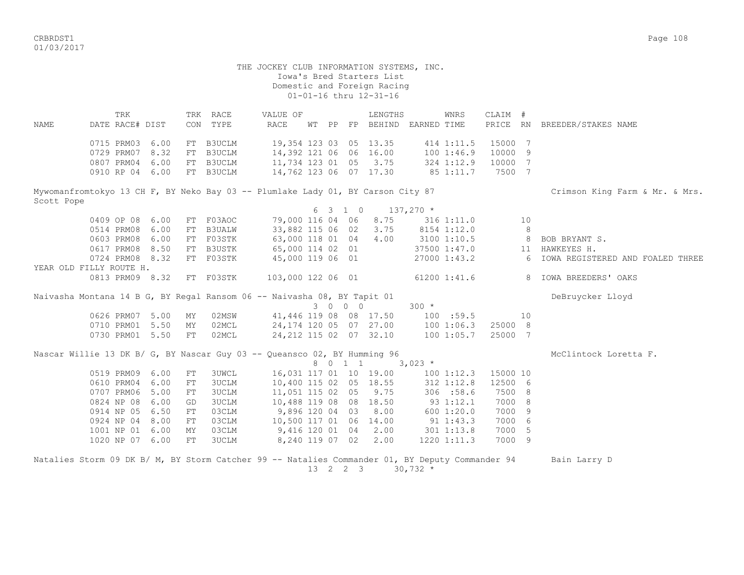THE JOCKEY CLUB INFORMATION SYSTEMS, INC.
Iowa's Bred Starters List
Domestic and Foreign Racing
01-01-16 thru 12-31-16

| NAME | TRK DATE | RACE# | DIST | TRK CON | RACE TYPE | VALUE OF RACE | WT | PP | FP | LENGTHS BEHIND | EARNED | WNRS TIME | CLAIM PRICE | # RN | BREEDER/STAKES NAME |
|---|---|---|---|---|---|---|---|---|---|---|---|---|---|---|---|
| | 0715 | PRM03 | 6.00 | FT | B3UCLM | 19,354 | 123 | 03 | 05 | 13.35 | 414 | 1:11.5 | 15000 | 7 | |
| | 0729 | PRM07 | 8.32 | FT | B3UCLM | 14,392 | 121 | 06 | 06 | 16.00 | 100 | 1:46.9 | 10000 | 9 | |
| | 0807 | PRM04 | 6.00 | FT | B3UCLM | 11,734 | 123 | 01 | 05 | 3.75 | 324 | 1:12.9 | 10000 | 7 | |
| | 0910 | RP 04 | 6.00 | FT | B3UCLM | 14,762 | 123 | 06 | 07 | 17.30 | 85 | 1:11.7 | 7500 | 7 | |

Mywomanfromtokyo 13 CH F, BY Neko Bay 03 -- Plumlake Lady 01, BY Carson City 87 — Crimson King Farm & Mr. & Mrs. Scott Pope

6 3 1 0 137,270 *

| TRK DATE | RACE# | DIST | TRK CON | RACE TYPE | VALUE OF RACE | WT | PP | FP | LENGTHS BEHIND | EARNED | WNRS TIME | CLAIM PRICE | # RN | BREEDER/STAKES NAME |
|---|---|---|---|---|---|---|---|---|---|---|---|---|---|---|
| 0409 | OP 08 | 6.00 | FT | F03AOC | 79,000 | 116 | 04 | 06 | 8.75 | 316 | 1:11.0 | | 10 | |
| 0514 | PRM08 | 6.00 | FT | B3UALW | 33,882 | 115 | 06 | 02 | 3.75 | 8154 | 1:12.0 | | 8 | |
| 0603 | PRM08 | 6.00 | FT | F03STK | 63,000 | 118 | 01 | 04 | 4.00 | 3100 | 1:10.5 | | 8 | BOB BRYANT S. |
| 0617 | PRM08 | 8.50 | FT | B3USTK | 65,000 | 114 | 02 | 01 | | 37500 | 1:47.0 | | 11 | HAWKEYES H. |
| 0724 | PRM08 | 8.32 | FT | F03STK | 45,000 | 119 | 06 | 01 | | 27000 | 1:43.2 | | 6 | IOWA REGISTERED AND FOALED THREE YEAR OLD FILLY ROUTE H. |
| 0813 | PRM09 | 8.32 | FT | F03STK | 103,000 | 122 | 06 | 01 | | 61200 | 1:41.6 | | 8 | IOWA BREEDERS' OAKS |

Naivasha Montana 14 B G, BY Regal Ransom 06 -- Naivasha 08, BY Tapit 01 — DeBruycker Lloyd

3 0 0 0 300 *

| TRK DATE | RACE# | DIST | TRK CON | RACE TYPE | VALUE OF RACE | WT | PP | FP | LENGTHS BEHIND | EARNED | WNRS TIME | CLAIM PRICE | # RN | BREEDER/STAKES NAME |
|---|---|---|---|---|---|---|---|---|---|---|---|---|---|---|
| 0626 | PRM07 | 5.00 | MY | 02MSW | 41,446 | 119 | 08 | 08 | 17.50 | 100 | :59.5 | | 10 | |
| 0710 | PRM01 | 5.50 | MY | 02MCL | 24,174 | 120 | 05 | 07 | 27.00 | 100 | 1:06.3 | 25000 | 8 | |
| 0730 | PRM01 | 5.50 | FT | 02MCL | 24,212 | 115 | 02 | 07 | 32.10 | 100 | 1:05.7 | 25000 | 7 | |

Nascar Willie 13 DK B/ G, BY Nascar Guy 03 -- Queansco 02, BY Humming 96 — McClintock Loretta F.

8 0 1 1 3,023 *

| TRK DATE | RACE# | DIST | TRK CON | RACE TYPE | VALUE OF RACE | WT | PP | FP | LENGTHS BEHIND | EARNED | WNRS TIME | CLAIM PRICE | # RN | BREEDER/STAKES NAME |
|---|---|---|---|---|---|---|---|---|---|---|---|---|---|---|
| 0519 | PRM09 | 6.00 | FT | 3UWCL | 16,031 | 117 | 01 | 10 | 19.00 | 100 | 1:12.3 | 15000 | 10 | |
| 0610 | PRM04 | 6.00 | FT | 3UCLM | 10,400 | 115 | 02 | 05 | 18.55 | 312 | 1:12.8 | 12500 | 6 | |
| 0707 | PRM06 | 5.00 | FT | 3UCLM | 11,051 | 115 | 02 | 05 | 9.75 | 306 | :58.6 | 7500 | 8 | |
| 0824 | NP 08 | 6.00 | GD | 3UCLM | 10,488 | 119 | 08 | 08 | 18.50 | 93 | 1:12.1 | 7000 | 8 | |
| 0914 | NP 05 | 6.50 | FT | 03CLM | 9,896 | 120 | 04 | 03 | 8.00 | 600 | 1:20.0 | 7000 | 9 | |
| 0924 | NP 04 | 8.00 | FT | 03CLM | 10,500 | 117 | 01 | 06 | 14.00 | 91 | 1:43.3 | 7000 | 6 | |
| 1001 | NP 01 | 6.00 | MY | 03CLM | 9,416 | 120 | 01 | 04 | 2.00 | 301 | 1:13.8 | 7000 | 5 | |
| 1020 | NP 07 | 6.00 | FT | 3UCLM | 8,240 | 119 | 07 | 02 | 2.00 | 1220 | 1:11.3 | 7000 | 9 | |

Natalies Storm 09 DK B/ M, BY Storm Catcher 99 -- Natalies Commander 01, BY Deputy Commander 94 — Bain Larry D

13 2 2 3 30,732 *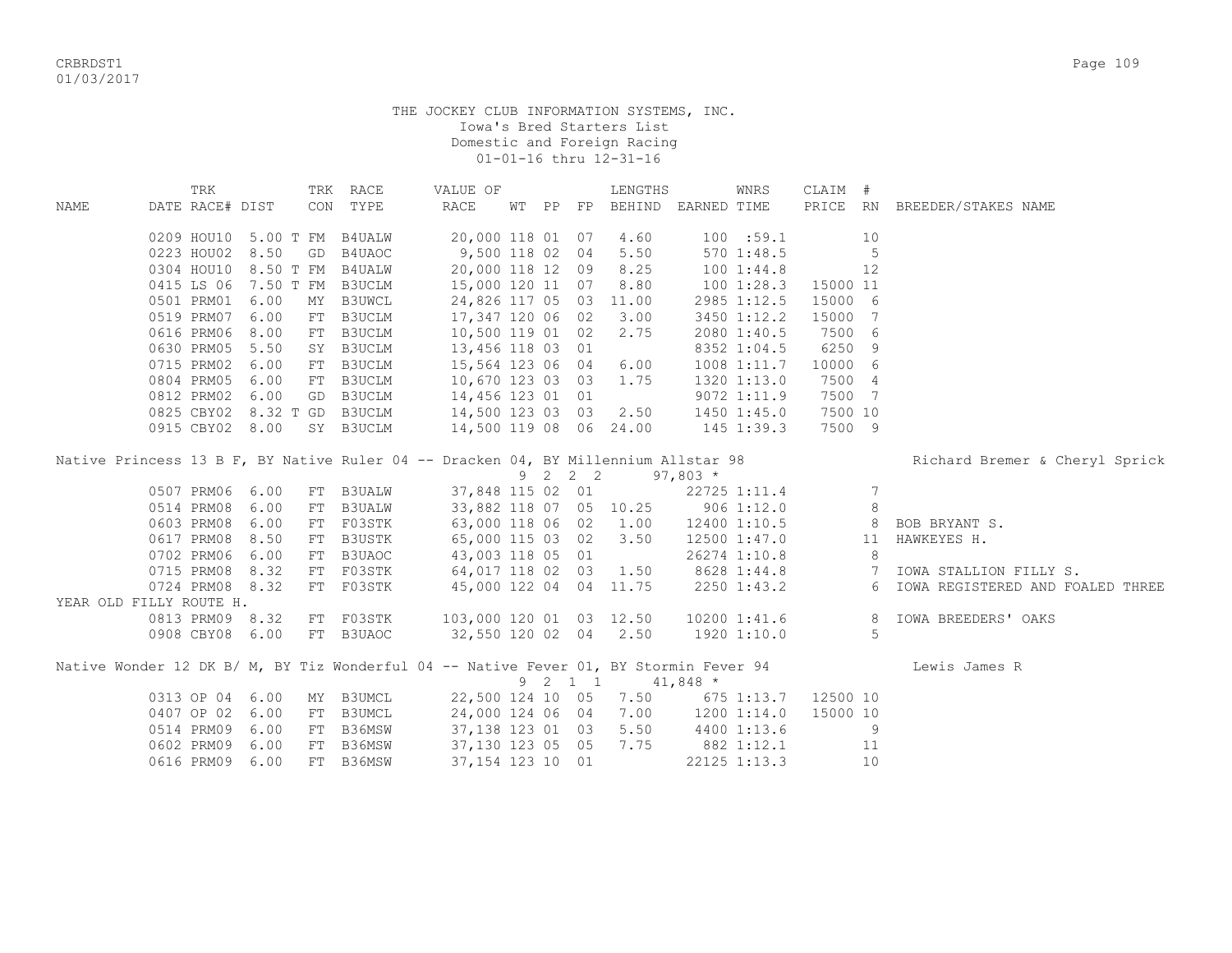THE JOCKEY CLUB INFORMATION SYSTEMS, INC.
Iowa's Bred Starters List
Domestic and Foreign Racing
01-01-16 thru 12-31-16

| NAME | TRK DATE | RACE# | DIST | TRK CON | RACE TYPE | VALUE OF RACE | WT | PP | FP | LENGTHS BEHIND | EARNED | WNRS TIME | CLAIM PRICE | # RN | BREEDER/STAKES NAME |
|---|---|---|---|---|---|---|---|---|---|---|---|---|---|---|---|
| | 0209 | HOU10 | 5.00 T | FM | B4UALW | 20,000 | 118 | 01 | 07 | 4.60 | 100 | :59.1 | | 10 | |
| | 0223 | HOU02 | 8.50 | GD | B4UAOC | 9,500 | 118 | 02 | 04 | 5.50 | 570 | 1:48.5 | | 5 | |
| | 0304 | HOU10 | 8.50 T | FM | B4UALW | 20,000 | 118 | 12 | 09 | 8.25 | 100 | 1:44.8 | | 12 | |
| | 0415 | LS 06 | 7.50 T | FM | B3UCLM | 15,000 | 120 | 11 | 07 | 8.80 | 100 | 1:28.3 | 15000 | 11 | |
| | 0501 | PRM01 | 6.00 | MY | B3UWCL | 24,826 | 117 | 05 | 03 | 11.00 | 2985 | 1:12.5 | 15000 | 6 | |
| | 0519 | PRM07 | 6.00 | FT | B3UCLM | 17,347 | 120 | 06 | 02 | 3.00 | 3450 | 1:12.2 | 15000 | 7 | |
| | 0616 | PRM06 | 8.00 | FT | B3UCLM | 10,500 | 119 | 01 | 02 | 2.75 | 2080 | 1:40.5 | 7500 | 6 | |
| | 0630 | PRM05 | 5.50 | SY | B3UCLM | 13,456 | 118 | 03 | 01 | | 8352 | 1:04.5 | 6250 | 9 | |
| | 0715 | PRM02 | 6.00 | FT | B3UCLM | 15,564 | 123 | 06 | 04 | 6.00 | 1008 | 1:11.7 | 10000 | 6 | |
| | 0804 | PRM05 | 6.00 | FT | B3UCLM | 10,670 | 123 | 03 | 03 | 1.75 | 1320 | 1:13.0 | 7500 | 4 | |
| | 0812 | PRM02 | 6.00 | GD | B3UCLM | 14,456 | 123 | 01 | 01 | | 9072 | 1:11.9 | 7500 | 7 | |
| | 0825 | CBY02 | 8.32 T | GD | B3UCLM | 14,500 | 123 | 03 | 03 | 2.50 | 1450 | 1:45.0 | 7500 | 10 | |
| | 0915 | CBY02 | 8.00 | SY | B3UCLM | 14,500 | 119 | 08 | 06 | 24.00 | 145 | 1:39.3 | 7500 | 9 | |

Native Princess 13 B F, BY Native Ruler 04 -- Dracken 04, BY Millennium Allstar 98 — Richard Bremer & Cheryl Sprick
9 2 2 2 97,803 *

| NAME | TRK DATE | RACE# | DIST | TRK CON | RACE TYPE | VALUE OF RACE | WT | PP | FP | LENGTHS BEHIND | EARNED | WNRS TIME | CLAIM PRICE | # RN | BREEDER/STAKES NAME |
|---|---|---|---|---|---|---|---|---|---|---|---|---|---|---|---|
| | 0507 | PRM06 | 6.00 | FT | B3UALW | 37,848 | 115 | 02 | 01 | | 22725 | 1:11.4 | | 7 | |
| | 0514 | PRM08 | 6.00 | FT | B3UALW | 33,882 | 118 | 07 | 05 | 10.25 | 906 | 1:12.0 | | 8 | |
| | 0603 | PRM08 | 6.00 | FT | F03STK | 63,000 | 118 | 06 | 02 | 1.00 | 12400 | 1:10.5 | | 8 | BOB BRYANT S. |
| | 0617 | PRM08 | 8.50 | FT | B3USTK | 65,000 | 115 | 03 | 02 | 3.50 | 12500 | 1:47.0 | | 11 | HAWKEYES H. |
| | 0702 | PRM06 | 6.00 | FT | B3UAOC | 43,003 | 118 | 05 | 01 | | 26274 | 1:10.8 | | 8 | |
| | 0715 | PRM08 | 8.32 | FT | F03STK | 64,017 | 118 | 02 | 03 | 1.50 | 8628 | 1:44.8 | | 7 | IOWA STALLION FILLY S. |
| | 0724 | PRM08 | 8.32 | FT | F03STK | 45,000 | 122 | 04 | 04 | 11.75 | 2250 | 1:43.2 | | 6 | IOWA REGISTERED AND FOALED THREE YEAR OLD FILLY ROUTE H. |
| | 0813 | PRM09 | 8.32 | FT | F03STK | 103,000 | 120 | 01 | 03 | 12.50 | 10200 | 1:41.6 | | 8 | IOWA BREEDERS' OAKS |
| | 0908 | CBY08 | 6.00 | FT | B3UAOC | 32,550 | 120 | 02 | 04 | 2.50 | 1920 | 1:10.0 | | 5 | |

Native Wonder 12 DK B/ M, BY Tiz Wonderful 04 -- Native Fever 01, BY Stormin Fever 94 — Lewis James R
9 2 1 1 41,848 *

| NAME | TRK DATE | RACE# | DIST | TRK CON | RACE TYPE | VALUE OF RACE | WT | PP | FP | LENGTHS BEHIND | EARNED | WNRS TIME | CLAIM PRICE | # RN | BREEDER/STAKES NAME |
|---|---|---|---|---|---|---|---|---|---|---|---|---|---|---|---|
| | 0313 | OP 04 | 6.00 | MY | B3UMCL | 22,500 | 124 | 10 | 05 | 7.50 | 675 | 1:13.7 | 12500 | 10 | |
| | 0407 | OP 02 | 6.00 | FT | B3UMCL | 24,000 | 124 | 06 | 04 | 7.00 | 1200 | 1:14.0 | 15000 | 10 | |
| | 0514 | PRM09 | 6.00 | FT | B36MSW | 37,138 | 123 | 01 | 03 | 5.50 | 4400 | 1:13.6 | | 9 | |
| | 0602 | PRM09 | 6.00 | FT | B36MSW | 37,130 | 123 | 05 | 05 | 7.75 | 882 | 1:12.1 | | 11 | |
| | 0616 | PRM09 | 6.00 | FT | B36MSW | 37,154 | 123 | 10 | 01 | | 22125 | 1:13.3 | | 10 | |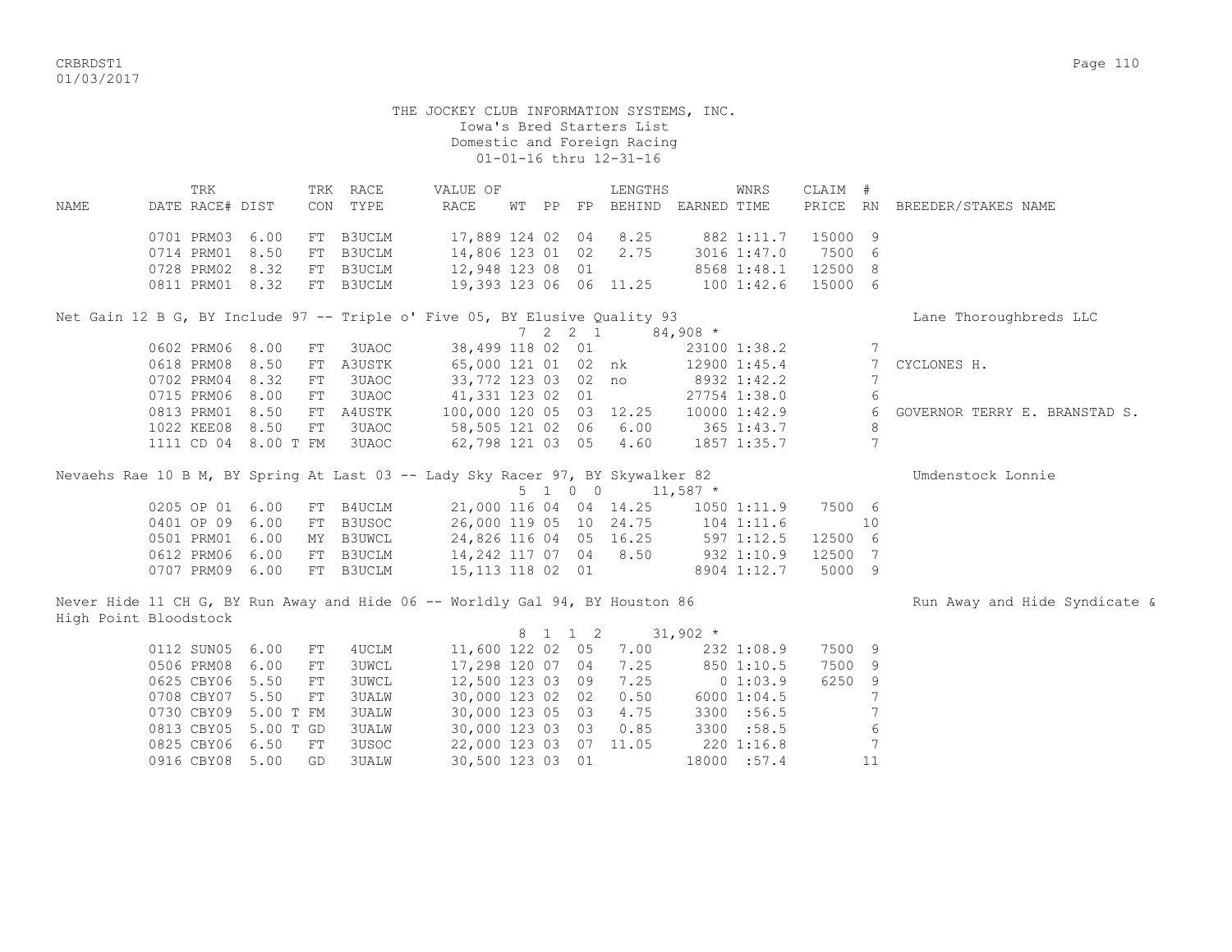THE JOCKEY CLUB INFORMATION SYSTEMS, INC.
Iowa's Bred Starters List
Domestic and Foreign Racing
01-01-16 thru 12-31-16

| NAME | TRK DATE | RACE# | DIST | TRK CON | RACE TYPE | VALUE OF RACE | WT | PP | FP | LENGTHS BEHIND | EARNED | WNRS TIME | CLAIM PRICE | # RN | BREEDER/STAKES NAME |
|---|---|---|---|---|---|---|---|---|---|---|---|---|---|---|---|
| | 0701 | PRM03 | 6.00 | FT | B3UCLM | 17,889 | 124 | 02 | 04 | 8.25 | 882 | 1:11.7 | 15000 | 9 | |
| | 0714 | PRM01 | 8.50 | FT | B3UCLM | 14,806 | 123 | 01 | 02 | 2.75 | 3016 | 1:47.0 | 7500 | 6 | |
| | 0728 | PRM02 | 8.32 | FT | B3UCLM | 12,948 | 123 | 08 | 01 | | 8568 | 1:48.1 | 12500 | 8 | |
| | 0811 | PRM01 | 8.32 | FT | B3UCLM | 19,393 | 123 | 06 | 06 | 11.25 | 100 | 1:42.6 | 15000 | 6 | |
| Net Gain 12 B G, BY Include 97 -- Triple o' Five 05, BY Elusive Quality 93 | | | | | | | 7 | 2 2 | 1 | | 84,908 * | | | | Lane Thoroughbreds LLC |
| | 0602 | PRM06 | 8.00 | FT | 3UAOC | 38,499 | 118 | 02 | 01 | | 23100 | 1:38.2 | | 7 | |
| | 0618 | PRM08 | 8.50 | FT | A3USTK | 65,000 | 121 | 01 | 02 | nk | 12900 | 1:45.4 | | 7 | CYCLONES H. |
| | 0702 | PRM04 | 8.32 | FT | 3UAOC | 33,772 | 123 | 03 | 02 | no | 8932 | 1:42.2 | | 7 | |
| | 0715 | PRM06 | 8.00 | FT | 3UAOC | 41,331 | 123 | 02 | 01 | | 27754 | 1:38.0 | | 6 | |
| | 0813 | PRM01 | 8.50 | FT | A4USTK | 100,000 | 120 | 05 | 03 | 12.25 | 10000 | 1:42.9 | | 6 | GOVERNOR TERRY E. BRANSTAD S. |
| | 1022 | KEE08 | 8.50 | FT | 3UAOC | 58,505 | 121 | 02 | 06 | 6.00 | 365 | 1:43.7 | | 8 | |
| | 1111 | CD 04 | 8.00 T | FM | 3UAOC | 62,798 | 121 | 03 | 05 | 4.60 | 1857 | 1:35.7 | | 7 | |
| Nevaehs Rae 10 B M, BY Spring At Last 03 -- Lady Sky Racer 97, BY Skywalker 82 | | | | | | | 5 | 1 0 | 0 | | 11,587 * | | | | Umdenstock Lonnie |
| | 0205 | OP 01 | 6.00 | FT | B4UCLM | 21,000 | 116 | 04 | 04 | 14.25 | 1050 | 1:11.9 | 7500 | 6 | |
| | 0401 | OP 09 | 6.00 | FT | B3USOC | 26,000 | 119 | 05 | 10 | 24.75 | 104 | 1:11.6 | | 10 | |
| | 0501 | PRM01 | 6.00 | MY | B3UWCL | 24,826 | 116 | 04 | 05 | 16.25 | 597 | 1:12.5 | 12500 | 6 | |
| | 0612 | PRM06 | 6.00 | FT | B3UCLM | 14,242 | 117 | 07 | 04 | 8.50 | 932 | 1:10.9 | 12500 | 7 | |
| | 0707 | PRM09 | 6.00 | FT | B3UCLM | 15,113 | 118 | 02 | 01 | | 8904 | 1:12.7 | 5000 | 9 | |
| Never Hide 11 CH G, BY Run Away and Hide 06 -- Worldly Gal 94, BY Houston 86 | | | | | | | 8 | 1 1 | 2 | | 31,902 * | | | | Run Away and Hide Syndicate & High Point Bloodstock |
| | 0112 | SUN05 | 6.00 | FT | 4UCLM | 11,600 | 122 | 02 | 05 | 7.00 | 232 | 1:08.9 | 7500 | 9 | |
| | 0506 | PRM08 | 6.00 | FT | 3UWCL | 17,298 | 120 | 07 | 04 | 7.25 | 850 | 1:10.5 | 7500 | 9 | |
| | 0625 | CBY06 | 5.50 | FT | 3UWCL | 12,500 | 123 | 03 | 09 | 7.25 | 0 | 1:03.9 | 6250 | 9 | |
| | 0708 | CBY07 | 5.50 | FT | 3UALW | 30,000 | 123 | 02 | 02 | 0.50 | 6000 | 1:04.5 | | 7 | |
| | 0730 | CBY09 | 5.00 T | FM | 3UALW | 30,000 | 123 | 05 | 03 | 4.75 | 3300 | :56.5 | | 7 | |
| | 0813 | CBY05 | 5.00 T | GD | 3UALW | 30,000 | 123 | 03 | 03 | 0.85 | 3300 | :58.5 | | 6 | |
| | 0825 | CBY06 | 6.50 | FT | 3USOC | 22,000 | 123 | 03 | 07 | 11.05 | 220 | 1:16.8 | | 7 | |
| | 0916 | CBY08 | 5.00 | GD | 3UALW | 30,500 | 123 | 03 | 01 | | 18000 | :57.4 | | 11 | |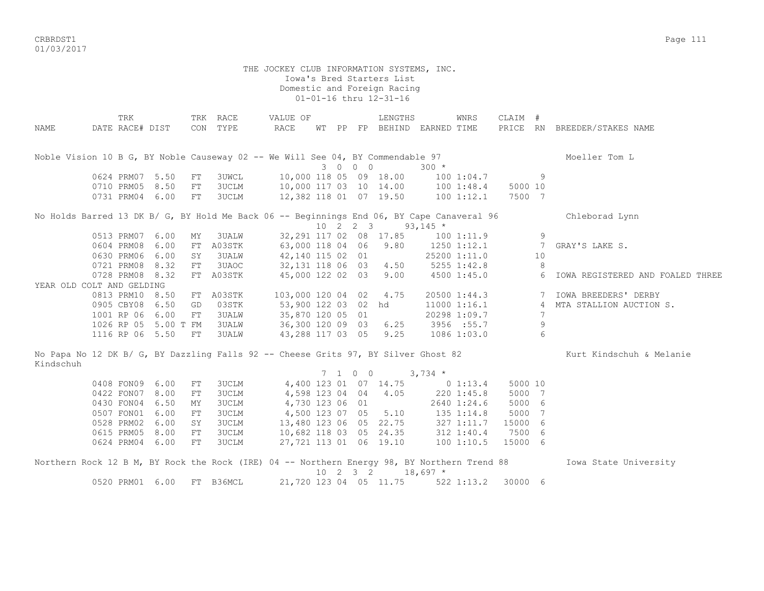THE JOCKEY CLUB INFORMATION SYSTEMS, INC.
Iowa's Bred Starters List
Domestic and Foreign Racing
01-01-16 thru 12-31-16

| NAME | TRK DATE | RACE# | DIST | TRK CON | RACE TYPE | VALUE OF RACE | WT | PP | FP | LENGTHS BEHIND | EARNED | WNRS TIME | CLAIM PRICE | # RN | BREEDER/STAKES NAME |
|---|---|---|---|---|---|---|---|---|---|---|---|---|---|---|---|
| Noble Vision 10 B G, BY Noble Causeway 02 -- We Will See 04, BY Commendable 97 | | | | | | | 3 | 0 | 0 0 | | 300 * | | | | Moeller Tom L |
| | 0624 | PRM07 | 5.50 | FT | 3UWCL | 10,000 | 118 | 05 | 09 | 18.00 | 100 | 1:04.7 | | 9 | |
| | 0710 | PRM05 | 8.50 | FT | 3UCLM | 10,000 | 117 | 03 | 10 | 14.00 | 100 | 1:48.4 | 5000 | 10 | |
| | 0731 | PRM04 | 6.00 | FT | 3UCLM | 12,382 | 118 | 01 | 07 | 19.50 | 100 | 1:12.1 | 7500 | 7 | |
| No Holds Barred 13 DK B/ G, BY Hold Me Back 06 -- Beginnings End 06, BY Cape Canaveral 96 | | | | | | | 10 | 2 | 2 3 | | 93,145 * | | | | Chleborad Lynn |
| | 0513 | PRM07 | 6.00 | MY | 3UALW | 32,291 | 117 | 02 | 08 | 17.85 | 100 | 1:11.9 | | 9 | |
| | 0604 | PRM08 | 6.00 | FT | A03STK | 63,000 | 118 | 04 | 06 | 9.80 | 1250 | 1:12.1 | | 7 | GRAY'S LAKE S. |
| | 0630 | PRM06 | 6.00 | SY | 3UALW | 42,140 | 115 | 02 | 01 | | 25200 | 1:11.0 | | 10 | |
| | 0721 | PRM08 | 8.32 | FT | 3UAOC | 32,131 | 118 | 06 | 03 | 4.50 | 5255 | 1:42.8 | | 8 | |
| | 0728 | PRM08 | 8.32 | FT | A03STK | 45,000 | 122 | 02 | 03 | 9.00 | 4500 | 1:45.0 | | 6 | IOWA REGISTERED AND FOALED THREE YEAR OLD COLT AND GELDING |
| | 0813 | PRM10 | 8.50 | FT | A03STK | 103,000 | 120 | 04 | 02 | 4.75 | 20500 | 1:44.3 | | 7 | IOWA BREEDERS' DERBY |
| | 0905 | CBY08 | 6.50 | GD | 03STK | 53,900 | 122 | 03 | 02 | hd | 11000 | 1:16.1 | | 4 | MTA STALLION AUCTION S. |
| | 1001 | RP 06 | 6.00 | FT | 3UALW | 35,870 | 120 | 05 | 01 | | 20298 | 1:09.7 | | 7 | |
| | 1026 | RP 05 | 5.00 T | FM | 3UALW | 36,300 | 120 | 09 | 03 | 6.25 | 3956 | :55.7 | | 9 | |
| | 1116 | RP 06 | 5.50 | FT | 3UALW | 43,288 | 117 | 03 | 05 | 9.25 | 1086 | 1:03.0 | | 6 | |
| No Papa No 12 DK B/ G, BY Dazzling Falls 92 -- Cheese Grits 97, BY Silver Ghost 82 | | | | | | | 7 | 1 | 0 0 | | 3,734 * | | | | Kurt Kindschuh & Melanie Kindschuh |
| | 0408 | FON09 | 6.00 | FT | 3UCLM | 4,400 | 123 | 01 | 07 | 14.75 | 0 | 1:13.4 | 5000 | 10 | |
| | 0422 | FON07 | 8.00 | FT | 3UCLM | 4,598 | 123 | 04 | 04 | 4.05 | 220 | 1:45.8 | 5000 | 7 | |
| | 0430 | FON04 | 6.50 | MY | 3UCLM | 4,730 | 123 | 06 | 01 | | 2640 | 1:24.6 | 5000 | 6 | |
| | 0507 | FON01 | 6.00 | FT | 3UCLM | 4,500 | 123 | 07 | 05 | 5.10 | 135 | 1:14.8 | 5000 | 7 | |
| | 0528 | PRM02 | 6.00 | SY | 3UCLM | 13,480 | 123 | 06 | 05 | 22.75 | 327 | 1:11.7 | 15000 | 6 | |
| | 0615 | PRM05 | 8.00 | FT | 3UCLM | 10,682 | 118 | 03 | 05 | 24.35 | 312 | 1:40.4 | 7500 | 6 | |
| | 0624 | PRM04 | 6.00 | FT | 3UCLM | 27,721 | 113 | 01 | 06 | 19.10 | 100 | 1:10.5 | 15000 | 6 | |
| Northern Rock 12 B M, BY Rock the Rock (IRE) 04 -- Northern Energy 98, BY Northern Trend 88 | | | | | | | 10 | 2 | 3 2 | | 18,697 * | | | | Iowa State University |
| | 0520 | PRM01 | 6.00 | FT | B36MCL | 21,720 | 123 | 04 | 05 | 11.75 | 522 | 1:13.2 | 30000 | 6 | |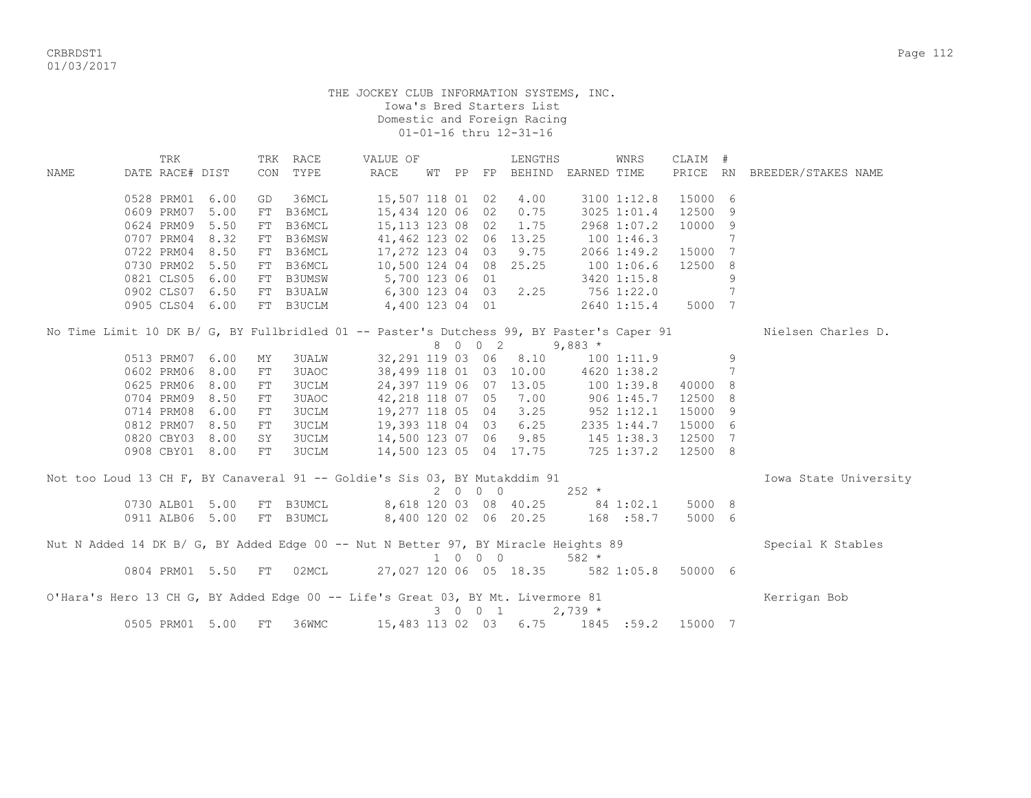THE JOCKEY CLUB INFORMATION SYSTEMS, INC.
Iowa's Bred Starters List
Domestic and Foreign Racing
01-01-16 thru 12-31-16

| NAME | TRK DATE | RACE# | DIST | TRK CON | RACE TYPE | VALUE OF RACE | WT | PP | FP | LENGTHS BEHIND | EARNED | WNRS TIME | CLAIM PRICE | # RN | BREEDER/STAKES NAME |
|---|---|---|---|---|---|---|---|---|---|---|---|---|---|---|---|
| | 0528 | PRM01 | 6.00 | GD | 36MCL | 15,507 | 118 | 01 | 02 | 4.00 | 3100 | 1:12.8 | 15000 | 6 | |
| | 0609 | PRM07 | 5.00 | FT | B36MCL | 15,434 | 120 | 06 | 02 | 0.75 | 3025 | 1:01.4 | 12500 | 9 | |
| | 0624 | PRM09 | 5.50 | FT | B36MCL | 15,113 | 123 | 08 | 02 | 1.75 | 2968 | 1:07.2 | 10000 | 9 | |
| | 0707 | PRM04 | 8.32 | FT | B36MSW | 41,462 | 123 | 02 | 06 | 13.25 | 100 | 1:46.3 | | 7 | |
| | 0722 | PRM04 | 8.50 | FT | B36MCL | 17,272 | 123 | 04 | 03 | 9.75 | 2066 | 1:49.2 | 15000 | 7 | |
| | 0730 | PRM02 | 5.50 | FT | B36MCL | 10,500 | 124 | 04 | 08 | 25.25 | 100 | 1:06.6 | 12500 | 8 | |
| | 0821 | CLS05 | 6.00 | FT | B3UMSW | 5,700 | 123 | 06 | 01 | | 3420 | 1:15.8 | | 9 | |
| | 0902 | CLS07 | 6.50 | FT | B3UALW | 6,300 | 123 | 04 | 03 | 2.25 | 756 | 1:22.0 | | 7 | |
| | 0905 | CLS04 | 6.00 | FT | B3UCLM | 4,400 | 123 | 04 | 01 | | 2640 | 1:15.4 | 5000 | 7 | |
| **No Time Limit 10 DK B/ G, BY Fullbridled 01 -- Paster's Dutchess 99, BY Paster's Caper 91** | | | | | | | | | | | | | | | Nielsen Charles D. |
| | | | | | | | 8 | 0 | 0 2 | | 9,883 * | | | | |
| | 0513 | PRM07 | 6.00 | MY | 3UALW | 32,291 | 119 | 03 | 06 | 8.10 | 100 | 1:11.9 | | 9 | |
| | 0602 | PRM06 | 8.00 | FT | 3UAOC | 38,499 | 118 | 01 | 03 | 10.00 | 4620 | 1:38.2 | | 7 | |
| | 0625 | PRM06 | 8.00 | FT | 3UCLM | 24,397 | 119 | 06 | 07 | 13.05 | 100 | 1:39.8 | 40000 | 8 | |
| | 0704 | PRM09 | 8.50 | FT | 3UAOC | 42,218 | 118 | 07 | 05 | 7.00 | 906 | 1:45.7 | 12500 | 8 | |
| | 0714 | PRM08 | 6.00 | FT | 3UCLM | 19,277 | 118 | 05 | 04 | 3.25 | 952 | 1:12.1 | 15000 | 9 | |
| | 0812 | PRM07 | 8.50 | FT | 3UCLM | 19,393 | 118 | 04 | 03 | 6.25 | 2335 | 1:44.7 | 15000 | 6 | |
| | 0820 | CBY03 | 8.00 | SY | 3UCLM | 14,500 | 123 | 07 | 06 | 9.85 | 145 | 1:38.3 | 12500 | 7 | |
| | 0908 | CBY01 | 8.00 | FT | 3UCLM | 14,500 | 123 | 05 | 04 | 17.75 | 725 | 1:37.2 | 12500 | 8 | |
| **Not too Loud 13 CH F, BY Canaveral 91 -- Goldie's Sis 03, BY Mutakddim 91** | | | | | | | | | | | | | | | Iowa State University |
| | | | | | | | 2 | 0 | 0 0 | | 252 * | | | | |
| | 0730 | ALB01 | 5.00 | FT | B3UMCL | 8,618 | 120 | 03 | 08 | 40.25 | 84 | 1:02.1 | 5000 | 8 | |
| | 0911 | ALB06 | 5.00 | FT | B3UMCL | 8,400 | 120 | 02 | 06 | 20.25 | 168 | :58.7 | 5000 | 6 | |
| **Nut N Added 14 DK B/ G, BY Added Edge 00 -- Nut N Better 97, BY Miracle Heights 89** | | | | | | | | | | | | | | | Special K Stables |
| | | | | | | | 1 | 0 | 0 0 | | 582 * | | | | |
| | 0804 | PRM01 | 5.50 | FT | 02MCL | 27,027 | 120 | 06 | 05 | 18.35 | 582 | 1:05.8 | 50000 | 6 | |
| **O'Hara's Hero 13 CH G, BY Added Edge 00 -- Life's Great 03, BY Mt. Livermore 81** | | | | | | | | | | | | | | | Kerrigan Bob |
| | | | | | | | 3 | 0 | 0 1 | | 2,739 * | | | | |
| | 0505 | PRM01 | 5.00 | FT | 36WMC | 15,483 | 113 | 02 | 03 | 6.75 | 1845 | :59.2 | 15000 | 7 | |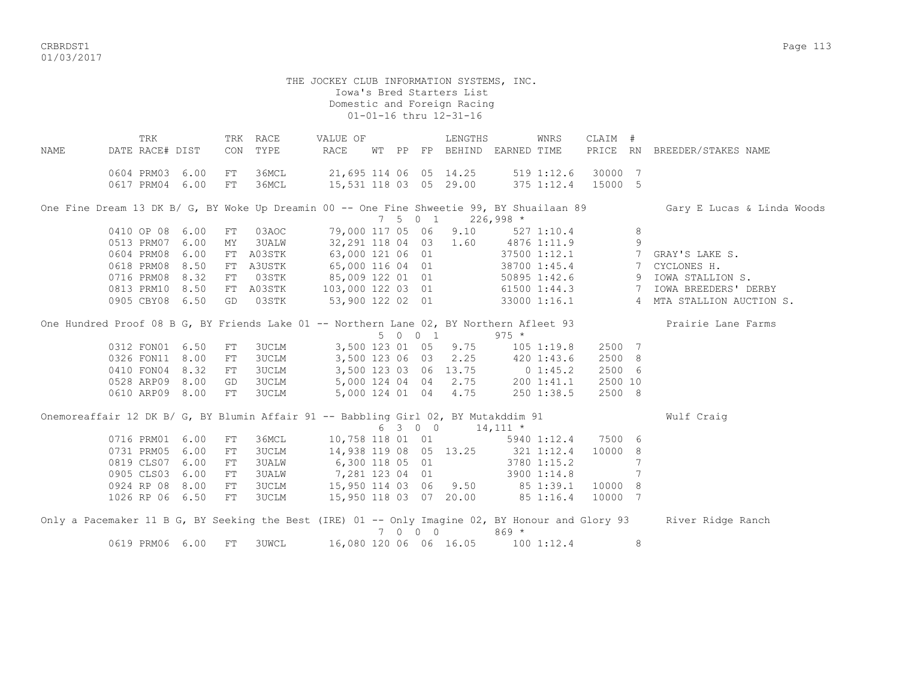THE JOCKEY CLUB INFORMATION SYSTEMS, INC.
Iowa's Bred Starters List
Domestic and Foreign Racing
01-01-16 thru 12-31-16

| NAME | TRK DATE | RACE# | DIST | TRK CON | RACE TYPE | VALUE OF RACE | WT | PP | FP | LENGTHS BEHIND | EARNED | WNRS TIME | CLAIM PRICE | # RN | BREEDER/STAKES NAME |
|---|---|---|---|---|---|---|---|---|---|---|---|---|---|---|---|
| | 0604 | PRM03 | 6.00 | FT | 36MCL | 21,695 | 114 | 06 | 05 | 14.25 | 519 | 1:12.6 | 30000 | 7 | |
| | 0617 | PRM04 | 6.00 | FT | 36MCL | 15,531 | 118 | 03 | 05 | 29.00 | 375 | 1:12.4 | 15000 | 5 | |
| One Fine Dream 13 DK B/ G, BY Woke Up Dreamin 00 -- One Fine Shweetie 99, BY Shuailaan 89 | | | | | | | 7 | 5 | 0 1 | | 226,998 * | | | | Gary E Lucas & Linda Woods |
| | 0410 | OP 08 | 6.00 | FT | 03AOC | 79,000 | 117 | 05 | 06 | 9.10 | 527 | 1:10.4 | | 8 | |
| | 0513 | PRM07 | 6.00 | MY | 3UALW | 32,291 | 118 | 04 | 03 | 1.60 | 4876 | 1:11.9 | | 9 | |
| | 0604 | PRM08 | 6.00 | FT | A03STK | 63,000 | 121 | 06 | 01 | | 37500 | 1:12.1 | | 7 | GRAY'S LAKE S. |
| | 0618 | PRM08 | 8.50 | FT | A3USTK | 65,000 | 116 | 04 | 01 | | 38700 | 1:45.4 | | 7 | CYCLONES H. |
| | 0716 | PRM08 | 8.32 | FT | 03STK | 85,009 | 122 | 01 | 01 | | 50895 | 1:42.6 | | 9 | IOWA STALLION S. |
| | 0813 | PRM10 | 8.50 | FT | A03STK | 103,000 | 122 | 03 | 01 | | 61500 | 1:44.3 | | 7 | IOWA BREEDERS' DERBY |
| | 0905 | CBY08 | 6.50 | GD | 03STK | 53,900 | 122 | 02 | 01 | | 33000 | 1:16.1 | | 4 | MTA STALLION AUCTION S. |
| One Hundred Proof 08 B G, BY Friends Lake 01 -- Northern Lane 02, BY Northern Afleet 93 | | | | | | | 5 | 0 | 0 1 | | 975 * | | | | Prairie Lane Farms |
| | 0312 | FON01 | 6.50 | FT | 3UCLM | 3,500 | 123 | 01 | 05 | 9.75 | 105 | 1:19.8 | 2500 | 7 | |
| | 0326 | FON11 | 8.00 | FT | 3UCLM | 3,500 | 123 | 06 | 03 | 2.25 | 420 | 1:43.6 | 2500 | 8 | |
| | 0410 | FON04 | 8.32 | FT | 3UCLM | 3,500 | 123 | 03 | 06 | 13.75 | 0 | 1:45.2 | 2500 | 6 | |
| | 0528 | ARP09 | 8.00 | GD | 3UCLM | 5,000 | 124 | 04 | 04 | 2.75 | 200 | 1:41.1 | 2500 | 10 | |
| | 0610 | ARP09 | 8.00 | FT | 3UCLM | 5,000 | 124 | 01 | 04 | 4.75 | 250 | 1:38.5 | 2500 | 8 | |
| Onemoreaffair 12 DK B/ G, BY Blumin Affair 91 -- Babbling Girl 02, BY Mutakddim 91 | | | | | | | 6 | 3 | 0 0 | | 14,111 * | | | | Wulf Craig |
| | 0716 | PRM01 | 6.00 | FT | 36MCL | 10,758 | 118 | 01 | 01 | | 5940 | 1:12.4 | 7500 | 6 | |
| | 0731 | PRM05 | 6.00 | FT | 3UCLM | 14,938 | 119 | 08 | 05 | 13.25 | 321 | 1:12.4 | 10000 | 8 | |
| | 0819 | CLS07 | 6.00 | FT | 3UALW | 6,300 | 118 | 05 | 01 | | 3780 | 1:15.2 | | 7 | |
| | 0905 | CLS03 | 6.00 | FT | 3UALW | 7,281 | 123 | 04 | 01 | | 3900 | 1:14.8 | | 7 | |
| | 0924 | RP 08 | 8.00 | FT | 3UCLM | 15,950 | 114 | 03 | 06 | 9.50 | 85 | 1:39.1 | 10000 | 8 | |
| | 1026 | RP 06 | 6.50 | FT | 3UCLM | 15,950 | 118 | 03 | 07 | 20.00 | 85 | 1:16.4 | 10000 | 7 | |
| Only a Pacemaker 11 B G, BY Seeking the Best (IRE) 01 -- Only Imagine 02, BY Honour and Glory 93 | | | | | | | 7 | 0 | 0 0 | | 869 * | | | | River Ridge Ranch |
| | 0619 | PRM06 | 6.00 | FT | 3UWCL | 16,080 | 120 | 06 | 06 | 16.05 | 100 | 1:12.4 | | 8 | |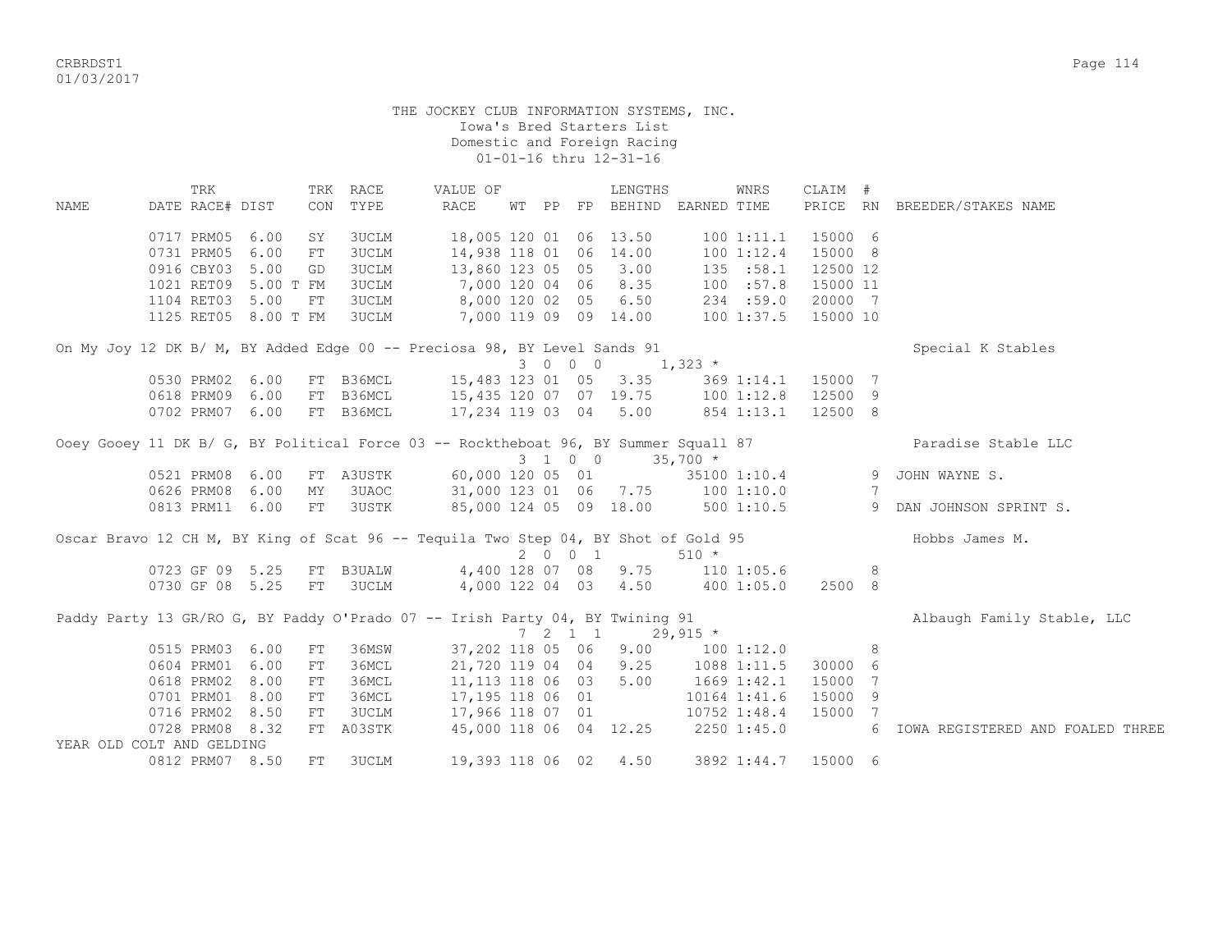THE JOCKEY CLUB INFORMATION SYSTEMS, INC.
Iowa's Bred Starters List
Domestic and Foreign Racing
01-01-16 thru 12-31-16

| NAME | TRK DATE | RACE# | TRK DIST | CON | RACE TYPE | VALUE OF RACE | WT | PP | FP | LENGTHS BEHIND | EARNED | WNRS TIME | CLAIM PRICE | # RN | BREEDER/STAKES NAME |
|---|---|---|---|---|---|---|---|---|---|---|---|---|---|---|---|
| | 0717 | PRM05 | 6.00 | SY | 3UCLM | 18,005 | 120 | 01 | 06 | 13.50 | 100 | 1:11.1 | 15000 | 6 | |
| | 0731 | PRM05 | 6.00 | FT | 3UCLM | 14,938 | 118 | 01 | 06 | 14.00 | 100 | 1:12.4 | 15000 | 8 | |
| | 0916 | CBY03 | 5.00 | GD | 3UCLM | 13,860 | 123 | 05 | 05 | 3.00 | 135 | :58.1 | 12500 | 12 | |
| | 1021 | RET09 | 5.00 T | FM | 3UCLM | 7,000 | 120 | 04 | 06 | 8.35 | 100 | :57.8 | 15000 | 11 | |
| | 1104 | RET03 | 5.00 | FT | 3UCLM | 8,000 | 120 | 02 | 05 | 6.50 | 234 | :59.0 | 20000 | 7 | |
| | 1125 | RET05 | 8.00 T | FM | 3UCLM | 7,000 | 119 | 09 | 09 | 14.00 | 100 | 1:37.5 | 15000 | 10 | |
| On My Joy 12 DK B/ M, BY Added Edge 00 -- Preciosa 98, BY Level Sands 91 | | | | | | 3 0 0 0 | | | | | 1,323 * | | | | Special K Stables |
| | 0530 | PRM02 | 6.00 | FT | B36MCL | 15,483 | 123 | 01 | 05 | 3.35 | 369 | 1:14.1 | 15000 | 7 | |
| | 0618 | PRM09 | 6.00 | FT | B36MCL | 15,435 | 120 | 07 | 07 | 19.75 | 100 | 1:12.8 | 12500 | 9 | |
| | 0702 | PRM07 | 6.00 | FT | B36MCL | 17,234 | 119 | 03 | 04 | 5.00 | 854 | 1:13.1 | 12500 | 8 | |
| Ooey Gooey 11 DK B/ G, BY Political Force 03 -- Rocktheboat 96, BY Summer Squall 87 | | | | | | 3 1 0 0 | | | | | 35,700 * | | | | Paradise Stable LLC |
| | 0521 | PRM08 | 6.00 | FT | A3USTK | 60,000 | 120 | 05 | 01 | | 35100 | 1:10.4 | | 9 | JOHN WAYNE S. |
| | 0626 | PRM08 | 6.00 | MY | 3UAOC | 31,000 | 123 | 01 | 06 | 7.75 | 100 | 1:10.0 | | 7 | |
| | 0813 | PRM11 | 6.00 | FT | 3USTK | 85,000 | 124 | 05 | 09 | 18.00 | 500 | 1:10.5 | | 9 | DAN JOHNSON SPRINT S. |
| Oscar Bravo 12 CH M, BY King of Scat 96 -- Tequila Two Step 04, BY Shot of Gold 95 | | | | | | 2 0 0 1 | | | | | 510 * | | | | Hobbs James M. |
| | 0723 | GF 09 | 5.25 | FT | B3UALW | 4,400 | 128 | 07 | 08 | 9.75 | 110 | 1:05.6 | | 8 | |
| | 0730 | GF 08 | 5.25 | FT | 3UCLM | 4,000 | 122 | 04 | 03 | 4.50 | 400 | 1:05.0 | 2500 | 8 | |
| Paddy Party 13 GR/RO G, BY Paddy O'Prado 07 -- Irish Party 04, BY Twining 91 | | | | | | 7 2 1 1 | | | | | 29,915 * | | | | Albaugh Family Stable, LLC |
| | 0515 | PRM03 | 6.00 | FT | 36MSW | 37,202 | 118 | 05 | 06 | 9.00 | 100 | 1:12.0 | | 8 | |
| | 0604 | PRM01 | 6.00 | FT | 36MCL | 21,720 | 119 | 04 | 04 | 9.25 | 1088 | 1:11.5 | 30000 | 6 | |
| | 0618 | PRM02 | 8.00 | FT | 36MCL | 11,113 | 118 | 06 | 03 | 5.00 | 1669 | 1:42.1 | 15000 | 7 | |
| | 0701 | PRM01 | 8.00 | FT | 36MCL | 17,195 | 118 | 06 | 01 | | 10164 | 1:41.6 | 15000 | 9 | |
| | 0716 | PRM02 | 8.50 | FT | 3UCLM | 17,966 | 118 | 07 | 01 | | 10752 | 1:48.4 | 15000 | 7 | |
| | 0728 | PRM08 | 8.32 | FT | A03STK | 45,000 | 118 | 06 | 04 | 12.25 | 2250 | 1:45.0 | | 6 | IOWA REGISTERED AND FOALED THREE YEAR OLD COLT AND GELDING |
| | 0812 | PRM07 | 8.50 | FT | 3UCLM | 19,393 | 118 | 06 | 02 | 4.50 | 3892 | 1:44.7 | 15000 | 6 | |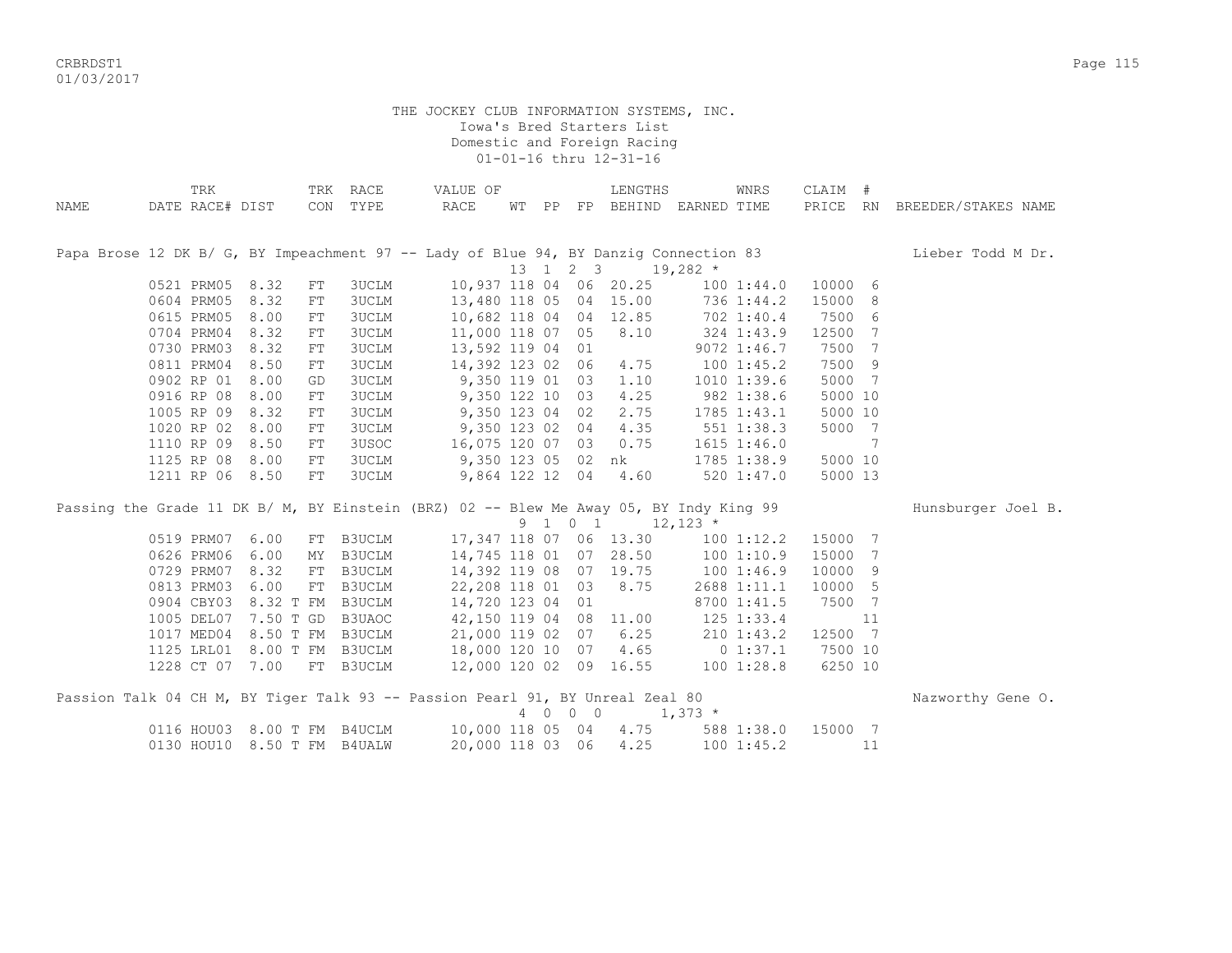THE JOCKEY CLUB INFORMATION SYSTEMS, INC.
Iowa's Bred Starters List
Domestic and Foreign Racing
01-01-16 thru 12-31-16

| NAME | TRK DATE | RACE# | DIST | TRK CON | RACE TYPE | VALUE OF RACE | WT | PP | FP | LENGTHS BEHIND | EARNED | WNRS TIME | CLAIM PRICE | # RN | BREEDER/STAKES NAME |
|---|---|---|---|---|---|---|---|---|---|---|---|---|---|---|---|
| Papa Brose 12 DK B/ G, BY Impeachment 97 -- Lady of Blue 94, BY Danzig Connection 83 | | | | | | | 13 | 1 | 2 3 | | 19,282 * | | | | Lieber Todd M Dr. |
| | 0521 | PRM05 | 8.32 | FT | 3UCLM | 10,937 | 118 | 04 | 06 | 20.25 | 100 | 1:44.0 | 10000 | 6 | |
| | 0604 | PRM05 | 8.32 | FT | 3UCLM | 13,480 | 118 | 05 | 04 | 15.00 | 736 | 1:44.2 | 15000 | 8 | |
| | 0615 | PRM05 | 8.00 | FT | 3UCLM | 10,682 | 118 | 04 | 04 | 12.85 | 702 | 1:40.4 | 7500 | 6 | |
| | 0704 | PRM04 | 8.32 | FT | 3UCLM | 11,000 | 118 | 07 | 05 | 8.10 | 324 | 1:43.9 | 12500 | 7 | |
| | 0730 | PRM03 | 8.32 | FT | 3UCLM | 13,592 | 119 | 04 | 01 | | 9072 | 1:46.7 | 7500 | 7 | |
| | 0811 | PRM04 | 8.50 | FT | 3UCLM | 14,392 | 123 | 02 | 06 | 4.75 | 100 | 1:45.2 | 7500 | 9 | |
| | 0902 | RP 01 | 8.00 | GD | 3UCLM | 9,350 | 119 | 01 | 03 | 1.10 | 1010 | 1:39.6 | 5000 | 7 | |
| | 0916 | RP 08 | 8.00 | FT | 3UCLM | 9,350 | 122 | 10 | 03 | 4.25 | 982 | 1:38.6 | 5000 | 10 | |
| | 1005 | RP 09 | 8.32 | FT | 3UCLM | 9,350 | 123 | 04 | 02 | 2.75 | 1785 | 1:43.1 | 5000 | 10 | |
| | 1020 | RP 02 | 8.00 | FT | 3UCLM | 9,350 | 123 | 02 | 04 | 4.35 | 551 | 1:38.3 | 5000 | 7 | |
| | 1110 | RP 09 | 8.50 | FT | 3USOC | 16,075 | 120 | 07 | 03 | 0.75 | 1615 | 1:46.0 | | 7 | |
| | 1125 | RP 08 | 8.00 | FT | 3UCLM | 9,350 | 123 | 05 | 02 | nk | 1785 | 1:38.9 | 5000 | 10 | |
| | 1211 | RP 06 | 8.50 | FT | 3UCLM | 9,864 | 122 | 12 | 04 | 4.60 | 520 | 1:47.0 | 5000 | 13 | |
| Passing the Grade 11 DK B/ M, BY Einstein (BRZ) 02 -- Blew Me Away 05, BY Indy King 99 | | | | | | | 9 | 1 | 0 1 | | 12,123 * | | | | Hunsburger Joel B. |
| | 0519 | PRM07 | 6.00 | FT | B3UCLM | 17,347 | 118 | 07 | 06 | 13.30 | 100 | 1:12.2 | 15000 | 7 | |
| | 0626 | PRM06 | 6.00 | MY | B3UCLM | 14,745 | 118 | 01 | 07 | 28.50 | 100 | 1:10.9 | 15000 | 7 | |
| | 0729 | PRM07 | 8.32 | FT | B3UCLM | 14,392 | 119 | 08 | 07 | 19.75 | 100 | 1:46.9 | 10000 | 9 | |
| | 0813 | PRM03 | 6.00 | FT | B3UCLM | 22,208 | 118 | 01 | 03 | 8.75 | 2688 | 1:11.1 | 10000 | 5 | |
| | 0904 | CBY03 | 8.32 T | FM | B3UCLM | 14,720 | 123 | 04 | 01 | | 8700 | 1:41.5 | 7500 | 7 | |
| | 1005 | DEL07 | 7.50 T | GD | B3UAOC | 42,150 | 119 | 04 | 08 | 11.00 | 125 | 1:33.4 | | 11 | |
| | 1017 | MED04 | 8.50 T | FM | B3UCLM | 21,000 | 119 | 02 | 07 | 6.25 | 210 | 1:43.2 | 12500 | 7 | |
| | 1125 | LRL01 | 8.00 T | FM | B3UCLM | 18,000 | 120 | 10 | 07 | 4.65 | 0 | 1:37.1 | 7500 | 10 | |
| | 1228 | CT 07 | 7.00 | FT | B3UCLM | 12,000 | 120 | 02 | 09 | 16.55 | 100 | 1:28.8 | 6250 | 10 | |
| Passion Talk 04 CH M, BY Tiger Talk 93 -- Passion Pearl 91, BY Unreal Zeal 80 | | | | | | | 4 | 0 | 0 0 | | 1,373 * | | | | Nazworthy Gene O. |
| | 0116 | HOU03 | 8.00 T | FM | B4UCLM | 10,000 | 118 | 05 | 04 | 4.75 | 588 | 1:38.0 | 15000 | 7 | |
| | 0130 | HOU10 | 8.50 T | FM | B4UALW | 20,000 | 118 | 03 | 06 | 4.25 | 100 | 1:45.2 | | 11 | |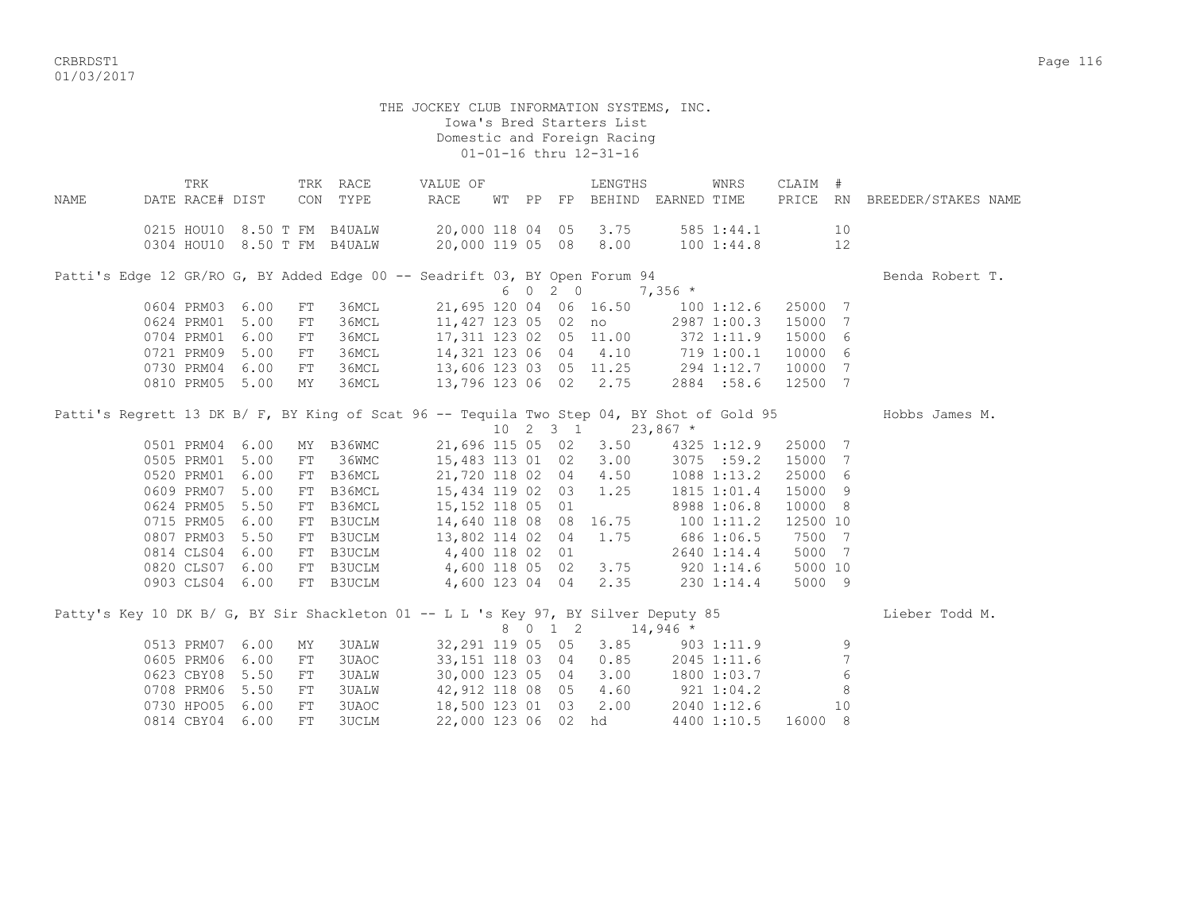THE JOCKEY CLUB INFORMATION SYSTEMS, INC.
Iowa's Bred Starters List
Domestic and Foreign Racing
01-01-16 thru 12-31-16

| NAME | TRK DATE | RACE# | DIST | TRK CON | RACE TYPE | VALUE OF RACE | WT | PP | FP | LENGTHS BEHIND | EARNED | WNRS TIME | CLAIM PRICE | # RN | BREEDER/STAKES NAME |
|---|---|---|---|---|---|---|---|---|---|---|---|---|---|---|---|
| | 0215 | HOU10 | 8.50 T | FM | B4UALW | 20,000 | 118 | 04 | 05 | 3.75 | 585 | 1:44.1 | | 10 | |
| | 0304 | HOU10 | 8.50 T | FM | B4UALW | 20,000 | 119 | 05 | 08 | 8.00 | 100 | 1:44.8 | | 12 | |
| Patti's Edge 12 GR/RO G, BY Added Edge 00 -- Seadrift 03, BY Open Forum 94 | | | | | | | 6 0 2 0 | | | | 7,356 * | | | | Benda Robert T. |
| | 0604 | PRM03 | 6.00 | FT | 36MCL | 21,695 | 120 | 04 | 06 | 16.50 | 100 | 1:12.6 | 25000 | 7 | |
| | 0624 | PRM01 | 5.00 | FT | 36MCL | 11,427 | 123 | 05 | 02 | no | 2987 | 1:00.3 | 15000 | 7 | |
| | 0704 | PRM01 | 6.00 | FT | 36MCL | 17,311 | 123 | 02 | 05 | 11.00 | 372 | 1:11.9 | 15000 | 6 | |
| | 0721 | PRM09 | 5.00 | FT | 36MCL | 14,321 | 123 | 06 | 04 | 4.10 | 719 | 1:00.1 | 10000 | 6 | |
| | 0730 | PRM04 | 6.00 | FT | 36MCL | 13,606 | 123 | 03 | 05 | 11.25 | 294 | 1:12.7 | 10000 | 7 | |
| | 0810 | PRM05 | 5.00 | MY | 36MCL | 13,796 | 123 | 06 | 02 | 2.75 | 2884 | :58.6 | 12500 | 7 | |
| Patti's Regrett 13 DK B/ F, BY King of Scat 96 -- Tequila Two Step 04, BY Shot of Gold 95 | | | | | | | 10 2 3 1 | | | | 23,867 * | | | | Hobbs James M. |
| | 0501 | PRM04 | 6.00 | MY | B36WMC | 21,696 | 115 | 05 | 02 | 3.50 | 4325 | 1:12.9 | 25000 | 7 | |
| | 0505 | PRM01 | 5.00 | FT | 36WMC | 15,483 | 113 | 01 | 02 | 3.00 | 3075 | :59.2 | 15000 | 7 | |
| | 0520 | PRM01 | 6.00 | FT | B36MCL | 21,720 | 118 | 02 | 04 | 4.50 | 1088 | 1:13.2 | 25000 | 6 | |
| | 0609 | PRM07 | 5.00 | FT | B36MCL | 15,434 | 119 | 02 | 03 | 1.25 | 1815 | 1:01.4 | 15000 | 9 | |
| | 0624 | PRM05 | 5.50 | FT | B36MCL | 15,152 | 118 | 05 | 01 | | 8988 | 1:06.8 | 10000 | 8 | |
| | 0715 | PRM05 | 6.00 | FT | B3UCLM | 14,640 | 118 | 08 | 08 | 16.75 | 100 | 1:11.2 | 12500 | 10 | |
| | 0807 | PRM03 | 5.50 | FT | B3UCLM | 13,802 | 114 | 02 | 04 | 1.75 | 686 | 1:06.5 | 7500 | 7 | |
| | 0814 | CLS04 | 6.00 | FT | B3UCLM | 4,400 | 118 | 02 | 01 | | 2640 | 1:14.4 | 5000 | 7 | |
| | 0820 | CLS07 | 6.00 | FT | B3UCLM | 4,600 | 118 | 05 | 02 | 3.75 | 920 | 1:14.6 | 5000 | 10 | |
| | 0903 | CLS04 | 6.00 | FT | B3UCLM | 4,600 | 123 | 04 | 04 | 2.35 | 230 | 1:14.4 | 5000 | 9 | |
| Patty's Key 10 DK B/ G, BY Sir Shackleton 01 -- L L 's Key 97, BY Silver Deputy 85 | | | | | | | 8 0 1 2 | | | | 14,946 * | | | | Lieber Todd M. |
| | 0513 | PRM07 | 6.00 | MY | 3UALW | 32,291 | 119 | 05 | 05 | 3.85 | 903 | 1:11.9 | | 9 | |
| | 0605 | PRM06 | 6.00 | FT | 3UAOC | 33,151 | 118 | 03 | 04 | 0.85 | 2045 | 1:11.6 | | 7 | |
| | 0623 | CBY08 | 5.50 | FT | 3UALW | 30,000 | 123 | 05 | 04 | 3.00 | 1800 | 1:03.7 | | 6 | |
| | 0708 | PRM06 | 5.50 | FT | 3UALW | 42,912 | 118 | 08 | 05 | 4.60 | 921 | 1:04.2 | | 8 | |
| | 0730 | HPO05 | 6.00 | FT | 3UAOC | 18,500 | 123 | 01 | 03 | 2.00 | 2040 | 1:12.6 | | 10 | |
| | 0814 | CBY04 | 6.00 | FT | 3UCLM | 22,000 | 123 | 06 | 02 | hd | 4400 | 1:10.5 | 16000 | 8 | |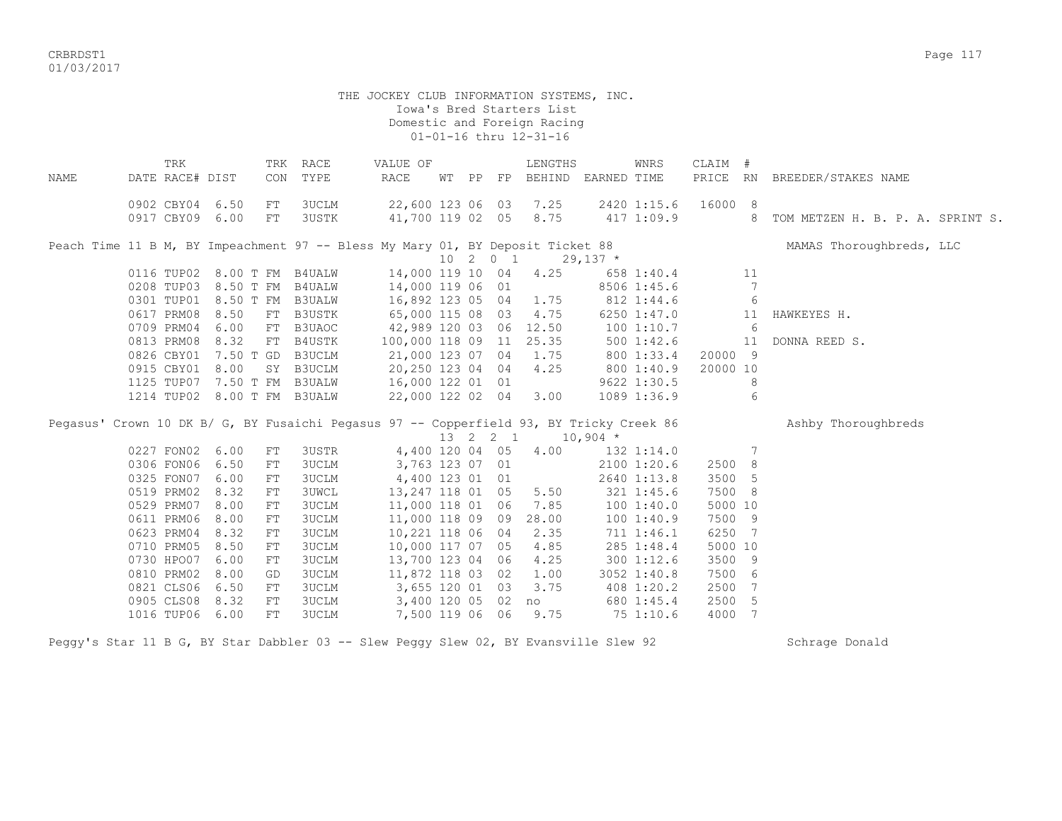THE JOCKEY CLUB INFORMATION SYSTEMS, INC.
Iowa's Bred Starters List
Domestic and Foreign Racing
01-01-16 thru 12-31-16

| NAME | TRK DATE | RACE# | DIST | TRK CON | RACE TYPE | VALUE OF RACE | WT | PP | FP | LENGTHS BEHIND | EARNED | WNRS TIME | CLAIM PRICE | # RN | BREEDER/STAKES NAME |
|---|---|---|---|---|---|---|---|---|---|---|---|---|---|---|---|
| | 0902 | CBY04 | 6.50 | FT | 3UCLM | 22,600 | 123 | 06 | 03 | 7.25 | 2420 | 1:15.6 | 16000 | 8 | |
| | 0917 | CBY09 | 6.00 | FT | 3USTK | 41,700 | 119 | 02 | 05 | 8.75 | 417 | 1:09.9 | | 8 | TOM METZEN H. B. P. A. SPRINT S. |
| Peach Time 11 B M, BY Impeachment 97 -- Bless My Mary 01, BY Deposit Ticket 88 | | | | | | | 10 | 2 0 1 | | | 29,137 * | | | | MAMAS Thoroughbreds, LLC |
| | 0116 | TUP02 | 8.00 T | FM | B4UALW | 14,000 | 119 | 10 | 04 | 4.25 | 658 | 1:40.4 | | 11 | |
| | 0208 | TUP03 | 8.50 T | FM | B4UALW | 14,000 | 119 | 06 | 01 | | 8506 | 1:45.6 | | 7 | |
| | 0301 | TUP01 | 8.50 T | FM | B3UALW | 16,892 | 123 | 05 | 04 | 1.75 | 812 | 1:44.6 | | 6 | |
| | 0617 | PRM08 | 8.50 | FT | B3USTK | 65,000 | 115 | 08 | 03 | 4.75 | 6250 | 1:47.0 | | 11 | HAWKEYES H. |
| | 0709 | PRM04 | 6.00 | FT | B3UAOC | 42,989 | 120 | 03 | 06 | 12.50 | 100 | 1:10.7 | | 6 | |
| | 0813 | PRM08 | 8.32 | FT | B4USTK | 100,000 | 118 | 09 | 11 | 25.35 | 500 | 1:42.6 | | 11 | DONNA REED S. |
| | 0826 | CBY01 | 7.50 T | GD | B3UCLM | 21,000 | 123 | 07 | 04 | 1.75 | 800 | 1:33.4 | 20000 | 9 | |
| | 0915 | CBY01 | 8.00 | SY | B3UCLM | 20,250 | 123 | 04 | 04 | 4.25 | 800 | 1:40.9 | 20000 | 10 | |
| | 1125 | TUP07 | 7.50 T | FM | B3UALW | 16,000 | 122 | 01 | 01 | | 9622 | 1:30.5 | | 8 | |
| | 1214 | TUP02 | 8.00 T | FM | B3UALW | 22,000 | 122 | 02 | 04 | 3.00 | 1089 | 1:36.9 | | 6 | |
| Pegasus' Crown 10 DK B/ G, BY Fusaichi Pegasus 97 -- Copperfield 93, BY Tricky Creek 86 | | | | | | | 13 | 2 2 1 | | | 10,904 * | | | | Ashby Thoroughbreds |
| | 0227 | FON02 | 6.00 | FT | 3USTR | 4,400 | 120 | 04 | 05 | 4.00 | 132 | 1:14.0 | | 7 | |
| | 0306 | FON06 | 6.50 | FT | 3UCLM | 3,763 | 123 | 07 | 01 | | 2100 | 1:20.6 | 2500 | 8 | |
| | 0325 | FON07 | 6.00 | FT | 3UCLM | 4,400 | 123 | 01 | 01 | | 2640 | 1:13.8 | 3500 | 5 | |
| | 0519 | PRM02 | 8.32 | FT | 3UWCL | 13,247 | 118 | 01 | 05 | 5.50 | 321 | 1:45.6 | 7500 | 8 | |
| | 0529 | PRM07 | 8.00 | FT | 3UCLM | 11,000 | 118 | 01 | 06 | 7.85 | 100 | 1:40.0 | 5000 | 10 | |
| | 0611 | PRM06 | 8.00 | FT | 3UCLM | 11,000 | 118 | 09 | 09 | 28.00 | 100 | 1:40.9 | 7500 | 9 | |
| | 0623 | PRM04 | 8.32 | FT | 3UCLM | 10,221 | 118 | 06 | 04 | 2.35 | 711 | 1:46.1 | 6250 | 7 | |
| | 0710 | PRM05 | 8.50 | FT | 3UCLM | 10,000 | 117 | 07 | 05 | 4.85 | 285 | 1:48.4 | 5000 | 10 | |
| | 0730 | HPO07 | 6.00 | FT | 3UCLM | 13,700 | 123 | 04 | 06 | 4.25 | 300 | 1:12.6 | 3500 | 9 | |
| | 0810 | PRM02 | 8.00 | GD | 3UCLM | 11,872 | 118 | 03 | 02 | 1.00 | 3052 | 1:40.8 | 7500 | 6 | |
| | 0821 | CLS06 | 6.50 | FT | 3UCLM | 3,655 | 120 | 01 | 03 | 3.75 | 408 | 1:20.2 | 2500 | 7 | |
| | 0905 | CLS08 | 8.32 | FT | 3UCLM | 3,400 | 120 | 05 | 02 | no | 680 | 1:45.4 | 2500 | 5 | |
| | 1016 | TUP06 | 6.00 | FT | 3UCLM | 7,500 | 119 | 06 | 06 | 9.75 | 75 | 1:10.6 | 4000 | 7 | |
| Peggy's Star 11 B G, BY Star Dabbler 03 -- Slew Peggy Slew 02, BY Evansville Slew 92 | | | | | | | | | | | | | | | Schrage Donald |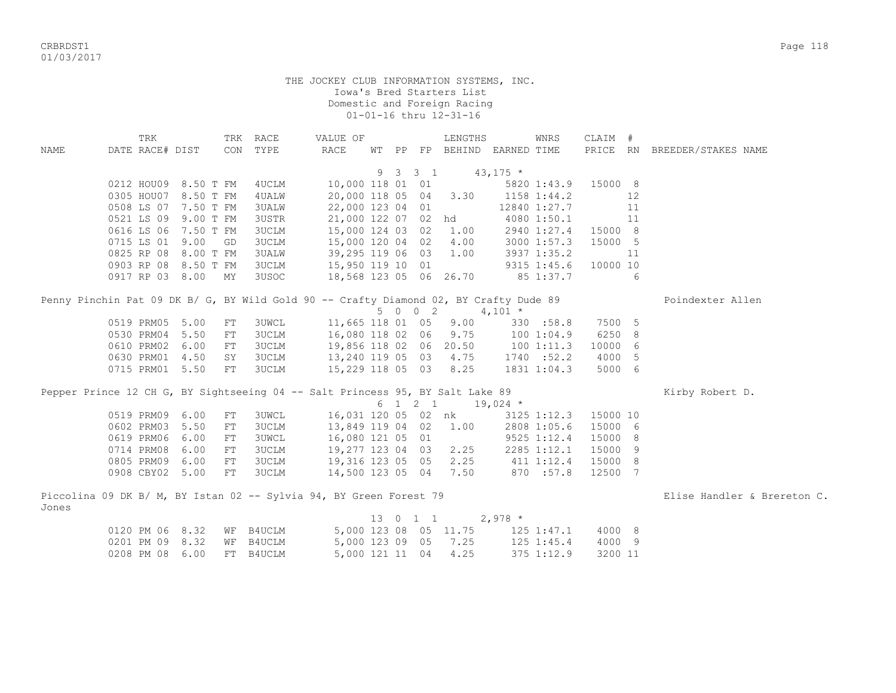THE JOCKEY CLUB INFORMATION SYSTEMS, INC.
Iowa's Bred Starters List
Domestic and Foreign Racing
01-01-16 thru 12-31-16

| NAME | TRK DATE | RACE# | DIST | TRK CON | RACE TYPE | VALUE OF RACE | WT | PP | FP | LENGTHS BEHIND | EARNED | WNRS TIME | CLAIM PRICE | # RN | BREEDER/STAKES NAME |
|---|---|---|---|---|---|---|---|---|---|---|---|---|---|---|---|
| | | | | | | | 9 | 3 | 3 1 | | 43,175 * | | | | |
| | 0212 | HOU09 | 8.50 T | FM | 4UCLM | 10,000 | 118 | 01 | 01 | | 5820 | 1:43.9 | 15000 | 8 | |
| | 0305 | HOU07 | 8.50 T | FM | 4UALW | 20,000 | 118 | 05 | 04 | 3.30 | 1158 | 1:44.2 | | 12 | |
| | 0508 | LS 07 | 7.50 T | FM | 3UALW | 22,000 | 123 | 04 | 01 | | 12840 | 1:27.7 | | 11 | |
| | 0521 | LS 09 | 9.00 T | FM | 3USTR | 21,000 | 122 | 07 | 02 | hd | 4080 | 1:50.1 | | 11 | |
| | 0616 | LS 06 | 7.50 T | FM | 3UCLM | 15,000 | 124 | 03 | 02 | 1.00 | 2940 | 1:27.4 | 15000 | 8 | |
| | 0715 | LS 01 | 9.00 | GD | 3UCLM | 15,000 | 120 | 04 | 02 | 4.00 | 3000 | 1:57.3 | 15000 | 5 | |
| | 0825 | RP 08 | 8.00 T | FM | 3UALW | 39,295 | 119 | 06 | 03 | 1.00 | 3937 | 1:35.2 | | 11 | |
| | 0903 | RP 08 | 8.50 T | FM | 3UCLM | 15,950 | 119 | 10 | 01 | | 9315 | 1:45.6 | 10000 | 10 | |
| | 0917 | RP 03 | 8.00 | MY | 3USOC | 18,568 | 123 | 05 | 06 | 26.70 | 85 | 1:37.7 | | 6 | |
| Penny Pinchin Pat 09 DK B/ G, BY Wild Gold 90 -- Crafty Diamond 02, BY Crafty Dude 89 | | | | | | | | | | | | | | | Poindexter Allen |
| | | | | | | | 5 | 0 | 0 2 | | 4,101 * | | | | |
| | 0519 | PRM05 | 5.00 | FT | 3UWCL | 11,665 | 118 | 01 | 05 | 9.00 | 330 | :58.8 | 7500 | 5 | |
| | 0530 | PRM04 | 5.50 | FT | 3UCLM | 16,080 | 118 | 02 | 06 | 9.75 | 100 | 1:04.9 | 6250 | 8 | |
| | 0610 | PRM02 | 6.00 | FT | 3UCLM | 19,856 | 118 | 02 | 06 | 20.50 | 100 | 1:11.3 | 10000 | 6 | |
| | 0630 | PRM01 | 4.50 | SY | 3UCLM | 13,240 | 119 | 05 | 03 | 4.75 | 1740 | :52.2 | 4000 | 5 | |
| | 0715 | PRM01 | 5.50 | FT | 3UCLM | 15,229 | 118 | 05 | 03 | 8.25 | 1831 | 1:04.3 | 5000 | 6 | |
| Pepper Prince 12 CH G, BY Sightseeing 04 -- Salt Princess 95, BY Salt Lake 89 | | | | | | | | | | | | | | | Kirby Robert D. |
| | | | | | | | 6 | 1 | 2 1 | | 19,024 * | | | | |
| | 0519 | PRM09 | 6.00 | FT | 3UWCL | 16,031 | 120 | 05 | 02 | nk | 3125 | 1:12.3 | 15000 | 10 | |
| | 0602 | PRM03 | 5.50 | FT | 3UCLM | 13,849 | 119 | 04 | 02 | 1.00 | 2808 | 1:05.6 | 15000 | 6 | |
| | 0619 | PRM06 | 6.00 | FT | 3UWCL | 16,080 | 121 | 05 | 01 | | 9525 | 1:12.4 | 15000 | 8 | |
| | 0714 | PRM08 | 6.00 | FT | 3UCLM | 19,277 | 123 | 04 | 03 | 2.25 | 2285 | 1:12.1 | 15000 | 9 | |
| | 0805 | PRM09 | 6.00 | FT | 3UCLM | 19,316 | 123 | 05 | 05 | 2.25 | 411 | 1:12.4 | 15000 | 8 | |
| | 0908 | CBY02 | 5.00 | FT | 3UCLM | 14,500 | 123 | 05 | 04 | 7.50 | 870 | :57.8 | 12500 | 7 | |
| Piccolina 09 DK B/ M, BY Istan 02 -- Sylvia 94, BY Green Forest 79 | | | | | | | | | | | | | | | Elise Handler & Brereton C. Jones |
| | | | | | | | 13 | 0 | 1 1 | | 2,978 * | | | | |
| | 0120 | PM 06 | 8.32 | WF | B4UCLM | 5,000 | 123 | 08 | 05 | 11.75 | 125 | 1:47.1 | 4000 | 8 | |
| | 0201 | PM 09 | 8.32 | WF | B4UCLM | 5,000 | 123 | 09 | 05 | 7.25 | 125 | 1:45.4 | 4000 | 9 | |
| | 0208 | PM 08 | 6.00 | FT | B4UCLM | 5,000 | 121 | 11 | 04 | 4.25 | 375 | 1:12.9 | 3200 | 11 | |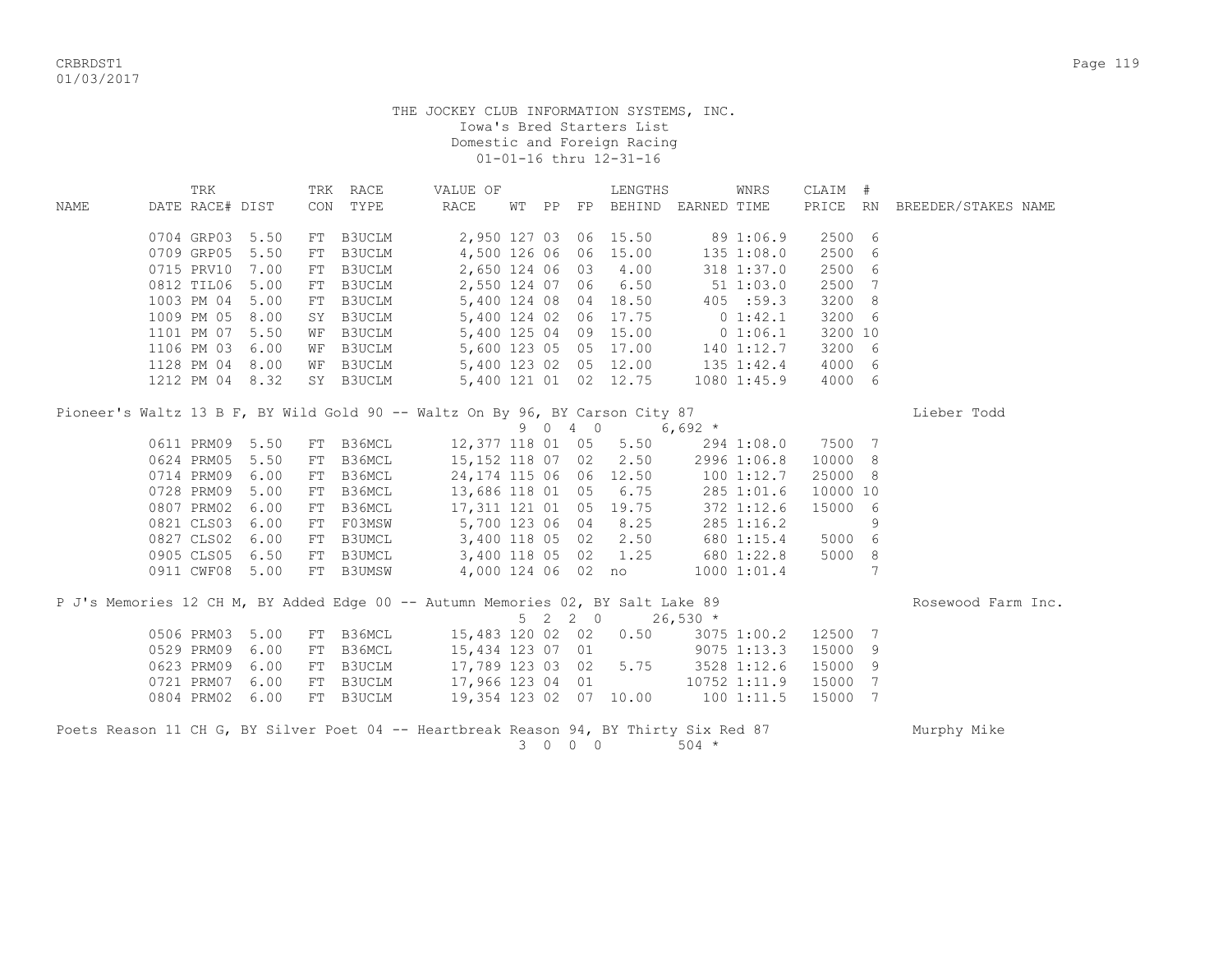THE JOCKEY CLUB INFORMATION SYSTEMS, INC.
Iowa's Bred Starters List
Domestic and Foreign Racing
01-01-16 thru 12-31-16

| NAME | TRK DATE | RACE# | DIST | TRK CON | RACE TYPE | VALUE OF RACE | WT | PP | FP | LENGTHS BEHIND | EARNED | WNRS TIME | CLAIM PRICE | # RN | BREEDER/STAKES NAME |
|---|---|---|---|---|---|---|---|---|---|---|---|---|---|---|---|
| | 0704 | GRP03 | 5.50 | FT | B3UCLM | 2,950 | 127 | 03 | 06 | 15.50 | 89 | 1:06.9 | 2500 | 6 | |
| | 0709 | GRP05 | 5.50 | FT | B3UCLM | 4,500 | 126 | 06 | 06 | 15.00 | 135 | 1:08.0 | 2500 | 6 | |
| | 0715 | PRV10 | 7.00 | FT | B3UCLM | 2,650 | 124 | 06 | 03 | 4.00 | 318 | 1:37.0 | 2500 | 6 | |
| | 0812 | TIL06 | 5.00 | FT | B3UCLM | 2,550 | 124 | 07 | 06 | 6.50 | 51 | 1:03.0 | 2500 | 7 | |
| | 1003 | PM 04 | 5.00 | FT | B3UCLM | 5,400 | 124 | 08 | 04 | 18.50 | 405 | :59.3 | 3200 | 8 | |
| | 1009 | PM 05 | 8.00 | SY | B3UCLM | 5,400 | 124 | 02 | 06 | 17.75 | 0 | 1:42.1 | 3200 | 6 | |
| | 1101 | PM 07 | 5.50 | WF | B3UCLM | 5,400 | 125 | 04 | 09 | 15.00 | 0 | 1:06.1 | 3200 | 10 | |
| | 1106 | PM 03 | 6.00 | WF | B3UCLM | 5,600 | 123 | 05 | 05 | 17.00 | 140 | 1:12.7 | 3200 | 6 | |
| | 1128 | PM 04 | 8.00 | WF | B3UCLM | 5,400 | 123 | 02 | 05 | 12.00 | 135 | 1:42.4 | 4000 | 6 | |
| | 1212 | PM 04 | 8.32 | SY | B3UCLM | 5,400 | 121 | 01 | 02 | 12.75 | 1080 | 1:45.9 | 4000 | 6 | |

Pioneer's Waltz 13 B F, BY Wild Gold 90 -- Waltz On By 96, BY Carson City 87 — Lieber Todd
9 0 4 0 — 6,692 *

| TRK DATE | RACE# | DIST | TRK CON | RACE TYPE | VALUE OF RACE | WT | PP | FP | LENGTHS BEHIND | EARNED | WNRS TIME | CLAIM PRICE | # RN |
|---|---|---|---|---|---|---|---|---|---|---|---|---|---|
| 0611 | PRM09 | 5.50 | FT | B36MCL | 12,377 | 118 | 01 | 05 | 5.50 | 294 | 1:08.0 | 7500 | 7 |
| 0624 | PRM05 | 5.50 | FT | B36MCL | 15,152 | 118 | 07 | 02 | 2.50 | 2996 | 1:06.8 | 10000 | 8 |
| 0714 | PRM09 | 6.00 | FT | B36MCL | 24,174 | 115 | 06 | 06 | 12.50 | 100 | 1:12.7 | 25000 | 8 |
| 0728 | PRM09 | 5.00 | FT | B36MCL | 13,686 | 118 | 01 | 05 | 6.75 | 285 | 1:01.6 | 10000 | 10 |
| 0807 | PRM02 | 6.00 | FT | B36MCL | 17,311 | 121 | 01 | 05 | 19.75 | 372 | 1:12.6 | 15000 | 6 |
| 0821 | CLS03 | 6.00 | FT | F03MSW | 5,700 | 123 | 06 | 04 | 8.25 | 285 | 1:16.2 | | 9 |
| 0827 | CLS02 | 6.00 | FT | B3UMCL | 3,400 | 118 | 05 | 02 | 2.50 | 680 | 1:15.4 | 5000 | 6 |
| 0905 | CLS05 | 6.50 | FT | B3UMCL | 3,400 | 118 | 05 | 02 | 1.25 | 680 | 1:22.8 | 5000 | 8 |
| 0911 | CWF08 | 5.00 | FT | B3UMSW | 4,000 | 124 | 06 | 02 | no | 1000 | 1:01.4 | | 7 |

P J's Memories 12 CH M, BY Added Edge 00 -- Autumn Memories 02, BY Salt Lake 89 — Rosewood Farm Inc.
5 2 2 0 — 26,530 *

| TRK DATE | RACE# | DIST | TRK CON | RACE TYPE | VALUE OF RACE | WT | PP | FP | LENGTHS BEHIND | EARNED | WNRS TIME | CLAIM PRICE | # RN |
|---|---|---|---|---|---|---|---|---|---|---|---|---|---|
| 0506 | PRM03 | 5.00 | FT | B36MCL | 15,483 | 120 | 02 | 02 | 0.50 | 3075 | 1:00.2 | 12500 | 7 |
| 0529 | PRM09 | 6.00 | FT | B36MCL | 15,434 | 123 | 07 | 01 | | 9075 | 1:13.3 | 15000 | 9 |
| 0623 | PRM09 | 6.00 | FT | B3UCLM | 17,789 | 123 | 03 | 02 | 5.75 | 3528 | 1:12.6 | 15000 | 9 |
| 0721 | PRM07 | 6.00 | FT | B3UCLM | 17,966 | 123 | 04 | 01 | | 10752 | 1:11.9 | 15000 | 7 |
| 0804 | PRM02 | 6.00 | FT | B3UCLM | 19,354 | 123 | 02 | 07 | 10.00 | 100 | 1:11.5 | 15000 | 7 |

Poets Reason 11 CH G, BY Silver Poet 04 -- Heartbreak Reason 94, BY Thirty Six Red 87 — Murphy Mike
3 0 0 0 — 504 *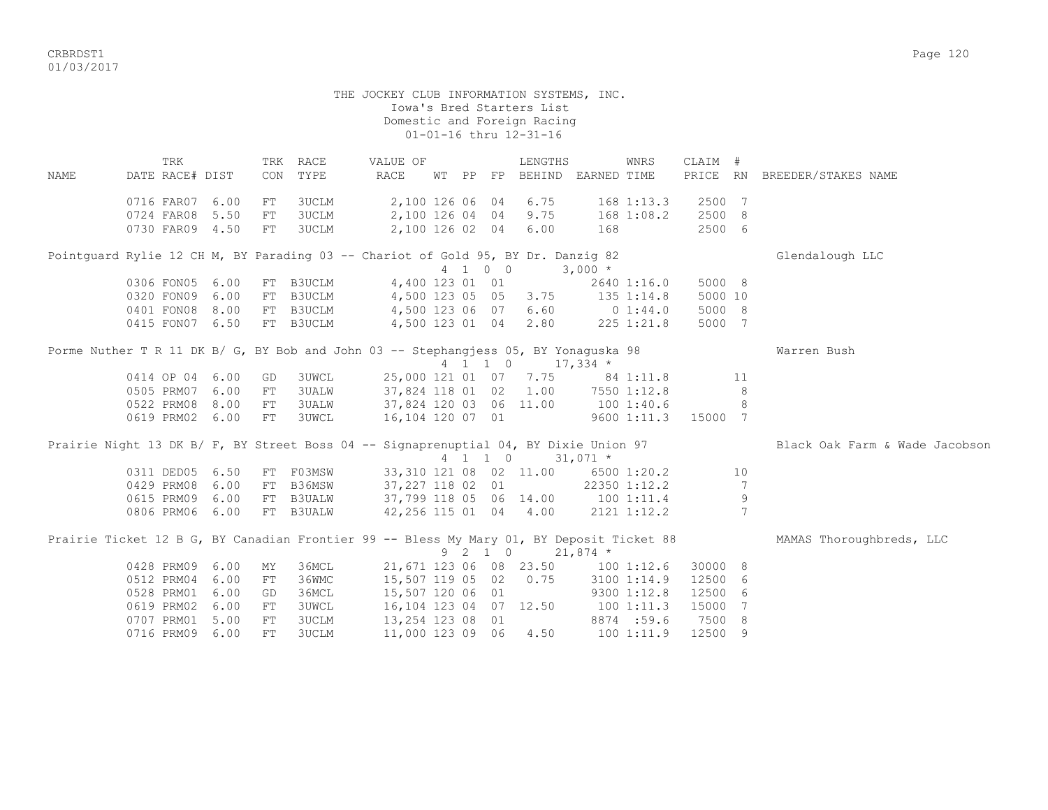THE JOCKEY CLUB INFORMATION SYSTEMS, INC.
Iowa's Bred Starters List
Domestic and Foreign Racing
01-01-16 thru 12-31-16

| NAME | TRK DATE | RACE# | DIST | TRK CON | RACE TYPE | VALUE OF RACE | WT | PP | FP | LENGTHS BEHIND | EARNED | WNRS TIME | CLAIM PRICE | # RN | BREEDER/STAKES NAME |
|---|---|---|---|---|---|---|---|---|---|---|---|---|---|---|---|
| | 0716 | FAR07 | 6.00 | FT | 3UCLM | 2,100 | 126 | 06 | 04 | 6.75 | 168 | 1:13.3 | 2500 | 7 | |
| | 0724 | FAR08 | 5.50 | FT | 3UCLM | 2,100 | 126 | 04 | 04 | 9.75 | 168 | 1:08.2 | 2500 | 8 | |
| | 0730 | FAR09 | 4.50 | FT | 3UCLM | 2,100 | 126 | 02 | 04 | 6.00 | 168 | | 2500 | 6 | |
| Pointguard Rylie 12 CH M, BY Parading 03 -- Chariot of Gold 95, BY Dr. Danzig 82 | | | | | | | 4 | 1 | 0 0 | | 3,000 * | | | | Glendalough LLC |
| | 0306 | FON05 | 6.00 | FT | B3UCLM | 4,400 | 123 | 01 | 01 | | 2640 | 1:16.0 | 5000 | 8 | |
| | 0320 | FON09 | 6.00 | FT | B3UCLM | 4,500 | 123 | 05 | 05 | 3.75 | 135 | 1:14.8 | 5000 | 10 | |
| | 0401 | FON08 | 8.00 | FT | B3UCLM | 4,500 | 123 | 06 | 07 | 6.60 | 0 | 1:44.0 | 5000 | 8 | |
| | 0415 | FON07 | 6.50 | FT | B3UCLM | 4,500 | 123 | 01 | 04 | 2.80 | 225 | 1:21.8 | 5000 | 7 | |
| Porme Nuther T R 11 DK B/ G, BY Bob and John 03 -- Stephangjess 05, BY Yonaguska 98 | | | | | | | 4 | 1 | 1 0 | | 17,334 * | | | | Warren Bush |
| | 0414 | OP 04 | 6.00 | GD | 3UWCL | 25,000 | 121 | 01 | 07 | 7.75 | 84 | 1:11.8 | | 11 | |
| | 0505 | PRM07 | 6.00 | FT | 3UALW | 37,824 | 118 | 01 | 02 | 1.00 | 7550 | 1:12.8 | | 8 | |
| | 0522 | PRM08 | 8.00 | FT | 3UALW | 37,824 | 120 | 03 | 06 | 11.00 | 100 | 1:40.6 | | 8 | |
| | 0619 | PRM02 | 6.00 | FT | 3UWCL | 16,104 | 120 | 07 | 01 | | 9600 | 1:11.3 | 15000 | 7 | |
| Prairie Night 13 DK B/ F, BY Street Boss 04 -- Signaprenuptial 04, BY Dixie Union 97 | | | | | | | 4 | 1 | 1 0 | | 31,071 * | | | | Black Oak Farm & Wade Jacobson |
| | 0311 | DED05 | 6.50 | FT | F03MSW | 33,310 | 121 | 08 | 02 | 11.00 | 6500 | 1:20.2 | | 10 | |
| | 0429 | PRM08 | 6.00 | FT | B36MSW | 37,227 | 118 | 02 | 01 | | 22350 | 1:12.2 | | 7 | |
| | 0615 | PRM09 | 6.00 | FT | B3UALW | 37,799 | 118 | 05 | 06 | 14.00 | 100 | 1:11.4 | | 9 | |
| | 0806 | PRM06 | 6.00 | FT | B3UALW | 42,256 | 115 | 01 | 04 | 4.00 | 2121 | 1:12.2 | | 7 | |
| Prairie Ticket 12 B G, BY Canadian Frontier 99 -- Bless My Mary 01, BY Deposit Ticket 88 | | | | | | | 9 | 2 | 1 0 | | 21,874 * | | | | MAMAS Thoroughbreds, LLC |
| | 0428 | PRM09 | 6.00 | MY | 36MCL | 21,671 | 123 | 06 | 08 | 23.50 | 100 | 1:12.6 | 30000 | 8 | |
| | 0512 | PRM04 | 6.00 | FT | 36WMC | 15,507 | 119 | 05 | 02 | 0.75 | 3100 | 1:14.9 | 12500 | 6 | |
| | 0528 | PRM01 | 6.00 | GD | 36MCL | 15,507 | 120 | 06 | 01 | | 9300 | 1:12.8 | 12500 | 6 | |
| | 0619 | PRM02 | 6.00 | FT | 3UWCL | 16,104 | 123 | 04 | 07 | 12.50 | 100 | 1:11.3 | 15000 | 7 | |
| | 0707 | PRM01 | 5.00 | FT | 3UCLM | 13,254 | 123 | 08 | 01 | | 8874 | :59.6 | 7500 | 8 | |
| | 0716 | PRM09 | 6.00 | FT | 3UCLM | 11,000 | 123 | 09 | 06 | 4.50 | 100 | 1:11.9 | 12500 | 9 | |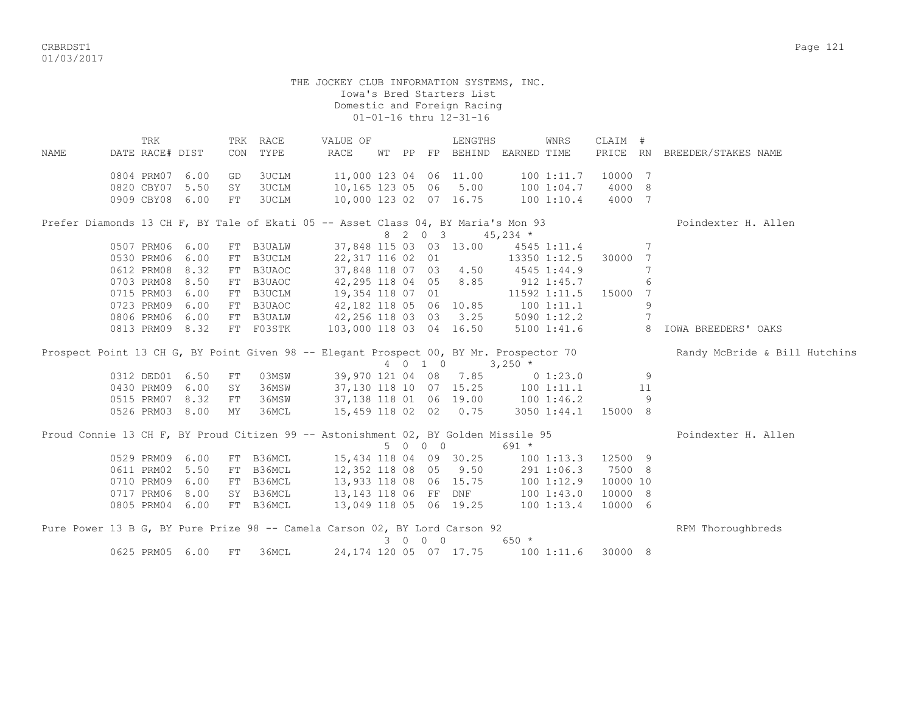THE JOCKEY CLUB INFORMATION SYSTEMS, INC.
Iowa's Bred Starters List
Domestic and Foreign Racing
01-01-16 thru 12-31-16

| NAME | TRK DATE | RACE# | DIST | TRK CON | RACE TYPE | VALUE OF RACE | WT | PP | FP | LENGTHS BEHIND | EARNED | WNRS TIME | CLAIM PRICE | # RN | BREEDER/STAKES NAME |
|---|---|---|---|---|---|---|---|---|---|---|---|---|---|---|---|
| | 0804 | PRM07 | 6.00 | GD | 3UCLM | 11,000 | 123 | 04 | 06 | 11.00 | 100 | 1:11.7 | 10000 | 7 | |
| | 0820 | CBY07 | 5.50 | SY | 3UCLM | 10,165 | 123 | 05 | 06 | 5.00 | 100 | 1:04.7 | 4000 | 8 | |
| | 0909 | CBY08 | 6.00 | FT | 3UCLM | 10,000 | 123 | 02 | 07 | 16.75 | 100 | 1:10.4 | 4000 | 7 | |
| Prefer Diamonds 13 CH F, BY Tale of Ekati 05 -- Asset Class 04, BY Maria's Mon 93 | | | | | | | 8 | 2 0 3 | | | 45,234 * | | | | Poindexter H. Allen |
| | 0507 | PRM06 | 6.00 | FT | B3UALW | 37,848 | 115 | 03 | 03 | 13.00 | 4545 | 1:11.4 | | 7 | |
| | 0530 | PRM06 | 6.00 | FT | B3UCLM | 22,317 | 116 | 02 | 01 | | 13350 | 1:12.5 | 30000 | 7 | |
| | 0612 | PRM08 | 8.32 | FT | B3UAOC | 37,848 | 118 | 07 | 03 | 4.50 | 4545 | 1:44.9 | | 7 | |
| | 0703 | PRM08 | 8.50 | FT | B3UAOC | 42,295 | 118 | 04 | 05 | 8.85 | 912 | 1:45.7 | | 6 | |
| | 0715 | PRM03 | 6.00 | FT | B3UCLM | 19,354 | 118 | 07 | 01 | | 11592 | 1:11.5 | 15000 | 7 | |
| | 0723 | PRM09 | 6.00 | FT | B3UAOC | 42,182 | 118 | 05 | 06 | 10.85 | 100 | 1:11.1 | | 9 | |
| | 0806 | PRM06 | 6.00 | FT | B3UALW | 42,256 | 118 | 03 | 03 | 3.25 | 5090 | 1:12.2 | | 7 | |
| | 0813 | PRM09 | 8.32 | FT | F03STK | 103,000 | 118 | 03 | 04 | 16.50 | 5100 | 1:41.6 | | 8 | IOWA BREEDERS' OAKS |
| Prospect Point 13 CH G, BY Point Given 98 -- Elegant Prospect 00, BY Mr. Prospector 70 | | | | | | | 4 | 0 1 0 | | | 3,250 * | | | | Randy McBride & Bill Hutchins |
| | 0312 | DED01 | 6.50 | FT | 03MSW | 39,970 | 121 | 04 | 08 | 7.85 | 0 | 1:23.0 | | 9 | |
| | 0430 | PRM09 | 6.00 | SY | 36MSW | 37,130 | 118 | 10 | 07 | 15.25 | 100 | 1:11.1 | | 11 | |
| | 0515 | PRM07 | 8.32 | FT | 36MSW | 37,138 | 118 | 01 | 06 | 19.00 | 100 | 1:46.2 | | 9 | |
| | 0526 | PRM03 | 8.00 | MY | 36MCL | 15,459 | 118 | 02 | 02 | 0.75 | 3050 | 1:44.1 | 15000 | 8 | |
| Proud Connie 13 CH F, BY Proud Citizen 99 -- Astonishment 02, BY Golden Missile 95 | | | | | | | 5 | 0 0 0 | | | 691 * | | | | Poindexter H. Allen |
| | 0529 | PRM09 | 6.00 | FT | B36MCL | 15,434 | 118 | 04 | 09 | 30.25 | 100 | 1:13.3 | 12500 | 9 | |
| | 0611 | PRM02 | 5.50 | FT | B36MCL | 12,352 | 118 | 08 | 05 | 9.50 | 291 | 1:06.3 | 7500 | 8 | |
| | 0710 | PRM09 | 6.00 | FT | B36MCL | 13,933 | 118 | 08 | 06 | 15.75 | 100 | 1:12.9 | 10000 | 10 | |
| | 0717 | PRM06 | 8.00 | SY | B36MCL | 13,143 | 118 | 06 | FF | DNF | 100 | 1:43.0 | 10000 | 8 | |
| | 0805 | PRM04 | 6.00 | FT | B36MCL | 13,049 | 118 | 05 | 06 | 19.25 | 100 | 1:13.4 | 10000 | 6 | |
| Pure Power 13 B G, BY Pure Prize 98 -- Camela Carson 02, BY Lord Carson 92 | | | | | | | 3 | 0 0 0 | | | 650 * | | | | RPM Thoroughbreds |
| | 0625 | PRM05 | 6.00 | FT | 36MCL | 24,174 | 120 | 05 | 07 | 17.75 | 100 | 1:11.6 | 30000 | 8 | |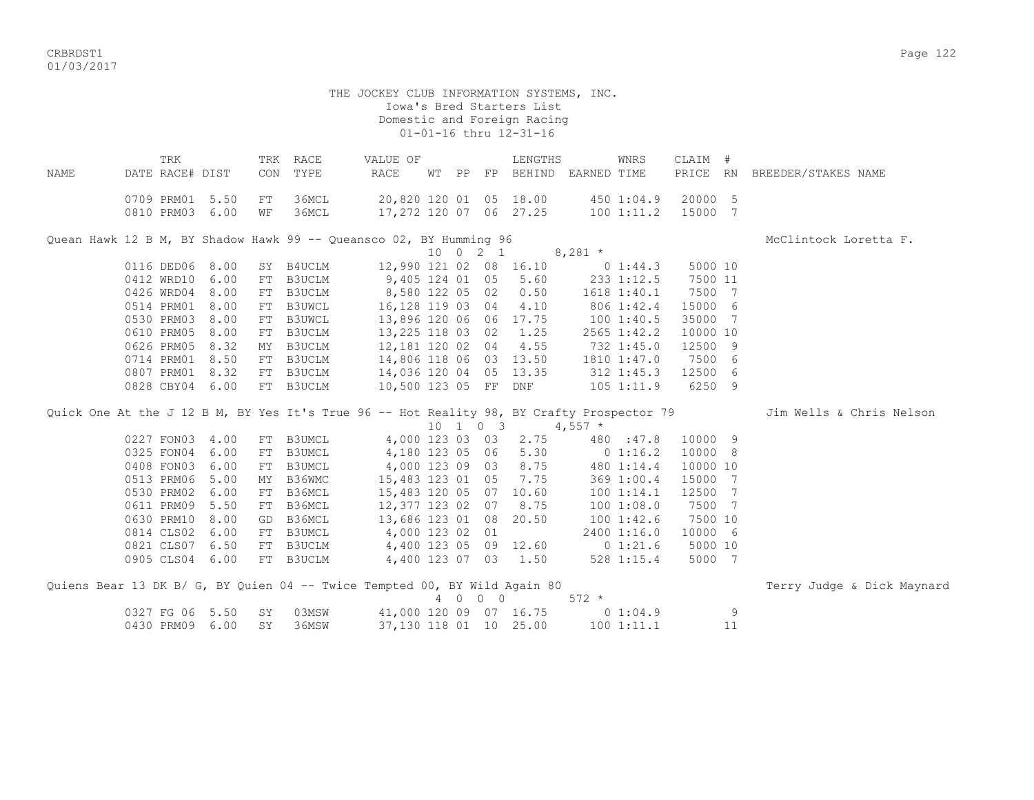THE JOCKEY CLUB INFORMATION SYSTEMS, INC.
Iowa's Bred Starters List
Domestic and Foreign Racing
01-01-16 thru 12-31-16

| NAME | TRK DATE | RACE# | DIST | TRK CON | RACE TYPE | VALUE OF RACE | WT | PP | FP | LENGTHS BEHIND | EARNED | WNRS TIME | CLAIM PRICE | # RN | BREEDER/STAKES NAME |
|---|---|---|---|---|---|---|---|---|---|---|---|---|---|---|---|
| | 0709 | PRM01 | 5.50 | FT | 36MCL | 20,820 | 120 | 01 | 05 | 18.00 | 450 | 1:04.9 | 20000 | 5 | |
| | 0810 | PRM03 | 6.00 | WF | 36MCL | 17,272 | 120 | 07 | 06 | 27.25 | 100 | 1:11.2 | 15000 | 7 | |
| Quean Hawk 12 B M, BY Shadow Hawk 99 -- Queansco 02, BY Humming 96 | | | | | | | 10 | 0 2 1 | | | 8,281 * | | | | McClintock Loretta F. |
| | 0116 | DED06 | 8.00 | SY | B4UCLM | 12,990 | 121 | 02 | 08 | 16.10 | 0 | 1:44.3 | 5000 | 10 | |
| | 0412 | WRD10 | 6.00 | FT | B3UCLM | 9,405 | 124 | 01 | 05 | 5.60 | 233 | 1:12.5 | 7500 | 11 | |
| | 0426 | WRD04 | 8.00 | FT | B3UCLM | 8,580 | 122 | 05 | 02 | 0.50 | 1618 | 1:40.1 | 7500 | 7 | |
| | 0514 | PRM01 | 8.00 | FT | B3UWCL | 16,128 | 119 | 03 | 04 | 4.10 | 806 | 1:42.4 | 15000 | 6 | |
| | 0530 | PRM03 | 8.00 | FT | B3UWCL | 13,896 | 120 | 06 | 06 | 17.75 | 100 | 1:40.5 | 35000 | 7 | |
| | 0610 | PRM05 | 8.00 | FT | B3UCLM | 13,225 | 118 | 03 | 02 | 1.25 | 2565 | 1:42.2 | 10000 | 10 | |
| | 0626 | PRM05 | 8.32 | MY | B3UCLM | 12,181 | 120 | 02 | 04 | 4.55 | 732 | 1:45.0 | 12500 | 9 | |
| | 0714 | PRM01 | 8.50 | FT | B3UCLM | 14,806 | 118 | 06 | 03 | 13.50 | 1810 | 1:47.0 | 7500 | 6 | |
| | 0807 | PRM01 | 8.32 | FT | B3UCLM | 14,036 | 120 | 04 | 05 | 13.35 | 312 | 1:45.3 | 12500 | 6 | |
| | 0828 | CBY04 | 6.00 | FT | B3UCLM | 10,500 | 123 | 05 | FF | DNF | 105 | 1:11.9 | 6250 | 9 | |
| Quick One At the J 12 B M, BY Yes It's True 96 -- Hot Reality 98, BY Crafty Prospector 79 | | | | | | | 10 | 1 0 3 | | | 4,557 * | | | | Jim Wells & Chris Nelson |
| | 0227 | FON03 | 4.00 | FT | B3UMCL | 4,000 | 123 | 03 | 03 | 2.75 | 480 | :47.8 | 10000 | 9 | |
| | 0325 | FON04 | 6.00 | FT | B3UMCL | 4,180 | 123 | 05 | 06 | 5.30 | 0 | 1:16.2 | 10000 | 8 | |
| | 0408 | FON03 | 6.00 | FT | B3UMCL | 4,000 | 123 | 09 | 03 | 8.75 | 480 | 1:14.4 | 10000 | 10 | |
| | 0513 | PRM06 | 5.00 | MY | B36WMC | 15,483 | 123 | 01 | 05 | 7.75 | 369 | 1:00.4 | 15000 | 7 | |
| | 0530 | PRM02 | 6.00 | FT | B36MCL | 15,483 | 120 | 05 | 07 | 10.60 | 100 | 1:14.1 | 12500 | 7 | |
| | 0611 | PRM09 | 5.50 | FT | B36MCL | 12,377 | 123 | 02 | 07 | 8.75 | 100 | 1:08.0 | 7500 | 7 | |
| | 0630 | PRM10 | 8.00 | GD | B36MCL | 13,686 | 123 | 01 | 08 | 20.50 | 100 | 1:42.6 | 7500 | 10 | |
| | 0814 | CLS02 | 6.00 | FT | B3UMCL | 4,000 | 123 | 02 | 01 | | 2400 | 1:16.0 | 10000 | 6 | |
| | 0821 | CLS07 | 6.50 | FT | B3UCLM | 4,400 | 123 | 05 | 09 | 12.60 | 0 | 1:21.6 | 5000 | 10 | |
| | 0905 | CLS04 | 6.00 | FT | B3UCLM | 4,400 | 123 | 07 | 03 | 1.50 | 528 | 1:15.4 | 5000 | 7 | |
| Quiens Bear 13 DK B/ G, BY Quien 04 -- Twice Tempted 00, BY Wild Again 80 | | | | | | | 4 | 0 0 0 | | | 572 * | | | | Terry Judge & Dick Maynard |
| | 0327 | FG 06 | 5.50 | SY | 03MSW | 41,000 | 120 | 09 | 07 | 16.75 | 0 | 1:04.9 | | 9 | |
| | 0430 | PRM09 | 6.00 | SY | 36MSW | 37,130 | 118 | 01 | 10 | 25.00 | 100 | 1:11.1 | | 11 | |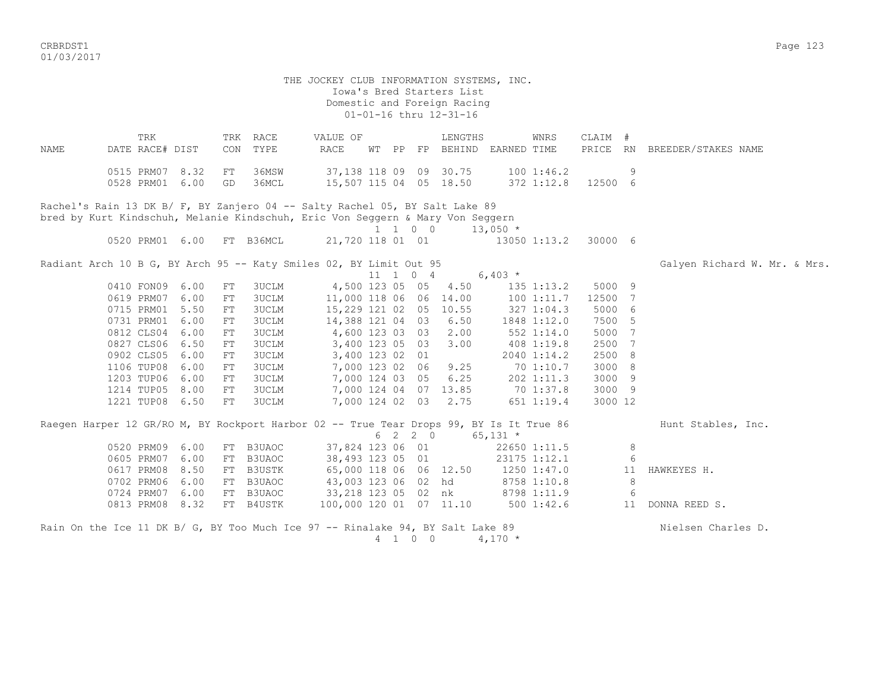THE JOCKEY CLUB INFORMATION SYSTEMS, INC.
Iowa's Bred Starters List
Domestic and Foreign Racing
01-01-16 thru 12-31-16

```
             TRK            TRK  RACE       VALUE OF               LENGTHS           WNRS      CLAIM  #
NAME         DATE RACE# DIST    CON  TYPE       RACE     WT  PP  FP  BEHIND  EARNED TIME      PRICE  RN  BREEDER/STAKES NAME

          0515 PRM07  8.32   FT   36MSW      37,138 118 09  09  30.75      100 1:46.2            9
          0528 PRM01  6.00   GD   36MCL      15,507 115 04  05  18.50      372 1:12.8   12500  6

Rachel's Rain 13 DK B/ F, BY Zanjero 04 -- Salty Rachel 05, BY Salt Lake 89
bred by Kurt Kindschuh, Melanie Kindschuh, Eric Von Seggern & Mary Von Seggern
                                                    1  1  0  0       13,050 *
          0520 PRM01  6.00   FT  B36MCL      21,720 118 01  01            13050 1:13.2   30000  6

Radiant Arch 10 B G, BY Arch 95 -- Katy Smiles 02, BY Limit Out 95                                     Galyen Richard W. Mr. & Mrs.
                                                   11  1  0  4        6,403 *
          0410 FON09  6.00   FT   3UCLM       4,500 123 05  05   4.50      135 1:13.2    5000  9
          0619 PRM07  6.00   FT   3UCLM      11,000 118 06  06  14.00      100 1:11.7   12500  7
          0715 PRM01  5.50   FT   3UCLM      15,229 121 02  05  10.55      327 1:04.3    5000  6
          0731 PRM01  6.00   FT   3UCLM      14,388 121 04  03   6.50     1848 1:12.0    7500  5
          0812 CLS04  6.00   FT   3UCLM       4,600 123 03  03   2.00      552 1:14.0    5000  7
          0827 CLS06  6.50   FT   3UCLM       3,400 123 05  03   3.00      408 1:19.8    2500  7
          0902 CLS05  6.00   FT   3UCLM       3,400 123 02  01            2040 1:14.2    2500  8
          1106 TUP08  6.00   FT   3UCLM       7,000 123 02  06   9.25       70 1:10.7    3000  8
          1203 TUP06  6.00   FT   3UCLM       7,000 124 03  05   6.25      202 1:11.3    3000  9
          1214 TUP05  8.00   FT   3UCLM       7,000 124 04  07  13.85       70 1:37.8    3000  9
          1221 TUP08  6.50   FT   3UCLM       7,000 124 02  03   2.75      651 1:19.4    3000 12

Raegen Harper 12 GR/RO M, BY Rockport Harbor 02 -- True Tear Drops 99, BY Is It True 86                Hunt Stables, Inc.
                                                    6  2  2  0       65,131 *
          0520 PRM09  6.00   FT  B3UAOC      37,824 123 06  01            22650 1:11.5           8
          0605 PRM07  6.00   FT  B3UAOC      38,493 123 05  01            23175 1:12.1           6
          0617 PRM08  8.50   FT  B3USTK      65,000 118 06  06  12.50     1250 1:47.0          11  HAWKEYES H.
          0702 PRM06  6.00   FT  B3UAOC      43,003 123 06  02  hd        8758 1:10.8           8
          0724 PRM07  6.00   FT  B3UAOC      33,218 123 05  02  nk        8798 1:11.9           6
          0813 PRM08  8.32   FT  B4USTK     100,000 120 01  07  11.10      500 1:42.6          11  DONNA REED S.

Rain On the Ice 11 DK B/ G, BY Too Much Ice 97 -- Rinalake 94, BY Salt Lake 89                         Nielsen Charles D.
                                                    4  1  0  0        4,170 *
```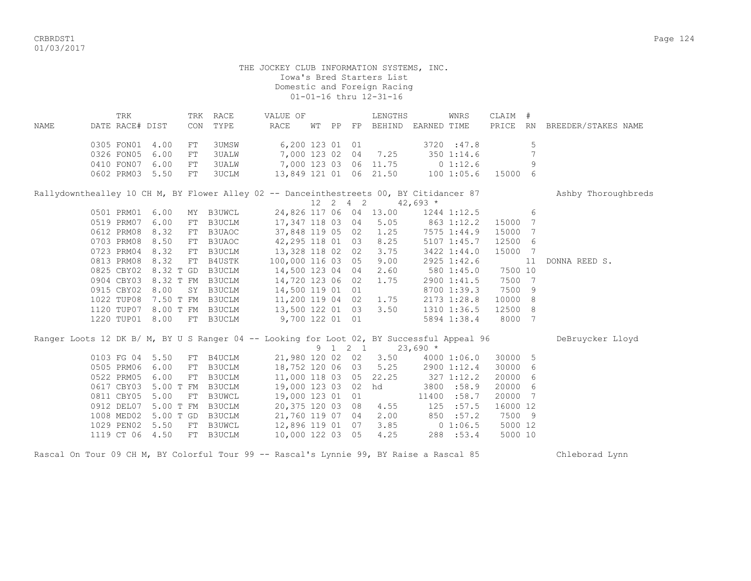THE JOCKEY CLUB INFORMATION SYSTEMS, INC.
Iowa's Bred Starters List
Domestic and Foreign Racing
01-01-16 thru 12-31-16

| NAME | TRK DATE | RACE# | DIST | TRK CON | RACE TYPE | VALUE OF RACE | WT | PP | FP | LENGTHS BEHIND | EARNED | WNRS TIME | CLAIM PRICE | # RN | BREEDER/STAKES NAME |
|---|---|---|---|---|---|---|---|---|---|---|---|---|---|---|---|
| | 0305 | FON01 | 4.00 | FT | 3UMSW | 6,200 | 123 | 01 | 01 | | 3720 | :47.8 | | 5 | |
| | 0326 | FON05 | 6.00 | FT | 3UALW | 7,000 | 123 | 02 | 04 | 7.25 | 350 | 1:14.6 | | 7 | |
| | 0410 | FON07 | 6.00 | FT | 3UALW | 7,000 | 123 | 03 | 06 | 11.75 | 0 | 1:12.6 | | 9 | |
| | 0602 | PRM03 | 5.50 | FT | 3UCLM | 13,849 | 121 | 01 | 06 | 21.50 | 100 | 1:05.6 | 15000 | 6 | |
| Rallydownthealley 10 CH M, BY Flower Alley 02 -- Danceinthestreets 00, BY Citidancer 87 | | | | | | | 12 | 2 | 4 2 | | 42,693 * | | | | Ashby Thoroughbreds |
| | 0501 | PRM01 | 6.00 | MY | B3UWCL | 24,826 | 117 | 06 | 04 | 13.00 | 1244 | 1:12.5 | | 6 | |
| | 0519 | PRM07 | 6.00 | FT | B3UCLM | 17,347 | 118 | 03 | 04 | 5.05 | 863 | 1:12.2 | 15000 | 7 | |
| | 0612 | PRM08 | 8.32 | FT | B3UAOC | 37,848 | 119 | 05 | 02 | 1.25 | 7575 | 1:44.9 | 15000 | 7 | |
| | 0703 | PRM08 | 8.50 | FT | B3UAOC | 42,295 | 118 | 01 | 03 | 8.25 | 5107 | 1:45.7 | 12500 | 6 | |
| | 0723 | PRM04 | 8.32 | FT | B3UCLM | 13,328 | 118 | 02 | 02 | 3.75 | 3422 | 1:44.0 | 15000 | 7 | |
| | 0813 | PRM08 | 8.32 | FT | B4USTK | 100,000 | 116 | 03 | 05 | 9.00 | 2925 | 1:42.6 | | 11 | DONNA REED S. |
| | 0825 | CBY02 | 8.32 T | GD | B3UCLM | 14,500 | 123 | 04 | 04 | 2.60 | 580 | 1:45.0 | 7500 | 10 | |
| | 0904 | CBY03 | 8.32 T | FM | B3UCLM | 14,720 | 123 | 06 | 02 | 1.75 | 2900 | 1:41.5 | 7500 | 7 | |
| | 0915 | CBY02 | 8.00 | SY | B3UCLM | 14,500 | 119 | 01 | 01 | | 8700 | 1:39.3 | 7500 | 9 | |
| | 1022 | TUP08 | 7.50 T | FM | B3UCLM | 11,200 | 119 | 04 | 02 | 1.75 | 2173 | 1:28.8 | 10000 | 8 | |
| | 1120 | TUP07 | 8.00 T | FM | B3UCLM | 13,500 | 122 | 01 | 03 | 3.50 | 1310 | 1:36.5 | 12500 | 8 | |
| | 1220 | TUP01 | 8.00 | FT | B3UCLM | 9,700 | 122 | 01 | 01 | | 5894 | 1:38.4 | 8000 | 7 | |
| Ranger Loots 12 DK B/ M, BY U S Ranger 04 -- Looking for Loot 02, BY Successful Appeal 96 | | | | | | | 9 | 1 | 2 1 | | 23,690 * | | | | DeBruycker Lloyd |
| | 0103 | FG 04 | 5.50 | FT | B4UCLM | 21,980 | 120 | 02 | 02 | 3.50 | 4000 | 1:06.0 | 30000 | 5 | |
| | 0505 | PRM06 | 6.00 | FT | B3UCLM | 18,752 | 120 | 06 | 03 | 5.25 | 2900 | 1:12.4 | 30000 | 6 | |
| | 0522 | PRM05 | 6.00 | FT | B3UCLM | 11,000 | 118 | 03 | 05 | 22.25 | 327 | 1:12.2 | 20000 | 6 | |
| | 0617 | CBY03 | 5.00 T | FM | B3UCLM | 19,000 | 123 | 03 | 02 | hd | 3800 | :58.9 | 20000 | 6 | |
| | 0811 | CBY05 | 5.00 | FT | B3UWCL | 19,000 | 123 | 01 | 01 | | 11400 | :58.7 | 20000 | 7 | |
| | 0912 | DEL07 | 5.00 T | FM | B3UCLM | 20,375 | 120 | 03 | 08 | 4.55 | 125 | :57.5 | 16000 | 12 | |
| | 1008 | MED02 | 5.00 T | GD | B3UCLM | 21,760 | 119 | 07 | 04 | 2.00 | 850 | :57.2 | 7500 | 9 | |
| | 1029 | PEN02 | 5.50 | FT | B3UWCL | 12,896 | 119 | 01 | 07 | 3.85 | 0 | 1:06.5 | 5000 | 12 | |
| | 1119 | CT 06 | 4.50 | FT | B3UCLM | 10,000 | 122 | 03 | 05 | 4.25 | 288 | :53.4 | 5000 | 10 | |

Rascal On Tour 09 CH M, BY Colorful Tour 99 -- Rascal's Lynnie 99, BY Raise a Rascal 85 — Chleborad Lynn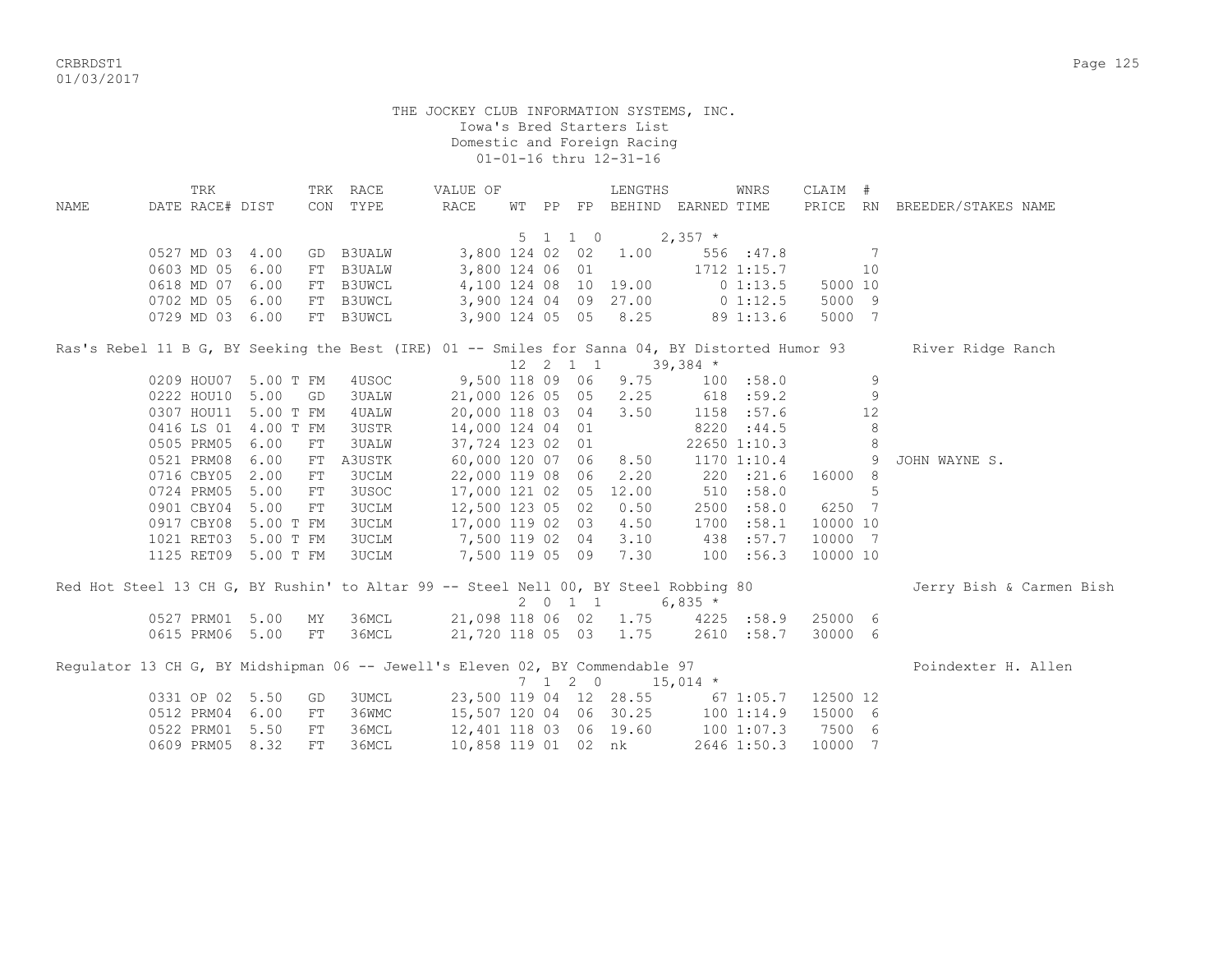THE JOCKEY CLUB INFORMATION SYSTEMS, INC.
Iowa's Bred Starters List
Domestic and Foreign Racing
01-01-16 thru 12-31-16

| NAME | TRK DATE | RACE# | DIST | TRK CON | RACE TYPE | VALUE OF RACE | WT | PP | FP | LENGTHS BEHIND | EARNED | WNRS TIME | CLAIM PRICE | # RN | BREEDER/STAKES NAME |
|---|---|---|---|---|---|---|---|---|---|---|---|---|---|---|---|
| | | | | | | | 5 | 1 | 1 0 | | 2,357 * | | | | |
| | 0527 | MD 03 | 4.00 | GD | B3UALW | 3,800 | 124 | 02 | 02 | 1.00 | 556 | :47.8 | | 7 | |
| | 0603 | MD 05 | 6.00 | FT | B3UALW | 3,800 | 124 | 06 | 01 | | 1712 | 1:15.7 | | 10 | |
| | 0618 | MD 07 | 6.00 | FT | B3UWCL | 4,100 | 124 | 08 | 10 | 19.00 | 0 | 1:13.5 | 5000 | 10 | |
| | 0702 | MD 05 | 6.00 | FT | B3UWCL | 3,900 | 124 | 04 | 09 | 27.00 | 0 | 1:12.5 | 5000 | 9 | |
| | 0729 | MD 03 | 6.00 | FT | B3UWCL | 3,900 | 124 | 05 | 05 | 8.25 | 89 | 1:13.6 | 5000 | 7 | |
| Ras's Rebel 11 B G, BY Seeking the Best (IRE) 01 -- Smiles for Sanna 04, BY Distorted Humor 93 | | | | | | | | | | | | | | | River Ridge Ranch |
| | | | | | | | 12 | 2 | 1 1 | | 39,384 * | | | | |
| | 0209 | HOU07 | 5.00 T | FM | 4USOC | 9,500 | 118 | 09 | 06 | 9.75 | 100 | :58.0 | | 9 | |
| | 0222 | HOU10 | 5.00 | GD | 3UALW | 21,000 | 126 | 05 | 05 | 2.25 | 618 | :59.2 | | 9 | |
| | 0307 | HOU11 | 5.00 T | FM | 4UALW | 20,000 | 118 | 03 | 04 | 3.50 | 1158 | :57.6 | | 12 | |
| | 0416 | LS 01 | 4.00 T | FM | 3USTR | 14,000 | 124 | 04 | 01 | | 8220 | :44.5 | | 8 | |
| | 0505 | PRM05 | 6.00 | FT | 3UALW | 37,724 | 123 | 02 | 01 | | 22650 | 1:10.3 | | 8 | |
| | 0521 | PRM08 | 6.00 | FT | A3USTK | 60,000 | 120 | 07 | 06 | 8.50 | 1170 | 1:10.4 | | 9 | JOHN WAYNE S. |
| | 0716 | CBY05 | 2.00 | FT | 3UCLM | 22,000 | 119 | 08 | 06 | 2.20 | 220 | :21.6 | 16000 | 8 | |
| | 0724 | PRM05 | 5.00 | FT | 3USOC | 17,000 | 121 | 02 | 05 | 12.00 | 510 | :58.0 | | 5 | |
| | 0901 | CBY04 | 5.00 | FT | 3UCLM | 12,500 | 123 | 05 | 02 | 0.50 | 2500 | :58.0 | 6250 | 7 | |
| | 0917 | CBY08 | 5.00 T | FM | 3UCLM | 17,000 | 119 | 02 | 03 | 4.50 | 1700 | :58.1 | 10000 | 10 | |
| | 1021 | RET03 | 5.00 T | FM | 3UCLM | 7,500 | 119 | 02 | 04 | 3.10 | 438 | :57.7 | 10000 | 7 | |
| | 1125 | RET09 | 5.00 T | FM | 3UCLM | 7,500 | 119 | 05 | 09 | 7.30 | 100 | :56.3 | 10000 | 10 | |
| Red Hot Steel 13 CH G, BY Rushin' to Altar 99 -- Steel Nell 00, BY Steel Robbing 80 | | | | | | | | | | | | | | | Jerry Bish & Carmen Bish |
| | | | | | | | 2 | 0 | 1 1 | | 6,835 * | | | | |
| | 0527 | PRM01 | 5.00 | MY | 36MCL | 21,098 | 118 | 06 | 02 | 1.75 | 4225 | :58.9 | 25000 | 6 | |
| | 0615 | PRM06 | 5.00 | FT | 36MCL | 21,720 | 118 | 05 | 03 | 1.75 | 2610 | :58.7 | 30000 | 6 | |
| Regulator 13 CH G, BY Midshipman 06 -- Jewell's Eleven 02, BY Commendable 97 | | | | | | | | | | | | | | | Poindexter H. Allen |
| | | | | | | | 7 | 1 | 2 0 | | 15,014 * | | | | |
| | 0331 | OP 02 | 5.50 | GD | 3UMCL | 23,500 | 119 | 04 | 12 | 28.55 | 67 | 1:05.7 | 12500 | 12 | |
| | 0512 | PRM04 | 6.00 | FT | 36WMC | 15,507 | 120 | 04 | 06 | 30.25 | 100 | 1:14.9 | 15000 | 6 | |
| | 0522 | PRM01 | 5.50 | FT | 36MCL | 12,401 | 118 | 03 | 06 | 19.60 | 100 | 1:07.3 | 7500 | 6 | |
| | 0609 | PRM05 | 8.32 | FT | 36MCL | 10,858 | 119 | 01 | 02 | nk | 2646 | 1:50.3 | 10000 | 7 | |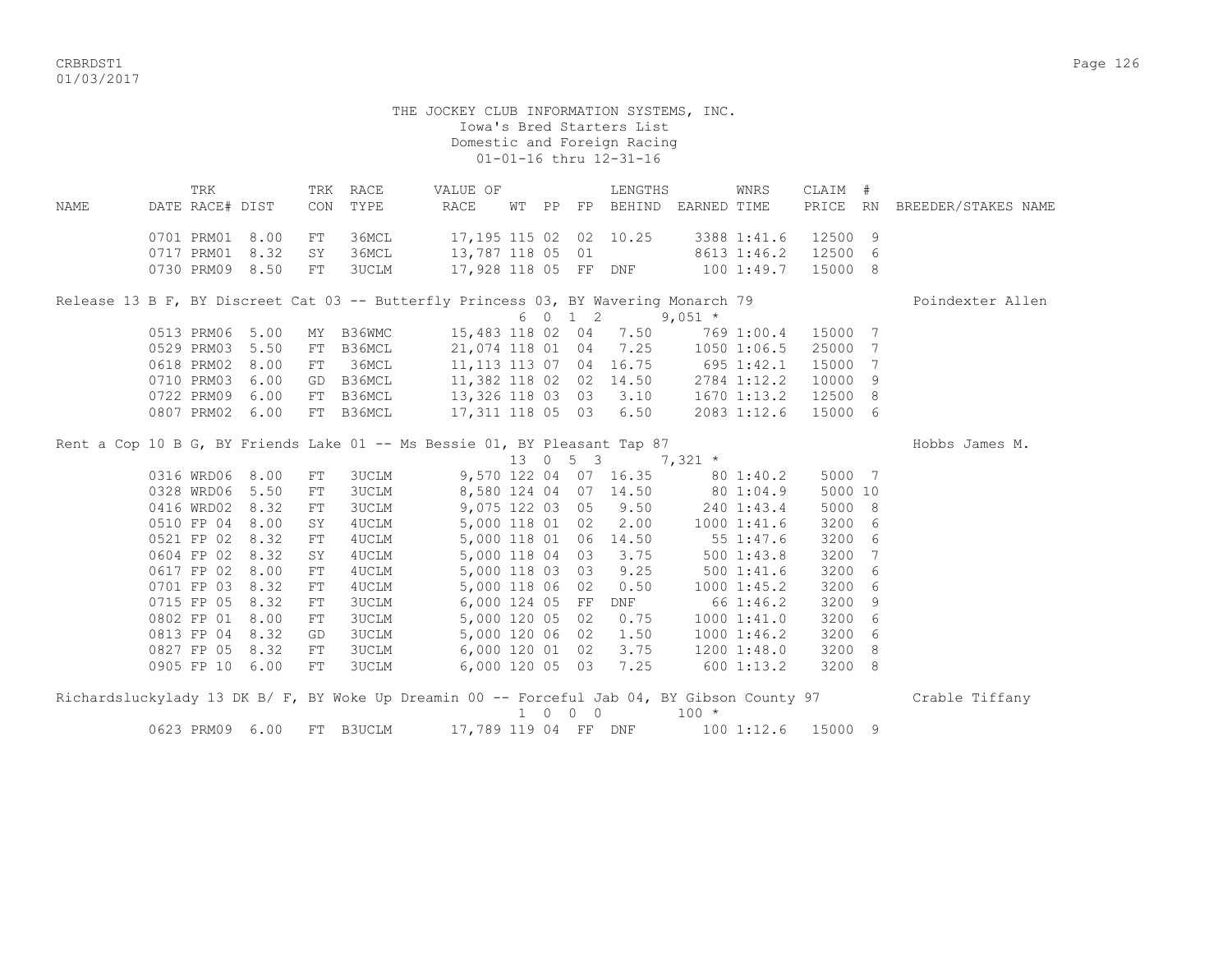THE JOCKEY CLUB INFORMATION SYSTEMS, INC.
Iowa's Bred Starters List
Domestic and Foreign Racing
01-01-16 thru 12-31-16

| NAME | TRK DATE | RACE# | DIST | TRK CON | RACE TYPE | VALUE OF RACE | WT | PP | FP | LENGTHS BEHIND | EARNED | WNRS TIME | CLAIM PRICE | # RN | BREEDER/STAKES NAME |
|---|---|---|---|---|---|---|---|---|---|---|---|---|---|---|---|
| | 0701 | PRM01 | 8.00 | FT | 36MCL | 17,195 | 115 | 02 | 02 | 10.25 | 3388 | 1:41.6 | 12500 | 9 | |
| | 0717 | PRM01 | 8.32 | SY | 36MCL | 13,787 | 118 | 05 | 01 | | 8613 | 1:46.2 | 12500 | 6 | |
| | 0730 | PRM09 | 8.50 | FT | 3UCLM | 17,928 | 118 | 05 | FF | DNF | 100 | 1:49.7 | 15000 | 8 | |
| Release 13 B F, BY Discreet Cat 03 -- Butterfly Princess 03, BY Wavering Monarch 79 | | | | | | | 6 | 0 | 1 2 | | 9,051 * | | | | Poindexter Allen |
| | 0513 | PRM06 | 5.00 | MY | B36WMC | 15,483 | 118 | 02 | 04 | 7.50 | 769 | 1:00.4 | 15000 | 7 | |
| | 0529 | PRM03 | 5.50 | FT | B36MCL | 21,074 | 118 | 01 | 04 | 7.25 | 1050 | 1:06.5 | 25000 | 7 | |
| | 0618 | PRM02 | 8.00 | FT | 36MCL | 11,113 | 113 | 07 | 04 | 16.75 | 695 | 1:42.1 | 15000 | 7 | |
| | 0710 | PRM03 | 6.00 | GD | B36MCL | 11,382 | 118 | 02 | 02 | 14.50 | 2784 | 1:12.2 | 10000 | 9 | |
| | 0722 | PRM09 | 6.00 | FT | B36MCL | 13,326 | 118 | 03 | 03 | 3.10 | 1670 | 1:13.2 | 12500 | 8 | |
| | 0807 | PRM02 | 6.00 | FT | B36MCL | 17,311 | 118 | 05 | 03 | 6.50 | 2083 | 1:12.6 | 15000 | 6 | |
| Rent a Cop 10 B G, BY Friends Lake 01 -- Ms Bessie 01, BY Pleasant Tap 87 | | | | | | | 13 | 0 | 5 3 | | 7,321 * | | | | Hobbs James M. |
| | 0316 | WRD06 | 8.00 | FT | 3UCLM | 9,570 | 122 | 04 | 07 | 16.35 | 80 | 1:40.2 | 5000 | 7 | |
| | 0328 | WRD06 | 5.50 | FT | 3UCLM | 8,580 | 124 | 04 | 07 | 14.50 | 80 | 1:04.9 | 5000 | 10 | |
| | 0416 | WRD02 | 8.32 | FT | 3UCLM | 9,075 | 122 | 03 | 05 | 9.50 | 240 | 1:43.4 | 5000 | 8 | |
| | 0510 | FP 04 | 8.00 | SY | 4UCLM | 5,000 | 118 | 01 | 02 | 2.00 | 1000 | 1:41.6 | 3200 | 6 | |
| | 0521 | FP 02 | 8.32 | FT | 4UCLM | 5,000 | 118 | 01 | 06 | 14.50 | 55 | 1:47.6 | 3200 | 6 | |
| | 0604 | FP 02 | 8.32 | SY | 4UCLM | 5,000 | 118 | 04 | 03 | 3.75 | 500 | 1:43.8 | 3200 | 7 | |
| | 0617 | FP 02 | 8.00 | FT | 4UCLM | 5,000 | 118 | 03 | 03 | 9.25 | 500 | 1:41.6 | 3200 | 6 | |
| | 0701 | FP 03 | 8.32 | FT | 4UCLM | 5,000 | 118 | 06 | 02 | 0.50 | 1000 | 1:45.2 | 3200 | 6 | |
| | 0715 | FP 05 | 8.32 | FT | 3UCLM | 6,000 | 124 | 05 | FF | DNF | 66 | 1:46.2 | 3200 | 9 | |
| | 0802 | FP 01 | 8.00 | FT | 3UCLM | 5,000 | 120 | 05 | 02 | 0.75 | 1000 | 1:41.0 | 3200 | 6 | |
| | 0813 | FP 04 | 8.32 | GD | 3UCLM | 5,000 | 120 | 06 | 02 | 1.50 | 1000 | 1:46.2 | 3200 | 6 | |
| | 0827 | FP 05 | 8.32 | FT | 3UCLM | 6,000 | 120 | 01 | 02 | 3.75 | 1200 | 1:48.0 | 3200 | 8 | |
| | 0905 | FP 10 | 6.00 | FT | 3UCLM | 6,000 | 120 | 05 | 03 | 7.25 | 600 | 1:13.2 | 3200 | 8 | |
| Richardsluckylady 13 DK B/ F, BY Woke Up Dreamin 00 -- Forceful Jab 04, BY Gibson County 97 | | | | | | | 1 | 0 | 0 0 | | 100 * | | | | Crable Tiffany |
| | 0623 | PRM09 | 6.00 | FT | B3UCLM | 17,789 | 119 | 04 | FF | DNF | 100 | 1:12.6 | 15000 | 9 | |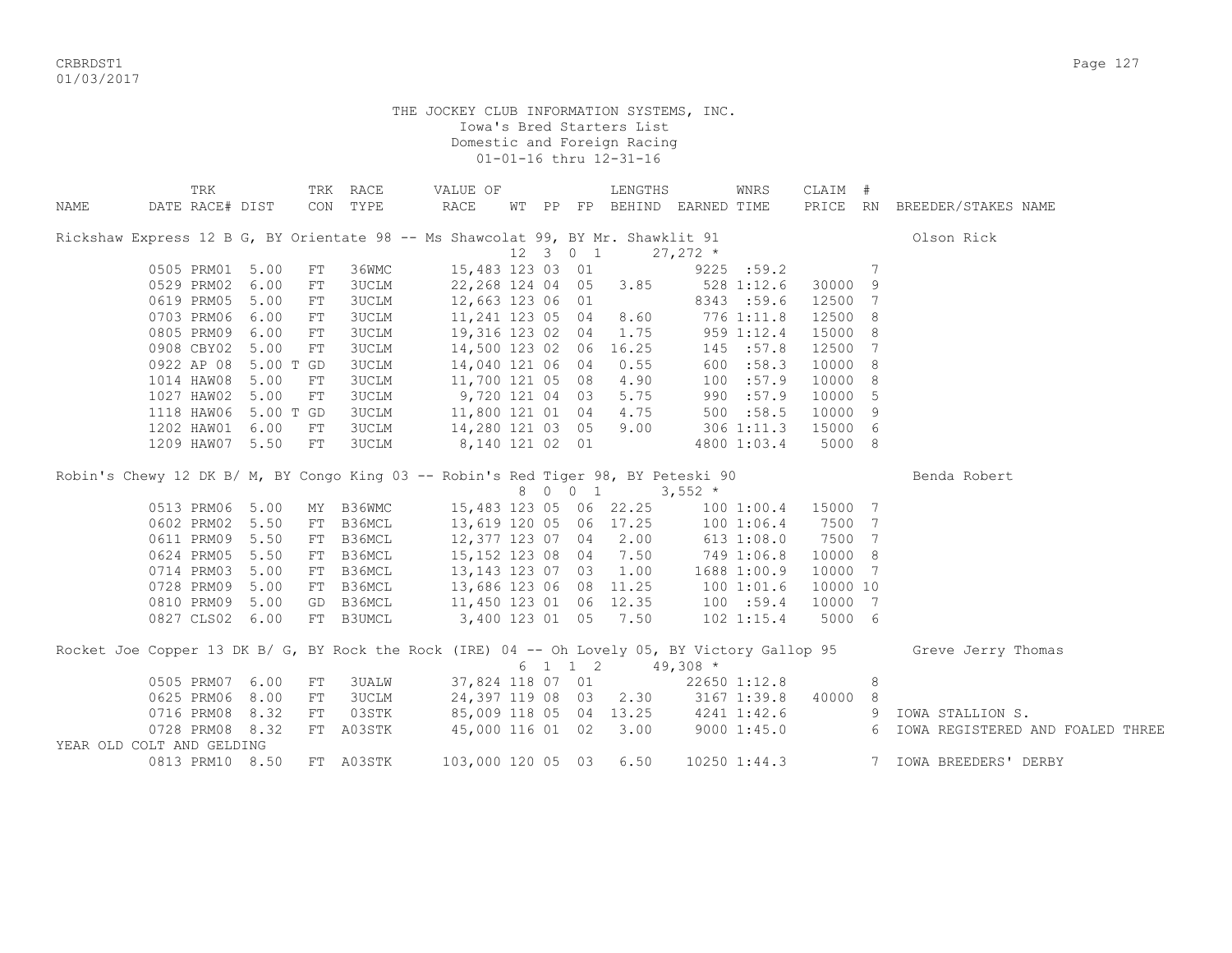THE JOCKEY CLUB INFORMATION SYSTEMS, INC.
Iowa's Bred Starters List
Domestic and Foreign Racing
01-01-16 thru 12-31-16

| NAME | TRK DATE | RACE# | DIST | TRK CON | RACE TYPE | VALUE OF RACE | WT | PP | FP | LENGTHS BEHIND | EARNED | WNRS TIME | CLAIM PRICE | # RN | BREEDER/STAKES NAME |
|---|---|---|---|---|---|---|---|---|---|---|---|---|---|---|---|
| Rickshaw Express 12 B G, BY Orientate 98 -- Ms Shawcolat 99, BY Mr. Shawklit 91 | | | | | | | | | | | | | | | Olson Rick |
| | | | | | | | 12 | 3 | 0 1 | | 27,272 * | | | | |
| | 0505 | PRM01 | 5.00 | FT | 36WMC | 15,483 | 123 | 03 | 01 | | 9225 | :59.2 | | 7 | |
| | 0529 | PRM02 | 6.00 | FT | 3UCLM | 22,268 | 124 | 04 | 05 | 3.85 | 528 | 1:12.6 | 30000 | 9 | |
| | 0619 | PRM05 | 5.00 | FT | 3UCLM | 12,663 | 123 | 06 | 01 | | 8343 | :59.6 | 12500 | 7 | |
| | 0703 | PRM06 | 6.00 | FT | 3UCLM | 11,241 | 123 | 05 | 04 | 8.60 | 776 | 1:11.8 | 12500 | 8 | |
| | 0805 | PRM09 | 6.00 | FT | 3UCLM | 19,316 | 123 | 02 | 04 | 1.75 | 959 | 1:12.4 | 15000 | 8 | |
| | 0908 | CBY02 | 5.00 | FT | 3UCLM | 14,500 | 123 | 02 | 06 | 16.25 | 145 | :57.8 | 12500 | 7 | |
| | 0922 | AP 08 | 5.00 T | GD | 3UCLM | 14,040 | 121 | 06 | 04 | 0.55 | 600 | :58.3 | 10000 | 8 | |
| | 1014 | HAW08 | 5.00 | FT | 3UCLM | 11,700 | 121 | 05 | 08 | 4.90 | 100 | :57.9 | 10000 | 8 | |
| | 1027 | HAW02 | 5.00 | FT | 3UCLM | 9,720 | 121 | 04 | 03 | 5.75 | 990 | :57.9 | 10000 | 5 | |
| | 1118 | HAW06 | 5.00 T | GD | 3UCLM | 11,800 | 121 | 01 | 04 | 4.75 | 500 | :58.5 | 10000 | 9 | |
| | 1202 | HAW01 | 6.00 | FT | 3UCLM | 14,280 | 121 | 03 | 05 | 9.00 | 306 | 1:11.3 | 15000 | 6 | |
| | 1209 | HAW07 | 5.50 | FT | 3UCLM | 8,140 | 121 | 02 | 01 | | 4800 | 1:03.4 | 5000 | 8 | |
| Robin's Chewy 12 DK B/ M, BY Congo King 03 -- Robin's Red Tiger 98, BY Peteski 90 | | | | | | | | | | | | | | | Benda Robert |
| | | | | | | | 8 | 0 | 0 1 | | 3,552 * | | | | |
| | 0513 | PRM06 | 5.00 | MY | B36WMC | 15,483 | 123 | 05 | 06 | 22.25 | 100 | 1:00.4 | 15000 | 7 | |
| | 0602 | PRM02 | 5.50 | FT | B36MCL | 13,619 | 120 | 05 | 06 | 17.25 | 100 | 1:06.4 | 7500 | 7 | |
| | 0611 | PRM09 | 5.50 | FT | B36MCL | 12,377 | 123 | 07 | 04 | 2.00 | 613 | 1:08.0 | 7500 | 7 | |
| | 0624 | PRM05 | 5.50 | FT | B36MCL | 15,152 | 123 | 08 | 04 | 7.50 | 749 | 1:06.8 | 10000 | 8 | |
| | 0714 | PRM03 | 5.00 | FT | B36MCL | 13,143 | 123 | 07 | 03 | 1.00 | 1688 | 1:00.9 | 10000 | 7 | |
| | 0728 | PRM09 | 5.00 | FT | B36MCL | 13,686 | 123 | 06 | 08 | 11.25 | 100 | 1:01.6 | 10000 | 10 | |
| | 0810 | PRM09 | 5.00 | GD | B36MCL | 11,450 | 123 | 01 | 06 | 12.35 | 100 | :59.4 | 10000 | 7 | |
| | 0827 | CLS02 | 6.00 | FT | B3UMCL | 3,400 | 123 | 01 | 05 | 7.50 | 102 | 1:15.4 | 5000 | 6 | |
| Rocket Joe Copper 13 DK B/ G, BY Rock the Rock (IRE) 04 -- Oh Lovely 05, BY Victory Gallop 95 | | | | | | | | | | | | | | | Greve Jerry Thomas |
| | | | | | | | 6 | 1 | 1 2 | | 49,308 * | | | | |
| | 0505 | PRM07 | 6.00 | FT | 3UALW | 37,824 | 118 | 07 | 01 | | 22650 | 1:12.8 | | 8 | |
| | 0625 | PRM06 | 8.00 | FT | 3UCLM | 24,397 | 119 | 08 | 03 | 2.30 | 3167 | 1:39.8 | 40000 | 8 | |
| | 0716 | PRM08 | 8.32 | FT | 03STK | 85,009 | 118 | 05 | 04 | 13.25 | 4241 | 1:42.6 | | 9 | IOWA STALLION S. |
| | 0728 | PRM08 | 8.32 | FT | A03STK | 45,000 | 116 | 01 | 02 | 3.00 | 9000 | 1:45.0 | | 6 | IOWA REGISTERED AND FOALED THREE YEAR OLD COLT AND GELDING |
| | 0813 | PRM10 | 8.50 | FT | A03STK | 103,000 | 120 | 05 | 03 | 6.50 | 10250 | 1:44.3 | | 7 | IOWA BREEDERS' DERBY |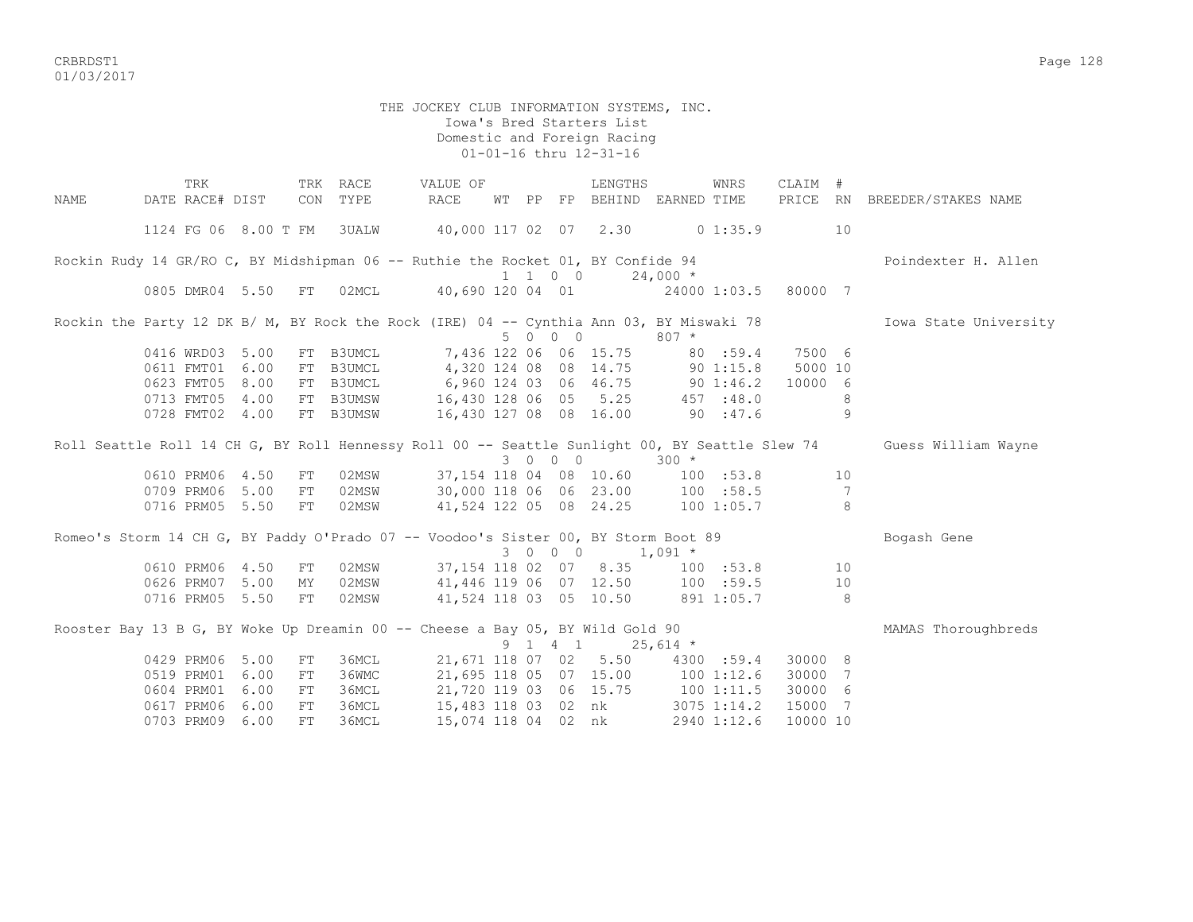THE JOCKEY CLUB INFORMATION SYSTEMS, INC.
Iowa's Bred Starters List
Domestic and Foreign Racing
01-01-16 thru 12-31-16

| NAME | TRK DATE | RACE# | DIST | TRK CON | RACE TYPE | VALUE OF RACE | WT | PP | FP | LENGTHS BEHIND | EARNED | WNRS TIME | CLAIM PRICE | # RN | BREEDER/STAKES NAME |
|---|---|---|---|---|---|---|---|---|---|---|---|---|---|---|---|
| | 1124 | FG 06 | 8.00 T | FM | 3UALW | 40,000 | 117 | 02 | 07 | 2.30 | 0 | 1:35.9 | | 10 | |
| Rockin Rudy 14 GR/RO C, BY Midshipman 06 -- Ruthie the Rocket 01, BY Confide 94 | | | | | | | 1 | 1 0 0 | | | 24,000 * | | | | Poindexter H. Allen |
| | 0805 | DMR04 | 5.50 | FT | 02MCL | 40,690 | 120 | 04 | 01 | | 24000 | 1:03.5 | 80000 | 7 | |
| Rockin the Party 12 DK B/ M, BY Rock the Rock (IRE) 04 -- Cynthia Ann 03, BY Miswaki 78 | | | | | | | 5 | 0 0 0 | | | 807 * | | | | Iowa State University |
| | 0416 | WRD03 | 5.00 | FT | B3UMCL | 7,436 | 122 | 06 | 06 | 15.75 | 80 | :59.4 | 7500 | 6 | |
| | 0611 | FMT01 | 6.00 | FT | B3UMCL | 4,320 | 124 | 08 | 08 | 14.75 | 90 | 1:15.8 | 5000 | 10 | |
| | 0623 | FMT05 | 8.00 | FT | B3UMCL | 6,960 | 124 | 03 | 06 | 46.75 | 90 | 1:46.2 | 10000 | 6 | |
| | 0713 | FMT05 | 4.00 | FT | B3UMSW | 16,430 | 128 | 06 | 05 | 5.25 | 457 | :48.0 | | 8 | |
| | 0728 | FMT02 | 4.00 | FT | B3UMSW | 16,430 | 127 | 08 | 08 | 16.00 | 90 | :47.6 | | 9 | |
| Roll Seattle Roll 14 CH G, BY Roll Hennessy Roll 00 -- Seattle Sunlight 00, BY Seattle Slew 74 | | | | | | | 3 | 0 0 0 | | | 300 * | | | | Guess William Wayne |
| | 0610 | PRM06 | 4.50 | FT | 02MSW | 37,154 | 118 | 04 | 08 | 10.60 | 100 | :53.8 | | 10 | |
| | 0709 | PRM06 | 5.00 | FT | 02MSW | 30,000 | 118 | 06 | 06 | 23.00 | 100 | :58.5 | | 7 | |
| | 0716 | PRM05 | 5.50 | FT | 02MSW | 41,524 | 122 | 05 | 08 | 24.25 | 100 | 1:05.7 | | 8 | |
| Romeo's Storm 14 CH G, BY Paddy O'Prado 07 -- Voodoo's Sister 00, BY Storm Boot 89 | | | | | | | 3 | 0 0 0 | | | 1,091 * | | | | Bogash Gene |
| | 0610 | PRM06 | 4.50 | FT | 02MSW | 37,154 | 118 | 02 | 07 | 8.35 | 100 | :53.8 | | 10 | |
| | 0626 | PRM07 | 5.00 | MY | 02MSW | 41,446 | 119 | 06 | 07 | 12.50 | 100 | :59.5 | | 10 | |
| | 0716 | PRM05 | 5.50 | FT | 02MSW | 41,524 | 118 | 03 | 05 | 10.50 | 891 | 1:05.7 | | 8 | |
| Rooster Bay 13 B G, BY Woke Up Dreamin 00 -- Cheese a Bay 05, BY Wild Gold 90 | | | | | | | 9 | 1 4 1 | | | 25,614 * | | | | MAMAS Thoroughbreds |
| | 0429 | PRM06 | 5.00 | FT | 36MCL | 21,671 | 118 | 07 | 02 | 5.50 | 4300 | :59.4 | 30000 | 8 | |
| | 0519 | PRM01 | 6.00 | FT | 36WMC | 21,695 | 118 | 05 | 07 | 15.00 | 100 | 1:12.6 | 30000 | 7 | |
| | 0604 | PRM01 | 6.00 | FT | 36MCL | 21,720 | 119 | 03 | 06 | 15.75 | 100 | 1:11.5 | 30000 | 6 | |
| | 0617 | PRM06 | 6.00 | FT | 36MCL | 15,483 | 118 | 03 | 02 | nk | 3075 | 1:14.2 | 15000 | 7 | |
| | 0703 | PRM09 | 6.00 | FT | 36MCL | 15,074 | 118 | 04 | 02 | nk | 2940 | 1:12.6 | 10000 | 10 | |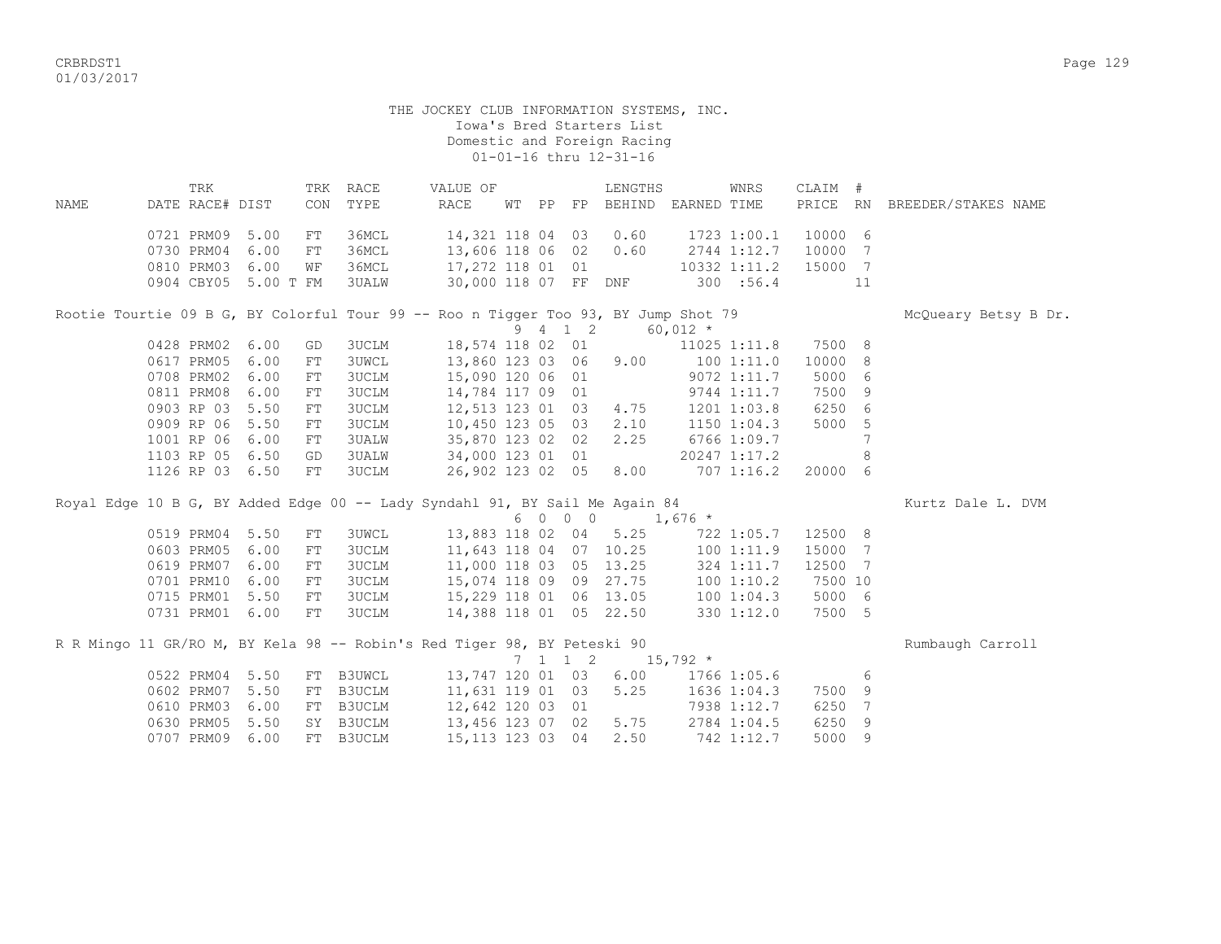THE JOCKEY CLUB INFORMATION SYSTEMS, INC.
Iowa's Bred Starters List
Domestic and Foreign Racing
01-01-16 thru 12-31-16

| NAME | TRK DATE | RACE# | DIST | TRK CON | RACE TYPE | VALUE OF RACE | WT | PP | FP | LENGTHS BEHIND | EARNED | WNRS TIME | CLAIM PRICE | # RN | BREEDER/STAKES NAME |
|---|---|---|---|---|---|---|---|---|---|---|---|---|---|---|---|
| | 0721 | PRM09 | 5.00 | FT | 36MCL | 14,321 | 118 | 04 | 03 | 0.60 | 1723 | 1:00.1 | 10000 | 6 | |
| | 0730 | PRM04 | 6.00 | FT | 36MCL | 13,606 | 118 | 06 | 02 | 0.60 | 2744 | 1:12.7 | 10000 | 7 | |
| | 0810 | PRM03 | 6.00 | WF | 36MCL | 17,272 | 118 | 01 | 01 | | 10332 | 1:11.2 | 15000 | 7 | |
| | 0904 | CBY05 | 5.00 T | FM | 3UALW | 30,000 | 118 | 07 | FF | DNF | 300 | :56.4 | | 11 | |
| Rootie Tourtie 09 B G, BY Colorful Tour 99 -- Roo n Tigger Too 93, BY Jump Shot 79 | | | | | | | 9 | 4 1 | 2 | | 60,012 * | | | | McQueary Betsy B Dr. |
| | 0428 | PRM02 | 6.00 | GD | 3UCLM | 18,574 | 118 | 02 | 01 | | 11025 | 1:11.8 | 7500 | 8 | |
| | 0617 | PRM05 | 6.00 | FT | 3UWCL | 13,860 | 123 | 03 | 06 | 9.00 | 100 | 1:11.0 | 10000 | 8 | |
| | 0708 | PRM02 | 6.00 | FT | 3UCLM | 15,090 | 120 | 06 | 01 | | 9072 | 1:11.7 | 5000 | 6 | |
| | 0811 | PRM08 | 6.00 | FT | 3UCLM | 14,784 | 117 | 09 | 01 | | 9744 | 1:11.7 | 7500 | 9 | |
| | 0903 | RP 03 | 5.50 | FT | 3UCLM | 12,513 | 123 | 01 | 03 | 4.75 | 1201 | 1:03.8 | 6250 | 6 | |
| | 0909 | RP 06 | 5.50 | FT | 3UCLM | 10,450 | 123 | 05 | 03 | 2.10 | 1150 | 1:04.3 | 5000 | 5 | |
| | 1001 | RP 06 | 6.00 | FT | 3UALW | 35,870 | 123 | 02 | 02 | 2.25 | 6766 | 1:09.7 | | 7 | |
| | 1103 | RP 05 | 6.50 | GD | 3UALW | 34,000 | 123 | 01 | 01 | | 20247 | 1:17.2 | | 8 | |
| | 1126 | RP 03 | 6.50 | FT | 3UCLM | 26,902 | 123 | 02 | 05 | 8.00 | 707 | 1:16.2 | 20000 | 6 | |
| Royal Edge 10 B G, BY Added Edge 00 -- Lady Syndahl 91, BY Sail Me Again 84 | | | | | | | 6 | 0 0 | 0 | | 1,676 * | | | | Kurtz Dale L. DVM |
| | 0519 | PRM04 | 5.50 | FT | 3UWCL | 13,883 | 118 | 02 | 04 | 5.25 | 722 | 1:05.7 | 12500 | 8 | |
| | 0603 | PRM05 | 6.00 | FT | 3UCLM | 11,643 | 118 | 04 | 07 | 10.25 | 100 | 1:11.9 | 15000 | 7 | |
| | 0619 | PRM07 | 6.00 | FT | 3UCLM | 11,000 | 118 | 03 | 05 | 13.25 | 324 | 1:11.7 | 12500 | 7 | |
| | 0701 | PRM10 | 6.00 | FT | 3UCLM | 15,074 | 118 | 09 | 09 | 27.75 | 100 | 1:10.2 | 7500 | 10 | |
| | 0715 | PRM01 | 5.50 | FT | 3UCLM | 15,229 | 118 | 01 | 06 | 13.05 | 100 | 1:04.3 | 5000 | 6 | |
| | 0731 | PRM01 | 6.00 | FT | 3UCLM | 14,388 | 118 | 01 | 05 | 22.50 | 330 | 1:12.0 | 7500 | 5 | |
| R R Mingo 11 GR/RO M, BY Kela 98 -- Robin's Red Tiger 98, BY Peteski 90 | | | | | | | 7 | 1 1 | 2 | | 15,792 * | | | | Rumbaugh Carroll |
| | 0522 | PRM04 | 5.50 | FT | B3UWCL | 13,747 | 120 | 01 | 03 | 6.00 | 1766 | 1:05.6 | | 6 | |
| | 0602 | PRM07 | 5.50 | FT | B3UCLM | 11,631 | 119 | 01 | 03 | 5.25 | 1636 | 1:04.3 | 7500 | 9 | |
| | 0610 | PRM03 | 6.00 | FT | B3UCLM | 12,642 | 120 | 03 | 01 | | 7938 | 1:12.7 | 6250 | 7 | |
| | 0630 | PRM05 | 5.50 | SY | B3UCLM | 13,456 | 123 | 07 | 02 | 5.75 | 2784 | 1:04.5 | 6250 | 9 | |
| | 0707 | PRM09 | 6.00 | FT | B3UCLM | 15,113 | 123 | 03 | 04 | 2.50 | 742 | 1:12.7 | 5000 | 9 | |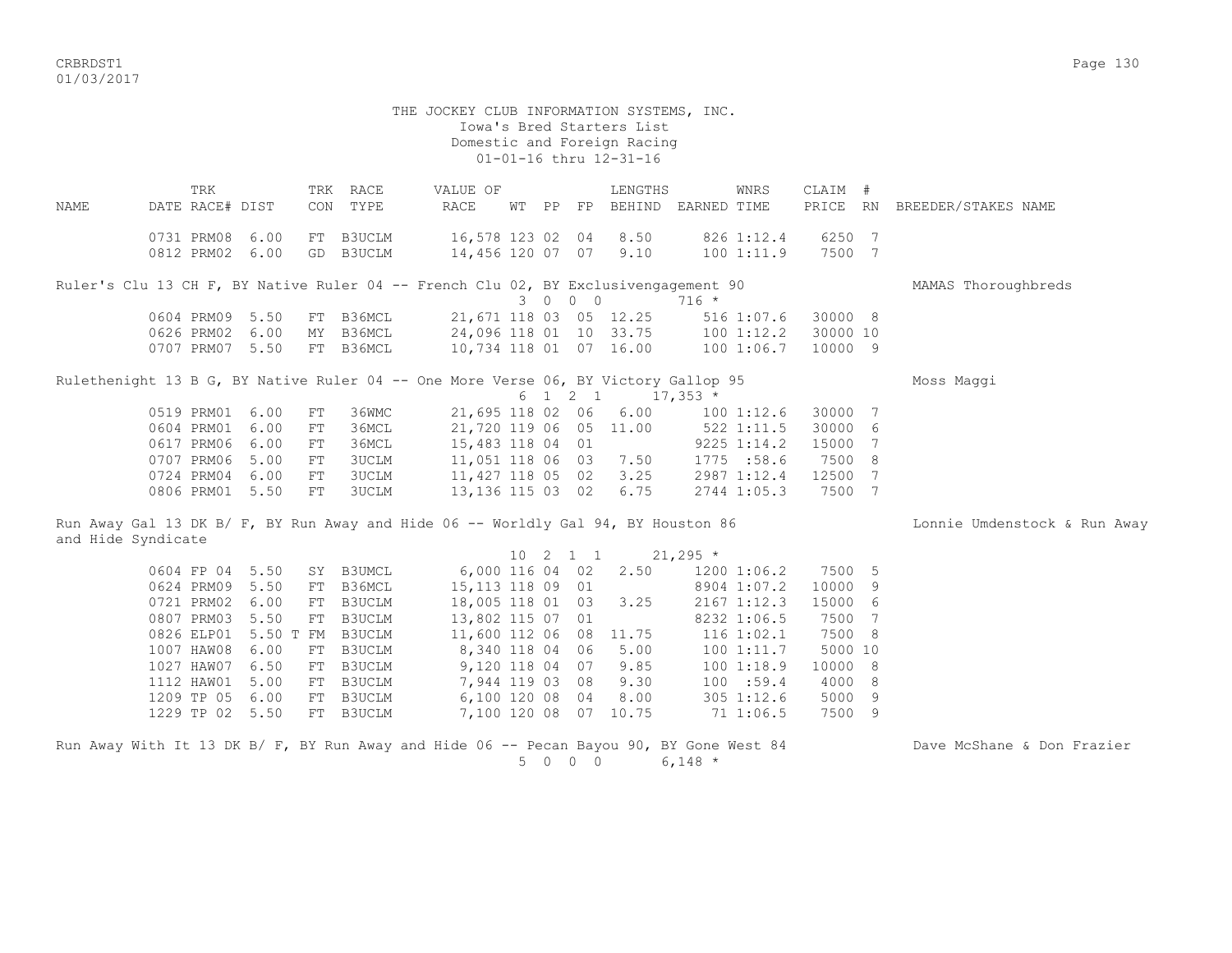THE JOCKEY CLUB INFORMATION SYSTEMS, INC.
Iowa's Bred Starters List
Domestic and Foreign Racing
01-01-16 thru 12-31-16

| NAME | TRK DATE | RACE# | DIST | TRK CON | RACE TYPE | VALUE OF RACE | WT | PP | FP | LENGTHS BEHIND | EARNED | WNRS TIME | CLAIM PRICE | # RN | BREEDER/STAKES NAME |
|---|---|---|---|---|---|---|---|---|---|---|---|---|---|---|---|
| | 0731 | PRM08 | 6.00 | FT | B3UCLM | 16,578 | 123 | 02 | 04 | 8.50 | 826 | 1:12.4 | 6250 | 7 | |
| | 0812 | PRM02 | 6.00 | GD | B3UCLM | 14,456 | 120 | 07 | 07 | 9.10 | 100 | 1:11.9 | 7500 | 7 | |

Ruler's Clu 13 CH F, BY Native Ruler 04 -- French Clu 02, BY Exclusivengagement 90 — MAMAS Thoroughbreds
3 0 0 0 716 *

| TRK DATE | RACE# | DIST | TRK CON | RACE TYPE | VALUE OF RACE | WT | PP | FP | LENGTHS BEHIND | EARNED | WNRS TIME | CLAIM PRICE | # RN |
|---|---|---|---|---|---|---|---|---|---|---|---|---|---|
| 0604 | PRM09 | 5.50 | FT | B36MCL | 21,671 | 118 | 03 | 05 | 12.25 | 516 | 1:07.6 | 30000 | 8 |
| 0626 | PRM02 | 6.00 | MY | B36MCL | 24,096 | 118 | 01 | 10 | 33.75 | 100 | 1:12.2 | 30000 | 10 |
| 0707 | PRM07 | 5.50 | FT | B36MCL | 10,734 | 118 | 01 | 07 | 16.00 | 100 | 1:06.7 | 10000 | 9 |

Rulethenight 13 B G, BY Native Ruler 04 -- One More Verse 06, BY Victory Gallop 95 — Moss Maggi
6 1 2 1 17,353 *

| TRK DATE | RACE# | DIST | TRK CON | RACE TYPE | VALUE OF RACE | WT | PP | FP | LENGTHS BEHIND | EARNED | WNRS TIME | CLAIM PRICE | # RN |
|---|---|---|---|---|---|---|---|---|---|---|---|---|---|
| 0519 | PRM01 | 6.00 | FT | 36WMC | 21,695 | 118 | 02 | 06 | 6.00 | 100 | 1:12.6 | 30000 | 7 |
| 0604 | PRM01 | 6.00 | FT | 36MCL | 21,720 | 119 | 06 | 05 | 11.00 | 522 | 1:11.5 | 30000 | 6 |
| 0617 | PRM06 | 6.00 | FT | 36MCL | 15,483 | 118 | 04 | 01 | | 9225 | 1:14.2 | 15000 | 7 |
| 0707 | PRM06 | 5.00 | FT | 3UCLM | 11,051 | 118 | 06 | 03 | 7.50 | 1775 | :58.6 | 7500 | 8 |
| 0724 | PRM04 | 6.00 | FT | 3UCLM | 11,427 | 118 | 05 | 02 | 3.25 | 2987 | 1:12.4 | 12500 | 7 |
| 0806 | PRM01 | 5.50 | FT | 3UCLM | 13,136 | 115 | 03 | 02 | 6.75 | 2744 | 1:05.3 | 7500 | 7 |

Run Away Gal 13 DK B/ F, BY Run Away and Hide 06 -- Worldly Gal 94, BY Houston 86 — Lonnie Umdenstock & Run Away and Hide Syndicate
10 2 1 1 21,295 *

| TRK DATE | RACE# | DIST | TRK CON | RACE TYPE | VALUE OF RACE | WT | PP | FP | LENGTHS BEHIND | EARNED | WNRS TIME | CLAIM PRICE | # RN |
|---|---|---|---|---|---|---|---|---|---|---|---|---|---|
| 0604 | FP 04 | 5.50 | SY | B3UMCL | 6,000 | 116 | 04 | 02 | 2.50 | 1200 | 1:06.2 | 7500 | 5 |
| 0624 | PRM09 | 5.50 | FT | B36MCL | 15,113 | 118 | 09 | 01 | | 8904 | 1:07.2 | 10000 | 9 |
| 0721 | PRM02 | 6.00 | FT | B3UCLM | 18,005 | 118 | 01 | 03 | 3.25 | 2167 | 1:12.3 | 15000 | 6 |
| 0807 | PRM03 | 5.50 | FT | B3UCLM | 13,802 | 115 | 07 | 01 | | 8232 | 1:06.5 | 7500 | 7 |
| 0826 | ELP01 | 5.50 T | FM | B3UCLM | 11,600 | 112 | 06 | 08 | 11.75 | 116 | 1:02.1 | 7500 | 8 |
| 1007 | HAW08 | 6.00 | FT | B3UCLM | 8,340 | 118 | 04 | 06 | 5.00 | 100 | 1:11.7 | 5000 | 10 |
| 1027 | HAW07 | 6.50 | FT | B3UCLM | 9,120 | 118 | 04 | 07 | 9.85 | 100 | 1:18.9 | 10000 | 8 |
| 1112 | HAW01 | 5.00 | FT | B3UCLM | 7,944 | 119 | 03 | 08 | 9.30 | 100 | :59.4 | 4000 | 8 |
| 1209 | TP 05 | 6.00 | FT | B3UCLM | 6,100 | 120 | 08 | 04 | 8.00 | 305 | 1:12.6 | 5000 | 9 |
| 1229 | TP 02 | 5.50 | FT | B3UCLM | 7,100 | 120 | 08 | 07 | 10.75 | 71 | 1:06.5 | 7500 | 9 |

Run Away With It 13 DK B/ F, BY Run Away and Hide 06 -- Pecan Bayou 90, BY Gone West 84 — Dave McShane & Don Frazier
5 0 0 0 6,148 *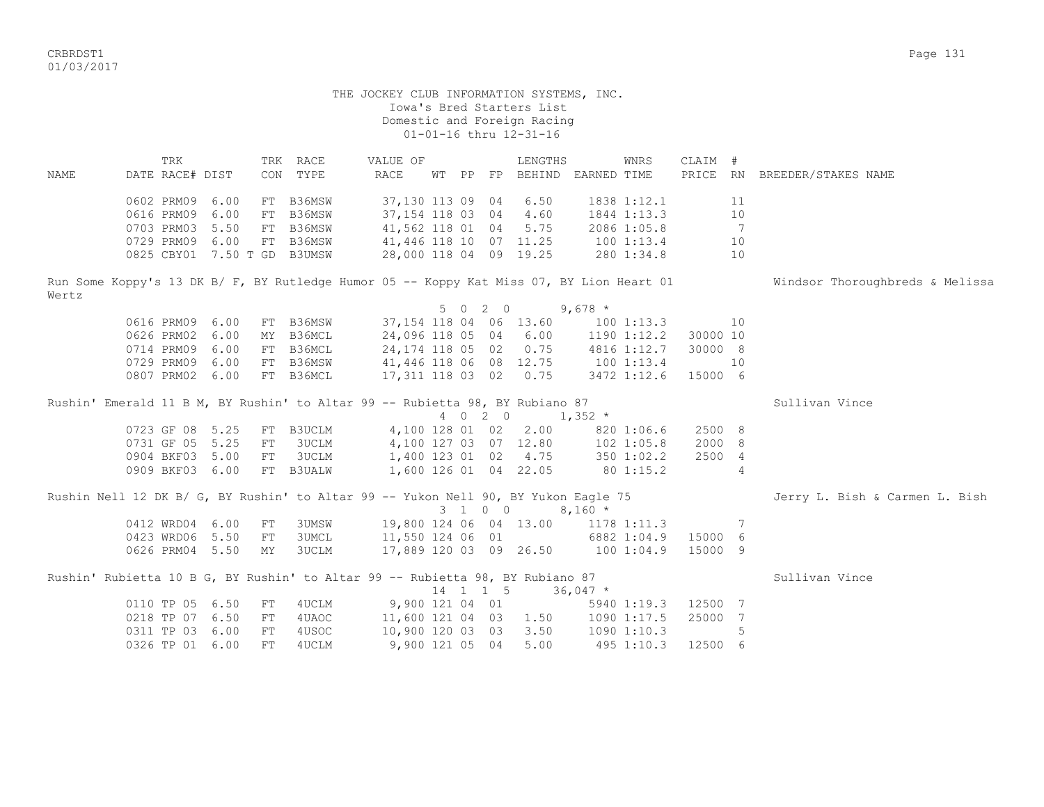THE JOCKEY CLUB INFORMATION SYSTEMS, INC.
Iowa's Bred Starters List
Domestic and Foreign Racing
01-01-16 thru 12-31-16

| NAME | TRK DATE | RACE# | DIST | TRK CON | RACE TYPE | VALUE OF RACE | WT | PP | FP | LENGTHS BEHIND | EARNED | WNRS TIME | CLAIM PRICE | # RN | BREEDER/STAKES NAME |
|---|---|---|---|---|---|---|---|---|---|---|---|---|---|---|---|
| | 0602 | PRM09 | 6.00 | FT | B36MSW | 37,130 | 113 | 09 | 04 | 6.50 | 1838 | 1:12.1 | | 11 | |
| | 0616 | PRM09 | 6.00 | FT | B36MSW | 37,154 | 118 | 03 | 04 | 4.60 | 1844 | 1:13.3 | | 10 | |
| | 0703 | PRM03 | 5.50 | FT | B36MSW | 41,562 | 118 | 01 | 04 | 5.75 | 2086 | 1:05.8 | | 7 | |
| | 0729 | PRM09 | 6.00 | FT | B36MSW | 41,446 | 118 | 10 | 07 | 11.25 | 100 | 1:13.4 | | 10 | |
| | 0825 | CBY01 | 7.50 T | GD | B3UMSW | 28,000 | 118 | 04 | 09 | 19.25 | 280 | 1:34.8 | | 10 | |
| Run Some Koppy's 13 DK B/ F, BY Rutledge Humor 05 -- Koppy Kat Miss 07, BY Lion Heart 01 | | | | | | | 5 0 2 0 | | | | 9,678 * | | | | Windsor Thoroughbreds & Melissa Wertz |
| | 0616 | PRM09 | 6.00 | FT | B36MSW | 37,154 | 118 | 04 | 06 | 13.60 | 100 | 1:13.3 | | 10 | |
| | 0626 | PRM02 | 6.00 | MY | B36MCL | 24,096 | 118 | 05 | 04 | 6.00 | 1190 | 1:12.2 | 30000 | 10 | |
| | 0714 | PRM09 | 6.00 | FT | B36MCL | 24,174 | 118 | 05 | 02 | 0.75 | 4816 | 1:12.7 | 30000 | 8 | |
| | 0729 | PRM09 | 6.00 | FT | B36MSW | 41,446 | 118 | 06 | 08 | 12.75 | 100 | 1:13.4 | | 10 | |
| | 0807 | PRM02 | 6.00 | FT | B36MCL | 17,311 | 118 | 03 | 02 | 0.75 | 3472 | 1:12.6 | 15000 | 6 | |
| Rushin' Emerald 11 B M, BY Rushin' to Altar 99 -- Rubietta 98, BY Rubiano 87 | | | | | | | 4 0 2 0 | | | | 1,352 * | | | | Sullivan Vince |
| | 0723 | GF 08 | 5.25 | FT | B3UCLM | 4,100 | 128 | 01 | 02 | 2.00 | 820 | 1:06.6 | 2500 | 8 | |
| | 0731 | GF 05 | 5.25 | FT | 3UCLM | 4,100 | 127 | 03 | 07 | 12.80 | 102 | 1:05.8 | 2000 | 8 | |
| | 0904 | BKF03 | 5.00 | FT | 3UCLM | 1,400 | 123 | 01 | 02 | 4.75 | 350 | 1:02.2 | 2500 | 4 | |
| | 0909 | BKF03 | 6.00 | FT | B3UALW | 1,600 | 126 | 01 | 04 | 22.05 | 80 | 1:15.2 | | 4 | |
| Rushin Nell 12 DK B/ G, BY Rushin' to Altar 99 -- Yukon Nell 90, BY Yukon Eagle 75 | | | | | | | 3 1 0 0 | | | | 8,160 * | | | | Jerry L. Bish & Carmen L. Bish |
| | 0412 | WRD04 | 6.00 | FT | 3UMSW | 19,800 | 124 | 06 | 04 | 13.00 | 1178 | 1:11.3 | | 7 | |
| | 0423 | WRD06 | 5.50 | FT | 3UMCL | 11,550 | 124 | 06 | 01 | | 6882 | 1:04.9 | 15000 | 6 | |
| | 0626 | PRM04 | 5.50 | MY | 3UCLM | 17,889 | 120 | 03 | 09 | 26.50 | 100 | 1:04.9 | 15000 | 9 | |
| Rushin' Rubietta 10 B G, BY Rushin' to Altar 99 -- Rubietta 98, BY Rubiano 87 | | | | | | | 14 1 1 5 | | | | 36,047 * | | | | Sullivan Vince |
| | 0110 | TP 05 | 6.50 | FT | 4UCLM | 9,900 | 121 | 04 | 01 | | 5940 | 1:19.3 | 12500 | 7 | |
| | 0218 | TP 07 | 6.50 | FT | 4UAOC | 11,600 | 121 | 04 | 03 | 1.50 | 1090 | 1:17.5 | 25000 | 7 | |
| | 0311 | TP 03 | 6.00 | FT | 4USOC | 10,900 | 120 | 03 | 03 | 3.50 | 1090 | 1:10.3 | | 5 | |
| | 0326 | TP 01 | 6.00 | FT | 4UCLM | 9,900 | 121 | 05 | 04 | 5.00 | 495 | 1:10.3 | 12500 | 6 | |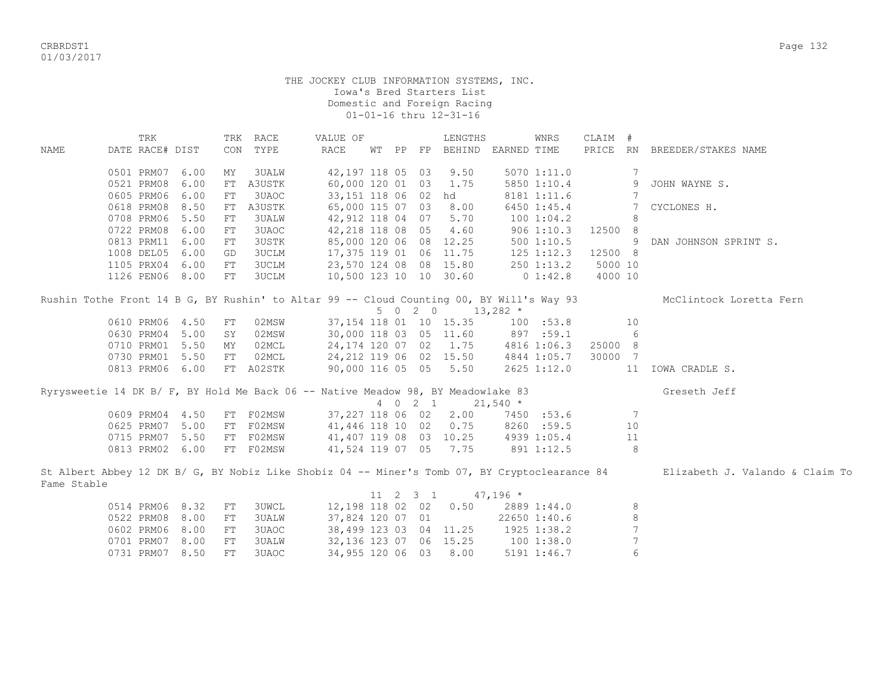THE JOCKEY CLUB INFORMATION SYSTEMS, INC.
Iowa's Bred Starters List
Domestic and Foreign Racing
01-01-16 thru 12-31-16

| NAME | TRK DATE | RACE# | DIST | TRK CON | RACE TYPE | VALUE OF RACE | WT | PP | FP | LENGTHS BEHIND | EARNED | WNRS TIME | CLAIM PRICE | # RN | BREEDER/STAKES NAME |
|---|---|---|---|---|---|---|---|---|---|---|---|---|---|---|---|
| | 0501 | PRM07 | 6.00 | MY | 3UALW | 42,197 | 118 | 05 | 03 | 9.50 | 5070 | 1:11.0 | | 7 | |
| | 0521 | PRM08 | 6.00 | FT | A3USTK | 60,000 | 120 | 01 | 03 | 1.75 | 5850 | 1:10.4 | | 9 | JOHN WAYNE S. |
| | 0605 | PRM06 | 6.00 | FT | 3UAOC | 33,151 | 118 | 06 | 02 | hd | 8181 | 1:11.6 | | 7 | |
| | 0618 | PRM08 | 8.50 | FT | A3USTK | 65,000 | 115 | 07 | 03 | 8.00 | 6450 | 1:45.4 | | 7 | CYCLONES H. |
| | 0708 | PRM06 | 5.50 | FT | 3UALW | 42,912 | 118 | 04 | 07 | 5.70 | 100 | 1:04.2 | | 8 | |
| | 0722 | PRM08 | 6.00 | FT | 3UAOC | 42,218 | 118 | 08 | 05 | 4.60 | 906 | 1:10.3 | 12500 | 8 | |
| | 0813 | PRM11 | 6.00 | FT | 3USTK | 85,000 | 120 | 06 | 08 | 12.25 | 500 | 1:10.5 | | 9 | DAN JOHNSON SPRINT S. |
| | 1008 | DEL05 | 6.00 | GD | 3UCLM | 17,375 | 119 | 01 | 06 | 11.75 | 125 | 1:12.3 | 12500 | 8 | |
| | 1105 | PRX04 | 6.00 | FT | 3UCLM | 23,570 | 124 | 08 | 08 | 15.80 | 250 | 1:13.2 | 5000 | 10 | |
| | 1126 | PEN06 | 8.00 | FT | 3UCLM | 10,500 | 123 | 10 | 10 | 30.60 | 0 | 1:42.8 | 4000 | 10 | |

Rushin Tothe Front 14 B G, BY Rushin' to Altar 99 -- Cloud Counting 00, BY Will's Way 93 — McClintock Loretta Fern
5 0 2 0 13,282 *

| TRK DATE | RACE# | DIST | TRK CON | RACE TYPE | VALUE OF RACE | WT | PP | FP | LENGTHS BEHIND | EARNED | WNRS TIME | CLAIM PRICE | # RN | BREEDER/STAKES NAME |
|---|---|---|---|---|---|---|---|---|---|---|---|---|---|---|
| 0610 | PRM06 | 4.50 | FT | 02MSW | 37,154 | 118 | 01 | 10 | 15.35 | 100 | :53.8 | | 10 | |
| 0630 | PRM04 | 5.00 | SY | 02MSW | 30,000 | 118 | 03 | 05 | 11.60 | 897 | :59.1 | | 6 | |
| 0710 | PRM01 | 5.50 | MY | 02MCL | 24,174 | 120 | 07 | 02 | 1.75 | 4816 | 1:06.3 | 25000 | 8 | |
| 0730 | PRM01 | 5.50 | FT | 02MCL | 24,212 | 119 | 06 | 02 | 15.50 | 4844 | 1:05.7 | 30000 | 7 | |
| 0813 | PRM06 | 6.00 | FT | A02STK | 90,000 | 116 | 05 | 05 | 5.50 | 2625 | 1:12.0 | | 11 | IOWA CRADLE S. |

Ryrysweetie 14 DK B/ F, BY Hold Me Back 06 -- Native Meadow 98, BY Meadowlake 83 — Greseth Jeff
4 0 2 1 21,540 *

| TRK DATE | RACE# | DIST | TRK CON | RACE TYPE | VALUE OF RACE | WT | PP | FP | LENGTHS BEHIND | EARNED | WNRS TIME | CLAIM PRICE | # RN | BREEDER/STAKES NAME |
|---|---|---|---|---|---|---|---|---|---|---|---|---|---|---|
| 0609 | PRM04 | 4.50 | FT | F02MSW | 37,227 | 118 | 06 | 02 | 2.00 | 7450 | :53.6 | | 7 | |
| 0625 | PRM07 | 5.00 | FT | F02MSW | 41,446 | 118 | 10 | 02 | 0.75 | 8260 | :59.5 | | 10 | |
| 0715 | PRM07 | 5.50 | FT | F02MSW | 41,407 | 119 | 08 | 03 | 10.25 | 4939 | 1:05.4 | | 11 | |
| 0813 | PRM02 | 6.00 | FT | F02MSW | 41,524 | 119 | 07 | 05 | 7.75 | 891 | 1:12.5 | | 8 | |

St Albert Abbey 12 DK B/ G, BY Nobiz Like Shobiz 04 -- Miner's Tomb 07, BY Cryptoclearance 84 — Elizabeth J. Valando & Claim To Fame Stable
11 2 3 1 47,196 *

| TRK DATE | RACE# | DIST | TRK CON | RACE TYPE | VALUE OF RACE | WT | PP | FP | LENGTHS BEHIND | EARNED | WNRS TIME | CLAIM PRICE | # RN | BREEDER/STAKES NAME |
|---|---|---|---|---|---|---|---|---|---|---|---|---|---|---|
| 0514 | PRM06 | 8.32 | FT | 3UWCL | 12,198 | 118 | 02 | 02 | 0.50 | 2889 | 1:44.0 | | 8 | |
| 0522 | PRM08 | 8.00 | FT | 3UALW | 37,824 | 120 | 07 | 01 | | 22650 | 1:40.6 | | 8 | |
| 0602 | PRM06 | 8.00 | FT | 3UAOC | 38,499 | 123 | 03 | 04 | 11.25 | 1925 | 1:38.2 | | 7 | |
| 0701 | PRM07 | 8.00 | FT | 3UALW | 32,136 | 123 | 07 | 06 | 15.25 | 100 | 1:38.0 | | 7 | |
| 0731 | PRM07 | 8.50 | FT | 3UAOC | 34,955 | 120 | 06 | 03 | 8.00 | 5191 | 1:46.7 | | 6 | |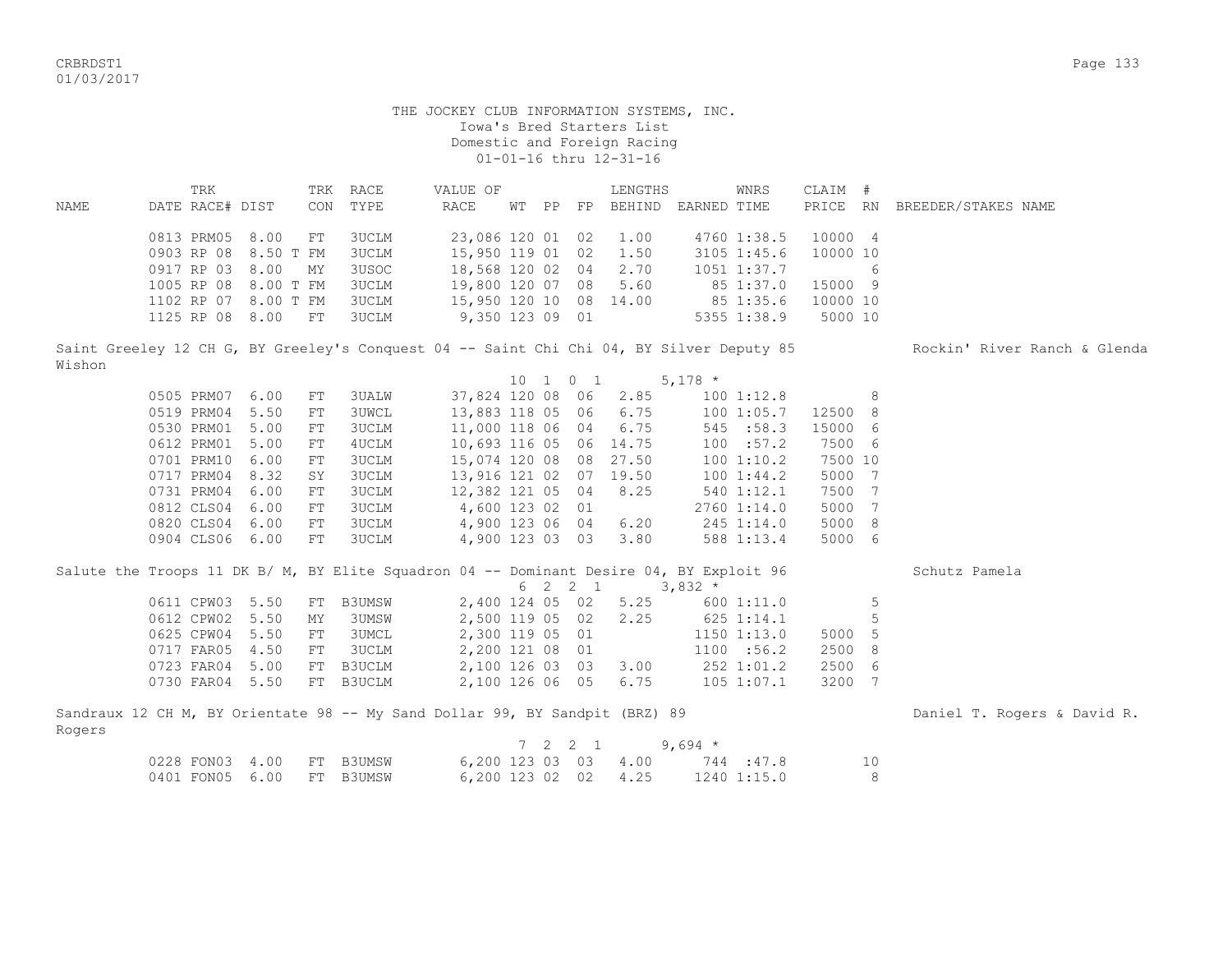THE JOCKEY CLUB INFORMATION SYSTEMS, INC.
Iowa's Bred Starters List
Domestic and Foreign Racing
01-01-16 thru 12-31-16

| NAME | TRK DATE | RACE# | DIST | TRK CON | RACE TYPE | VALUE OF RACE | WT | PP | FP | LENGTHS BEHIND | EARNED | WNRS TIME | CLAIM PRICE | # RN | BREEDER/STAKES NAME |
|---|---|---|---|---|---|---|---|---|---|---|---|---|---|---|---|
| | 0813 | PRM05 | 8.00 | FT | 3UCLM | 23,086 | 120 | 01 | 02 | 1.00 | 4760 | 1:38.5 | 10000 | 4 | |
| | 0903 | RP 08 | 8.50 T | FM | 3UCLM | 15,950 | 119 | 01 | 02 | 1.50 | 3105 | 1:45.6 | 10000 | 10 | |
| | 0917 | RP 03 | 8.00 | MY | 3USOC | 18,568 | 120 | 02 | 04 | 2.70 | 1051 | 1:37.7 | | 6 | |
| | 1005 | RP 08 | 8.00 T | FM | 3UCLM | 19,800 | 120 | 07 | 08 | 5.60 | 85 | 1:37.0 | 15000 | 9 | |
| | 1102 | RP 07 | 8.00 T | FM | 3UCLM | 15,950 | 120 | 10 | 08 | 14.00 | 85 | 1:35.6 | 10000 | 10 | |
| | 1125 | RP 08 | 8.00 | FT | 3UCLM | 9,350 | 123 | 09 | 01 | | 5355 | 1:38.9 | 5000 | 10 | |

Saint Greeley 12 CH G, BY Greeley's Conquest 04 -- Saint Chi Chi 04, BY Silver Deputy 85 — Rockin' River Ranch & Glenda Wishon

10 1 0 1 — 5,178 *

| TRK DATE | RACE# | DIST | TRK CON | RACE TYPE | VALUE OF RACE | WT | PP | FP | LENGTHS BEHIND | EARNED | WNRS TIME | CLAIM PRICE | # RN |
|---|---|---|---|---|---|---|---|---|---|---|---|---|---|
| 0505 | PRM07 | 6.00 | FT | 3UALW | 37,824 | 120 | 08 | 06 | 2.85 | 100 | 1:12.8 | | 8 |
| 0519 | PRM04 | 5.50 | FT | 3UWCL | 13,883 | 118 | 05 | 06 | 6.75 | 100 | 1:05.7 | 12500 | 8 |
| 0530 | PRM01 | 5.00 | FT | 3UCLM | 11,000 | 118 | 06 | 04 | 6.75 | 545 | :58.3 | 15000 | 6 |
| 0612 | PRM01 | 5.00 | FT | 4UCLM | 10,693 | 116 | 05 | 06 | 14.75 | 100 | :57.2 | 7500 | 6 |
| 0701 | PRM10 | 6.00 | FT | 3UCLM | 15,074 | 120 | 08 | 08 | 27.50 | 100 | 1:10.2 | 7500 | 10 |
| 0717 | PRM04 | 8.32 | SY | 3UCLM | 13,916 | 121 | 02 | 07 | 19.50 | 100 | 1:44.2 | 5000 | 7 |
| 0731 | PRM04 | 6.00 | FT | 3UCLM | 12,382 | 121 | 05 | 04 | 8.25 | 540 | 1:12.1 | 7500 | 7 |
| 0812 | CLS04 | 6.00 | FT | 3UCLM | 4,600 | 123 | 02 | 01 | | 2760 | 1:14.0 | 5000 | 7 |
| 0820 | CLS04 | 6.00 | FT | 3UCLM | 4,900 | 123 | 06 | 04 | 6.20 | 245 | 1:14.0 | 5000 | 8 |
| 0904 | CLS06 | 6.00 | FT | 3UCLM | 4,900 | 123 | 03 | 03 | 3.80 | 588 | 1:13.4 | 5000 | 6 |

Salute the Troops 11 DK B/ M, BY Elite Squadron 04 -- Dominant Desire 04, BY Exploit 96 — Schutz Pamela

6 2 2 1 — 3,832 *

| TRK DATE | RACE# | DIST | TRK CON | RACE TYPE | VALUE OF RACE | WT | PP | FP | LENGTHS BEHIND | EARNED | WNRS TIME | CLAIM PRICE | # RN |
|---|---|---|---|---|---|---|---|---|---|---|---|---|---|
| 0611 | CPW03 | 5.50 | FT | B3UMSW | 2,400 | 124 | 05 | 02 | 5.25 | 600 | 1:11.0 | | 5 |
| 0612 | CPW02 | 5.50 | MY | 3UMSW | 2,500 | 119 | 05 | 02 | 2.25 | 625 | 1:14.1 | | 5 |
| 0625 | CPW04 | 5.50 | FT | 3UMCL | 2,300 | 119 | 05 | 01 | | 1150 | 1:13.0 | 5000 | 5 |
| 0717 | FAR05 | 4.50 | FT | 3UCLM | 2,200 | 121 | 08 | 01 | | 1100 | :56.2 | 2500 | 8 |
| 0723 | FAR04 | 5.00 | FT | B3UCLM | 2,100 | 126 | 03 | 03 | 3.00 | 252 | 1:01.2 | 2500 | 6 |
| 0730 | FAR04 | 5.50 | FT | B3UCLM | 2,100 | 126 | 06 | 05 | 6.75 | 105 | 1:07.1 | 3200 | 7 |

Sandraux 12 CH M, BY Orientate 98 -- My Sand Dollar 99, BY Sandpit (BRZ) 89 — Daniel T. Rogers & David R. Rogers

7 2 2 1 — 9,694 *

| TRK DATE | RACE# | DIST | TRK CON | RACE TYPE | VALUE OF RACE | WT | PP | FP | LENGTHS BEHIND | EARNED | WNRS TIME | CLAIM PRICE | # RN |
|---|---|---|---|---|---|---|---|---|---|---|---|---|---|
| 0228 | FON03 | 4.00 | FT | B3UMSW | 6,200 | 123 | 03 | 03 | 4.00 | 744 | :47.8 | | 10 |
| 0401 | FON05 | 6.00 | FT | B3UMSW | 6,200 | 123 | 02 | 02 | 4.25 | 1240 | 1:15.0 | | 8 |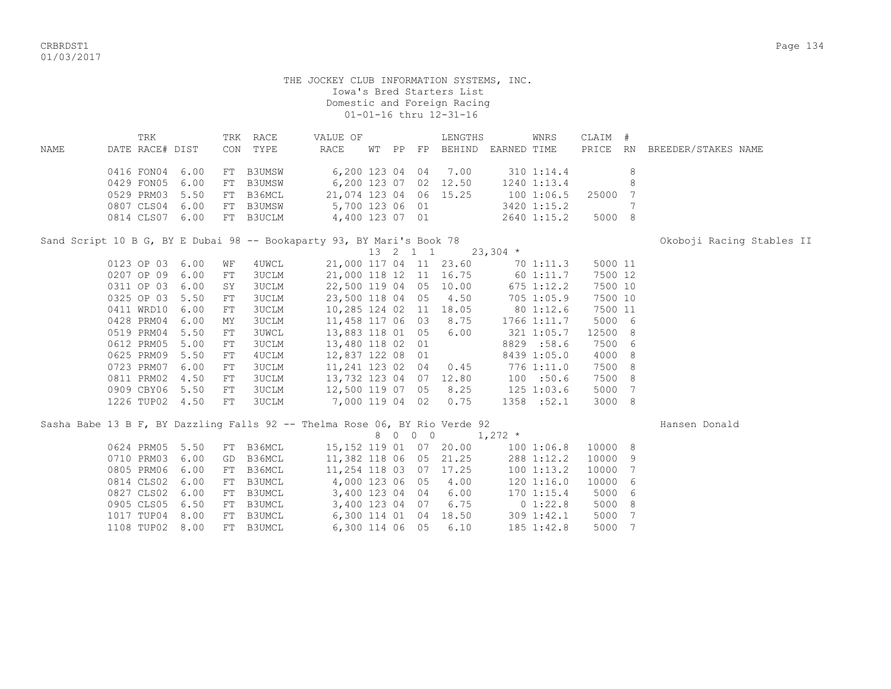THE JOCKEY CLUB INFORMATION SYSTEMS, INC.
Iowa's Bred Starters List
Domestic and Foreign Racing
01-01-16 thru 12-31-16

| NAME | TRK DATE | RACE# | DIST | TRK CON | RACE TYPE | VALUE OF RACE | WT | PP | FP | LENGTHS BEHIND | EARNED | WNRS TIME | CLAIM PRICE | # RN | BREEDER/STAKES NAME |
|---|---|---|---|---|---|---|---|---|---|---|---|---|---|---|---|
| | 0416 | FON04 | 6.00 | FT | B3UMSW | 6,200 | 123 | 04 | 04 | 7.00 | 310 | 1:14.4 | | 8 | |
| | 0429 | FON05 | 6.00 | FT | B3UMSW | 6,200 | 123 | 07 | 02 | 12.50 | 1240 | 1:13.4 | | 8 | |
| | 0529 | PRM03 | 5.50 | FT | B36MCL | 21,074 | 123 | 04 | 06 | 15.25 | 100 | 1:06.5 | 25000 | 7 | |
| | 0807 | CLS04 | 6.00 | FT | B3UMSW | 5,700 | 123 | 06 | 01 | | 3420 | 1:15.2 | | 7 | |
| | 0814 | CLS07 | 6.00 | FT | B3UCLM | 4,400 | 123 | 07 | 01 | | 2640 | 1:15.2 | 5000 | 8 | |
| Sand Script 10 B G, BY E Dubai 98 -- Bookaparty 93, BY Mari's Book 78 | | | | | | | | | | | | | | | Okoboji Racing Stables II |
| | | | | | | 13 2 1 1 | | | | | 23,304 * | | | | |
| | 0123 | OP 03 | 6.00 | WF | 4UWCL | 21,000 | 117 | 04 | 11 | 23.60 | 70 | 1:11.3 | 5000 | 11 | |
| | 0207 | OP 09 | 6.00 | FT | 3UCLM | 21,000 | 118 | 12 | 11 | 16.75 | 60 | 1:11.7 | 7500 | 12 | |
| | 0311 | OP 03 | 6.00 | SY | 3UCLM | 22,500 | 119 | 04 | 05 | 10.00 | 675 | 1:12.2 | 7500 | 10 | |
| | 0325 | OP 03 | 5.50 | FT | 3UCLM | 23,500 | 118 | 04 | 05 | 4.50 | 705 | 1:05.9 | 7500 | 10 | |
| | 0411 | WRD10 | 6.00 | FT | 3UCLM | 10,285 | 124 | 02 | 11 | 18.05 | 80 | 1:12.6 | 7500 | 11 | |
| | 0428 | PRM04 | 6.00 | MY | 3UCLM | 11,458 | 117 | 06 | 03 | 8.75 | 1766 | 1:11.7 | 5000 | 6 | |
| | 0519 | PRM04 | 5.50 | FT | 3UWCL | 13,883 | 118 | 01 | 05 | 6.00 | 321 | 1:05.7 | 12500 | 8 | |
| | 0612 | PRM05 | 5.00 | FT | 3UCLM | 13,480 | 118 | 02 | 01 | | 8829 | :58.6 | 7500 | 6 | |
| | 0625 | PRM09 | 5.50 | FT | 4UCLM | 12,837 | 122 | 08 | 01 | | 8439 | 1:05.0 | 4000 | 8 | |
| | 0723 | PRM07 | 6.00 | FT | 3UCLM | 11,241 | 123 | 02 | 04 | 0.45 | 776 | 1:11.0 | 7500 | 8 | |
| | 0811 | PRM02 | 4.50 | FT | 3UCLM | 13,732 | 123 | 04 | 07 | 12.80 | 100 | :50.6 | 7500 | 8 | |
| | 0909 | CBY06 | 5.50 | FT | 3UCLM | 12,500 | 119 | 07 | 05 | 8.25 | 125 | 1:03.6 | 5000 | 7 | |
| | 1226 | TUP02 | 4.50 | FT | 3UCLM | 7,000 | 119 | 04 | 02 | 0.75 | 1358 | :52.1 | 3000 | 8 | |
| Sasha Babe 13 B F, BY Dazzling Falls 92 -- Thelma Rose 06, BY Rio Verde 92 | | | | | | | | | | | | | | | Hansen Donald |
| | | | | | | 8 0 0 0 | | | | | 1,272 * | | | | |
| | 0624 | PRM05 | 5.50 | FT | B36MCL | 15,152 | 119 | 01 | 07 | 20.00 | 100 | 1:06.8 | 10000 | 8 | |
| | 0710 | PRM03 | 6.00 | GD | B36MCL | 11,382 | 118 | 06 | 05 | 21.25 | 288 | 1:12.2 | 10000 | 9 | |
| | 0805 | PRM06 | 6.00 | FT | B36MCL | 11,254 | 118 | 03 | 07 | 17.25 | 100 | 1:13.2 | 10000 | 7 | |
| | 0814 | CLS02 | 6.00 | FT | B3UMCL | 4,000 | 123 | 06 | 05 | 4.00 | 120 | 1:16.0 | 10000 | 6 | |
| | 0827 | CLS02 | 6.00 | FT | B3UMCL | 3,400 | 123 | 04 | 04 | 6.00 | 170 | 1:15.4 | 5000 | 6 | |
| | 0905 | CLS05 | 6.50 | FT | B3UMCL | 3,400 | 123 | 04 | 07 | 6.75 | 0 | 1:22.8 | 5000 | 8 | |
| | 1017 | TUP04 | 8.00 | FT | B3UMCL | 6,300 | 114 | 01 | 04 | 18.50 | 309 | 1:42.1 | 5000 | 7 | |
| | 1108 | TUP02 | 8.00 | FT | B3UMCL | 6,300 | 114 | 06 | 05 | 6.10 | 185 | 1:42.8 | 5000 | 7 | |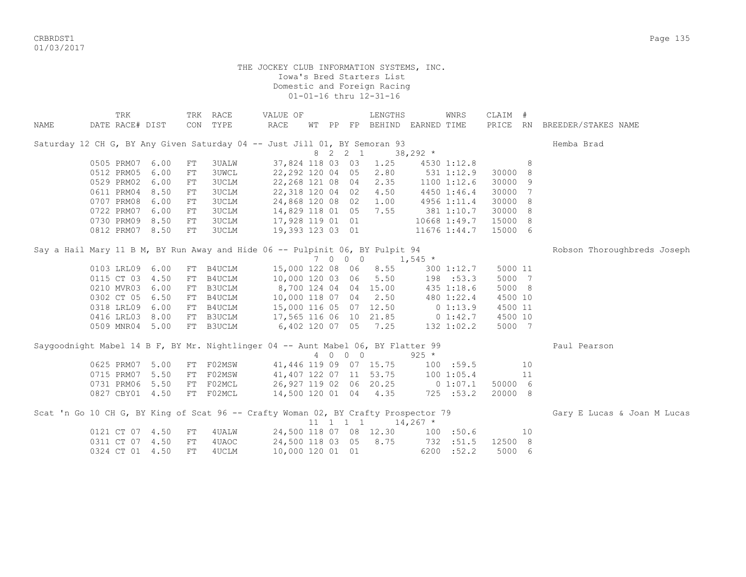THE JOCKEY CLUB INFORMATION SYSTEMS, INC.
Iowa's Bred Starters List
Domestic and Foreign Racing
01-01-16 thru 12-31-16

| NAME | TRK DATE | RACE# | DIST | TRK CON | RACE TYPE | VALUE OF RACE | WT | PP | FP | LENGTHS BEHIND | EARNED | WNRS TIME | CLAIM PRICE | # RN | BREEDER/STAKES NAME |
|---|---|---|---|---|---|---|---|---|---|---|---|---|---|---|---|
| Saturday 12 CH G, BY Any Given Saturday 04 -- Just Jill 01, BY Semoran 93 | | | | | | | 8 | 2 | 2 1 | | 38,292 * | | | | Hemba Brad |
| | 0505 | PRM07 | 6.00 | FT | 3UALW | 37,824 | 118 | 03 | 03 | 1.25 | 4530 | 1:12.8 | | 8 | |
| | 0512 | PRM05 | 6.00 | FT | 3UWCL | 22,292 | 120 | 04 | 05 | 2.80 | 531 | 1:12.9 | 30000 | 8 | |
| | 0529 | PRM02 | 6.00 | FT | 3UCLM | 22,268 | 121 | 08 | 04 | 2.35 | 1100 | 1:12.6 | 30000 | 9 | |
| | 0611 | PRM04 | 8.50 | FT | 3UCLM | 22,318 | 120 | 04 | 02 | 4.50 | 4450 | 1:46.4 | 30000 | 7 | |
| | 0707 | PRM08 | 6.00 | FT | 3UCLM | 24,868 | 120 | 08 | 02 | 1.00 | 4956 | 1:11.4 | 30000 | 8 | |
| | 0722 | PRM07 | 6.00 | FT | 3UCLM | 14,829 | 118 | 01 | 05 | 7.55 | 381 | 1:10.7 | 30000 | 8 | |
| | 0730 | PRM09 | 8.50 | FT | 3UCLM | 17,928 | 119 | 01 | 01 | | 10668 | 1:49.7 | 15000 | 8 | |
| | 0812 | PRM07 | 8.50 | FT | 3UCLM | 19,393 | 123 | 03 | 01 | | 11676 | 1:44.7 | 15000 | 6 | |
| Say a Hail Mary 11 B M, BY Run Away and Hide 06 -- Pulpinit 06, BY Pulpit 94 | | | | | | | 7 | 0 | 0 0 | | 1,545 * | | | | Robson Thoroughbreds Joseph |
| | 0103 | LRL09 | 6.00 | FT | B4UCLM | 15,000 | 122 | 08 | 06 | 8.55 | 300 | 1:12.7 | 5000 | 11 | |
| | 0115 | CT 03 | 4.50 | FT | B4UCLM | 10,000 | 120 | 03 | 06 | 5.50 | 198 | :53.3 | 5000 | 7 | |
| | 0210 | MVR03 | 6.00 | FT | B3UCLM | 8,700 | 124 | 04 | 04 | 15.00 | 435 | 1:18.6 | 5000 | 8 | |
| | 0302 | CT 05 | 6.50 | FT | B4UCLM | 10,000 | 118 | 07 | 04 | 2.50 | 480 | 1:22.4 | 4500 | 10 | |
| | 0318 | LRL09 | 6.00 | FT | B4UCLM | 15,000 | 116 | 05 | 07 | 12.50 | 0 | 1:13.9 | 4500 | 11 | |
| | 0416 | LRL03 | 8.00 | FT | B3UCLM | 17,565 | 116 | 06 | 10 | 21.85 | 0 | 1:42.7 | 4500 | 10 | |
| | 0509 | MNR04 | 5.00 | FT | B3UCLM | 6,402 | 120 | 07 | 05 | 7.25 | 132 | 1:02.2 | 5000 | 7 | |
| Saygoodnight Mabel 14 B F, BY Mr. Nightlinger 04 -- Aunt Mabel 06, BY Flatter 99 | | | | | | | 4 | 0 | 0 0 | | 925 * | | | | Paul Pearson |
| | 0625 | PRM07 | 5.00 | FT | F02MSW | 41,446 | 119 | 09 | 07 | 15.75 | 100 | :59.5 | | 10 | |
| | 0715 | PRM07 | 5.50 | FT | F02MSW | 41,407 | 122 | 07 | 11 | 53.75 | 100 | 1:05.4 | | 11 | |
| | 0731 | PRM06 | 5.50 | FT | F02MCL | 26,927 | 119 | 02 | 06 | 20.25 | 0 | 1:07.1 | 50000 | 6 | |
| | 0827 | CBY01 | 4.50 | FT | F02MCL | 14,500 | 120 | 01 | 04 | 4.35 | 725 | :53.2 | 20000 | 8 | |
| Scat 'n Go 10 CH G, BY King of Scat 96 -- Crafty Woman 02, BY Crafty Prospector 79 | | | | | | | 11 | 1 | 1 1 | | 14,267 * | | | | Gary E Lucas & Joan M Lucas |
| | 0121 | CT 07 | 4.50 | FT | 4UALW | 24,500 | 118 | 07 | 08 | 12.30 | 100 | :50.6 | | 10 | |
| | 0311 | CT 07 | 4.50 | FT | 4UAOC | 24,500 | 118 | 03 | 05 | 8.75 | 732 | :51.5 | 12500 | 8 | |
| | 0324 | CT 01 | 4.50 | FT | 4UCLM | 10,000 | 120 | 01 | 01 | | 6200 | :52.2 | 5000 | 6 | |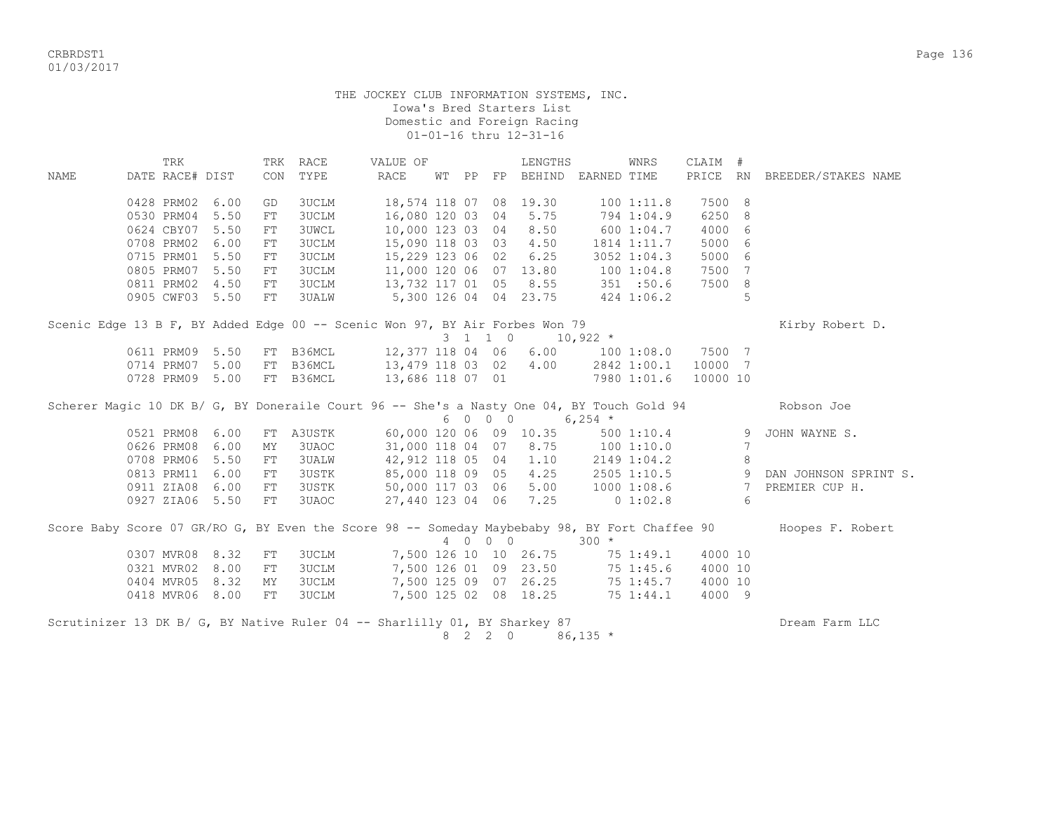THE JOCKEY CLUB INFORMATION SYSTEMS, INC.
Iowa's Bred Starters List
Domestic and Foreign Racing
01-01-16 thru 12-31-16

| NAME | TRK DATE | RACE# | DIST | TRK CON | RACE TYPE | VALUE OF RACE | WT | PP | FP | LENGTHS BEHIND | EARNED | WNRS TIME | CLAIM PRICE | # RN | BREEDER/STAKES NAME |
|---|---|---|---|---|---|---|---|---|---|---|---|---|---|---|---|
| | 0428 | PRM02 | 6.00 | GD | 3UCLM | 18,574 | 118 | 07 | 08 | 19.30 | 100 | 1:11.8 | 7500 | 8 | |
| | 0530 | PRM04 | 5.50 | FT | 3UCLM | 16,080 | 120 | 03 | 04 | 5.75 | 794 | 1:04.9 | 6250 | 8 | |
| | 0624 | CBY07 | 5.50 | FT | 3UWCL | 10,000 | 123 | 03 | 04 | 8.50 | 600 | 1:04.7 | 4000 | 6 | |
| | 0708 | PRM02 | 6.00 | FT | 3UCLM | 15,090 | 118 | 03 | 03 | 4.50 | 1814 | 1:11.7 | 5000 | 6 | |
| | 0715 | PRM01 | 5.50 | FT | 3UCLM | 15,229 | 123 | 06 | 02 | 6.25 | 3052 | 1:04.3 | 5000 | 6 | |
| | 0805 | PRM07 | 5.50 | FT | 3UCLM | 11,000 | 120 | 06 | 07 | 13.80 | 100 | 1:04.8 | 7500 | 7 | |
| | 0811 | PRM02 | 4.50 | FT | 3UCLM | 13,732 | 117 | 01 | 05 | 8.55 | 351 | :50.6 | 7500 | 8 | |
| | 0905 | CWF03 | 5.50 | FT | 3UALW | 5,300 | 126 | 04 | 04 | 23.75 | 424 | 1:06.2 | | 5 | |
| **Scenic Edge 13 B F, BY Added Edge 00 -- Scenic Won 97, BY Air Forbes Won 79** | | | | | | | 3 | 1 | 1 0 | | 10,922 * | | | | Kirby Robert D. |
| | 0611 | PRM09 | 5.50 | FT | B36MCL | 12,377 | 118 | 04 | 06 | 6.00 | 100 | 1:08.0 | 7500 | 7 | |
| | 0714 | PRM07 | 5.00 | FT | B36MCL | 13,479 | 118 | 03 | 02 | 4.00 | 2842 | 1:00.1 | 10000 | 7 | |
| | 0728 | PRM09 | 5.00 | FT | B36MCL | 13,686 | 118 | 07 | 01 | | 7980 | 1:01.6 | 10000 | 10 | |
| **Scherer Magic 10 DK B/ G, BY Doneraile Court 96 -- She's a Nasty One 04, BY Touch Gold 94** | | | | | | | 6 | 0 | 0 0 | | 6,254 * | | | | Robson Joe |
| | 0521 | PRM08 | 6.00 | FT | A3USTK | 60,000 | 120 | 06 | 09 | 10.35 | 500 | 1:10.4 | | 9 | JOHN WAYNE S. |
| | 0626 | PRM08 | 6.00 | MY | 3UAOC | 31,000 | 118 | 04 | 07 | 8.75 | 100 | 1:10.0 | | 7 | |
| | 0708 | PRM06 | 5.50 | FT | 3UALW | 42,912 | 118 | 05 | 04 | 1.10 | 2149 | 1:04.2 | | 8 | |
| | 0813 | PRM11 | 6.00 | FT | 3USTK | 85,000 | 118 | 09 | 05 | 4.25 | 2505 | 1:10.5 | | 9 | DAN JOHNSON SPRINT S. |
| | 0911 | ZIA08 | 6.00 | FT | 3USTK | 50,000 | 117 | 03 | 06 | 5.00 | 1000 | 1:08.6 | | 7 | PREMIER CUP H. |
| | 0927 | ZIA06 | 5.50 | FT | 3UAOC | 27,440 | 123 | 04 | 06 | 7.25 | 0 | 1:02.8 | | 6 | |
| **Score Baby Score 07 GR/RO G, BY Even the Score 98 -- Someday Maybebaby 98, BY Fort Chaffee 90** | | | | | | | 4 | 0 | 0 0 | | 300 * | | | | Hoopes F. Robert |
| | 0307 | MVR08 | 8.32 | FT | 3UCLM | 7,500 | 126 | 10 | 10 | 26.75 | 75 | 1:49.1 | 4000 | 10 | |
| | 0321 | MVR02 | 8.00 | FT | 3UCLM | 7,500 | 126 | 01 | 09 | 23.50 | 75 | 1:45.6 | 4000 | 10 | |
| | 0404 | MVR05 | 8.32 | MY | 3UCLM | 7,500 | 125 | 09 | 07 | 26.25 | 75 | 1:45.7 | 4000 | 10 | |
| | 0418 | MVR06 | 8.00 | FT | 3UCLM | 7,500 | 125 | 02 | 08 | 18.25 | 75 | 1:44.1 | 4000 | 9 | |
| **Scrutinizer 13 DK B/ G, BY Native Ruler 04 -- Sharlilly 01, BY Sharkey 87** | | | | | | | 8 | 2 | 2 0 | | 86,135 * | | | | Dream Farm LLC |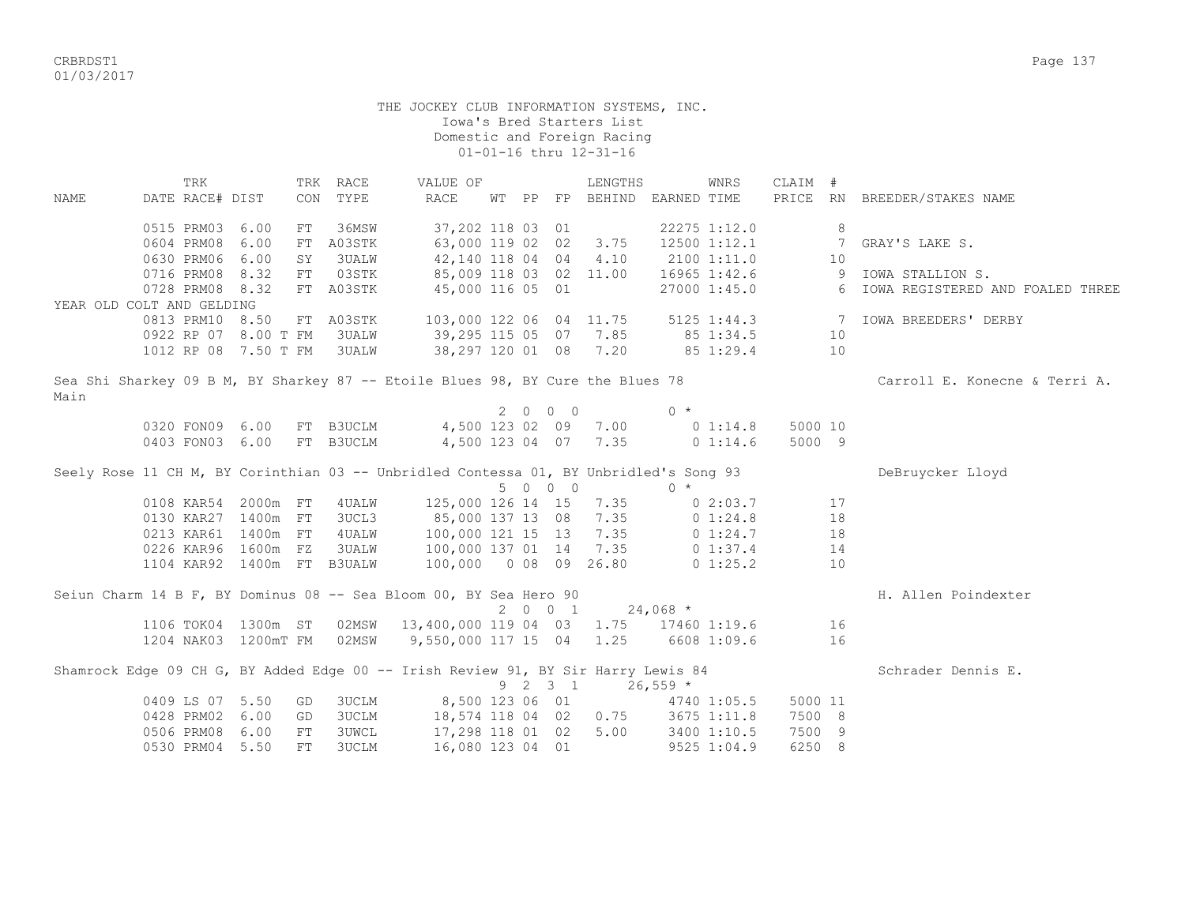THE JOCKEY CLUB INFORMATION SYSTEMS, INC.
Iowa's Bred Starters List
Domestic and Foreign Racing
01-01-16 thru 12-31-16

| NAME | TRK DATE | RACE# | DIST | TRK CON | RACE TYPE | VALUE OF RACE | WT | PP | FP | LENGTHS BEHIND | EARNED | WNRS TIME | CLAIM PRICE | # RN | BREEDER/STAKES NAME |
|---|---|---|---|---|---|---|---|---|---|---|---|---|---|---|---|
| | 0515 | PRM03 | 6.00 | FT | 36MSW | 37,202 | 118 | 03 | 01 | | 22275 | 1:12.0 | | 8 | |
| | 0604 | PRM08 | 6.00 | FT | A03STK | 63,000 | 119 | 02 | 02 | 3.75 | 12500 | 1:12.1 | | 7 | GRAY'S LAKE S. |
| | 0630 | PRM06 | 6.00 | SY | 3UALW | 42,140 | 118 | 04 | 04 | 4.10 | 2100 | 1:11.0 | | 10 | |
| | 0716 | PRM08 | 8.32 | FT | 03STK | 85,009 | 118 | 03 | 02 | 11.00 | 16965 | 1:42.6 | | 9 | IOWA STALLION S. |
| | 0728 | PRM08 | 8.32 | FT | A03STK | 45,000 | 116 | 05 | 01 | | 27000 | 1:45.0 | | 6 | IOWA REGISTERED AND FOALED THREE YEAR OLD COLT AND GELDING |
| | 0813 | PRM10 | 8.50 | FT | A03STK | 103,000 | 122 | 06 | 04 | 11.75 | 5125 | 1:44.3 | | 7 | IOWA BREEDERS' DERBY |
| | 0922 | RP 07 | 8.00 T | FM | 3UALW | 39,295 | 115 | 05 | 07 | 7.85 | 85 | 1:34.5 | | 10 | |
| | 1012 | RP 08 | 7.50 T | FM | 3UALW | 38,297 | 120 | 01 | 08 | 7.20 | 85 | 1:29.4 | | 10 | |

Sea Shi Sharkey 09 B M, BY Sharkey 87 -- Etoile Blues 98, BY Cure the Blues 78 — Carroll E. Konecne & Terri A. Main

2 0 0 0 — 0 *

| TRK DATE | RACE# | DIST | TRK CON | RACE TYPE | VALUE OF RACE | WT | PP | FP | LENGTHS BEHIND | EARNED | WNRS TIME | CLAIM PRICE | # RN |
|---|---|---|---|---|---|---|---|---|---|---|---|---|---|
| 0320 | FON09 | 6.00 | FT | B3UCLM | 4,500 | 123 | 02 | 09 | 7.00 | 0 | 1:14.8 | 5000 | 10 |
| 0403 | FON03 | 6.00 | FT | B3UCLM | 4,500 | 123 | 04 | 07 | 7.35 | 0 | 1:14.6 | 5000 | 9 |

Seely Rose 11 CH M, BY Corinthian 03 -- Unbridled Contessa 01, BY Unbridled's Song 93 — DeBruycker Lloyd

5 0 0 0 — 0 *

| TRK DATE | RACE# | DIST | TRK CON | RACE TYPE | VALUE OF RACE | WT | PP | FP | LENGTHS BEHIND | EARNED | WNRS TIME | CLAIM PRICE | # RN |
|---|---|---|---|---|---|---|---|---|---|---|---|---|---|
| 0108 | KAR54 | 2000m | FT | 4UALW | 125,000 | 126 | 14 | 15 | 7.35 | 0 | 2:03.7 | | 17 |
| 0130 | KAR27 | 1400m | FT | 3UCL3 | 85,000 | 137 | 13 | 08 | 7.35 | 0 | 1:24.8 | | 18 |
| 0213 | KAR61 | 1400m | FT | 4UALW | 100,000 | 121 | 15 | 13 | 7.35 | 0 | 1:24.7 | | 18 |
| 0226 | KAR96 | 1600m | FZ | 3UALW | 100,000 | 137 | 01 | 14 | 7.35 | 0 | 1:37.4 | | 14 |
| 1104 | KAR92 | 1400m | FT | B3UALW | 100,000 | 0 | 08 | 09 | 26.80 | 0 | 1:25.2 | | 10 |

Seiun Charm 14 B F, BY Dominus 08 -- Sea Bloom 00, BY Sea Hero 90 — H. Allen Poindexter

2 0 0 1 — 24,068 *

| TRK DATE | RACE# | DIST | TRK CON | RACE TYPE | VALUE OF RACE | WT | PP | FP | LENGTHS BEHIND | EARNED | WNRS TIME | CLAIM PRICE | # RN |
|---|---|---|---|---|---|---|---|---|---|---|---|---|---|
| 1106 | TOK04 | 1300m | ST | 02MSW | 13,400,000 | 119 | 04 | 03 | 1.75 | 17460 | 1:19.6 | | 16 |
| 1204 | NAK03 | 1200mT | FM | 02MSW | 9,550,000 | 117 | 15 | 04 | 1.25 | 6608 | 1:09.6 | | 16 |

Shamrock Edge 09 CH G, BY Added Edge 00 -- Irish Review 91, BY Sir Harry Lewis 84 — Schrader Dennis E.

9 2 3 1 — 26,559 *

| TRK DATE | RACE# | DIST | TRK CON | RACE TYPE | VALUE OF RACE | WT | PP | FP | LENGTHS BEHIND | EARNED | WNRS TIME | CLAIM PRICE | # RN |
|---|---|---|---|---|---|---|---|---|---|---|---|---|---|
| 0409 | LS 07 | 5.50 | GD | 3UCLM | 8,500 | 123 | 06 | 01 | | 4740 | 1:05.5 | 5000 | 11 |
| 0428 | PRM02 | 6.00 | GD | 3UCLM | 18,574 | 118 | 04 | 02 | 0.75 | 3675 | 1:11.8 | 7500 | 8 |
| 0506 | PRM08 | 6.00 | FT | 3UWCL | 17,298 | 118 | 01 | 02 | 5.00 | 3400 | 1:10.5 | 7500 | 9 |
| 0530 | PRM04 | 5.50 | FT | 3UCLM | 16,080 | 123 | 04 | 01 | | 9525 | 1:04.9 | 6250 | 8 |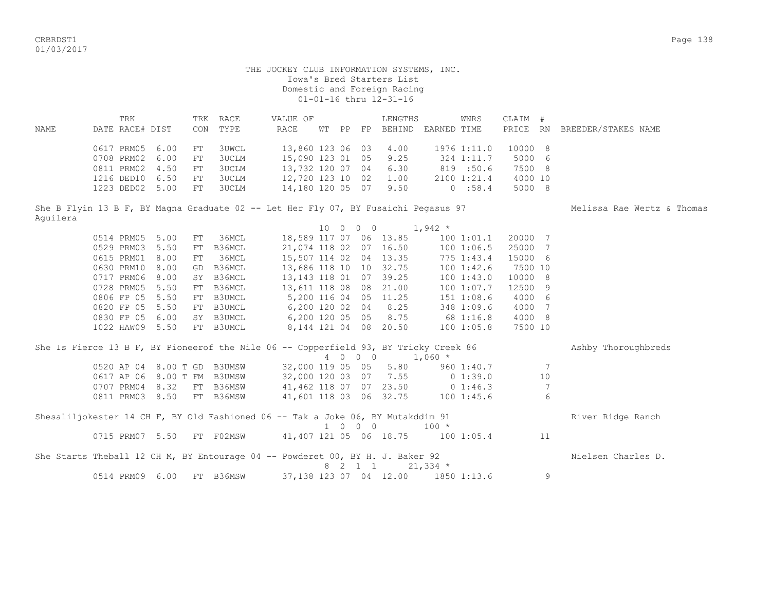# THE JOCKEY CLUB INFORMATION SYSTEMS, INC.

Iowa's Bred Starters List
Domestic and Foreign Racing
01-01-16 thru 12-31-16

| NAME | TRK DATE | RACE# | DIST | TRK CON | RACE TYPE | VALUE OF RACE | WT | PP | FP | LENGTHS BEHIND | EARNED | WNRS TIME | CLAIM PRICE | # RN | BREEDER/STAKES NAME |
|---|---|---|---|---|---|---|---|---|---|---|---|---|---|---|---|
| | 0617 | PRM05 | 6.00 | FT | 3UWCL | 13,860 | 123 | 06 | 03 | 4.00 | 1976 | 1:11.0 | 10000 | 8 | |
| | 0708 | PRM02 | 6.00 | FT | 3UCLM | 15,090 | 123 | 01 | 05 | 9.25 | 324 | 1:11.7 | 5000 | 6 | |
| | 0811 | PRM02 | 4.50 | FT | 3UCLM | 13,732 | 120 | 07 | 04 | 6.30 | 819 | :50.6 | 7500 | 8 | |
| | 1216 | DED10 | 6.50 | FT | 3UCLM | 12,720 | 123 | 10 | 02 | 1.00 | 2100 | 1:21.4 | 4000 | 10 | |
| | 1223 | DED02 | 5.00 | FT | 3UCLM | 14,180 | 120 | 05 | 07 | 9.50 | 0 | :58.4 | 5000 | 8 | |
| She B Flyin 13 B F, BY Magna Graduate 02 -- Let Her Fly 07, BY Fusaichi Pegasus 97 | | | | | | | 10 | 0 | 0 0 | | 1,942 * | | | | Melissa Rae Wertz & Thomas Aguilera |
| | 0514 | PRM05 | 5.00 | FT | 36MCL | 18,589 | 117 | 07 | 06 | 13.85 | 100 | 1:01.1 | 20000 | 7 | |
| | 0529 | PRM03 | 5.50 | FT | B36MCL | 21,074 | 118 | 02 | 07 | 16.50 | 100 | 1:06.5 | 25000 | 7 | |
| | 0615 | PRM01 | 8.00 | FT | 36MCL | 15,507 | 114 | 02 | 04 | 13.35 | 775 | 1:43.4 | 15000 | 6 | |
| | 0630 | PRM10 | 8.00 | GD | B36MCL | 13,686 | 118 | 10 | 10 | 32.75 | 100 | 1:42.6 | 7500 | 10 | |
| | 0717 | PRM06 | 8.00 | SY | B36MCL | 13,143 | 118 | 01 | 07 | 39.25 | 100 | 1:43.0 | 10000 | 8 | |
| | 0728 | PRM05 | 5.50 | FT | B36MCL | 13,611 | 118 | 08 | 08 | 21.00 | 100 | 1:07.7 | 12500 | 9 | |
| | 0806 | FP 05 | 5.50 | FT | B3UMCL | 5,200 | 116 | 04 | 05 | 11.25 | 151 | 1:08.6 | 4000 | 6 | |
| | 0820 | FP 05 | 5.50 | FT | B3UMCL | 6,200 | 120 | 02 | 04 | 8.25 | 348 | 1:09.6 | 4000 | 7 | |
| | 0830 | FP 05 | 6.00 | SY | B3UMCL | 6,200 | 120 | 05 | 05 | 8.75 | 68 | 1:16.8 | 4000 | 8 | |
| | 1022 | HAW09 | 5.50 | FT | B3UMCL | 8,144 | 121 | 04 | 08 | 20.50 | 100 | 1:05.8 | 7500 | 10 | |
| She Is Fierce 13 B F, BY Pioneerof the Nile 06 -- Copperfield 93, BY Tricky Creek 86 | | | | | | | 4 | 0 | 0 0 | | 1,060 * | | | | Ashby Thoroughbreds |
| | 0520 | AP 04 | 8.00 T | GD | B3UMSW | 32,000 | 119 | 05 | 05 | 5.80 | 960 | 1:40.7 | | 7 | |
| | 0617 | AP 06 | 8.00 T | FM | B3UMSW | 32,000 | 120 | 03 | 07 | 7.55 | 0 | 1:39.0 | | 10 | |
| | 0707 | PRM04 | 8.32 | FT | B36MSW | 41,462 | 118 | 07 | 07 | 23.50 | 0 | 1:46.3 | | 7 | |
| | 0811 | PRM03 | 8.50 | FT | B36MSW | 41,601 | 118 | 03 | 06 | 32.75 | 100 | 1:45.6 | | 6 | |
| Shesaliljokester 14 CH F, BY Old Fashioned 06 -- Tak a Joke 06, BY Mutakddim 91 | | | | | | | 1 | 0 | 0 0 | | 100 * | | | | River Ridge Ranch |
| | 0715 | PRM07 | 5.50 | FT | F02MSW | 41,407 | 121 | 05 | 06 | 18.75 | 100 | 1:05.4 | | 11 | |
| She Starts Theball 12 CH M, BY Entourage 04 -- Powderet 00, BY H. J. Baker 92 | | | | | | | 8 | 2 | 1 1 | | 21,334 * | | | | Nielsen Charles D. |
| | 0514 | PRM09 | 6.00 | FT | B36MSW | 37,138 | 123 | 07 | 04 | 12.00 | 1850 | 1:13.6 | | 9 | |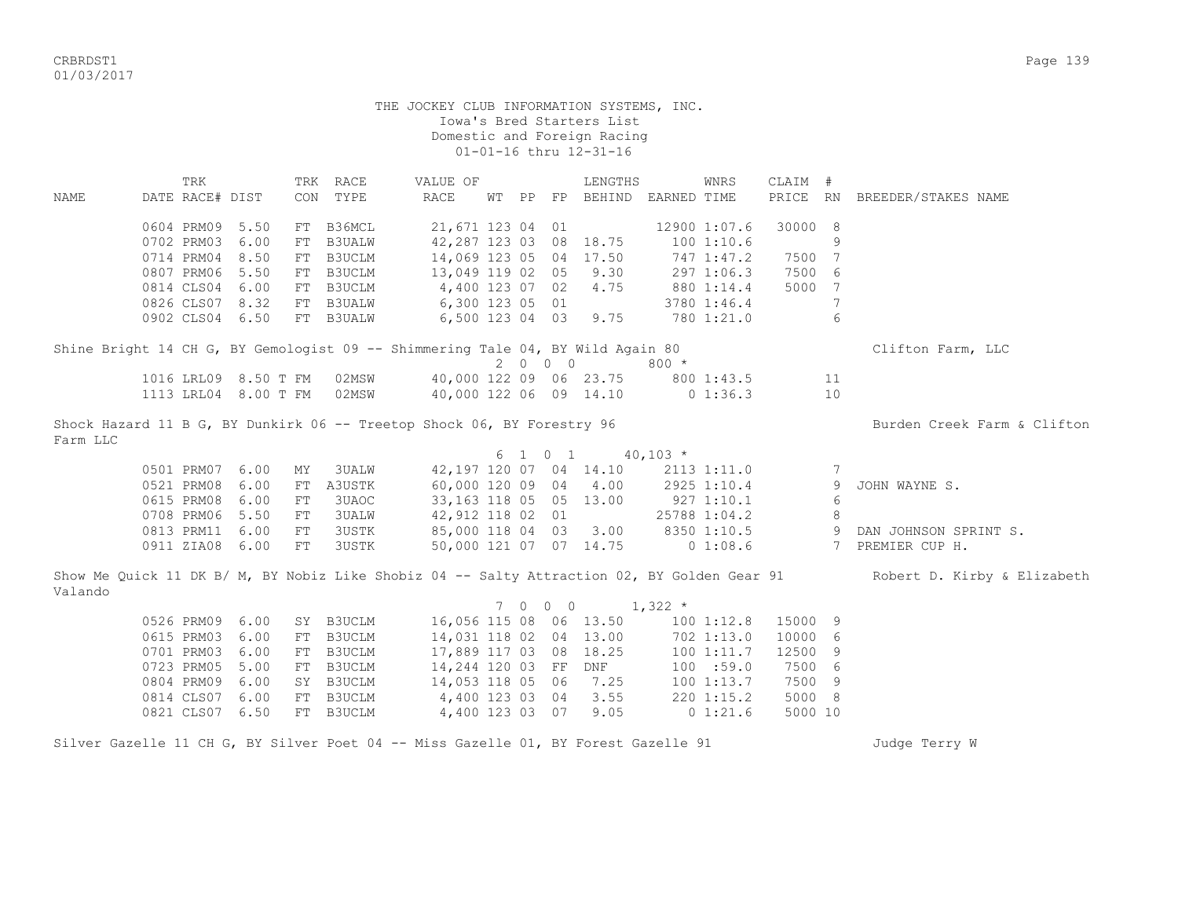THE JOCKEY CLUB INFORMATION SYSTEMS, INC.
Iowa's Bred Starters List
Domestic and Foreign Racing
01-01-16 thru 12-31-16

| NAME | TRK DATE | RACE# | DIST | TRK CON | RACE TYPE | VALUE OF RACE | WT | PP | FP | LENGTHS BEHIND | EARNED | WNRS TIME | CLAIM PRICE | # RN | BREEDER/STAKES NAME |
|---|---|---|---|---|---|---|---|---|---|---|---|---|---|---|---|
| | 0604 | PRM09 | 5.50 | FT | B36MCL | 21,671 | 123 | 04 | 01 | | 12900 | 1:07.6 | 30000 | 8 | |
| | 0702 | PRM03 | 6.00 | FT | B3UALW | 42,287 | 123 | 03 | 08 | 18.75 | 100 | 1:10.6 | | 9 | |
| | 0714 | PRM04 | 8.50 | FT | B3UCLM | 14,069 | 123 | 05 | 04 | 17.50 | 747 | 1:47.2 | 7500 | 7 | |
| | 0807 | PRM06 | 5.50 | FT | B3UCLM | 13,049 | 119 | 02 | 05 | 9.30 | 297 | 1:06.3 | 7500 | 6 | |
| | 0814 | CLS04 | 6.00 | FT | B3UCLM | 4,400 | 123 | 07 | 02 | 4.75 | 880 | 1:14.4 | 5000 | 7 | |
| | 0826 | CLS07 | 8.32 | FT | B3UALW | 6,300 | 123 | 05 | 01 | | 3780 | 1:46.4 | | 7 | |
| | 0902 | CLS04 | 6.50 | FT | B3UALW | 6,500 | 123 | 04 | 03 | 9.75 | 780 | 1:21.0 | | 6 | |
| Shine Bright 14 CH G, BY Gemologist 09 -- Shimmering Tale 04, BY Wild Again 80 | | | | | | | | | | | | | | | Clifton Farm, LLC |
| | | | | | | | 2 | 0 | 0 0 | | 800 * | | | | |
| | 1016 | LRL09 | 8.50 T | FM | 02MSW | 40,000 | 122 | 09 | 06 | 23.75 | 800 | 1:43.5 | | 11 | |
| | 1113 | LRL04 | 8.00 T | FM | 02MSW | 40,000 | 122 | 06 | 09 | 14.10 | 0 | 1:36.3 | | 10 | |
| Shock Hazard 11 B G, BY Dunkirk 06 -- Treetop Shock 06, BY Forestry 96 | | | | | | | | | | | | | | | Burden Creek Farm & Clifton Farm LLC |
| | | | | | | | 6 | 1 | 0 1 | | 40,103 * | | | | |
| | 0501 | PRM07 | 6.00 | MY | 3UALW | 42,197 | 120 | 07 | 04 | 14.10 | 2113 | 1:11.0 | | 7 | |
| | 0521 | PRM08 | 6.00 | FT | A3USTK | 60,000 | 120 | 09 | 04 | 4.00 | 2925 | 1:10.4 | | 9 | JOHN WAYNE S. |
| | 0615 | PRM08 | 6.00 | FT | 3UAOC | 33,163 | 118 | 05 | 05 | 13.00 | 927 | 1:10.1 | | 6 | |
| | 0708 | PRM06 | 5.50 | FT | 3UALW | 42,912 | 118 | 02 | 01 | | 25788 | 1:04.2 | | 8 | |
| | 0813 | PRM11 | 6.00 | FT | 3USTK | 85,000 | 118 | 04 | 03 | 3.00 | 8350 | 1:10.5 | | 9 | DAN JOHNSON SPRINT S. |
| | 0911 | ZIA08 | 6.00 | FT | 3USTK | 50,000 | 121 | 07 | 07 | 14.75 | 0 | 1:08.6 | | 7 | PREMIER CUP H. |
| Show Me Quick 11 DK B/ M, BY Nobiz Like Shobiz 04 -- Salty Attraction 02, BY Golden Gear 91 | | | | | | | | | | | | | | | Robert D. Kirby & Elizabeth Valando |
| | | | | | | | 7 | 0 | 0 0 | | 1,322 * | | | | |
| | 0526 | PRM09 | 6.00 | SY | B3UCLM | 16,056 | 115 | 08 | 06 | 13.50 | 100 | 1:12.8 | 15000 | 9 | |
| | 0615 | PRM03 | 6.00 | FT | B3UCLM | 14,031 | 118 | 02 | 04 | 13.00 | 702 | 1:13.0 | 10000 | 6 | |
| | 0701 | PRM03 | 6.00 | FT | B3UCLM | 17,889 | 117 | 03 | 08 | 18.25 | 100 | 1:11.7 | 12500 | 9 | |
| | 0723 | PRM05 | 5.00 | FT | B3UCLM | 14,244 | 120 | 03 | FF | DNF | 100 | :59.0 | 7500 | 6 | |
| | 0804 | PRM09 | 6.00 | SY | B3UCLM | 14,053 | 118 | 05 | 06 | 7.25 | 100 | 1:13.7 | 7500 | 9 | |
| | 0814 | CLS07 | 6.00 | FT | B3UCLM | 4,400 | 123 | 03 | 04 | 3.55 | 220 | 1:15.2 | 5000 | 8 | |
| | 0821 | CLS07 | 6.50 | FT | B3UCLM | 4,400 | 123 | 03 | 07 | 9.05 | 0 | 1:21.6 | 5000 | 10 | |
| Silver Gazelle 11 CH G, BY Silver Poet 04 -- Miss Gazelle 01, BY Forest Gazelle 91 | | | | | | | | | | | | | | | Judge Terry W |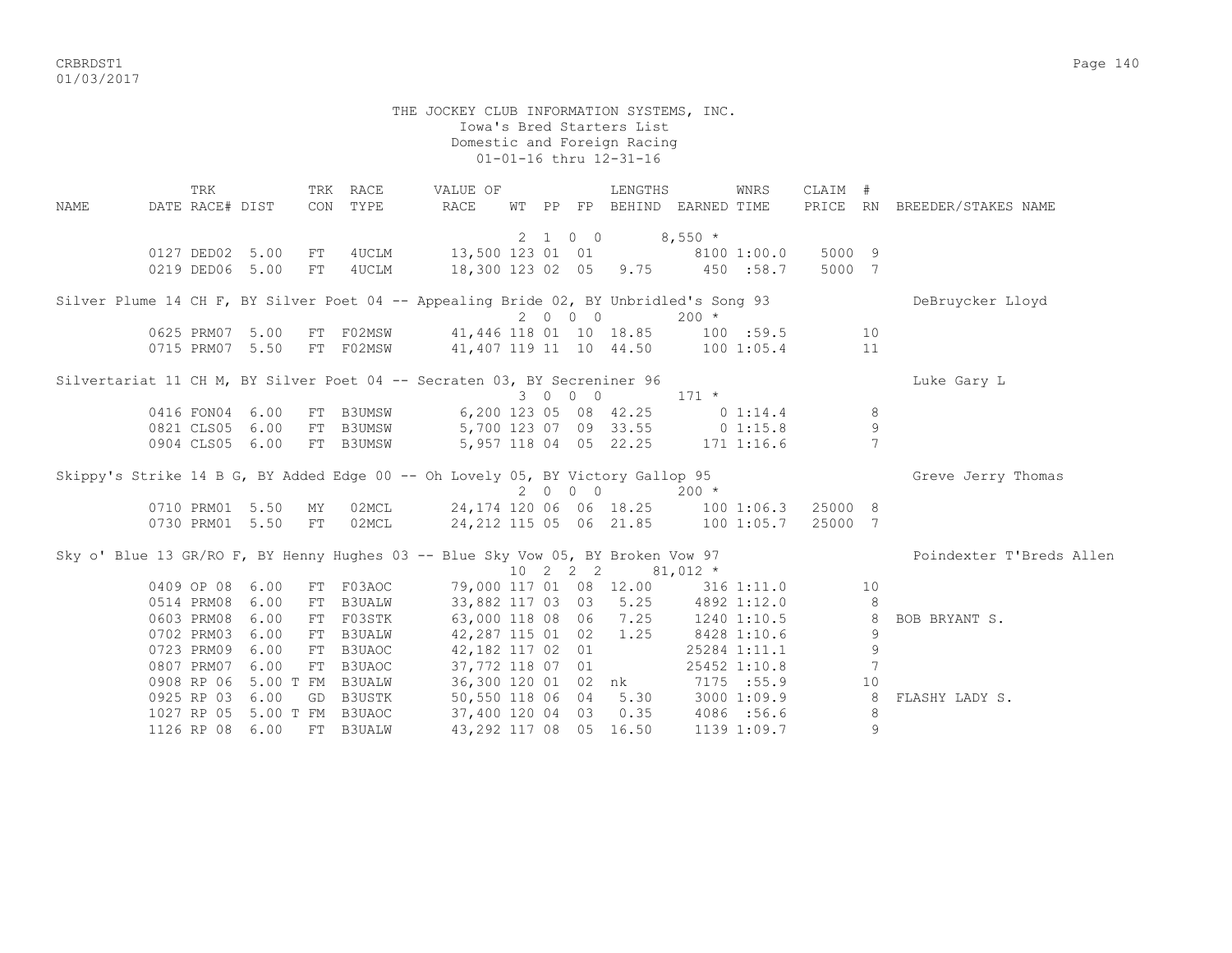THE JOCKEY CLUB INFORMATION SYSTEMS, INC.
Iowa's Bred Starters List
Domestic and Foreign Racing
01-01-16 thru 12-31-16

| NAME | TRK DATE | RACE# | DIST | TRK CON | RACE TYPE | VALUE OF RACE | WT | PP | FP | LENGTHS BEHIND | EARNED | WNRS TIME | CLAIM PRICE | # RN | BREEDER/STAKES NAME |
|---|---|---|---|---|---|---|---|---|---|---|---|---|---|---|---|
| | | | | | | 2 1 0 0 | | | | | 8,550 * | | | | |
| | 0127 | DED02 | 5.00 | FT | 4UCLM | 13,500 | 123 | 01 | 01 | | 8100 | 1:00.0 | 5000 | 9 | |
| | 0219 | DED06 | 5.00 | FT | 4UCLM | 18,300 | 123 | 02 | 05 | 9.75 | 450 | :58.7 | 5000 | 7 | |
| Silver Plume 14 CH F, BY Silver Poet 04 -- Appealing Bride 02, BY Unbridled's Song 93 | | | | | | | | | | | | | | | DeBruycker Lloyd |
| | | | | | | 2 0 0 0 | | | | | 200 * | | | | |
| | 0625 | PRM07 | 5.00 | FT | F02MSW | 41,446 | 118 | 01 | 10 | 18.85 | 100 | :59.5 | | 10 | |
| | 0715 | PRM07 | 5.50 | FT | F02MSW | 41,407 | 119 | 11 | 10 | 44.50 | 100 | 1:05.4 | | 11 | |
| Silvertariat 11 CH M, BY Silver Poet 04 -- Secraten 03, BY Secreniner 96 | | | | | | | | | | | | | | | Luke Gary L |
| | | | | | | 3 0 0 0 | | | | | 171 * | | | | |
| | 0416 | FON04 | 6.00 | FT | B3UMSW | 6,200 | 123 | 05 | 08 | 42.25 | 0 | 1:14.4 | | 8 | |
| | 0821 | CLS05 | 6.00 | FT | B3UMSW | 5,700 | 123 | 07 | 09 | 33.55 | 0 | 1:15.8 | | 9 | |
| | 0904 | CLS05 | 6.00 | FT | B3UMSW | 5,957 | 118 | 04 | 05 | 22.25 | 171 | 1:16.6 | | 7 | |
| Skippy's Strike 14 B G, BY Added Edge 00 -- Oh Lovely 05, BY Victory Gallop 95 | | | | | | | | | | | | | | | Greve Jerry Thomas |
| | | | | | | 2 0 0 0 | | | | | 200 * | | | | |
| | 0710 | PRM01 | 5.50 | MY | 02MCL | 24,174 | 120 | 06 | 06 | 18.25 | 100 | 1:06.3 | 25000 | 8 | |
| | 0730 | PRM01 | 5.50 | FT | 02MCL | 24,212 | 115 | 05 | 06 | 21.85 | 100 | 1:05.7 | 25000 | 7 | |
| Sky o' Blue 13 GR/RO F, BY Henny Hughes 03 -- Blue Sky Vow 05, BY Broken Vow 97 | | | | | | | | | | | | | | | Poindexter T'Breds Allen |
| | | | | | | 10 2 2 2 | | | | | 81,012 * | | | | |
| | 0409 | OP 08 | 6.00 | FT | F03AOC | 79,000 | 117 | 01 | 08 | 12.00 | 316 | 1:11.0 | | 10 | |
| | 0514 | PRM08 | 6.00 | FT | B3UALW | 33,882 | 117 | 03 | 03 | 5.25 | 4892 | 1:12.0 | | 8 | |
| | 0603 | PRM08 | 6.00 | FT | F03STK | 63,000 | 118 | 08 | 06 | 7.25 | 1240 | 1:10.5 | | 8 | BOB BRYANT S. |
| | 0702 | PRM03 | 6.00 | FT | B3UALW | 42,287 | 115 | 01 | 02 | 1.25 | 8428 | 1:10.6 | | 9 | |
| | 0723 | PRM09 | 6.00 | FT | B3UAOC | 42,182 | 117 | 02 | 01 | | 25284 | 1:11.1 | | 9 | |
| | 0807 | PRM07 | 6.00 | FT | B3UAOC | 37,772 | 118 | 07 | 01 | | 25452 | 1:10.8 | | 7 | |
| | 0908 | RP 06 | 5.00 T | FM | B3UALW | 36,300 | 120 | 01 | 02 | nk | 7175 | :55.9 | | 10 | |
| | 0925 | RP 03 | 6.00 | GD | B3USTK | 50,550 | 118 | 06 | 04 | 5.30 | 3000 | 1:09.9 | | 8 | FLASHY LADY S. |
| | 1027 | RP 05 | 5.00 T | FM | B3UAOC | 37,400 | 120 | 04 | 03 | 0.35 | 4086 | :56.6 | | 8 | |
| | 1126 | RP 08 | 6.00 | FT | B3UALW | 43,292 | 117 | 08 | 05 | 16.50 | 1139 | 1:09.7 | | 9 | |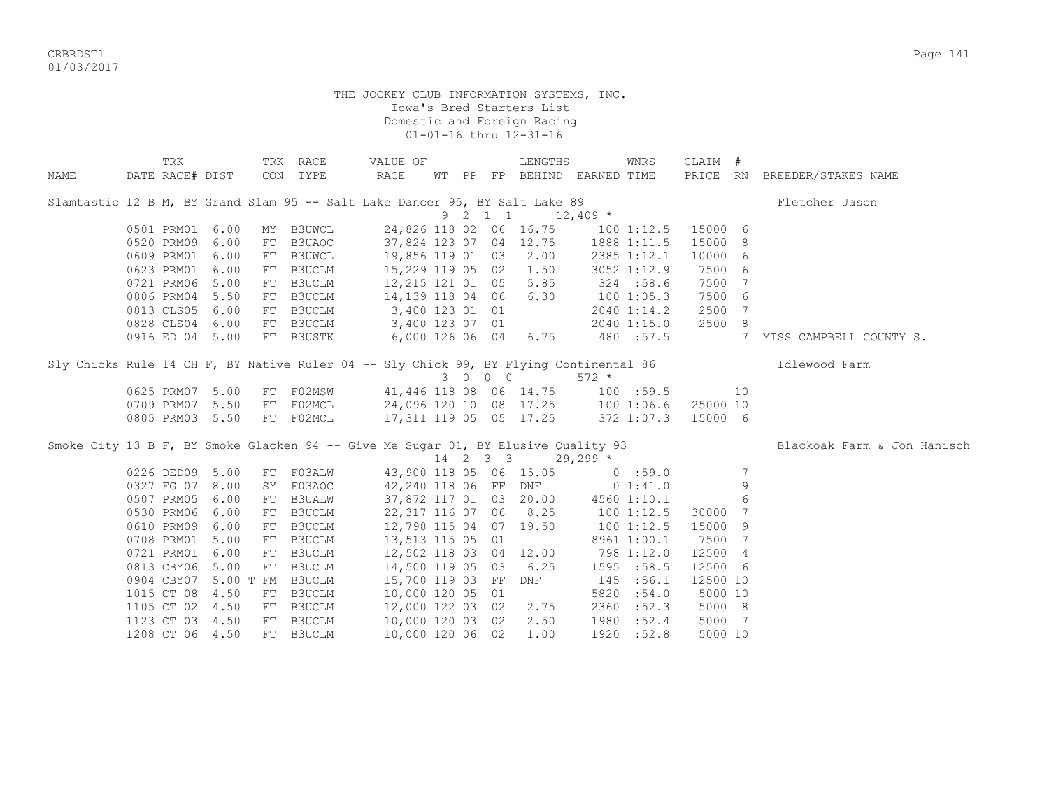THE JOCKEY CLUB INFORMATION SYSTEMS, INC.
Iowa's Bred Starters List
Domestic and Foreign Racing
01-01-16 thru 12-31-16

| NAME | TRK DATE | RACE# | DIST | TRK CON | RACE TYPE | VALUE OF RACE | WT | PP | FP | LENGTHS BEHIND | EARNED | WNRS TIME | CLAIM PRICE | # RN | BREEDER/STAKES NAME |
|---|---|---|---|---|---|---|---|---|---|---|---|---|---|---|---|
| Slamtastic 12 B M, BY Grand Slam 95 -- Salt Lake Dancer 95, BY Salt Lake 89 | | | | | | | 9 | 2 | 1 1 | | 12,409 * | | | | Fletcher Jason |
| | 0501 | PRM01 | 6.00 | MY | B3UWCL | 24,826 | 118 | 02 | 06 | 16.75 | 100 | 1:12.5 | 15000 | 6 | |
| | 0520 | PRM09 | 6.00 | FT | B3UAOC | 37,824 | 123 | 07 | 04 | 12.75 | 1888 | 1:11.5 | 15000 | 8 | |
| | 0609 | PRM01 | 6.00 | FT | B3UWCL | 19,856 | 119 | 01 | 03 | 2.00 | 2385 | 1:12.1 | 10000 | 6 | |
| | 0623 | PRM01 | 6.00 | FT | B3UCLM | 15,229 | 119 | 05 | 02 | 1.50 | 3052 | 1:12.9 | 7500 | 6 | |
| | 0721 | PRM06 | 5.00 | FT | B3UCLM | 12,215 | 121 | 01 | 05 | 5.85 | 324 | :58.6 | 7500 | 7 | |
| | 0806 | PRM04 | 5.50 | FT | B3UCLM | 14,139 | 118 | 04 | 06 | 6.30 | 100 | 1:05.3 | 7500 | 6 | |
| | 0813 | CLS05 | 6.00 | FT | B3UCLM | 3,400 | 123 | 01 | 01 | | 2040 | 1:14.2 | 2500 | 7 | |
| | 0828 | CLS04 | 6.00 | FT | B3UCLM | 3,400 | 123 | 07 | 01 | | 2040 | 1:15.0 | 2500 | 8 | |
| | 0916 | ED 04 | 5.00 | FT | B3USTK | 6,000 | 126 | 06 | 04 | 6.75 | 480 | :57.5 | | 7 | MISS CAMPBELL COUNTY S. |
| Sly Chicks Rule 14 CH F, BY Native Ruler 04 -- Sly Chick 99, BY Flying Continental 86 | | | | | | | 3 | 0 | 0 0 | | 572 * | | | | Idlewood Farm |
| | 0625 | PRM07 | 5.00 | FT | F02MSW | 41,446 | 118 | 08 | 06 | 14.75 | 100 | :59.5 | | 10 | |
| | 0709 | PRM07 | 5.50 | FT | F02MCL | 24,096 | 120 | 10 | 08 | 17.25 | 100 | 1:06.6 | 25000 | 10 | |
| | 0805 | PRM03 | 5.50 | FT | F02MCL | 17,311 | 119 | 05 | 05 | 17.25 | 372 | 1:07.3 | 15000 | 6 | |
| Smoke City 13 B F, BY Smoke Glacken 94 -- Give Me Sugar 01, BY Elusive Quality 93 | | | | | | | 14 | 2 | 3 3 | | 29,299 * | | | | Blackoak Farm & Jon Hanisch |
| | 0226 | DED09 | 5.00 | FT | F03ALW | 43,900 | 118 | 05 | 06 | 15.05 | 0 | :59.0 | | 7 | |
| | 0327 | FG 07 | 8.00 | SY | F03AOC | 42,240 | 118 | 06 | FF | DNF | 0 | 1:41.0 | | 9 | |
| | 0507 | PRM05 | 6.00 | FT | B3UALW | 37,872 | 117 | 01 | 03 | 20.00 | 4560 | 1:10.1 | | 6 | |
| | 0530 | PRM06 | 6.00 | FT | B3UCLM | 22,317 | 116 | 07 | 06 | 8.25 | 100 | 1:12.5 | 30000 | 7 | |
| | 0610 | PRM09 | 6.00 | FT | B3UCLM | 12,798 | 115 | 04 | 07 | 19.50 | 100 | 1:12.5 | 15000 | 9 | |
| | 0708 | PRM01 | 5.00 | FT | B3UCLM | 13,513 | 115 | 05 | 01 | | 8961 | 1:00.1 | 7500 | 7 | |
| | 0721 | PRM01 | 6.00 | FT | B3UCLM | 12,502 | 118 | 03 | 04 | 12.00 | 798 | 1:12.0 | 12500 | 4 | |
| | 0813 | CBY06 | 5.00 | FT | B3UCLM | 14,500 | 119 | 05 | 03 | 6.25 | 1595 | :58.5 | 12500 | 6 | |
| | 0904 | CBY07 | 5.00 T | FM | B3UCLM | 15,700 | 119 | 03 | FF | DNF | 145 | :56.1 | 12500 | 10 | |
| | 1015 | CT 08 | 4.50 | FT | B3UCLM | 10,000 | 120 | 05 | 01 | | 5820 | :54.0 | 5000 | 10 | |
| | 1105 | CT 02 | 4.50 | FT | B3UCLM | 12,000 | 122 | 03 | 02 | 2.75 | 2360 | :52.3 | 5000 | 8 | |
| | 1123 | CT 03 | 4.50 | FT | B3UCLM | 10,000 | 120 | 03 | 02 | 2.50 | 1980 | :52.4 | 5000 | 7 | |
| | 1208 | CT 06 | 4.50 | FT | B3UCLM | 10,000 | 120 | 06 | 02 | 1.00 | 1920 | :52.8 | 5000 | 10 | |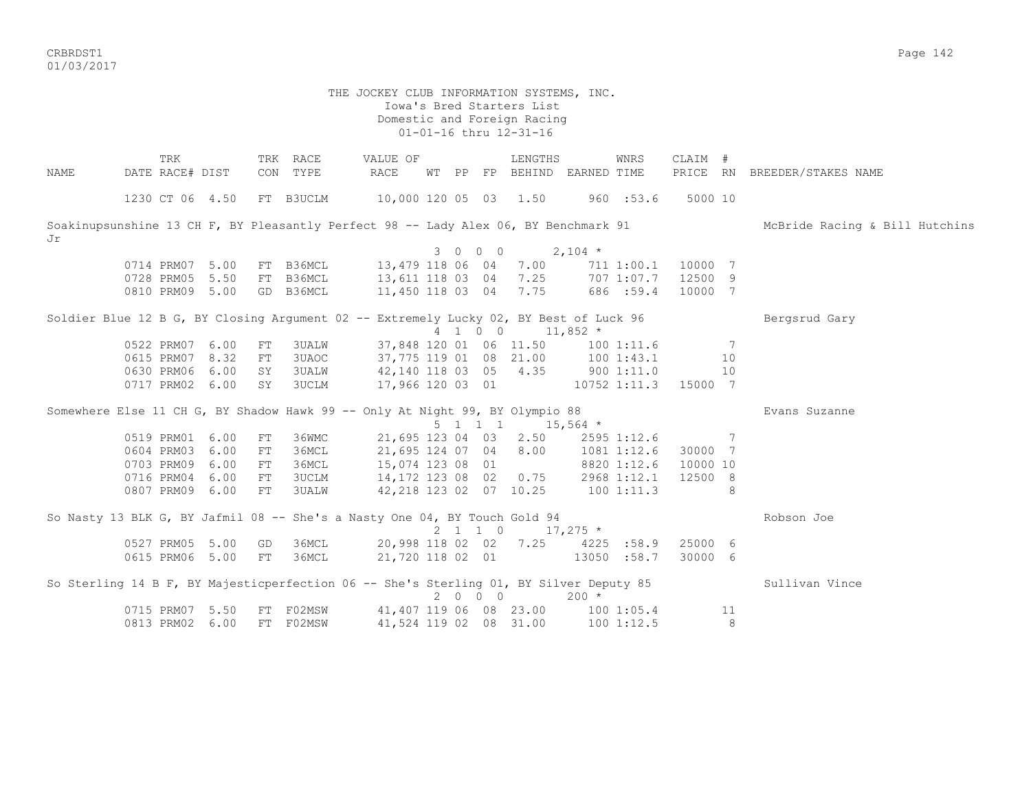THE JOCKEY CLUB INFORMATION SYSTEMS, INC.
Iowa's Bred Starters List
Domestic and Foreign Racing
01-01-16 thru 12-31-16

| NAME | TRK DATE | RACE# | DIST | TRK CON | RACE TYPE | VALUE OF RACE | WT | PP | FP | LENGTHS BEHIND | EARNED | WNRS TIME | CLAIM PRICE | # RN | BREEDER/STAKES NAME |
|---|---|---|---|---|---|---|---|---|---|---|---|---|---|---|---|
| | 1230 | CT 06 | 4.50 | FT | B3UCLM | 10,000 | 120 | 05 | 03 | 1.50 | 960 | :53.6 | 5000 | 10 | |
| Soakinupsunshine 13 CH F, BY Pleasantly Perfect 98 -- Lady Alex 06, BY Benchmark 91 | | | | | | | 3 | 0 | 0 | 0 | 2,104 * | | | | McBride Racing & Bill Hutchins Jr |
| | 0714 | PRM07 | 5.00 | FT | B36MCL | 13,479 | 118 | 06 | 04 | 7.00 | 711 | 1:00.1 | 10000 | 7 | |
| | 0728 | PRM05 | 5.50 | FT | B36MCL | 13,611 | 118 | 03 | 04 | 7.25 | 707 | 1:07.7 | 12500 | 9 | |
| | 0810 | PRM09 | 5.00 | GD | B36MCL | 11,450 | 118 | 03 | 04 | 7.75 | 686 | :59.4 | 10000 | 7 | |
| Soldier Blue 12 B G, BY Closing Argument 02 -- Extremely Lucky 02, BY Best of Luck 96 | | | | | | | 4 | 1 | 0 | 0 | 11,852 * | | | | Bergsrud Gary |
| | 0522 | PRM07 | 6.00 | FT | 3UALW | 37,848 | 120 | 01 | 06 | 11.50 | 100 | 1:11.6 | | 7 | |
| | 0615 | PRM07 | 8.32 | FT | 3UAOC | 37,775 | 119 | 01 | 08 | 21.00 | 100 | 1:43.1 | | 10 | |
| | 0630 | PRM06 | 6.00 | SY | 3UALW | 42,140 | 118 | 03 | 05 | 4.35 | 900 | 1:11.0 | | 10 | |
| | 0717 | PRM02 | 6.00 | SY | 3UCLM | 17,966 | 120 | 03 | 01 | | 10752 | 1:11.3 | 15000 | 7 | |
| Somewhere Else 11 CH G, BY Shadow Hawk 99 -- Only At Night 99, BY Olympio 88 | | | | | | | 5 | 1 | 1 | 1 | 15,564 * | | | | Evans Suzanne |
| | 0519 | PRM01 | 6.00 | FT | 36WMC | 21,695 | 123 | 04 | 03 | 2.50 | 2595 | 1:12.6 | | 7 | |
| | 0604 | PRM03 | 6.00 | FT | 36MCL | 21,695 | 124 | 07 | 04 | 8.00 | 1081 | 1:12.6 | 30000 | 7 | |
| | 0703 | PRM09 | 6.00 | FT | 36MCL | 15,074 | 123 | 08 | 01 | | 8820 | 1:12.6 | 10000 | 10 | |
| | 0716 | PRM04 | 6.00 | FT | 3UCLM | 14,172 | 123 | 08 | 02 | 0.75 | 2968 | 1:12.1 | 12500 | 8 | |
| | 0807 | PRM09 | 6.00 | FT | 3UALW | 42,218 | 123 | 02 | 07 | 10.25 | 100 | 1:11.3 | | 8 | |
| So Nasty 13 BLK G, BY Jafmil 08 -- She's a Nasty One 04, BY Touch Gold 94 | | | | | | | 2 | 1 | 1 | 0 | 17,275 * | | | | Robson Joe |
| | 0527 | PRM05 | 5.00 | GD | 36MCL | 20,998 | 118 | 02 | 02 | 7.25 | 4225 | :58.9 | 25000 | 6 | |
| | 0615 | PRM06 | 5.00 | FT | 36MCL | 21,720 | 118 | 02 | 01 | | 13050 | :58.7 | 30000 | 6 | |
| So Sterling 14 B F, BY Majesticperfection 06 -- She's Sterling 01, BY Silver Deputy 85 | | | | | | | 2 | 0 | 0 | 0 | 200 * | | | | Sullivan Vince |
| | 0715 | PRM07 | 5.50 | FT | F02MSW | 41,407 | 119 | 06 | 08 | 23.00 | 100 | 1:05.4 | | 11 | |
| | 0813 | PRM02 | 6.00 | FT | F02MSW | 41,524 | 119 | 02 | 08 | 31.00 | 100 | 1:12.5 | | 8 | |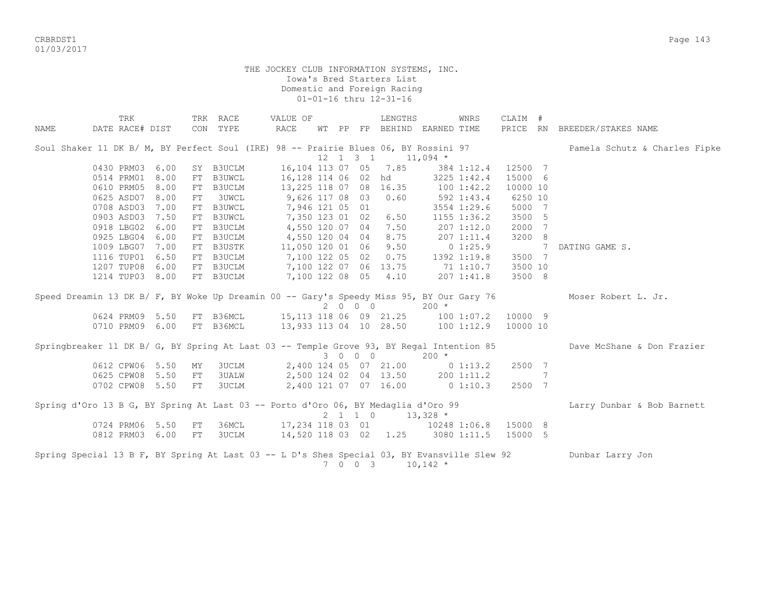THE JOCKEY CLUB INFORMATION SYSTEMS, INC.
Iowa's Bred Starters List
Domestic and Foreign Racing
01-01-16 thru 12-31-16

| NAME | TRK DATE | RACE# | DIST | TRK CON | RACE TYPE | VALUE OF RACE | WT | PP | FP | LENGTHS BEHIND | EARNED | WNRS TIME | CLAIM PRICE | # RN | BREEDER/STAKES NAME |
|---|---|---|---|---|---|---|---|---|---|---|---|---|---|---|---|
| Soul Shaker 11 DK B/ M, BY Perfect Soul (IRE) 98 -- Prairie Blues 06, BY Rossini 97 | | | | | | | 12 | 1 | 3 1 | | 11,094 * | | | | Pamela Schutz & Charles Fipke |
| | 0430 | PRM03 | 6.00 | SY | B3UCLM | 16,104 | 113 | 07 | 05 | 7.85 | 384 | 1:12.4 | 12500 | 7 | |
| | 0514 | PRM01 | 8.00 | FT | B3UWCL | 16,128 | 114 | 06 | 02 | hd | 3225 | 1:42.4 | 15000 | 6 | |
| | 0610 | PRM05 | 8.00 | FT | B3UCLM | 13,225 | 118 | 07 | 08 | 16.35 | 100 | 1:42.2 | 10000 | 10 | |
| | 0625 | ASD07 | 8.00 | FT | 3UWCL | 9,626 | 117 | 08 | 03 | 0.60 | 592 | 1:43.4 | 6250 | 10 | |
| | 0708 | ASD03 | 7.00 | FT | B3UWCL | 7,946 | 121 | 05 | 01 | | 3554 | 1:29.6 | 5000 | 7 | |
| | 0903 | ASD03 | 7.50 | FT | B3UWCL | 7,350 | 123 | 01 | 02 | 6.50 | 1155 | 1:36.2 | 3500 | 5 | |
| | 0918 | LBG02 | 6.00 | FT | B3UCLM | 4,550 | 120 | 07 | 04 | 7.50 | 207 | 1:12.0 | 2000 | 7 | |
| | 0925 | LBG04 | 6.00 | FT | B3UCLM | 4,550 | 120 | 04 | 04 | 8.75 | 207 | 1:11.4 | 3200 | 8 | |
| | 1009 | LBG07 | 7.00 | FT | B3USTK | 11,050 | 120 | 01 | 06 | 9.50 | 0 | 1:25.9 | | 7 | DATING GAME S. |
| | 1116 | TUP01 | 6.50 | FT | B3UCLM | 7,100 | 122 | 05 | 02 | 0.75 | 1392 | 1:19.8 | 3500 | 7 | |
| | 1207 | TUP08 | 6.00 | FT | B3UCLM | 7,100 | 122 | 07 | 06 | 13.75 | 71 | 1:10.7 | 3500 | 10 | |
| | 1214 | TUP03 | 8.00 | FT | B3UCLM | 7,100 | 122 | 08 | 05 | 4.10 | 207 | 1:41.8 | 3500 | 8 | |
| Speed Dreamin 13 DK B/ F, BY Woke Up Dreamin 00 -- Gary's Speedy Miss 95, BY Our Gary 76 | | | | | | | 2 | 0 | 0 0 | | 200 * | | | | Moser Robert L. Jr. |
| | 0624 | PRM09 | 5.50 | FT | B36MCL | 15,113 | 118 | 06 | 09 | 21.25 | 100 | 1:07.2 | 10000 | 9 | |
| | 0710 | PRM09 | 6.00 | FT | B36MCL | 13,933 | 113 | 04 | 10 | 28.50 | 100 | 1:12.9 | 10000 | 10 | |
| Springbreaker 11 DK B/ G, BY Spring At Last 03 -- Temple Grove 93, BY Regal Intention 85 | | | | | | | 3 | 0 | 0 0 | | 200 * | | | | Dave McShane & Don Frazier |
| | 0612 | CPW06 | 5.50 | MY | 3UCLM | 2,400 | 124 | 05 | 07 | 21.00 | 0 | 1:13.2 | 2500 | 7 | |
| | 0625 | CPW08 | 5.50 | FT | 3UALW | 2,500 | 124 | 02 | 04 | 13.50 | 200 | 1:11.2 | | 7 | |
| | 0702 | CPW08 | 5.50 | FT | 3UCLM | 2,400 | 121 | 07 | 07 | 16.00 | 0 | 1:10.3 | 2500 | 7 | |
| Spring d'Oro 13 B G, BY Spring At Last 03 -- Porto d'Oro 06, BY Medaglia d'Oro 99 | | | | | | | 2 | 1 | 1 0 | | 13,328 * | | | | Larry Dunbar & Bob Barnett |
| | 0724 | PRM06 | 5.50 | FT | 36MCL | 17,234 | 118 | 03 | 01 | | 10248 | 1:06.8 | 15000 | 8 | |
| | 0812 | PRM03 | 6.00 | FT | 3UCLM | 14,520 | 118 | 03 | 02 | 1.25 | 3080 | 1:11.5 | 15000 | 5 | |
| Spring Special 13 B F, BY Spring At Last 03 -- L D's Shes Special 03, BY Evansville Slew 92 | | | | | | | 7 | 0 | 0 3 | | 10,142 * | | | | Dunbar Larry Jon |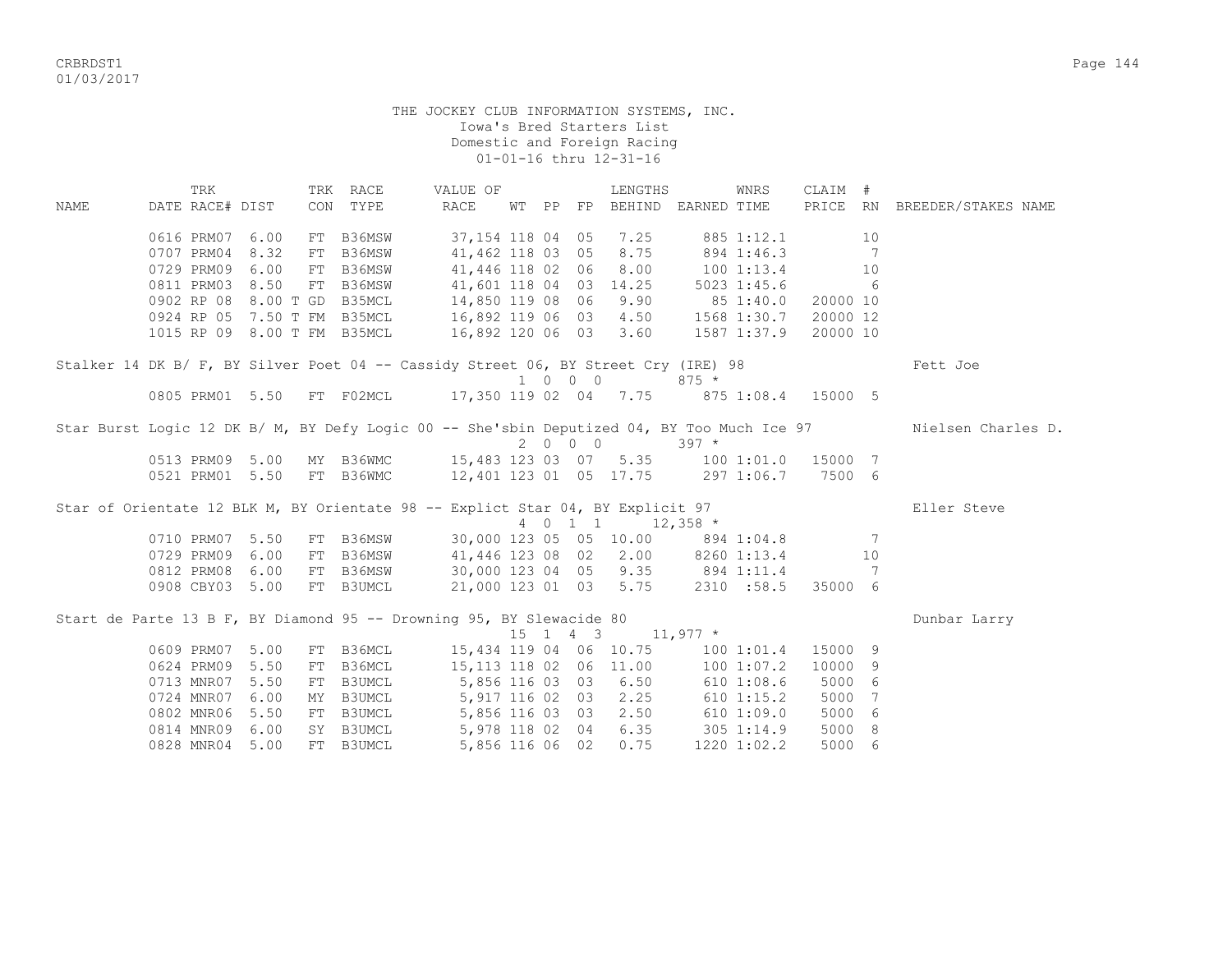THE JOCKEY CLUB INFORMATION SYSTEMS, INC.
Iowa's Bred Starters List
Domestic and Foreign Racing
01-01-16 thru 12-31-16

| NAME | TRK DATE | RACE# | DIST | TRK CON | RACE TYPE | VALUE OF RACE | WT | PP | FP | LENGTHS BEHIND | EARNED | WNRS TIME | CLAIM PRICE | # RN | BREEDER/STAKES NAME |
|---|---|---|---|---|---|---|---|---|---|---|---|---|---|---|---|
| | 0616 | PRM07 | 6.00 | FT | B36MSW | 37,154 | 118 | 04 | 05 | 7.25 | 885 | 1:12.1 | | 10 | |
| | 0707 | PRM04 | 8.32 | FT | B36MSW | 41,462 | 118 | 03 | 05 | 8.75 | 894 | 1:46.3 | | 7 | |
| | 0729 | PRM09 | 6.00 | FT | B36MSW | 41,446 | 118 | 02 | 06 | 8.00 | 100 | 1:13.4 | | 10 | |
| | 0811 | PRM03 | 8.50 | FT | B36MSW | 41,601 | 118 | 04 | 03 | 14.25 | 5023 | 1:45.6 | | 6 | |
| | 0902 | RP 08 | 8.00 T | GD | B35MCL | 14,850 | 119 | 08 | 06 | 9.90 | 85 | 1:40.0 | 20000 | 10 | |
| | 0924 | RP 05 | 7.50 T | FM | B35MCL | 16,892 | 119 | 06 | 03 | 4.50 | 1568 | 1:30.7 | 20000 | 12 | |
| | 1015 | RP 09 | 8.00 T | FM | B35MCL | 16,892 | 120 | 06 | 03 | 3.60 | 1587 | 1:37.9 | 20000 | 10 | |
| Stalker 14 DK B/ F, BY Silver Poet 04 -- Cassidy Street 06, BY Street Cry (IRE) 98 | | | | | | | 1 | 0 | 0 0 | | 875 * | | | | Fett Joe |
| | 0805 | PRM01 | 5.50 | FT | F02MCL | 17,350 | 119 | 02 | 04 | 7.75 | 875 | 1:08.4 | 15000 | 5 | |
| Star Burst Logic 12 DK B/ M, BY Defy Logic 00 -- She'sbin Deputized 04, BY Too Much Ice 97 | | | | | | | 2 | 0 | 0 0 | | 397 * | | | | Nielsen Charles D. |
| | 0513 | PRM09 | 5.00 | MY | B36WMC | 15,483 | 123 | 03 | 07 | 5.35 | 100 | 1:01.0 | 15000 | 7 | |
| | 0521 | PRM01 | 5.50 | FT | B36WMC | 12,401 | 123 | 01 | 05 | 17.75 | 297 | 1:06.7 | 7500 | 6 | |
| Star of Orientate 12 BLK M, BY Orientate 98 -- Explict Star 04, BY Explicit 97 | | | | | | | 4 | 0 | 1 1 | | 12,358 * | | | | Eller Steve |
| | 0710 | PRM07 | 5.50 | FT | B36MSW | 30,000 | 123 | 05 | 05 | 10.00 | 894 | 1:04.8 | | 7 | |
| | 0729 | PRM09 | 6.00 | FT | B36MSW | 41,446 | 123 | 08 | 02 | 2.00 | 8260 | 1:13.4 | | 10 | |
| | 0812 | PRM08 | 6.00 | FT | B36MSW | 30,000 | 123 | 04 | 05 | 9.35 | 894 | 1:11.4 | | 7 | |
| | 0908 | CBY03 | 5.00 | FT | B3UMCL | 21,000 | 123 | 01 | 03 | 5.75 | 2310 | :58.5 | 35000 | 6 | |
| Start de Parte 13 B F, BY Diamond 95 -- Drowning 95, BY Slewacide 80 | | | | | | | 15 | 1 | 4 3 | | 11,977 * | | | | Dunbar Larry |
| | 0609 | PRM07 | 5.00 | FT | B36MCL | 15,434 | 119 | 04 | 06 | 10.75 | 100 | 1:01.4 | 15000 | 9 | |
| | 0624 | PRM09 | 5.50 | FT | B36MCL | 15,113 | 118 | 02 | 06 | 11.00 | 100 | 1:07.2 | 10000 | 9 | |
| | 0713 | MNR07 | 5.50 | FT | B3UMCL | 5,856 | 116 | 03 | 03 | 6.50 | 610 | 1:08.6 | 5000 | 6 | |
| | 0724 | MNR07 | 6.00 | MY | B3UMCL | 5,917 | 116 | 02 | 03 | 2.25 | 610 | 1:15.2 | 5000 | 7 | |
| | 0802 | MNR06 | 5.50 | FT | B3UMCL | 5,856 | 116 | 03 | 03 | 2.50 | 610 | 1:09.0 | 5000 | 6 | |
| | 0814 | MNR09 | 6.00 | SY | B3UMCL | 5,978 | 118 | 02 | 04 | 6.35 | 305 | 1:14.9 | 5000 | 8 | |
| | 0828 | MNR04 | 5.00 | FT | B3UMCL | 5,856 | 116 | 06 | 02 | 0.75 | 1220 | 1:02.2 | 5000 | 6 | |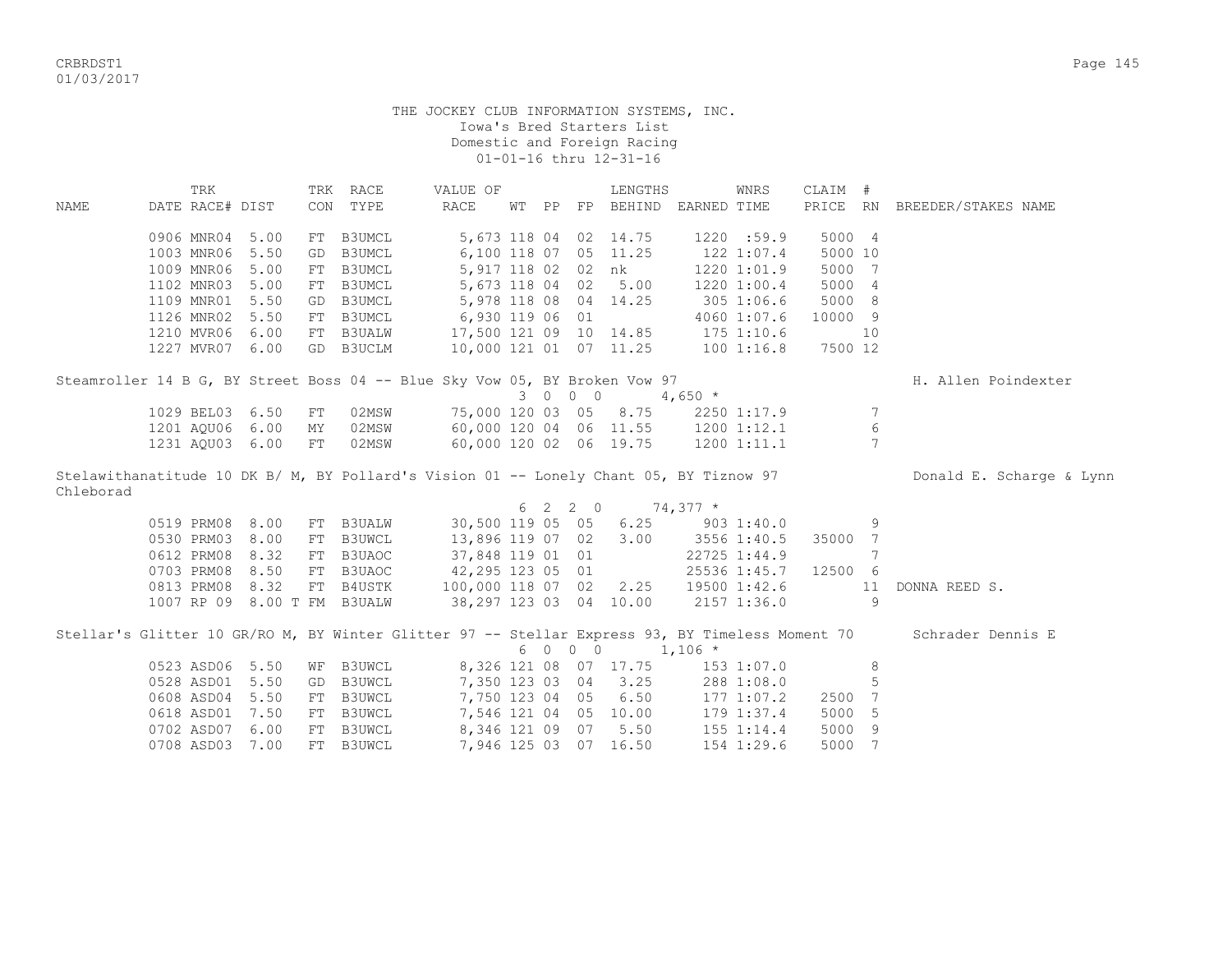THE JOCKEY CLUB INFORMATION SYSTEMS, INC.
Iowa's Bred Starters List
Domestic and Foreign Racing
01-01-16 thru 12-31-16

| NAME | TRK DATE | RACE# | DIST | TRK CON | RACE TYPE | VALUE OF RACE | WT | PP | FP | LENGTHS BEHIND | EARNED | WNRS TIME | CLAIM PRICE | # RN | BREEDER/STAKES NAME |
|---|---|---|---|---|---|---|---|---|---|---|---|---|---|---|---|
| | 0906 | MNR04 | 5.00 | FT | B3UMCL | 5,673 | 118 | 04 | 02 | 14.75 | 1220 | :59.9 | 5000 | 4 | |
| | 1003 | MNR06 | 5.50 | GD | B3UMCL | 6,100 | 118 | 07 | 05 | 11.25 | 122 | 1:07.4 | 5000 | 10 | |
| | 1009 | MNR06 | 5.00 | FT | B3UMCL | 5,917 | 118 | 02 | 02 | nk | 1220 | 1:01.9 | 5000 | 7 | |
| | 1102 | MNR03 | 5.00 | FT | B3UMCL | 5,673 | 118 | 04 | 02 | 5.00 | 1220 | 1:00.4 | 5000 | 4 | |
| | 1109 | MNR01 | 5.50 | GD | B3UMCL | 5,978 | 118 | 08 | 04 | 14.25 | 305 | 1:06.6 | 5000 | 8 | |
| | 1126 | MNR02 | 5.50 | FT | B3UMCL | 6,930 | 119 | 06 | 01 | | 4060 | 1:07.6 | 10000 | 9 | |
| | 1210 | MVR06 | 6.00 | FT | B3UALW | 17,500 | 121 | 09 | 10 | 14.85 | 175 | 1:10.6 | | 10 | |
| | 1227 | MVR07 | 6.00 | GD | B3UCLM | 10,000 | 121 | 01 | 07 | 11.25 | 100 | 1:16.8 | 7500 | 12 | |
| Steamroller 14 B G, BY Street Boss 04 -- Blue Sky Vow 05, BY Broken Vow 97 | | | | | | | | | | | | | | | H. Allen Poindexter |
| | | | | | | | 3 0 0 0 | | | | 4,650 * | | | | |
| | 1029 | BEL03 | 6.50 | FT | 02MSW | 75,000 | 120 | 03 | 05 | 8.75 | 2250 | 1:17.9 | | 7 | |
| | 1201 | AQU06 | 6.00 | MY | 02MSW | 60,000 | 120 | 04 | 06 | 11.55 | 1200 | 1:12.1 | | 6 | |
| | 1231 | AQU03 | 6.00 | FT | 02MSW | 60,000 | 120 | 02 | 06 | 19.75 | 1200 | 1:11.1 | | 7 | |
| Stelawithanatitude 10 DK B/ M, BY Pollard's Vision 01 -- Lonely Chant 05, BY Tiznow 97 | | | | | | | | | | | | | | | Donald E. Scharge & Lynn Chleborad |
| | | | | | | | 6 2 2 0 | | | | 74,377 * | | | | |
| | 0519 | PRM08 | 8.00 | FT | B3UALW | 30,500 | 119 | 05 | 05 | 6.25 | 903 | 1:40.0 | | 9 | |
| | 0530 | PRM03 | 8.00 | FT | B3UWCL | 13,896 | 119 | 07 | 02 | 3.00 | 3556 | 1:40.5 | 35000 | 7 | |
| | 0612 | PRM08 | 8.32 | FT | B3UAOC | 37,848 | 119 | 01 | 01 | | 22725 | 1:44.9 | | 7 | |
| | 0703 | PRM08 | 8.50 | FT | B3UAOC | 42,295 | 123 | 05 | 01 | | 25536 | 1:45.7 | 12500 | 6 | |
| | 0813 | PRM08 | 8.32 | FT | B4USTK | 100,000 | 118 | 07 | 02 | 2.25 | 19500 | 1:42.6 | | 11 | DONNA REED S. |
| | 1007 | RP 09 | 8.00 T | FM | B3UALW | 38,297 | 123 | 03 | 04 | 10.00 | 2157 | 1:36.0 | | 9 | |
| Stellar's Glitter 10 GR/RO M, BY Winter Glitter 97 -- Stellar Express 93, BY Timeless Moment 70 | | | | | | | | | | | | | | | Schrader Dennis E |
| | | | | | | | 6 0 0 0 | | | | 1,106 * | | | | |
| | 0523 | ASD06 | 5.50 | WF | B3UWCL | 8,326 | 121 | 08 | 07 | 17.75 | 153 | 1:07.0 | | 8 | |
| | 0528 | ASD01 | 5.50 | GD | B3UWCL | 7,350 | 123 | 03 | 04 | 3.25 | 288 | 1:08.0 | | 5 | |
| | 0608 | ASD04 | 5.50 | FT | B3UWCL | 7,750 | 123 | 04 | 05 | 6.50 | 177 | 1:07.2 | 2500 | 7 | |
| | 0618 | ASD01 | 7.50 | FT | B3UWCL | 7,546 | 121 | 04 | 05 | 10.00 | 179 | 1:37.4 | 5000 | 5 | |
| | 0702 | ASD07 | 6.00 | FT | B3UWCL | 8,346 | 121 | 09 | 07 | 5.50 | 155 | 1:14.4 | 5000 | 9 | |
| | 0708 | ASD03 | 7.00 | FT | B3UWCL | 7,946 | 125 | 03 | 07 | 16.50 | 154 | 1:29.6 | 5000 | 7 | |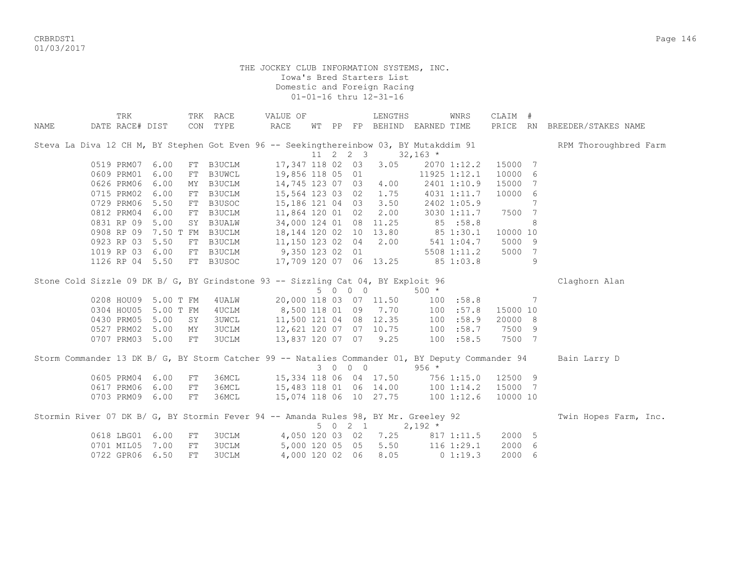THE JOCKEY CLUB INFORMATION SYSTEMS, INC.
Iowa's Bred Starters List
Domestic and Foreign Racing
01-01-16 thru 12-31-16

| NAME | TRK DATE | RACE# | DIST | TRK CON | RACE TYPE | VALUE OF RACE | WT | PP | FP | LENGTHS BEHIND | EARNED | WNRS TIME | CLAIM PRICE | # RN | BREEDER/STAKES NAME |
|---|---|---|---|---|---|---|---|---|---|---|---|---|---|---|---|
| Steva La Diva 12 CH M, BY Stephen Got Even 96 -- Seekingthereinbow 03, BY Mutakddim 91 | | | | | | | 11 | 2 | 2 3 | | 32,163 * | | | | RPM Thoroughbred Farm |
| | 0519 | PRM07 | 6.00 | FT | B3UCLM | 17,347 | 118 | 02 | 03 | 3.05 | 2070 | 1:12.2 | 15000 | 7 | |
| | 0609 | PRM01 | 6.00 | FT | B3UWCL | 19,856 | 118 | 05 | 01 | | 11925 | 1:12.1 | 10000 | 6 | |
| | 0626 | PRM06 | 6.00 | MY | B3UCLM | 14,745 | 123 | 07 | 03 | 4.00 | 2401 | 1:10.9 | 15000 | 7 | |
| | 0715 | PRM02 | 6.00 | FT | B3UCLM | 15,564 | 123 | 03 | 02 | 1.75 | 4031 | 1:11.7 | 10000 | 6 | |
| | 0729 | PRM06 | 5.50 | FT | B3USOC | 15,186 | 121 | 04 | 03 | 3.50 | 2402 | 1:05.9 | | 7 | |
| | 0812 | PRM04 | 6.00 | FT | B3UCLM | 11,864 | 120 | 01 | 02 | 2.00 | 3030 | 1:11.7 | 7500 | 7 | |
| | 0831 | RP 09 | 5.00 | SY | B3UALW | 34,000 | 124 | 01 | 08 | 11.25 | 85 | :58.8 | | 8 | |
| | 0908 | RP 09 | 7.50 T | FM | B3UCLM | 18,144 | 120 | 02 | 10 | 13.80 | 85 | 1:30.1 | 10000 | 10 | |
| | 0923 | RP 03 | 5.50 | FT | B3UCLM | 11,150 | 123 | 02 | 04 | 2.00 | 541 | 1:04.7 | 5000 | 9 | |
| | 1019 | RP 03 | 6.00 | FT | B3UCLM | 9,350 | 123 | 02 | 01 | | 5508 | 1:11.2 | 5000 | 7 | |
| | 1126 | RP 04 | 5.50 | FT | B3USOC | 17,709 | 120 | 07 | 06 | 13.25 | 85 | 1:03.8 | | 9 | |
| Stone Cold Sizzle 09 DK B/ G, BY Grindstone 93 -- Sizzling Cat 04, BY Exploit 96 | | | | | | | 5 | 0 | 0 0 | | 500 * | | | | Claghorn Alan |
| | 0208 | HOU09 | 5.00 T | FM | 4UALW | 20,000 | 118 | 03 | 07 | 11.50 | 100 | :58.8 | | 7 | |
| | 0304 | HOU05 | 5.00 T | FM | 4UCLM | 8,500 | 118 | 01 | 09 | 7.70 | 100 | :57.8 | 15000 | 10 | |
| | 0430 | PRM05 | 5.00 | SY | 3UWCL | 11,500 | 121 | 04 | 08 | 12.35 | 100 | :58.9 | 20000 | 8 | |
| | 0527 | PRM02 | 5.00 | MY | 3UCLM | 12,621 | 120 | 07 | 07 | 10.75 | 100 | :58.7 | 7500 | 9 | |
| | 0707 | PRM03 | 5.00 | FT | 3UCLM | 13,837 | 120 | 07 | 07 | 9.25 | 100 | :58.5 | 7500 | 7 | |
| Storm Commander 13 DK B/ G, BY Storm Catcher 99 -- Natalies Commander 01, BY Deputy Commander 94 | | | | | | | 3 | 0 | 0 0 | | 956 * | | | | Bain Larry D |
| | 0605 | PRM04 | 6.00 | FT | 36MCL | 15,334 | 118 | 06 | 04 | 17.50 | 756 | 1:15.0 | 12500 | 9 | |
| | 0617 | PRM06 | 6.00 | FT | 36MCL | 15,483 | 118 | 01 | 06 | 14.00 | 100 | 1:14.2 | 15000 | 7 | |
| | 0703 | PRM09 | 6.00 | FT | 36MCL | 15,074 | 118 | 06 | 10 | 27.75 | 100 | 1:12.6 | 10000 | 10 | |
| Stormin River 07 DK B/ G, BY Stormin Fever 94 -- Amanda Rules 98, BY Mr. Greeley 92 | | | | | | | 5 | 0 | 2 1 | | 2,192 * | | | | Twin Hopes Farm, Inc. |
| | 0618 | LBG01 | 6.00 | FT | 3UCLM | 4,050 | 120 | 03 | 02 | 7.25 | 817 | 1:11.5 | 2000 | 5 | |
| | 0701 | MIL05 | 7.00 | FT | 3UCLM | 5,000 | 120 | 05 | 05 | 5.50 | 116 | 1:29.1 | 2000 | 6 | |
| | 0722 | GPR06 | 6.50 | FT | 3UCLM | 4,000 | 120 | 02 | 06 | 8.05 | 0 | 1:19.3 | 2000 | 6 | |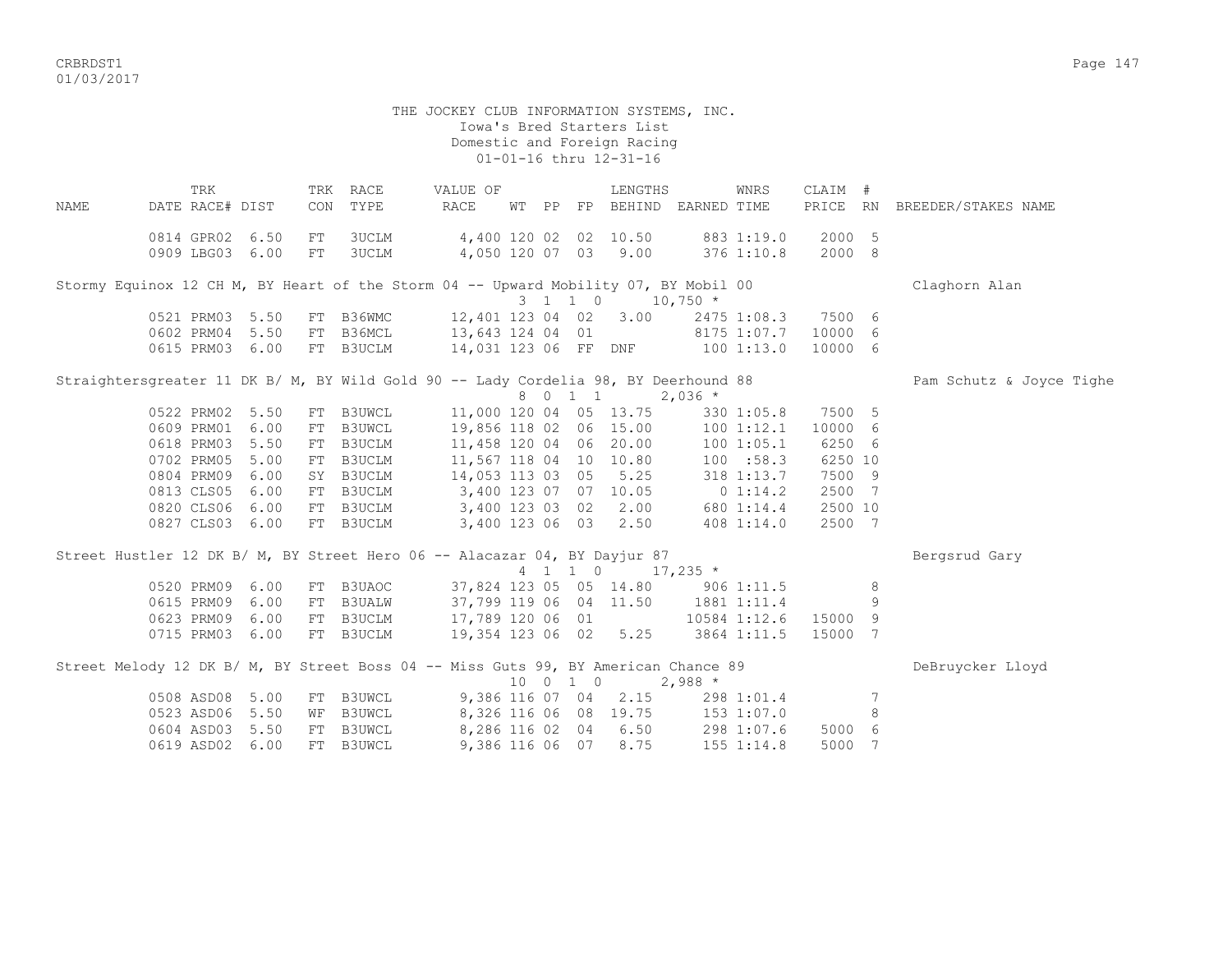THE JOCKEY CLUB INFORMATION SYSTEMS, INC.
Iowa's Bred Starters List
Domestic and Foreign Racing
01-01-16 thru 12-31-16

| NAME | TRK DATE | RACE# | DIST | TRK CON | RACE TYPE | VALUE OF RACE | WT | PP | FP | LENGTHS BEHIND | EARNED | WNRS TIME | CLAIM PRICE | # RN | BREEDER/STAKES NAME |
|---|---|---|---|---|---|---|---|---|---|---|---|---|---|---|---|
| | 0814 | GPR02 | 6.50 | FT | 3UCLM | 4,400 | 120 | 02 | 02 | 10.50 | 883 | 1:19.0 | 2000 | 5 | |
| | 0909 | LBG03 | 6.00 | FT | 3UCLM | 4,050 | 120 | 07 | 03 | 9.00 | 376 | 1:10.8 | 2000 | 8 | |
| Stormy Equinox 12 CH M, BY Heart of the Storm 04 -- Upward Mobility 07, BY Mobil 00 | | | | | | | 3 | 1 | 1 0 | | 10,750 * | | | | Claghorn Alan |
| | 0521 | PRM03 | 5.50 | FT | B36WMC | 12,401 | 123 | 04 | 02 | 3.00 | 2475 | 1:08.3 | 7500 | 6 | |
| | 0602 | PRM04 | 5.50 | FT | B36MCL | 13,643 | 124 | 04 | 01 | | 8175 | 1:07.7 | 10000 | 6 | |
| | 0615 | PRM03 | 6.00 | FT | B3UCLM | 14,031 | 123 | 06 | FF | DNF | 100 | 1:13.0 | 10000 | 6 | |
| Straightersgreater 11 DK B/ M, BY Wild Gold 90 -- Lady Cordelia 98, BY Deerhound 88 | | | | | | | 8 | 0 | 1 1 | | 2,036 * | | | | Pam Schutz & Joyce Tighe |
| | 0522 | PRM02 | 5.50 | FT | B3UWCL | 11,000 | 120 | 04 | 05 | 13.75 | 330 | 1:05.8 | 7500 | 5 | |
| | 0609 | PRM01 | 6.00 | FT | B3UWCL | 19,856 | 118 | 02 | 06 | 15.00 | 100 | 1:12.1 | 10000 | 6 | |
| | 0618 | PRM03 | 5.50 | FT | B3UCLM | 11,458 | 120 | 04 | 06 | 20.00 | 100 | 1:05.1 | 6250 | 6 | |
| | 0702 | PRM05 | 5.00 | FT | B3UCLM | 11,567 | 118 | 04 | 10 | 10.80 | 100 | :58.3 | 6250 | 10 | |
| | 0804 | PRM09 | 6.00 | SY | B3UCLM | 14,053 | 113 | 03 | 05 | 5.25 | 318 | 1:13.7 | 7500 | 9 | |
| | 0813 | CLS05 | 6.00 | FT | B3UCLM | 3,400 | 123 | 07 | 07 | 10.05 | 0 | 1:14.2 | 2500 | 7 | |
| | 0820 | CLS06 | 6.00 | FT | B3UCLM | 3,400 | 123 | 03 | 02 | 2.00 | 680 | 1:14.4 | 2500 | 10 | |
| | 0827 | CLS03 | 6.00 | FT | B3UCLM | 3,400 | 123 | 06 | 03 | 2.50 | 408 | 1:14.0 | 2500 | 7 | |
| Street Hustler 12 DK B/ M, BY Street Hero 06 -- Alacazar 04, BY Dayjur 87 | | | | | | | 4 | 1 | 1 0 | | 17,235 * | | | | Bergsrud Gary |
| | 0520 | PRM09 | 6.00 | FT | B3UAOC | 37,824 | 123 | 05 | 05 | 14.80 | 906 | 1:11.5 | | 8 | |
| | 0615 | PRM09 | 6.00 | FT | B3UALW | 37,799 | 119 | 06 | 04 | 11.50 | 1881 | 1:11.4 | | 9 | |
| | 0623 | PRM09 | 6.00 | FT | B3UCLM | 17,789 | 120 | 06 | 01 | | 10584 | 1:12.6 | 15000 | 9 | |
| | 0715 | PRM03 | 6.00 | FT | B3UCLM | 19,354 | 123 | 06 | 02 | 5.25 | 3864 | 1:11.5 | 15000 | 7 | |
| Street Melody 12 DK B/ M, BY Street Boss 04 -- Miss Guts 99, BY American Chance 89 | | | | | | | 10 | 0 | 1 0 | | 2,988 * | | | | DeBruycker Lloyd |
| | 0508 | ASD08 | 5.00 | FT | B3UWCL | 9,386 | 116 | 07 | 04 | 2.15 | 298 | 1:01.4 | | 7 | |
| | 0523 | ASD06 | 5.50 | WF | B3UWCL | 8,326 | 116 | 06 | 08 | 19.75 | 153 | 1:07.0 | | 8 | |
| | 0604 | ASD03 | 5.50 | FT | B3UWCL | 8,286 | 116 | 02 | 04 | 6.50 | 298 | 1:07.6 | 5000 | 6 | |
| | 0619 | ASD02 | 6.00 | FT | B3UWCL | 9,386 | 116 | 06 | 07 | 8.75 | 155 | 1:14.8 | 5000 | 7 | |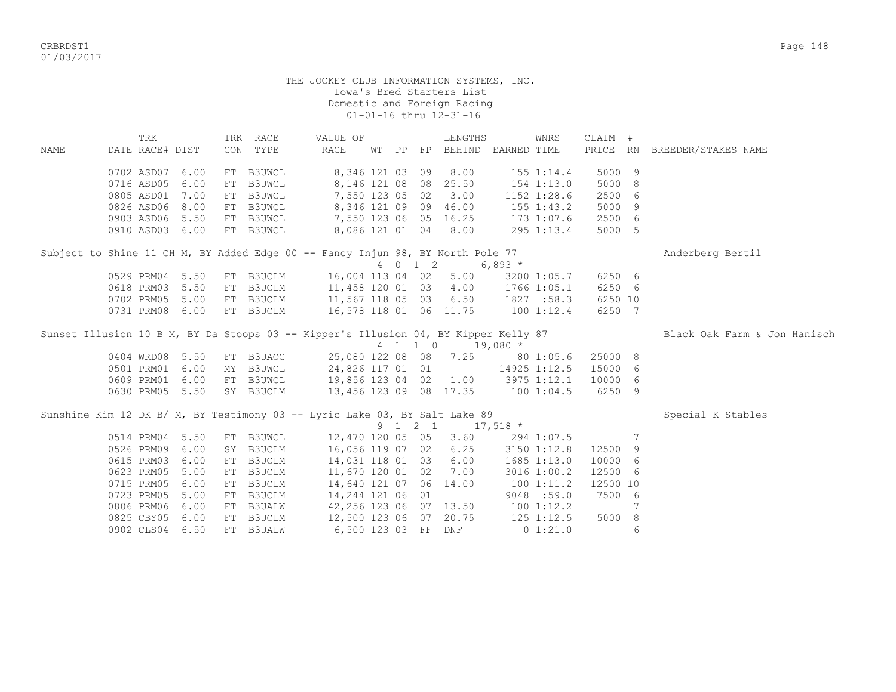THE JOCKEY CLUB INFORMATION SYSTEMS, INC.
Iowa's Bred Starters List
Domestic and Foreign Racing
01-01-16 thru 12-31-16

| NAME | TRK DATE | RACE# | DIST | TRK CON | RACE TYPE | VALUE OF RACE | WT | PP | FP | LENGTHS BEHIND | EARNED | WNRS TIME | CLAIM PRICE | # RN | BREEDER/STAKES NAME |
|---|---|---|---|---|---|---|---|---|---|---|---|---|---|---|---|
| | 0702 | ASD07 | 6.00 | FT | B3UWCL | 8,346 | 121 | 03 | 09 | 8.00 | 155 | 1:14.4 | 5000 | 9 | |
| | 0716 | ASD05 | 6.00 | FT | B3UWCL | 8,146 | 121 | 08 | 08 | 25.50 | 154 | 1:13.0 | 5000 | 8 | |
| | 0805 | ASD01 | 7.00 | FT | B3UWCL | 7,550 | 123 | 05 | 02 | 3.00 | 1152 | 1:28.6 | 2500 | 6 | |
| | 0826 | ASD06 | 8.00 | FT | B3UWCL | 8,346 | 121 | 09 | 09 | 46.00 | 155 | 1:43.2 | 5000 | 9 | |
| | 0903 | ASD06 | 5.50 | FT | B3UWCL | 7,550 | 123 | 06 | 05 | 16.25 | 173 | 1:07.6 | 2500 | 6 | |
| | 0910 | ASD03 | 6.00 | FT | B3UWCL | 8,086 | 121 | 01 | 04 | 8.00 | 295 | 1:13.4 | 5000 | 5 | |
| Subject to Shine 11 CH M, BY Added Edge 00 -- Fancy Injun 98, BY North Pole 77 | | | | | | | 4 | 0 1 2 | | | 6,893 * | | | | Anderberg Bertil |
| | 0529 | PRM04 | 5.50 | FT | B3UCLM | 16,004 | 113 | 04 | 02 | 5.00 | 3200 | 1:05.7 | 6250 | 6 | |
| | 0618 | PRM03 | 5.50 | FT | B3UCLM | 11,458 | 120 | 01 | 03 | 4.00 | 1766 | 1:05.1 | 6250 | 6 | |
| | 0702 | PRM05 | 5.00 | FT | B3UCLM | 11,567 | 118 | 05 | 03 | 6.50 | 1827 | :58.3 | 6250 | 10 | |
| | 0731 | PRM08 | 6.00 | FT | B3UCLM | 16,578 | 118 | 01 | 06 | 11.75 | 100 | 1:12.4 | 6250 | 7 | |
| Sunset Illusion 10 B M, BY Da Stoops 03 -- Kipper's Illusion 04, BY Kipper Kelly 87 | | | | | | | 4 | 1 1 0 | | | 19,080 * | | | | Black Oak Farm & Jon Hanisch |
| | 0404 | WRD08 | 5.50 | FT | B3UAOC | 25,080 | 122 | 08 | 08 | 7.25 | 80 | 1:05.6 | 25000 | 8 | |
| | 0501 | PRM01 | 6.00 | MY | B3UWCL | 24,826 | 117 | 01 | 01 | | 14925 | 1:12.5 | 15000 | 6 | |
| | 0609 | PRM01 | 6.00 | FT | B3UWCL | 19,856 | 123 | 04 | 02 | 1.00 | 3975 | 1:12.1 | 10000 | 6 | |
| | 0630 | PRM05 | 5.50 | SY | B3UCLM | 13,456 | 123 | 09 | 08 | 17.35 | 100 | 1:04.5 | 6250 | 9 | |
| Sunshine Kim 12 DK B/ M, BY Testimony 03 -- Lyric Lake 03, BY Salt Lake 89 | | | | | | | 9 | 1 2 1 | | | 17,518 * | | | | Special K Stables |
| | 0514 | PRM04 | 5.50 | FT | B3UWCL | 12,470 | 120 | 05 | 05 | 3.60 | 294 | 1:07.5 | | 7 | |
| | 0526 | PRM09 | 6.00 | SY | B3UCLM | 16,056 | 119 | 07 | 02 | 6.25 | 3150 | 1:12.8 | 12500 | 9 | |
| | 0615 | PRM03 | 6.00 | FT | B3UCLM | 14,031 | 118 | 01 | 03 | 6.00 | 1685 | 1:13.0 | 10000 | 6 | |
| | 0623 | PRM05 | 5.00 | FT | B3UCLM | 11,670 | 120 | 01 | 02 | 7.00 | 3016 | 1:00.2 | 12500 | 6 | |
| | 0715 | PRM05 | 6.00 | FT | B3UCLM | 14,640 | 121 | 07 | 06 | 14.00 | 100 | 1:11.2 | 12500 | 10 | |
| | 0723 | PRM05 | 5.00 | FT | B3UCLM | 14,244 | 121 | 06 | 01 | | 9048 | :59.0 | 7500 | 6 | |
| | 0806 | PRM06 | 6.00 | FT | B3UALW | 42,256 | 123 | 06 | 07 | 13.50 | 100 | 1:12.2 | | 7 | |
| | 0825 | CBY05 | 6.00 | FT | B3UCLM | 12,500 | 123 | 06 | 07 | 20.75 | 125 | 1:12.5 | 5000 | 8 | |
| | 0902 | CLS04 | 6.50 | FT | B3UALW | 6,500 | 123 | 03 | FF | DNF | 0 | 1:21.0 | | 6 | |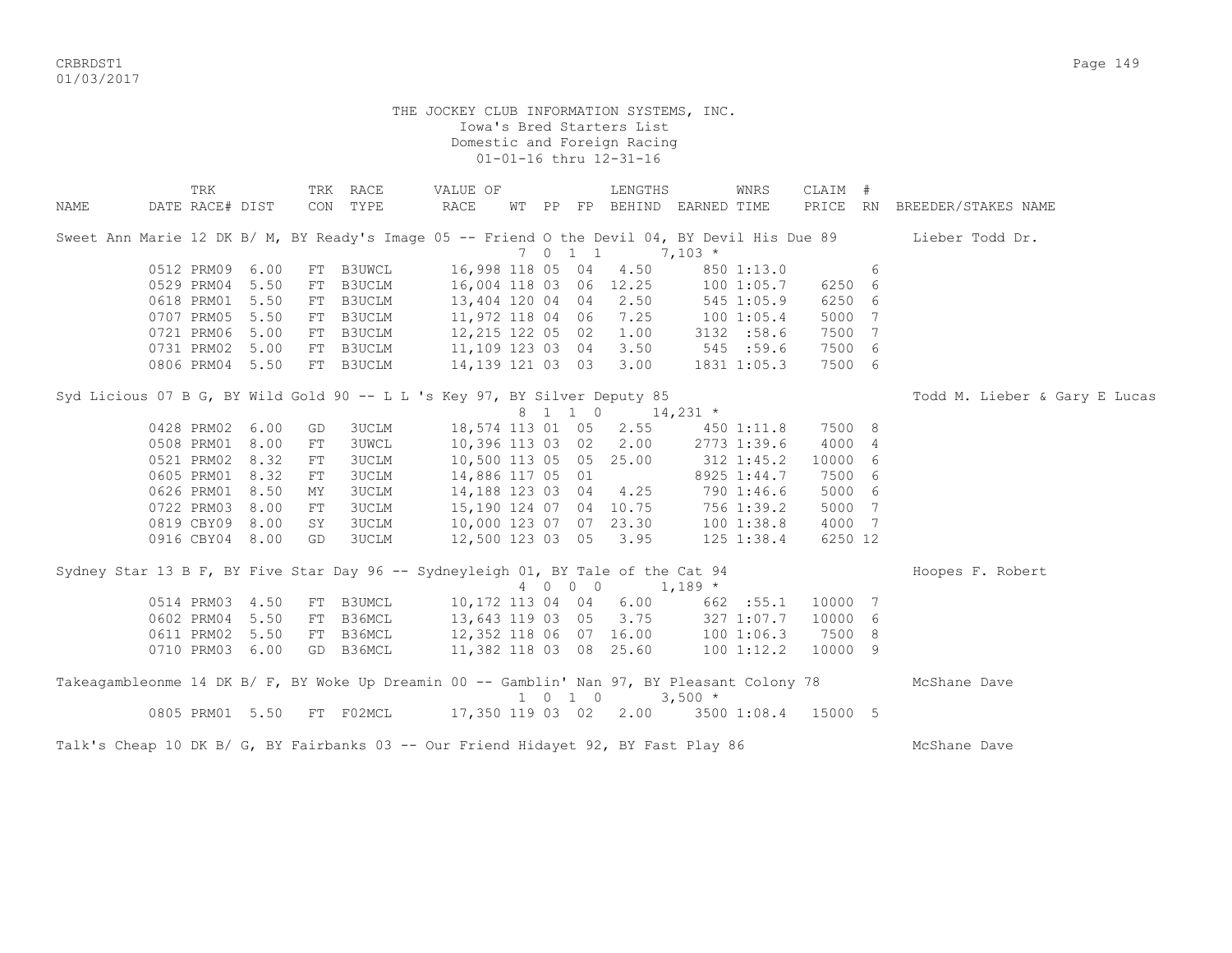THE JOCKEY CLUB INFORMATION SYSTEMS, INC.
Iowa's Bred Starters List
Domestic and Foreign Racing
01-01-16 thru 12-31-16

| NAME | TRK DATE | RACE# | DIST | TRK CON | RACE TYPE | VALUE OF RACE | WT | PP | FP | LENGTHS BEHIND | EARNED | WNRS TIME | CLAIM PRICE | # RN | BREEDER/STAKES NAME |
|---|---|---|---|---|---|---|---|---|---|---|---|---|---|---|---|
| Sweet Ann Marie 12 DK B/ M, BY Ready's Image 05 -- Friend O the Devil 04, BY Devil His Due 89 | | | | | | | 7 | 0 1 | 1 | | 7,103 * | | | | Lieber Todd Dr. |
| | 0512 | PRM09 | 6.00 | FT | B3UWCL | 16,998 | 118 | 05 | 04 | 4.50 | 850 | 1:13.0 | | 6 | |
| | 0529 | PRM04 | 5.50 | FT | B3UCLM | 16,004 | 118 | 03 | 06 | 12.25 | 100 | 1:05.7 | 6250 | 6 | |
| | 0618 | PRM01 | 5.50 | FT | B3UCLM | 13,404 | 120 | 04 | 04 | 2.50 | 545 | 1:05.9 | 6250 | 6 | |
| | 0707 | PRM05 | 5.50 | FT | B3UCLM | 11,972 | 118 | 04 | 06 | 7.25 | 100 | 1:05.4 | 5000 | 7 | |
| | 0721 | PRM06 | 5.00 | FT | B3UCLM | 12,215 | 122 | 05 | 02 | 1.00 | 3132 | :58.6 | 7500 | 7 | |
| | 0731 | PRM02 | 5.00 | FT | B3UCLM | 11,109 | 123 | 03 | 04 | 3.50 | 545 | :59.6 | 7500 | 6 | |
| | 0806 | PRM04 | 5.50 | FT | B3UCLM | 14,139 | 121 | 03 | 03 | 3.00 | 1831 | 1:05.3 | 7500 | 6 | |
| Syd Licious 07 B G, BY Wild Gold 90 -- L L 's Key 97, BY Silver Deputy 85 | | | | | | | 8 | 1 1 | 0 | | 14,231 * | | | | Todd M. Lieber & Gary E Lucas |
| | 0428 | PRM02 | 6.00 | GD | 3UCLM | 18,574 | 113 | 01 | 05 | 2.55 | 450 | 1:11.8 | 7500 | 8 | |
| | 0508 | PRM01 | 8.00 | FT | 3UWCL | 10,396 | 113 | 03 | 02 | 2.00 | 2773 | 1:39.6 | 4000 | 4 | |
| | 0521 | PRM02 | 8.32 | FT | 3UCLM | 10,500 | 113 | 05 | 05 | 25.00 | 312 | 1:45.2 | 10000 | 6 | |
| | 0605 | PRM01 | 8.32 | FT | 3UCLM | 14,886 | 117 | 05 | 01 | | 8925 | 1:44.7 | 7500 | 6 | |
| | 0626 | PRM01 | 8.50 | MY | 3UCLM | 14,188 | 123 | 03 | 04 | 4.25 | 790 | 1:46.6 | 5000 | 6 | |
| | 0722 | PRM03 | 8.00 | FT | 3UCLM | 15,190 | 124 | 07 | 04 | 10.75 | 756 | 1:39.2 | 5000 | 7 | |
| | 0819 | CBY09 | 8.00 | SY | 3UCLM | 10,000 | 123 | 07 | 07 | 23.30 | 100 | 1:38.8 | 4000 | 7 | |
| | 0916 | CBY04 | 8.00 | GD | 3UCLM | 12,500 | 123 | 03 | 05 | 3.95 | 125 | 1:38.4 | 6250 | 12 | |
| Sydney Star 13 B F, BY Five Star Day 96 -- Sydneyleigh 01, BY Tale of the Cat 94 | | | | | | | 4 | 0 0 | 0 | | 1,189 * | | | | Hoopes F. Robert |
| | 0514 | PRM03 | 4.50 | FT | B3UMCL | 10,172 | 113 | 04 | 04 | 6.00 | 662 | :55.1 | 10000 | 7 | |
| | 0602 | PRM04 | 5.50 | FT | B36MCL | 13,643 | 119 | 03 | 05 | 3.75 | 327 | 1:07.7 | 10000 | 6 | |
| | 0611 | PRM02 | 5.50 | FT | B36MCL | 12,352 | 118 | 06 | 07 | 16.00 | 100 | 1:06.3 | 7500 | 8 | |
| | 0710 | PRM03 | 6.00 | GD | B36MCL | 11,382 | 118 | 03 | 08 | 25.60 | 100 | 1:12.2 | 10000 | 9 | |
| Takeagambleonme 14 DK B/ F, BY Woke Up Dreamin 00 -- Gamblin' Nan 97, BY Pleasant Colony 78 | | | | | | | 1 | 0 1 | 0 | | 3,500 * | | | | McShane Dave |
| | 0805 | PRM01 | 5.50 | FT | F02MCL | 17,350 | 119 | 03 | 02 | 2.00 | 3500 | 1:08.4 | 15000 | 5 | |
| Talk's Cheap 10 DK B/ G, BY Fairbanks 03 -- Our Friend Hidayet 92, BY Fast Play 86 | | | | | | | | | | | | | | | McShane Dave |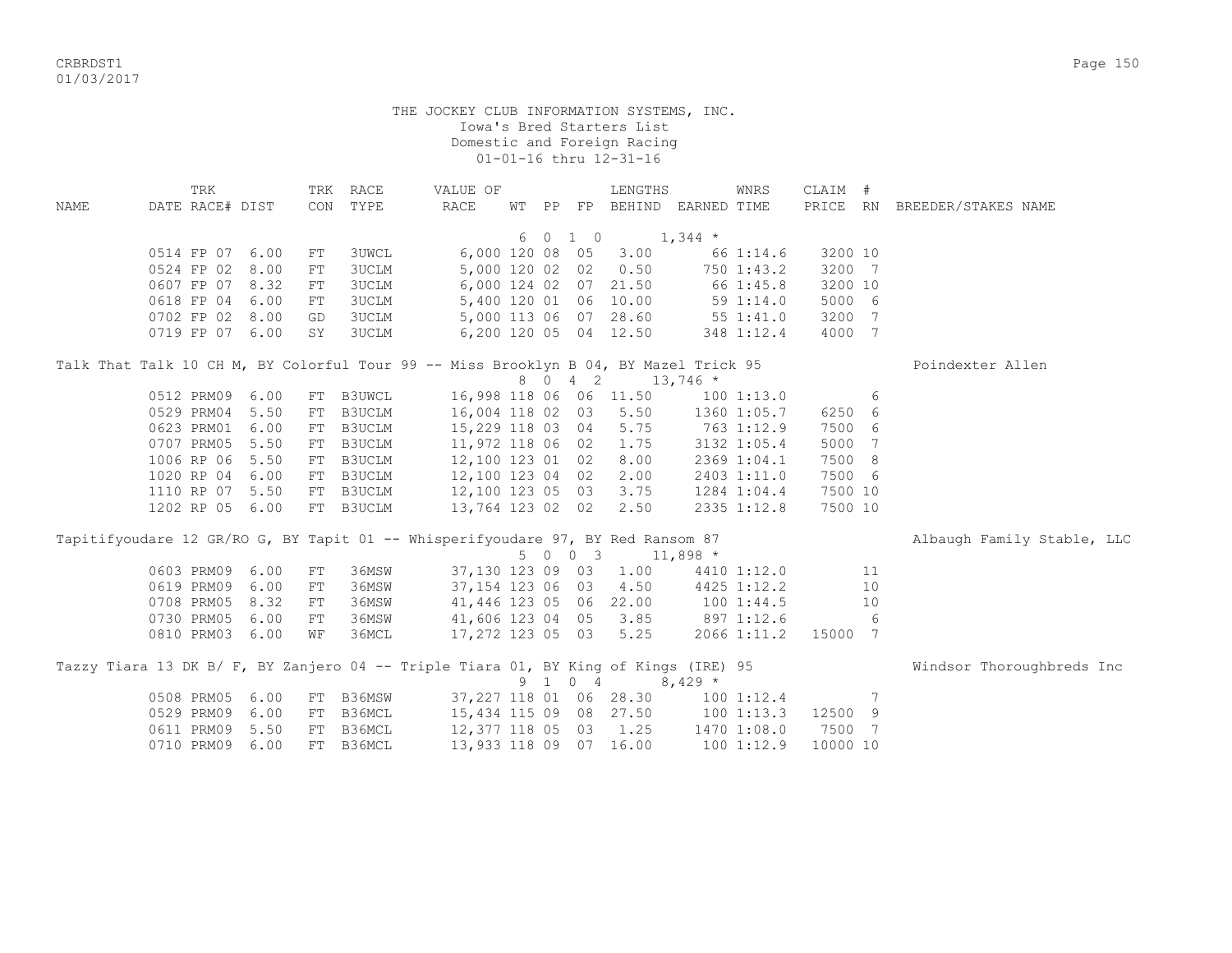THE JOCKEY CLUB INFORMATION SYSTEMS, INC.
Iowa's Bred Starters List
Domestic and Foreign Racing
01-01-16 thru 12-31-16

| NAME | TRK DATE | RACE# | DIST | TRK CON | RACE TYPE | VALUE OF RACE | WT | PP | FP | LENGTHS BEHIND | EARNED | WNRS TIME | CLAIM PRICE | # RN | BREEDER/STAKES NAME |
|---|---|---|---|---|---|---|---|---|---|---|---|---|---|---|---|
| | | | | | | | 6 | 0 | 1 0 | | 1,344 * | | | | |
| | 0514 | FP 07 | 6.00 | FT | 3UWCL | 6,000 | 120 | 08 | 05 | 3.00 | 66 | 1:14.6 | 3200 | 10 | |
| | 0524 | FP 02 | 8.00 | FT | 3UCLM | 5,000 | 120 | 02 | 02 | 0.50 | 750 | 1:43.2 | 3200 | 7 | |
| | 0607 | FP 07 | 8.32 | FT | 3UCLM | 6,000 | 124 | 02 | 07 | 21.50 | 66 | 1:45.8 | 3200 | 10 | |
| | 0618 | FP 04 | 6.00 | FT | 3UCLM | 5,400 | 120 | 01 | 06 | 10.00 | 59 | 1:14.0 | 5000 | 6 | |
| | 0702 | FP 02 | 8.00 | GD | 3UCLM | 5,000 | 113 | 06 | 07 | 28.60 | 55 | 1:41.0 | 3200 | 7 | |
| | 0719 | FP 07 | 6.00 | SY | 3UCLM | 6,200 | 120 | 05 | 04 | 12.50 | 348 | 1:12.4 | 4000 | 7 | |
| Talk That Talk 10 CH M, BY Colorful Tour 99 -- Miss Brooklyn B 04, BY Mazel Trick 95 | | | | | | | | | | | | | | | Poindexter Allen |
| | | | | | | | 8 | 0 | 4 2 | | 13,746 * | | | | |
| | 0512 | PRM09 | 6.00 | FT | B3UWCL | 16,998 | 118 | 06 | 06 | 11.50 | 100 | 1:13.0 | | 6 | |
| | 0529 | PRM04 | 5.50 | FT | B3UCLM | 16,004 | 118 | 02 | 03 | 5.50 | 1360 | 1:05.7 | 6250 | 6 | |
| | 0623 | PRM01 | 6.00 | FT | B3UCLM | 15,229 | 118 | 03 | 04 | 5.75 | 763 | 1:12.9 | 7500 | 6 | |
| | 0707 | PRM05 | 5.50 | FT | B3UCLM | 11,972 | 118 | 06 | 02 | 1.75 | 3132 | 1:05.4 | 5000 | 7 | |
| | 1006 | RP 06 | 5.50 | FT | B3UCLM | 12,100 | 123 | 01 | 02 | 8.00 | 2369 | 1:04.1 | 7500 | 8 | |
| | 1020 | RP 04 | 6.00 | FT | B3UCLM | 12,100 | 123 | 04 | 02 | 2.00 | 2403 | 1:11.0 | 7500 | 6 | |
| | 1110 | RP 07 | 5.50 | FT | B3UCLM | 12,100 | 123 | 05 | 03 | 3.75 | 1284 | 1:04.4 | 7500 | 10 | |
| | 1202 | RP 05 | 6.00 | FT | B3UCLM | 13,764 | 123 | 02 | 02 | 2.50 | 2335 | 1:12.8 | 7500 | 10 | |
| Tapitifyoudare 12 GR/RO G, BY Tapit 01 -- Whisperifyoudare 97, BY Red Ransom 87 | | | | | | | | | | | | | | | Albaugh Family Stable, LLC |
| | | | | | | | 5 | 0 | 0 3 | | 11,898 * | | | | |
| | 0603 | PRM09 | 6.00 | FT | 36MSW | 37,130 | 123 | 09 | 03 | 1.00 | 4410 | 1:12.0 | | 11 | |
| | 0619 | PRM09 | 6.00 | FT | 36MSW | 37,154 | 123 | 06 | 03 | 4.50 | 4425 | 1:12.2 | | 10 | |
| | 0708 | PRM05 | 8.32 | FT | 36MSW | 41,446 | 123 | 05 | 06 | 22.00 | 100 | 1:44.5 | | 10 | |
| | 0730 | PRM05 | 6.00 | FT | 36MSW | 41,606 | 123 | 04 | 05 | 3.85 | 897 | 1:12.6 | | 6 | |
| | 0810 | PRM03 | 6.00 | WF | 36MCL | 17,272 | 123 | 05 | 03 | 5.25 | 2066 | 1:11.2 | 15000 | 7 | |
| Tazzy Tiara 13 DK B/ F, BY Zanjero 04 -- Triple Tiara 01, BY King of Kings (IRE) 95 | | | | | | | | | | | | | | | Windsor Thoroughbreds Inc |
| | | | | | | | 9 | 1 | 0 4 | | 8,429 * | | | | |
| | 0508 | PRM05 | 6.00 | FT | B36MSW | 37,227 | 118 | 01 | 06 | 28.30 | 100 | 1:12.4 | | 7 | |
| | 0529 | PRM09 | 6.00 | FT | B36MCL | 15,434 | 115 | 09 | 08 | 27.50 | 100 | 1:13.3 | 12500 | 9 | |
| | 0611 | PRM09 | 5.50 | FT | B36MCL | 12,377 | 118 | 05 | 03 | 1.25 | 1470 | 1:08.0 | 7500 | 7 | |
| | 0710 | PRM09 | 6.00 | FT | B36MCL | 13,933 | 118 | 09 | 07 | 16.00 | 100 | 1:12.9 | 10000 | 10 | |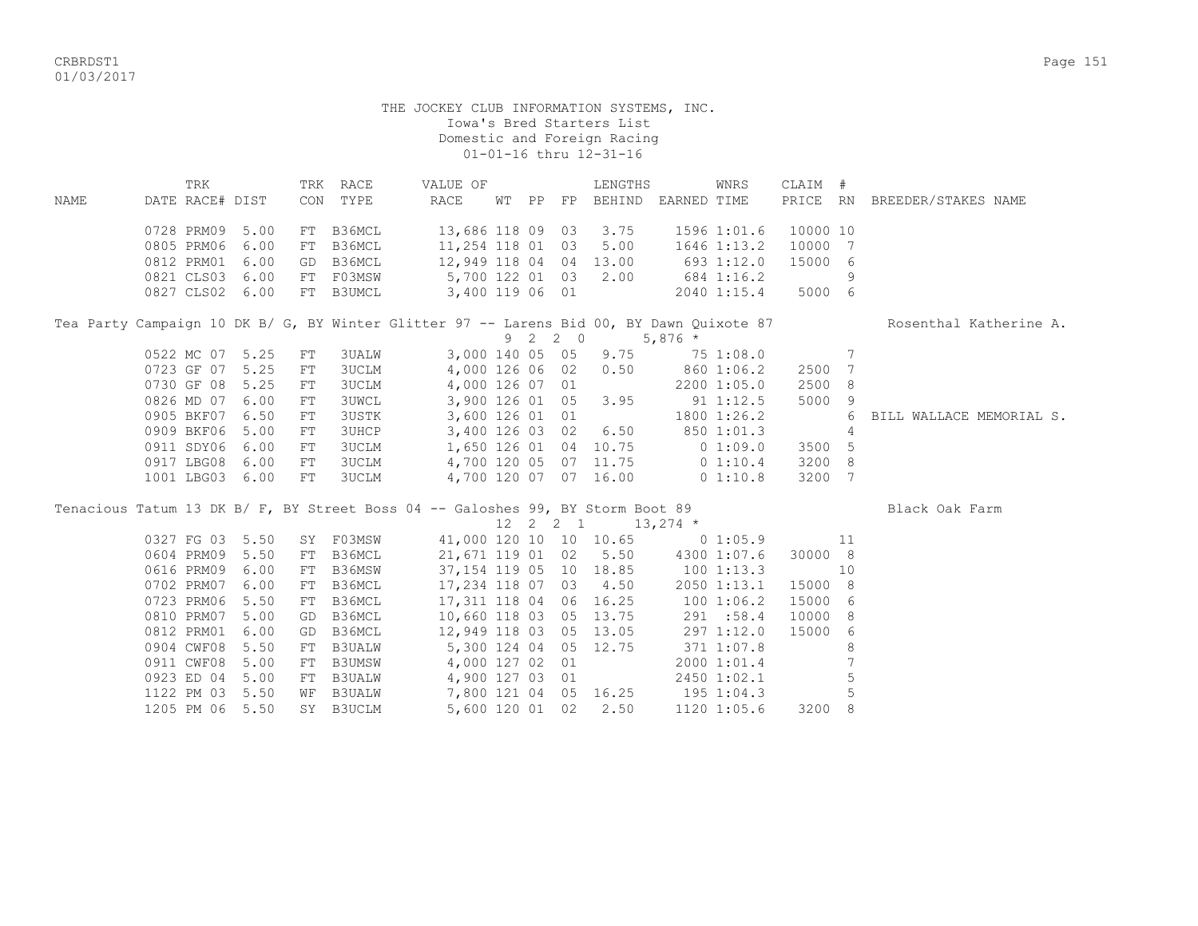THE JOCKEY CLUB INFORMATION SYSTEMS, INC.
Iowa's Bred Starters List
Domestic and Foreign Racing
01-01-16 thru 12-31-16

| NAME | TRK DATE | RACE# | DIST | TRK CON | RACE TYPE | VALUE OF RACE | WT | PP | FP | LENGTHS BEHIND | EARNED | WNRS TIME | CLAIM PRICE | # RN | BREEDER/STAKES NAME |
|---|---|---|---|---|---|---|---|---|---|---|---|---|---|---|---|
| | 0728 | PRM09 | 5.00 | FT | B36MCL | 13,686 | 118 | 09 | 03 | 3.75 | 1596 | 1:01.6 | 10000 | 10 | |
| | 0805 | PRM06 | 6.00 | FT | B36MCL | 11,254 | 118 | 01 | 03 | 5.00 | 1646 | 1:13.2 | 10000 | 7 | |
| | 0812 | PRM01 | 6.00 | GD | B36MCL | 12,949 | 118 | 04 | 04 | 13.00 | 693 | 1:12.0 | 15000 | 6 | |
| | 0821 | CLS03 | 6.00 | FT | F03MSW | 5,700 | 122 | 01 | 03 | 2.00 | 684 | 1:16.2 | | 9 | |
| | 0827 | CLS02 | 6.00 | FT | B3UMCL | 3,400 | 119 | 06 | 01 | | 2040 | 1:15.4 | 5000 | 6 | |
| Tea Party Campaign 10 DK B/ G, BY Winter Glitter 97 -- Larens Bid 00, BY Dawn Quixote 87 | | | | | | | 9 | 2 | 2 0 | | 5,876 * | | | | Rosenthal Katherine A. |
| | 0522 | MC 07 | 5.25 | FT | 3UALW | 3,000 | 140 | 05 | 05 | 9.75 | 75 | 1:08.0 | | 7 | |
| | 0723 | GF 07 | 5.25 | FT | 3UCLM | 4,000 | 126 | 06 | 02 | 0.50 | 860 | 1:06.2 | 2500 | 7 | |
| | 0730 | GF 08 | 5.25 | FT | 3UCLM | 4,000 | 126 | 07 | 01 | | 2200 | 1:05.0 | 2500 | 8 | |
| | 0826 | MD 07 | 6.00 | FT | 3UWCL | 3,900 | 126 | 01 | 05 | 3.95 | 91 | 1:12.5 | 5000 | 9 | |
| | 0905 | BKF07 | 6.50 | FT | 3USTK | 3,600 | 126 | 01 | 01 | | 1800 | 1:26.2 | | 6 | BILL WALLACE MEMORIAL S. |
| | 0909 | BKF06 | 5.00 | FT | 3UHCP | 3,400 | 126 | 03 | 02 | 6.50 | 850 | 1:01.3 | | 4 | |
| | 0911 | SDY06 | 6.00 | FT | 3UCLM | 1,650 | 126 | 01 | 04 | 10.75 | 0 | 1:09.0 | 3500 | 5 | |
| | 0917 | LBG08 | 6.00 | FT | 3UCLM | 4,700 | 120 | 05 | 07 | 11.75 | 0 | 1:10.4 | 3200 | 8 | |
| | 1001 | LBG03 | 6.00 | FT | 3UCLM | 4,700 | 120 | 07 | 07 | 16.00 | 0 | 1:10.8 | 3200 | 7 | |
| Tenacious Tatum 13 DK B/ F, BY Street Boss 04 -- Galoshes 99, BY Storm Boot 89 | | | | | | | 12 | 2 | 2 1 | | 13,274 * | | | | Black Oak Farm |
| | 0327 | FG 03 | 5.50 | SY | F03MSW | 41,000 | 120 | 10 | 10 | 10.65 | 0 | 1:05.9 | | 11 | |
| | 0604 | PRM09 | 5.50 | FT | B36MCL | 21,671 | 119 | 01 | 02 | 5.50 | 4300 | 1:07.6 | 30000 | 8 | |
| | 0616 | PRM09 | 6.00 | FT | B36MSW | 37,154 | 119 | 05 | 10 | 18.85 | 100 | 1:13.3 | | 10 | |
| | 0702 | PRM07 | 6.00 | FT | B36MCL | 17,234 | 118 | 07 | 03 | 4.50 | 2050 | 1:13.1 | 15000 | 8 | |
| | 0723 | PRM06 | 5.50 | FT | B36MCL | 17,311 | 118 | 04 | 06 | 16.25 | 100 | 1:06.2 | 15000 | 6 | |
| | 0810 | PRM07 | 5.00 | GD | B36MCL | 10,660 | 118 | 03 | 05 | 13.75 | 291 | :58.4 | 10000 | 8 | |
| | 0812 | PRM01 | 6.00 | GD | B36MCL | 12,949 | 118 | 03 | 05 | 13.05 | 297 | 1:12.0 | 15000 | 6 | |
| | 0904 | CWF08 | 5.50 | FT | B3UALW | 5,300 | 124 | 04 | 05 | 12.75 | 371 | 1:07.8 | | 8 | |
| | 0911 | CWF08 | 5.00 | FT | B3UMSW | 4,000 | 127 | 02 | 01 | | 2000 | 1:01.4 | | 7 | |
| | 0923 | ED 04 | 5.00 | FT | B3UALW | 4,900 | 127 | 03 | 01 | | 2450 | 1:02.1 | | 5 | |
| | 1122 | PM 03 | 5.50 | WF | B3UALW | 7,800 | 121 | 04 | 05 | 16.25 | 195 | 1:04.3 | | 5 | |
| | 1205 | PM 06 | 5.50 | SY | B3UCLM | 5,600 | 120 | 01 | 02 | 2.50 | 1120 | 1:05.6 | 3200 | 8 | |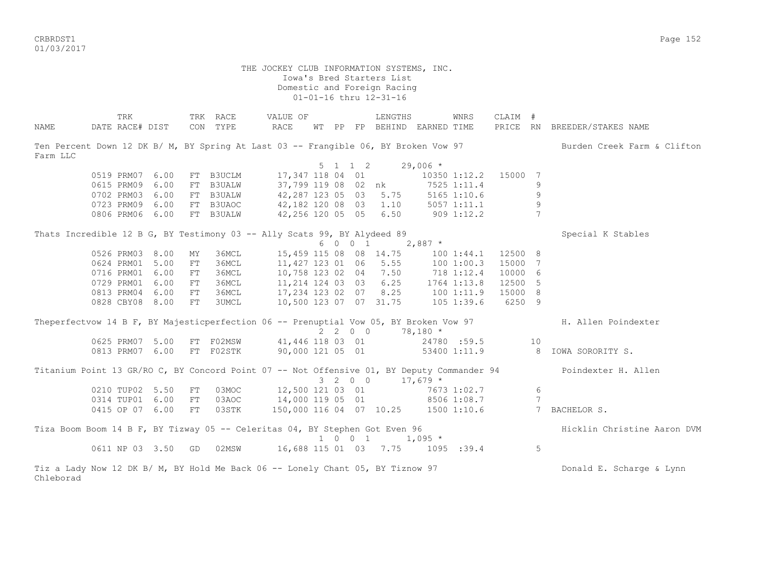THE JOCKEY CLUB INFORMATION SYSTEMS, INC.
Iowa's Bred Starters List
Domestic and Foreign Racing
01-01-16 thru 12-31-16

| NAME | TRK DATE | RACE# | DIST | TRK CON | RACE TYPE | VALUE OF RACE | WT | PP | FP | LENGTHS BEHIND | EARNED | WNRS TIME | CLAIM PRICE | # RN | BREEDER/STAKES NAME |
|---|---|---|---|---|---|---|---|---|---|---|---|---|---|---|---|
| Ten Percent Down 12 DK B/ M, BY Spring At Last 03 -- Frangible 06, BY Broken Vow 97 | | | | | | | 5 | 1 | 1 2 | | 29,006 * | | | | Burden Creek Farm & Clifton Farm LLC |
| | 0519 | PRM07 | 6.00 | FT | B3UCLM | 17,347 | 118 | 04 | 01 | | 10350 | 1:12.2 | 15000 | 7 | |
| | 0615 | PRM09 | 6.00 | FT | B3UALW | 37,799 | 119 | 08 | 02 | nk | 7525 | 1:11.4 | | 9 | |
| | 0702 | PRM03 | 6.00 | FT | B3UALW | 42,287 | 123 | 05 | 03 | 5.75 | 5165 | 1:10.6 | | 9 | |
| | 0723 | PRM09 | 6.00 | FT | B3UAOC | 42,182 | 120 | 08 | 03 | 1.10 | 5057 | 1:11.1 | | 9 | |
| | 0806 | PRM06 | 6.00 | FT | B3UALW | 42,256 | 120 | 05 | 05 | 6.50 | 909 | 1:12.2 | | 7 | |
| Thats Incredible 12 B G, BY Testimony 03 -- Ally Scats 99, BY Alydeed 89 | | | | | | | 6 | 0 | 0 1 | | 2,887 * | | | | Special K Stables |
| | 0526 | PRM03 | 8.00 | MY | 36MCL | 15,459 | 115 | 08 | 08 | 14.75 | 100 | 1:44.1 | 12500 | 8 | |
| | 0624 | PRM01 | 5.00 | FT | 36MCL | 11,427 | 123 | 01 | 06 | 5.55 | 100 | 1:00.3 | 15000 | 7 | |
| | 0716 | PRM01 | 6.00 | FT | 36MCL | 10,758 | 123 | 02 | 04 | 7.50 | 718 | 1:12.4 | 10000 | 6 | |
| | 0729 | PRM01 | 6.00 | FT | 36MCL | 11,214 | 124 | 03 | 03 | 6.25 | 1764 | 1:13.8 | 12500 | 5 | |
| | 0813 | PRM04 | 6.00 | FT | 36MCL | 17,234 | 123 | 02 | 07 | 8.25 | 100 | 1:11.9 | 15000 | 8 | |
| | 0828 | CBY08 | 8.00 | FT | 3UMCL | 10,500 | 123 | 07 | 07 | 31.75 | 105 | 1:39.6 | 6250 | 9 | |
| Theperfectvow 14 B F, BY Majesticperfection 06 -- Prenuptial Vow 05, BY Broken Vow 97 | | | | | | | 2 | 2 | 0 0 | | 78,180 * | | | | H. Allen Poindexter |
| | 0625 | PRM07 | 5.00 | FT | F02MSW | 41,446 | 118 | 03 | 01 | | 24780 | :59.5 | | 10 | |
| | 0813 | PRM07 | 6.00 | FT | F02STK | 90,000 | 121 | 05 | 01 | | 53400 | 1:11.9 | | 8 | IOWA SORORITY S. |
| Titanium Point 13 GR/RO C, BY Concord Point 07 -- Not Offensive 01, BY Deputy Commander 94 | | | | | | | 3 | 2 | 0 0 | | 17,679 * | | | | Poindexter H. Allen |
| | 0210 | TUP02 | 5.50 | FT | 03MOC | 12,500 | 121 | 03 | 01 | | 7673 | 1:02.7 | | 6 | |
| | 0314 | TUP01 | 6.00 | FT | 03AOC | 14,000 | 119 | 05 | 01 | | 8506 | 1:08.7 | | 7 | |
| | 0415 | OP 07 | 6.00 | FT | 03STK | 150,000 | 116 | 04 | 07 | 10.25 | 1500 | 1:10.6 | | 7 | BACHELOR S. |
| Tiza Boom Boom 14 B F, BY Tizway 05 -- Celeritas 04, BY Stephen Got Even 96 | | | | | | | 1 | 0 | 0 1 | | 1,095 * | | | | Hicklin Christine Aaron DVM |
| | 0611 | NP 03 | 3.50 | GD | 02MSW | 16,688 | 115 | 01 | 03 | 7.75 | 1095 | :39.4 | | 5 | |
| Tiz a Lady Now 12 DK B/ M, BY Hold Me Back 06 -- Lonely Chant 05, BY Tiznow 97 | | | | | | | | | | | | | | | Donald E. Scharge & Lynn Chleborad |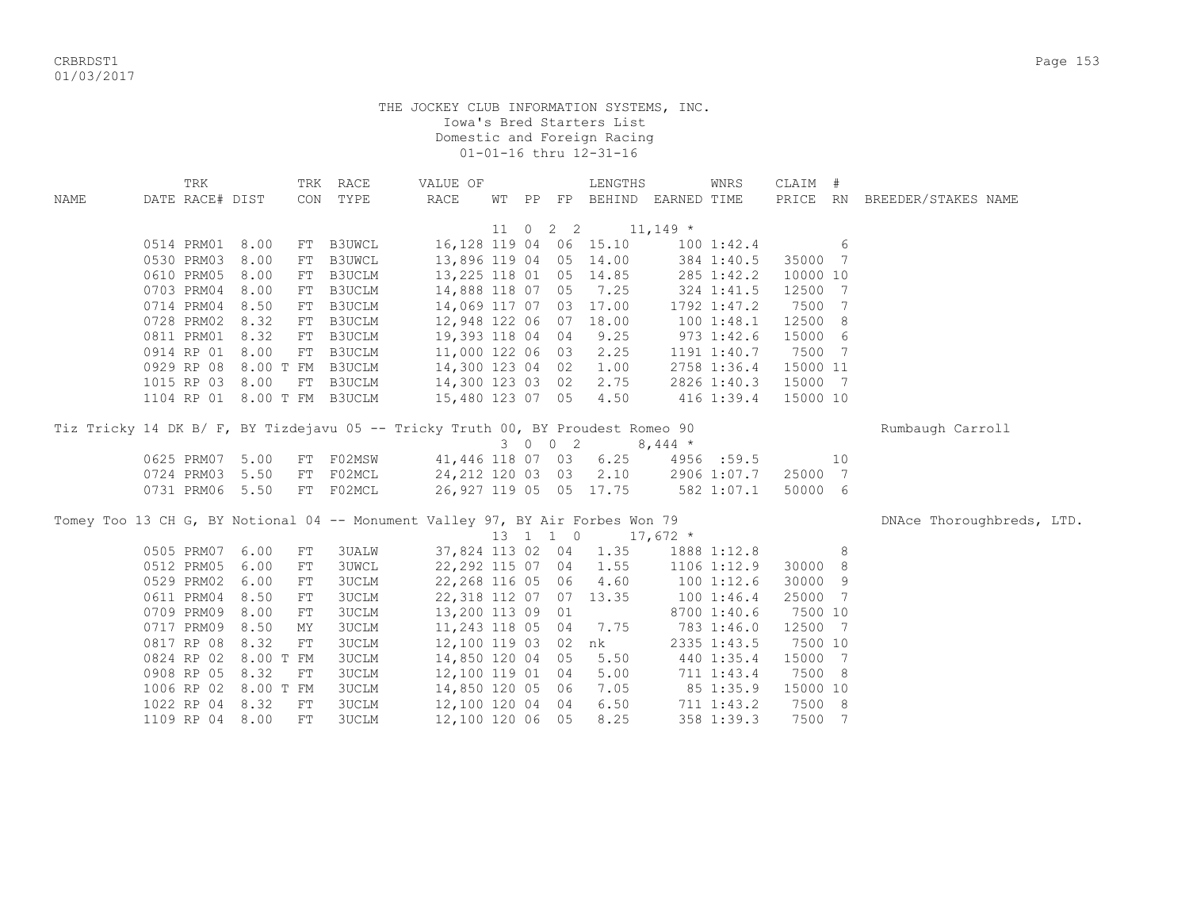THE JOCKEY CLUB INFORMATION SYSTEMS, INC.
Iowa's Bred Starters List
Domestic and Foreign Racing
01-01-16 thru 12-31-16

| NAME | TRK DATE | RACE# | DIST | TRK CON | RACE TYPE | VALUE OF RACE | WT | PP | FP | LENGTHS BEHIND | EARNED | WNRS TIME | CLAIM PRICE | # RN | BREEDER/STAKES NAME |
|---|---|---|---|---|---|---|---|---|---|---|---|---|---|---|---|
| | | | | | | | 11 | 0 | 2 2 | | 11,149 * | | | | |
| | 0514 | PRM01 | 8.00 | FT | B3UWCL | 16,128 | 119 | 04 | 06 | 15.10 | 100 | 1:42.4 | | 6 | |
| | 0530 | PRM03 | 8.00 | FT | B3UWCL | 13,896 | 119 | 04 | 05 | 14.00 | 384 | 1:40.5 | 35000 | 7 | |
| | 0610 | PRM05 | 8.00 | FT | B3UCLM | 13,225 | 118 | 01 | 05 | 14.85 | 285 | 1:42.2 | 10000 | 10 | |
| | 0703 | PRM04 | 8.00 | FT | B3UCLM | 14,888 | 118 | 07 | 05 | 7.25 | 324 | 1:41.5 | 12500 | 7 | |
| | 0714 | PRM04 | 8.50 | FT | B3UCLM | 14,069 | 117 | 07 | 03 | 17.00 | 1792 | 1:47.2 | 7500 | 7 | |
| | 0728 | PRM02 | 8.32 | FT | B3UCLM | 12,948 | 122 | 06 | 07 | 18.00 | 100 | 1:48.1 | 12500 | 8 | |
| | 0811 | PRM01 | 8.32 | FT | B3UCLM | 19,393 | 118 | 04 | 04 | 9.25 | 973 | 1:42.6 | 15000 | 6 | |
| | 0914 | RP 01 | 8.00 | FT | B3UCLM | 11,000 | 122 | 06 | 03 | 2.25 | 1191 | 1:40.7 | 7500 | 7 | |
| | 0929 | RP 08 | 8.00 T | FM | B3UCLM | 14,300 | 123 | 04 | 02 | 1.00 | 2758 | 1:36.4 | 15000 | 11 | |
| | 1015 | RP 03 | 8.00 | FT | B3UCLM | 14,300 | 123 | 03 | 02 | 2.75 | 2826 | 1:40.3 | 15000 | 7 | |
| | 1104 | RP 01 | 8.00 T | FM | B3UCLM | 15,480 | 123 | 07 | 05 | 4.50 | 416 | 1:39.4 | 15000 | 10 | |
| Tiz Tricky 14 DK B/ F, BY Tizdejavu 05 -- Tricky Truth 00, BY Proudest Romeo 90 | | | | | | | | | | | | | | | Rumbaugh Carroll |
| | | | | | | | 3 | 0 | 0 2 | | 8,444 * | | | | |
| | 0625 | PRM07 | 5.00 | FT | F02MSW | 41,446 | 118 | 07 | 03 | 6.25 | 4956 | :59.5 | | 10 | |
| | 0724 | PRM03 | 5.50 | FT | F02MCL | 24,212 | 120 | 03 | 03 | 2.10 | 2906 | 1:07.7 | 25000 | 7 | |
| | 0731 | PRM06 | 5.50 | FT | F02MCL | 26,927 | 119 | 05 | 05 | 17.75 | 582 | 1:07.1 | 50000 | 6 | |
| Tomey Too 13 CH G, BY Notional 04 -- Monument Valley 97, BY Air Forbes Won 79 | | | | | | | | | | | | | | | DNAce Thoroughbreds, LTD. |
| | | | | | | | 13 | 1 | 1 0 | | 17,672 * | | | | |
| | 0505 | PRM07 | 6.00 | FT | 3UALW | 37,824 | 113 | 02 | 04 | 1.35 | 1888 | 1:12.8 | | 8 | |
| | 0512 | PRM05 | 6.00 | FT | 3UWCL | 22,292 | 115 | 07 | 04 | 1.55 | 1106 | 1:12.9 | 30000 | 8 | |
| | 0529 | PRM02 | 6.00 | FT | 3UCLM | 22,268 | 116 | 05 | 06 | 4.60 | 100 | 1:12.6 | 30000 | 9 | |
| | 0611 | PRM04 | 8.50 | FT | 3UCLM | 22,318 | 112 | 07 | 07 | 13.35 | 100 | 1:46.4 | 25000 | 7 | |
| | 0709 | PRM09 | 8.00 | FT | 3UCLM | 13,200 | 113 | 09 | 01 | | 8700 | 1:40.6 | 7500 | 10 | |
| | 0717 | PRM09 | 8.50 | MY | 3UCLM | 11,243 | 118 | 05 | 04 | 7.75 | 783 | 1:46.0 | 12500 | 7 | |
| | 0817 | RP 08 | 8.32 | FT | 3UCLM | 12,100 | 119 | 03 | 02 | nk | 2335 | 1:43.5 | 7500 | 10 | |
| | 0824 | RP 02 | 8.00 T | FM | 3UCLM | 14,850 | 120 | 04 | 05 | 5.50 | 440 | 1:35.4 | 15000 | 7 | |
| | 0908 | RP 05 | 8.32 | FT | 3UCLM | 12,100 | 119 | 01 | 04 | 5.00 | 711 | 1:43.4 | 7500 | 8 | |
| | 1006 | RP 02 | 8.00 T | FM | 3UCLM | 14,850 | 120 | 05 | 06 | 7.05 | 85 | 1:35.9 | 15000 | 10 | |
| | 1022 | RP 04 | 8.32 | FT | 3UCLM | 12,100 | 120 | 04 | 04 | 6.50 | 711 | 1:43.2 | 7500 | 8 | |
| | 1109 | RP 04 | 8.00 | FT | 3UCLM | 12,100 | 120 | 06 | 05 | 8.25 | 358 | 1:39.3 | 7500 | 7 | |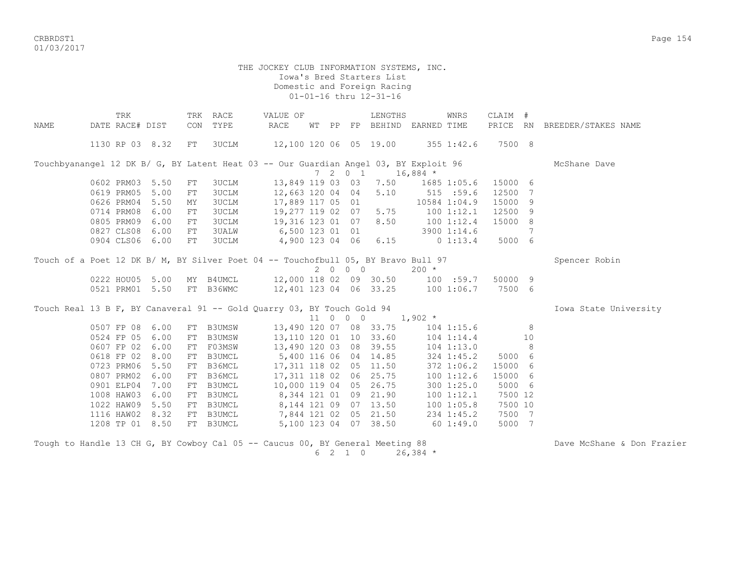THE JOCKEY CLUB INFORMATION SYSTEMS, INC.
Iowa's Bred Starters List
Domestic and Foreign Racing
01-01-16 thru 12-31-16

| NAME | TRK DATE | RACE# | DIST | TRK CON | RACE TYPE | VALUE OF RACE | WT | PP | FP | LENGTHS BEHIND | EARNED | WNRS TIME | CLAIM PRICE | # RN | BREEDER/STAKES NAME |
|---|---|---|---|---|---|---|---|---|---|---|---|---|---|---|---|
| | 1130 | RP 03 | 8.32 | FT | 3UCLM | 12,100 | 120 | 06 | 05 | 19.00 | 355 | 1:42.6 | 7500 | 8 | |
| Touchbyanangel 12 DK B/ G, BY Latent Heat 03 -- Our Guardian Angel 03, BY Exploit 96 | | | | | | | | | | | | | | | McShane Dave |
| | | | | | | | 7 | 2 | 0 1 | | 16,884 * | | | | |
| | 0602 | PRM03 | 5.50 | FT | 3UCLM | 13,849 | 119 | 03 | 03 | 7.50 | 1685 | 1:05.6 | 15000 | 6 | |
| | 0619 | PRM05 | 5.00 | FT | 3UCLM | 12,663 | 120 | 04 | 04 | 5.10 | 515 | :59.6 | 12500 | 7 | |
| | 0626 | PRM04 | 5.50 | MY | 3UCLM | 17,889 | 117 | 05 | 01 | | 10584 | 1:04.9 | 15000 | 9 | |
| | 0714 | PRM08 | 6.00 | FT | 3UCLM | 19,277 | 119 | 02 | 07 | 5.75 | 100 | 1:12.1 | 12500 | 9 | |
| | 0805 | PRM09 | 6.00 | FT | 3UCLM | 19,316 | 123 | 01 | 07 | 8.50 | 100 | 1:12.4 | 15000 | 8 | |
| | 0827 | CLS08 | 6.00 | FT | 3UALW | 6,500 | 123 | 01 | 01 | | 3900 | 1:14.6 | | 7 | |
| | 0904 | CLS06 | 6.00 | FT | 3UCLM | 4,900 | 123 | 04 | 06 | 6.15 | 0 | 1:13.4 | 5000 | 6 | |
| Touch of a Poet 12 DK B/ M, BY Silver Poet 04 -- Touchofbull 05, BY Bravo Bull 97 | | | | | | | | | | | | | | | Spencer Robin |
| | | | | | | | 2 | 0 | 0 0 | | 200 * | | | | |
| | 0222 | HOU05 | 5.00 | MY | B4UMCL | 12,000 | 118 | 02 | 09 | 30.50 | 100 | :59.7 | 50000 | 9 | |
| | 0521 | PRM01 | 5.50 | FT | B36WMC | 12,401 | 123 | 04 | 06 | 33.25 | 100 | 1:06.7 | 7500 | 6 | |
| Touch Real 13 B F, BY Canaveral 91 -- Gold Quarry 03, BY Touch Gold 94 | | | | | | | | | | | | | | | Iowa State University |
| | | | | | | | 11 | 0 | 0 0 | | 1,902 * | | | | |
| | 0507 | FP 08 | 6.00 | FT | B3UMSW | 13,490 | 120 | 07 | 08 | 33.75 | 104 | 1:15.6 | | 8 | |
| | 0524 | FP 05 | 6.00 | FT | B3UMSW | 13,110 | 120 | 01 | 10 | 33.60 | 104 | 1:14.4 | | 10 | |
| | 0607 | FP 02 | 6.00 | FT | F03MSW | 13,490 | 120 | 03 | 08 | 39.55 | 104 | 1:13.0 | | 8 | |
| | 0618 | FP 02 | 8.00 | FT | B3UMCL | 5,400 | 116 | 06 | 04 | 14.85 | 324 | 1:45.2 | 5000 | 6 | |
| | 0723 | PRM06 | 5.50 | FT | B36MCL | 17,311 | 118 | 02 | 05 | 11.50 | 372 | 1:06.2 | 15000 | 6 | |
| | 0807 | PRM02 | 6.00 | FT | B36MCL | 17,311 | 118 | 02 | 06 | 25.75 | 100 | 1:12.6 | 15000 | 6 | |
| | 0901 | ELP04 | 7.00 | FT | B3UMCL | 10,000 | 119 | 04 | 05 | 26.75 | 300 | 1:25.0 | 5000 | 6 | |
| | 1008 | HAW03 | 6.00 | FT | B3UMCL | 8,344 | 121 | 01 | 09 | 21.90 | 100 | 1:12.1 | 7500 | 12 | |
| | 1022 | HAW09 | 5.50 | FT | B3UMCL | 8,144 | 121 | 09 | 07 | 13.50 | 100 | 1:05.8 | 7500 | 10 | |
| | 1116 | HAW02 | 8.32 | FT | B3UMCL | 7,844 | 121 | 02 | 05 | 21.50 | 234 | 1:45.2 | 7500 | 7 | |
| | 1208 | TP 01 | 8.50 | FT | B3UMCL | 5,100 | 123 | 04 | 07 | 38.50 | 60 | 1:49.0 | 5000 | 7 | |
| Tough to Handle 13 CH G, BY Cowboy Cal 05 -- Caucus 00, BY General Meeting 88 | | | | | | | | | | | | | | | Dave McShane & Don Frazier |
| | | | | | | | 6 | 2 | 1 0 | | 26,384 * | | | | |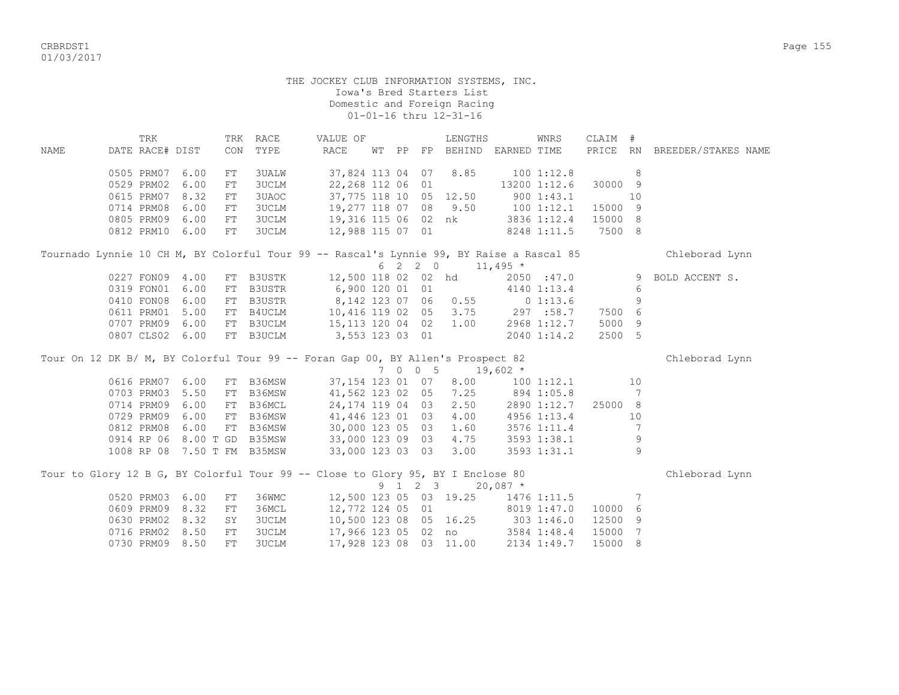THE JOCKEY CLUB INFORMATION SYSTEMS, INC.
Iowa's Bred Starters List
Domestic and Foreign Racing
01-01-16 thru 12-31-16

| NAME | TRK DATE | RACE# | DIST | TRK CON | RACE TYPE | VALUE OF RACE | WT | PP | FP | LENGTHS BEHIND | EARNED | WNRS TIME | CLAIM PRICE | # RN | BREEDER/STAKES NAME |
|---|---|---|---|---|---|---|---|---|---|---|---|---|---|---|---|
| | 0505 | PRM07 | 6.00 | FT | 3UALW | 37,824 | 113 | 04 | 07 | 8.85 | 100 | 1:12.8 | | 8 | |
| | 0529 | PRM02 | 6.00 | FT | 3UCLM | 22,268 | 112 | 06 | 01 | | 13200 | 1:12.6 | 30000 | 9 | |
| | 0615 | PRM07 | 8.32 | FT | 3UAOC | 37,775 | 118 | 10 | 05 | 12.50 | 900 | 1:43.1 | | 10 | |
| | 0714 | PRM08 | 6.00 | FT | 3UCLM | 19,277 | 118 | 07 | 08 | 9.50 | 100 | 1:12.1 | 15000 | 9 | |
| | 0805 | PRM09 | 6.00 | FT | 3UCLM | 19,316 | 115 | 06 | 02 | nk | 3836 | 1:12.4 | 15000 | 8 | |
| | 0812 | PRM10 | 6.00 | FT | 3UCLM | 12,988 | 115 | 07 | 01 | | 8248 | 1:11.5 | 7500 | 8 | |
| Tournado Lynnie 10 CH M, BY Colorful Tour 99 -- Rascal's Lynnie 99, BY Raise a Rascal 85 | | | | | | | 6 | 2 | 2 0 | | 11,495 * | | | | Chleborad Lynn |
| | 0227 | FON09 | 4.00 | FT | B3USTK | 12,500 | 118 | 02 | 02 | hd | 2050 | :47.0 | | 9 | BOLD ACCENT S. |
| | 0319 | FON01 | 6.00 | FT | B3USTR | 6,900 | 120 | 01 | 01 | | 4140 | 1:13.4 | | 6 | |
| | 0410 | FON08 | 6.00 | FT | B3USTR | 8,142 | 123 | 07 | 06 | 0.55 | 0 | 1:13.6 | | 9 | |
| | 0611 | PRM01 | 5.00 | FT | B4UCLM | 10,416 | 119 | 02 | 05 | 3.75 | 297 | :58.7 | 7500 | 6 | |
| | 0707 | PRM09 | 6.00 | FT | B3UCLM | 15,113 | 120 | 04 | 02 | 1.00 | 2968 | 1:12.7 | 5000 | 9 | |
| | 0807 | CLS02 | 6.00 | FT | B3UCLM | 3,553 | 123 | 03 | 01 | | 2040 | 1:14.2 | 2500 | 5 | |
| Tour On 12 DK B/ M, BY Colorful Tour 99 -- Foran Gap 00, BY Allen's Prospect 82 | | | | | | | 7 | 0 | 0 5 | | 19,602 * | | | | Chleborad Lynn |
| | 0616 | PRM07 | 6.00 | FT | B36MSW | 37,154 | 123 | 01 | 07 | 8.00 | 100 | 1:12.1 | | 10 | |
| | 0703 | PRM03 | 5.50 | FT | B36MSW | 41,562 | 123 | 02 | 05 | 7.25 | 894 | 1:05.8 | | 7 | |
| | 0714 | PRM09 | 6.00 | FT | B36MCL | 24,174 | 119 | 04 | 03 | 2.50 | 2890 | 1:12.7 | 25000 | 8 | |
| | 0729 | PRM09 | 6.00 | FT | B36MSW | 41,446 | 123 | 01 | 03 | 4.00 | 4956 | 1:13.4 | | 10 | |
| | 0812 | PRM08 | 6.00 | FT | B36MSW | 30,000 | 123 | 05 | 03 | 1.60 | 3576 | 1:11.4 | | 7 | |
| | 0914 | RP 06 | 8.00 T | GD | B35MSW | 33,000 | 123 | 09 | 03 | 4.75 | 3593 | 1:38.1 | | 9 | |
| | 1008 | RP 08 | 7.50 T | FM | B35MSW | 33,000 | 123 | 03 | 03 | 3.00 | 3593 | 1:31.1 | | 9 | |
| Tour to Glory 12 B G, BY Colorful Tour 99 -- Close to Glory 95, BY I Enclose 80 | | | | | | | 9 | 1 | 2 3 | | 20,087 * | | | | Chleborad Lynn |
| | 0520 | PRM03 | 6.00 | FT | 36WMC | 12,500 | 123 | 05 | 03 | 19.25 | 1476 | 1:11.5 | | 7 | |
| | 0609 | PRM09 | 8.32 | FT | 36MCL | 12,772 | 124 | 05 | 01 | | 8019 | 1:47.0 | 10000 | 6 | |
| | 0630 | PRM02 | 8.32 | SY | 3UCLM | 10,500 | 123 | 08 | 05 | 16.25 | 303 | 1:46.0 | 12500 | 9 | |
| | 0716 | PRM02 | 8.50 | FT | 3UCLM | 17,966 | 123 | 05 | 02 | no | 3584 | 1:48.4 | 15000 | 7 | |
| | 0730 | PRM09 | 8.50 | FT | 3UCLM | 17,928 | 123 | 08 | 03 | 11.00 | 2134 | 1:49.7 | 15000 | 8 | |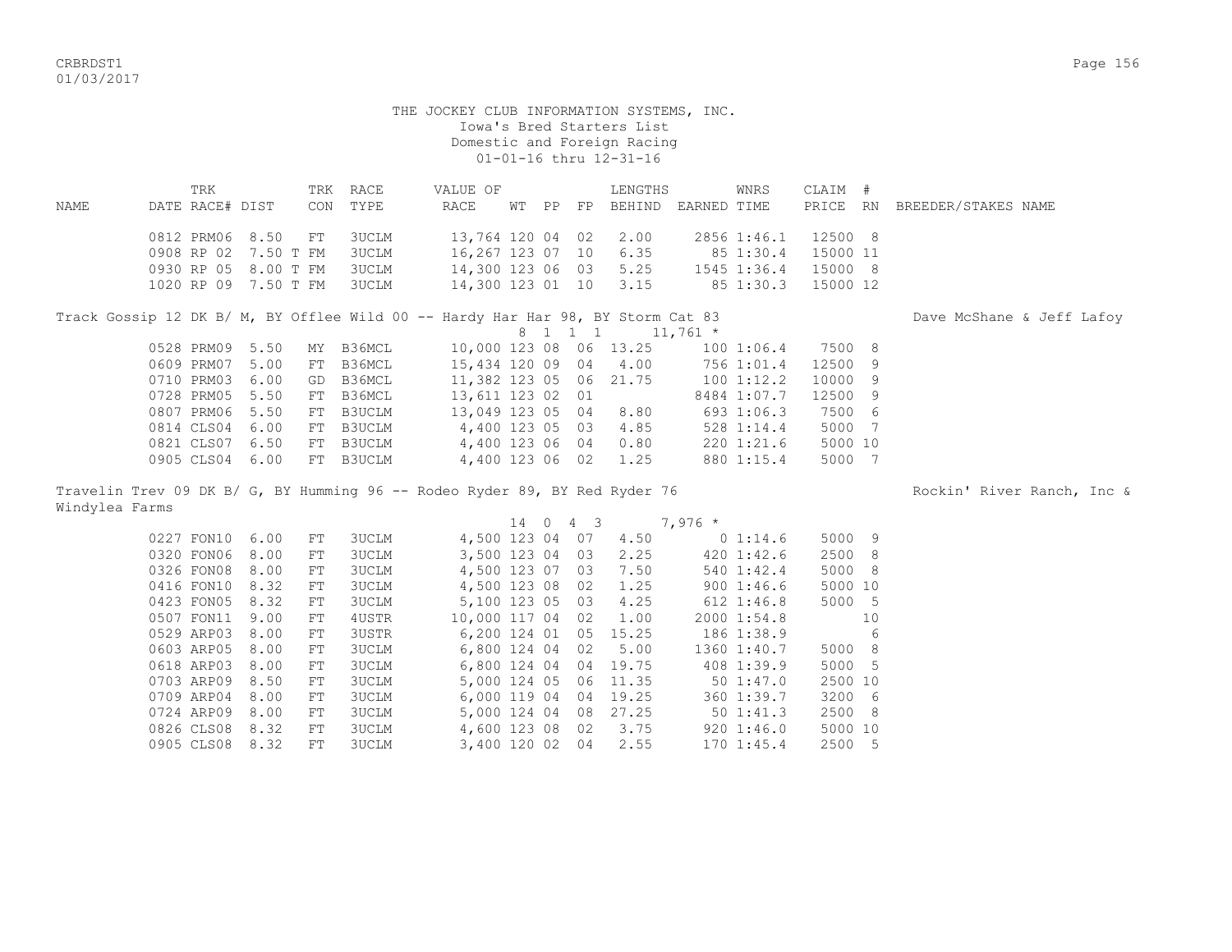THE JOCKEY CLUB INFORMATION SYSTEMS, INC.
Iowa's Bred Starters List
Domestic and Foreign Racing
01-01-16 thru 12-31-16

| NAME | TRK DATE | RACE# | DIST | TRK CON | RACE TYPE | VALUE OF RACE | WT | PP | FP | LENGTHS BEHIND | EARNED | WNRS TIME | CLAIM PRICE | # RN | BREEDER/STAKES NAME |
|---|---|---|---|---|---|---|---|---|---|---|---|---|---|---|---|
| | 0812 | PRM06 | 8.50 | FT | 3UCLM | 13,764 | 120 | 04 | 02 | 2.00 | 2856 | 1:46.1 | 12500 | 8 | |
| | 0908 | RP 02 | 7.50 T | FM | 3UCLM | 16,267 | 123 | 07 | 10 | 6.35 | 85 | 1:30.4 | 15000 | 11 | |
| | 0930 | RP 05 | 8.00 T | FM | 3UCLM | 14,300 | 123 | 06 | 03 | 5.25 | 1545 | 1:36.4 | 15000 | 8 | |
| | 1020 | RP 09 | 7.50 T | FM | 3UCLM | 14,300 | 123 | 01 | 10 | 3.15 | 85 | 1:30.3 | 15000 | 12 | |
| Track Gossip 12 DK B/ M, BY Offlee Wild 00 -- Hardy Har Har 98, BY Storm Cat 83 | | | | | | | 8 | 1 1 1 | | | 11,761 * | | | | Dave McShane & Jeff Lafoy |
| | 0528 | PRM09 | 5.50 | MY | B36MCL | 10,000 | 123 | 08 | 06 | 13.25 | 100 | 1:06.4 | 7500 | 8 | |
| | 0609 | PRM07 | 5.00 | FT | B36MCL | 15,434 | 120 | 09 | 04 | 4.00 | 756 | 1:01.4 | 12500 | 9 | |
| | 0710 | PRM03 | 6.00 | GD | B36MCL | 11,382 | 123 | 05 | 06 | 21.75 | 100 | 1:12.2 | 10000 | 9 | |
| | 0728 | PRM05 | 5.50 | FT | B36MCL | 13,611 | 123 | 02 | 01 | | 8484 | 1:07.7 | 12500 | 9 | |
| | 0807 | PRM06 | 5.50 | FT | B3UCLM | 13,049 | 123 | 05 | 04 | 8.80 | 693 | 1:06.3 | 7500 | 6 | |
| | 0814 | CLS04 | 6.00 | FT | B3UCLM | 4,400 | 123 | 05 | 03 | 4.85 | 528 | 1:14.4 | 5000 | 7 | |
| | 0821 | CLS07 | 6.50 | FT | B3UCLM | 4,400 | 123 | 06 | 04 | 0.80 | 220 | 1:21.6 | 5000 | 10 | |
| | 0905 | CLS04 | 6.00 | FT | B3UCLM | 4,400 | 123 | 06 | 02 | 1.25 | 880 | 1:15.4 | 5000 | 7 | |
| Travelin Trev 09 DK B/ G, BY Humming 96 -- Rodeo Ryder 89, BY Red Ryder 76 | | | | | | | 14 | 0 4 3 | | | 7,976 * | | | | Rockin' River Ranch, Inc & Windylea Farms |
| | 0227 | FON10 | 6.00 | FT | 3UCLM | 4,500 | 123 | 04 | 07 | 4.50 | 0 | 1:14.6 | 5000 | 9 | |
| | 0320 | FON06 | 8.00 | FT | 3UCLM | 3,500 | 123 | 04 | 03 | 2.25 | 420 | 1:42.6 | 2500 | 8 | |
| | 0326 | FON08 | 8.00 | FT | 3UCLM | 4,500 | 123 | 07 | 03 | 7.50 | 540 | 1:42.4 | 5000 | 8 | |
| | 0416 | FON10 | 8.32 | FT | 3UCLM | 4,500 | 123 | 08 | 02 | 1.25 | 900 | 1:46.6 | 5000 | 10 | |
| | 0423 | FON05 | 8.32 | FT | 3UCLM | 5,100 | 123 | 05 | 03 | 4.25 | 612 | 1:46.8 | 5000 | 5 | |
| | 0507 | FON11 | 9.00 | FT | 4USTR | 10,000 | 117 | 04 | 02 | 1.00 | 2000 | 1:54.8 | | 10 | |
| | 0529 | ARP03 | 8.00 | FT | 3USTR | 6,200 | 124 | 01 | 05 | 15.25 | 186 | 1:38.9 | | 6 | |
| | 0603 | ARP05 | 8.00 | FT | 3UCLM | 6,800 | 124 | 04 | 02 | 5.00 | 1360 | 1:40.7 | 5000 | 8 | |
| | 0618 | ARP03 | 8.00 | FT | 3UCLM | 6,800 | 124 | 04 | 04 | 19.75 | 408 | 1:39.9 | 5000 | 5 | |
| | 0703 | ARP09 | 8.50 | FT | 3UCLM | 5,000 | 124 | 05 | 06 | 11.35 | 50 | 1:47.0 | 2500 | 10 | |
| | 0709 | ARP04 | 8.00 | FT | 3UCLM | 6,000 | 119 | 04 | 04 | 19.25 | 360 | 1:39.7 | 3200 | 6 | |
| | 0724 | ARP09 | 8.00 | FT | 3UCLM | 5,000 | 124 | 04 | 08 | 27.25 | 50 | 1:41.3 | 2500 | 8 | |
| | 0826 | CLS08 | 8.32 | FT | 3UCLM | 4,600 | 123 | 08 | 02 | 3.75 | 920 | 1:46.0 | 5000 | 10 | |
| | 0905 | CLS08 | 8.32 | FT | 3UCLM | 3,400 | 120 | 02 | 04 | 2.55 | 170 | 1:45.4 | 2500 | 5 | |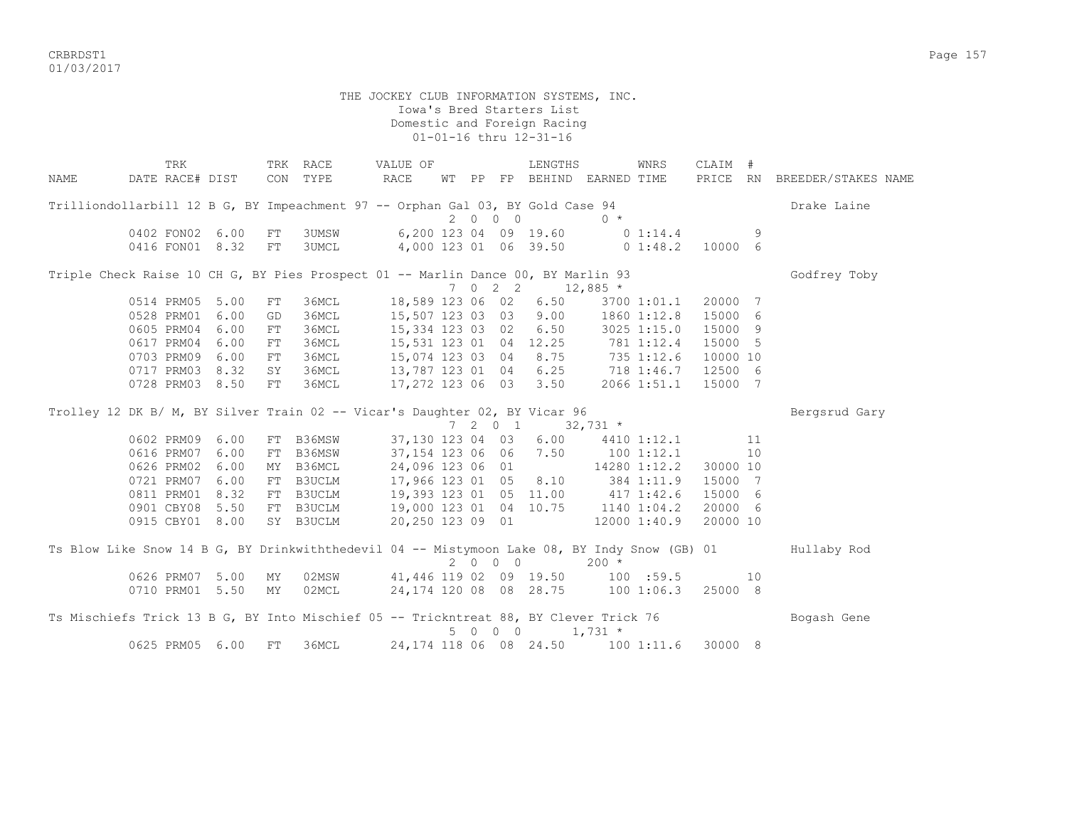THE JOCKEY CLUB INFORMATION SYSTEMS, INC.
Iowa's Bred Starters List
Domestic and Foreign Racing
01-01-16 thru 12-31-16

| NAME | TRK DATE | RACE# | DIST | TRK CON | RACE TYPE | VALUE OF RACE | WT | PP | FP | LENGTHS BEHIND | EARNED | WNRS TIME | CLAIM PRICE | # RN | BREEDER/STAKES NAME |
|---|---|---|---|---|---|---|---|---|---|---|---|---|---|---|---|
| Trilliondollarbill 12 B G, BY Impeachment 97 -- Orphan Gal 03, BY Gold Case 94 | | | | | | | 2 | 0 0 | 0 | | 0 * | | | | Drake Laine |
| | 0402 | FON02 | 6.00 | FT | 3UMSW | 6,200 | 123 | 04 | 09 | 19.60 | 0 | 1:14.4 | | 9 | |
| | 0416 | FON01 | 8.32 | FT | 3UMCL | 4,000 | 123 | 01 | 06 | 39.50 | 0 | 1:48.2 | 10000 | 6 | |
| Triple Check Raise 10 CH G, BY Pies Prospect 01 -- Marlin Dance 00, BY Marlin 93 | | | | | | | 7 | 0 2 | 2 | | 12,885 * | | | | Godfrey Toby |
| | 0514 | PRM05 | 5.00 | FT | 36MCL | 18,589 | 123 | 06 | 02 | 6.50 | 3700 | 1:01.1 | 20000 | 7 | |
| | 0528 | PRM01 | 6.00 | GD | 36MCL | 15,507 | 123 | 03 | 03 | 9.00 | 1860 | 1:12.8 | 15000 | 6 | |
| | 0605 | PRM04 | 6.00 | FT | 36MCL | 15,334 | 123 | 03 | 02 | 6.50 | 3025 | 1:15.0 | 15000 | 9 | |
| | 0617 | PRM04 | 6.00 | FT | 36MCL | 15,531 | 123 | 01 | 04 | 12.25 | 781 | 1:12.4 | 15000 | 5 | |
| | 0703 | PRM09 | 6.00 | FT | 36MCL | 15,074 | 123 | 03 | 04 | 8.75 | 735 | 1:12.6 | 10000 | 10 | |
| | 0717 | PRM03 | 8.32 | SY | 36MCL | 13,787 | 123 | 01 | 04 | 6.25 | 718 | 1:46.7 | 12500 | 6 | |
| | 0728 | PRM03 | 8.50 | FT | 36MCL | 17,272 | 123 | 06 | 03 | 3.50 | 2066 | 1:51.1 | 15000 | 7 | |
| Trolley 12 DK B/ M, BY Silver Train 02 -- Vicar's Daughter 02, BY Vicar 96 | | | | | | | 7 | 2 0 | 1 | | 32,731 * | | | | Bergsrud Gary |
| | 0602 | PRM09 | 6.00 | FT | B36MSW | 37,130 | 123 | 04 | 03 | 6.00 | 4410 | 1:12.1 | | 11 | |
| | 0616 | PRM07 | 6.00 | FT | B36MSW | 37,154 | 123 | 06 | 06 | 7.50 | 100 | 1:12.1 | | 10 | |
| | 0626 | PRM02 | 6.00 | MY | B36MCL | 24,096 | 123 | 06 | 01 | | 14280 | 1:12.2 | 30000 | 10 | |
| | 0721 | PRM07 | 6.00 | FT | B3UCLM | 17,966 | 123 | 01 | 05 | 8.10 | 384 | 1:11.9 | 15000 | 7 | |
| | 0811 | PRM01 | 8.32 | FT | B3UCLM | 19,393 | 123 | 01 | 05 | 11.00 | 417 | 1:42.6 | 15000 | 6 | |
| | 0901 | CBY08 | 5.50 | FT | B3UCLM | 19,000 | 123 | 01 | 04 | 10.75 | 1140 | 1:04.2 | 20000 | 6 | |
| | 0915 | CBY01 | 8.00 | SY | B3UCLM | 20,250 | 123 | 09 | 01 | | 12000 | 1:40.9 | 20000 | 10 | |
| Ts Blow Like Snow 14 B G, BY Drinkwiththedevil 04 -- Mistymoon Lake 08, BY Indy Snow (GB) 01 | | | | | | | 2 | 0 0 | 0 | | 200 * | | | | Hullaby Rod |
| | 0626 | PRM07 | 5.00 | MY | 02MSW | 41,446 | 119 | 02 | 09 | 19.50 | 100 | :59.5 | | 10 | |
| | 0710 | PRM01 | 5.50 | MY | 02MCL | 24,174 | 120 | 08 | 08 | 28.75 | 100 | 1:06.3 | 25000 | 8 | |
| Ts Mischiefs Trick 13 B G, BY Into Mischief 05 -- Trickntreat 88, BY Clever Trick 76 | | | | | | | 5 | 0 0 | 0 | | 1,731 * | | | | Bogash Gene |
| | 0625 | PRM05 | 6.00 | FT | 36MCL | 24,174 | 118 | 06 | 08 | 24.50 | 100 | 1:11.6 | 30000 | 8 | |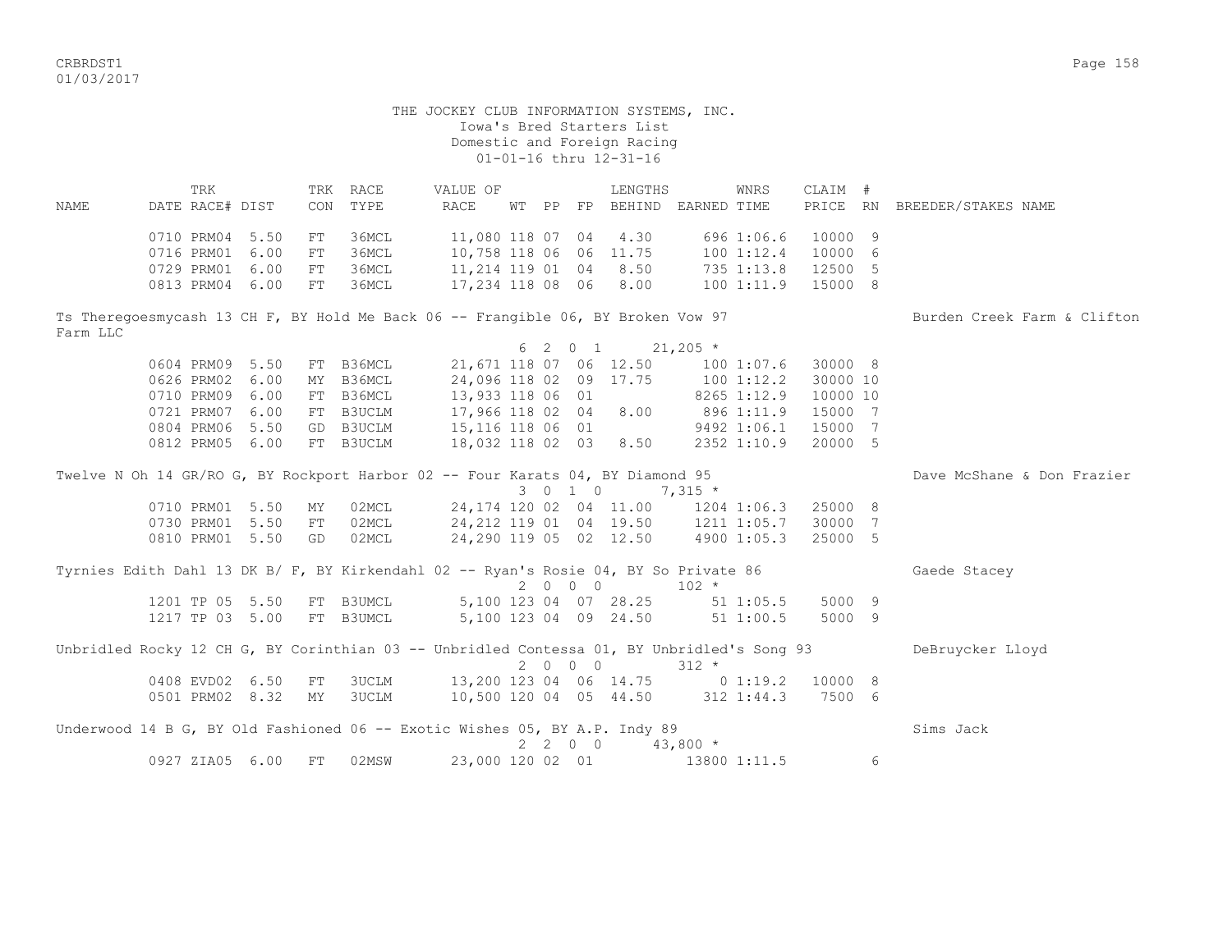THE JOCKEY CLUB INFORMATION SYSTEMS, INC.
Iowa's Bred Starters List
Domestic and Foreign Racing
01-01-16 thru 12-31-16

| NAME | TRK DATE | RACE# | DIST | TRK CON | RACE TYPE | VALUE OF RACE | WT | PP | FP | LENGTHS BEHIND | EARNED | WNRS TIME | CLAIM PRICE | # RN | BREEDER/STAKES NAME |
|---|---|---|---|---|---|---|---|---|---|---|---|---|---|---|---|
| | 0710 | PRM04 | 5.50 | FT | 36MCL | 11,080 | 118 | 07 | 04 | 4.30 | 696 | 1:06.6 | 10000 | 9 | |
| | 0716 | PRM01 | 6.00 | FT | 36MCL | 10,758 | 118 | 06 | 06 | 11.75 | 100 | 1:12.4 | 10000 | 6 | |
| | 0729 | PRM01 | 6.00 | FT | 36MCL | 11,214 | 119 | 01 | 04 | 8.50 | 735 | 1:13.8 | 12500 | 5 | |
| | 0813 | PRM04 | 6.00 | FT | 36MCL | 17,234 | 118 | 08 | 06 | 8.00 | 100 | 1:11.9 | 15000 | 8 | |
| Ts Theregoesmycash 13 CH F, BY Hold Me Back 06 -- Frangible 06, BY Broken Vow 97 | | | | | | 6 2 0 1 | | | | | 21,205 * | | | | Burden Creek Farm & Clifton Farm LLC |
| | 0604 | PRM09 | 5.50 | FT | B36MCL | 21,671 | 118 | 07 | 06 | 12.50 | 100 | 1:07.6 | 30000 | 8 | |
| | 0626 | PRM02 | 6.00 | MY | B36MCL | 24,096 | 118 | 02 | 09 | 17.75 | 100 | 1:12.2 | 30000 | 10 | |
| | 0710 | PRM09 | 6.00 | FT | B36MCL | 13,933 | 118 | 06 | 01 | | 8265 | 1:12.9 | 10000 | 10 | |
| | 0721 | PRM07 | 6.00 | FT | B3UCLM | 17,966 | 118 | 02 | 04 | 8.00 | 896 | 1:11.9 | 15000 | 7 | |
| | 0804 | PRM06 | 5.50 | GD | B3UCLM | 15,116 | 118 | 06 | 01 | | 9492 | 1:06.1 | 15000 | 7 | |
| | 0812 | PRM05 | 6.00 | FT | B3UCLM | 18,032 | 118 | 02 | 03 | 8.50 | 2352 | 1:10.9 | 20000 | 5 | |
| Twelve N Oh 14 GR/RO G, BY Rockport Harbor 02 -- Four Karats 04, BY Diamond 95 | | | | | | 3 0 1 0 | | | | | 7,315 * | | | | Dave McShane & Don Frazier |
| | 0710 | PRM01 | 5.50 | MY | 02MCL | 24,174 | 120 | 02 | 04 | 11.00 | 1204 | 1:06.3 | 25000 | 8 | |
| | 0730 | PRM01 | 5.50 | FT | 02MCL | 24,212 | 119 | 01 | 04 | 19.50 | 1211 | 1:05.7 | 30000 | 7 | |
| | 0810 | PRM01 | 5.50 | GD | 02MCL | 24,290 | 119 | 05 | 02 | 12.50 | 4900 | 1:05.3 | 25000 | 5 | |
| Tyrnies Edith Dahl 13 DK B/ F, BY Kirkendahl 02 -- Ryan's Rosie 04, BY So Private 86 | | | | | | 2 0 0 0 | | | | | 102 * | | | | Gaede Stacey |
| | 1201 | TP 05 | 5.50 | FT | B3UMCL | 5,100 | 123 | 04 | 07 | 28.25 | 51 | 1:05.5 | 5000 | 9 | |
| | 1217 | TP 03 | 5.00 | FT | B3UMCL | 5,100 | 123 | 04 | 09 | 24.50 | 51 | 1:00.5 | 5000 | 9 | |
| Unbridled Rocky 12 CH G, BY Corinthian 03 -- Unbridled Contessa 01, BY Unbridled's Song 93 | | | | | | 2 0 0 0 | | | | | 312 * | | | | DeBruycker Lloyd |
| | 0408 | EVD02 | 6.50 | FT | 3UCLM | 13,200 | 123 | 04 | 06 | 14.75 | 0 | 1:19.2 | 10000 | 8 | |
| | 0501 | PRM02 | 8.32 | MY | 3UCLM | 10,500 | 120 | 04 | 05 | 44.50 | 312 | 1:44.3 | 7500 | 6 | |
| Underwood 14 B G, BY Old Fashioned 06 -- Exotic Wishes 05, BY A.P. Indy 89 | | | | | | 2 2 0 0 | | | | | 43,800 * | | | | Sims Jack |
| | 0927 | ZIA05 | 6.00 | FT | 02MSW | 23,000 | 120 | 02 | 01 | | 13800 | 1:11.5 | | 6 | |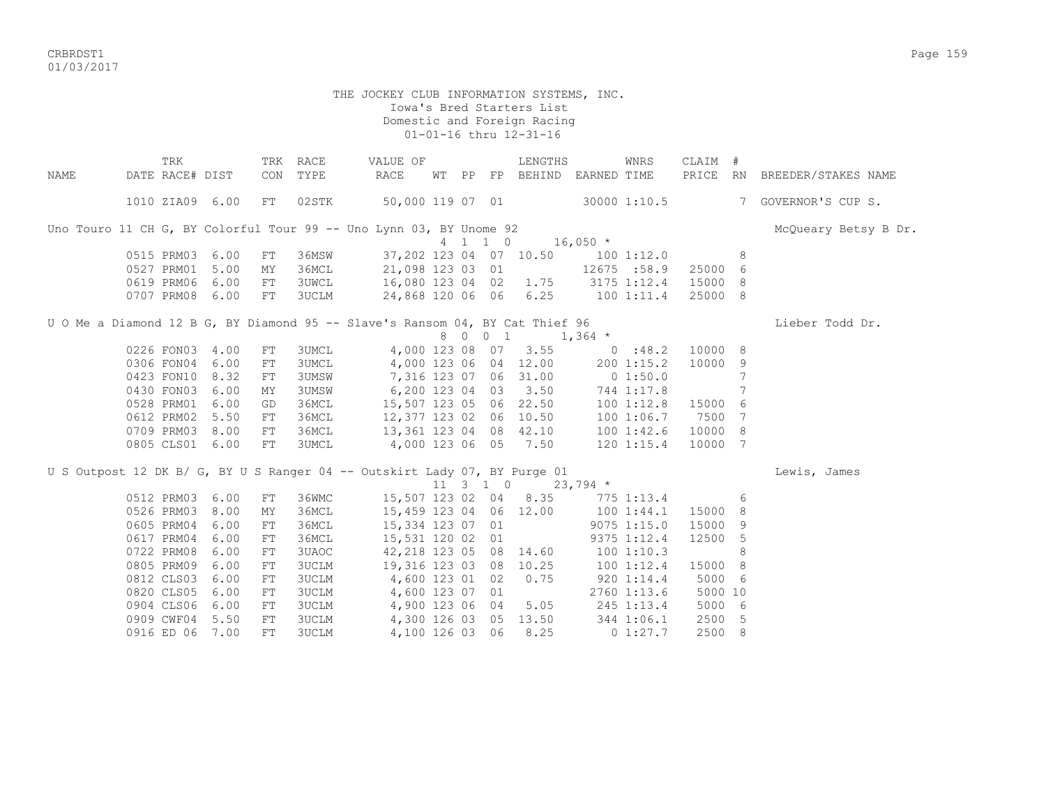THE JOCKEY CLUB INFORMATION SYSTEMS, INC.
Iowa's Bred Starters List
Domestic and Foreign Racing
01-01-16 thru 12-31-16

| NAME | TRK DATE | RACE# | DIST | TRK CON | RACE TYPE | VALUE OF RACE | WT | PP | FP | LENGTHS BEHIND | EARNED | WNRS TIME | CLAIM PRICE | # RN | BREEDER/STAKES NAME |
|---|---|---|---|---|---|---|---|---|---|---|---|---|---|---|---|
| | 1010 | ZIA09 | 6.00 | FT | 02STK | 50,000 | 119 | 07 | 01 | | 30000 | 1:10.5 | | 7 | GOVERNOR'S CUP S. |
| Uno Touro 11 CH G, BY Colorful Tour 99 -- Uno Lynn 03, BY Unome 92 | | | | | | | 4 | 1 | 1 0 | | 16,050 * | | | | McQueary Betsy B Dr. |
| | 0515 | PRM03 | 6.00 | FT | 36MSW | 37,202 | 123 | 04 | 07 | 10.50 | 100 | 1:12.0 | | 8 | |
| | 0527 | PRM01 | 5.00 | MY | 36MCL | 21,098 | 123 | 03 | 01 | | 12675 | :58.9 | 25000 | 6 | |
| | 0619 | PRM06 | 6.00 | FT | 3UWCL | 16,080 | 123 | 04 | 02 | 1.75 | 3175 | 1:12.4 | 15000 | 8 | |
| | 0707 | PRM08 | 6.00 | FT | 3UCLM | 24,868 | 120 | 06 | 06 | 6.25 | 100 | 1:11.4 | 25000 | 8 | |
| U O Me a Diamond 12 B G, BY Diamond 95 -- Slave's Ransom 04, BY Cat Thief 96 | | | | | | | 8 | 0 | 0 1 | | 1,364 * | | | | Lieber Todd Dr. |
| | 0226 | FON03 | 4.00 | FT | 3UMCL | 4,000 | 123 | 08 | 07 | 3.55 | 0 | :48.2 | 10000 | 8 | |
| | 0306 | FON04 | 6.00 | FT | 3UMCL | 4,000 | 123 | 06 | 04 | 12.00 | 200 | 1:15.2 | 10000 | 9 | |
| | 0423 | FON10 | 8.32 | FT | 3UMSW | 7,316 | 123 | 07 | 06 | 31.00 | 0 | 1:50.0 | | 7 | |
| | 0430 | FON03 | 6.00 | MY | 3UMSW | 6,200 | 123 | 04 | 03 | 3.50 | 744 | 1:17.8 | | 7 | |
| | 0528 | PRM01 | 6.00 | GD | 36MCL | 15,507 | 123 | 05 | 06 | 22.50 | 100 | 1:12.8 | 15000 | 6 | |
| | 0612 | PRM02 | 5.50 | FT | 36MCL | 12,377 | 123 | 02 | 06 | 10.50 | 100 | 1:06.7 | 7500 | 7 | |
| | 0709 | PRM03 | 8.00 | FT | 36MCL | 13,361 | 123 | 04 | 08 | 42.10 | 100 | 1:42.6 | 10000 | 8 | |
| | 0805 | CLS01 | 6.00 | FT | 3UMCL | 4,000 | 123 | 06 | 05 | 7.50 | 120 | 1:15.4 | 10000 | 7 | |
| U S Outpost 12 DK B/ G, BY U S Ranger 04 -- Outskirt Lady 07, BY Purge 01 | | | | | | | 11 | 3 | 1 0 | | 23,794 * | | | | Lewis, James |
| | 0512 | PRM03 | 6.00 | FT | 36WMC | 15,507 | 123 | 02 | 04 | 8.35 | 775 | 1:13.4 | | 6 | |
| | 0526 | PRM03 | 8.00 | MY | 36MCL | 15,459 | 123 | 04 | 06 | 12.00 | 100 | 1:44.1 | 15000 | 8 | |
| | 0605 | PRM04 | 6.00 | FT | 36MCL | 15,334 | 123 | 07 | 01 | | 9075 | 1:15.0 | 15000 | 9 | |
| | 0617 | PRM04 | 6.00 | FT | 36MCL | 15,531 | 120 | 02 | 01 | | 9375 | 1:12.4 | 12500 | 5 | |
| | 0722 | PRM08 | 6.00 | FT | 3UAOC | 42,218 | 123 | 05 | 08 | 14.60 | 100 | 1:10.3 | | 8 | |
| | 0805 | PRM09 | 6.00 | FT | 3UCLM | 19,316 | 123 | 03 | 08 | 10.25 | 100 | 1:12.4 | 15000 | 8 | |
| | 0812 | CLS03 | 6.00 | FT | 3UCLM | 4,600 | 123 | 01 | 02 | 0.75 | 920 | 1:14.4 | 5000 | 6 | |
| | 0820 | CLS05 | 6.00 | FT | 3UCLM | 4,600 | 123 | 07 | 01 | | 2760 | 1:13.6 | 5000 | 10 | |
| | 0904 | CLS06 | 6.00 | FT | 3UCLM | 4,900 | 123 | 06 | 04 | 5.05 | 245 | 1:13.4 | 5000 | 6 | |
| | 0909 | CWF04 | 5.50 | FT | 3UCLM | 4,300 | 126 | 03 | 05 | 13.50 | 344 | 1:06.1 | 2500 | 5 | |
| | 0916 | ED 06 | 7.00 | FT | 3UCLM | 4,100 | 126 | 03 | 06 | 8.25 | 0 | 1:27.7 | 2500 | 8 | |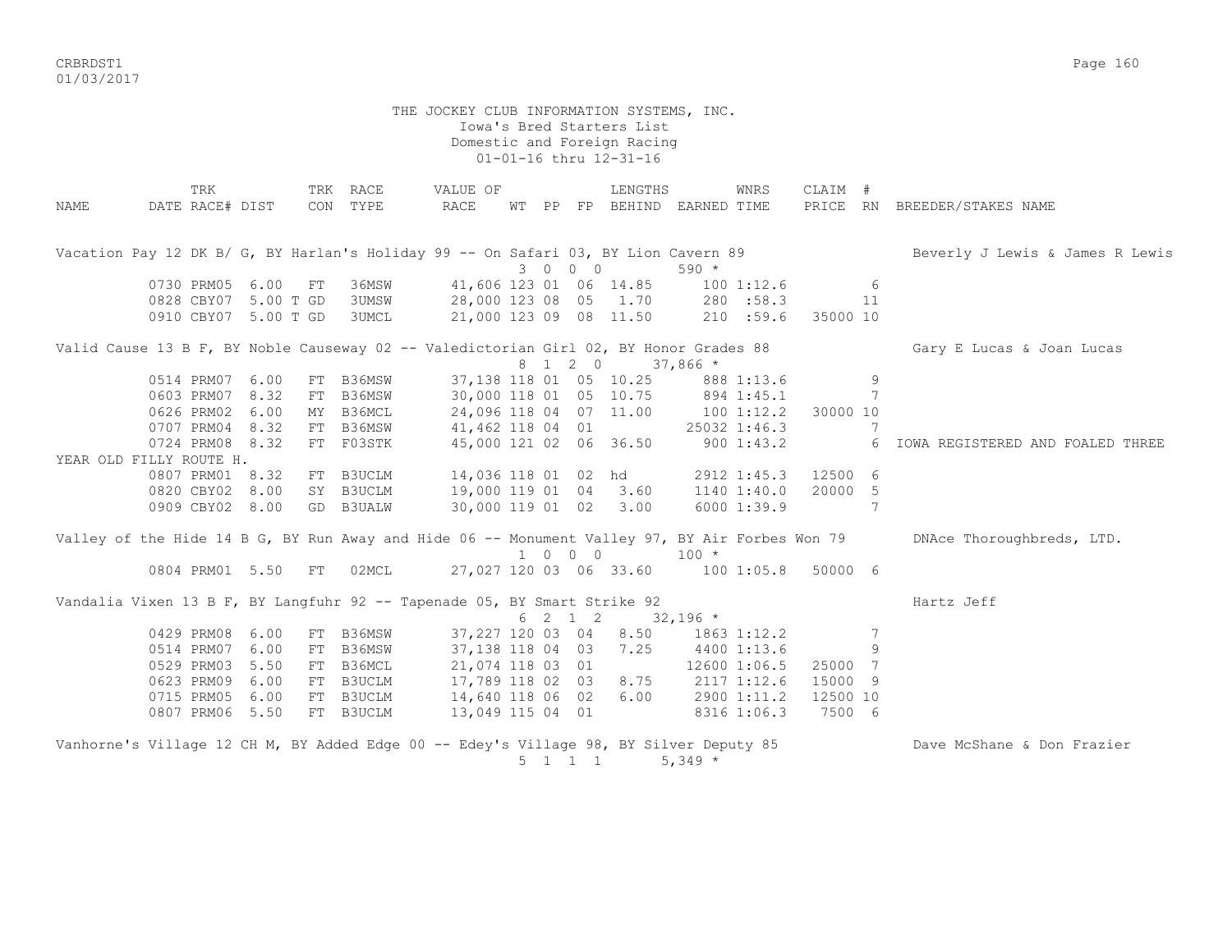THE JOCKEY CLUB INFORMATION SYSTEMS, INC.
Iowa's Bred Starters List
Domestic and Foreign Racing
01-01-16 thru 12-31-16

| NAME | TRK DATE | RACE# | DIST | TRK CON | RACE TYPE | VALUE OF RACE | WT | PP | FP | LENGTHS BEHIND | EARNED | WNRS TIME | CLAIM PRICE | # RN | BREEDER/STAKES NAME |
|---|---|---|---|---|---|---|---|---|---|---|---|---|---|---|---|
| Vacation Pay 12 DK B/ G, BY Harlan's Holiday 99 -- On Safari 03, BY Lion Cavern 89 | | | | | | | 3 | 0 0 | 0 | | 590 * | | | | Beverly J Lewis & James R Lewis |
| | 0730 | PRM05 | 6.00 | FT | 36MSW | 41,606 | 123 | 01 | 06 | 14.85 | 100 | 1:12.6 | | 6 | |
| | 0828 | CBY07 | 5.00 T | GD | 3UMSW | 28,000 | 123 | 08 | 05 | 1.70 | 280 | :58.3 | | 11 | |
| | 0910 | CBY07 | 5.00 T | GD | 3UMCL | 21,000 | 123 | 09 | 08 | 11.50 | 210 | :59.6 | 35000 | 10 | |
| Valid Cause 13 B F, BY Noble Causeway 02 -- Valedictorian Girl 02, BY Honor Grades 88 | | | | | | | 8 | 1 2 | 0 | | 37,866 * | | | | Gary E Lucas & Joan Lucas |
| | 0514 | PRM07 | 6.00 | FT | B36MSW | 37,138 | 118 | 01 | 05 | 10.25 | 888 | 1:13.6 | | 9 | |
| | 0603 | PRM07 | 8.32 | FT | B36MSW | 30,000 | 118 | 01 | 05 | 10.75 | 894 | 1:45.1 | | 7 | |
| | 0626 | PRM02 | 6.00 | MY | B36MCL | 24,096 | 118 | 04 | 07 | 11.00 | 100 | 1:12.2 | 30000 | 10 | |
| | 0707 | PRM04 | 8.32 | FT | B36MSW | 41,462 | 118 | 04 | 01 | | 25032 | 1:46.3 | | 7 | |
| | 0724 | PRM08 | 8.32 | FT | F03STK | 45,000 | 121 | 02 | 06 | 36.50 | 900 | 1:43.2 | | 6 | IOWA REGISTERED AND FOALED THREE YEAR OLD FILLY ROUTE H. |
| | 0807 | PRM01 | 8.32 | FT | B3UCLM | 14,036 | 118 | 01 | 02 | hd | 2912 | 1:45.3 | 12500 | 6 | |
| | 0820 | CBY02 | 8.00 | SY | B3UCLM | 19,000 | 119 | 01 | 04 | 3.60 | 1140 | 1:40.0 | 20000 | 5 | |
| | 0909 | CBY02 | 8.00 | GD | B3UALW | 30,000 | 119 | 01 | 02 | 3.00 | 6000 | 1:39.9 | | 7 | |
| Valley of the Hide 14 B G, BY Run Away and Hide 06 -- Monument Valley 97, BY Air Forbes Won 79 | | | | | | | 1 | 0 0 | 0 | | 100 * | | | | DNAce Thoroughbreds, LTD. |
| | 0804 | PRM01 | 5.50 | FT | 02MCL | 27,027 | 120 | 03 | 06 | 33.60 | 100 | 1:05.8 | 50000 | 6 | |
| Vandalia Vixen 13 B F, BY Langfuhr 92 -- Tapenade 05, BY Smart Strike 92 | | | | | | | 6 | 2 1 | 2 | | 32,196 * | | | | Hartz Jeff |
| | 0429 | PRM08 | 6.00 | FT | B36MSW | 37,227 | 120 | 03 | 04 | 8.50 | 1863 | 1:12.2 | | 7 | |
| | 0514 | PRM07 | 6.00 | FT | B36MSW | 37,138 | 118 | 04 | 03 | 7.25 | 4400 | 1:13.6 | | 9 | |
| | 0529 | PRM03 | 5.50 | FT | B36MCL | 21,074 | 118 | 03 | 01 | | 12600 | 1:06.5 | 25000 | 7 | |
| | 0623 | PRM09 | 6.00 | FT | B3UCLM | 17,789 | 118 | 02 | 03 | 8.75 | 2117 | 1:12.6 | 15000 | 9 | |
| | 0715 | PRM05 | 6.00 | FT | B3UCLM | 14,640 | 118 | 06 | 02 | 6.00 | 2900 | 1:11.2 | 12500 | 10 | |
| | 0807 | PRM06 | 5.50 | FT | B3UCLM | 13,049 | 115 | 04 | 01 | | 8316 | 1:06.3 | 7500 | 6 | |
| Vanhorne's Village 12 CH M, BY Added Edge 00 -- Edey's Village 98, BY Silver Deputy 85 | | | | | | | 5 | 1 1 | 1 | | 5,349 * | | | | Dave McShane & Don Frazier |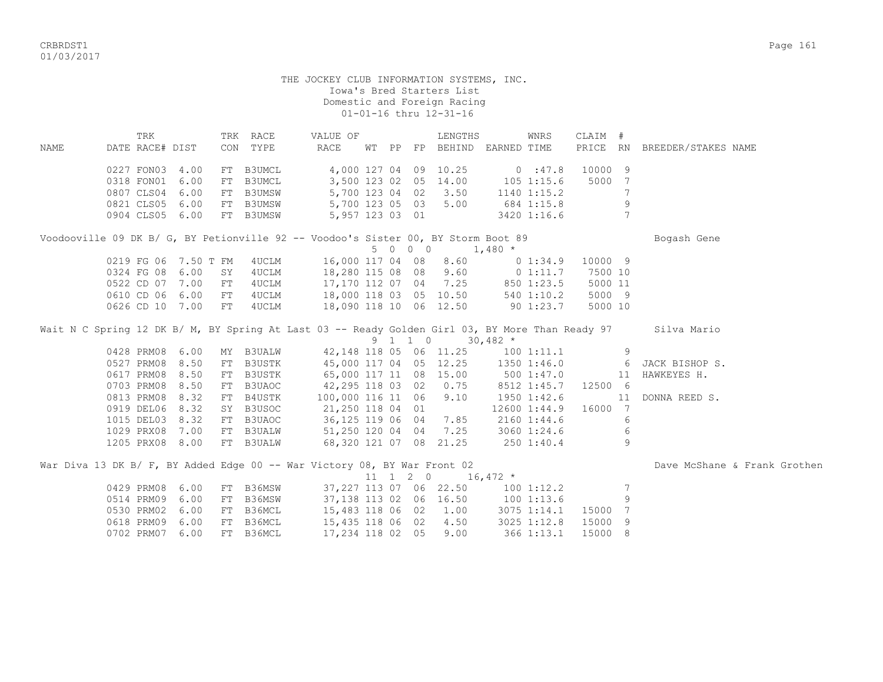THE JOCKEY CLUB INFORMATION SYSTEMS, INC.
Iowa's Bred Starters List
Domestic and Foreign Racing
01-01-16 thru 12-31-16

| NAME | TRK DATE | RACE# | DIST | TRK CON | RACE TYPE | VALUE OF RACE | WT | PP | FP | LENGTHS BEHIND | EARNED | WNRS TIME | CLAIM PRICE | # RN | BREEDER/STAKES NAME |
|---|---|---|---|---|---|---|---|---|---|---|---|---|---|---|---|
| | 0227 | FON03 | 4.00 | FT | B3UMCL | 4,000 | 127 | 04 | 09 | 10.25 | 0 | :47.8 | 10000 | 9 | |
| | 0318 | FON01 | 6.00 | FT | B3UMCL | 3,500 | 123 | 02 | 05 | 14.00 | 105 | 1:15.6 | 5000 | 7 | |
| | 0807 | CLS04 | 6.00 | FT | B3UMSW | 5,700 | 123 | 04 | 02 | 3.50 | 1140 | 1:15.2 | | 7 | |
| | 0821 | CLS05 | 6.00 | FT | B3UMSW | 5,700 | 123 | 05 | 03 | 5.00 | 684 | 1:15.8 | | 9 | |
| | 0904 | CLS05 | 6.00 | FT | B3UMSW | 5,957 | 123 | 03 | 01 | | 3420 | 1:16.6 | | 7 | |
| Voodooville 09 DK B/ G, BY Petionville 92 -- Voodoo's Sister 00, BY Storm Boot 89 | | | | | | | 5 | 0 | 0 0 | | 1,480 * | | | | Bogash Gene |
| | 0219 | FG 06 | 7.50 T | FM | 4UCLM | 16,000 | 117 | 04 | 08 | 8.60 | 0 | 1:34.9 | 10000 | 9 | |
| | 0324 | FG 08 | 6.00 | SY | 4UCLM | 18,280 | 115 | 08 | 08 | 9.60 | 0 | 1:11.7 | 7500 | 10 | |
| | 0522 | CD 07 | 7.00 | FT | 4UCLM | 17,170 | 112 | 07 | 04 | 7.25 | 850 | 1:23.5 | 5000 | 11 | |
| | 0610 | CD 06 | 6.00 | FT | 4UCLM | 18,000 | 118 | 03 | 05 | 10.50 | 540 | 1:10.2 | 5000 | 9 | |
| | 0626 | CD 10 | 7.00 | FT | 4UCLM | 18,090 | 118 | 10 | 06 | 12.50 | 90 | 1:23.7 | 5000 | 10 | |
| Wait N C Spring 12 DK B/ M, BY Spring At Last 03 -- Ready Golden Girl 03, BY More Than Ready 97 | | | | | | | 9 | 1 | 1 0 | | 30,482 * | | | | Silva Mario |
| | 0428 | PRM08 | 6.00 | MY | B3UALW | 42,148 | 118 | 05 | 06 | 11.25 | 100 | 1:11.1 | | 9 | |
| | 0527 | PRM08 | 8.50 | FT | B3USTK | 45,000 | 117 | 04 | 05 | 12.25 | 1350 | 1:46.0 | | 6 | JACK BISHOP S. |
| | 0617 | PRM08 | 8.50 | FT | B3USTK | 65,000 | 117 | 11 | 08 | 15.00 | 500 | 1:47.0 | | 11 | HAWKEYES H. |
| | 0703 | PRM08 | 8.50 | FT | B3UAOC | 42,295 | 118 | 03 | 02 | 0.75 | 8512 | 1:45.7 | 12500 | 6 | |
| | 0813 | PRM08 | 8.32 | FT | B4USTK | 100,000 | 116 | 11 | 06 | 9.10 | 1950 | 1:42.6 | | 11 | DONNA REED S. |
| | 0919 | DEL06 | 8.32 | SY | B3USOC | 21,250 | 118 | 04 | 01 | | 12600 | 1:44.9 | 16000 | 7 | |
| | 1015 | DEL03 | 8.32 | FT | B3UAOC | 36,125 | 119 | 06 | 04 | 7.85 | 2160 | 1:44.6 | | 6 | |
| | 1029 | PRX08 | 7.00 | FT | B3UALW | 51,250 | 120 | 04 | 04 | 7.25 | 3060 | 1:24.6 | | 6 | |
| | 1205 | PRX08 | 8.00 | FT | B3UALW | 68,320 | 121 | 07 | 08 | 21.25 | 250 | 1:40.4 | | 9 | |
| War Diva 13 DK B/ F, BY Added Edge 00 -- War Victory 08, BY War Front 02 | | | | | | | 11 | 1 | 2 0 | | 16,472 * | | | | Dave McShane & Frank Grothen |
| | 0429 | PRM08 | 6.00 | FT | B36MSW | 37,227 | 113 | 07 | 06 | 22.50 | 100 | 1:12.2 | | 7 | |
| | 0514 | PRM09 | 6.00 | FT | B36MSW | 37,138 | 113 | 02 | 06 | 16.50 | 100 | 1:13.6 | | 9 | |
| | 0530 | PRM02 | 6.00 | FT | B36MCL | 15,483 | 118 | 06 | 02 | 1.00 | 3075 | 1:14.1 | 15000 | 7 | |
| | 0618 | PRM09 | 6.00 | FT | B36MCL | 15,435 | 118 | 06 | 02 | 4.50 | 3025 | 1:12.8 | 15000 | 9 | |
| | 0702 | PRM07 | 6.00 | FT | B36MCL | 17,234 | 118 | 02 | 05 | 9.00 | 366 | 1:13.1 | 15000 | 8 | |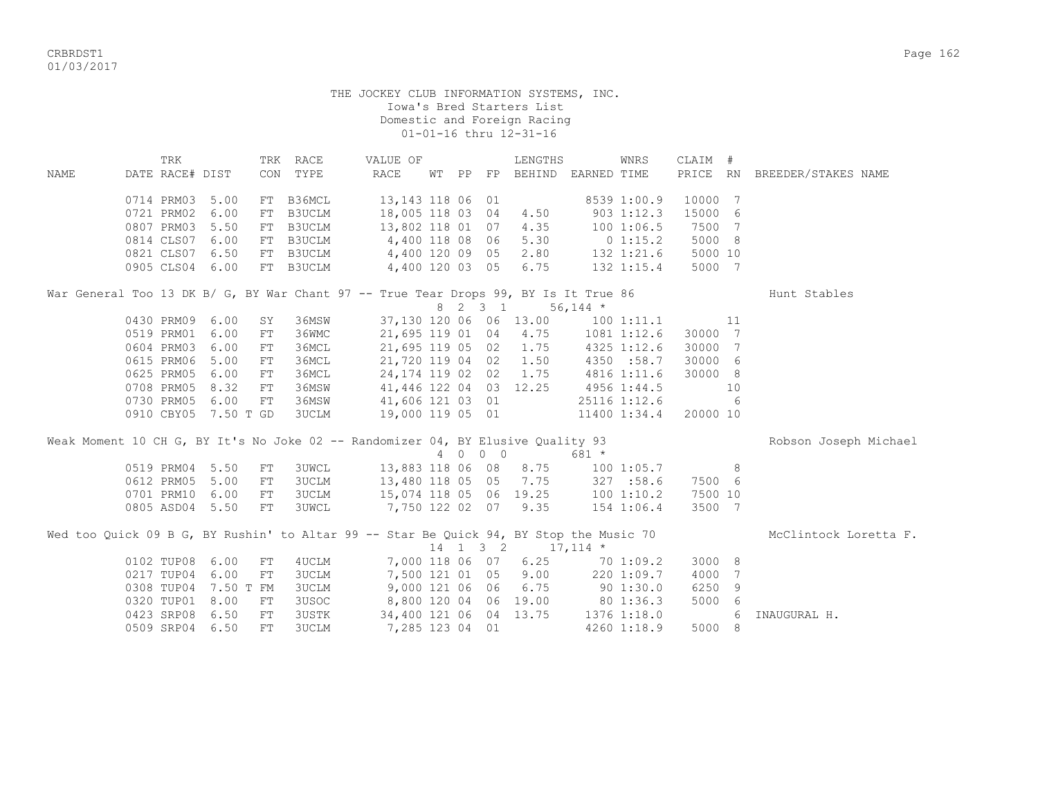THE JOCKEY CLUB INFORMATION SYSTEMS, INC.
Iowa's Bred Starters List
Domestic and Foreign Racing
01-01-16 thru 12-31-16

| NAME | TRK DATE | RACE# | DIST | TRK CON | RACE TYPE | VALUE OF RACE | WT | PP | FP | LENGTHS BEHIND | EARNED | WNRS TIME | CLAIM PRICE | # RN | BREEDER/STAKES NAME |
|---|---|---|---|---|---|---|---|---|---|---|---|---|---|---|---|
| | 0714 | PRM03 | 5.00 | FT | B36MCL | 13,143 | 118 | 06 | 01 | | 8539 | 1:00.9 | 10000 | 7 | |
| | 0721 | PRM02 | 6.00 | FT | B3UCLM | 18,005 | 118 | 03 | 04 | 4.50 | 903 | 1:12.3 | 15000 | 6 | |
| | 0807 | PRM03 | 5.50 | FT | B3UCLM | 13,802 | 118 | 01 | 07 | 4.35 | 100 | 1:06.5 | 7500 | 7 | |
| | 0814 | CLS07 | 6.00 | FT | B3UCLM | 4,400 | 118 | 08 | 06 | 5.30 | 0 | 1:15.2 | 5000 | 8 | |
| | 0821 | CLS07 | 6.50 | FT | B3UCLM | 4,400 | 120 | 09 | 05 | 2.80 | 132 | 1:21.6 | 5000 | 10 | |
| | 0905 | CLS04 | 6.00 | FT | B3UCLM | 4,400 | 120 | 03 | 05 | 6.75 | 132 | 1:15.4 | 5000 | 7 | |
| War General Too 13 DK B/ G, BY War Chant 97 -- True Tear Drops 99, BY Is It True 86 | | | | | | | 8 | 2 | 3 | 1 | 56,144 * | | | | Hunt Stables |
| | 0430 | PRM09 | 6.00 | SY | 36MSW | 37,130 | 120 | 06 | 06 | 13.00 | 100 | 1:11.1 | | 11 | |
| | 0519 | PRM01 | 6.00 | FT | 36WMC | 21,695 | 119 | 01 | 04 | 4.75 | 1081 | 1:12.6 | 30000 | 7 | |
| | 0604 | PRM03 | 6.00 | FT | 36MCL | 21,695 | 119 | 05 | 02 | 1.75 | 4325 | 1:12.6 | 30000 | 7 | |
| | 0615 | PRM06 | 5.00 | FT | 36MCL | 21,720 | 119 | 04 | 02 | 1.50 | 4350 | :58.7 | 30000 | 6 | |
| | 0625 | PRM05 | 6.00 | FT | 36MCL | 24,174 | 119 | 02 | 02 | 1.75 | 4816 | 1:11.6 | 30000 | 8 | |
| | 0708 | PRM05 | 8.32 | FT | 36MSW | 41,446 | 122 | 04 | 03 | 12.25 | 4956 | 1:44.5 | | 10 | |
| | 0730 | PRM05 | 6.00 | FT | 36MSW | 41,606 | 121 | 03 | 01 | | 25116 | 1:12.6 | | 6 | |
| | 0910 | CBY05 | 7.50 T | GD | 3UCLM | 19,000 | 119 | 05 | 01 | | 11400 | 1:34.4 | 20000 | 10 | |
| Weak Moment 10 CH G, BY It's No Joke 02 -- Randomizer 04, BY Elusive Quality 93 | | | | | | | 4 | 0 | 0 | 0 | 681 * | | | | Robson Joseph Michael |
| | 0519 | PRM04 | 5.50 | FT | 3UWCL | 13,883 | 118 | 06 | 08 | 8.75 | 100 | 1:05.7 | | 8 | |
| | 0612 | PRM05 | 5.00 | FT | 3UCLM | 13,480 | 118 | 05 | 05 | 7.75 | 327 | :58.6 | 7500 | 6 | |
| | 0701 | PRM10 | 6.00 | FT | 3UCLM | 15,074 | 118 | 05 | 06 | 19.25 | 100 | 1:10.2 | 7500 | 10 | |
| | 0805 | ASD04 | 5.50 | FT | 3UWCL | 7,750 | 122 | 02 | 07 | 9.35 | 154 | 1:06.4 | 3500 | 7 | |
| Wed too Quick 09 B G, BY Rushin' to Altar 99 -- Star Be Quick 94, BY Stop the Music 70 | | | | | | | 14 | 1 | 3 | 2 | 17,114 * | | | | McClintock Loretta F. |
| | 0102 | TUP08 | 6.00 | FT | 4UCLM | 7,000 | 118 | 06 | 07 | 6.25 | 70 | 1:09.2 | 3000 | 8 | |
| | 0217 | TUP04 | 6.00 | FT | 3UCLM | 7,500 | 121 | 01 | 05 | 9.00 | 220 | 1:09.7 | 4000 | 7 | |
| | 0308 | TUP04 | 7.50 T | FM | 3UCLM | 9,000 | 121 | 06 | 06 | 6.75 | 90 | 1:30.0 | 6250 | 9 | |
| | 0320 | TUP01 | 8.00 | FT | 3USOC | 8,800 | 120 | 04 | 06 | 19.00 | 80 | 1:36.3 | 5000 | 6 | |
| | 0423 | SRP08 | 6.50 | FT | 3USTK | 34,400 | 121 | 06 | 04 | 13.75 | 1376 | 1:18.0 | | 6 | INAUGURAL H. |
| | 0509 | SRP04 | 6.50 | FT | 3UCLM | 7,285 | 123 | 04 | 01 | | 4260 | 1:18.9 | 5000 | 8 | |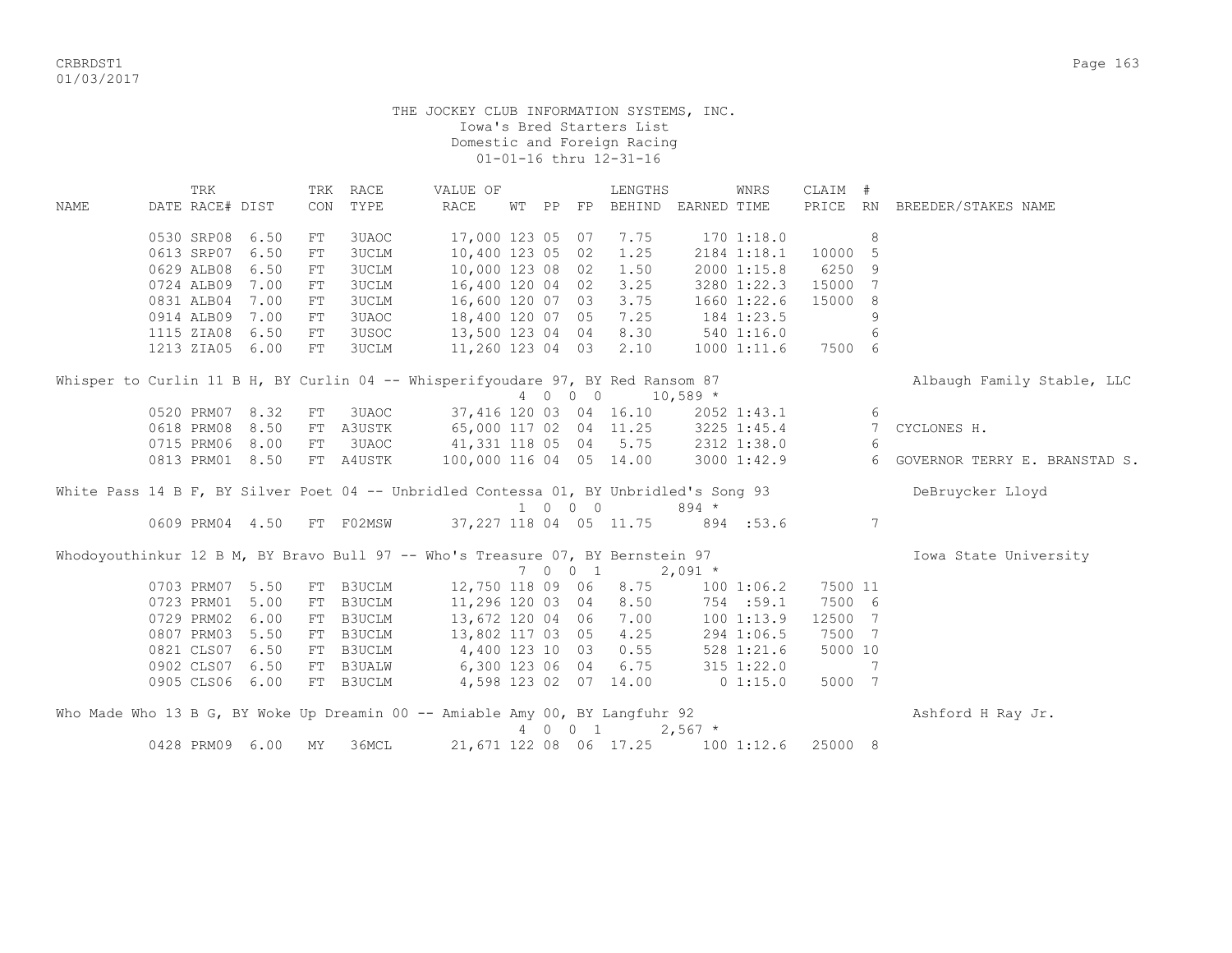THE JOCKEY CLUB INFORMATION SYSTEMS, INC.
Iowa's Bred Starters List
Domestic and Foreign Racing
01-01-16 thru 12-31-16

| NAME | TRK DATE | RACE# | DIST | TRK CON | RACE TYPE | VALUE OF RACE | WT | PP | FP | LENGTHS BEHIND | EARNED | WNRS TIME | CLAIM PRICE | # RN | BREEDER/STAKES NAME |
|---|---|---|---|---|---|---|---|---|---|---|---|---|---|---|---|
| | 0530 | SRP08 | 6.50 | FT | 3UAOC | 17,000 | 123 | 05 | 07 | 7.75 | 170 | 1:18.0 | | 8 | |
| | 0613 | SRP07 | 6.50 | FT | 3UCLM | 10,400 | 123 | 05 | 02 | 1.25 | 2184 | 1:18.1 | 10000 | 5 | |
| | 0629 | ALB08 | 6.50 | FT | 3UCLM | 10,000 | 123 | 08 | 02 | 1.50 | 2000 | 1:15.8 | 6250 | 9 | |
| | 0724 | ALB09 | 7.00 | FT | 3UCLM | 16,400 | 120 | 04 | 02 | 3.25 | 3280 | 1:22.3 | 15000 | 7 | |
| | 0831 | ALB04 | 7.00 | FT | 3UCLM | 16,600 | 120 | 07 | 03 | 3.75 | 1660 | 1:22.6 | 15000 | 8 | |
| | 0914 | ALB09 | 7.00 | FT | 3UAOC | 18,400 | 120 | 07 | 05 | 7.25 | 184 | 1:23.5 | | 9 | |
| | 1115 | ZIA08 | 6.50 | FT | 3USOC | 13,500 | 123 | 04 | 04 | 8.30 | 540 | 1:16.0 | | 6 | |
| | 1213 | ZIA05 | 6.00 | FT | 3UCLM | 11,260 | 123 | 04 | 03 | 2.10 | 1000 | 1:11.6 | 7500 | 6 | |
| Whisper to Curlin 11 B H, BY Curlin 04 -- Whisperifyoudare 97, BY Red Ransom 87 | | | | | | 4 0 0 0 | | | | | 10,589 * | | | | Albaugh Family Stable, LLC |
| | 0520 | PRM07 | 8.32 | FT | 3UAOC | 37,416 | 120 | 03 | 04 | 16.10 | 2052 | 1:43.1 | | 6 | |
| | 0618 | PRM08 | 8.50 | FT | A3USTK | 65,000 | 117 | 02 | 04 | 11.25 | 3225 | 1:45.4 | | 7 | CYCLONES H. |
| | 0715 | PRM06 | 8.00 | FT | 3UAOC | 41,331 | 118 | 05 | 04 | 5.75 | 2312 | 1:38.0 | | 6 | |
| | 0813 | PRM01 | 8.50 | FT | A4USTK | 100,000 | 116 | 04 | 05 | 14.00 | 3000 | 1:42.9 | | 6 | GOVERNOR TERRY E. BRANSTAD S. |
| White Pass 14 B F, BY Silver Poet 04 -- Unbridled Contessa 01, BY Unbridled's Song 93 | | | | | | 1 0 0 0 | | | | | 894 * | | | | DeBruycker Lloyd |
| | 0609 | PRM04 | 4.50 | FT | F02MSW | 37,227 | 118 | 04 | 05 | 11.75 | 894 | :53.6 | | 7 | |
| Whodoyouthinkur 12 B M, BY Bravo Bull 97 -- Who's Treasure 07, BY Bernstein 97 | | | | | | 7 0 0 1 | | | | | 2,091 * | | | | Iowa State University |
| | 0703 | PRM07 | 5.50 | FT | B3UCLM | 12,750 | 118 | 09 | 06 | 8.75 | 100 | 1:06.2 | 7500 | 11 | |
| | 0723 | PRM01 | 5.00 | FT | B3UCLM | 11,296 | 120 | 03 | 04 | 8.50 | 754 | :59.1 | 7500 | 6 | |
| | 0729 | PRM02 | 6.00 | FT | B3UCLM | 13,672 | 120 | 04 | 06 | 7.00 | 100 | 1:13.9 | 12500 | 7 | |
| | 0807 | PRM03 | 5.50 | FT | B3UCLM | 13,802 | 117 | 03 | 05 | 4.25 | 294 | 1:06.5 | 7500 | 7 | |
| | 0821 | CLS07 | 6.50 | FT | B3UCLM | 4,400 | 123 | 10 | 03 | 0.55 | 528 | 1:21.6 | 5000 | 10 | |
| | 0902 | CLS07 | 6.50 | FT | B3UALW | 6,300 | 123 | 06 | 04 | 6.75 | 315 | 1:22.0 | | 7 | |
| | 0905 | CLS06 | 6.00 | FT | B3UCLM | 4,598 | 123 | 02 | 07 | 14.00 | 0 | 1:15.0 | 5000 | 7 | |
| Who Made Who 13 B G, BY Woke Up Dreamin 00 -- Amiable Amy 00, BY Langfuhr 92 | | | | | | 4 0 0 1 | | | | | 2,567 * | | | | Ashford H Ray Jr. |
| | 0428 | PRM09 | 6.00 | MY | 36MCL | 21,671 | 122 | 08 | 06 | 17.25 | 100 | 1:12.6 | 25000 | 8 | |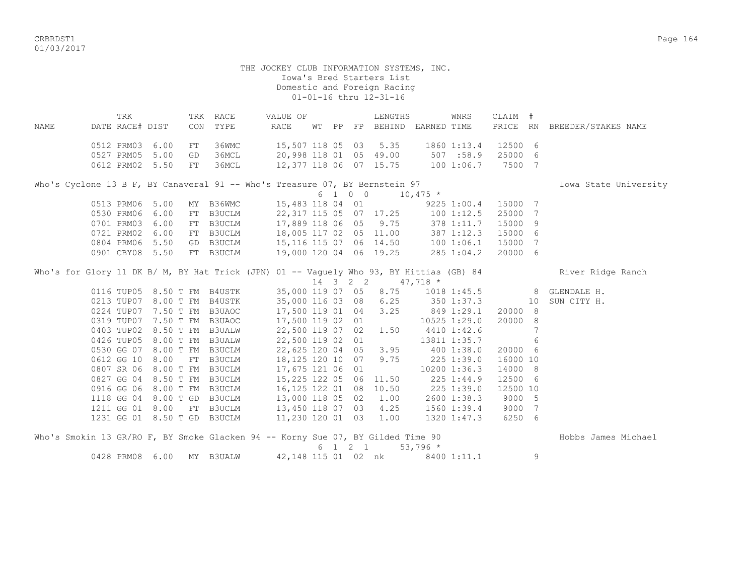THE JOCKEY CLUB INFORMATION SYSTEMS, INC.
Iowa's Bred Starters List
Domestic and Foreign Racing
01-01-16 thru 12-31-16

| NAME | TRK DATE | RACE# | DIST | TRK CON | RACE TYPE | VALUE OF RACE | WT | PP | FP | LENGTHS BEHIND | EARNED | WNRS TIME | CLAIM PRICE | # RN | BREEDER/STAKES NAME |
|---|---|---|---|---|---|---|---|---|---|---|---|---|---|---|---|
| | 0512 | PRM03 | 6.00 | FT | 36WMC | 15,507 | 118 | 05 | 03 | 5.35 | 1860 | 1:13.4 | 12500 | 6 | |
| | 0527 | PRM05 | 5.00 | GD | 36MCL | 20,998 | 118 | 01 | 05 | 49.00 | 507 | :58.9 | 25000 | 6 | |
| | 0612 | PRM02 | 5.50 | FT | 36MCL | 12,377 | 118 | 06 | 07 | 15.75 | 100 | 1:06.7 | 7500 | 7 | |
| Who's Cyclone 13 B F, BY Canaveral 91 -- Who's Treasure 07, BY Bernstein 97 | | | | | | | | | | | | | | | Iowa State University |
| | | | | | | 6 1 0 0 | | | | | 10,475 * | | | | |
| | 0513 | PRM06 | 5.00 | MY | B36WMC | 15,483 | 118 | 04 | 01 | | 9225 | 1:00.4 | 15000 | 7 | |
| | 0530 | PRM06 | 6.00 | FT | B3UCLM | 22,317 | 115 | 05 | 07 | 17.25 | 100 | 1:12.5 | 25000 | 7 | |
| | 0701 | PRM03 | 6.00 | FT | B3UCLM | 17,889 | 118 | 06 | 05 | 9.75 | 378 | 1:11.7 | 15000 | 9 | |
| | 0721 | PRM02 | 6.00 | FT | B3UCLM | 18,005 | 117 | 02 | 05 | 11.00 | 387 | 1:12.3 | 15000 | 6 | |
| | 0804 | PRM06 | 5.50 | GD | B3UCLM | 15,116 | 115 | 07 | 06 | 14.50 | 100 | 1:06.1 | 15000 | 7 | |
| | 0901 | CBY08 | 5.50 | FT | B3UCLM | 19,000 | 120 | 04 | 06 | 19.25 | 285 | 1:04.2 | 20000 | 6 | |
| Who's for Glory 11 DK B/ M, BY Hat Trick (JPN) 01 -- Vaguely Who 93, BY Hittias (GB) 84 | | | | | | | | | | | | | | | River Ridge Ranch |
| | | | | | | 14 3 2 2 | | | | | 47,718 * | | | | |
| | 0116 | TUP05 | 8.50 T | FM | B4USTK | 35,000 | 119 | 07 | 05 | 8.75 | 1018 | 1:45.5 | | 8 | GLENDALE H. |
| | 0213 | TUP07 | 8.00 T | FM | B4USTK | 35,000 | 116 | 03 | 08 | 6.25 | 350 | 1:37.3 | | 10 | SUN CITY H. |
| | 0224 | TUP07 | 7.50 T | FM | B3UAOC | 17,500 | 119 | 01 | 04 | 3.25 | 849 | 1:29.1 | 20000 | 8 | |
| | 0319 | TUP07 | 7.50 T | FM | B3UAOC | 17,500 | 119 | 02 | 01 | | 10525 | 1:29.0 | 20000 | 8 | |
| | 0403 | TUP02 | 8.50 T | FM | B3UALW | 22,500 | 119 | 07 | 02 | 1.50 | 4410 | 1:42.6 | | 7 | |
| | 0426 | TUP05 | 8.00 T | FM | B3UALW | 22,500 | 119 | 02 | 01 | | 13811 | 1:35.7 | | 6 | |
| | 0530 | GG 07 | 8.00 T | FM | B3UCLM | 22,625 | 120 | 04 | 05 | 3.95 | 400 | 1:38.0 | 20000 | 6 | |
| | 0612 | GG 10 | 8.00 | FT | B3UCLM | 18,125 | 120 | 10 | 07 | 9.75 | 225 | 1:39.0 | 16000 | 10 | |
| | 0807 | SR 06 | 8.00 T | FM | B3UCLM | 17,675 | 121 | 06 | 01 | | 10200 | 1:36.3 | 14000 | 8 | |
| | 0827 | GG 04 | 8.50 T | FM | B3UCLM | 15,225 | 122 | 05 | 06 | 11.50 | 225 | 1:44.9 | 12500 | 6 | |
| | 0916 | GG 06 | 8.00 T | FM | B3UCLM | 16,125 | 122 | 01 | 08 | 10.50 | 225 | 1:39.0 | 12500 | 10 | |
| | 1118 | GG 04 | 8.00 T | GD | B3UCLM | 13,000 | 118 | 05 | 02 | 1.00 | 2600 | 1:38.3 | 9000 | 5 | |
| | 1211 | GG 01 | 8.00 | FT | B3UCLM | 13,450 | 118 | 07 | 03 | 4.25 | 1560 | 1:39.4 | 9000 | 7 | |
| | 1231 | GG 01 | 8.50 T | GD | B3UCLM | 11,230 | 120 | 01 | 03 | 1.00 | 1320 | 1:47.3 | 6250 | 6 | |
| Who's Smokin 13 GR/RO F, BY Smoke Glacken 94 -- Korny Sue 07, BY Gilded Time 90 | | | | | | | | | | | | | | | Hobbs James Michael |
| | | | | | | 6 1 2 1 | | | | | 53,796 * | | | | |
| | 0428 | PRM08 | 6.00 | MY | B3UALW | 42,148 | 115 | 01 | 02 | nk | 8400 | 1:11.1 | | 9 | |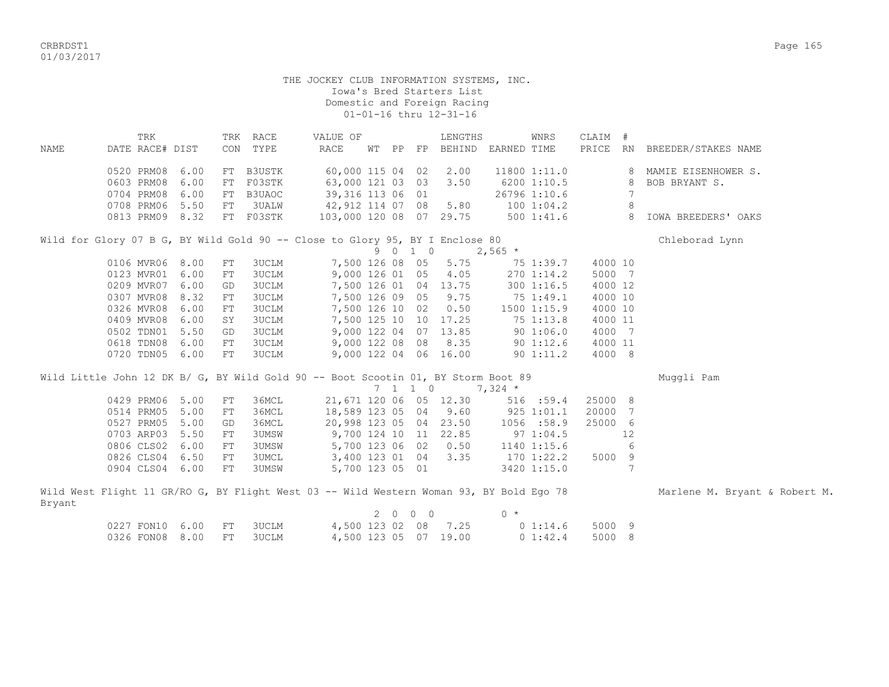THE JOCKEY CLUB INFORMATION SYSTEMS, INC.
Iowa's Bred Starters List
Domestic and Foreign Racing
01-01-16 thru 12-31-16

| NAME | TRK DATE | RACE# | DIST | TRK CON | RACE TYPE | VALUE OF RACE | WT | PP | FP | LENGTHS BEHIND | EARNED | WNRS TIME | CLAIM PRICE | # RN | BREEDER/STAKES NAME |
|---|---|---|---|---|---|---|---|---|---|---|---|---|---|---|---|
| | 0520 | PRM08 | 6.00 | FT | B3USTK | 60,000 | 115 | 04 | 02 | 2.00 | 11800 | 1:11.0 | | 8 | MAMIE EISENHOWER S. |
| | 0603 | PRM08 | 6.00 | FT | F03STK | 63,000 | 121 | 03 | 03 | 3.50 | 6200 | 1:10.5 | | 8 | BOB BRYANT S. |
| | 0704 | PRM08 | 6.00 | FT | B3UAOC | 39,316 | 113 | 06 | 01 | | 26796 | 1:10.6 | | 7 | |
| | 0708 | PRM06 | 5.50 | FT | 3UALW | 42,912 | 114 | 07 | 08 | 5.80 | 100 | 1:04.2 | | 8 | |
| | 0813 | PRM09 | 8.32 | FT | F03STK | 103,000 | 120 | 08 | 07 | 29.75 | 500 | 1:41.6 | | 8 | IOWA BREEDERS' OAKS |

Wild for Glory 07 B G, BY Wild Gold 90 -- Close to Glory 95, BY I Enclose 80 — Chleborad Lynn

9 0 1 0 — 2,565 *

| TRK DATE | RACE# | DIST | TRK CON | RACE TYPE | VALUE OF RACE | WT | PP | FP | LENGTHS BEHIND | EARNED | WNRS TIME | CLAIM PRICE | # RN |
|---|---|---|---|---|---|---|---|---|---|---|---|---|---|
| 0106 | MVR06 | 8.00 | FT | 3UCLM | 7,500 | 126 | 08 | 05 | 5.75 | 75 | 1:39.7 | 4000 | 10 |
| 0123 | MVR01 | 6.00 | FT | 3UCLM | 9,000 | 126 | 01 | 05 | 4.05 | 270 | 1:14.2 | 5000 | 7 |
| 0209 | MVR07 | 6.00 | GD | 3UCLM | 7,500 | 126 | 01 | 04 | 13.75 | 300 | 1:16.5 | 4000 | 12 |
| 0307 | MVR08 | 8.32 | FT | 3UCLM | 7,500 | 126 | 09 | 05 | 9.75 | 75 | 1:49.1 | 4000 | 10 |
| 0326 | MVR08 | 6.00 | FT | 3UCLM | 7,500 | 126 | 10 | 02 | 0.50 | 1500 | 1:15.9 | 4000 | 10 |
| 0409 | MVR08 | 6.00 | SY | 3UCLM | 7,500 | 125 | 10 | 10 | 17.25 | 75 | 1:13.8 | 4000 | 11 |
| 0502 | TDN01 | 5.50 | GD | 3UCLM | 9,000 | 122 | 04 | 07 | 13.85 | 90 | 1:06.0 | 4000 | 7 |
| 0618 | TDN08 | 6.00 | FT | 3UCLM | 9,000 | 122 | 08 | 08 | 8.35 | 90 | 1:12.6 | 4000 | 11 |
| 0720 | TDN05 | 6.00 | FT | 3UCLM | 9,000 | 122 | 04 | 06 | 16.00 | 90 | 1:11.2 | 4000 | 8 |

Wild Little John 12 DK B/ G, BY Wild Gold 90 -- Boot Scootin 01, BY Storm Boot 89 — Muggli Pam

7 1 1 0 — 7,324 *

| TRK DATE | RACE# | DIST | TRK CON | RACE TYPE | VALUE OF RACE | WT | PP | FP | LENGTHS BEHIND | EARNED | WNRS TIME | CLAIM PRICE | # RN |
|---|---|---|---|---|---|---|---|---|---|---|---|---|---|
| 0429 | PRM06 | 5.00 | FT | 36MCL | 21,671 | 120 | 06 | 05 | 12.30 | 516 | :59.4 | 25000 | 8 |
| 0514 | PRM05 | 5.00 | FT | 36MCL | 18,589 | 123 | 05 | 04 | 9.60 | 925 | 1:01.1 | 20000 | 7 |
| 0527 | PRM05 | 5.00 | GD | 36MCL | 20,998 | 123 | 05 | 04 | 23.50 | 1056 | :58.9 | 25000 | 6 |
| 0703 | ARP03 | 5.50 | FT | 3UMSW | 9,700 | 124 | 10 | 11 | 22.85 | 97 | 1:04.5 | | 12 |
| 0806 | CLS02 | 6.00 | FT | 3UMSW | 5,700 | 123 | 06 | 02 | 0.50 | 1140 | 1:15.6 | | 6 |
| 0826 | CLS04 | 6.50 | FT | 3UMCL | 3,400 | 123 | 01 | 04 | 3.35 | 170 | 1:22.2 | 5000 | 9 |
| 0904 | CLS04 | 6.00 | FT | 3UMSW | 5,700 | 123 | 05 | 01 | | 3420 | 1:15.0 | | 7 |

Wild West Flight 11 GR/RO G, BY Flight West 03 -- Wild Western Woman 93, BY Bold Ego 78 — Marlene M. Bryant & Robert M. Bryant

2 0 0 0 — 0 *

| TRK DATE | RACE# | DIST | TRK CON | RACE TYPE | VALUE OF RACE | WT | PP | FP | LENGTHS BEHIND | EARNED | WNRS TIME | CLAIM PRICE | # RN |
|---|---|---|---|---|---|---|---|---|---|---|---|---|---|
| 0227 | FON10 | 6.00 | FT | 3UCLM | 4,500 | 123 | 02 | 08 | 7.25 | 0 | 1:14.6 | 5000 | 9 |
| 0326 | FON08 | 8.00 | FT | 3UCLM | 4,500 | 123 | 05 | 07 | 19.00 | 0 | 1:42.4 | 5000 | 8 |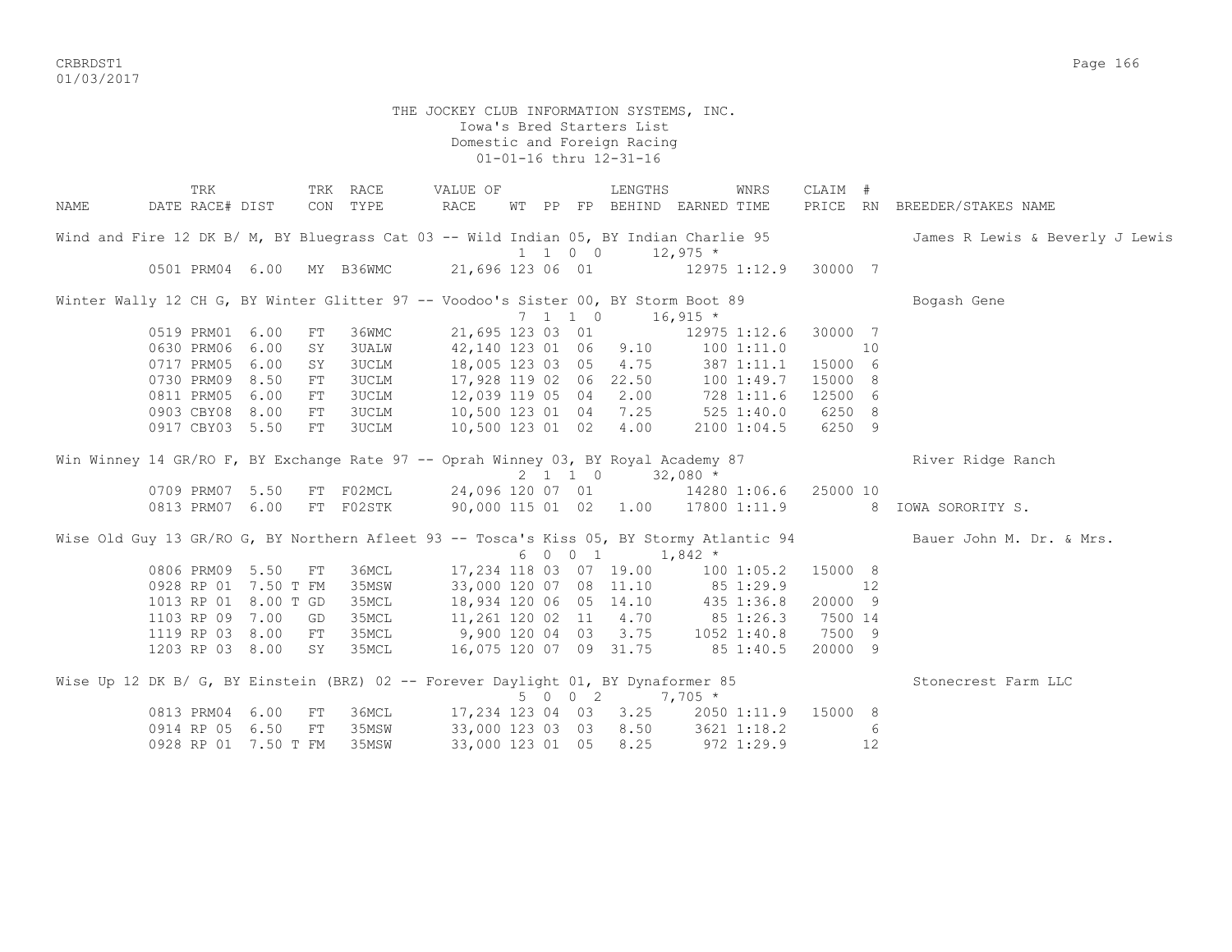THE JOCKEY CLUB INFORMATION SYSTEMS, INC.
Iowa's Bred Starters List
Domestic and Foreign Racing
01-01-16 thru 12-31-16

| NAME | TRK DATE | RACE# | DIST | TRK CON | RACE TYPE | VALUE OF RACE | WT | PP | FP | LENGTHS BEHIND | EARNED | WNRS TIME | CLAIM PRICE | # RN | BREEDER/STAKES NAME |
|---|---|---|---|---|---|---|---|---|---|---|---|---|---|---|---|
| Wind and Fire 12 DK B/ M, BY Bluegrass Cat 03 -- Wild Indian 05, BY Indian Charlie 95 | | | | | | | 1 | 1 0 0 | | | 12,975 * | | | | James R Lewis & Beverly J Lewis |
| | 0501 | PRM04 | 6.00 | MY | B36WMC | 21,696 | 123 | 06 | 01 | | 12975 | 1:12.9 | 30000 | 7 | |
| Winter Wally 12 CH G, BY Winter Glitter 97 -- Voodoo's Sister 00, BY Storm Boot 89 | | | | | | | 7 | 1 1 0 | | | 16,915 * | | | | Bogash Gene |
| | 0519 | PRM01 | 6.00 | FT | 36WMC | 21,695 | 123 | 03 | 01 | | 12975 | 1:12.6 | 30000 | 7 | |
| | 0630 | PRM06 | 6.00 | SY | 3UALW | 42,140 | 123 | 01 | 06 | 9.10 | 100 | 1:11.0 | | 10 | |
| | 0717 | PRM05 | 6.00 | SY | 3UCLM | 18,005 | 123 | 03 | 05 | 4.75 | 387 | 1:11.1 | 15000 | 6 | |
| | 0730 | PRM09 | 8.50 | FT | 3UCLM | 17,928 | 119 | 02 | 06 | 22.50 | 100 | 1:49.7 | 15000 | 8 | |
| | 0811 | PRM05 | 6.00 | FT | 3UCLM | 12,039 | 119 | 05 | 04 | 2.00 | 728 | 1:11.6 | 12500 | 6 | |
| | 0903 | CBY08 | 8.00 | FT | 3UCLM | 10,500 | 123 | 01 | 04 | 7.25 | 525 | 1:40.0 | 6250 | 8 | |
| | 0917 | CBY03 | 5.50 | FT | 3UCLM | 10,500 | 123 | 01 | 02 | 4.00 | 2100 | 1:04.5 | 6250 | 9 | |
| Win Winney 14 GR/RO F, BY Exchange Rate 97 -- Oprah Winney 03, BY Royal Academy 87 | | | | | | | 2 | 1 1 0 | | | 32,080 * | | | | River Ridge Ranch |
| | 0709 | PRM07 | 5.50 | FT | F02MCL | 24,096 | 120 | 07 | 01 | | 14280 | 1:06.6 | 25000 | 10 | |
| | 0813 | PRM07 | 6.00 | FT | F02STK | 90,000 | 115 | 01 | 02 | 1.00 | 17800 | 1:11.9 | | 8 | IOWA SORORITY S. |
| Wise Old Guy 13 GR/RO G, BY Northern Afleet 93 -- Tosca's Kiss 05, BY Stormy Atlantic 94 | | | | | | | 6 | 0 0 1 | | | 1,842 * | | | | Bauer John M. Dr. & Mrs. |
| | 0806 | PRM09 | 5.50 | FT | 36MCL | 17,234 | 118 | 03 | 07 | 19.00 | 100 | 1:05.2 | 15000 | 8 | |
| | 0928 | RP 01 | 7.50 T | FM | 35MSW | 33,000 | 120 | 07 | 08 | 11.10 | 85 | 1:29.9 | | 12 | |
| | 1013 | RP 01 | 8.00 T | GD | 35MCL | 18,934 | 120 | 06 | 05 | 14.10 | 435 | 1:36.8 | 20000 | 9 | |
| | 1103 | RP 09 | 7.00 | GD | 35MCL | 11,261 | 120 | 02 | 11 | 4.70 | 85 | 1:26.3 | 7500 | 14 | |
| | 1119 | RP 03 | 8.00 | FT | 35MCL | 9,900 | 120 | 04 | 03 | 3.75 | 1052 | 1:40.8 | 7500 | 9 | |
| | 1203 | RP 03 | 8.00 | SY | 35MCL | 16,075 | 120 | 07 | 09 | 31.75 | 85 | 1:40.5 | 20000 | 9 | |
| Wise Up 12 DK B/ G, BY Einstein (BRZ) 02 -- Forever Daylight 01, BY Dynaformer 85 | | | | | | | 5 | 0 0 2 | | | 7,705 * | | | | Stonecrest Farm LLC |
| | 0813 | PRM04 | 6.00 | FT | 36MCL | 17,234 | 123 | 04 | 03 | 3.25 | 2050 | 1:11.9 | 15000 | 8 | |
| | 0914 | RP 05 | 6.50 | FT | 35MSW | 33,000 | 123 | 03 | 03 | 8.50 | 3621 | 1:18.2 | | 6 | |
| | 0928 | RP 01 | 7.50 T | FM | 35MSW | 33,000 | 123 | 01 | 05 | 8.25 | 972 | 1:29.9 | | 12 | |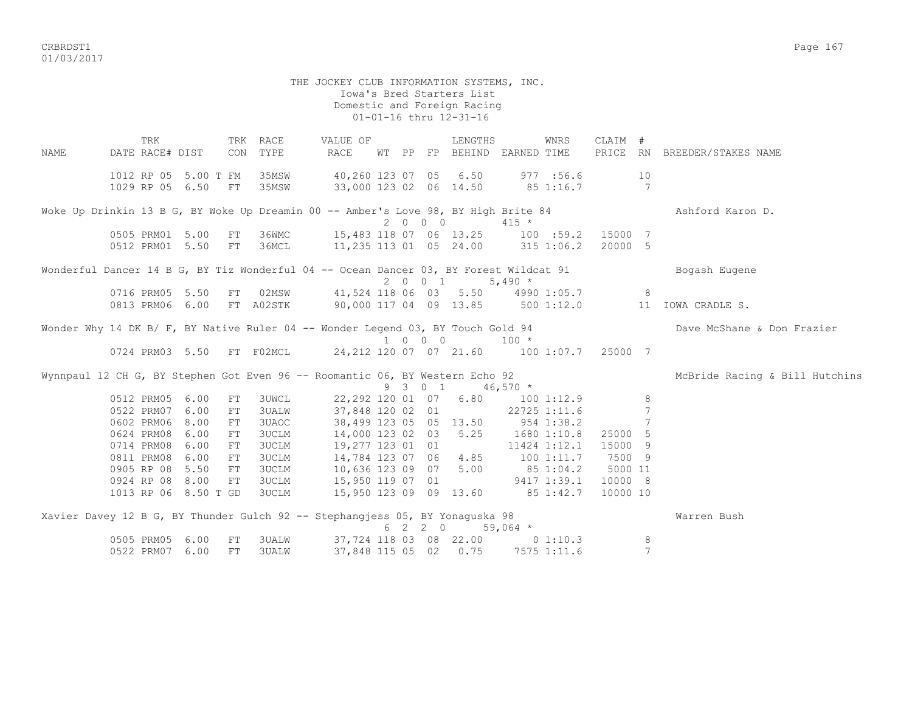THE JOCKEY CLUB INFORMATION SYSTEMS, INC.
Iowa's Bred Starters List
Domestic and Foreign Racing
01-01-16 thru 12-31-16

| NAME | TRK DATE | RACE# | DIST | TRK CON | RACE TYPE | VALUE OF RACE | WT | PP | FP | LENGTHS BEHIND | EARNED | WNRS TIME | CLAIM PRICE | # RN | BREEDER/STAKES NAME |
|---|---|---|---|---|---|---|---|---|---|---|---|---|---|---|---|
| | 1012 | RP 05 | 5.00 T | FM | 35MSW | 40,260 | 123 | 07 | 05 | 6.50 | 977 | :56.6 | | 10 | |
| | 1029 | RP 05 | 6.50 | FT | 35MSW | 33,000 | 123 | 02 | 06 | 14.50 | 85 | 1:16.7 | | 7 | |
| Woke Up Drinkin 13 B G, BY Woke Up Dreamin 00 -- Amber's Love 98, BY High Brite 84 | | | | | | | 2 | 0 0 0 | | | 415 * | | | | Ashford Karon D. |
| | 0505 | PRM01 | 5.00 | FT | 36WMC | 15,483 | 118 | 07 | 06 | 13.25 | 100 | :59.2 | 15000 | 7 | |
| | 0512 | PRM01 | 5.50 | FT | 36MCL | 11,235 | 113 | 01 | 05 | 24.00 | 315 | 1:06.2 | 20000 | 5 | |
| Wonderful Dancer 14 B G, BY Tiz Wonderful 04 -- Ocean Dancer 03, BY Forest Wildcat 91 | | | | | | | 2 | 0 0 1 | | | 5,490 * | | | | Bogash Eugene |
| | 0716 | PRM05 | 5.50 | FT | 02MSW | 41,524 | 118 | 06 | 03 | 5.50 | 4990 | 1:05.7 | | 8 | |
| | 0813 | PRM06 | 6.00 | FT | A02STK | 90,000 | 117 | 04 | 09 | 13.85 | 500 | 1:12.0 | | 11 | IOWA CRADLE S. |
| Wonder Why 14 DK B/ F, BY Native Ruler 04 -- Wonder Legend 03, BY Touch Gold 94 | | | | | | | 1 | 0 0 0 | | | 100 * | | | | Dave McShane & Don Frazier |
| | 0724 | PRM03 | 5.50 | FT | F02MCL | 24,212 | 120 | 07 | 07 | 21.60 | 100 | 1:07.7 | 25000 | 7 | |
| Wynnpaul 12 CH G, BY Stephen Got Even 96 -- Roomantic 06, BY Western Echo 92 | | | | | | | 9 | 3 0 1 | | | 46,570 * | | | | McBride Racing & Bill Hutchins |
| | 0512 | PRM05 | 6.00 | FT | 3UWCL | 22,292 | 120 | 01 | 07 | 6.80 | 100 | 1:12.9 | | 8 | |
| | 0522 | PRM07 | 6.00 | FT | 3UALW | 37,848 | 120 | 02 | 01 | | 22725 | 1:11.6 | | 7 | |
| | 0602 | PRM06 | 8.00 | FT | 3UAOC | 38,499 | 123 | 05 | 05 | 13.50 | 954 | 1:38.2 | | 7 | |
| | 0624 | PRM08 | 6.00 | FT | 3UCLM | 14,000 | 123 | 02 | 03 | 5.25 | 1680 | 1:10.8 | 25000 | 5 | |
| | 0714 | PRM08 | 6.00 | FT | 3UCLM | 19,277 | 123 | 01 | 01 | | 11424 | 1:12.1 | 15000 | 9 | |
| | 0811 | PRM08 | 6.00 | FT | 3UCLM | 14,784 | 123 | 07 | 06 | 4.85 | 100 | 1:11.7 | 7500 | 9 | |
| | 0905 | RP 08 | 5.50 | FT | 3UCLM | 10,636 | 123 | 09 | 07 | 5.00 | 85 | 1:04.2 | 5000 | 11 | |
| | 0924 | RP 08 | 8.00 | FT | 3UCLM | 15,950 | 119 | 07 | 01 | | 9417 | 1:39.1 | 10000 | 8 | |
| | 1013 | RP 06 | 8.50 T | GD | 3UCLM | 15,950 | 123 | 09 | 09 | 13.60 | 85 | 1:42.7 | 10000 | 10 | |
| Xavier Davey 12 B G, BY Thunder Gulch 92 -- Stephangjess 05, BY Yonaguska 98 | | | | | | | 6 | 2 2 0 | | | 59,064 * | | | | Warren Bush |
| | 0505 | PRM05 | 6.00 | FT | 3UALW | 37,724 | 118 | 03 | 08 | 22.00 | 0 | 1:10.3 | | 8 | |
| | 0522 | PRM07 | 6.00 | FT | 3UALW | 37,848 | 115 | 05 | 02 | 0.75 | 7575 | 1:11.6 | | 7 | |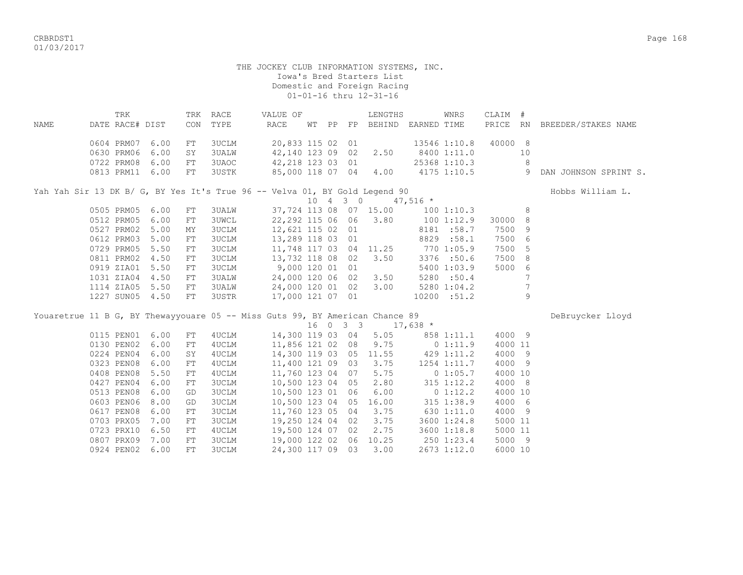THE JOCKEY CLUB INFORMATION SYSTEMS, INC.
Iowa's Bred Starters List
Domestic and Foreign Racing
01-01-16 thru 12-31-16

| NAME | TRK DATE | RACE# | DIST | TRK CON | RACE TYPE | VALUE OF RACE | WT | PP | FP | LENGTHS BEHIND | EARNED | WNRS TIME | CLAIM PRICE | # RN | BREEDER/STAKES NAME |
|---|---|---|---|---|---|---|---|---|---|---|---|---|---|---|---|
| | 0604 | PRM07 | 6.00 | FT | 3UCLM | 20,833 | 115 | 02 | 01 | | 13546 | 1:10.8 | 40000 | 8 | |
| | 0630 | PRM06 | 6.00 | SY | 3UALW | 42,140 | 123 | 09 | 02 | 2.50 | 8400 | 1:11.0 | | 10 | |
| | 0722 | PRM08 | 6.00 | FT | 3UAOC | 42,218 | 123 | 03 | 01 | | 25368 | 1:10.3 | | 8 | |
| | 0813 | PRM11 | 6.00 | FT | 3USTK | 85,000 | 118 | 07 | 04 | 4.00 | 4175 | 1:10.5 | | 9 | DAN JOHNSON SPRINT S. |
| Yah Yah Sir 13 DK B/ G, BY Yes It's True 96 -- Velva 01, BY Gold Legend 90 | | | | | | | 10 | 4 | 3 0 | | 47,516 * | | | | Hobbs William L. |
| | 0505 | PRM05 | 6.00 | FT | 3UALW | 37,724 | 113 | 08 | 07 | 15.00 | 100 | 1:10.3 | | 8 | |
| | 0512 | PRM05 | 6.00 | FT | 3UWCL | 22,292 | 115 | 06 | 06 | 3.80 | 100 | 1:12.9 | 30000 | 8 | |
| | 0527 | PRM02 | 5.00 | MY | 3UCLM | 12,621 | 115 | 02 | 01 | | 8181 | :58.7 | 7500 | 9 | |
| | 0612 | PRM03 | 5.00 | FT | 3UCLM | 13,289 | 118 | 03 | 01 | | 8829 | :58.1 | 7500 | 6 | |
| | 0729 | PRM05 | 5.50 | FT | 3UCLM | 11,748 | 117 | 03 | 04 | 11.25 | 770 | 1:05.9 | 7500 | 5 | |
| | 0811 | PRM02 | 4.50 | FT | 3UCLM | 13,732 | 118 | 08 | 02 | 3.50 | 3376 | :50.6 | 7500 | 8 | |
| | 0919 | ZIA01 | 5.50 | FT | 3UCLM | 9,000 | 120 | 01 | 01 | | 5400 | 1:03.9 | 5000 | 6 | |
| | 1031 | ZIA04 | 4.50 | FT | 3UALW | 24,000 | 120 | 06 | 02 | 3.50 | 5280 | :50.4 | | 7 | |
| | 1114 | ZIA05 | 5.50 | FT | 3UALW | 24,000 | 120 | 01 | 02 | 3.00 | 5280 | 1:04.2 | | 7 | |
| | 1227 | SUN05 | 4.50 | FT | 3USTR | 17,000 | 121 | 07 | 01 | | 10200 | :51.2 | | 9 | |
| Youaretrue 11 B G, BY Thewayyouare 05 -- Miss Guts 99, BY American Chance 89 | | | | | | | 16 | 0 | 3 3 | | 17,638 * | | | | DeBruycker Lloyd |
| | 0115 | PEN01 | 6.00 | FT | 4UCLM | 14,300 | 119 | 03 | 04 | 5.05 | 858 | 1:11.1 | 4000 | 9 | |
| | 0130 | PEN02 | 6.00 | FT | 4UCLM | 11,856 | 121 | 02 | 08 | 9.75 | 0 | 1:11.9 | 4000 | 11 | |
| | 0224 | PEN04 | 6.00 | SY | 4UCLM | 14,300 | 119 | 03 | 05 | 11.55 | 429 | 1:11.2 | 4000 | 9 | |
| | 0323 | PEN08 | 6.00 | FT | 4UCLM | 11,400 | 121 | 09 | 03 | 3.75 | 1254 | 1:11.7 | 4000 | 9 | |
| | 0408 | PEN08 | 5.50 | FT | 4UCLM | 11,760 | 123 | 04 | 07 | 5.75 | 0 | 1:05.7 | 4000 | 10 | |
| | 0427 | PEN04 | 6.00 | FT | 3UCLM | 10,500 | 123 | 04 | 05 | 2.80 | 315 | 1:12.2 | 4000 | 8 | |
| | 0513 | PEN08 | 6.00 | GD | 3UCLM | 10,500 | 123 | 01 | 06 | 6.00 | 0 | 1:12.2 | 4000 | 10 | |
| | 0603 | PEN06 | 8.00 | GD | 3UCLM | 10,500 | 123 | 04 | 05 | 16.00 | 315 | 1:38.9 | 4000 | 6 | |
| | 0617 | PEN08 | 6.00 | FT | 3UCLM | 11,760 | 123 | 05 | 04 | 3.75 | 630 | 1:11.0 | 4000 | 9 | |
| | 0703 | PRX05 | 7.00 | FT | 3UCLM | 19,250 | 124 | 04 | 02 | 3.75 | 3600 | 1:24.8 | 5000 | 11 | |
| | 0723 | PRX10 | 6.50 | FT | 4UCLM | 19,500 | 124 | 07 | 02 | 2.75 | 3600 | 1:18.8 | 5000 | 11 | |
| | 0807 | PRX09 | 7.00 | FT | 3UCLM | 19,000 | 122 | 02 | 06 | 10.25 | 250 | 1:23.4 | 5000 | 9 | |
| | 0924 | PEN02 | 6.00 | FT | 3UCLM | 24,300 | 117 | 09 | 03 | 3.00 | 2673 | 1:12.0 | 6000 | 10 | |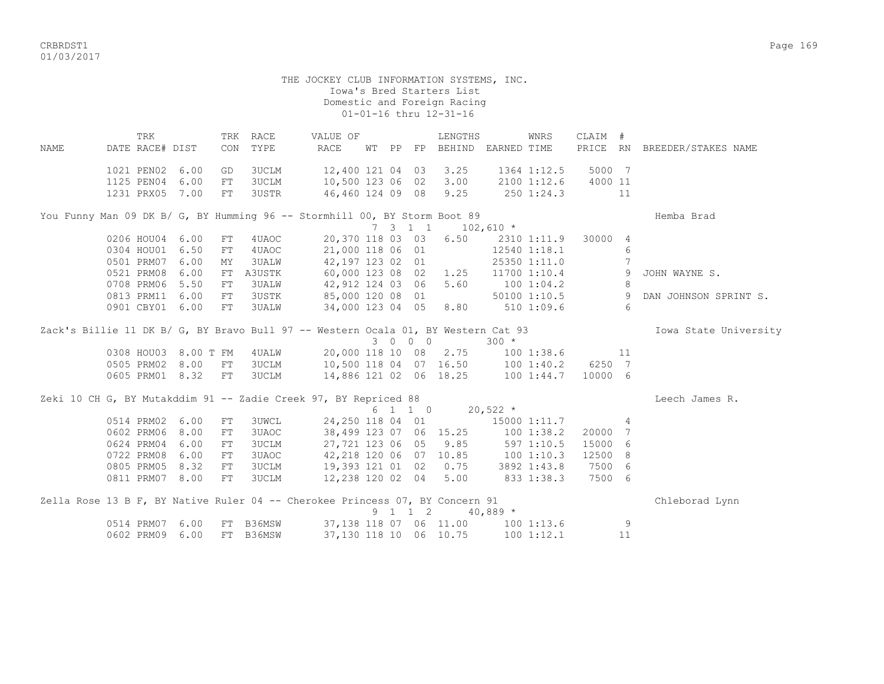THE JOCKEY CLUB INFORMATION SYSTEMS, INC.
Iowa's Bred Starters List
Domestic and Foreign Racing
01-01-16 thru 12-31-16

| NAME | TRK DATE | RACE# | DIST | TRK CON | RACE TYPE | VALUE OF RACE | WT | PP | FP | LENGTHS BEHIND | EARNED | WNRS TIME | CLAIM PRICE | # RN | BREEDER/STAKES NAME |
|---|---|---|---|---|---|---|---|---|---|---|---|---|---|---|---|
| | 1021 | PEN02 | 6.00 | GD | 3UCLM | 12,400 | 121 | 04 | 03 | 3.25 | 1364 | 1:12.5 | 5000 | 7 | |
| | 1125 | PEN04 | 6.00 | FT | 3UCLM | 10,500 | 123 | 06 | 02 | 3.00 | 2100 | 1:12.6 | 4000 | 11 | |
| | 1231 | PRX05 | 7.00 | FT | 3USTR | 46,460 | 124 | 09 | 08 | 9.25 | 250 | 1:24.3 | | 11 | |
| You Funny Man 09 DK B/ G, BY Humming 96 -- Stormhill 00, BY Storm Boot 89 | | | | | | | 7 | 3 1 | 1 | | 102,610 * | | | | Hemba Brad |
| | 0206 | HOU04 | 6.00 | FT | 4UAOC | 20,370 | 118 | 03 | 03 | 6.50 | 2310 | 1:11.9 | 30000 | 4 | |
| | 0304 | HOU01 | 6.50 | FT | 4UAOC | 21,000 | 118 | 06 | 01 | | 12540 | 1:18.1 | | 6 | |
| | 0501 | PRM07 | 6.00 | MY | 3UALW | 42,197 | 123 | 02 | 01 | | 25350 | 1:11.0 | | 7 | |
| | 0521 | PRM08 | 6.00 | FT | A3USTK | 60,000 | 123 | 08 | 02 | 1.25 | 11700 | 1:10.4 | | 9 | JOHN WAYNE S. |
| | 0708 | PRM06 | 5.50 | FT | 3UALW | 42,912 | 124 | 03 | 06 | 5.60 | 100 | 1:04.2 | | 8 | |
| | 0813 | PRM11 | 6.00 | FT | 3USTK | 85,000 | 120 | 08 | 01 | | 50100 | 1:10.5 | | 9 | DAN JOHNSON SPRINT S. |
| | 0901 | CBY01 | 6.00 | FT | 3UALW | 34,000 | 123 | 04 | 05 | 8.80 | 510 | 1:09.6 | | 6 | |
| Zack's Billie 11 DK B/ G, BY Bravo Bull 97 -- Western Ocala 01, BY Western Cat 93 | | | | | | | 3 | 0 0 | 0 | | 300 * | | | | Iowa State University |
| | 0308 | HOU03 | 8.00 T | FM | 4UALW | 20,000 | 118 | 10 | 08 | 2.75 | 100 | 1:38.6 | | 11 | |
| | 0505 | PRM02 | 8.00 | FT | 3UCLM | 10,500 | 118 | 04 | 07 | 16.50 | 100 | 1:40.2 | 6250 | 7 | |
| | 0605 | PRM01 | 8.32 | FT | 3UCLM | 14,886 | 121 | 02 | 06 | 18.25 | 100 | 1:44.7 | 10000 | 6 | |
| Zeki 10 CH G, BY Mutakddim 91 -- Zadie Creek 97, BY Repriced 88 | | | | | | | 6 | 1 1 | 0 | | 20,522 * | | | | Leech James R. |
| | 0514 | PRM02 | 6.00 | FT | 3UWCL | 24,250 | 118 | 04 | 01 | | 15000 | 1:11.7 | | 4 | |
| | 0602 | PRM06 | 8.00 | FT | 3UAOC | 38,499 | 123 | 07 | 06 | 15.25 | 100 | 1:38.2 | 20000 | 7 | |
| | 0624 | PRM04 | 6.00 | FT | 3UCLM | 27,721 | 123 | 06 | 05 | 9.85 | 597 | 1:10.5 | 15000 | 6 | |
| | 0722 | PRM08 | 6.00 | FT | 3UAOC | 42,218 | 120 | 06 | 07 | 10.85 | 100 | 1:10.3 | 12500 | 8 | |
| | 0805 | PRM05 | 8.32 | FT | 3UCLM | 19,393 | 121 | 01 | 02 | 0.75 | 3892 | 1:43.8 | 7500 | 6 | |
| | 0811 | PRM07 | 8.00 | FT | 3UCLM | 12,238 | 120 | 02 | 04 | 5.00 | 833 | 1:38.3 | 7500 | 6 | |
| Zella Rose 13 B F, BY Native Ruler 04 -- Cherokee Princess 07, BY Concern 91 | | | | | | | 9 | 1 1 | 2 | | 40,889 * | | | | Chleborad Lynn |
| | 0514 | PRM07 | 6.00 | FT | B36MSW | 37,138 | 118 | 07 | 06 | 11.00 | 100 | 1:13.6 | | 9 | |
| | 0602 | PRM09 | 6.00 | FT | B36MSW | 37,130 | 118 | 10 | 06 | 10.75 | 100 | 1:12.1 | | 11 | |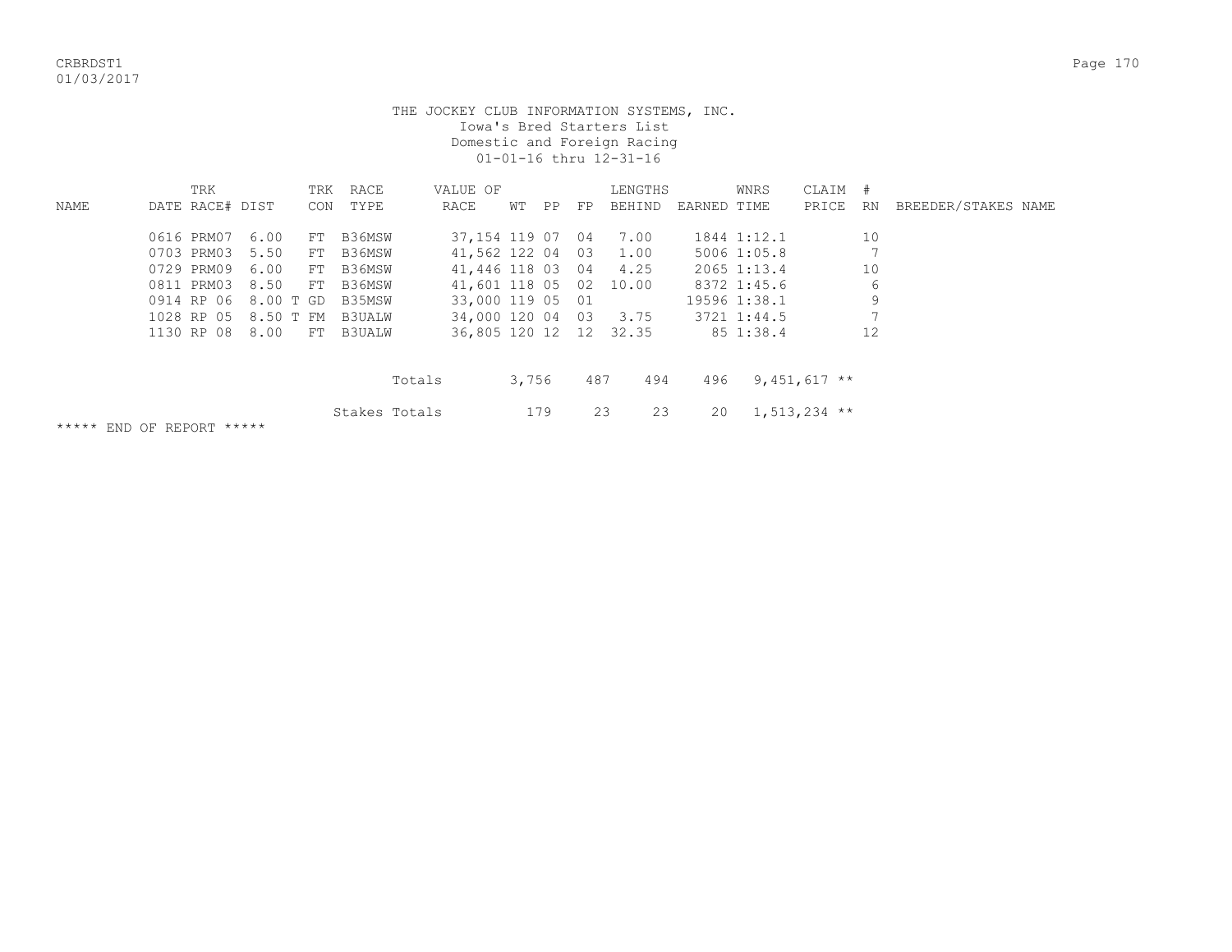THE JOCKEY CLUB INFORMATION SYSTEMS, INC.
Iowa's Bred Starters List
Domestic and Foreign Racing
01-01-16 thru 12-31-16

| NAME | TRK DATE | RACE# | DIST | TRK CON | RACE TYPE | VALUE OF RACE | WT | PP | FP | LENGTHS BEHIND | EARNED | WNRS TIME | CLAIM PRICE | # RN | BREEDER/STAKES NAME |
|---|---|---|---|---|---|---|---|---|---|---|---|---|---|---|---|
| | 0616 | PRM07 | 6.00 | FT | B36MSW | 37,154 | 119 | 07 | 04 | 7.00 | 1844 | 1:12.1 | | 10 | |
| | 0703 | PRM03 | 5.50 | FT | B36MSW | 41,562 | 122 | 04 | 03 | 1.00 | 5006 | 1:05.8 | | 7 | |
| | 0729 | PRM09 | 6.00 | FT | B36MSW | 41,446 | 118 | 03 | 04 | 4.25 | 2065 | 1:13.4 | | 10 | |
| | 0811 | PRM03 | 8.50 | FT | B36MSW | 41,601 | 118 | 05 | 02 | 10.00 | 8372 | 1:45.6 | | 6 | |
| | 0914 | RP 06 | 8.00 T | GD | B35MSW | 33,000 | 119 | 05 | 01 | | 19596 | 1:38.1 | | 9 | |
| | 1028 | RP 05 | 8.50 T | FM | B3UALW | 34,000 | 120 | 04 | 03 | 3.75 | 3721 | 1:44.5 | | 7 | |
| | 1130 | RP 08 | 8.00 | FT | B3UALW | 36,805 | 120 | 12 | 12 | 32.35 | 85 | 1:38.4 | | 12 | |

| | | | | | |
|---|---|---|---|---|---|
| Totals | 3,756 | 487 | 494 | 496 | 9,451,617 ** |
| Stakes Totals | 179 | 23 | 23 | 20 | 1,513,234 ** |

***** END OF REPORT *****